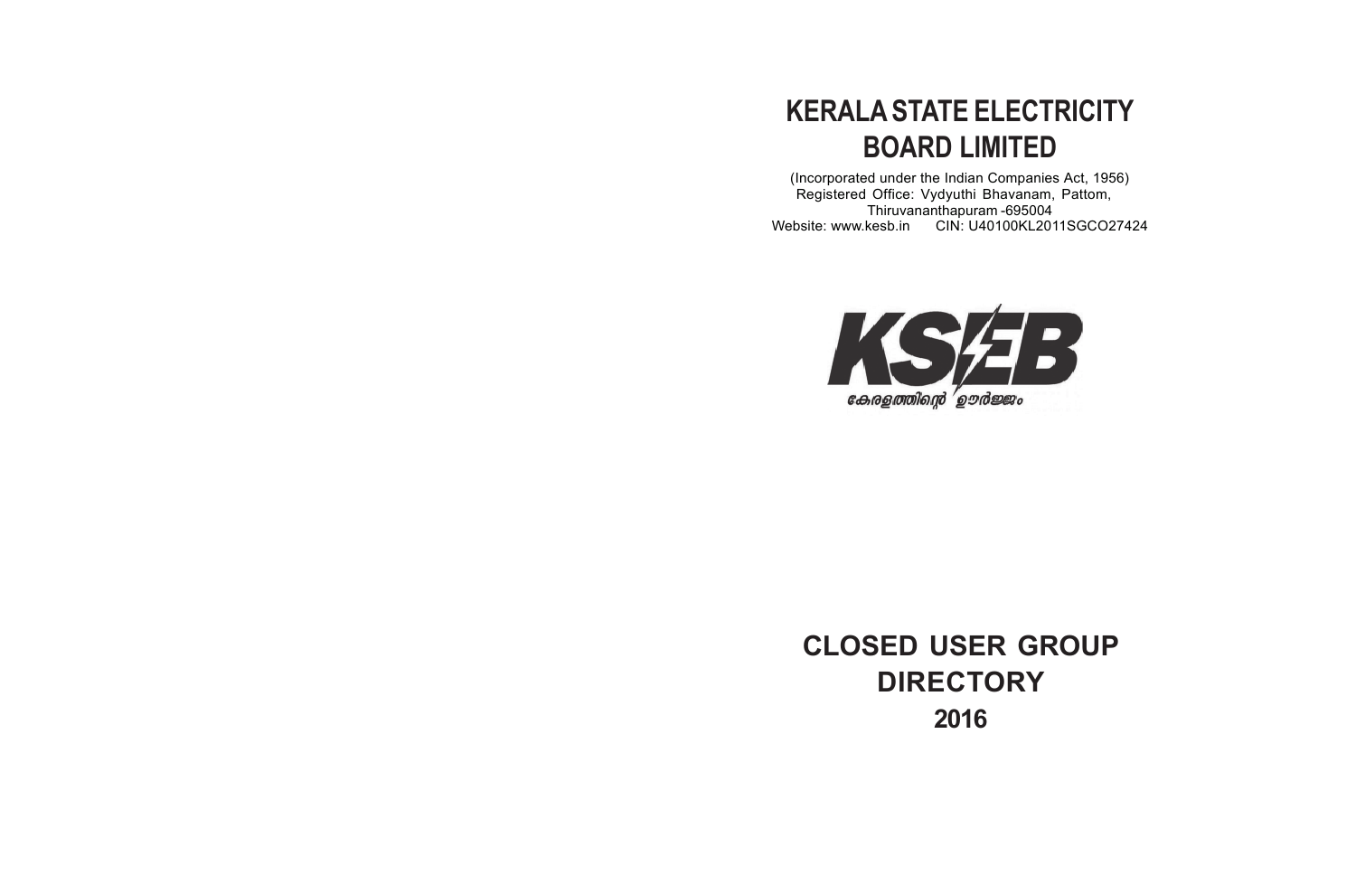# KERALA STATE ELECTRICITY BOARD LIMITED

(Incorporated under the Indian Companies Act, 1956)
Registered Office: Vydyuthi Bhavanam, Pattom,
Thiruvananthapuram -695004
Website: www.kesb.in CIN: U40100KL2011SGCO27424

KSEB
കേരളത്തിന്റെ ഊർജ്ജം

# CLOSED USER GROUP DIRECTORY

## 2016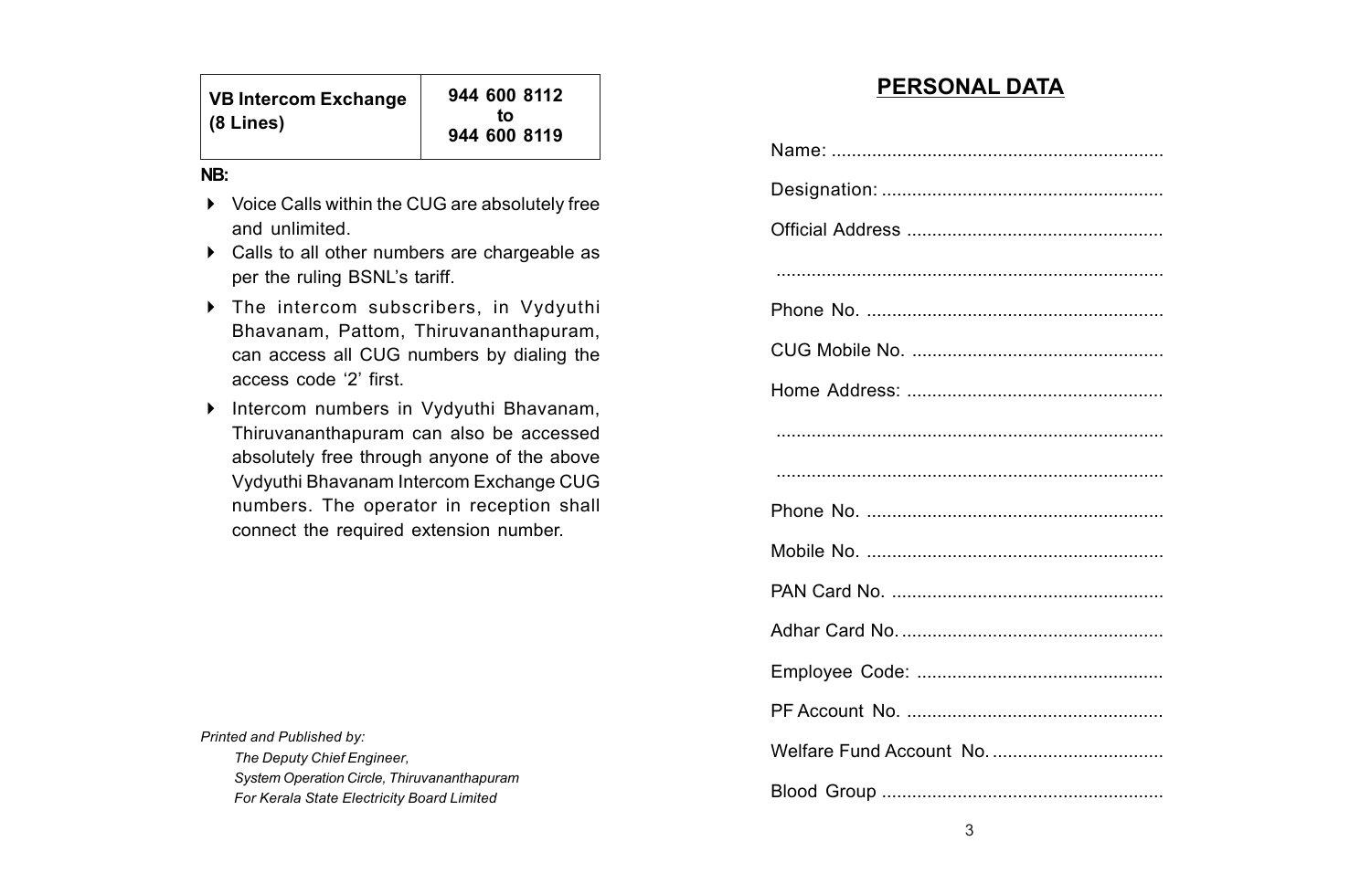| VB Intercom Exchange (8 Lines) | 944 600 8112 to 944 600 8119 |
|---|---|

**NB:**

- Voice Calls within the CUG are absolutely free and unlimited.
- Calls to all other numbers are chargeable as per the ruling BSNL's tariff.
- The intercom subscribers, in Vydyuthi Bhavanam, Pattom, Thiruvananthapuram, can access all CUG numbers by dialing the access code '2' first.
- Intercom numbers in Vydyuthi Bhavanam, Thiruvananthapuram can also be accessed absolutely free through anyone of the above Vydyuthi Bhavanam Intercom Exchange CUG numbers. The operator in reception shall connect the required extension number.

*Printed and Published by:*

*The Deputy Chief Engineer,*
*System Operation Circle, Thiruvananthapuram*
*For Kerala State Electricity Board Limited*

## PERSONAL DATA

Name: ..................................................................

Designation: ........................................................

Official Address ...................................................

.............................................................................

Phone No. ...........................................................

CUG Mobile No. ..................................................

Home Address: ...................................................

.............................................................................

.............................................................................

Phone No. ...........................................................

Mobile No. ...........................................................

PAN Card No. ......................................................

Adhar Card No. ....................................................

Employee Code: ................................................

PF Account No. ...................................................

Welfare Fund Account No. ..................................

Blood Group ........................................................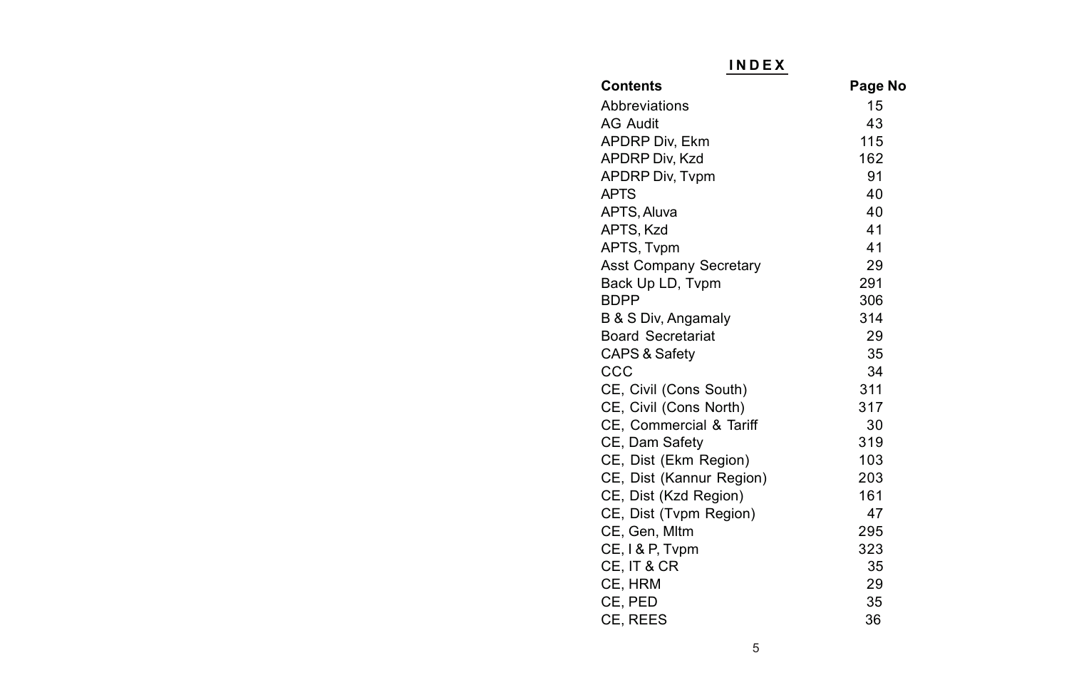# INDEX

| Contents | Page No |
|---|---|
| Abbreviations | 15 |
| AG Audit | 43 |
| APDRP Div, Ekm | 115 |
| APDRP Div, Kzd | 162 |
| APDRP Div, Tvpm | 91 |
| APTS | 40 |
| APTS, Aluva | 40 |
| APTS, Kzd | 41 |
| APTS, Tvpm | 41 |
| Asst Company Secretary | 29 |
| Back Up LD, Tvpm | 291 |
| BDPP | 306 |
| B & S Div, Angamaly | 314 |
| Board Secretariat | 29 |
| CAPS & Safety | 35 |
| CCC | 34 |
| CE, Civil (Cons South) | 311 |
| CE, Civil (Cons North) | 317 |
| CE, Commercial & Tariff | 30 |
| CE, Dam Safety | 319 |
| CE, Dist (Ekm Region) | 103 |
| CE, Dist (Kannur Region) | 203 |
| CE, Dist (Kzd Region) | 161 |
| CE, Dist (Tvpm Region) | 47 |
| CE, Gen, Mltm | 295 |
| CE, I & P, Tvpm | 323 |
| CE, IT & CR | 35 |
| CE, HRM | 29 |
| CE, PED | 35 |
| CE, REES | 36 |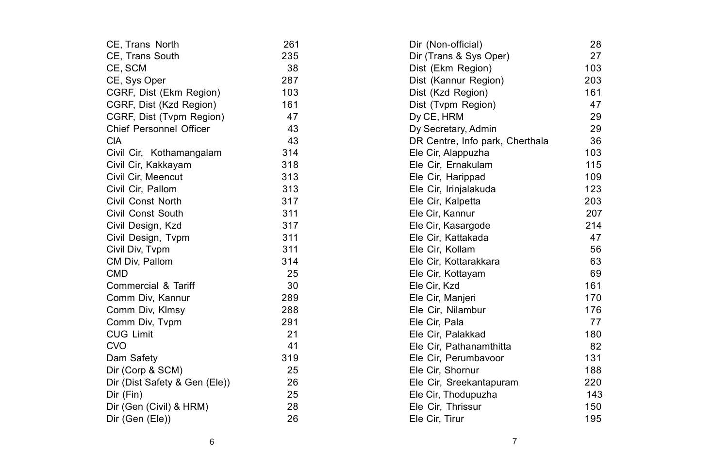| | |
|---|---|
| CE, Trans North | 261 |
| CE, Trans South | 235 |
| CE, SCM | 38 |
| CE, Sys Oper | 287 |
| CGRF, Dist (Ekm Region) | 103 |
| CGRF, Dist (Kzd Region) | 161 |
| CGRF, Dist (Tvpm Region) | 47 |
| Chief Personnel Officer | 43 |
| CIA | 43 |
| Civil Cir, Kothamangalam | 314 |
| Civil Cir, Kakkayam | 318 |
| Civil Cir, Meencut | 313 |
| Civil Cir, Pallom | 313 |
| Civil Const North | 317 |
| Civil Const South | 311 |
| Civil Design, Kzd | 317 |
| Civil Design, Tvpm | 311 |
| Civil Div, Tvpm | 311 |
| CM Div, Pallom | 314 |
| CMD | 25 |
| Commercial & Tariff | 30 |
| Comm Div, Kannur | 289 |
| Comm Div, Klmsy | 288 |
| Comm Div, Tvpm | 291 |
| CUG Limit | 21 |
| CVO | 41 |
| Dam Safety | 319 |
| Dir (Corp & SCM) | 25 |
| Dir (Dist Safety & Gen (Ele)) | 26 |
| Dir (Fin) | 25 |
| Dir (Gen (Civil) & HRM) | 28 |
| Dir (Gen (Ele)) | 26 |

| | |
|---|---|
| Dir (Non-official) | 28 |
| Dir (Trans & Sys Oper) | 27 |
| Dist (Ekm Region) | 103 |
| Dist (Kannur Region) | 203 |
| Dist (Kzd Region) | 161 |
| Dist (Tvpm Region) | 47 |
| Dy CE, HRM | 29 |
| Dy Secretary, Admin | 29 |
| DR Centre, Info park, Cherthala | 36 |
| Ele Cir, Alappuzha | 103 |
| Ele Cir, Ernakulam | 115 |
| Ele Cir, Harippad | 109 |
| Ele Cir, Irinjalakuda | 123 |
| Ele Cir, Kalpetta | 203 |
| Ele Cir, Kannur | 207 |
| Ele Cir, Kasargode | 214 |
| Ele Cir, Kattakada | 47 |
| Ele Cir, Kollam | 56 |
| Ele Cir, Kottarakkara | 63 |
| Ele Cir, Kottayam | 69 |
| Ele Cir, Kzd | 161 |
| Ele Cir, Manjeri | 170 |
| Ele Cir, Nilambur | 176 |
| Ele Cir, Pala | 77 |
| Ele Cir, Palakkad | 180 |
| Ele Cir, Pathanamthitta | 82 |
| Ele Cir, Perumbavoor | 131 |
| Ele Cir, Shornur | 188 |
| Ele Cir, Sreekantapuram | 220 |
| Ele Cir, Thodupuzha | 143 |
| Ele Cir, Thrissur | 150 |
| Ele Cir, Tirur | 195 |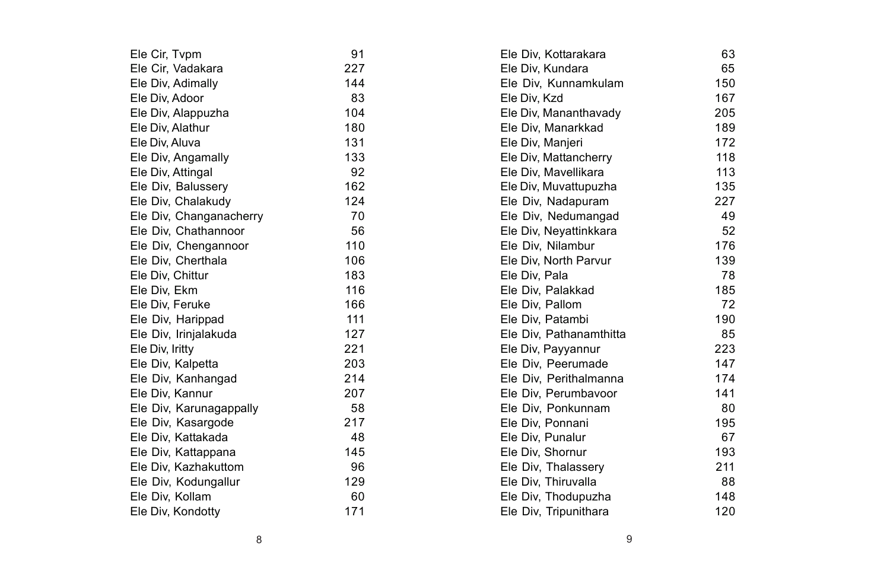| | |
|---|---|
| Ele Cir, Tvpm | 91 |
| Ele Cir, Vadakara | 227 |
| Ele Div, Adimally | 144 |
| Ele Div, Adoor | 83 |
| Ele Div, Alappuzha | 104 |
| Ele Div, Alathur | 180 |
| Ele Div, Aluva | 131 |
| Ele Div, Angamally | 133 |
| Ele Div, Attingal | 92 |
| Ele Div, Balussery | 162 |
| Ele Div, Chalakudy | 124 |
| Ele Div, Changanacherry | 70 |
| Ele Div, Chathannoor | 56 |
| Ele Div, Chengannoor | 110 |
| Ele Div, Cherthala | 106 |
| Ele Div, Chittur | 183 |
| Ele Div, Ekm | 116 |
| Ele Div, Feruke | 166 |
| Ele Div, Harippad | 111 |
| Ele Div, Irinjalakuda | 127 |
| Ele Div, Iritty | 221 |
| Ele Div, Kalpetta | 203 |
| Ele Div, Kanhangad | 214 |
| Ele Div, Kannur | 207 |
| Ele Div, Karunagappally | 58 |
| Ele Div, Kasargode | 217 |
| Ele Div, Kattakada | 48 |
| Ele Div, Kattappana | 145 |
| Ele Div, Kazhakuttom | 96 |
| Ele Div, Kodungallur | 129 |
| Ele Div, Kollam | 60 |
| Ele Div, Kondotty | 171 |
| Ele Div, Kottarakara | 63 |
| Ele Div, Kundara | 65 |
| Ele Div, Kunnamkulam | 150 |
| Ele Div, Kzd | 167 |
| Ele Div, Mananthavady | 205 |
| Ele Div, Manarkkad | 189 |
| Ele Div, Manjeri | 172 |
| Ele Div, Mattancherry | 118 |
| Ele Div, Mavellikara | 113 |
| Ele Div, Muvattupuzha | 135 |
| Ele Div, Nadapuram | 227 |
| Ele Div, Nedumangad | 49 |
| Ele Div, Neyattinkkara | 52 |
| Ele Div, Nilambur | 176 |
| Ele Div, North Parvur | 139 |
| Ele Div, Pala | 78 |
| Ele Div, Palakkad | 185 |
| Ele Div, Pallom | 72 |
| Ele Div, Patambi | 190 |
| Ele Div, Pathanamthitta | 85 |
| Ele Div, Payyannur | 223 |
| Ele Div, Peerumade | 147 |
| Ele Div, Perithalmanna | 174 |
| Ele Div, Perumbavoor | 141 |
| Ele Div, Ponkunnam | 80 |
| Ele Div, Ponnani | 195 |
| Ele Div, Punalur | 67 |
| Ele Div, Shornur | 193 |
| Ele Div, Thalassery | 211 |
| Ele Div, Thiruvalla | 88 |
| Ele Div, Thodupuzha | 148 |
| Ele Div, Tripunithara | 120 |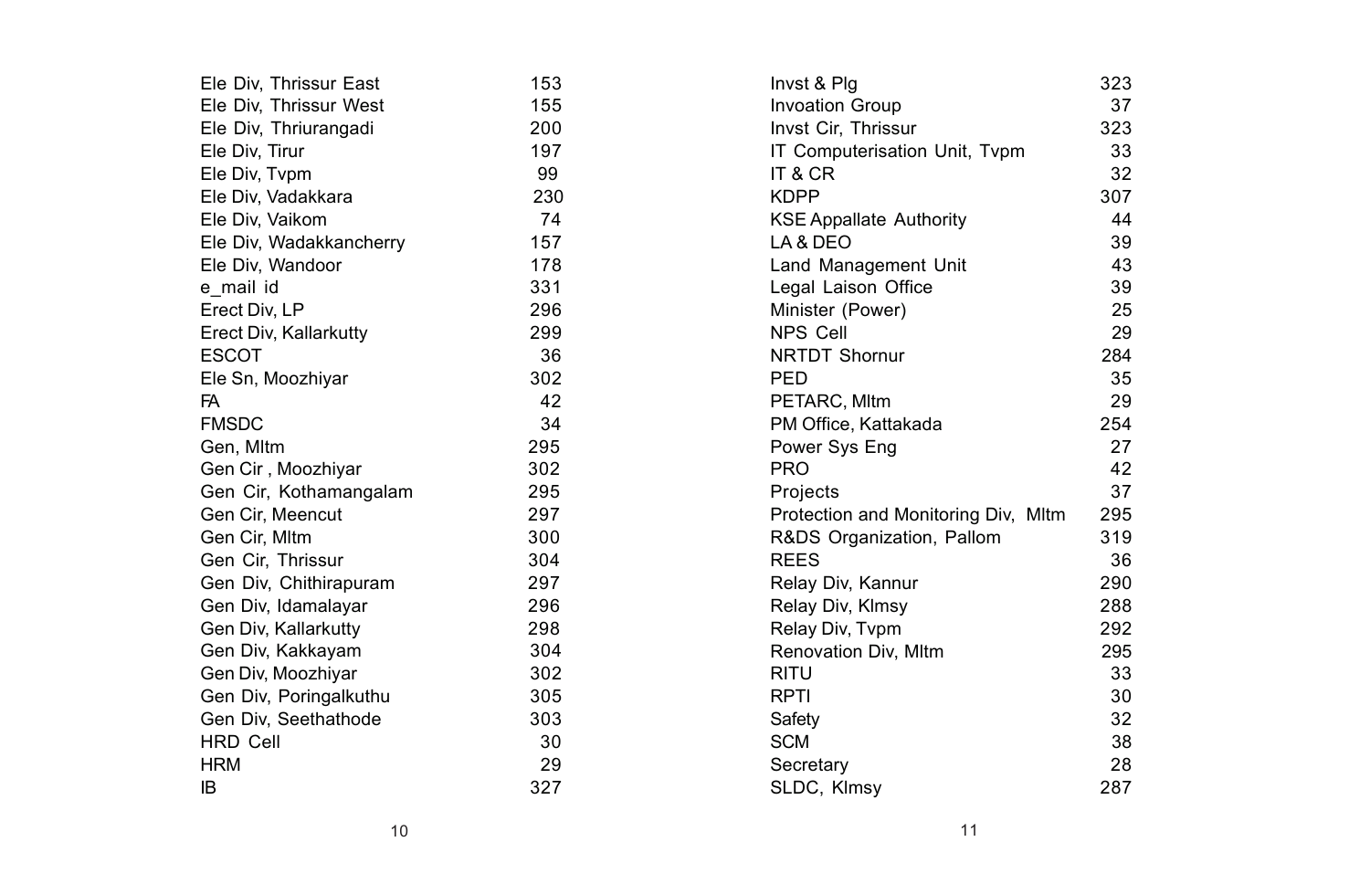| | |
|---|---|
| Ele Div, Thrissur East | 153 |
| Ele Div, Thrissur West | 155 |
| Ele Div, Thriurangadi | 200 |
| Ele Div, Tirur | 197 |
| Ele Div, Tvpm | 99 |
| Ele Div, Vadakkara | 230 |
| Ele Div, Vaikom | 74 |
| Ele Div, Wadakkancherry | 157 |
| Ele Div, Wandoor | 178 |
| e_mail id | 331 |
| Erect Div, LP | 296 |
| Erect Div, Kallarkutty | 299 |
| ESCOT | 36 |
| Ele Sn, Moozhiyar | 302 |
| FA | 42 |
| FMSDC | 34 |
| Gen, Mltm | 295 |
| Gen Cir , Moozhiyar | 302 |
| Gen Cir, Kothamangalam | 295 |
| Gen Cir, Meencut | 297 |
| Gen Cir, Mltm | 300 |
| Gen Cir, Thrissur | 304 |
| Gen Div, Chithirapuram | 297 |
| Gen Div, Idamalayar | 296 |
| Gen Div, Kallarkutty | 298 |
| Gen Div, Kakkayam | 304 |
| Gen Div, Moozhiyar | 302 |
| Gen Div, Poringalkuthu | 305 |
| Gen Div, Seethathode | 303 |
| HRD Cell | 30 |
| HRM | 29 |
| IB | 327 |
| Invst & Plg | 323 |
| Invoation Group | 37 |
| Invst Cir, Thrissur | 323 |
| IT Computerisation Unit, Tvpm | 33 |
| IT & CR | 32 |
| KDPP | 307 |
| KSE Appallate Authority | 44 |
| LA & DEO | 39 |
| Land Management Unit | 43 |
| Legal Laison Office | 39 |
| Minister (Power) | 25 |
| NPS Cell | 29 |
| NRTDT Shornur | 284 |
| PED | 35 |
| PETARC, Mltm | 29 |
| PM Office, Kattakada | 254 |
| Power Sys Eng | 27 |
| PRO | 42 |
| Projects | 37 |
| Protection and Monitoring Div, Mltm | 295 |
| R&DS Organization, Pallom | 319 |
| REES | 36 |
| Relay Div, Kannur | 290 |
| Relay Div, Klmsy | 288 |
| Relay Div, Tvpm | 292 |
| Renovation Div, Mltm | 295 |
| RITU | 33 |
| RPTI | 30 |
| Safety | 32 |
| SCM | 38 |
| Secretary | 28 |
| SLDC, Klmsy | 287 |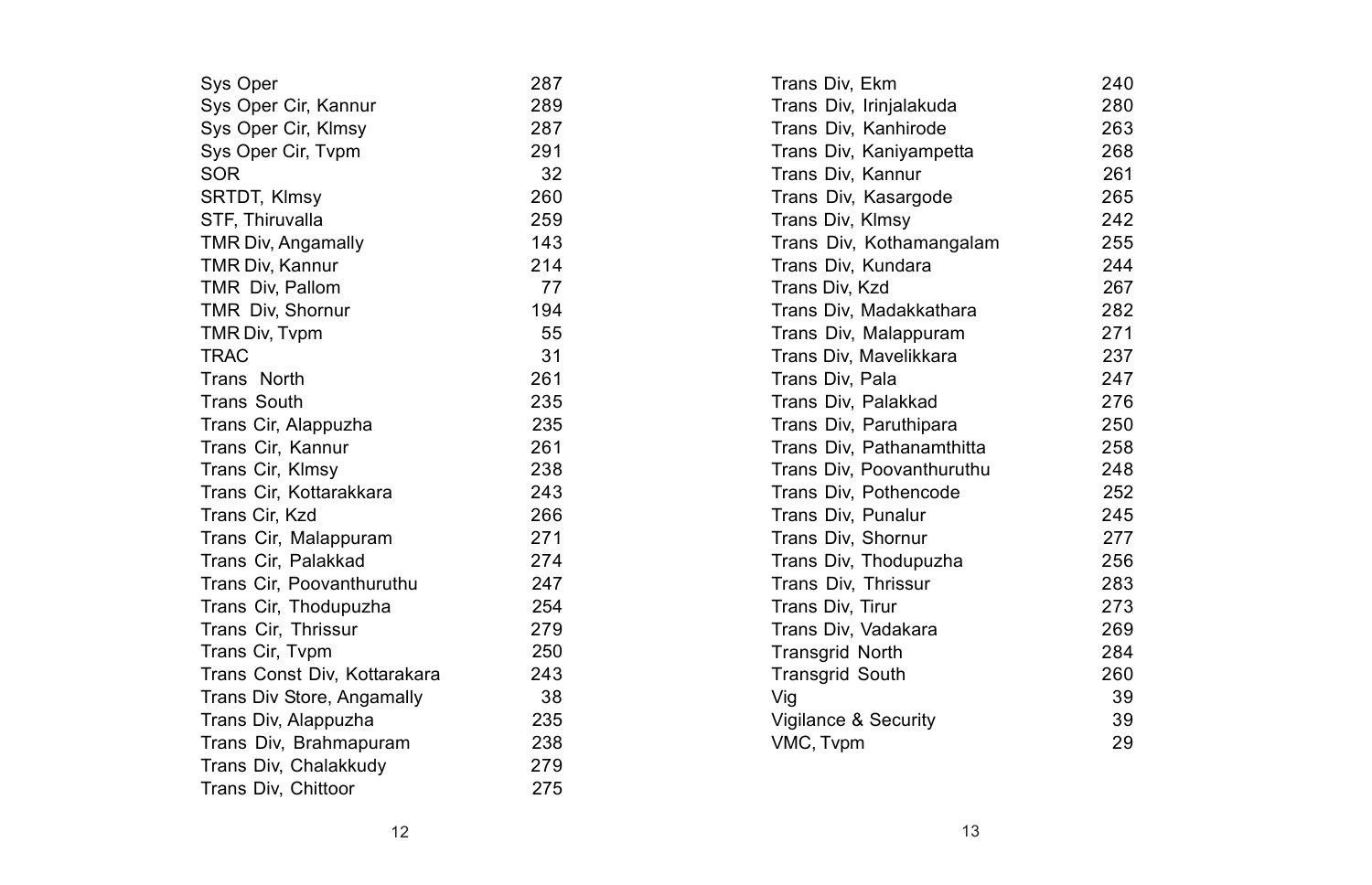| | |
|---|---|
| Sys Oper | 287 |
| Sys Oper Cir, Kannur | 289 |
| Sys Oper Cir, Klmsy | 287 |
| Sys Oper Cir, Tvpm | 291 |
| SOR | 32 |
| SRTDT, Klmsy | 260 |
| STF, Thiruvalla | 259 |
| TMR Div, Angamally | 143 |
| TMR Div, Kannur | 214 |
| TMR Div, Pallom | 77 |
| TMR Div, Shornur | 194 |
| TMR Div, Tvpm | 55 |
| TRAC | 31 |
| Trans North | 261 |
| Trans South | 235 |
| Trans Cir, Alappuzha | 235 |
| Trans Cir, Kannur | 261 |
| Trans Cir, Klmsy | 238 |
| Trans Cir, Kottarakkara | 243 |
| Trans Cir, Kzd | 266 |
| Trans Cir, Malappuram | 271 |
| Trans Cir, Palakkad | 274 |
| Trans Cir, Poovanthuruthu | 247 |
| Trans Cir, Thodupuzha | 254 |
| Trans Cir, Thrissur | 279 |
| Trans Cir, Tvpm | 250 |
| Trans Const Div, Kottarakara | 243 |
| Trans Div Store, Angamally | 38 |
| Trans Div, Alappuzha | 235 |
| Trans Div, Brahmapuram | 238 |
| Trans Div, Chalakkudy | 279 |
| Trans Div, Chittoor | 275 |
| Trans Div, Ekm | 240 |
| Trans Div, Irinjalakuda | 280 |
| Trans Div, Kanhirode | 263 |
| Trans Div, Kaniyampetta | 268 |
| Trans Div, Kannur | 261 |
| Trans Div, Kasargode | 265 |
| Trans Div, Klmsy | 242 |
| Trans Div, Kothamangalam | 255 |
| Trans Div, Kundara | 244 |
| Trans Div, Kzd | 267 |
| Trans Div, Madakkathara | 282 |
| Trans Div, Malappuram | 271 |
| Trans Div, Mavelikkara | 237 |
| Trans Div, Pala | 247 |
| Trans Div, Palakkad | 276 |
| Trans Div, Paruthipara | 250 |
| Trans Div, Pathanamthitta | 258 |
| Trans Div, Poovanthuruthu | 248 |
| Trans Div, Pothencode | 252 |
| Trans Div, Punalur | 245 |
| Trans Div, Shornur | 277 |
| Trans Div, Thodupuzha | 256 |
| Trans Div, Thrissur | 283 |
| Trans Div, Tirur | 273 |
| Trans Div, Vadakara | 269 |
| Transgrid North | 284 |
| Transgrid South | 260 |
| Vig | 39 |
| Vigilance & Security | 39 |
| VMC, Tvpm | 29 |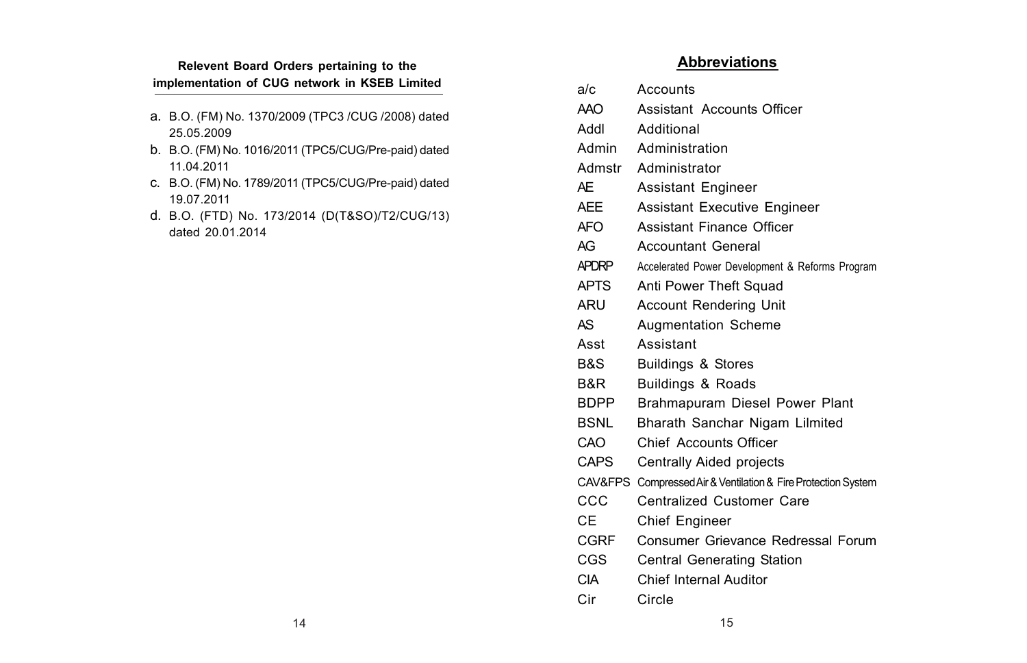**Relevent Board Orders pertaining to the implementation of CUG network in KSEB Limited**

a. B.O. (FM) No. 1370/2009 (TPC3 /CUG /2008) dated 25.05.2009
b. B.O. (FM) No. 1016/2011 (TPC5/CUG/Pre-paid) dated 11.04.2011
c. B.O. (FM) No. 1789/2011 (TPC5/CUG/Pre-paid) dated 19.07.2011
d. B.O. (FTD) No. 173/2014 (D(T&SO)/T2/CUG/13) dated 20.01.2014

## Abbreviations

| | |
|---|---|
| a/c | Accounts |
| AAO | Assistant Accounts Officer |
| Addl | Additional |
| Admin | Administration |
| Admstr | Administrator |
| AE | Assistant Engineer |
| AEE | Assistant Executive Engineer |
| AFO | Assistant Finance Officer |
| AG | Accountant General |
| APDRP | Accelerated Power Development & Reforms Program |
| APTS | Anti Power Theft Squad |
| ARU | Account Rendering Unit |
| AS | Augmentation Scheme |
| Asst | Assistant |
| B&S | Buildings & Stores |
| B&R | Buildings & Roads |
| BDPP | Brahmapuram Diesel Power Plant |
| BSNL | Bharath Sanchar Nigam Lilmited |
| CAO | Chief Accounts Officer |
| CAPS | Centrally Aided projects |
| CAV&FPS | Compressed Air & Ventilation & Fire Protection System |
| CCC | Centralized Customer Care |
| CE | Chief Engineer |
| CGRF | Consumer Grievance Redressal Forum |
| CGS | Central Generating Station |
| CIA | Chief Internal Auditor |
| Cir | Circle |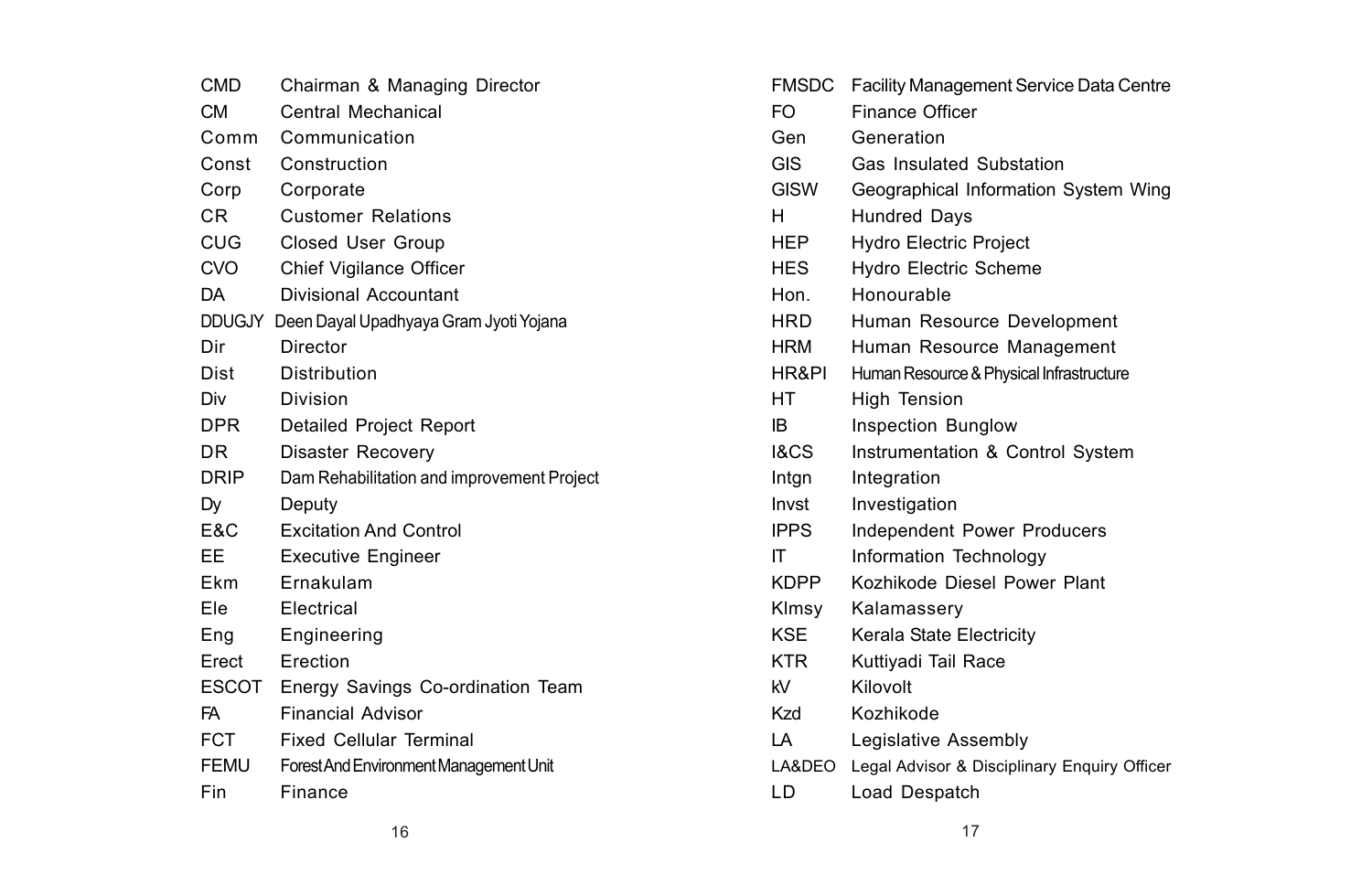| | |
|---|---|
| CMD | Chairman & Managing Director |
| CM | Central Mechanical |
| Comm | Communication |
| Const | Construction |
| Corp | Corporate |
| CR | Customer Relations |
| CUG | Closed User Group |
| CVO | Chief Vigilance Officer |
| DA | Divisional Accountant |
| DDUGJY | Deen Dayal Upadhyaya Gram Jyoti Yojana |
| Dir | Director |
| Dist | Distribution |
| Div | Division |
| DPR | Detailed Project Report |
| DR | Disaster Recovery |
| DRIP | Dam Rehabilitation and improvement Project |
| Dy | Deputy |
| E&C | Excitation And Control |
| EE | Executive Engineer |
| Ekm | Ernakulam |
| Ele | Electrical |
| Eng | Engineering |
| Erect | Erection |
| ESCOT | Energy Savings Co-ordination Team |
| FA | Financial Advisor |
| FCT | Fixed Cellular Terminal |
| FEMU | Forest And Environment Management Unit |
| Fin | Finance |
| FMSDC | Facility Management Service Data Centre |
| FO | Finance Officer |
| Gen | Generation |
| GIS | Gas Insulated Substation |
| GISW | Geographical Information System Wing |
| H | Hundred Days |
| HEP | Hydro Electric Project |
| HES | Hydro Electric Scheme |
| Hon. | Honourable |
| HRD | Human Resource Development |
| HRM | Human Resource Management |
| HR&PI | Human Resource & Physical Infrastructure |
| HT | High Tension |
| IB | Inspection Bunglow |
| I&CS | Instrumentation & Control System |
| Intgn | Integration |
| Invst | Investigation |
| IPPS | Independent Power Producers |
| IT | Information Technology |
| KDPP | Kozhikode Diesel Power Plant |
| Klmsy | Kalamassery |
| KSE | Kerala State Electricity |
| KTR | Kuttiyadi Tail Race |
| kV | Kilovolt |
| Kzd | Kozhikode |
| LA | Legislative Assembly |
| LA&DEO | Legal Advisor & Disciplinary Enquiry Officer |
| LD | Load Despatch |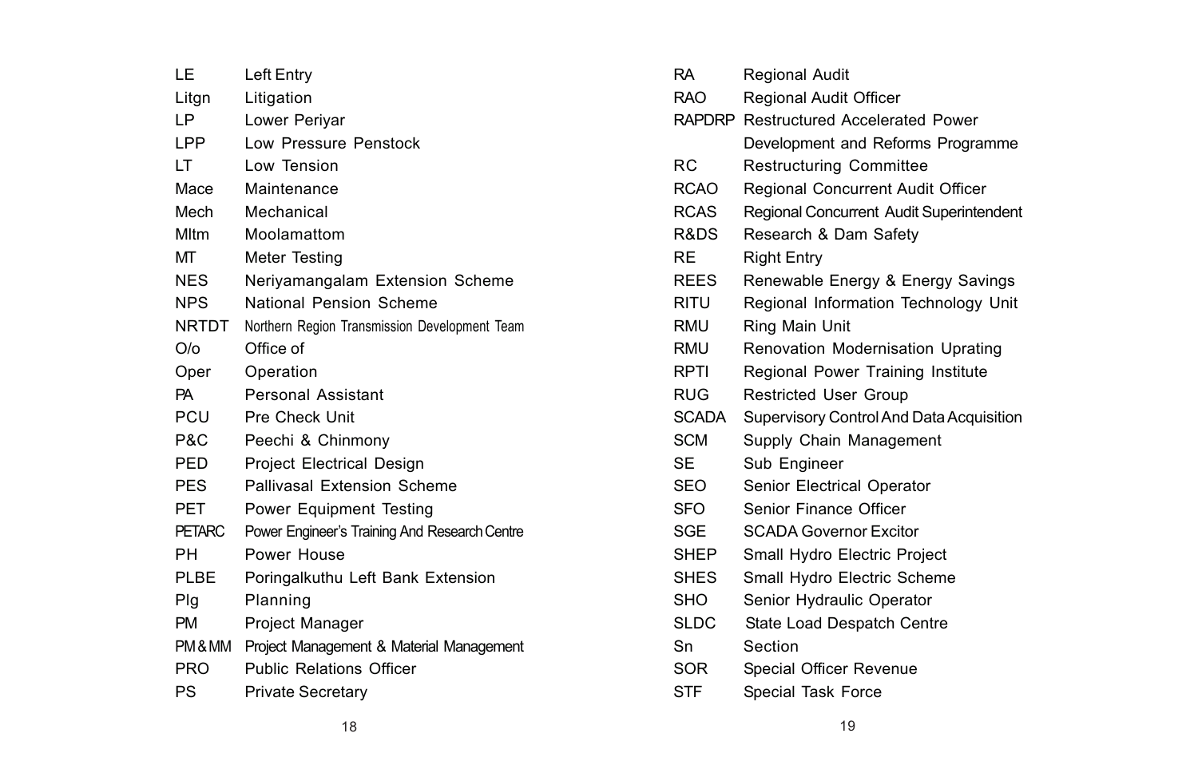| | |
|---|---|
| LE | Left Entry |
| Litgn | Litigation |
| LP | Lower Periyar |
| LPP | Low Pressure Penstock |
| LT | Low Tension |
| Mace | Maintenance |
| Mech | Mechanical |
| Mltm | Moolamattom |
| MT | Meter Testing |
| NES | Neriyamangalam Extension Scheme |
| NPS | National Pension Scheme |
| NRTDT | Northern Region Transmission Development Team |
| O/o | Office of |
| Oper | Operation |
| PA | Personal Assistant |
| PCU | Pre Check Unit |
| P&C | Peechi & Chinmony |
| PED | Project Electrical Design |
| PES | Pallivasal Extension Scheme |
| PET | Power Equipment Testing |
| PETARC | Power Engineer's Training And Research Centre |
| PH | Power House |
| PLBE | Poringalkuthu Left Bank Extension |
| Plg | Planning |
| PM | Project Manager |
| PM & MM | Project Management & Material Management |
| PRO | Public Relations Officer |
| PS | Private Secretary |
| RA | Regional Audit |
| RAO | Regional Audit Officer |
| RAPDRP | Restructured Accelerated Power Development and Reforms Programme |
| RC | Restructuring Committee |
| RCAO | Regional Concurrent Audit Officer |
| RCAS | Regional Concurrent Audit Superintendent |
| R&DS | Research & Dam Safety |
| RE | Right Entry |
| REES | Renewable Energy & Energy Savings |
| RITU | Regional Information Technology Unit |
| RMU | Ring Main Unit |
| RMU | Renovation Modernisation Uprating |
| RPTI | Regional Power Training Institute |
| RUG | Restricted User Group |
| SCADA | Supervisory Control And Data Acquisition |
| SCM | Supply Chain Management |
| SE | Sub Engineer |
| SEO | Senior Electrical Operator |
| SFO | Senior Finance Officer |
| SGE | SCADA Governor Excitor |
| SHEP | Small Hydro Electric Project |
| SHES | Small Hydro Electric Scheme |
| SHO | Senior Hydraulic Operator |
| SLDC | State Load Despatch Centre |
| Sn | Section |
| SOR | Special Officer Revenue |
| STF | Special Task Force |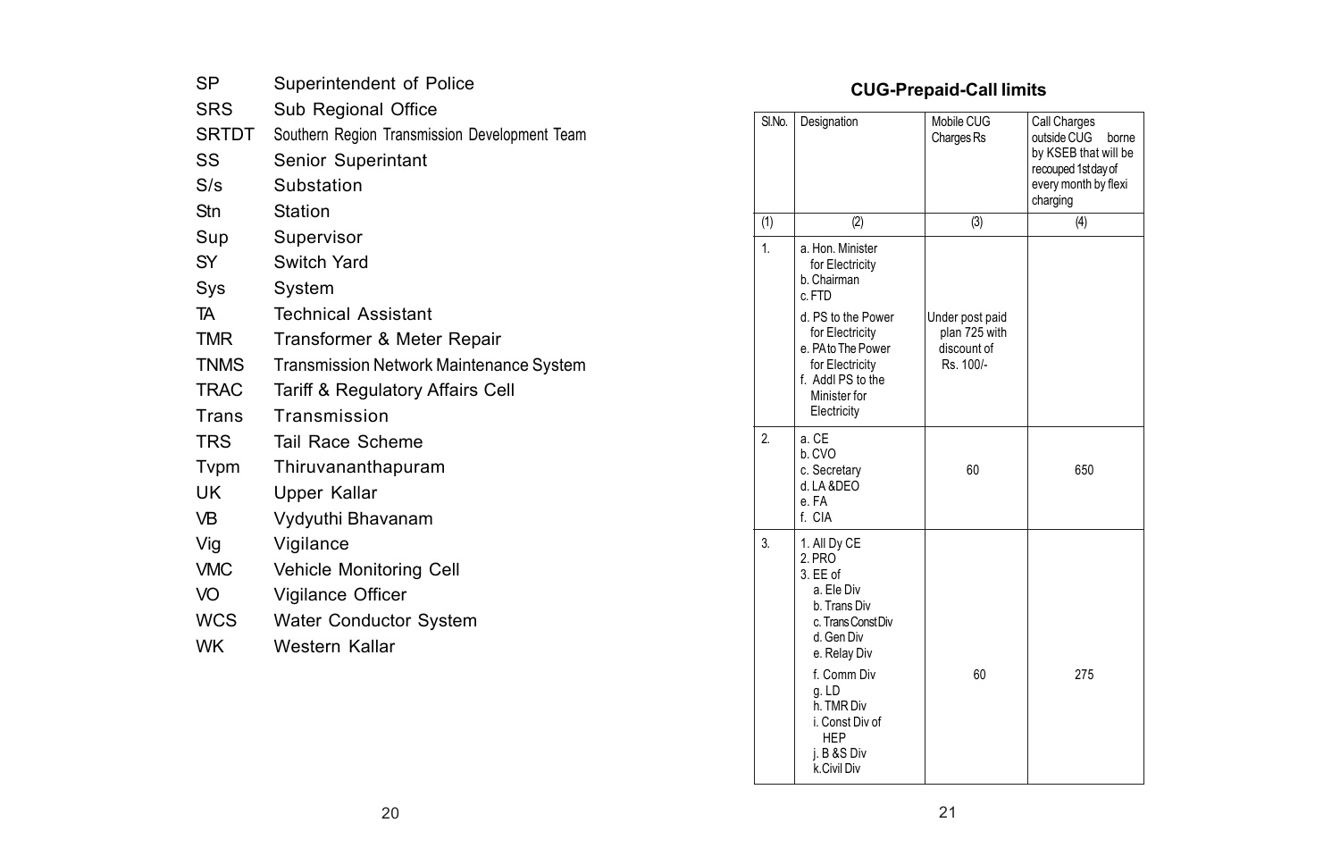| | |
|---|---|
| SP | Superintendent of Police |
| SRS | Sub Regional Office |
| SRTDT | Southern Region Transmission Development Team |
| SS | Senior Superintant |
| S/s | Substation |
| Stn | Station |
| Sup | Supervisor |
| SY | Switch Yard |
| Sys | System |
| TA | Technical Assistant |
| TMR | Transformer & Meter Repair |
| TNMS | Transmission Network Maintenance System |
| TRAC | Tariff & Regulatory Affairs Cell |
| Trans | Transmission |
| TRS | Tail Race Scheme |
| Tvpm | Thiruvananthapuram |
| UK | Upper Kallar |
| VB | Vydyuthi Bhavanam |
| Vig | Vigilance |
| VMC | Vehicle Monitoring Cell |
| VO | Vigilance Officer |
| WCS | Water Conductor System |
| WK | Western Kallar |

## CUG-Prepaid-Call limits

| Sl.No. | Designation | Mobile CUG Charges Rs | Call Charges outside CUG borne by KSEB that will be recouped 1st day of every month by flexi charging |
|---|---|---|---|
| (1) | (2) | (3) | (4) |
| 1. | a. Hon. Minister for Electricity<br>b. Chairman<br>c. FTD<br>d. PS to the Power for Electricity<br>e. PA to The Power for Electricity<br>f. Addl PS to the Minister for Electricity | Under post paid plan 725 with discount of Rs. 100/- | |
| 2. | a. CE<br>b. CVO<br>c. Secretary<br>d. LA &DEO<br>e. FA<br>f. CIA | 60 | 650 |
| 3. | 1. All Dy CE<br>2. PRO<br>3. EE of<br>a. Ele Div<br>b. Trans Div<br>c. Trans Const Div<br>d. Gen Div<br>e. Relay Div<br>f. Comm Div<br>g. LD<br>h. TMR Div<br>i. Const Div of HEP<br>j. B &S Div<br>k. Civil Div | 60 | 275 |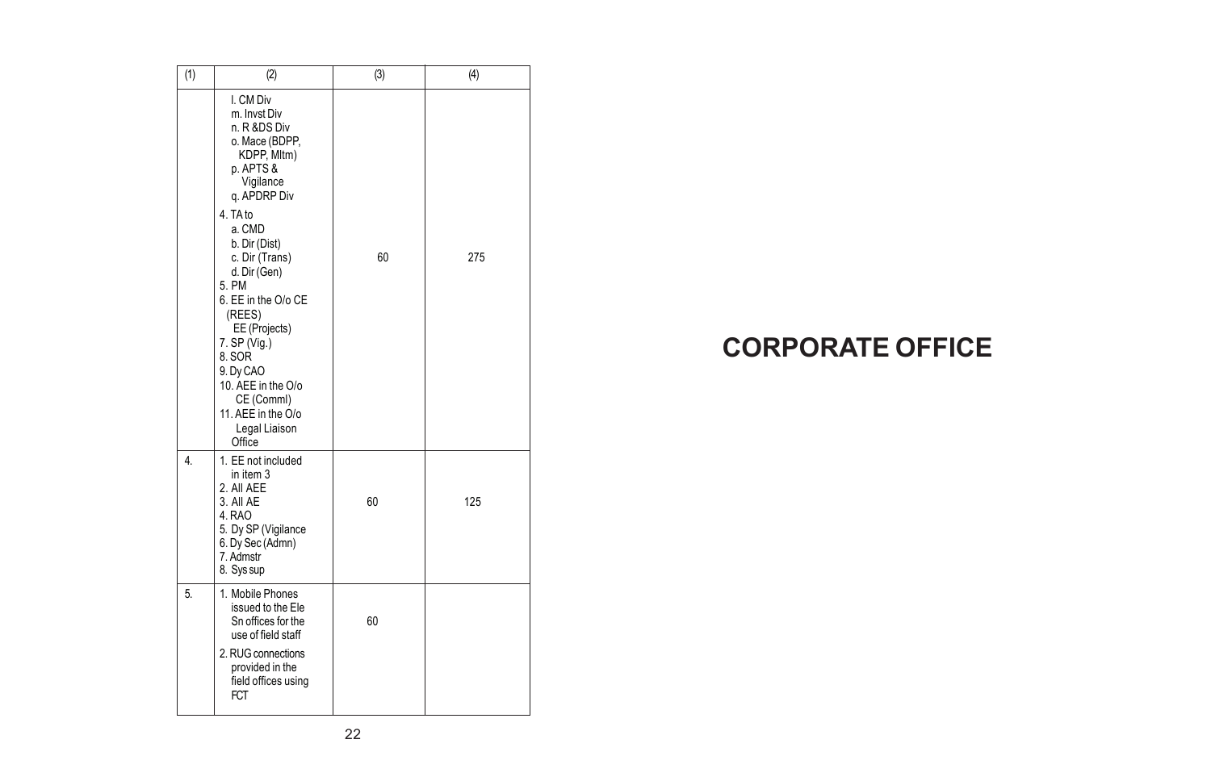| (1) | (2) | (3) | (4) |
|---|---|---|---|
| | l. CM Div<br>m. Invst Div<br>n. R &DS Div<br>o. Mace (BDPP, KDPP, Mltm)<br>p. APTS & Vigilance<br>q. APDRP Div<br>4. TA to<br>a. CMD<br>b. Dir (Dist)<br>c. Dir (Trans)<br>d. Dir (Gen)<br>5. PM<br>6. EE in the O/o CE (REES)<br>EE (Projects)<br>7. SP (Vig.)<br>8. SOR<br>9. Dy CAO<br>10. AEE in the O/o CE (Comml)<br>11. AEE in the O/o Legal Liaison Office | 60 | 275 |
| 4. | 1. EE not included in item 3<br>2. All AEE<br>3. All AE<br>4. RAO<br>5. Dy SP (Vigilance<br>6. Dy Sec (Admn)<br>7. Admstr<br>8. Sys sup | 60 | 125 |
| 5. | 1. Mobile Phones issued to the Ele Sn offices for the use of field staff<br>2. RUG connections provided in the field offices using FCT | 60 | |

# CORPORATE OFFICE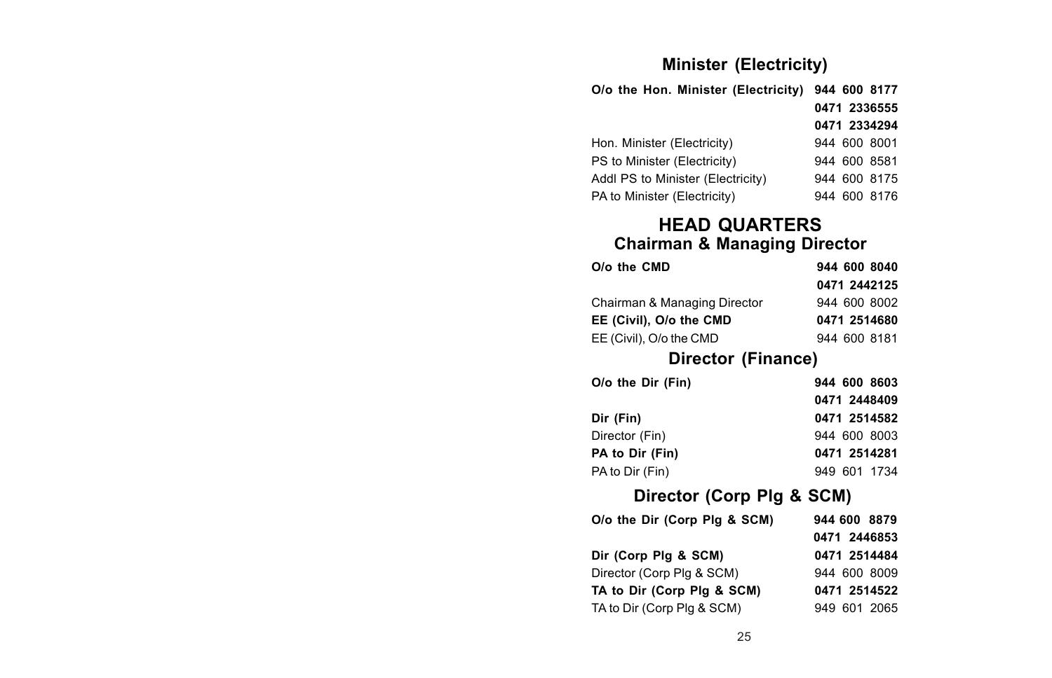## Minister (Electricity)

| | |
|---|---|
| **O/o the Hon. Minister (Electricity)** | **944 600 8177** |
| | **0471 2336555** |
| | **0471 2334294** |
| Hon. Minister (Electricity) | 944 600 8001 |
| PS to Minister (Electricity) | 944 600 8581 |
| Addl PS to Minister (Electricity) | 944 600 8175 |
| PA to Minister (Electricity) | 944 600 8176 |

# HEAD QUARTERS

## Chairman & Managing Director

| | |
|---|---|
| **O/o the CMD** | **944 600 8040** |
| | **0471 2442125** |
| Chairman & Managing Director | 944 600 8002 |
| **EE (Civil), O/o the CMD** | **0471 2514680** |
| EE (Civil), O/o the CMD | 944 600 8181 |

## Director (Finance)

| | |
|---|---|
| **O/o the Dir (Fin)** | **944 600 8603** |
| | **0471 2448409** |
| **Dir (Fin)** | **0471 2514582** |
| Director (Fin) | 944 600 8003 |
| **PA to Dir (Fin)** | **0471 2514281** |
| PA to Dir (Fin) | 949 601 1734 |

## Director (Corp Plg & SCM)

| | |
|---|---|
| **O/o the Dir (Corp Plg & SCM)** | **944 600 8879** |
| | **0471 2446853** |
| **Dir (Corp Plg & SCM)** | **0471 2514484** |
| Director (Corp Plg & SCM) | 944 600 8009 |
| **TA to Dir (Corp Plg & SCM)** | **0471 2514522** |
| TA to Dir (Corp Plg & SCM) | 949 601 2065 |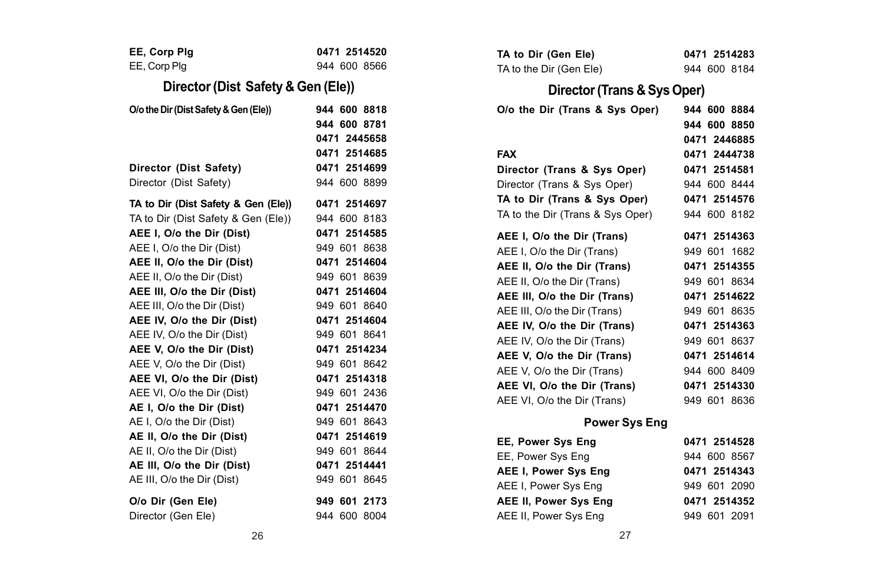| | |
|---|---|
| **EE, Corp Plg** | **0471 2514520** |
| EE, Corp Plg | 944 600 8566 |

## Director (Dist Safety & Gen (Ele))

| | |
|---|---|
| **O/o the Dir (Dist Safety & Gen (Ele))** | **944 600 8818** |
| | **944 600 8781** |
| | **0471 2445658** |
| | **0471 2514685** |
| **Director (Dist Safety)** | **0471 2514699** |
| Director (Dist Safety) | 944 600 8899 |
| **TA to Dir (Dist Safety & Gen (Ele))** | **0471 2514697** |
| TA to Dir (Dist Safety & Gen (Ele)) | 944 600 8183 |
| **AEE I, O/o the Dir (Dist)** | **0471 2514585** |
| AEE I, O/o the Dir (Dist) | 949 601 8638 |
| **AEE II, O/o the Dir (Dist)** | **0471 2514604** |
| AEE II, O/o the Dir (Dist) | 949 601 8639 |
| **AEE III, O/o the Dir (Dist)** | **0471 2514604** |
| AEE III, O/o the Dir (Dist) | 949 601 8640 |
| **AEE IV, O/o the Dir (Dist)** | **0471 2514604** |
| AEE IV, O/o the Dir (Dist) | 949 601 8641 |
| **AEE V, O/o the Dir (Dist)** | **0471 2514234** |
| AEE V, O/o the Dir (Dist) | 949 601 8642 |
| **AEE VI, O/o the Dir (Dist)** | **0471 2514318** |
| AEE VI, O/o the Dir (Dist) | 949 601 2436 |
| **AE I, O/o the Dir (Dist)** | **0471 2514470** |
| AE I, O/o the Dir (Dist) | 949 601 8643 |
| **AE II, O/o the Dir (Dist)** | **0471 2514619** |
| AE II, O/o the Dir (Dist) | 949 601 8644 |
| **AE III, O/o the Dir (Dist)** | **0471 2514441** |
| AE III, O/o the Dir (Dist) | 949 601 8645 |
| **O/o Dir (Gen Ele)** | **949 601 2173** |
| Director (Gen Ele) | 944 600 8004 |
| **TA to Dir (Gen Ele)** | **0471 2514283** |
| TA to the Dir (Gen Ele) | 944 600 8184 |

## Director (Trans & Sys Oper)

| | |
|---|---|
| **O/o the Dir (Trans & Sys Oper)** | **944 600 8884** |
| | **944 600 8850** |
| | **0471 2446885** |
| **FAX** | **0471 2444738** |
| **Director (Trans & Sys Oper)** | **0471 2514581** |
| Director (Trans & Sys Oper) | 944 600 8444 |
| **TA to Dir (Trans & Sys Oper)** | **0471 2514576** |
| TA to the Dir (Trans & Sys Oper) | 944 600 8182 |
| **AEE I, O/o the Dir (Trans)** | **0471 2514363** |
| AEE I, O/o the Dir (Trans) | 949 601 1682 |
| **AEE II, O/o the Dir (Trans)** | **0471 2514355** |
| AEE II, O/o the Dir (Trans) | 949 601 8634 |
| **AEE III, O/o the Dir (Trans)** | **0471 2514622** |
| AEE III, O/o the Dir (Trans) | 949 601 8635 |
| **AEE IV, O/o the Dir (Trans)** | **0471 2514363** |
| AEE IV, O/o the Dir (Trans) | 949 601 8637 |
| **AEE V, O/o the Dir (Trans)** | **0471 2514614** |
| AEE V, O/o the Dir (Trans) | 944 600 8409 |
| **AEE VI, O/o the Dir (Trans)** | **0471 2514330** |
| AEE VI, O/o the Dir (Trans) | 949 601 8636 |

### Power Sys Eng

| | |
|---|---|
| **EE, Power Sys Eng** | **0471 2514528** |
| EE, Power Sys Eng | 944 600 8567 |
| **AEE I, Power Sys Eng** | **0471 2514343** |
| AEE I, Power Sys Eng | 949 601 2090 |
| **AEE II, Power Sys Eng** | **0471 2514352** |
| AEE II, Power Sys Eng | 949 601 2091 |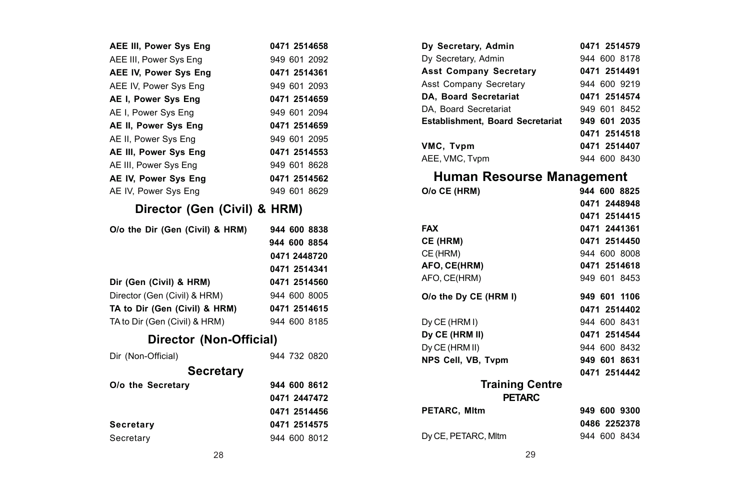| | |
|---|---|
| **AEE III, Power Sys Eng** | **0471 2514658** |
| AEE III, Power Sys Eng | 949 601 2092 |
| **AEE IV, Power Sys Eng** | **0471 2514361** |
| AEE IV, Power Sys Eng | 949 601 2093 |
| **AE I, Power Sys Eng** | **0471 2514659** |
| AE I, Power Sys Eng | 949 601 2094 |
| **AE II, Power Sys Eng** | **0471 2514659** |
| AE II, Power Sys Eng | 949 601 2095 |
| **AE III, Power Sys Eng** | **0471 2514553** |
| AE III, Power Sys Eng | 949 601 8628 |
| **AE IV, Power Sys Eng** | **0471 2514562** |
| AE IV, Power Sys Eng | 949 601 8629 |

## Director (Gen (Civil) & HRM)

| | |
|---|---|
| **O/o the Dir (Gen (Civil) & HRM)** | **944 600 8838** |
| | **944 600 8854** |
| | **0471 2448720** |
| | **0471 2514341** |
| **Dir (Gen (Civil) & HRM)** | **0471 2514560** |
| Director (Gen (Civil) & HRM) | 944 600 8005 |
| **TA to Dir (Gen (Civil) & HRM)** | **0471 2514615** |
| TA to Dir (Gen (Civil) & HRM) | 944 600 8185 |

## Director (Non-Official)

| | |
|---|---|
| Dir (Non-Official) | 944 732 0820 |

## Secretary

| | |
|---|---|
| **O/o the Secretary** | **944 600 8612** |
| | **0471 2447472** |
| | **0471 2514456** |
| **Secretary** | **0471 2514575** |
| Secretary | 944 600 8012 |
| **Dy Secretary, Admin** | **0471 2514579** |
| Dy Secretary, Admin | 944 600 8178 |
| **Asst Company Secretary** | **0471 2514491** |
| Asst Company Secretary | 944 600 9219 |
| **DA, Board Secretariat** | **0471 2514574** |
| DA, Board Secretariat | 949 601 8452 |
| **Establishment, Board Secretariat** | **949 601 2035** |
| | **0471 2514518** |
| **VMC, Tvpm** | **0471 2514407** |
| AEE, VMC, Tvpm | 944 600 8430 |

## Human Resourse Management

| | |
|---|---|
| **O/o CE (HRM)** | **944 600 8825** |
| | **0471 2448948** |
| | **0471 2514415** |
| **FAX** | **0471 2441361** |
| **CE (HRM)** | **0471 2514450** |
| CE (HRM) | 944 600 8008 |
| **AFO, CE(HRM)** | **0471 2514618** |
| AFO, CE(HRM) | 949 601 8453 |
| **O/o the Dy CE (HRM I)** | **949 601 1106** |
| | **0471 2514402** |
| Dy CE (HRM I) | 944 600 8431 |
| **Dy CE (HRM II)** | **0471 2514544** |
| Dy CE (HRM II) | 944 600 8432 |
| **NPS Cell, VB, Tvpm** | **949 601 8631** |
| | **0471 2514442** |

## Training Centre

### PETARC

| | |
|---|---|
| **PETARC, Mltm** | **949 600 9300** |
| | **0486 2252378** |
| Dy CE, PETARC, Mltm | 944 600 8434 |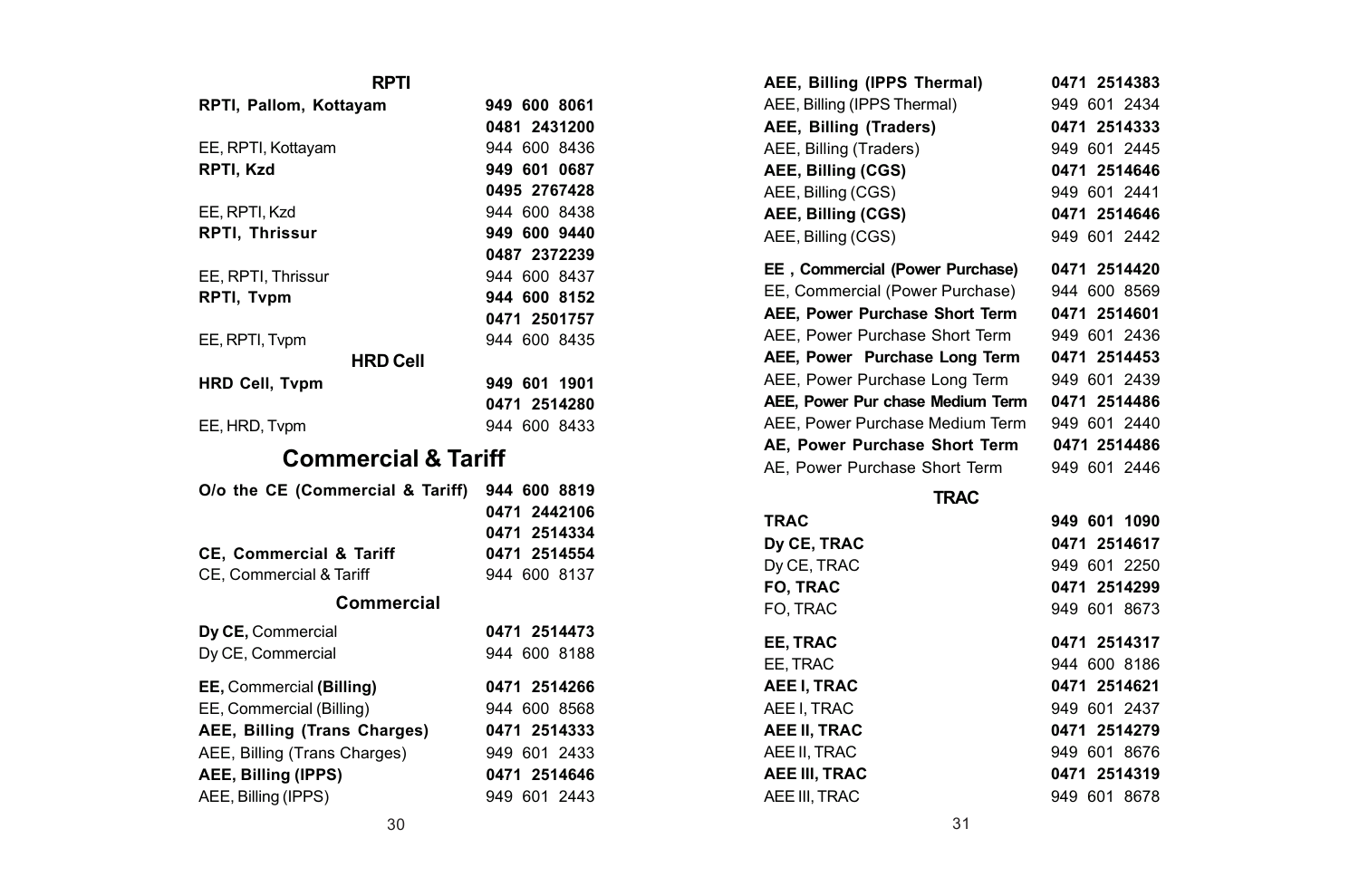### RPTI

| | |
|---|---|
| **RPTI, Pallom, Kottayam** | **949 600 8061** |
| | **0481 2431200** |
| EE, RPTI, Kottayam | 944 600 8436 |
| **RPTI, Kzd** | **949 601 0687** |
| | **0495 2767428** |
| EE, RPTI, Kzd | 944 600 8438 |
| **RPTI, Thrissur** | **949 600 9440** |
| | **0487 2372239** |
| EE, RPTI, Thrissur | 944 600 8437 |
| **RPTI, Tvpm** | **944 600 8152** |
| | **0471 2501757** |
| EE, RPTI, Tvpm | 944 600 8435 |

### HRD Cell

| | |
|---|---|
| **HRD Cell, Tvpm** | **949 601 1901** |
| | **0471 2514280** |
| EE, HRD, Tvpm | 944 600 8433 |

## Commercial & Tariff

| | |
|---|---|
| **O/o the CE (Commercial & Tariff)** | **944 600 8819** |
| | **0471 2442106** |
| | **0471 2514334** |
| **CE, Commercial & Tariff** | **0471 2514554** |
| CE, Commercial & Tariff | 944 600 8137 |

### Commercial

| | |
|---|---|
| **Dy CE,** Commercial | **0471 2514473** |
| Dy CE, Commercial | 944 600 8188 |
| **EE,** Commercial **(Billing)** | **0471 2514266** |
| EE, Commercial (Billing) | 944 600 8568 |
| **AEE, Billing (Trans Charges)** | **0471 2514333** |
| AEE, Billing (Trans Charges) | 949 601 2433 |
| **AEE, Billing (IPPS)** | **0471 2514646** |
| AEE, Billing (IPPS) | 949 601 2443 |
| **AEE, Billing (IPPS Thermal)** | **0471 2514383** |
| AEE, Billing (IPPS Thermal) | 949 601 2434 |
| **AEE, Billing (Traders)** | **0471 2514333** |
| AEE, Billing (Traders) | 949 601 2445 |
| **AEE, Billing (CGS)** | **0471 2514646** |
| AEE, Billing (CGS) | 949 601 2441 |
| **AEE, Billing (CGS)** | **0471 2514646** |
| AEE, Billing (CGS) | 949 601 2442 |
| **EE , Commercial (Power Purchase)** | **0471 2514420** |
| EE, Commercial (Power Purchase) | 944 600 8569 |
| **AEE, Power Purchase Short Term** | **0471 2514601** |
| AEE, Power Purchase Short Term | 949 601 2436 |
| **AEE, Power Purchase Long Term** | **0471 2514453** |
| AEE, Power Purchase Long Term | 949 601 2439 |
| **AEE, Power Pur chase Medium Term** | **0471 2514486** |
| AEE, Power Purchase Medium Term | 949 601 2440 |
| **AE, Power Purchase Short Term** | **0471 2514486** |
| AE, Power Purchase Short Term | 949 601 2446 |

### TRAC

| | |
|---|---|
| **TRAC** | **949 601 1090** |
| **Dy CE, TRAC** | **0471 2514617** |
| Dy CE, TRAC | 949 601 2250 |
| **FO, TRAC** | **0471 2514299** |
| FO, TRAC | 949 601 8673 |
| **EE, TRAC** | **0471 2514317** |
| EE, TRAC | 944 600 8186 |
| **AEE I, TRAC** | **0471 2514621** |
| AEE I, TRAC | 949 601 2437 |
| **AEE II, TRAC** | **0471 2514279** |
| AEE II, TRAC | 949 601 8676 |
| **AEE III, TRAC** | **0471 2514319** |
| AEE III, TRAC | 949 601 8678 |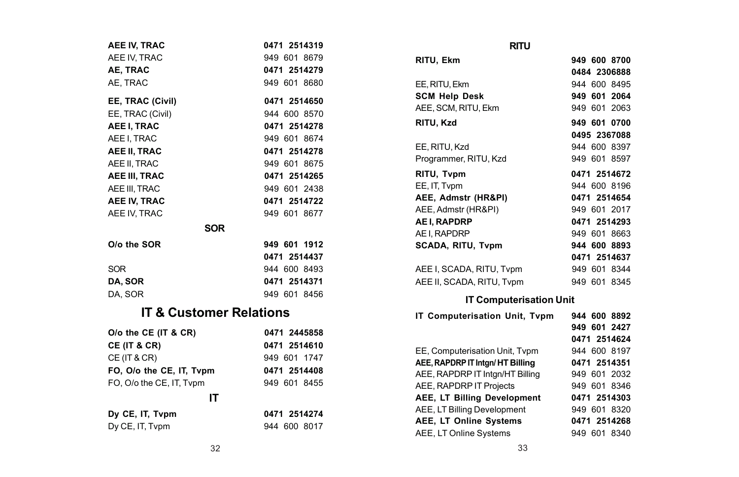| | |
|---|---|
| **AEE IV, TRAC** | **0471 2514319** |
| AEE IV, TRAC | 949 601 8679 |
| **AE, TRAC** | **0471 2514279** |
| AE, TRAC | 949 601 8680 |
| **EE, TRAC (Civil)** | **0471 2514650** |
| EE, TRAC (Civil) | 944 600 8570 |
| **AEE I, TRAC** | **0471 2514278** |
| AEE I, TRAC | 949 601 8674 |
| **AEE II, TRAC** | **0471 2514278** |
| AEE II, TRAC | 949 601 8675 |
| **AEE III, TRAC** | **0471 2514265** |
| AEE III, TRAC | 949 601 2438 |
| **AEE IV, TRAC** | **0471 2514722** |
| AEE IV, TRAC | 949 601 8677 |

### SOR

| | |
|---|---|
| **O/o the SOR** | **949 601 1912** |
| | **0471 2514437** |
| SOR | 944 600 8493 |
| **DA, SOR** | **0471 2514371** |
| DA, SOR | 949 601 8456 |

## IT & Customer Relations

| | |
|---|---|
| **O/o the CE (IT & CR)** | **0471 2445858** |
| **CE (IT & CR)** | **0471 2514610** |
| CE (IT & CR) | 949 601 1747 |
| **FO, O/o the CE, IT, Tvpm** | **0471 2514408** |
| FO, O/o the CE, IT, Tvpm | 949 601 8455 |

### IT

| | |
|---|---|
| **Dy CE, IT, Tvpm** | **0471 2514274** |
| Dy CE, IT, Tvpm | 944 600 8017 |

### RITU

| | |
|---|---|
| **RITU, Ekm** | **949 600 8700** |
| | **0484 2306888** |
| EE, RITU, Ekm | 944 600 8495 |
| **SCM Help Desk** | **949 601 2064** |
| AEE, SCM, RITU, Ekm | 949 601 2063 |
| **RITU, Kzd** | **949 601 0700** |
| | **0495 2367088** |
| EE, RITU, Kzd | 944 600 8397 |
| Programmer, RITU, Kzd | 949 601 8597 |
| **RITU, Tvpm** | **0471 2514672** |
| EE, IT, Tvpm | 944 600 8196 |
| **AEE, Admstr (HR&PI)** | **0471 2514654** |
| AEE, Admstr (HR&PI) | 949 601 2017 |
| **AE I, RAPDRP** | **0471 2514293** |
| AE I, RAPDRP | 949 601 8663 |
| **SCADA, RITU, Tvpm** | **944 600 8893** |
| | **0471 2514637** |
| AEE I, SCADA, RITU, Tvpm | 949 601 8344 |
| AEE II, SCADA, RITU, Tvpm | 949 601 8345 |

### IT Computerisation Unit

| | |
|---|---|
| **IT Computerisation Unit, Tvpm** | **944 600 8892** |
| | **949 601 2427** |
| | **0471 2514624** |
| EE, Computerisation Unit, Tvpm | 944 600 8197 |
| **AEE, RAPDRP IT Intgn/ HT Billing** | **0471 2514351** |
| AEE, RAPDRP IT Intgn/HT Billing | 949 601 2032 |
| AEE, RAPDRP IT Projects | 949 601 8346 |
| **AEE, LT Billing Development** | **0471 2514303** |
| AEE, LT Billing Development | 949 601 8320 |
| **AEE, LT Online Systems** | **0471 2514268** |
| AEE, LT Online Systems | 949 601 8340 |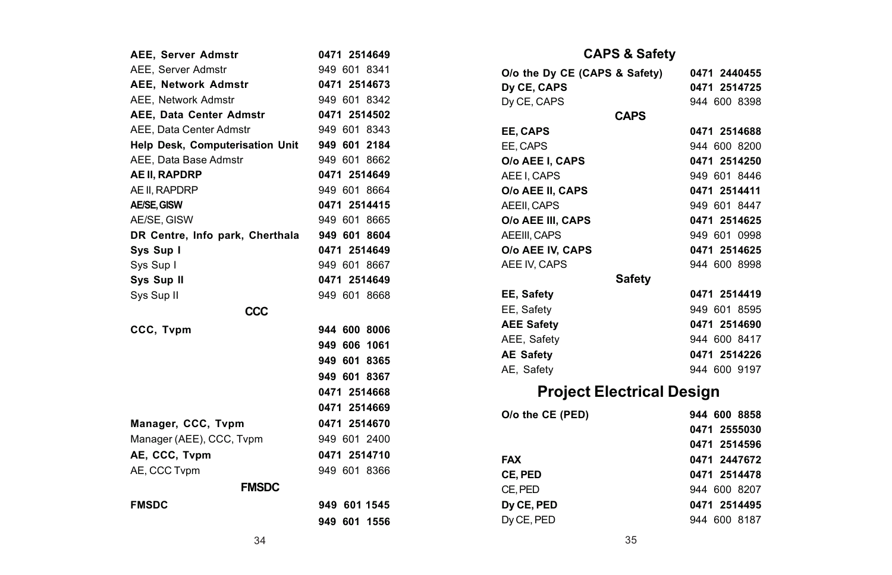| | |
|---|---|
| **AEE, Server Admstr** | **0471 2514649** |
| AEE, Server Admstr | 949 601 8341 |
| **AEE, Network Admstr** | **0471 2514673** |
| AEE, Network Admstr | 949 601 8342 |
| **AEE, Data Center Admstr** | **0471 2514502** |
| AEE, Data Center Admstr | 949 601 8343 |
| **Help Desk, Computerisation Unit** | **949 601 2184** |
| AEE, Data Base Admstr | 949 601 8662 |
| **AE II, RAPDRP** | **0471 2514649** |
| AE II, RAPDRP | 949 601 8664 |
| **AE/SE, GISW** | **0471 2514415** |
| AE/SE, GISW | 949 601 8665 |
| **DR Centre, Info park, Cherthala** | **949 601 8604** |
| **Sys Sup I** | **0471 2514649** |
| Sys Sup I | 949 601 8667 |
| **Sys Sup II** | **0471 2514649** |
| Sys Sup II | 949 601 8668 |

### CCC

| | |
|---|---|
| **CCC, Tvpm** | **944 600 8006** |
| | **949 606 1061** |
| | **949 601 8365** |
| | **949 601 8367** |
| | **0471 2514668** |
| | **0471 2514669** |
| **Manager, CCC, Tvpm** | **0471 2514670** |
| Manager (AEE), CCC, Tvpm | 949 601 2400 |
| **AE, CCC, Tvpm** | **0471 2514710** |
| AE, CCC Tvpm | 949 601 8366 |

### FMSDC

| | |
|---|---|
| **FMSDC** | **949 601 1545** |
| | **949 601 1556** |

## CAPS & Safety

| | |
|---|---|
| **O/o the Dy CE (CAPS & Safety)** | **0471 2440455** |
| **Dy CE, CAPS** | **0471 2514725** |
| Dy CE, CAPS | 944 600 8398 |

### CAPS

| | |
|---|---|
| **EE, CAPS** | **0471 2514688** |
| EE, CAPS | 944 600 8200 |
| **O/o AEE I, CAPS** | **0471 2514250** |
| AEE I, CAPS | 949 601 8446 |
| **O/o AEE II, CAPS** | **0471 2514411** |
| AEEII, CAPS | 949 601 8447 |
| **O/o AEE III, CAPS** | **0471 2514625** |
| AEEIII, CAPS | 949 601 0998 |
| **O/o AEE IV, CAPS** | **0471 2514625** |
| AEE IV, CAPS | 944 600 8998 |

### Safety

| | |
|---|---|
| **EE, Safety** | **0471 2514419** |
| EE, Safety | 949 601 8595 |
| **AEE Safety** | **0471 2514690** |
| AEE, Safety | 944 600 8417 |
| **AE Safety** | **0471 2514226** |
| AE, Safety | 944 600 9197 |

## Project Electrical Design

| | |
|---|---|
| **O/o the CE (PED)** | **944 600 8858** |
| | **0471 2555030** |
| | **0471 2514596** |
| **FAX** | **0471 2447672** |
| **CE, PED** | **0471 2514478** |
| CE, PED | 944 600 8207 |
| **Dy CE, PED** | **0471 2514495** |
| Dy CE, PED | 944 600 8187 |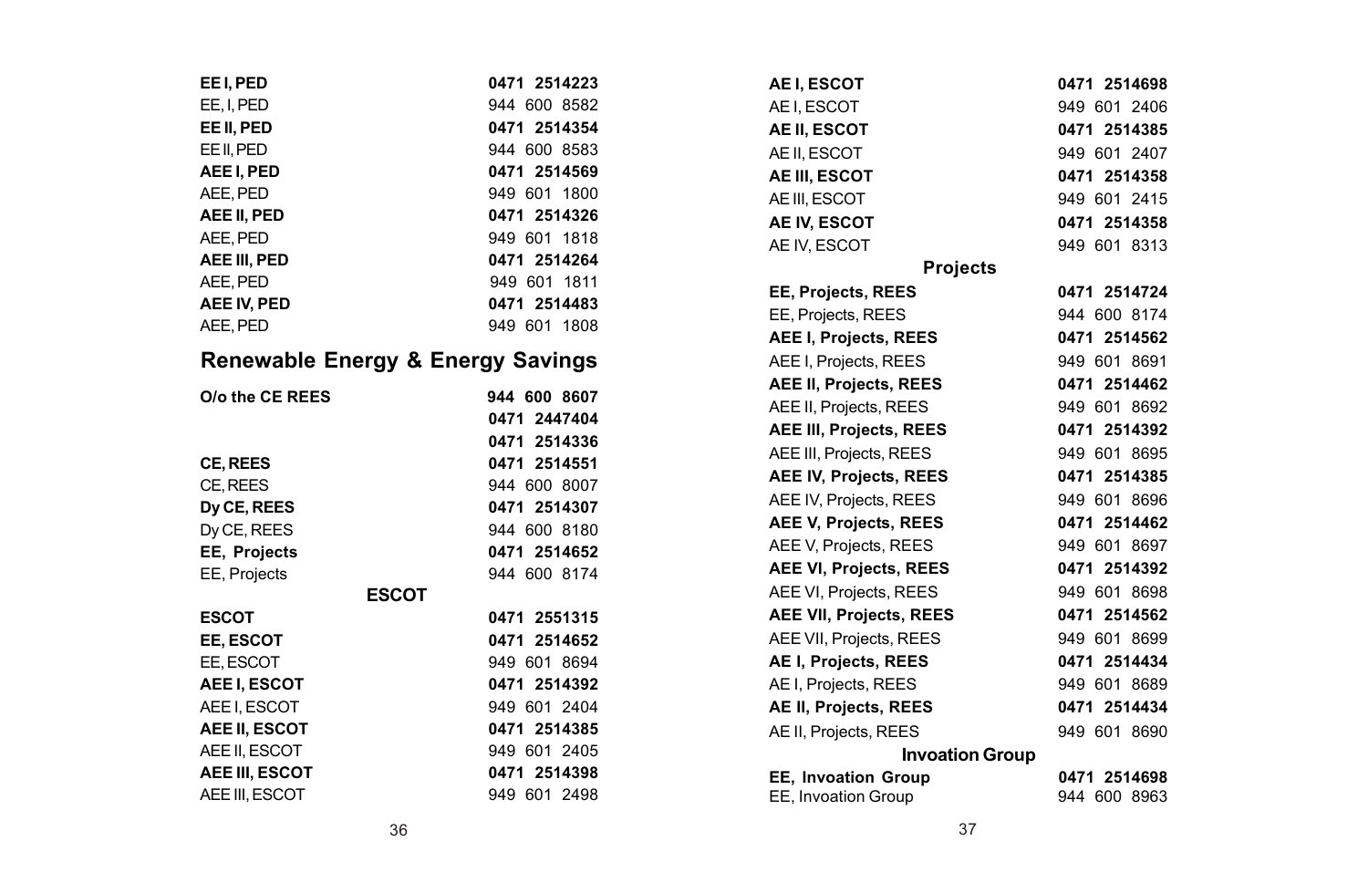| | |
|---|---|
| **EE I, PED** | **0471 2514223** |
| EE, I, PED | 944 600 8582 |
| **EE II, PED** | **0471 2514354** |
| EE II, PED | 944 600 8583 |
| **AEE I, PED** | **0471 2514569** |
| AEE, PED | 949 601 1800 |
| **AEE II, PED** | **0471 2514326** |
| AEE, PED | 949 601 1818 |
| **AEE III, PED** | **0471 2514264** |
| AEE, PED | 949 601 1811 |
| **AEE IV, PED** | **0471 2514483** |
| AEE, PED | 949 601 1808 |

## Renewable Energy & Energy Savings

| | |
|---|---|
| **O/o the CE REES** | **944 600 8607** |
| | **0471 2447404** |
| | **0471 2514336** |
| **CE, REES** | **0471 2514551** |
| CE, REES | 944 600 8007 |
| **Dy CE, REES** | **0471 2514307** |
| Dy CE, REES | 944 600 8180 |
| **EE, Projects** | **0471 2514652** |
| EE, Projects | 944 600 8174 |

### ESCOT

| | |
|---|---|
| **ESCOT** | **0471 2551315** |
| **EE, ESCOT** | **0471 2514652** |
| EE, ESCOT | 949 601 8694 |
| **AEE I, ESCOT** | **0471 2514392** |
| AEE I, ESCOT | 949 601 2404 |
| **AEE II, ESCOT** | **0471 2514385** |
| AEE II, ESCOT | 949 601 2405 |
| **AEE III, ESCOT** | **0471 2514398** |
| AEE III, ESCOT | 949 601 2498 |
| **AE I, ESCOT** | **0471 2514698** |
| AE I, ESCOT | 949 601 2406 |
| **AE II, ESCOT** | **0471 2514385** |
| AE II, ESCOT | 949 601 2407 |
| **AE III, ESCOT** | **0471 2514358** |
| AE III, ESCOT | 949 601 2415 |
| **AE IV, ESCOT** | **0471 2514358** |
| AE IV, ESCOT | 949 601 8313 |

### Projects

| | |
|---|---|
| **EE, Projects, REES** | **0471 2514724** |
| EE, Projects, REES | 944 600 8174 |
| **AEE I, Projects, REES** | **0471 2514562** |
| AEE I, Projects, REES | 949 601 8691 |
| **AEE II, Projects, REES** | **0471 2514462** |
| AEE II, Projects, REES | 949 601 8692 |
| **AEE III, Projects, REES** | **0471 2514392** |
| AEE III, Projects, REES | 949 601 8695 |
| **AEE IV, Projects, REES** | **0471 2514385** |
| AEE IV, Projects, REES | 949 601 8696 |
| **AEE V, Projects, REES** | **0471 2514462** |
| AEE V, Projects, REES | 949 601 8697 |
| **AEE VI, Projects, REES** | **0471 2514392** |
| AEE VI, Projects, REES | 949 601 8698 |
| **AEE VII, Projects, REES** | **0471 2514562** |
| AEE VII, Projects, REES | 949 601 8699 |
| **AE I, Projects, REES** | **0471 2514434** |
| AE I, Projects, REES | 949 601 8689 |
| **AE II, Projects, REES** | **0471 2514434** |
| AE II, Projects, REES | 949 601 8690 |

### Invoation Group

| | |
|---|---|
| **EE, Invoation Group** | **0471 2514698** |
| EE, Invoation Group | 944 600 8963 |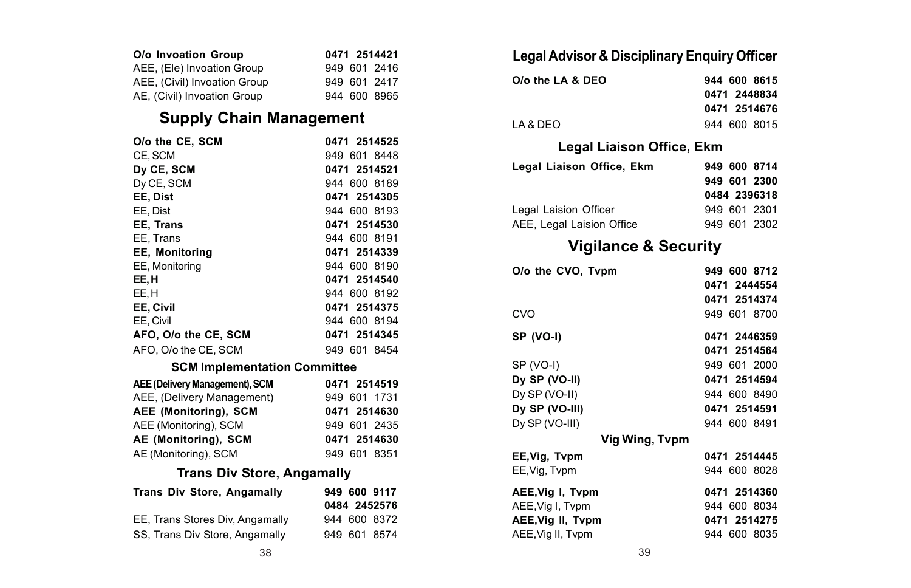| | |
|---|---|
| **O/o Invoation Group** | **0471 2514421** |
| AEE, (Ele) Invoation Group | 949 601 2416 |
| AEE, (Civil) Invoation Group | 949 601 2417 |
| AE, (Civil) Invoation Group | 944 600 8965 |

## Supply Chain Management

| | |
|---|---|
| **O/o the CE, SCM** | **0471 2514525** |
| CE, SCM | 949 601 8448 |
| **Dy CE, SCM** | **0471 2514521** |
| Dy CE, SCM | 944 600 8189 |
| **EE, Dist** | **0471 2514305** |
| EE, Dist | 944 600 8193 |
| **EE, Trans** | **0471 2514530** |
| EE, Trans | 944 600 8191 |
| **EE, Monitoring** | **0471 2514339** |
| EE, Monitoring | 944 600 8190 |
| **EE, H** | **0471 2514540** |
| EE, H | 944 600 8192 |
| **EE, Civil** | **0471 2514375** |
| EE, Civil | 944 600 8194 |
| **AFO, O/o the CE, SCM** | **0471 2514345** |
| AFO, O/o the CE, SCM | 949 601 8454 |

### SCM Implementation Committee

| | |
|---|---|
| **AEE (Delivery Management), SCM** | **0471 2514519** |
| AEE, (Delivery Management) | 949 601 1731 |
| **AEE (Monitoring), SCM** | **0471 2514630** |
| AEE (Monitoring), SCM | 949 601 2435 |
| **AE (Monitoring), SCM** | **0471 2514630** |
| AE (Monitoring), SCM | 949 601 8351 |

### Trans Div Store, Angamally

| | |
|---|---|
| **Trans Div Store, Angamally** | **949 600 9117** |
| | **0484 2452576** |
| EE, Trans Stores Div, Angamally | 944 600 8372 |
| SS, Trans Div Store, Angamally | 949 601 8574 |

## Legal Advisor & Disciplinary Enquiry Officer

| | |
|---|---|
| **O/o the LA & DEO** | **944 600 8615** |
| | **0471 2448834** |
| | **0471 2514676** |
| LA & DEO | 944 600 8015 |

### Legal Liaison Office, Ekm

| | |
|---|---|
| **Legal Liaison Office, Ekm** | **949 600 8714** |
| | **949 601 2300** |
| | **0484 2396318** |
| Legal Laision Officer | 949 601 2301 |
| AEE, Legal Laision Office | 949 601 2302 |

## Vigilance & Security

| | |
|---|---|
| **O/o the CVO, Tvpm** | **949 600 8712** |
| | **0471 2444554** |
| | **0471 2514374** |
| CVO | 949 601 8700 |
| **SP (VO-I)** | **0471 2446359** |
| | **0471 2514564** |
| SP (VO-I) | 949 601 2000 |
| **Dy SP (VO-II)** | **0471 2514594** |
| Dy SP (VO-II) | 944 600 8490 |
| **Dy SP (VO-III)** | **0471 2514591** |
| Dy SP (VO-III) | 944 600 8491 |

### Vig Wing, Tvpm

| | |
|---|---|
| **EE,Vig, Tvpm** | **0471 2514445** |
| EE,Vig, Tvpm | 944 600 8028 |
| **AEE,Vig I, Tvpm** | **0471 2514360** |
| AEE,Vig I, Tvpm | 944 600 8034 |
| **AEE,Vig II, Tvpm** | **0471 2514275** |
| AEE,Vig II, Tvpm | 944 600 8035 |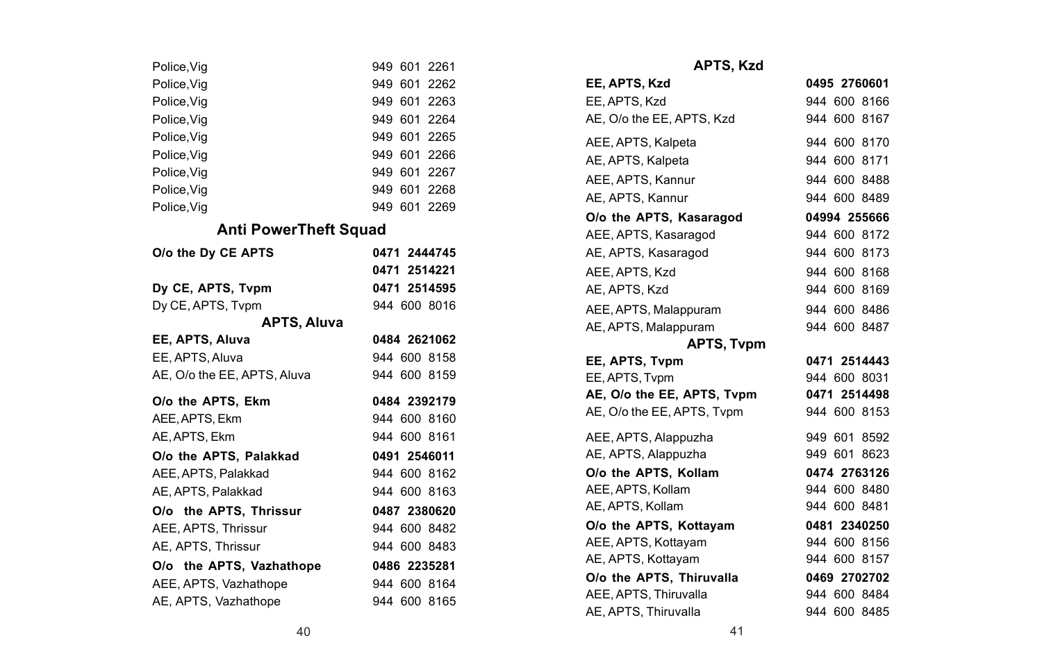| | |
|---|---|
| Police,Vig | 949 601 2261 |
| Police,Vig | 949 601 2262 |
| Police,Vig | 949 601 2263 |
| Police,Vig | 949 601 2264 |
| Police,Vig | 949 601 2265 |
| Police,Vig | 949 601 2266 |
| Police,Vig | 949 601 2267 |
| Police,Vig | 949 601 2268 |
| Police,Vig | 949 601 2269 |

## Anti PowerTheft Squad

| | |
|---|---|
| **O/o the Dy CE APTS** | **0471 2444745** |
| | **0471 2514221** |
| **Dy CE, APTS, Tvpm** | **0471 2514595** |
| Dy CE, APTS, Tvpm | 944 600 8016 |

### APTS, Aluva

| | |
|---|---|
| **EE, APTS, Aluva** | **0484 2621062** |
| EE, APTS, Aluva | 944 600 8158 |
| AE, O/o the EE, APTS, Aluva | 944 600 8159 |
| **O/o the APTS, Ekm** | **0484 2392179** |
| AEE, APTS, Ekm | 944 600 8160 |
| AE, APTS, Ekm | 944 600 8161 |
| **O/o the APTS, Palakkad** | **0491 2546011** |
| AEE, APTS, Palakkad | 944 600 8162 |
| AE, APTS, Palakkad | 944 600 8163 |
| **O/o the APTS, Thrissur** | **0487 2380620** |
| AEE, APTS, Thrissur | 944 600 8482 |
| AE, APTS, Thrissur | 944 600 8483 |
| **O/o the APTS, Vazhathope** | **0486 2235281** |
| AEE, APTS, Vazhathope | 944 600 8164 |
| AE, APTS, Vazhathope | 944 600 8165 |

### APTS, Kzd

| | |
|---|---|
| **EE, APTS, Kzd** | **0495 2760601** |
| EE, APTS, Kzd | 944 600 8166 |
| AE, O/o the EE, APTS, Kzd | 944 600 8167 |
| AEE, APTS, Kalpeta | 944 600 8170 |
| AE, APTS, Kalpeta | 944 600 8171 |
| AEE, APTS, Kannur | 944 600 8488 |
| AE, APTS, Kannur | 944 600 8489 |
| **O/o the APTS, Kasaragod** | **04994 255666** |
| AEE, APTS, Kasaragod | 944 600 8172 |
| AE, APTS, Kasaragod | 944 600 8173 |
| AEE, APTS, Kzd | 944 600 8168 |
| AE, APTS, Kzd | 944 600 8169 |
| AEE, APTS, Malappuram | 944 600 8486 |
| AE, APTS, Malappuram | 944 600 8487 |

### APTS, Tvpm

| | |
|---|---|
| **EE, APTS, Tvpm** | **0471 2514443** |
| EE, APTS, Tvpm | 944 600 8031 |
| **AE, O/o the EE, APTS, Tvpm** | **0471 2514498** |
| AE, O/o the EE, APTS, Tvpm | 944 600 8153 |
| AEE, APTS, Alappuzha | 949 601 8592 |
| AE, APTS, Alappuzha | 949 601 8623 |
| **O/o the APTS, Kollam** | **0474 2763126** |
| AEE, APTS, Kollam | 944 600 8480 |
| AE, APTS, Kollam | 944 600 8481 |
| **O/o the APTS, Kottayam** | **0481 2340250** |
| AEE, APTS, Kottayam | 944 600 8156 |
| AE, APTS, Kottayam | 944 600 8157 |
| **O/o the APTS, Thiruvalla** | **0469 2702702** |
| AEE, APTS, Thiruvalla | 944 600 8484 |
| AE, APTS, Thiruvalla | 944 600 8485 |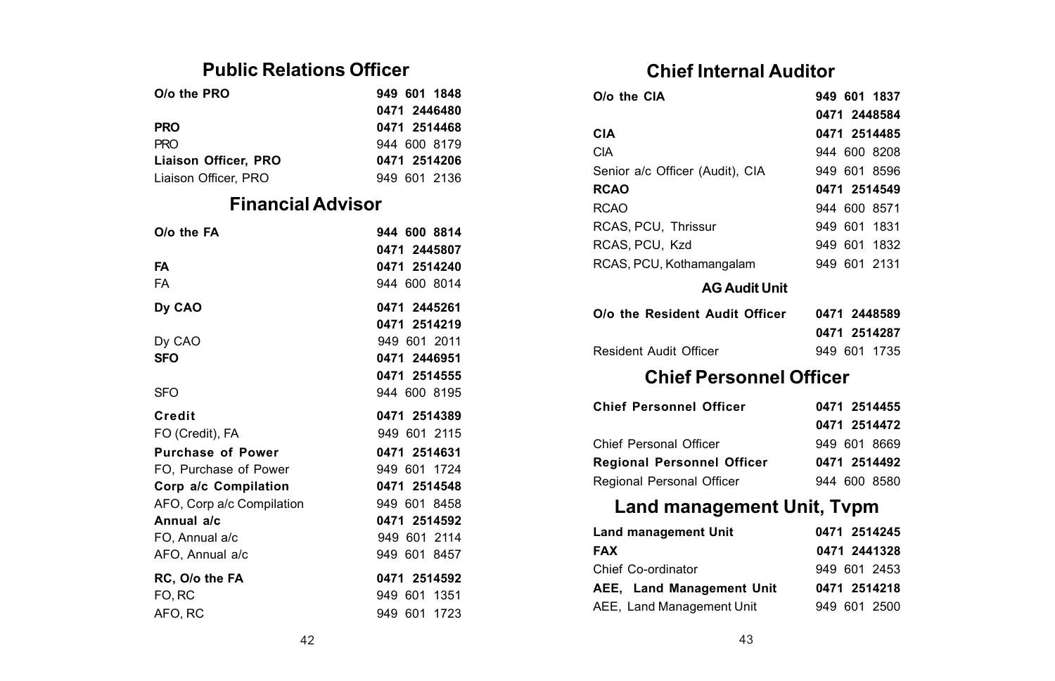## Public Relations Officer

| | |
|---|---|
| **O/o the PRO** | **949 601 1848** |
| | **0471 2446480** |
| **PRO** | **0471 2514468** |
| PRO | 944 600 8179 |
| **Liaison Officer, PRO** | **0471 2514206** |
| Liaison Officer, PRO | 949 601 2136 |

## Financial Advisor

| | |
|---|---|
| **O/o the FA** | **944 600 8814** |
| | **0471 2445807** |
| **FA** | **0471 2514240** |
| FA | 944 600 8014 |
| **Dy CAO** | **0471 2445261** |
| | **0471 2514219** |
| Dy CAO | 949 601 2011 |
| **SFO** | **0471 2446951** |
| | **0471 2514555** |
| SFO | 944 600 8195 |
| **Credit** | **0471 2514389** |
| FO (Credit), FA | 949 601 2115 |
| **Purchase of Power** | **0471 2514631** |
| FO, Purchase of Power | 949 601 1724 |
| **Corp a/c Compilation** | **0471 2514548** |
| AFO, Corp a/c Compilation | 949 601 8458 |
| **Annual a/c** | **0471 2514592** |
| FO, Annual a/c | 949 601 2114 |
| AFO, Annual a/c | 949 601 8457 |
| **RC, O/o the FA** | **0471 2514592** |
| FO, RC | 949 601 1351 |
| AFO, RC | 949 601 1723 |

## Chief Internal Auditor

| | |
|---|---|
| **O/o the CIA** | **949 601 1837** |
| | **0471 2448584** |
| **CIA** | **0471 2514485** |
| CIA | 944 600 8208 |
| Senior a/c Officer (Audit), CIA | 949 601 8596 |
| **RCAO** | **0471 2514549** |
| RCAO | 944 600 8571 |
| RCAS, PCU, Thrissur | 949 601 1831 |
| RCAS, PCU, Kzd | 949 601 1832 |
| RCAS, PCU, Kothamangalam | 949 601 2131 |

### AG Audit Unit

| | |
|---|---|
| **O/o the Resident Audit Officer** | **0471 2448589** |
| | **0471 2514287** |
| Resident Audit Officer | 949 601 1735 |

## Chief Personnel Officer

| | |
|---|---|
| **Chief Personnel Officer** | **0471 2514455** |
| | **0471 2514472** |
| Chief Personal Officer | 949 601 8669 |
| **Regional Personnel Officer** | **0471 2514492** |
| Regional Personal Officer | 944 600 8580 |

## Land management Unit, Tvpm

| | |
|---|---|
| **Land management Unit** | **0471 2514245** |
| **FAX** | **0471 2441328** |
| Chief Co-ordinator | 949 601 2453 |
| **AEE, Land Management Unit** | **0471 2514218** |
| AEE, Land Management Unit | 949 601 2500 |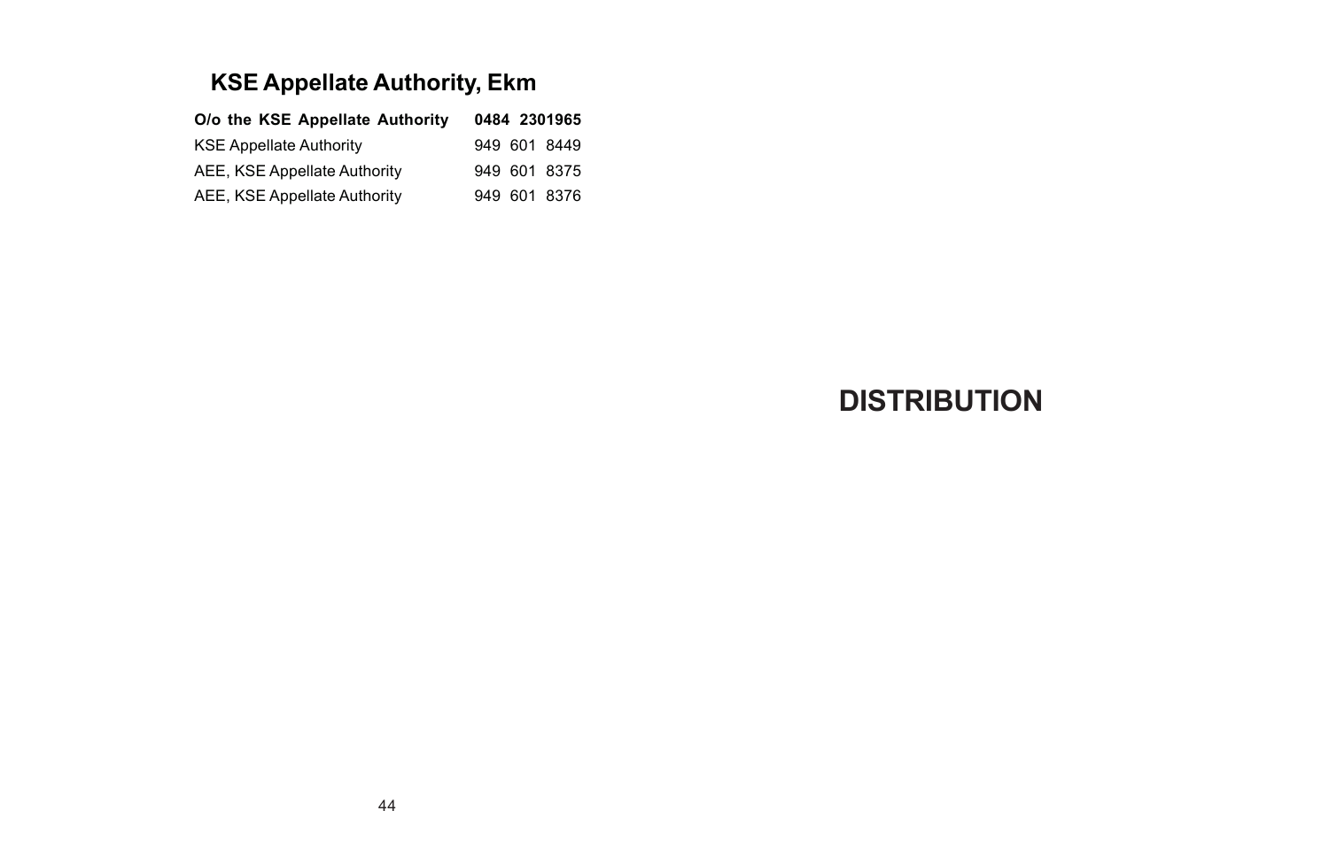## KSE Appellate Authority, Ekm

| **O/o the KSE Appellate Authority** | **0484 2301965** |
|---|---|
| KSE Appellate Authority | 949 601 8449 |
| AEE, KSE Appellate Authority | 949 601 8375 |
| AEE, KSE Appellate Authority | 949 601 8376 |

# DISTRIBUTION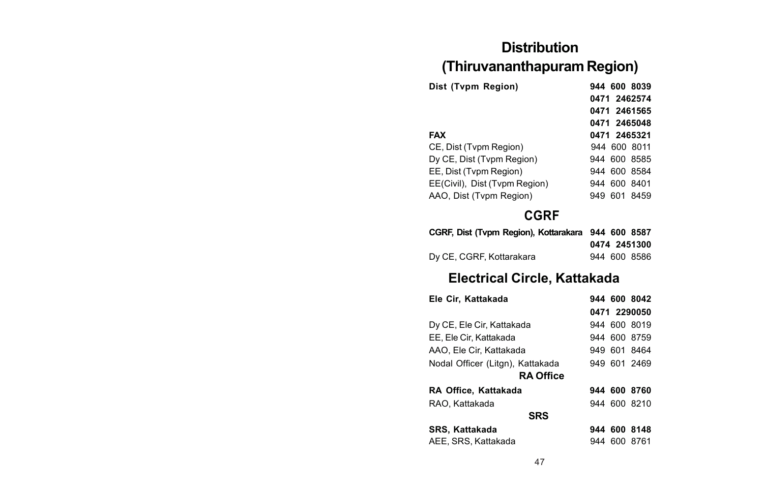# Distribution (Thiruvananthapuram Region)

| | |
|---|---|
| **Dist (Tvpm Region)** | **944 600 8039** |
| | **0471 2462574** |
| | **0471 2461565** |
| | **0471 2465048** |
| **FAX** | **0471 2465321** |
| CE, Dist (Tvpm Region) | 944 600 8011 |
| Dy CE, Dist (Tvpm Region) | 944 600 8585 |
| EE, Dist (Tvpm Region) | 944 600 8584 |
| EE(Civil), Dist (Tvpm Region) | 944 600 8401 |
| AAO, Dist (Tvpm Region) | 949 601 8459 |

## CGRF

| | |
|---|---|
| **CGRF, Dist (Tvpm Region), Kottarakara** | **944 600 8587** |
| | **0474 2451300** |
| Dy CE, CGRF, Kottarakara | 944 600 8586 |

## Electrical Circle, Kattakada

| | |
|---|---|
| **Ele Cir, Kattakada** | **944 600 8042** |
| | **0471 2290050** |
| Dy CE, Ele Cir, Kattakada | 944 600 8019 |
| EE, Ele Cir, Kattakada | 944 600 8759 |
| AAO, Ele Cir, Kattakada | 949 601 8464 |
| Nodal Officer (Litgn), Kattakada | 949 601 2469 |

### RA Office

| | |
|---|---|
| **RA Office, Kattakada** | **944 600 8760** |
| RAO, Kattakada | 944 600 8210 |

### SRS

| | |
|---|---|
| **SRS, Kattakada** | **944 600 8148** |
| AEE, SRS, Kattakada | 944 600 8761 |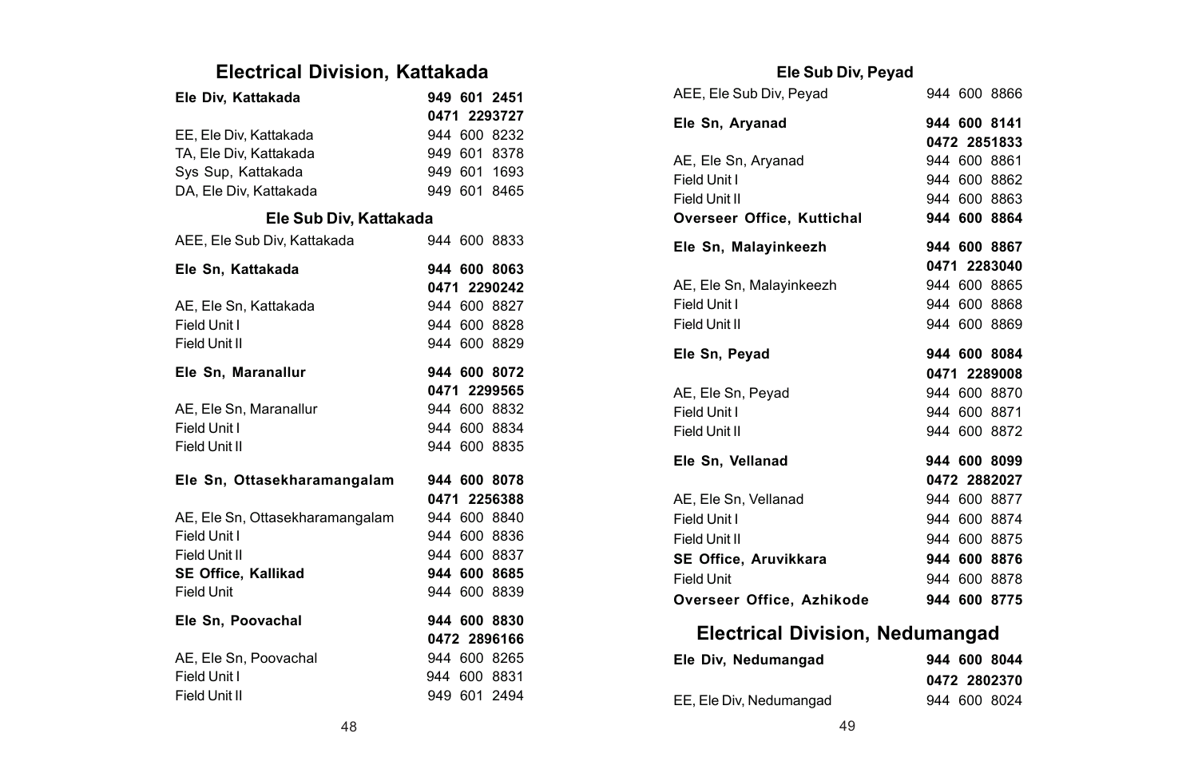## Electrical Division, Kattakada

| | |
|---|---|
| **Ele Div, Kattakada** | **949 601 2451** |
| | **0471 2293727** |
| EE, Ele Div, Kattakada | 944 600 8232 |
| TA, Ele Div, Kattakada | 949 601 8378 |
| Sys Sup, Kattakada | 949 601 1693 |
| DA, Ele Div, Kattakada | 949 601 8465 |

### Ele Sub Div, Kattakada

| | |
|---|---|
| AEE, Ele Sub Div, Kattakada | 944 600 8833 |
| **Ele Sn, Kattakada** | **944 600 8063** |
| | **0471 2290242** |
| AE, Ele Sn, Kattakada | 944 600 8827 |
| Field Unit I | 944 600 8828 |
| Field Unit II | 944 600 8829 |
| **Ele Sn, Maranallur** | **944 600 8072** |
| | **0471 2299565** |
| AE, Ele Sn, Maranallur | 944 600 8832 |
| Field Unit I | 944 600 8834 |
| Field Unit II | 944 600 8835 |
| **Ele Sn, Ottasekharamangalam** | **944 600 8078** |
| | **0471 2256388** |
| AE, Ele Sn, Ottasekharamangalam | 944 600 8840 |
| Field Unit I | 944 600 8836 |
| Field Unit II | 944 600 8837 |
| **SE Office, Kallikad** | **944 600 8685** |
| Field Unit | 944 600 8839 |
| **Ele Sn, Poovachal** | **944 600 8830** |
| | **0472 2896166** |
| AE, Ele Sn, Poovachal | 944 600 8265 |
| Field Unit I | 944 600 8831 |
| Field Unit II | 949 601 2494 |

### Ele Sub Div, Peyad

| | |
|---|---|
| AEE, Ele Sub Div, Peyad | 944 600 8866 |
| **Ele Sn, Aryanad** | **944 600 8141** |
| | **0472 2851833** |
| AE, Ele Sn, Aryanad | 944 600 8861 |
| Field Unit I | 944 600 8862 |
| Field Unit II | 944 600 8863 |
| **Overseer Office, Kuttichal** | **944 600 8864** |
| **Ele Sn, Malayinkeezh** | **944 600 8867** |
| | **0471 2283040** |
| AE, Ele Sn, Malayinkeezh | 944 600 8865 |
| Field Unit I | 944 600 8868 |
| Field Unit II | 944 600 8869 |
| **Ele Sn, Peyad** | **944 600 8084** |
| | **0471 2289008** |
| AE, Ele Sn, Peyad | 944 600 8870 |
| Field Unit I | 944 600 8871 |
| Field Unit II | 944 600 8872 |
| **Ele Sn, Vellanad** | **944 600 8099** |
| | **0472 2882027** |
| AE, Ele Sn, Vellanad | 944 600 8877 |
| Field Unit I | 944 600 8874 |
| Field Unit II | 944 600 8875 |
| **SE Office, Aruvikkara** | **944 600 8876** |
| Field Unit | 944 600 8878 |
| **Overseer Office, Azhikode** | **944 600 8775** |

## Electrical Division, Nedumangad

| | |
|---|---|
| **Ele Div, Nedumangad** | **944 600 8044** |
| | **0472 2802370** |
| EE, Ele Div, Nedumangad | 944 600 8024 |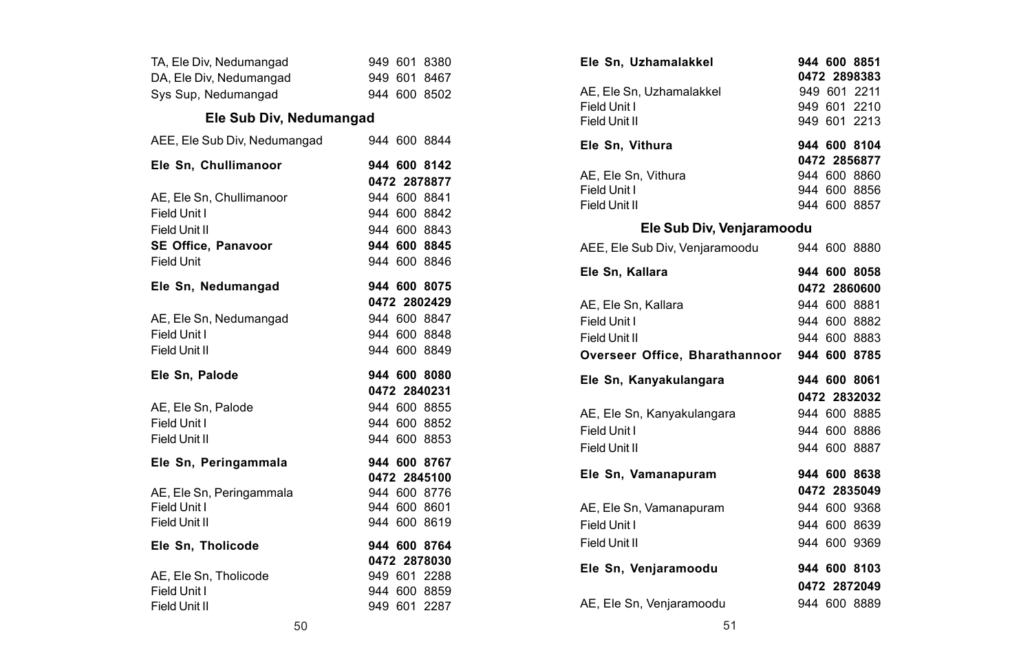| | |
|---|---|
| TA, Ele Div, Nedumangad | 949 601 8380 |
| DA, Ele Div, Nedumangad | 949 601 8467 |
| Sys Sup, Nedumangad | 944 600 8502 |

## Ele Sub Div, Nedumangad

| | |
|---|---|
| AEE, Ele Sub Div, Nedumangad | 944 600 8844 |
| **Ele Sn, Chullimanoor** | **944 600 8142** |
| | **0472 2878877** |
| AE, Ele Sn, Chullimanoor | 944 600 8841 |
| Field Unit I | 944 600 8842 |
| Field Unit II | 944 600 8843 |
| **SE Office, Panavoor** | **944 600 8845** |
| Field Unit | 944 600 8846 |
| **Ele Sn, Nedumangad** | **944 600 8075** |
| | **0472 2802429** |
| AE, Ele Sn, Nedumangad | 944 600 8847 |
| Field Unit I | 944 600 8848 |
| Field Unit II | 944 600 8849 |
| **Ele Sn, Palode** | **944 600 8080** |
| | **0472 2840231** |
| AE, Ele Sn, Palode | 944 600 8855 |
| Field Unit I | 944 600 8852 |
| Field Unit II | 944 600 8853 |
| **Ele Sn, Peringammala** | **944 600 8767** |
| | **0472 2845100** |
| AE, Ele Sn, Peringammala | 944 600 8776 |
| Field Unit I | 944 600 8601 |
| Field Unit II | 944 600 8619 |
| **Ele Sn, Tholicode** | **944 600 8764** |
| | **0472 2878030** |
| AE, Ele Sn, Tholicode | 949 601 2288 |
| Field Unit I | 944 600 8859 |
| Field Unit II | 949 601 2287 |
| **Ele Sn, Uzhamalakkel** | **944 600 8851** |
| | **0472 2898383** |
| AE, Ele Sn, Uzhamalakkel | 949 601 2211 |
| Field Unit I | 949 601 2210 |
| Field Unit II | 949 601 2213 |
| **Ele Sn, Vithura** | **944 600 8104** |
| | **0472 2856877** |
| AE, Ele Sn, Vithura | 944 600 8860 |
| Field Unit I | 944 600 8856 |
| Field Unit II | 944 600 8857 |

## Ele Sub Div, Venjaramoodu

| | |
|---|---|
| AEE, Ele Sub Div, Venjaramoodu | 944 600 8880 |
| **Ele Sn, Kallara** | **944 600 8058** |
| | **0472 2860600** |
| AE, Ele Sn, Kallara | 944 600 8881 |
| Field Unit I | 944 600 8882 |
| Field Unit II | 944 600 8883 |
| **Overseer Office, Bharathannoor** | **944 600 8785** |
| **Ele Sn, Kanyakulangara** | **944 600 8061** |
| | **0472 2832032** |
| AE, Ele Sn, Kanyakulangara | 944 600 8885 |
| Field Unit I | 944 600 8886 |
| Field Unit II | 944 600 8887 |
| **Ele Sn, Vamanapuram** | **944 600 8638** |
| | **0472 2835049** |
| AE, Ele Sn, Vamanapuram | 944 600 9368 |
| Field Unit I | 944 600 8639 |
| Field Unit II | 944 600 9369 |
| **Ele Sn, Venjaramoodu** | **944 600 8103** |
| | **0472 2872049** |
| AE, Ele Sn, Venjaramoodu | 944 600 8889 |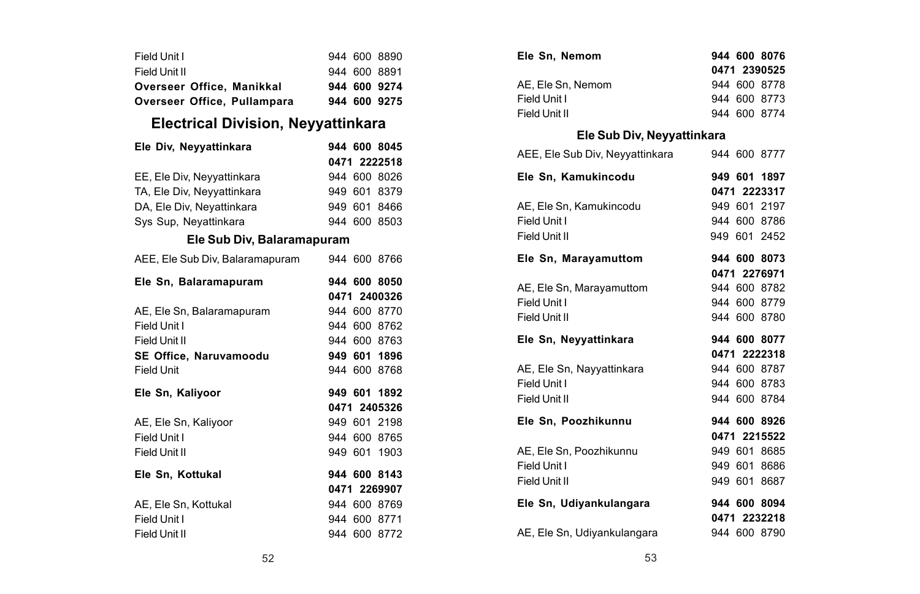| | |
|---|---|
| Field Unit I | 944 600 8890 |
| Field Unit II | 944 600 8891 |
| **Overseer Office, Manikkal** | **944 600 9274** |
| **Overseer Office, Pullampara** | **944 600 9275** |

## Electrical Division, Neyyattinkara

| | |
|---|---|
| **Ele Div, Neyyattinkara** | **944 600 8045** |
| | **0471 2222518** |
| EE, Ele Div, Neyyattinkara | 944 600 8026 |
| TA, Ele Div, Neyyattinkara | 949 601 8379 |
| DA, Ele Div, Neyattinkara | 949 601 8466 |
| Sys Sup, Neyattinkara | 944 600 8503 |

### Ele Sub Div, Balaramapuram

| | |
|---|---|
| AEE, Ele Sub Div, Balaramapuram | 944 600 8766 |
| **Ele Sn, Balaramapuram** | **944 600 8050** |
| | **0471 2400326** |
| AE, Ele Sn, Balaramapuram | 944 600 8770 |
| Field Unit I | 944 600 8762 |
| Field Unit II | 944 600 8763 |
| **SE Office, Naruvamoodu** | **949 601 1896** |
| Field Unit | 944 600 8768 |
| **Ele Sn, Kaliyoor** | **949 601 1892** |
| | **0471 2405326** |
| AE, Ele Sn, Kaliyoor | 949 601 2198 |
| Field Unit I | 944 600 8765 |
| Field Unit II | 949 601 1903 |
| **Ele Sn, Kottukal** | **944 600 8143** |
| | **0471 2269907** |
| AE, Ele Sn, Kottukal | 944 600 8769 |
| Field Unit I | 944 600 8771 |
| Field Unit II | 944 600 8772 |
| **Ele Sn, Nemom** | **944 600 8076** |
| | **0471 2390525** |
| AE, Ele Sn, Nemom | 944 600 8778 |
| Field Unit I | 944 600 8773 |
| Field Unit II | 944 600 8774 |

### Ele Sub Div, Neyyattinkara

| | |
|---|---|
| AEE, Ele Sub Div, Neyyattinkara | 944 600 8777 |
| **Ele Sn, Kamukincodu** | **949 601 1897** |
| | **0471 2223317** |
| AE, Ele Sn, Kamukincodu | 949 601 2197 |
| Field Unit I | 944 600 8786 |
| Field Unit II | 949 601 2452 |
| **Ele Sn, Marayamuttom** | **944 600 8073** |
| | **0471 2276971** |
| AE, Ele Sn, Marayamuttom | 944 600 8782 |
| Field Unit I | 944 600 8779 |
| Field Unit II | 944 600 8780 |
| **Ele Sn, Neyyattinkara** | **944 600 8077** |
| | **0471 2222318** |
| AE, Ele Sn, Nayyattinkara | 944 600 8787 |
| Field Unit I | 944 600 8783 |
| Field Unit II | 944 600 8784 |
| **Ele Sn, Poozhikunnu** | **944 600 8926** |
| | **0471 2215522** |
| AE, Ele Sn, Poozhikunnu | 949 601 8685 |
| Field Unit I | 949 601 8686 |
| Field Unit II | 949 601 8687 |
| **Ele Sn, Udiyankulangara** | **944 600 8094** |
| | **0471 2232218** |
| AE, Ele Sn, Udiyankulangara | 944 600 8790 |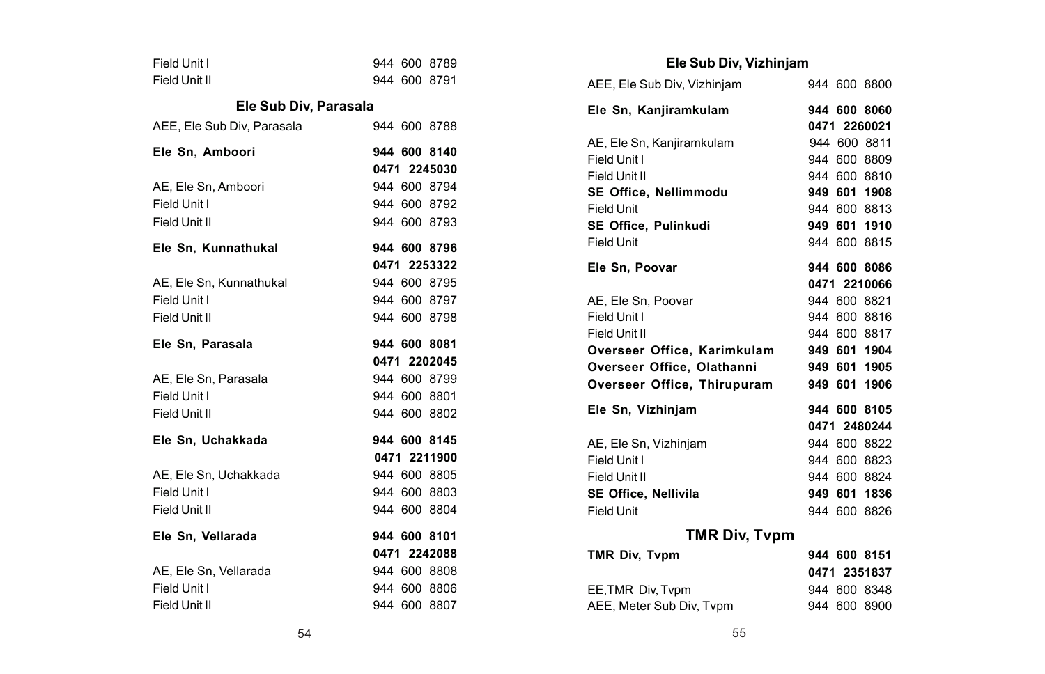| | |
|---|---|
| Field Unit I | 944 600 8789 |
| Field Unit II | 944 600 8791 |

## Ele Sub Div, Parasala

| | |
|---|---|
| AEE, Ele Sub Div, Parasala | 944 600 8788 |
| **Ele Sn, Amboori** | **944 600 8140** |
| | **0471 2245030** |
| AE, Ele Sn, Amboori | 944 600 8794 |
| Field Unit I | 944 600 8792 |
| Field Unit II | 944 600 8793 |
| **Ele Sn, Kunnathukal** | **944 600 8796** |
| | **0471 2253322** |
| AE, Ele Sn, Kunnathukal | 944 600 8795 |
| Field Unit I | 944 600 8797 |
| Field Unit II | 944 600 8798 |
| **Ele Sn, Parasala** | **944 600 8081** |
| | **0471 2202045** |
| AE, Ele Sn, Parasala | 944 600 8799 |
| Field Unit I | 944 600 8801 |
| Field Unit II | 944 600 8802 |
| **Ele Sn, Uchakkada** | **944 600 8145** |
| | **0471 2211900** |
| AE, Ele Sn, Uchakkada | 944 600 8805 |
| Field Unit I | 944 600 8803 |
| Field Unit II | 944 600 8804 |
| **Ele Sn, Vellarada** | **944 600 8101** |
| | **0471 2242088** |
| AE, Ele Sn, Vellarada | 944 600 8808 |
| Field Unit I | 944 600 8806 |
| Field Unit II | 944 600 8807 |

## Ele Sub Div, Vizhinjam

| | |
|---|---|
| AEE, Ele Sub Div, Vizhinjam | 944 600 8800 |
| **Ele Sn, Kanjiramkulam** | **944 600 8060** |
| | **0471 2260021** |
| AE, Ele Sn, Kanjiramkulam | 944 600 8811 |
| Field Unit I | 944 600 8809 |
| Field Unit II | 944 600 8810 |
| **SE Office, Nellimmodu** | **949 601 1908** |
| Field Unit | 944 600 8813 |
| **SE Office, Pulinkudi** | **949 601 1910** |
| Field Unit | 944 600 8815 |
| **Ele Sn, Poovar** | **944 600 8086** |
| | **0471 2210066** |
| AE, Ele Sn, Poovar | 944 600 8821 |
| Field Unit I | 944 600 8816 |
| Field Unit II | 944 600 8817 |
| **Overseer Office, Karimkulam** | **949 601 1904** |
| **Overseer Office, Olathanni** | **949 601 1905** |
| **Overseer Office, Thirupuram** | **949 601 1906** |
| **Ele Sn, Vizhinjam** | **944 600 8105** |
| | **0471 2480244** |
| AE, Ele Sn, Vizhinjam | 944 600 8822 |
| Field Unit I | 944 600 8823 |
| Field Unit II | 944 600 8824 |
| **SE Office, Nellivila** | **949 601 1836** |
| Field Unit | 944 600 8826 |

## TMR Div, Tvpm

| | |
|---|---|
| **TMR Div, Tvpm** | **944 600 8151** |
| | **0471 2351837** |
| EE,TMR Div, Tvpm | 944 600 8348 |
| AEE, Meter Sub Div, Tvpm | 944 600 8900 |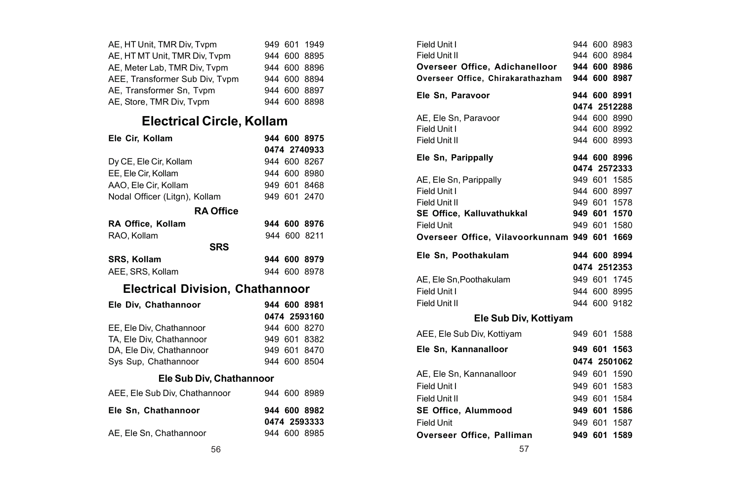| | |
|---|---|
| AE, HT Unit, TMR Div, Tvpm | 949 601 1949 |
| AE, HT MT Unit, TMR Div, Tvpm | 944 600 8895 |
| AE, Meter Lab, TMR Div, Tvpm | 944 600 8896 |
| AEE, Transformer Sub Div, Tvpm | 944 600 8894 |
| AE, Transformer Sn, Tvpm | 944 600 8897 |
| AE, Store, TMR Div, Tvpm | 944 600 8898 |

## Electrical Circle, Kollam

| | |
|---|---|
| **Ele Cir, Kollam** | **944 600 8975** |
| | **0474 2740933** |
| Dy CE, Ele Cir, Kollam | 944 600 8267 |
| EE, Ele Cir, Kollam | 944 600 8980 |
| AAO, Ele Cir, Kollam | 949 601 8468 |
| Nodal Officer (Litgn), Kollam | 949 601 2470 |

### RA Office

| | |
|---|---|
| **RA Office, Kollam** | **944 600 8976** |
| RAO, Kollam | 944 600 8211 |

### SRS

| | |
|---|---|
| **SRS, Kollam** | **944 600 8979** |
| AEE, SRS, Kollam | 944 600 8978 |

## Electrical Division, Chathannoor

| | |
|---|---|
| **Ele Div, Chathannoor** | **944 600 8981** |
| | **0474 2593160** |
| EE, Ele Div, Chathannoor | 944 600 8270 |
| TA, Ele Div, Chathannoor | 949 601 8382 |
| DA, Ele Div, Chathannoor | 949 601 8470 |
| Sys Sup, Chathannoor | 944 600 8504 |

### Ele Sub Div, Chathannoor

| | |
|---|---|
| AEE, Ele Sub Div, Chathannoor | 944 600 8989 |
| **Ele Sn, Chathannoor** | **944 600 8982** |
| | **0474 2593333** |
| AE, Ele Sn, Chathannoor | 944 600 8985 |
| Field Unit I | 944 600 8983 |
| Field Unit II | 944 600 8984 |
| **Overseer Office, Adichanelloor** | **944 600 8986** |
| **Overseer Office, Chirakarathazham** | **944 600 8987** |
| **Ele Sn, Paravoor** | **944 600 8991** |
| | **0474 2512288** |
| AE, Ele Sn, Paravoor | 944 600 8990 |
| Field Unit I | 944 600 8992 |
| Field Unit II | 944 600 8993 |
| **Ele Sn, Parippally** | **944 600 8996** |
| | **0474 2572333** |
| AE, Ele Sn, Parippally | 949 601 1585 |
| Field Unit I | 944 600 8997 |
| Field Unit II | 949 601 1578 |
| **SE Office, Kalluvathukkal** | **949 601 1570** |
| Field Unit | 949 601 1580 |
| **Overseer Office, Vilavoorkunnam** | **949 601 1669** |
| **Ele Sn, Poothakulam** | **944 600 8994** |
| | **0474 2512353** |
| AE, Ele Sn,Poothakulam | 949 601 1745 |
| Field Unit I | 944 600 8995 |
| Field Unit II | 944 600 9182 |

### Ele Sub Div, Kottiyam

| | |
|---|---|
| AEE, Ele Sub Div, Kottiyam | 949 601 1588 |
| **Ele Sn, Kannanalloor** | **949 601 1563** |
| | **0474 2501062** |
| AE, Ele Sn, Kannanalloor | 949 601 1590 |
| Field Unit I | 949 601 1583 |
| Field Unit II | 949 601 1584 |
| **SE Office, Alummood** | **949 601 1586** |
| Field Unit | 949 601 1587 |
| **Overseer Office, Palliman** | **949 601 1589** |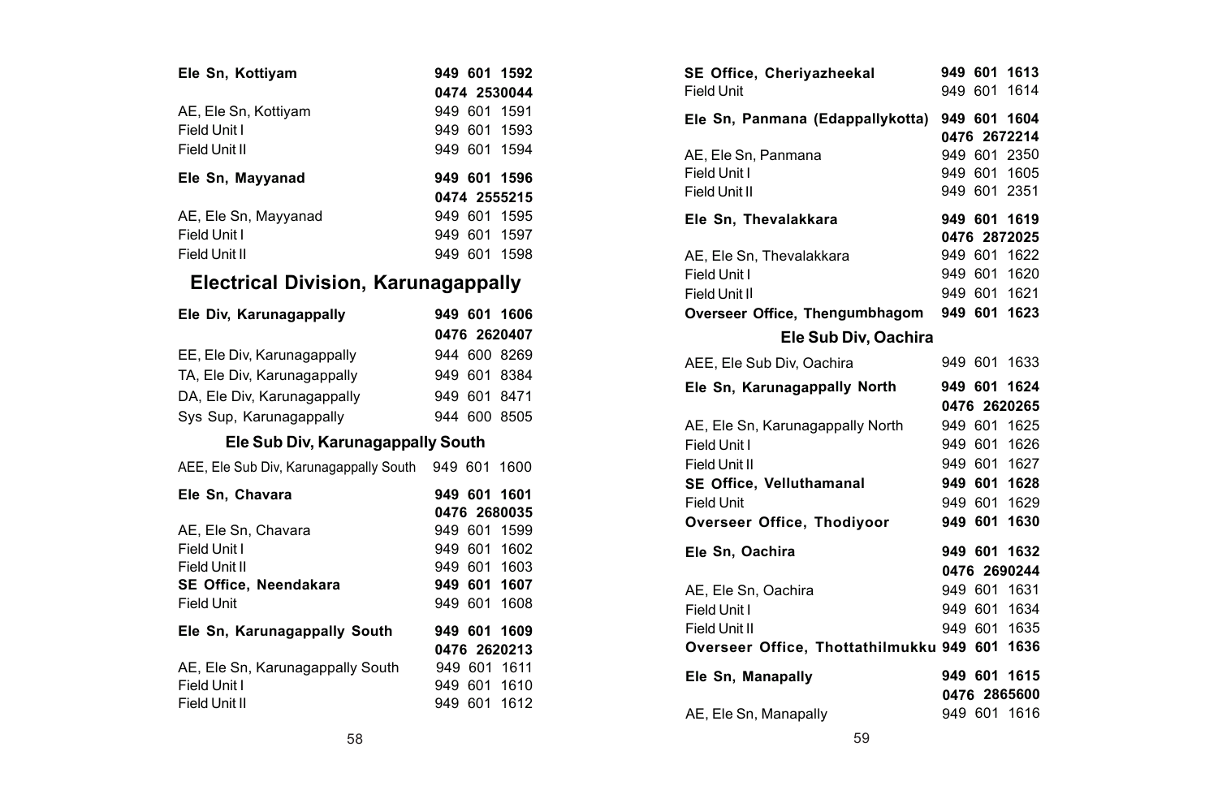| | |
|---|---|
| **Ele Sn, Kottiyam** | **949 601 1592** |
| | **0474 2530044** |
| AE, Ele Sn, Kottiyam | 949 601 1591 |
| Field Unit I | 949 601 1593 |
| Field Unit II | 949 601 1594 |
| **Ele Sn, Mayyanad** | **949 601 1596** |
| | **0474 2555215** |
| AE, Ele Sn, Mayyanad | 949 601 1595 |
| Field Unit I | 949 601 1597 |
| Field Unit II | 949 601 1598 |

## Electrical Division, Karunagappally

| | |
|---|---|
| **Ele Div, Karunagappally** | **949 601 1606** |
| | **0476 2620407** |
| EE, Ele Div, Karunagappally | 944 600 8269 |
| TA, Ele Div, Karunagappally | 949 601 8384 |
| DA, Ele Div, Karunagappally | 949 601 8471 |
| Sys Sup, Karunagappally | 944 600 8505 |

### Ele Sub Div, Karunagappally South

| | |
|---|---|
| AEE, Ele Sub Div, Karunagappally South | 949 601 1600 |
| **Ele Sn, Chavara** | **949 601 1601** |
| | **0476 2680035** |
| AE, Ele Sn, Chavara | 949 601 1599 |
| Field Unit I | 949 601 1602 |
| Field Unit II | 949 601 1603 |
| **SE Office, Neendakara** | **949 601 1607** |
| Field Unit | 949 601 1608 |
| **Ele Sn, Karunagappally South** | **949 601 1609** |
| | **0476 2620213** |
| AE, Ele Sn, Karunagappally South | 949 601 1611 |
| Field Unit I | 949 601 1610 |
| Field Unit II | 949 601 1612 |
| **SE Office, Cheriyazheekal** | **949 601 1613** |
| Field Unit | 949 601 1614 |
| **Ele Sn, Panmana (Edappallykotta)** | **949 601 1604** |
| | **0476 2672214** |
| AE, Ele Sn, Panmana | 949 601 2350 |
| Field Unit I | 949 601 1605 |
| Field Unit II | 949 601 2351 |
| **Ele Sn, Thevalakkara** | **949 601 1619** |
| | **0476 2872025** |
| AE, Ele Sn, Thevalakkara | 949 601 1622 |
| Field Unit I | 949 601 1620 |
| Field Unit II | 949 601 1621 |
| **Overseer Office, Thengumbhagom** | **949 601 1623** |

### Ele Sub Div, Oachira

| | |
|---|---|
| AEE, Ele Sub Div, Oachira | 949 601 1633 |
| **Ele Sn, Karunagappally North** | **949 601 1624** |
| | **0476 2620265** |
| AE, Ele Sn, Karunagappally North | 949 601 1625 |
| Field Unit I | 949 601 1626 |
| Field Unit II | 949 601 1627 |
| **SE Office, Velluthamanal** | **949 601 1628** |
| Field Unit | 949 601 1629 |
| **Overseer Office, Thodiyoor** | **949 601 1630** |
| **Ele Sn, Oachira** | **949 601 1632** |
| | **0476 2690244** |
| AE, Ele Sn, Oachira | 949 601 1631 |
| Field Unit I | 949 601 1634 |
| Field Unit II | 949 601 1635 |
| **Overseer Office, Thottathilmukku** | **949 601 1636** |
| **Ele Sn, Manapally** | **949 601 1615** |
| | **0476 2865600** |
| AE, Ele Sn, Manapally | 949 601 1616 |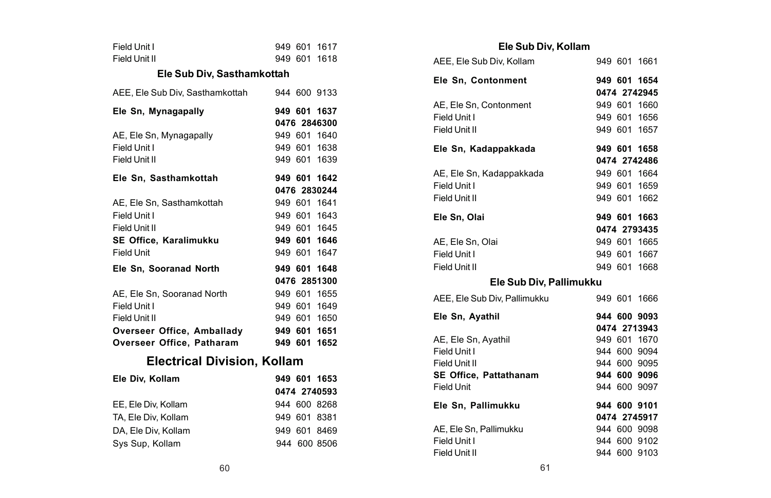| | |
|---|---|
| Field Unit I | 949 601 1617 |
| Field Unit II | 949 601 1618 |

### Ele Sub Div, Sasthamkottah

| | |
|---|---|
| AEE, Ele Sub Div, Sasthamkottah | 944 600 9133 |
| **Ele Sn, Mynagapally** | **949 601 1637** |
| | **0476 2846300** |
| AE, Ele Sn, Mynagapally | 949 601 1640 |
| Field Unit I | 949 601 1638 |
| Field Unit II | 949 601 1639 |
| **Ele Sn, Sasthamkottah** | **949 601 1642** |
| | **0476 2830244** |
| AE, Ele Sn, Sasthamkottah | 949 601 1641 |
| Field Unit I | 949 601 1643 |
| Field Unit II | 949 601 1645 |
| **SE Office, Karalimukku** | **949 601 1646** |
| Field Unit | 949 601 1647 |
| **Ele Sn, Sooranad North** | **949 601 1648** |
| | **0476 2851300** |
| AE, Ele Sn, Sooranad North | 949 601 1655 |
| Field Unit I | 949 601 1649 |
| Field Unit II | 949 601 1650 |
| **Overseer Office, Amballady** | **949 601 1651** |
| **Overseer Office, Patharam** | **949 601 1652** |

## Electrical Division, Kollam

| | |
|---|---|
| **Ele Div, Kollam** | **949 601 1653** |
| | **0474 2740593** |
| EE, Ele Div, Kollam | 944 600 8268 |
| TA, Ele Div, Kollam | 949 601 8381 |
| DA, Ele Div, Kollam | 949 601 8469 |
| Sys Sup, Kollam | 944 600 8506 |

### Ele Sub Div, Kollam

| | |
|---|---|
| AEE, Ele Sub Div, Kollam | 949 601 1661 |
| **Ele Sn, Contonment** | **949 601 1654** |
| | **0474 2742945** |
| AE, Ele Sn, Contonment | 949 601 1660 |
| Field Unit I | 949 601 1656 |
| Field Unit II | 949 601 1657 |
| **Ele Sn, Kadappakkada** | **949 601 1658** |
| | **0474 2742486** |
| AE, Ele Sn, Kadappakkada | 949 601 1664 |
| Field Unit I | 949 601 1659 |
| Field Unit II | 949 601 1662 |
| **Ele Sn, Olai** | **949 601 1663** |
| | **0474 2793435** |
| AE, Ele Sn, Olai | 949 601 1665 |
| Field Unit I | 949 601 1667 |
| Field Unit II | 949 601 1668 |

### Ele Sub Div, Pallimukku

| | |
|---|---|
| AEE, Ele Sub Div, Pallimukku | 949 601 1666 |
| **Ele Sn, Ayathil** | **944 600 9093** |
| | **0474 2713943** |
| AE, Ele Sn, Ayathil | 949 601 1670 |
| Field Unit I | 944 600 9094 |
| Field Unit II | 944 600 9095 |
| **SE Office, Pattathanam** | **944 600 9096** |
| Field Unit | 944 600 9097 |
| **Ele Sn, Pallimukku** | **944 600 9101** |
| | **0474 2745917** |
| AE, Ele Sn, Pallimukku | 944 600 9098 |
| Field Unit I | 944 600 9102 |
| Field Unit II | 944 600 9103 |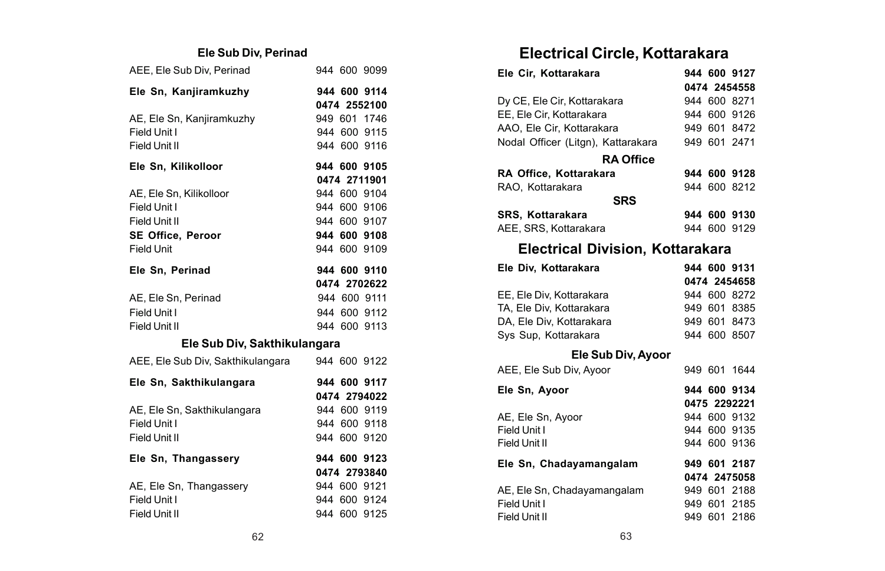### Ele Sub Div, Perinad

| | |
|---|---|
| AEE, Ele Sub Div, Perinad | 944 600 9099 |
| **Ele Sn, Kanjiramkuzhy** | **944 600 9114** |
| | **0474 2552100** |
| AE, Ele Sn, Kanjiramkuzhy | 949 601 1746 |
| Field Unit I | 944 600 9115 |
| Field Unit II | 944 600 9116 |
| **Ele Sn, Kilikolloor** | **944 600 9105** |
| | **0474 2711901** |
| AE, Ele Sn, Kilikolloor | 944 600 9104 |
| Field Unit I | 944 600 9106 |
| Field Unit II | 944 600 9107 |
| **SE Office, Peroor** | **944 600 9108** |
| Field Unit | 944 600 9109 |
| **Ele Sn, Perinad** | **944 600 9110** |
| | **0474 2702622** |
| AE, Ele Sn, Perinad | 944 600 9111 |
| Field Unit I | 944 600 9112 |
| Field Unit II | 944 600 9113 |

### Ele Sub Div, Sakthikulangara

| | |
|---|---|
| AEE, Ele Sub Div, Sakthikulangara | 944 600 9122 |
| **Ele Sn, Sakthikulangara** | **944 600 9117** |
| | **0474 2794022** |
| AE, Ele Sn, Sakthikulangara | 944 600 9119 |
| Field Unit I | 944 600 9118 |
| Field Unit II | 944 600 9120 |
| **Ele Sn, Thangassery** | **944 600 9123** |
| | **0474 2793840** |
| AE, Ele Sn, Thangassery | 944 600 9121 |
| Field Unit I | 944 600 9124 |
| Field Unit II | 944 600 9125 |

## Electrical Circle, Kottarakara

| | |
|---|---|
| **Ele Cir, Kottarakara** | **944 600 9127** |
| | **0474 2454558** |
| Dy CE, Ele Cir, Kottarakara | 944 600 8271 |
| EE, Ele Cir, Kottarakara | 944 600 9126 |
| AAO, Ele Cir, Kottarakara | 949 601 8472 |
| Nodal Officer (Litgn), Kattarakara | 949 601 2471 |

### RA Office

| | |
|---|---|
| **RA Office, Kottarakara** | **944 600 9128** |
| RAO, Kottarakara | 944 600 8212 |

### SRS

| | |
|---|---|
| **SRS, Kottarakara** | **944 600 9130** |
| AEE, SRS, Kottarakara | 944 600 9129 |

## Electrical Division, Kottarakara

| | |
|---|---|
| **Ele Div, Kottarakara** | **944 600 9131** |
| | **0474 2454658** |
| EE, Ele Div, Kottarakara | 944 600 8272 |
| TA, Ele Div, Kottarakara | 949 601 8385 |
| DA, Ele Div, Kottarakara | 949 601 8473 |
| Sys Sup, Kottarakara | 944 600 8507 |

### Ele Sub Div, Ayoor

| | |
|---|---|
| AEE, Ele Sub Div, Ayoor | 949 601 1644 |
| **Ele Sn, Ayoor** | **944 600 9134** |
| | **0475 2292221** |
| AE, Ele Sn, Ayoor | 944 600 9132 |
| Field Unit I | 944 600 9135 |
| Field Unit II | 944 600 9136 |
| **Ele Sn, Chadayamangalam** | **949 601 2187** |
| | **0474 2475058** |
| AE, Ele Sn, Chadayamangalam | 949 601 2188 |
| Field Unit I | 949 601 2185 |
| Field Unit II | 949 601 2186 |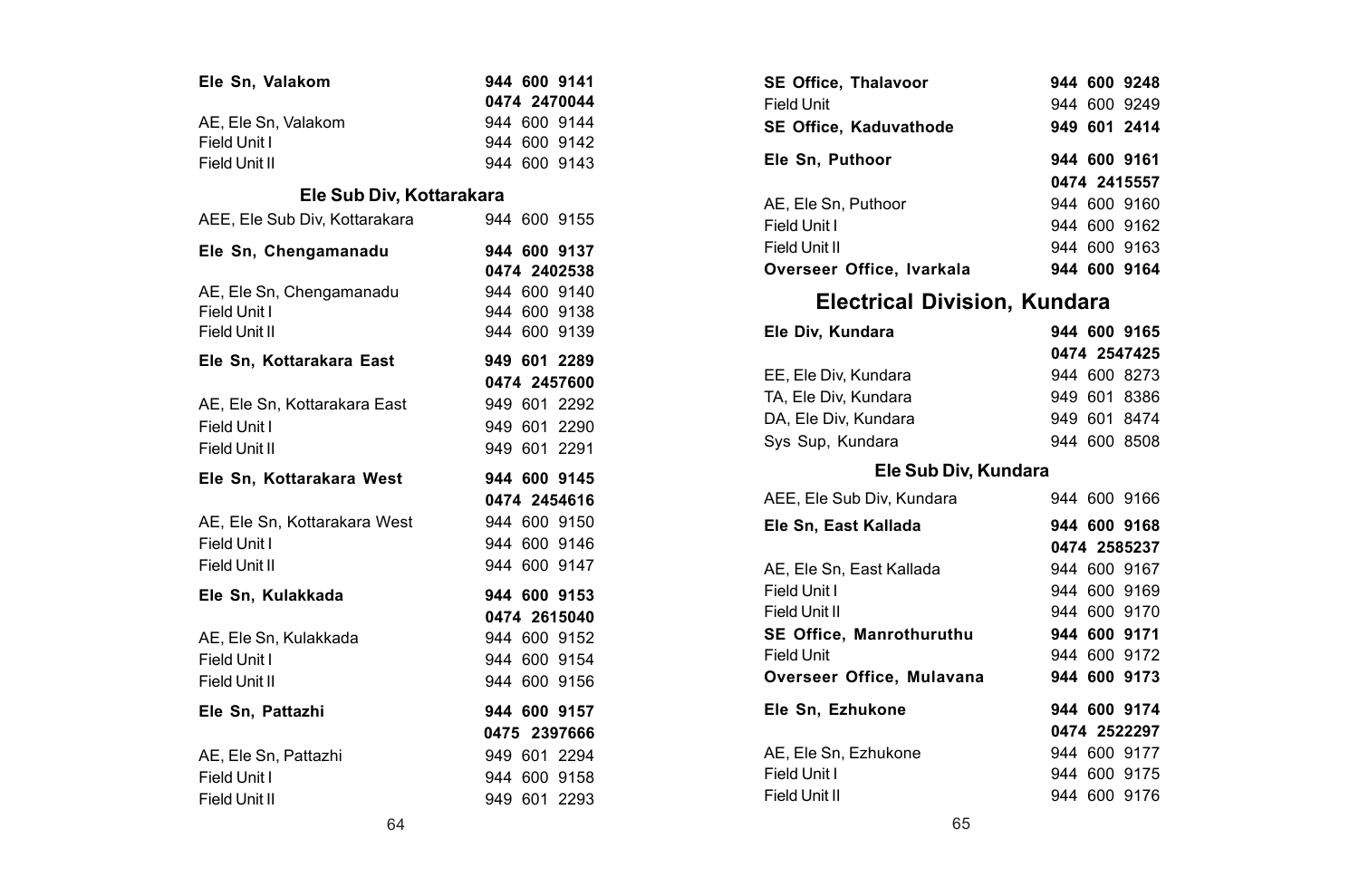| | |
|---|---|
| **Ele Sn, Valakom** | **944 600 9141** |
| | **0474 2470044** |
| AE, Ele Sn, Valakom | 944 600 9144 |
| Field Unit I | 944 600 9142 |
| Field Unit II | 944 600 9143 |

### Ele Sub Div, Kottarakara

| | |
|---|---|
| AEE, Ele Sub Div, Kottarakara | 944 600 9155 |
| **Ele Sn, Chengamanadu** | **944 600 9137** |
| | **0474 2402538** |
| AE, Ele Sn, Chengamanadu | 944 600 9140 |
| Field Unit I | 944 600 9138 |
| Field Unit II | 944 600 9139 |
| **Ele Sn, Kottarakara East** | **949 601 2289** |
| | **0474 2457600** |
| AE, Ele Sn, Kottarakara East | 949 601 2292 |
| Field Unit I | 949 601 2290 |
| Field Unit II | 949 601 2291 |
| **Ele Sn, Kottarakara West** | **944 600 9145** |
| | **0474 2454616** |
| AE, Ele Sn, Kottarakara West | 944 600 9150 |
| Field Unit I | 944 600 9146 |
| Field Unit II | 944 600 9147 |
| **Ele Sn, Kulakkada** | **944 600 9153** |
| | **0474 2615040** |
| AE, Ele Sn, Kulakkada | 944 600 9152 |
| Field Unit I | 944 600 9154 |
| Field Unit II | 944 600 9156 |
| **Ele Sn, Pattazhi** | **944 600 9157** |
| | **0475 2397666** |
| AE, Ele Sn, Pattazhi | 949 601 2294 |
| Field Unit I | 944 600 9158 |
| Field Unit II | 949 601 2293 |
| **SE Office, Thalavoor** | **944 600 9248** |
| Field Unit | 944 600 9249 |
| **SE Office, Kaduvathode** | **949 601 2414** |
| **Ele Sn, Puthoor** | **944 600 9161** |
| | **0474 2415557** |
| AE, Ele Sn, Puthoor | 944 600 9160 |
| Field Unit I | 944 600 9162 |
| Field Unit II | 944 600 9163 |
| **Overseer Office, Ivarkala** | **944 600 9164** |

## Electrical Division, Kundara

| | |
|---|---|
| **Ele Div, Kundara** | **944 600 9165** |
| | **0474 2547425** |
| EE, Ele Div, Kundara | 944 600 8273 |
| TA, Ele Div, Kundara | 949 601 8386 |
| DA, Ele Div, Kundara | 949 601 8474 |
| Sys Sup, Kundara | 944 600 8508 |

### Ele Sub Div, Kundara

| | |
|---|---|
| AEE, Ele Sub Div, Kundara | 944 600 9166 |
| **Ele Sn, East Kallada** | **944 600 9168** |
| | **0474 2585237** |
| AE, Ele Sn, East Kallada | 944 600 9167 |
| Field Unit I | 944 600 9169 |
| Field Unit II | 944 600 9170 |
| **SE Office, Manrothuruthu** | **944 600 9171** |
| Field Unit | 944 600 9172 |
| **Overseer Office, Mulavana** | **944 600 9173** |
| **Ele Sn, Ezhukone** | **944 600 9174** |
| | **0474 2522297** |
| AE, Ele Sn, Ezhukone | 944 600 9177 |
| Field Unit I | 944 600 9175 |
| Field Unit II | 944 600 9176 |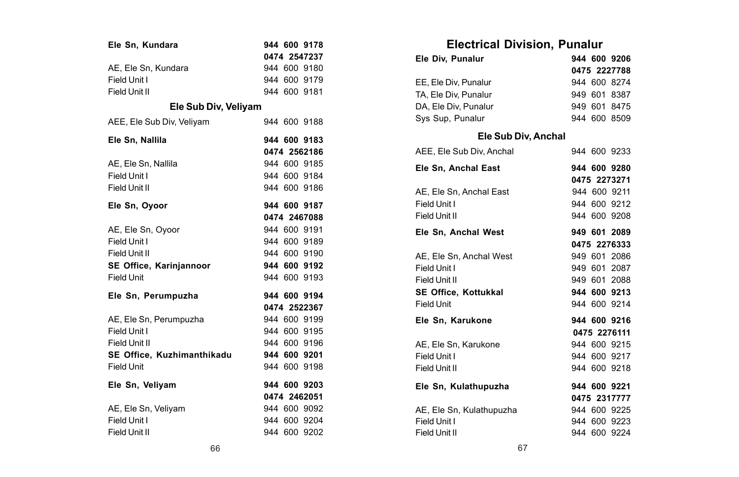| | |
|---|---|
| **Ele Sn, Kundara** | **944 600 9178** |
| | **0474 2547237** |
| AE, Ele Sn, Kundara | 944 600 9180 |
| Field Unit I | 944 600 9179 |
| Field Unit II | 944 600 9181 |

### Ele Sub Div, Veliyam

| | |
|---|---|
| AEE, Ele Sub Div, Veliyam | 944 600 9188 |
| **Ele Sn, Nallila** | **944 600 9183** |
| | **0474 2562186** |
| AE, Ele Sn, Nallila | 944 600 9185 |
| Field Unit I | 944 600 9184 |
| Field Unit II | 944 600 9186 |
| **Ele Sn, Oyoor** | **944 600 9187** |
| | **0474 2467088** |
| AE, Ele Sn, Oyoor | 944 600 9191 |
| Field Unit I | 944 600 9189 |
| Field Unit II | 944 600 9190 |
| **SE Office, Karinjannoor** | **944 600 9192** |
| Field Unit | 944 600 9193 |
| **Ele Sn, Perumpuzha** | **944 600 9194** |
| | **0474 2522367** |
| AE, Ele Sn, Perumpuzha | 944 600 9199 |
| Field Unit I | 944 600 9195 |
| Field Unit II | 944 600 9196 |
| **SE Office, Kuzhimanthikadu** | **944 600 9201** |
| Field Unit | 944 600 9198 |
| **Ele Sn, Veliyam** | **944 600 9203** |
| | **0474 2462051** |
| AE, Ele Sn, Veliyam | 944 600 9092 |
| Field Unit I | 944 600 9204 |
| Field Unit II | 944 600 9202 |

## Electrical Division, Punalur

| | |
|---|---|
| **Ele Div, Punalur** | **944 600 9206** |
| | **0475 2227788** |
| EE, Ele Div, Punalur | 944 600 8274 |
| TA, Ele Div, Punalur | 949 601 8387 |
| DA, Ele Div, Punalur | 949 601 8475 |
| Sys Sup, Punalur | 944 600 8509 |

### Ele Sub Div, Anchal

| | |
|---|---|
| AEE, Ele Sub Div, Anchal | 944 600 9233 |
| **Ele Sn, Anchal East** | **944 600 9280** |
| | **0475 2273271** |
| AE, Ele Sn, Anchal East | 944 600 9211 |
| Field Unit I | 944 600 9212 |
| Field Unit II | 944 600 9208 |
| **Ele Sn, Anchal West** | **949 601 2089** |
| | **0475 2276333** |
| AE, Ele Sn, Anchal West | 949 601 2086 |
| Field Unit I | 949 601 2087 |
| Field Unit II | 949 601 2088 |
| **SE Office, Kottukkal** | **944 600 9213** |
| Field Unit | 944 600 9214 |
| **Ele Sn, Karukone** | **944 600 9216** |
| | **0475 2276111** |
| AE, Ele Sn, Karukone | 944 600 9215 |
| Field Unit I | 944 600 9217 |
| Field Unit II | 944 600 9218 |
| **Ele Sn, Kulathupuzha** | **944 600 9221** |
| | **0475 2317777** |
| AE, Ele Sn, Kulathupuzha | 944 600 9225 |
| Field Unit I | 944 600 9223 |
| Field Unit II | 944 600 9224 |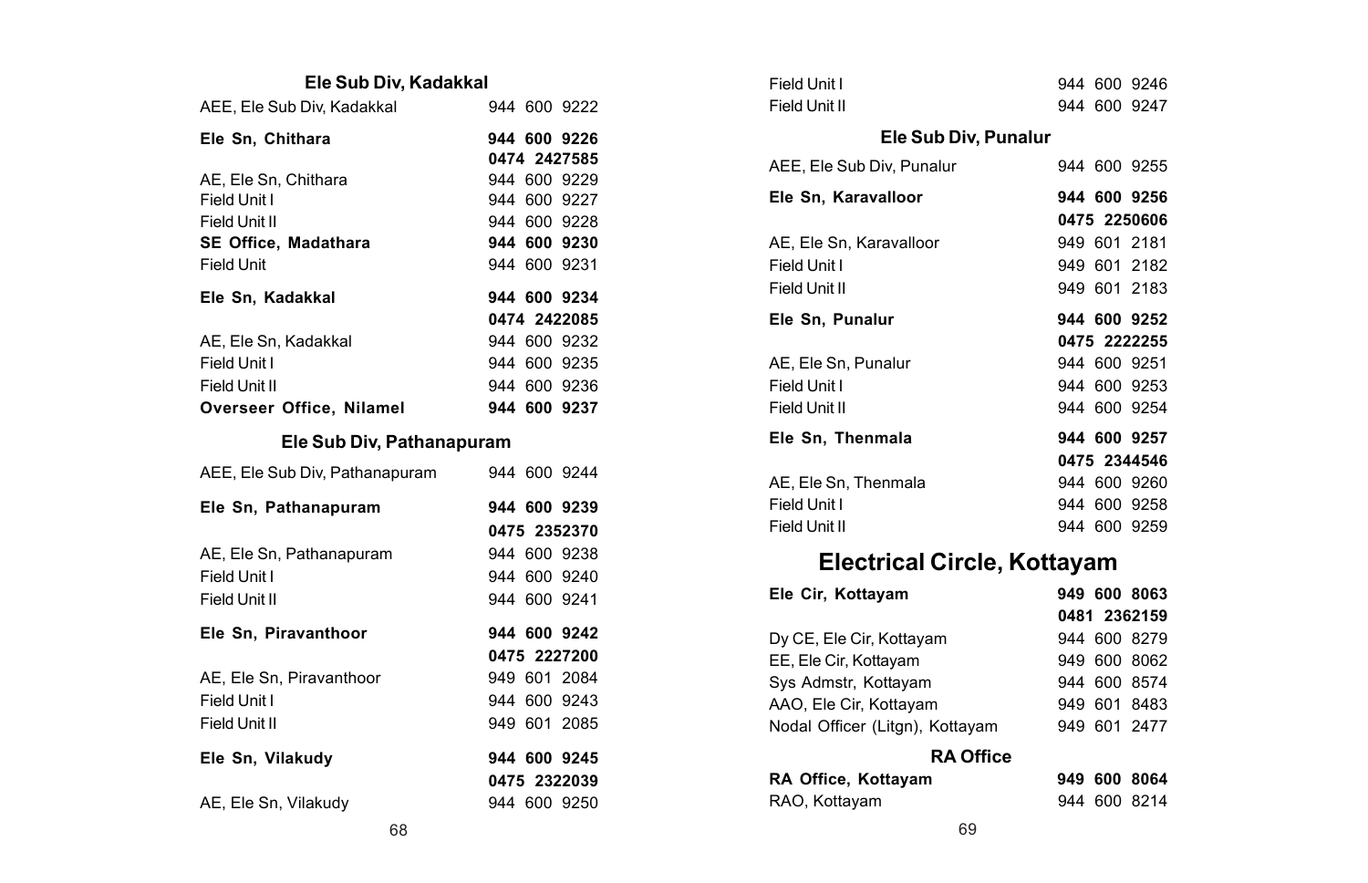### Ele Sub Div, Kadakkal

| | |
|---|---|
| AEE, Ele Sub Div, Kadakkal | 944 600 9222 |
| **Ele Sn, Chithara** | **944 600 9226** |
| | **0474 2427585** |
| AE, Ele Sn, Chithara | 944 600 9229 |
| Field Unit I | 944 600 9227 |
| Field Unit II | 944 600 9228 |
| **SE Office, Madathara** | **944 600 9230** |
| Field Unit | 944 600 9231 |
| **Ele Sn, Kadakkal** | **944 600 9234** |
| | **0474 2422085** |
| AE, Ele Sn, Kadakkal | 944 600 9232 |
| Field Unit I | 944 600 9235 |
| Field Unit II | 944 600 9236 |
| **Overseer Office, Nilamel** | **944 600 9237** |

### Ele Sub Div, Pathanapuram

| | |
|---|---|
| AEE, Ele Sub Div, Pathanapuram | 944 600 9244 |
| **Ele Sn, Pathanapuram** | **944 600 9239** |
| | **0475 2352370** |
| AE, Ele Sn, Pathanapuram | 944 600 9238 |
| Field Unit I | 944 600 9240 |
| Field Unit II | 944 600 9241 |
| **Ele Sn, Piravanthoor** | **944 600 9242** |
| | **0475 2227200** |
| AE, Ele Sn, Piravanthoor | 949 601 2084 |
| Field Unit I | 944 600 9243 |
| Field Unit II | 949 601 2085 |
| **Ele Sn, Vilakudy** | **944 600 9245** |
| | **0475 2322039** |
| AE, Ele Sn, Vilakudy | 944 600 9250 |
| Field Unit I | 944 600 9246 |
| Field Unit II | 944 600 9247 |

### Ele Sub Div, Punalur

| | |
|---|---|
| AEE, Ele Sub Div, Punalur | 944 600 9255 |
| **Ele Sn, Karavalloor** | **944 600 9256** |
| | **0475 2250606** |
| AE, Ele Sn, Karavalloor | 949 601 2181 |
| Field Unit I | 949 601 2182 |
| Field Unit II | 949 601 2183 |
| **Ele Sn, Punalur** | **944 600 9252** |
| | **0475 2222255** |
| AE, Ele Sn, Punalur | 944 600 9251 |
| Field Unit I | 944 600 9253 |
| Field Unit II | 944 600 9254 |
| **Ele Sn, Thenmala** | **944 600 9257** |
| | **0475 2344546** |
| AE, Ele Sn, Thenmala | 944 600 9260 |
| Field Unit I | 944 600 9258 |
| Field Unit II | 944 600 9259 |

## Electrical Circle, Kottayam

| | |
|---|---|
| **Ele Cir, Kottayam** | **949 600 8063** |
| | **0481 2362159** |
| Dy CE, Ele Cir, Kottayam | 944 600 8279 |
| EE, Ele Cir, Kottayam | 949 600 8062 |
| Sys Admstr, Kottayam | 944 600 8574 |
| AAO, Ele Cir, Kottayam | 949 601 8483 |
| Nodal Officer (Litgn), Kottayam | 949 601 2477 |

### RA Office

| | |
|---|---|
| **RA Office, Kottayam** | **949 600 8064** |
| RAO, Kottayam | 944 600 8214 |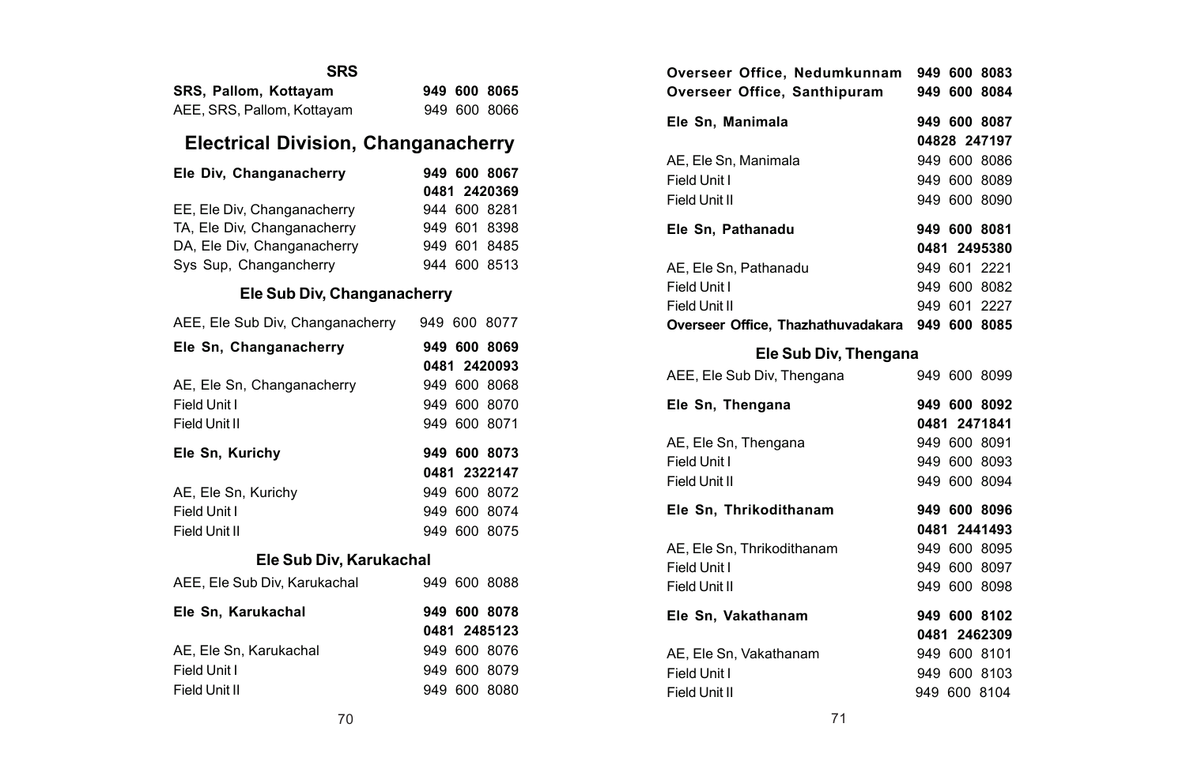**SRS**

| | |
|---|---|
| **SRS, Pallom, Kottayam** | **949 600 8065** |
| AEE, SRS, Pallom, Kottayam | 949 600 8066 |

## Electrical Division, Changanacherry

| | |
|---|---|
| **Ele Div, Changanacherry** | **949 600 8067** |
| | **0481 2420369** |
| EE, Ele Div, Changanacherry | 944 600 8281 |
| TA, Ele Div, Changanacherry | 949 601 8398 |
| DA, Ele Div, Changanacherry | 949 601 8485 |
| Sys Sup, Changancherry | 944 600 8513 |

### Ele Sub Div, Changanacherry

| | |
|---|---|
| AEE, Ele Sub Div, Changanacherry | 949 600 8077 |
| **Ele Sn, Changanacherry** | **949 600 8069** |
| | **0481 2420093** |
| AE, Ele Sn, Changanacherry | 949 600 8068 |
| Field Unit I | 949 600 8070 |
| Field Unit II | 949 600 8071 |
| **Ele Sn, Kurichy** | **949 600 8073** |
| | **0481 2322147** |
| AE, Ele Sn, Kurichy | 949 600 8072 |
| Field Unit I | 949 600 8074 |
| Field Unit II | 949 600 8075 |

### Ele Sub Div, Karukachal

| | |
|---|---|
| AEE, Ele Sub Div, Karukachal | 949 600 8088 |
| **Ele Sn, Karukachal** | **949 600 8078** |
| | **0481 2485123** |
| AE, Ele Sn, Karukachal | 949 600 8076 |
| Field Unit I | 949 600 8079 |
| Field Unit II | 949 600 8080 |
| **Overseer Office, Nedumkunnam** | **949 600 8083** |
| **Overseer Office, Santhipuram** | **949 600 8084** |
| **Ele Sn, Manimala** | **949 600 8087** |
| | **04828 247197** |
| AE, Ele Sn, Manimala | 949 600 8086 |
| Field Unit I | 949 600 8089 |
| Field Unit II | 949 600 8090 |
| **Ele Sn, Pathanadu** | **949 600 8081** |
| | **0481 2495380** |
| AE, Ele Sn, Pathanadu | 949 601 2221 |
| Field Unit I | 949 600 8082 |
| Field Unit II | 949 601 2227 |
| **Overseer Office, Thazhathuvadakara** | **949 600 8085** |

### Ele Sub Div, Thengana

| | |
|---|---|
| AEE, Ele Sub Div, Thengana | 949 600 8099 |
| **Ele Sn, Thengana** | **949 600 8092** |
| | **0481 2471841** |
| AE, Ele Sn, Thengana | 949 600 8091 |
| Field Unit I | 949 600 8093 |
| Field Unit II | 949 600 8094 |
| **Ele Sn, Thrikodithanam** | **949 600 8096** |
| | **0481 2441493** |
| AE, Ele Sn, Thrikodithanam | 949 600 8095 |
| Field Unit I | 949 600 8097 |
| Field Unit II | 949 600 8098 |
| **Ele Sn, Vakathanam** | **949 600 8102** |
| | **0481 2462309** |
| AE, Ele Sn, Vakathanam | 949 600 8101 |
| Field Unit I | 949 600 8103 |
| Field Unit II | 949 600 8104 |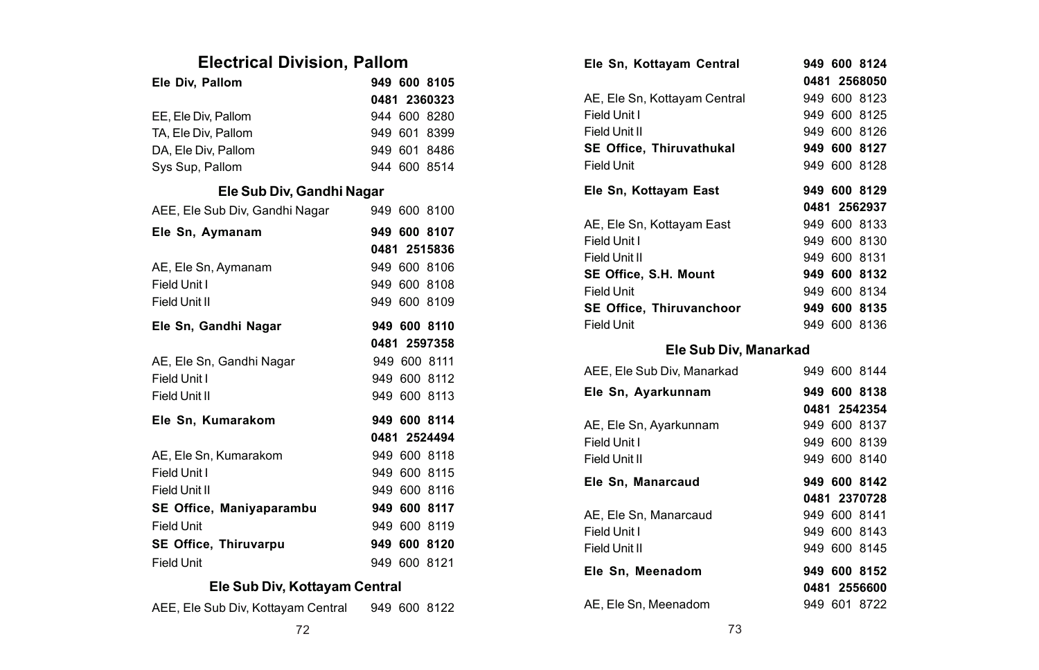## Electrical Division, Pallom

| | |
|---|---|
| **Ele Div, Pallom** | **949 600 8105** |
| | **0481 2360323** |
| EE, Ele Div, Pallom | 944 600 8280 |
| TA, Ele Div, Pallom | 949 601 8399 |
| DA, Ele Div, Pallom | 949 601 8486 |
| Sys Sup, Pallom | 944 600 8514 |

### Ele Sub Div, Gandhi Nagar

| | |
|---|---|
| AEE, Ele Sub Div, Gandhi Nagar | 949 600 8100 |
| **Ele Sn, Aymanam** | **949 600 8107** |
| | **0481 2515836** |
| AE, Ele Sn, Aymanam | 949 600 8106 |
| Field Unit I | 949 600 8108 |
| Field Unit II | 949 600 8109 |
| **Ele Sn, Gandhi Nagar** | **949 600 8110** |
| | **0481 2597358** |
| AE, Ele Sn, Gandhi Nagar | 949 600 8111 |
| Field Unit I | 949 600 8112 |
| Field Unit II | 949 600 8113 |
| **Ele Sn, Kumarakom** | **949 600 8114** |
| | **0481 2524494** |
| AE, Ele Sn, Kumarakom | 949 600 8118 |
| Field Unit I | 949 600 8115 |
| Field Unit II | 949 600 8116 |
| **SE Office, Maniyaparambu** | **949 600 8117** |
| Field Unit | 949 600 8119 |
| **SE Office, Thiruvarpu** | **949 600 8120** |
| Field Unit | 949 600 8121 |

### Ele Sub Div, Kottayam Central

| | |
|---|---|
| AEE, Ele Sub Div, Kottayam Central | 949 600 8122 |
| **Ele Sn, Kottayam Central** | **949 600 8124** |
| | **0481 2568050** |
| AE, Ele Sn, Kottayam Central | 949 600 8123 |
| Field Unit I | 949 600 8125 |
| Field Unit II | 949 600 8126 |
| **SE Office, Thiruvathukal** | **949 600 8127** |
| Field Unit | 949 600 8128 |
| **Ele Sn, Kottayam East** | **949 600 8129** |
| | **0481 2562937** |
| AE, Ele Sn, Kottayam East | 949 600 8133 |
| Field Unit I | 949 600 8130 |
| Field Unit II | 949 600 8131 |
| **SE Office, S.H. Mount** | **949 600 8132** |
| Field Unit | 949 600 8134 |
| **SE Office, Thiruvanchoor** | **949 600 8135** |
| Field Unit | 949 600 8136 |

### Ele Sub Div, Manarkad

| | |
|---|---|
| AEE, Ele Sub Div, Manarkad | 949 600 8144 |
| **Ele Sn, Ayarkunnam** | **949 600 8138** |
| | **0481 2542354** |
| AE, Ele Sn, Ayarkunnam | 949 600 8137 |
| Field Unit I | 949 600 8139 |
| Field Unit II | 949 600 8140 |
| **Ele Sn, Manarcaud** | **949 600 8142** |
| | **0481 2370728** |
| AE, Ele Sn, Manarcaud | 949 600 8141 |
| Field Unit I | 949 600 8143 |
| Field Unit II | 949 600 8145 |
| **Ele Sn, Meenadom** | **949 600 8152** |
| | **0481 2556600** |
| AE, Ele Sn, Meenadom | 949 601 8722 |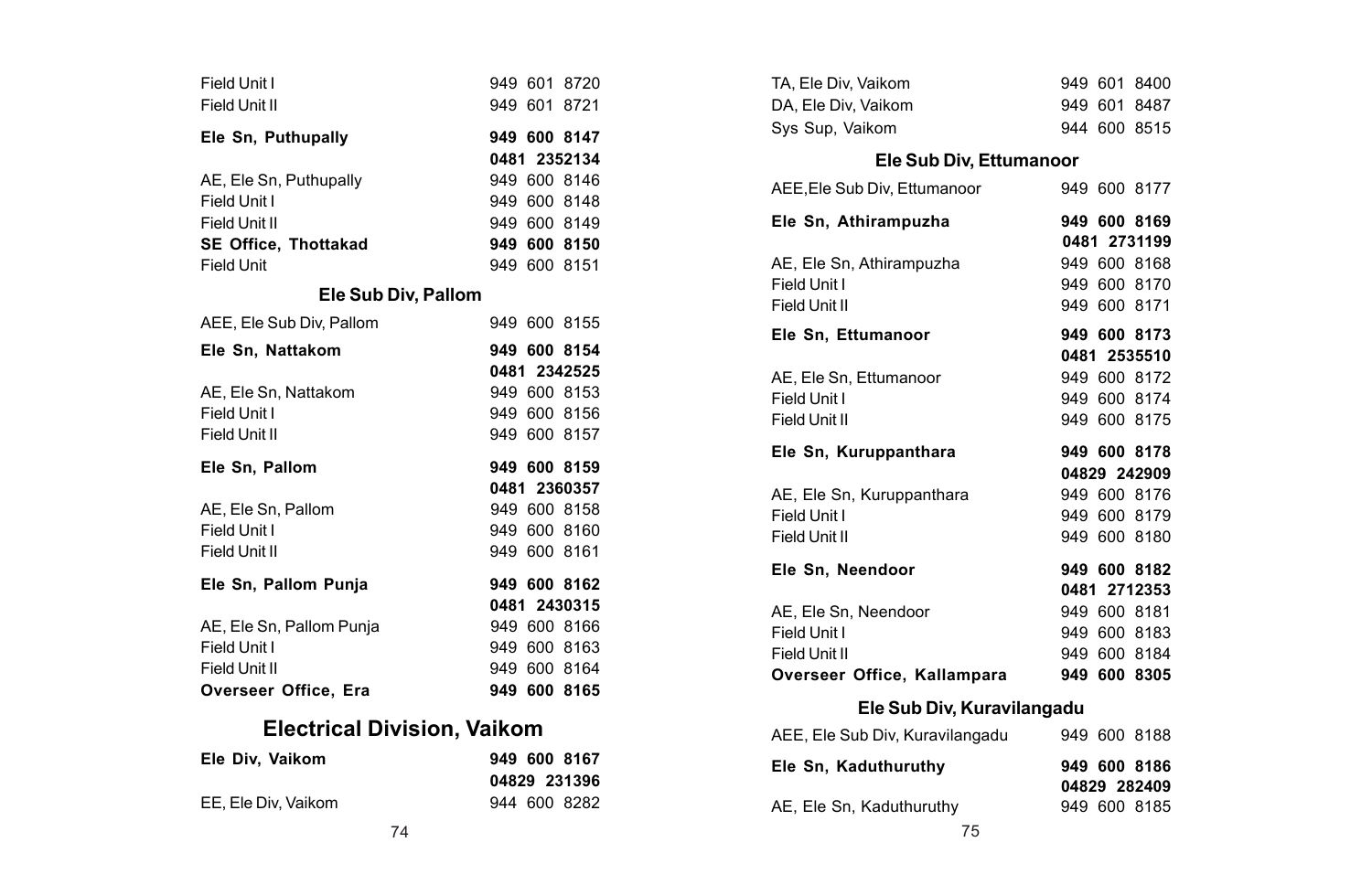| | |
|---|---|
| Field Unit I | 949 601 8720 |
| Field Unit II | 949 601 8721 |
| **Ele Sn, Puthupally** | **949 600 8147** |
| | **0481 2352134** |
| AE, Ele Sn, Puthupally | 949 600 8146 |
| Field Unit I | 949 600 8148 |
| Field Unit II | 949 600 8149 |
| **SE Office, Thottakad** | **949 600 8150** |
| Field Unit | 949 600 8151 |

### Ele Sub Div, Pallom

| | |
|---|---|
| AEE, Ele Sub Div, Pallom | 949 600 8155 |
| **Ele Sn, Nattakom** | **949 600 8154** |
| | **0481 2342525** |
| AE, Ele Sn, Nattakom | 949 600 8153 |
| Field Unit I | 949 600 8156 |
| Field Unit II | 949 600 8157 |
| **Ele Sn, Pallom** | **949 600 8159** |
| | **0481 2360357** |
| AE, Ele Sn, Pallom | 949 600 8158 |
| Field Unit I | 949 600 8160 |
| Field Unit II | 949 600 8161 |
| **Ele Sn, Pallom Punja** | **949 600 8162** |
| | **0481 2430315** |
| AE, Ele Sn, Pallom Punja | 949 600 8166 |
| Field Unit I | 949 600 8163 |
| Field Unit II | 949 600 8164 |
| **Overseer Office, Era** | **949 600 8165** |

## Electrical Division, Vaikom

| | |
|---|---|
| **Ele Div, Vaikom** | **949 600 8167** |
| | **04829 231396** |
| EE, Ele Div, Vaikom | 944 600 8282 |
| TA, Ele Div, Vaikom | 949 601 8400 |
| DA, Ele Div, Vaikom | 949 601 8487 |
| Sys Sup, Vaikom | 944 600 8515 |

### Ele Sub Div, Ettumanoor

| | |
|---|---|
| AEE,Ele Sub Div, Ettumanoor | 949 600 8177 |
| **Ele Sn, Athirampuzha** | **949 600 8169** |
| | **0481 2731199** |
| AE, Ele Sn, Athirampuzha | 949 600 8168 |
| Field Unit I | 949 600 8170 |
| Field Unit II | 949 600 8171 |
| **Ele Sn, Ettumanoor** | **949 600 8173** |
| | **0481 2535510** |
| AE, Ele Sn, Ettumanoor | 949 600 8172 |
| Field Unit I | 949 600 8174 |
| Field Unit II | 949 600 8175 |
| **Ele Sn, Kuruppanthara** | **949 600 8178** |
| | **04829 242909** |
| AE, Ele Sn, Kuruppanthara | 949 600 8176 |
| Field Unit I | 949 600 8179 |
| Field Unit II | 949 600 8180 |
| **Ele Sn, Neendoor** | **949 600 8182** |
| | **0481 2712353** |
| AE, Ele Sn, Neendoor | 949 600 8181 |
| Field Unit I | 949 600 8183 |
| Field Unit II | 949 600 8184 |
| **Overseer Office, Kallampara** | **949 600 8305** |

### Ele Sub Div, Kuravilangadu

| | |
|---|---|
| AEE, Ele Sub Div, Kuravilangadu | 949 600 8188 |
| **Ele Sn, Kaduthuruthy** | **949 600 8186** |
| | **04829 282409** |
| AE, Ele Sn, Kaduthuruthy | 949 600 8185 |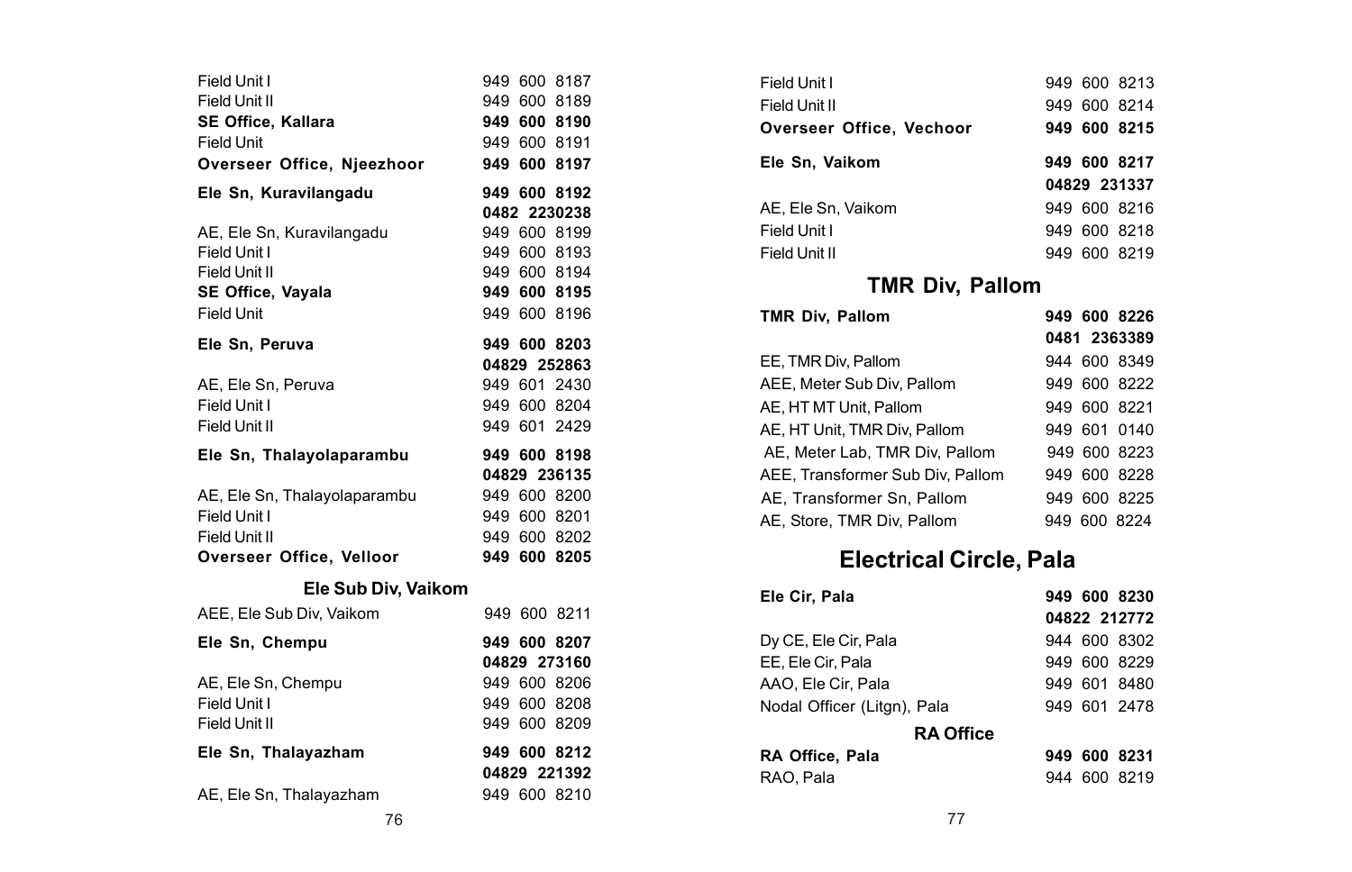| | |
|---|---|
| Field Unit I | 949 600 8187 |
| Field Unit II | 949 600 8189 |
| **SE Office, Kallara** | **949 600 8190** |
| Field Unit | 949 600 8191 |
| **Overseer Office, Njeezhoor** | **949 600 8197** |
| **Ele Sn, Kuravilangadu** | **949 600 8192** |
| | **0482 2230238** |
| AE, Ele Sn, Kuravilangadu | 949 600 8199 |
| Field Unit I | 949 600 8193 |
| Field Unit II | 949 600 8194 |
| **SE Office, Vayala** | **949 600 8195** |
| Field Unit | 949 600 8196 |
| **Ele Sn, Peruva** | **949 600 8203** |
| | **04829 252863** |
| AE, Ele Sn, Peruva | 949 601 2430 |
| Field Unit I | 949 600 8204 |
| Field Unit II | 949 601 2429 |
| **Ele Sn, Thalayolaparambu** | **949 600 8198** |
| | **04829 236135** |
| AE, Ele Sn, Thalayolaparambu | 949 600 8200 |
| Field Unit I | 949 600 8201 |
| Field Unit II | 949 600 8202 |
| **Overseer Office, Velloor** | **949 600 8205** |

### Ele Sub Div, Vaikom

| | |
|---|---|
| AEE, Ele Sub Div, Vaikom | 949 600 8211 |
| **Ele Sn, Chempu** | **949 600 8207** |
| | **04829 273160** |
| AE, Ele Sn, Chempu | 949 600 8206 |
| Field Unit I | 949 600 8208 |
| Field Unit II | 949 600 8209 |
| **Ele Sn, Thalayazham** | **949 600 8212** |
| | **04829 221392** |
| AE, Ele Sn, Thalayazham | 949 600 8210 |
| Field Unit I | 949 600 8213 |
| Field Unit II | 949 600 8214 |
| **Overseer Office, Vechoor** | **949 600 8215** |
| **Ele Sn, Vaikom** | **949 600 8217** |
| | **04829 231337** |
| AE, Ele Sn, Vaikom | 949 600 8216 |
| Field Unit I | 949 600 8218 |
| Field Unit II | 949 600 8219 |

## TMR Div, Pallom

| | |
|---|---|
| **TMR Div, Pallom** | **949 600 8226** |
| | **0481 2363389** |
| EE, TMR Div, Pallom | 944 600 8349 |
| AEE, Meter Sub Div, Pallom | 949 600 8222 |
| AE, HT MT Unit, Pallom | 949 600 8221 |
| AE, HT Unit, TMR Div, Pallom | 949 601 0140 |
| AE, Meter Lab, TMR Div, Pallom | 949 600 8223 |
| AEE, Transformer Sub Div, Pallom | 949 600 8228 |
| AE, Transformer Sn, Pallom | 949 600 8225 |
| AE, Store, TMR Div, Pallom | 949 600 8224 |

## Electrical Circle, Pala

| | |
|---|---|
| **Ele Cir, Pala** | **949 600 8230** |
| | **04822 212772** |
| Dy CE, Ele Cir, Pala | 944 600 8302 |
| EE, Ele Cir, Pala | 949 600 8229 |
| AAO, Ele Cir, Pala | 949 601 8480 |
| Nodal Officer (Litgn), Pala | 949 601 2478 |

### RA Office

| | |
|---|---|
| **RA Office, Pala** | **949 600 8231** |
| RAO, Pala | 944 600 8219 |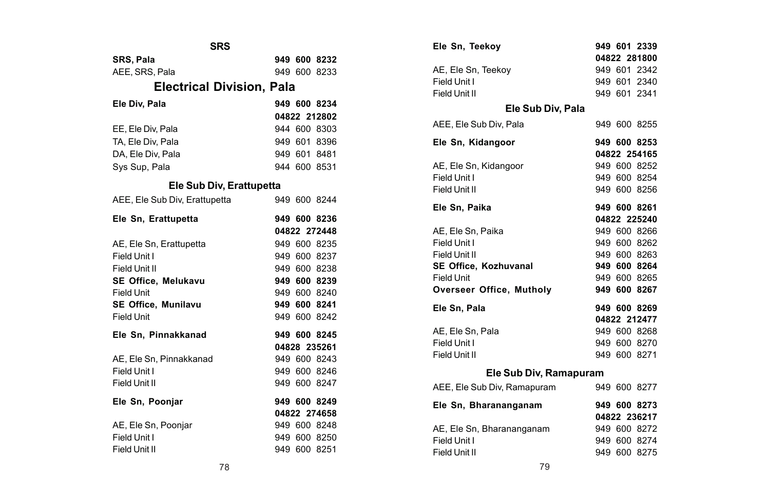### SRS

| | |
|---|---|
| **SRS, Pala** | **949 600 8232** |
| AEE, SRS, Pala | 949 600 8233 |

## Electrical Division, Pala

| | |
|---|---|
| **Ele Div, Pala** | **949 600 8234** |
| | **04822 212802** |
| EE, Ele Div, Pala | 944 600 8303 |
| TA, Ele Div, Pala | 949 601 8396 |
| DA, Ele Div, Pala | 949 601 8481 |
| Sys Sup, Pala | 944 600 8531 |

### Ele Sub Div, Erattupetta

| | |
|---|---|
| AEE, Ele Sub Div, Erattupetta | 949 600 8244 |
| **Ele Sn, Erattupetta** | **949 600 8236** |
| | **04822 272448** |
| AE, Ele Sn, Erattupetta | 949 600 8235 |
| Field Unit I | 949 600 8237 |
| Field Unit II | 949 600 8238 |
| **SE Office, Melukavu** | **949 600 8239** |
| Field Unit | 949 600 8240 |
| **SE Office, Munilavu** | **949 600 8241** |
| Field Unit | 949 600 8242 |
| **Ele Sn, Pinnakkanad** | **949 600 8245** |
| | **04828 235261** |
| AE, Ele Sn, Pinnakkanad | 949 600 8243 |
| Field Unit I | 949 600 8246 |
| Field Unit II | 949 600 8247 |
| **Ele Sn, Poonjar** | **949 600 8249** |
| | **04822 274658** |
| AE, Ele Sn, Poonjar | 949 600 8248 |
| Field Unit I | 949 600 8250 |
| Field Unit II | 949 600 8251 |
| **Ele Sn, Teekoy** | **949 601 2339** |
| | **04822 281800** |
| AE, Ele Sn, Teekoy | 949 601 2342 |
| Field Unit I | 949 601 2340 |
| Field Unit II | 949 601 2341 |

### Ele Sub Div, Pala

| | |
|---|---|
| AEE, Ele Sub Div, Pala | 949 600 8255 |
| **Ele Sn, Kidangoor** | **949 600 8253** |
| | **04822 254165** |
| AE, Ele Sn, Kidangoor | 949 600 8252 |
| Field Unit I | 949 600 8254 |
| Field Unit II | 949 600 8256 |
| **Ele Sn, Paika** | **949 600 8261** |
| | **04822 225240** |
| AE, Ele Sn, Paika | 949 600 8266 |
| Field Unit I | 949 600 8262 |
| Field Unit II | 949 600 8263 |
| **SE Office, Kozhuvanal** | **949 600 8264** |
| Field Unit | 949 600 8265 |
| **Overseer Office, Mutholy** | **949 600 8267** |
| **Ele Sn, Pala** | **949 600 8269** |
| | **04822 212477** |
| AE, Ele Sn, Pala | 949 600 8268 |
| Field Unit I | 949 600 8270 |
| Field Unit II | 949 600 8271 |

### Ele Sub Div, Ramapuram

| | |
|---|---|
| AEE, Ele Sub Div, Ramapuram | 949 600 8277 |
| **Ele Sn, Bharananganam** | **949 600 8273** |
| | **04822 236217** |
| AE, Ele Sn, Bharananganam | 949 600 8272 |
| Field Unit I | 949 600 8274 |
| Field Unit II | 949 600 8275 |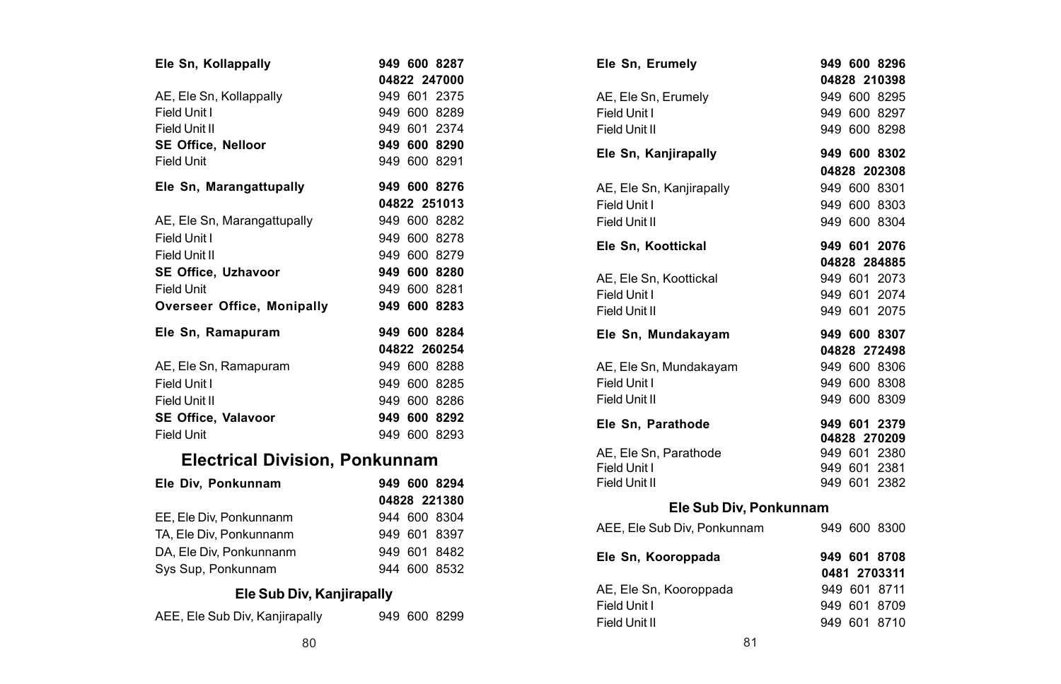| | |
|---|---|
| **Ele Sn, Kollappally** | **949 600 8287** |
| | **04822 247000** |
| AE, Ele Sn, Kollappally | 949 601 2375 |
| Field Unit I | 949 600 8289 |
| Field Unit II | 949 601 2374 |
| **SE Office, Nelloor** | **949 600 8290** |
| Field Unit | 949 600 8291 |
| **Ele Sn, Marangattupally** | **949 600 8276** |
| | **04822 251013** |
| AE, Ele Sn, Marangattupally | 949 600 8282 |
| Field Unit I | 949 600 8278 |
| Field Unit II | 949 600 8279 |
| **SE Office, Uzhavoor** | **949 600 8280** |
| Field Unit | 949 600 8281 |
| **Overseer Office, Monipally** | **949 600 8283** |
| **Ele Sn, Ramapuram** | **949 600 8284** |
| | **04822 260254** |
| AE, Ele Sn, Ramapuram | 949 600 8288 |
| Field Unit I | 949 600 8285 |
| Field Unit II | 949 600 8286 |
| **SE Office, Valavoor** | **949 600 8292** |
| Field Unit | 949 600 8293 |

## Electrical Division, Ponkunnam

| | |
|---|---|
| **Ele Div, Ponkunnam** | **949 600 8294** |
| | **04828 221380** |
| EE, Ele Div, Ponkunnanm | 944 600 8304 |
| TA, Ele Div, Ponkunnanm | 949 601 8397 |
| DA, Ele Div, Ponkunnanm | 949 601 8482 |
| Sys Sup, Ponkunnam | 944 600 8532 |

### Ele Sub Div, Kanjirapally

| | |
|---|---|
| AEE, Ele Sub Div, Kanjirapally | 949 600 8299 |
| **Ele Sn, Erumely** | **949 600 8296** |
| | **04828 210398** |
| AE, Ele Sn, Erumely | 949 600 8295 |
| Field Unit I | 949 600 8297 |
| Field Unit II | 949 600 8298 |
| **Ele Sn, Kanjirapally** | **949 600 8302** |
| | **04828 202308** |
| AE, Ele Sn, Kanjirapally | 949 600 8301 |
| Field Unit I | 949 600 8303 |
| Field Unit II | 949 600 8304 |
| **Ele Sn, Koottickal** | **949 601 2076** |
| | **04828 284885** |
| AE, Ele Sn, Koottickal | 949 601 2073 |
| Field Unit I | 949 601 2074 |
| Field Unit II | 949 601 2075 |
| **Ele Sn, Mundakayam** | **949 600 8307** |
| | **04828 272498** |
| AE, Ele Sn, Mundakayam | 949 600 8306 |
| Field Unit I | 949 600 8308 |
| Field Unit II | 949 600 8309 |
| **Ele Sn, Parathode** | **949 601 2379** |
| | **04828 270209** |
| AE, Ele Sn, Parathode | 949 601 2380 |
| Field Unit I | 949 601 2381 |
| Field Unit II | 949 601 2382 |

### Ele Sub Div, Ponkunnam

| | |
|---|---|
| AEE, Ele Sub Div, Ponkunnam | 949 600 8300 |
| **Ele Sn, Kooroppada** | **949 601 8708** |
| | **0481 2703311** |
| AE, Ele Sn, Kooroppada | 949 601 8711 |
| Field Unit I | 949 601 8709 |
| Field Unit II | 949 601 8710 |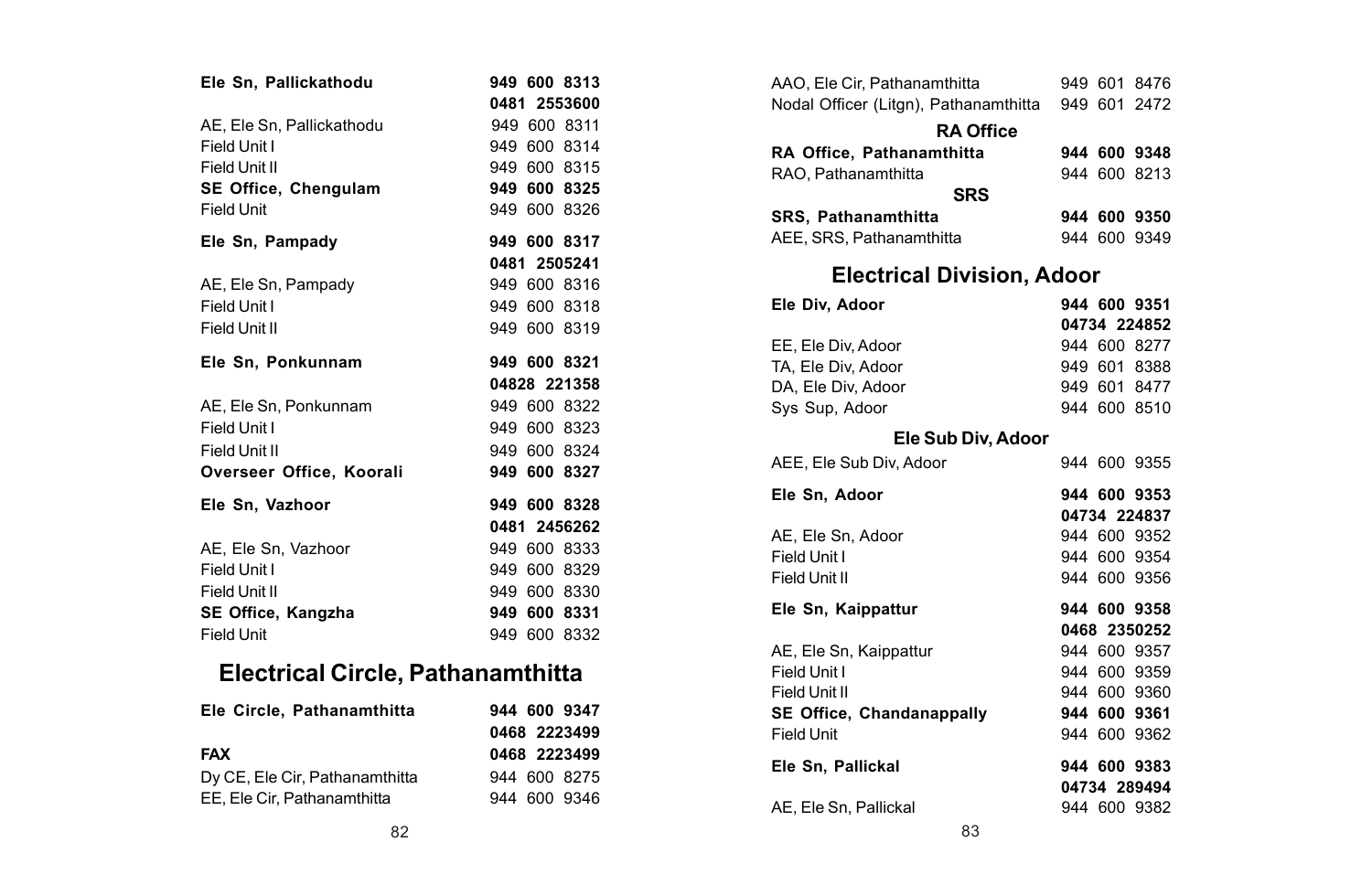| | |
|---|---|
| **Ele Sn, Pallickathodu** | **949 600 8313** |
| | **0481 2553600** |
| AE, Ele Sn, Pallickathodu | 949 600 8311 |
| Field Unit I | 949 600 8314 |
| Field Unit II | 949 600 8315 |
| **SE Office, Chengulam** | **949 600 8325** |
| Field Unit | 949 600 8326 |
| **Ele Sn, Pampady** | **949 600 8317** |
| | **0481 2505241** |
| AE, Ele Sn, Pampady | 949 600 8316 |
| Field Unit I | 949 600 8318 |
| Field Unit II | 949 600 8319 |
| **Ele Sn, Ponkunnam** | **949 600 8321** |
| | **04828 221358** |
| AE, Ele Sn, Ponkunnam | 949 600 8322 |
| Field Unit I | 949 600 8323 |
| Field Unit II | 949 600 8324 |
| **Overseer Office, Koorali** | **949 600 8327** |
| **Ele Sn, Vazhoor** | **949 600 8328** |
| | **0481 2456262** |
| AE, Ele Sn, Vazhoor | 949 600 8333 |
| Field Unit I | 949 600 8329 |
| Field Unit II | 949 600 8330 |
| **SE Office, Kangzha** | **949 600 8331** |
| Field Unit | 949 600 8332 |

## Electrical Circle, Pathanamthitta

| | |
|---|---|
| **Ele Circle, Pathanamthitta** | **944 600 9347** |
| | **0468 2223499** |
| **FAX** | **0468 2223499** |
| Dy CE, Ele Cir, Pathanamthitta | 944 600 8275 |
| EE, Ele Cir, Pathanamthitta | 944 600 9346 |
| AAO, Ele Cir, Pathanamthitta | 949 601 8476 |
| Nodal Officer (Litgn), Pathanamthitta | 949 601 2472 |

### RA Office

| | |
|---|---|
| **RA Office, Pathanamthitta** | **944 600 9348** |
| RAO, Pathanamthitta | 944 600 8213 |

### SRS

| | |
|---|---|
| **SRS, Pathanamthitta** | **944 600 9350** |
| AEE, SRS, Pathanamthitta | 944 600 9349 |

## Electrical Division, Adoor

| | |
|---|---|
| **Ele Div, Adoor** | **944 600 9351** |
| | **04734 224852** |
| EE, Ele Div, Adoor | 944 600 8277 |
| TA, Ele Div, Adoor | 949 601 8388 |
| DA, Ele Div, Adoor | 949 601 8477 |
| Sys Sup, Adoor | 944 600 8510 |

### Ele Sub Div, Adoor

| | |
|---|---|
| AEE, Ele Sub Div, Adoor | 944 600 9355 |
| **Ele Sn, Adoor** | **944 600 9353** |
| | **04734 224837** |
| AE, Ele Sn, Adoor | 944 600 9352 |
| Field Unit I | 944 600 9354 |
| Field Unit II | 944 600 9356 |
| **Ele Sn, Kaippattur** | **944 600 9358** |
| | **0468 2350252** |
| AE, Ele Sn, Kaippattur | 944 600 9357 |
| Field Unit I | 944 600 9359 |
| Field Unit II | 944 600 9360 |
| **SE Office, Chandanappally** | **944 600 9361** |
| Field Unit | 944 600 9362 |
| **Ele Sn, Pallickal** | **944 600 9383** |
| | **04734 289494** |
| AE, Ele Sn, Pallickal | 944 600 9382 |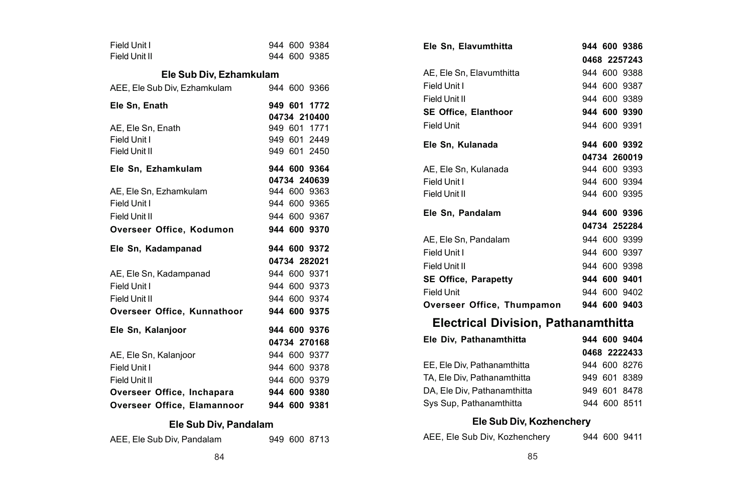| | |
|---|---|
| Field Unit I | 944 600 9384 |
| Field Unit II | 944 600 9385 |

### Ele Sub Div, Ezhamkulam

| | |
|---|---|
| AEE, Ele Sub Div, Ezhamkulam | 944 600 9366 |
| **Ele Sn, Enath** | **949 601 1772** |
| | **04734 210400** |
| AE, Ele Sn, Enath | 949 601 1771 |
| Field Unit I | 949 601 2449 |
| Field Unit II | 949 601 2450 |
| **Ele Sn, Ezhamkulam** | **944 600 9364** |
| | **04734 240639** |
| AE, Ele Sn, Ezhamkulam | 944 600 9363 |
| Field Unit I | 944 600 9365 |
| Field Unit II | 944 600 9367 |
| **Overseer Office, Kodumon** | **944 600 9370** |
| **Ele Sn, Kadampanad** | **944 600 9372** |
| | **04734 282021** |
| AE, Ele Sn, Kadampanad | 944 600 9371 |
| Field Unit I | 944 600 9373 |
| Field Unit II | 944 600 9374 |
| **Overseer Office, Kunnathoor** | **944 600 9375** |
| **Ele Sn, Kalanjoor** | **944 600 9376** |
| | **04734 270168** |
| AE, Ele Sn, Kalanjoor | 944 600 9377 |
| Field Unit I | 944 600 9378 |
| Field Unit II | 944 600 9379 |
| **Overseer Office, Inchapara** | **944 600 9380** |
| **Overseer Office, Elamannoor** | **944 600 9381** |

### Ele Sub Div, Pandalam

| | |
|---|---|
| AEE, Ele Sub Div, Pandalam | 949 600 8713 |
| **Ele Sn, Elavumthitta** | **944 600 9386** |
| | **0468 2257243** |
| AE, Ele Sn, Elavumthitta | 944 600 9388 |
| Field Unit I | 944 600 9387 |
| Field Unit II | 944 600 9389 |
| **SE Office, Elanthoor** | **944 600 9390** |
| Field Unit | 944 600 9391 |
| **Ele Sn, Kulanada** | **944 600 9392** |
| | **04734 260019** |
| AE, Ele Sn, Kulanada | 944 600 9393 |
| Field Unit I | 944 600 9394 |
| Field Unit II | 944 600 9395 |
| **Ele Sn, Pandalam** | **944 600 9396** |
| | **04734 252284** |
| AE, Ele Sn, Pandalam | 944 600 9399 |
| Field Unit I | 944 600 9397 |
| Field Unit II | 944 600 9398 |
| **SE Office, Parapetty** | **944 600 9401** |
| Field Unit | 944 600 9402 |
| **Overseer Office, Thumpamon** | **944 600 9403** |

## Electrical Division, Pathanamthitta

| | |
|---|---|
| **Ele Div, Pathanamthitta** | **944 600 9404** |
| | **0468 2222433** |
| EE, Ele Div, Pathanamthitta | 944 600 8276 |
| TA, Ele Div, Pathanamthitta | 949 601 8389 |
| DA, Ele Div, Pathanamthitta | 949 601 8478 |
| Sys Sup, Pathanamthitta | 944 600 8511 |

### Ele Sub Div, Kozhenchery

| | |
|---|---|
| AEE, Ele Sub Div, Kozhenchery | 944 600 9411 |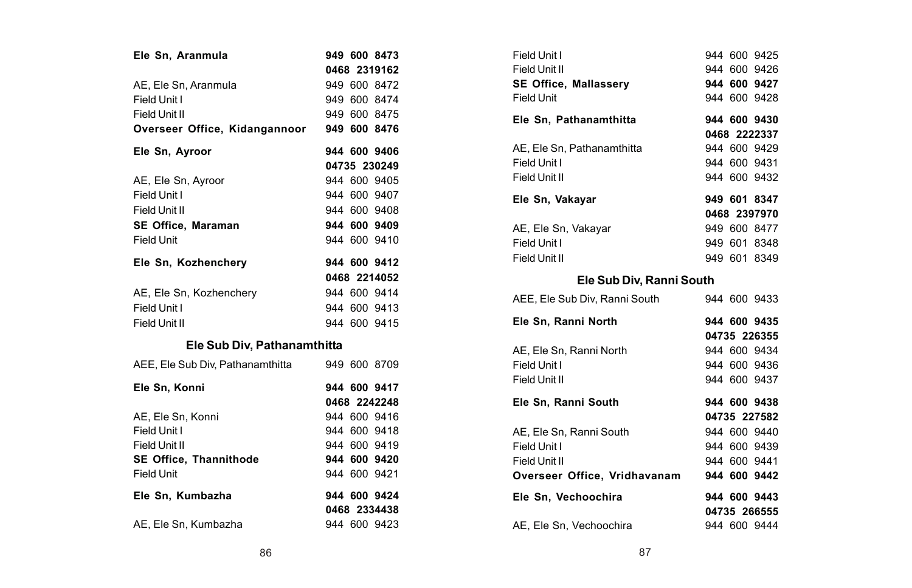| | |
|---|---|
| **Ele Sn, Aranmula** | **949 600 8473** |
| | **0468 2319162** |
| AE, Ele Sn, Aranmula | 949 600 8472 |
| Field Unit I | 949 600 8474 |
| Field Unit II | 949 600 8475 |
| **Overseer Office, Kidangannoor** | **949 600 8476** |
| **Ele Sn, Ayroor** | **944 600 9406** |
| | **04735 230249** |
| AE, Ele Sn, Ayroor | 944 600 9405 |
| Field Unit I | 944 600 9407 |
| Field Unit II | 944 600 9408 |
| **SE Office, Maraman** | **944 600 9409** |
| Field Unit | 944 600 9410 |
| **Ele Sn, Kozhenchery** | **944 600 9412** |
| | **0468 2214052** |
| AE, Ele Sn, Kozhenchery | 944 600 9414 |
| Field Unit I | 944 600 9413 |
| Field Unit II | 944 600 9415 |

## Ele Sub Div, Pathanamthitta

| | |
|---|---|
| AEE, Ele Sub Div, Pathanamthitta | 949 600 8709 |
| **Ele Sn, Konni** | **944 600 9417** |
| | **0468 2242248** |
| AE, Ele Sn, Konni | 944 600 9416 |
| Field Unit I | 944 600 9418 |
| Field Unit II | 944 600 9419 |
| **SE Office, Thannithode** | **944 600 9420** |
| Field Unit | 944 600 9421 |
| **Ele Sn, Kumbazha** | **944 600 9424** |
| | **0468 2334438** |
| AE, Ele Sn, Kumbazha | 944 600 9423 |
| Field Unit I | 944 600 9425 |
| Field Unit II | 944 600 9426 |
| **SE Office, Mallassery** | **944 600 9427** |
| Field Unit | 944 600 9428 |
| **Ele Sn, Pathanamthitta** | **944 600 9430** |
| | **0468 2222337** |
| AE, Ele Sn, Pathanamthitta | 944 600 9429 |
| Field Unit I | 944 600 9431 |
| Field Unit II | 944 600 9432 |
| **Ele Sn, Vakayar** | **949 601 8347** |
| | **0468 2397970** |
| AE, Ele Sn, Vakayar | 949 600 8477 |
| Field Unit I | 949 601 8348 |
| Field Unit II | 949 601 8349 |

## Ele Sub Div, Ranni South

| | |
|---|---|
| AEE, Ele Sub Div, Ranni South | 944 600 9433 |
| **Ele Sn, Ranni North** | **944 600 9435** |
| | **04735 226355** |
| AE, Ele Sn, Ranni North | 944 600 9434 |
| Field Unit I | 944 600 9436 |
| Field Unit II | 944 600 9437 |
| **Ele Sn, Ranni South** | **944 600 9438** |
| | **04735 227582** |
| AE, Ele Sn, Ranni South | 944 600 9440 |
| Field Unit I | 944 600 9439 |
| Field Unit II | 944 600 9441 |
| **Overseer Office, Vridhavanam** | **944 600 9442** |
| **Ele Sn, Vechoochira** | **944 600 9443** |
| | **04735 266555** |
| AE, Ele Sn, Vechoochira | 944 600 9444 |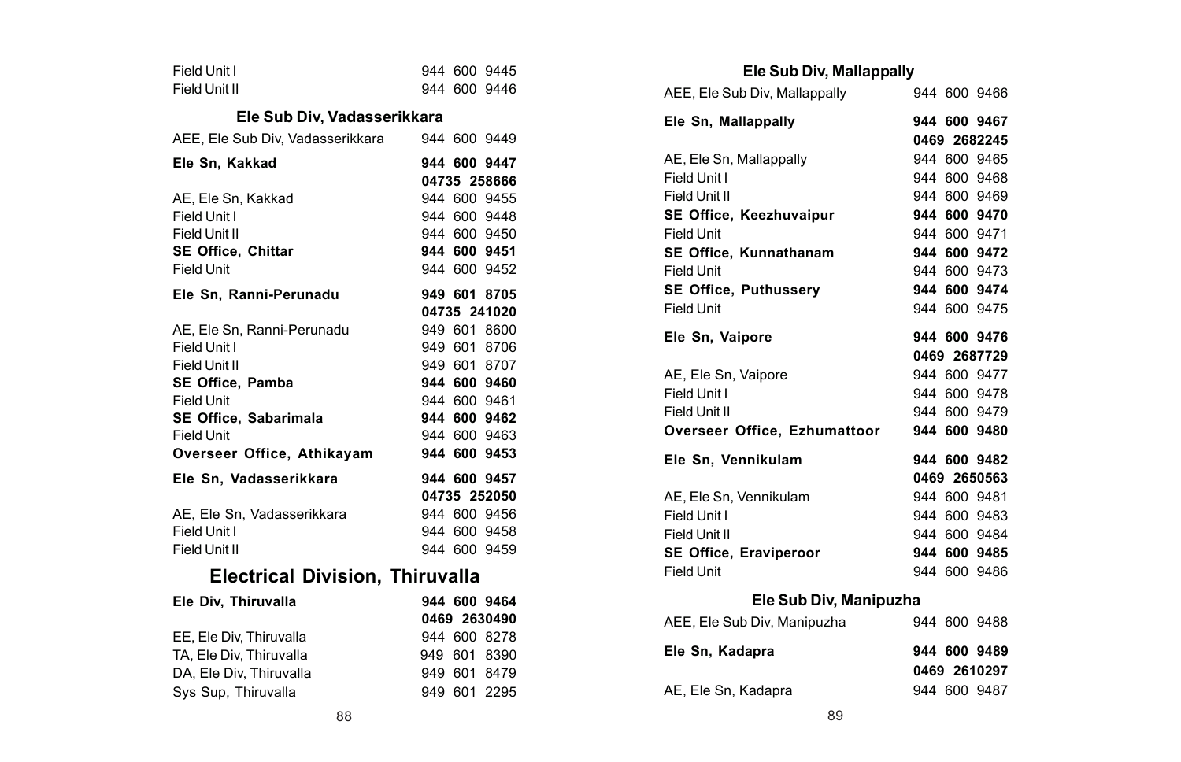| | |
|---|---|
| Field Unit I | 944 600 9445 |
| Field Unit II | 944 600 9446 |

### Ele Sub Div, Vadasserikkara

| | |
|---|---|
| AEE, Ele Sub Div, Vadasserikkara | 944 600 9449 |
| **Ele Sn, Kakkad** | **944 600 9447** |
| | **04735 258666** |
| AE, Ele Sn, Kakkad | 944 600 9455 |
| Field Unit I | 944 600 9448 |
| Field Unit II | 944 600 9450 |
| **SE Office, Chittar** | **944 600 9451** |
| Field Unit | 944 600 9452 |
| **Ele Sn, Ranni-Perunadu** | **949 601 8705** |
| | **04735 241020** |
| AE, Ele Sn, Ranni-Perunadu | 949 601 8600 |
| Field Unit I | 949 601 8706 |
| Field Unit II | 949 601 8707 |
| **SE Office, Pamba** | **944 600 9460** |
| Field Unit | 944 600 9461 |
| **SE Office, Sabarimala** | **944 600 9462** |
| Field Unit | 944 600 9463 |
| **Overseer Office, Athikayam** | **944 600 9453** |
| **Ele Sn, Vadasserikkara** | **944 600 9457** |
| | **04735 252050** |
| AE, Ele Sn, Vadasserikkara | 944 600 9456 |
| Field Unit I | 944 600 9458 |
| Field Unit II | 944 600 9459 |

## Electrical Division, Thiruvalla

| | |
|---|---|
| **Ele Div, Thiruvalla** | **944 600 9464** |
| | **0469 2630490** |
| EE, Ele Div, Thiruvalla | 944 600 8278 |
| TA, Ele Div, Thiruvalla | 949 601 8390 |
| DA, Ele Div, Thiruvalla | 949 601 8479 |
| Sys Sup, Thiruvalla | 949 601 2295 |

### Ele Sub Div, Mallappally

| | |
|---|---|
| AEE, Ele Sub Div, Mallappally | 944 600 9466 |
| **Ele Sn, Mallappally** | **944 600 9467** |
| | **0469 2682245** |
| AE, Ele Sn, Mallappally | 944 600 9465 |
| Field Unit I | 944 600 9468 |
| Field Unit II | 944 600 9469 |
| **SE Office, Keezhuvaipur** | **944 600 9470** |
| Field Unit | 944 600 9471 |
| **SE Office, Kunnathanam** | **944 600 9472** |
| Field Unit | 944 600 9473 |
| **SE Office, Puthussery** | **944 600 9474** |
| Field Unit | 944 600 9475 |
| **Ele Sn, Vaipore** | **944 600 9476** |
| | **0469 2687729** |
| AE, Ele Sn, Vaipore | 944 600 9477 |
| Field Unit I | 944 600 9478 |
| Field Unit II | 944 600 9479 |
| **Overseer Office, Ezhumattoor** | **944 600 9480** |
| **Ele Sn, Vennikulam** | **944 600 9482** |
| | **0469 2650563** |
| AE, Ele Sn, Vennikulam | 944 600 9481 |
| Field Unit I | 944 600 9483 |
| Field Unit II | 944 600 9484 |
| **SE Office, Eraviperoor** | **944 600 9485** |
| Field Unit | 944 600 9486 |

### Ele Sub Div, Manipuzha

| | |
|---|---|
| AEE, Ele Sub Div, Manipuzha | 944 600 9488 |
| **Ele Sn, Kadapra** | **944 600 9489** |
| | **0469 2610297** |
| AE, Ele Sn, Kadapra | 944 600 9487 |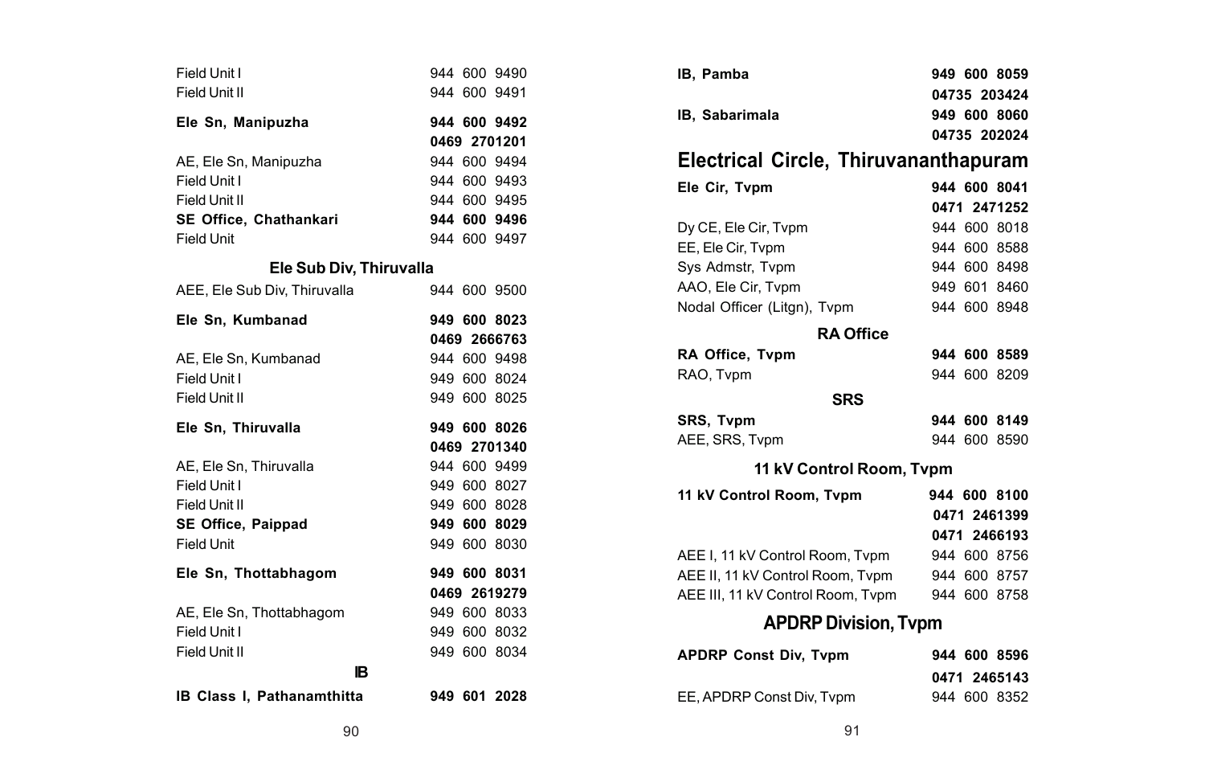| | |
|---|---|
| Field Unit I | 944 600 9490 |
| Field Unit II | 944 600 9491 |
| **Ele Sn, Manipuzha** | **944 600 9492** |
| | **0469 2701201** |
| AE, Ele Sn, Manipuzha | 944 600 9494 |
| Field Unit I | 944 600 9493 |
| Field Unit II | 944 600 9495 |
| **SE Office, Chathankari** | **944 600 9496** |
| Field Unit | 944 600 9497 |

### Ele Sub Div, Thiruvalla

| | |
|---|---|
| AEE, Ele Sub Div, Thiruvalla | 944 600 9500 |
| **Ele Sn, Kumbanad** | **949 600 8023** |
| | **0469 2666763** |
| AE, Ele Sn, Kumbanad | 944 600 9498 |
| Field Unit I | 949 600 8024 |
| Field Unit II | 949 600 8025 |
| **Ele Sn, Thiruvalla** | **949 600 8026** |
| | **0469 2701340** |
| AE, Ele Sn, Thiruvalla | 944 600 9499 |
| Field Unit I | 949 600 8027 |
| Field Unit II | 949 600 8028 |
| **SE Office, Paippad** | **949 600 8029** |
| Field Unit | 949 600 8030 |
| **Ele Sn, Thottabhagom** | **949 600 8031** |
| | **0469 2619279** |
| AE, Ele Sn, Thottabhagom | 949 600 8033 |
| Field Unit I | 949 600 8032 |
| Field Unit II | 949 600 8034 |

### IB

| | |
|---|---|
| **IB Class I, Pathanamthitta** | **949 601 2028** |
| **IB, Pamba** | **949 600 8059** |
| | **04735 203424** |
| **IB, Sabarimala** | **949 600 8060** |
| | **04735 202024** |

## Electrical Circle, Thiruvananthapuram

| | |
|---|---|
| **Ele Cir, Tvpm** | **944 600 8041** |
| | **0471 2471252** |
| Dy CE, Ele Cir, Tvpm | 944 600 8018 |
| EE, Ele Cir, Tvpm | 944 600 8588 |
| Sys Admstr, Tvpm | 944 600 8498 |
| AAO, Ele Cir, Tvpm | 949 601 8460 |
| Nodal Officer (Litgn), Tvpm | 944 600 8948 |

### RA Office

| | |
|---|---|
| **RA Office, Tvpm** | **944 600 8589** |
| RAO, Tvpm | 944 600 8209 |

### SRS

| | |
|---|---|
| **SRS, Tvpm** | **944 600 8149** |
| AEE, SRS, Tvpm | 944 600 8590 |

### 11 kV Control Room, Tvpm

| | |
|---|---|
| **11 kV Control Room, Tvpm** | **944 600 8100** |
| | **0471 2461399** |
| | **0471 2466193** |
| AEE I, 11 kV Control Room, Tvpm | 944 600 8756 |
| AEE II, 11 kV Control Room, Tvpm | 944 600 8757 |
| AEE III, 11 kV Control Room, Tvpm | 944 600 8758 |

### APDRP Division, Tvpm

| | |
|---|---|
| **APDRP Const Div, Tvpm** | **944 600 8596** |
| | **0471 2465143** |
| EE, APDRP Const Div, Tvpm | 944 600 8352 |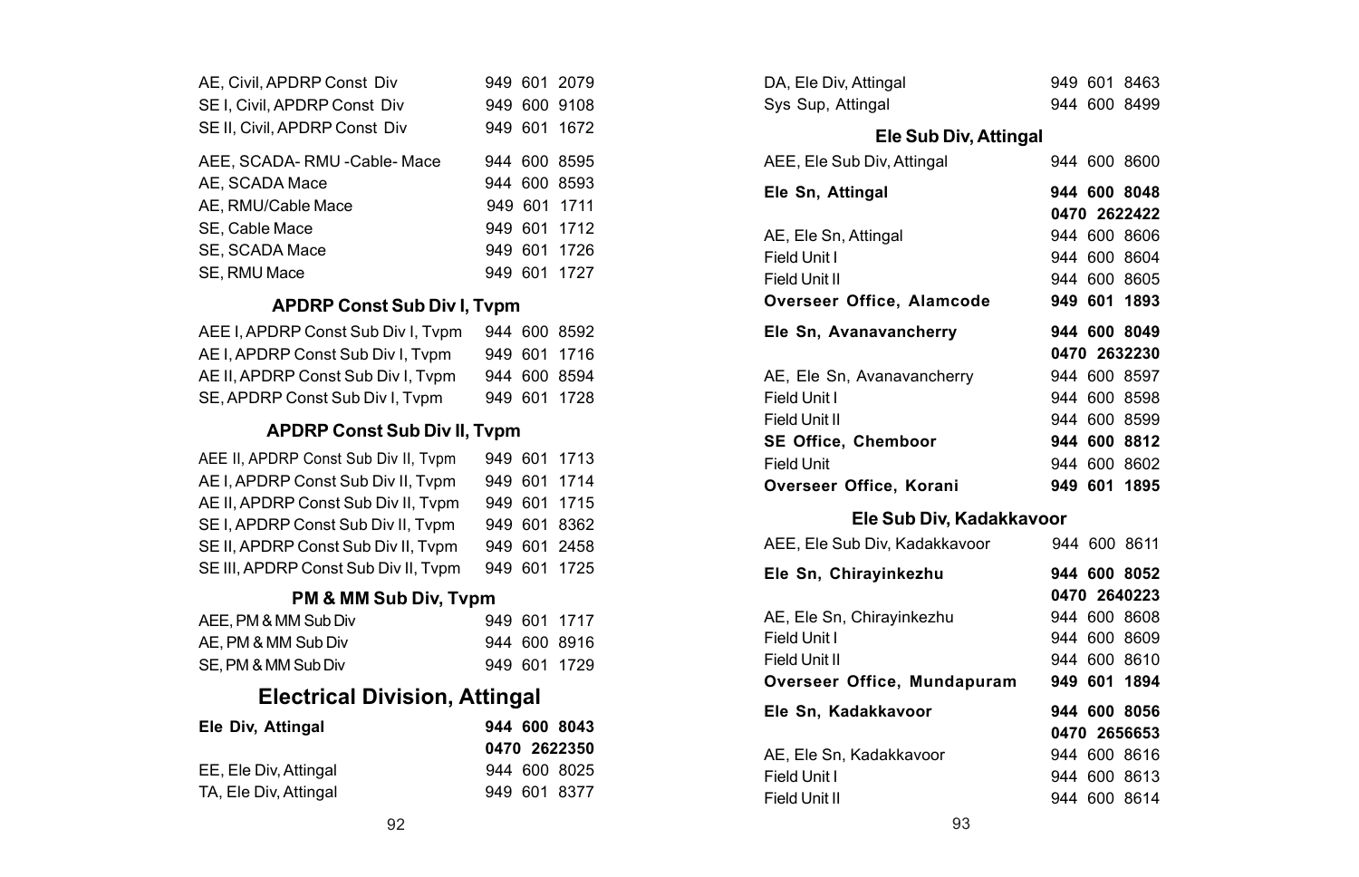| | |
|---|---|
| AE, Civil, APDRP Const Div | 949 601 2079 |
| SE I, Civil, APDRP Const Div | 949 600 9108 |
| SE II, Civil, APDRP Const Div | 949 601 1672 |
| AEE, SCADA- RMU -Cable- Mace | 944 600 8595 |
| AE, SCADA Mace | 944 600 8593 |
| AE, RMU/Cable Mace | 949 601 1711 |
| SE, Cable Mace | 949 601 1712 |
| SE, SCADA Mace | 949 601 1726 |
| SE, RMU Mace | 949 601 1727 |

### APDRP Const Sub Div I, Tvpm

| | |
|---|---|
| AEE I, APDRP Const Sub Div I, Tvpm | 944 600 8592 |
| AE I, APDRP Const Sub Div I, Tvpm | 949 601 1716 |
| AE II, APDRP Const Sub Div I, Tvpm | 944 600 8594 |
| SE, APDRP Const Sub Div I, Tvpm | 949 601 1728 |

### APDRP Const Sub Div II, Tvpm

| | |
|---|---|
| AEE II, APDRP Const Sub Div II, Tvpm | 949 601 1713 |
| AE I, APDRP Const Sub Div II, Tvpm | 949 601 1714 |
| AE II, APDRP Const Sub Div II, Tvpm | 949 601 1715 |
| SE I, APDRP Const Sub Div II, Tvpm | 949 601 8362 |
| SE II, APDRP Const Sub Div II, Tvpm | 949 601 2458 |
| SE III, APDRP Const Sub Div II, Tvpm | 949 601 1725 |

### PM & MM Sub Div, Tvpm

| | |
|---|---|
| AEE, PM & MM Sub Div | 949 601 1717 |
| AE, PM & MM Sub Div | 944 600 8916 |
| SE, PM & MM Sub Div | 949 601 1729 |

## Electrical Division, Attingal

| | |
|---|---|
| **Ele Div, Attingal** | **944 600 8043** |
| | **0470 2622350** |
| EE, Ele Div, Attingal | 944 600 8025 |
| TA, Ele Div, Attingal | 949 601 8377 |
| DA, Ele Div, Attingal | 949 601 8463 |
| Sys Sup, Attingal | 944 600 8499 |

### Ele Sub Div, Attingal

| | |
|---|---|
| AEE, Ele Sub Div, Attingal | 944 600 8600 |
| **Ele Sn, Attingal** | **944 600 8048** |
| | **0470 2622422** |
| AE, Ele Sn, Attingal | 944 600 8606 |
| Field Unit I | 944 600 8604 |
| Field Unit II | 944 600 8605 |
| **Overseer Office, Alamcode** | **949 601 1893** |
| **Ele Sn, Avanavancherry** | **944 600 8049** |
| | **0470 2632230** |
| AE, Ele Sn, Avanavancherry | 944 600 8597 |
| Field Unit I | 944 600 8598 |
| Field Unit II | 944 600 8599 |
| **SE Office, Chemboor** | **944 600 8812** |
| Field Unit | 944 600 8602 |
| **Overseer Office, Korani** | **949 601 1895** |

### Ele Sub Div, Kadakkavoor

| | |
|---|---|
| AEE, Ele Sub Div, Kadakkavoor | 944 600 8611 |
| **Ele Sn, Chirayinkezhu** | **944 600 8052** |
| | **0470 2640223** |
| AE, Ele Sn, Chirayinkezhu | 944 600 8608 |
| Field Unit I | 944 600 8609 |
| Field Unit II | 944 600 8610 |
| **Overseer Office, Mundapuram** | **949 601 1894** |
| **Ele Sn, Kadakkavoor** | **944 600 8056** |
| | **0470 2656653** |
| AE, Ele Sn, Kadakkavoor | 944 600 8616 |
| Field Unit I | 944 600 8613 |
| Field Unit II | 944 600 8614 |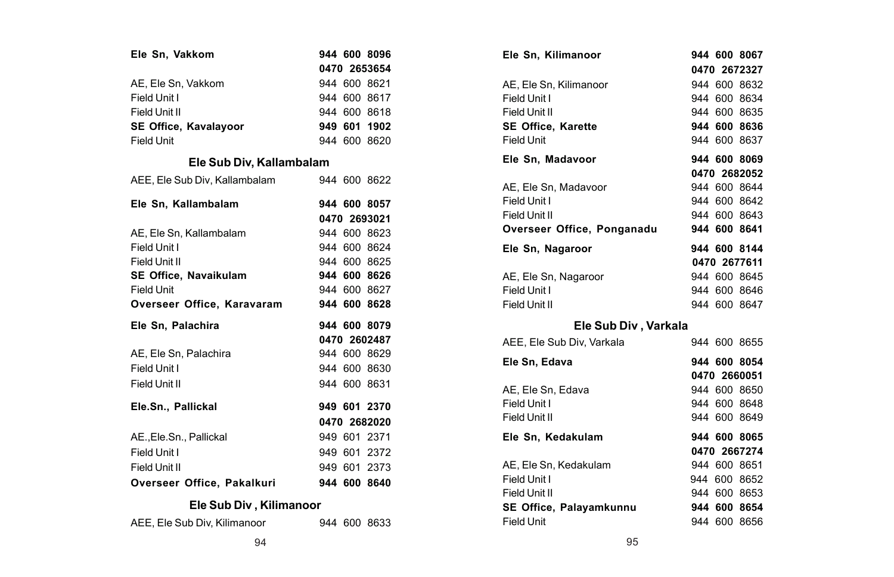| | |
|---|---|
| **Ele Sn, Vakkom** | **944 600 8096** |
| | **0470 2653654** |
| AE, Ele Sn, Vakkom | 944 600 8621 |
| Field Unit I | 944 600 8617 |
| Field Unit II | 944 600 8618 |
| **SE Office, Kavalayoor** | **949 601 1902** |
| Field Unit | 944 600 8620 |

### Ele Sub Div, Kallambalam

| | |
|---|---|
| AEE, Ele Sub Div, Kallambalam | 944 600 8622 |
| **Ele Sn, Kallambalam** | **944 600 8057** |
| | **0470 2693021** |
| AE, Ele Sn, Kallambalam | 944 600 8623 |
| Field Unit I | 944 600 8624 |
| Field Unit II | 944 600 8625 |
| **SE Office, Navaikulam** | **944 600 8626** |
| Field Unit | 944 600 8627 |
| **Overseer Office, Karavaram** | **944 600 8628** |
| **Ele Sn, Palachira** | **944 600 8079** |
| | **0470 2602487** |
| AE, Ele Sn, Palachira | 944 600 8629 |
| Field Unit I | 944 600 8630 |
| Field Unit II | 944 600 8631 |
| **Ele.Sn., Pallickal** | **949 601 2370** |
| | **0470 2682020** |
| AE.,Ele.Sn., Pallickal | 949 601 2371 |
| Field Unit I | 949 601 2372 |
| Field Unit II | 949 601 2373 |
| **Overseer Office, Pakalkuri** | **944 600 8640** |

### Ele Sub Div , Kilimanoor

| | |
|---|---|
| AEE, Ele Sub Div, Kilimanoor | 944 600 8633 |
| **Ele Sn, Kilimanoor** | **944 600 8067** |
| | **0470 2672327** |
| AE, Ele Sn, Kilimanoor | 944 600 8632 |
| Field Unit I | 944 600 8634 |
| Field Unit II | 944 600 8635 |
| **SE Office, Karette** | **944 600 8636** |
| Field Unit | 944 600 8637 |
| **Ele Sn, Madavoor** | **944 600 8069** |
| | **0470 2682052** |
| AE, Ele Sn, Madavoor | 944 600 8644 |
| Field Unit I | 944 600 8642 |
| Field Unit II | 944 600 8643 |
| **Overseer Office, Ponganadu** | **944 600 8641** |
| **Ele Sn, Nagaroor** | **944 600 8144** |
| | **0470 2677611** |
| AE, Ele Sn, Nagaroor | 944 600 8645 |
| Field Unit I | 944 600 8646 |
| Field Unit II | 944 600 8647 |

### Ele Sub Div , Varkala

| | |
|---|---|
| AEE, Ele Sub Div, Varkala | 944 600 8655 |
| **Ele Sn, Edava** | **944 600 8054** |
| | **0470 2660051** |
| AE, Ele Sn, Edava | 944 600 8650 |
| Field Unit I | 944 600 8648 |
| Field Unit II | 944 600 8649 |
| **Ele Sn, Kedakulam** | **944 600 8065** |
| | **0470 2667274** |
| AE, Ele Sn, Kedakulam | 944 600 8651 |
| Field Unit I | 944 600 8652 |
| Field Unit II | 944 600 8653 |
| **SE Office, Palayamkunnu** | **944 600 8654** |
| Field Unit | 944 600 8656 |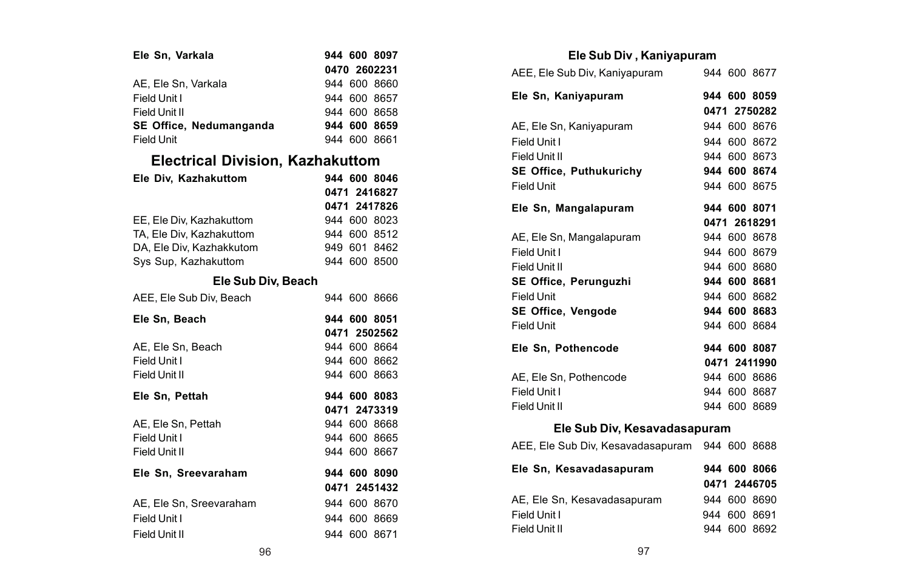**Ele Sn, Varkala** **944 600 8097**
**0470 2602231**

AE, Ele Sn, Varkala 944 600 8660
Field Unit I 944 600 8657
Field Unit II 944 600 8658
**SE Office, Nedumanganda** **944 600 8659**
Field Unit 944 600 8661

## Electrical Division, Kazhakuttom

**Ele Div, Kazhakuttom** **944 600 8046**
**0471 2416827**
**0471 2417826**

EE, Ele Div, Kazhakuttom 944 600 8023
TA, Ele Div, Kazhakuttom 944 600 8512
DA, Ele Div, Kazhakkutom 949 601 8462
Sys Sup, Kazhakuttom 944 600 8500

### Ele Sub Div, Beach

AEE, Ele Sub Div, Beach 944 600 8666

**Ele Sn, Beach** **944 600 8051**
**0471 2502562**

AE, Ele Sn, Beach 944 600 8664
Field Unit I 944 600 8662
Field Unit II 944 600 8663

**Ele Sn, Pettah** **944 600 8083**
**0471 2473319**

AE, Ele Sn, Pettah 944 600 8668
Field Unit I 944 600 8665
Field Unit II 944 600 8667

**Ele Sn, Sreevaraham** **944 600 8090**
**0471 2451432**

AE, Ele Sn, Sreevaraham 944 600 8670
Field Unit I 944 600 8669
Field Unit II 944 600 8671

### Ele Sub Div , Kaniyapuram

AEE, Ele Sub Div, Kaniyapuram 944 600 8677

**Ele Sn, Kaniyapuram** **944 600 8059**
**0471 2750282**

AE, Ele Sn, Kaniyapuram 944 600 8676
Field Unit I 944 600 8672
Field Unit II 944 600 8673
**SE Office, Puthukurichy** **944 600 8674**
Field Unit 944 600 8675

**Ele Sn, Mangalapuram** **944 600 8071**
**0471 2618291**

AE, Ele Sn, Mangalapuram 944 600 8678
Field Unit I 944 600 8679
Field Unit II 944 600 8680
**SE Office, Perunguzhi** **944 600 8681**
Field Unit 944 600 8682
**SE Office, Vengode** **944 600 8683**
Field Unit 944 600 8684

**Ele Sn, Pothencode** **944 600 8087**
**0471 2411990**

AE, Ele Sn, Pothencode 944 600 8686
Field Unit I 944 600 8687
Field Unit II 944 600 8689

### Ele Sub Div, Kesavadasapuram

AEE, Ele Sub Div, Kesavadasapuram 944 600 8688

**Ele Sn, Kesavadasapuram** **944 600 8066**
**0471 2446705**

AE, Ele Sn, Kesavadasapuram 944 600 8690
Field Unit I 944 600 8691
Field Unit II 944 600 8692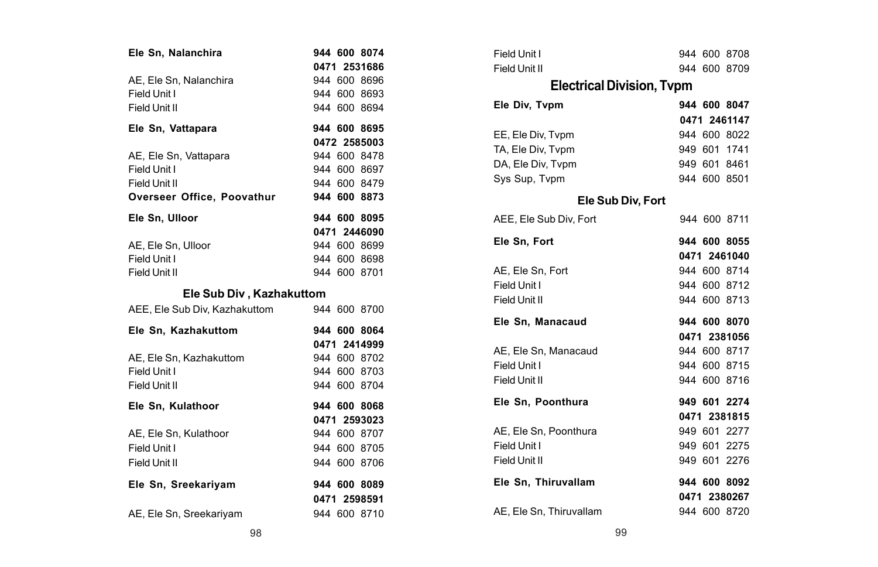| | |
|---|---|
| **Ele Sn, Nalanchira** | **944 600 8074** |
| | **0471 2531686** |
| AE, Ele Sn, Nalanchira | 944 600 8696 |
| Field Unit I | 944 600 8693 |
| Field Unit II | 944 600 8694 |
| **Ele Sn, Vattapara** | **944 600 8695** |
| | **0472 2585003** |
| AE, Ele Sn, Vattapara | 944 600 8478 |
| Field Unit I | 944 600 8697 |
| Field Unit II | 944 600 8479 |
| **Overseer Office, Poovathur** | **944 600 8873** |
| **Ele Sn, Ulloor** | **944 600 8095** |
| | **0471 2446090** |
| AE, Ele Sn, Ulloor | 944 600 8699 |
| Field Unit I | 944 600 8698 |
| Field Unit II | 944 600 8701 |

### Ele Sub Div , Kazhakuttom

| | |
|---|---|
| AEE, Ele Sub Div, Kazhakuttom | 944 600 8700 |
| **Ele Sn, Kazhakuttom** | **944 600 8064** |
| | **0471 2414999** |
| AE, Ele Sn, Kazhakuttom | 944 600 8702 |
| Field Unit I | 944 600 8703 |
| Field Unit II | 944 600 8704 |
| **Ele Sn, Kulathoor** | **944 600 8068** |
| | **0471 2593023** |
| AE, Ele Sn, Kulathoor | 944 600 8707 |
| Field Unit I | 944 600 8705 |
| Field Unit II | 944 600 8706 |
| **Ele Sn, Sreekariyam** | **944 600 8089** |
| | **0471 2598591** |
| AE, Ele Sn, Sreekariyam | 944 600 8710 |
| Field Unit I | 944 600 8708 |
| Field Unit II | 944 600 8709 |

## Electrical Division, Tvpm

| | |
|---|---|
| **Ele Div, Tvpm** | **944 600 8047** |
| | **0471 2461147** |
| EE, Ele Div, Tvpm | 944 600 8022 |
| TA, Ele Div, Tvpm | 949 601 1741 |
| DA, Ele Div, Tvpm | 949 601 8461 |
| Sys Sup, Tvpm | 944 600 8501 |

### Ele Sub Div, Fort

| | |
|---|---|
| AEE, Ele Sub Div, Fort | 944 600 8711 |
| **Ele Sn, Fort** | **944 600 8055** |
| | **0471 2461040** |
| AE, Ele Sn, Fort | 944 600 8714 |
| Field Unit I | 944 600 8712 |
| Field Unit II | 944 600 8713 |
| **Ele Sn, Manacaud** | **944 600 8070** |
| | **0471 2381056** |
| AE, Ele Sn, Manacaud | 944 600 8717 |
| Field Unit I | 944 600 8715 |
| Field Unit II | 944 600 8716 |
| **Ele Sn, Poonthura** | **949 601 2274** |
| | **0471 2381815** |
| AE, Ele Sn, Poonthura | 949 601 2277 |
| Field Unit I | 949 601 2275 |
| Field Unit II | 949 601 2276 |
| **Ele Sn, Thiruvallam** | **944 600 8092** |
| | **0471 2380267** |
| AE, Ele Sn, Thiruvallam | 944 600 8720 |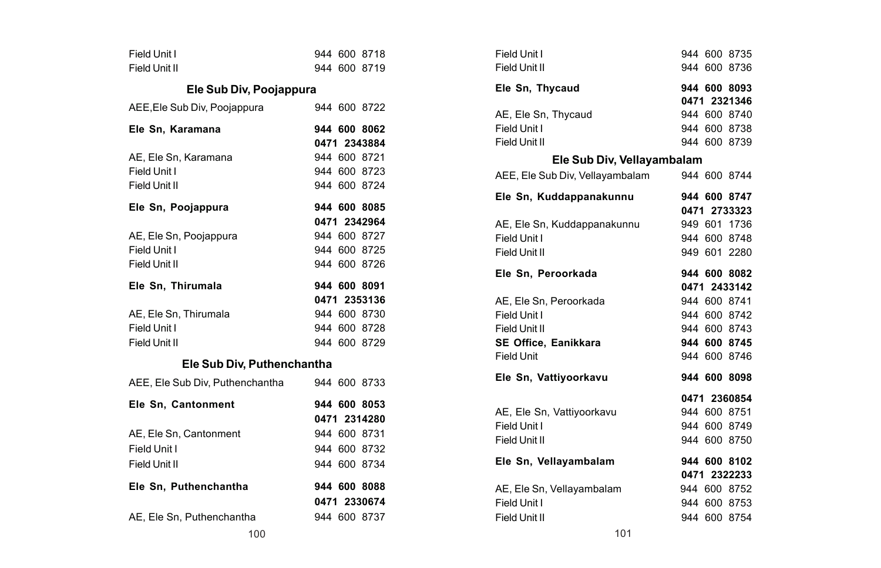| | |
|---|---|
| Field Unit I | 944 600 8718 |
| Field Unit II | 944 600 8719 |

### Ele Sub Div, Poojappura

| | |
|---|---|
| AEE,Ele Sub Div, Poojappura | 944 600 8722 |
| **Ele Sn, Karamana** | **944 600 8062** |
| | **0471 2343884** |
| AE, Ele Sn, Karamana | 944 600 8721 |
| Field Unit I | 944 600 8723 |
| Field Unit II | 944 600 8724 |
| **Ele Sn, Poojappura** | **944 600 8085** |
| | **0471 2342964** |
| AE, Ele Sn, Poojappura | 944 600 8727 |
| Field Unit I | 944 600 8725 |
| Field Unit II | 944 600 8726 |
| **Ele Sn, Thirumala** | **944 600 8091** |
| | **0471 2353136** |
| AE, Ele Sn, Thirumala | 944 600 8730 |
| Field Unit I | 944 600 8728 |
| Field Unit II | 944 600 8729 |

### Ele Sub Div, Puthenchantha

| | |
|---|---|
| AEE, Ele Sub Div, Puthenchantha | 944 600 8733 |
| **Ele Sn, Cantonment** | **944 600 8053** |
| | **0471 2314280** |
| AE, Ele Sn, Cantonment | 944 600 8731 |
| Field Unit I | 944 600 8732 |
| Field Unit II | 944 600 8734 |
| **Ele Sn, Puthenchantha** | **944 600 8088** |
| | **0471 2330674** |
| AE, Ele Sn, Puthenchantha | 944 600 8737 |
| Field Unit I | 944 600 8735 |
| Field Unit II | 944 600 8736 |
| **Ele Sn, Thycaud** | **944 600 8093** |
| | **0471 2321346** |
| AE, Ele Sn, Thycaud | 944 600 8740 |
| Field Unit I | 944 600 8738 |
| Field Unit II | 944 600 8739 |

### Ele Sub Div, Vellayambalam

| | |
|---|---|
| AEE, Ele Sub Div, Vellayambalam | 944 600 8744 |
| **Ele Sn, Kuddappanakunnu** | **944 600 8747** |
| | **0471 2733323** |
| AE, Ele Sn, Kuddappanakunnu | 949 601 1736 |
| Field Unit I | 944 600 8748 |
| Field Unit II | 949 601 2280 |
| **Ele Sn, Peroorkada** | **944 600 8082** |
| | **0471 2433142** |
| AE, Ele Sn, Peroorkada | 944 600 8741 |
| Field Unit I | 944 600 8742 |
| Field Unit II | 944 600 8743 |
| **SE Office, Eanikkara** | **944 600 8745** |
| Field Unit | 944 600 8746 |
| **Ele Sn, Vattiyoorkavu** | **944 600 8098** |
| | **0471 2360854** |
| AE, Ele Sn, Vattiyoorkavu | 944 600 8751 |
| Field Unit I | 944 600 8749 |
| Field Unit II | 944 600 8750 |
| **Ele Sn, Vellayambalam** | **944 600 8102** |
| | **0471 2322233** |
| AE, Ele Sn, Vellayambalam | 944 600 8752 |
| Field Unit I | 944 600 8753 |
| Field Unit II | 944 600 8754 |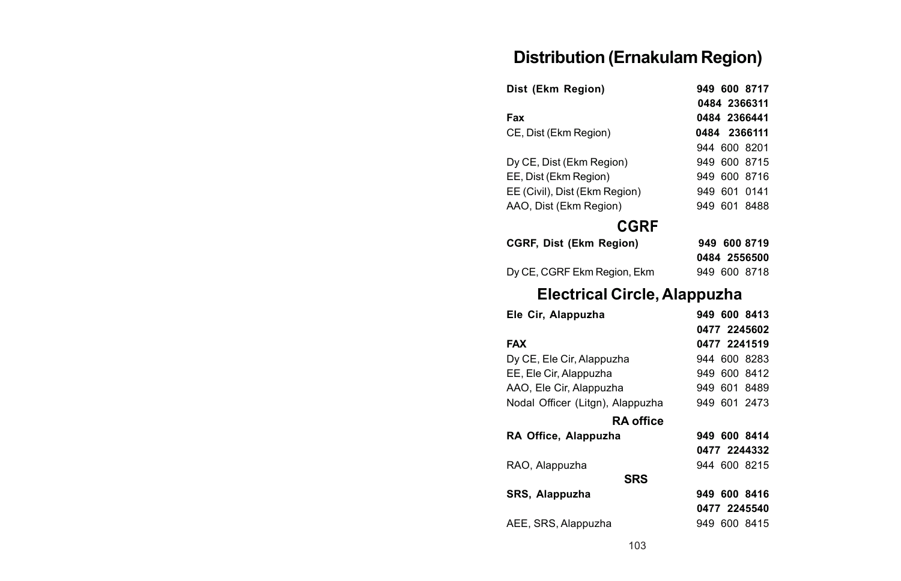# Distribution (Ernakulam Region)

| | |
|---|---|
| **Dist (Ekm Region)** | **949 600 8717** |
| | **0484 2366311** |
| **Fax** | **0484 2366441** |
| CE, Dist (Ekm Region) | **0484 2366111** |
| | 944 600 8201 |
| Dy CE, Dist (Ekm Region) | 949 600 8715 |
| EE, Dist (Ekm Region) | 949 600 8716 |
| EE (Civil), Dist (Ekm Region) | 949 601 0141 |
| AAO, Dist (Ekm Region) | 949 601 8488 |

## CGRF

| | |
|---|---|
| **CGRF, Dist (Ekm Region)** | **949 600 8719** |
| | **0484 2556500** |
| Dy CE, CGRF Ekm Region, Ekm | 949 600 8718 |

## Electrical Circle, Alappuzha

| | |
|---|---|
| **Ele Cir, Alappuzha** | **949 600 8413** |
| | **0477 2245602** |
| **FAX** | **0477 2241519** |
| Dy CE, Ele Cir, Alappuzha | 944 600 8283 |
| EE, Ele Cir, Alappuzha | 949 600 8412 |
| AAO, Ele Cir, Alappuzha | 949 601 8489 |
| Nodal Officer (Litgn), Alappuzha | 949 601 2473 |

### RA office

| | |
|---|---|
| **RA Office, Alappuzha** | **949 600 8414** |
| | **0477 2244332** |
| RAO, Alappuzha | 944 600 8215 |

### SRS

| | |
|---|---|
| **SRS, Alappuzha** | **949 600 8416** |
| | **0477 2245540** |
| AEE, SRS, Alappuzha | 949 600 8415 |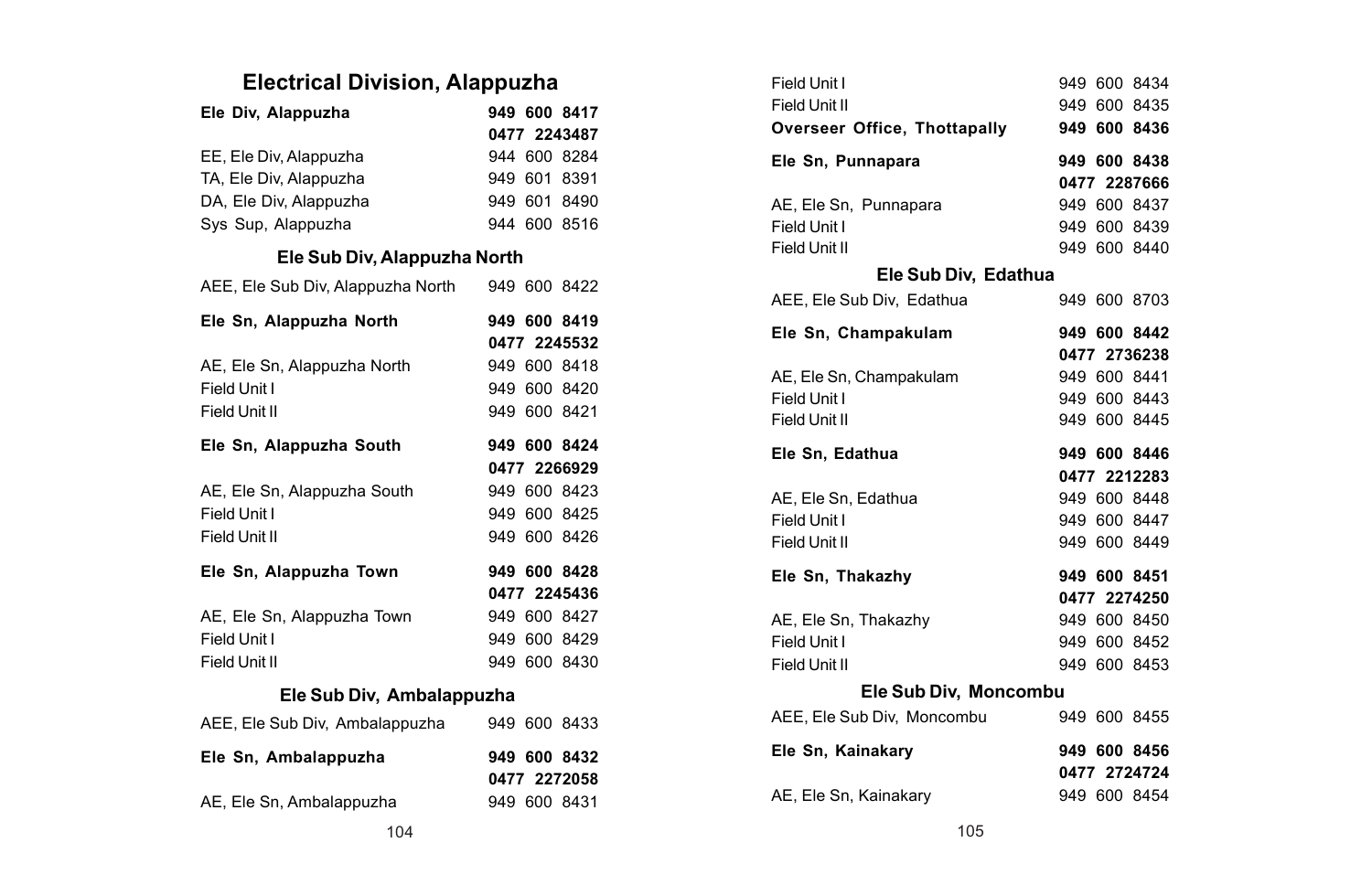# Electrical Division, Alappuzha

| | |
|---|---|
| **Ele Div, Alappuzha** | **949 600 8417** |
| | **0477 2243487** |
| EE, Ele Div, Alappuzha | 944 600 8284 |
| TA, Ele Div, Alappuzha | 949 601 8391 |
| DA, Ele Div, Alappuzha | 949 601 8490 |
| Sys Sup, Alappuzha | 944 600 8516 |

## Ele Sub Div, Alappuzha North

| | |
|---|---|
| AEE, Ele Sub Div, Alappuzha North | 949 600 8422 |
| **Ele Sn, Alappuzha North** | **949 600 8419** |
| | **0477 2245532** |
| AE, Ele Sn, Alappuzha North | 949 600 8418 |
| Field Unit I | 949 600 8420 |
| Field Unit II | 949 600 8421 |
| **Ele Sn, Alappuzha South** | **949 600 8424** |
| | **0477 2266929** |
| AE, Ele Sn, Alappuzha South | 949 600 8423 |
| Field Unit I | 949 600 8425 |
| Field Unit II | 949 600 8426 |
| **Ele Sn, Alappuzha Town** | **949 600 8428** |
| | **0477 2245436** |
| AE, Ele Sn, Alappuzha Town | 949 600 8427 |
| Field Unit I | 949 600 8429 |
| Field Unit II | 949 600 8430 |

## Ele Sub Div, Ambalappuzha

| | |
|---|---|
| AEE, Ele Sub Div, Ambalappuzha | 949 600 8433 |
| **Ele Sn, Ambalappuzha** | **949 600 8432** |
| | **0477 2272058** |
| AE, Ele Sn, Ambalappuzha | 949 600 8431 |
| Field Unit I | 949 600 8434 |
| Field Unit II | 949 600 8435 |
| **Overseer Office, Thottapally** | **949 600 8436** |
| **Ele Sn, Punnapara** | **949 600 8438** |
| | **0477 2287666** |
| AE, Ele Sn, Punnapara | 949 600 8437 |
| Field Unit I | 949 600 8439 |
| Field Unit II | 949 600 8440 |

## Ele Sub Div, Edathua

| | |
|---|---|
| AEE, Ele Sub Div, Edathua | 949 600 8703 |
| **Ele Sn, Champakulam** | **949 600 8442** |
| | **0477 2736238** |
| AE, Ele Sn, Champakulam | 949 600 8441 |
| Field Unit I | 949 600 8443 |
| Field Unit II | 949 600 8445 |
| **Ele Sn, Edathua** | **949 600 8446** |
| | **0477 2212283** |
| AE, Ele Sn, Edathua | 949 600 8448 |
| Field Unit I | 949 600 8447 |
| Field Unit II | 949 600 8449 |
| **Ele Sn, Thakazhy** | **949 600 8451** |
| | **0477 2274250** |
| AE, Ele Sn, Thakazhy | 949 600 8450 |
| Field Unit I | 949 600 8452 |
| Field Unit II | 949 600 8453 |

## Ele Sub Div, Moncombu

| | |
|---|---|
| AEE, Ele Sub Div, Moncombu | 949 600 8455 |
| **Ele Sn, Kainakary** | **949 600 8456** |
| | **0477 2724724** |
| AE, Ele Sn, Kainakary | 949 600 8454 |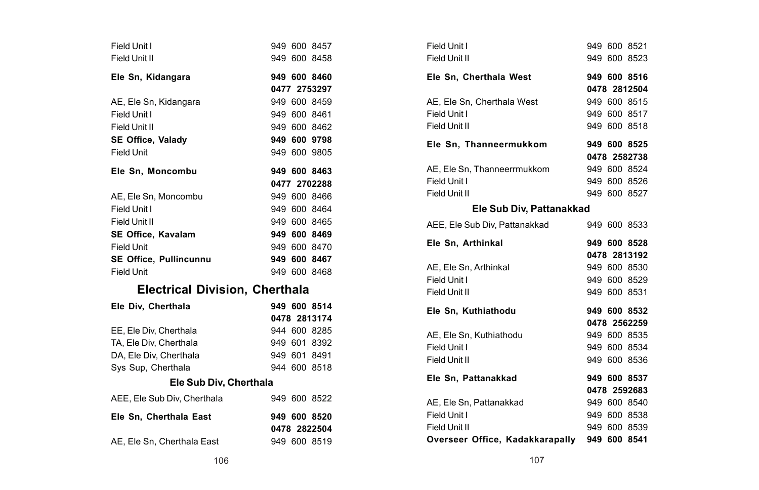| | |
|---|---|
| Field Unit I | 949 600 8457 |
| Field Unit II | 949 600 8458 |
| **Ele Sn, Kidangara** | **949 600 8460** |
| | **0477 2753297** |
| AE, Ele Sn, Kidangara | 949 600 8459 |
| Field Unit I | 949 600 8461 |
| Field Unit II | 949 600 8462 |
| **SE Office, Valady** | **949 600 9798** |
| Field Unit | 949 600 9805 |
| **Ele Sn, Moncombu** | **949 600 8463** |
| | **0477 2702288** |
| AE, Ele Sn, Moncombu | 949 600 8466 |
| Field Unit I | 949 600 8464 |
| Field Unit II | 949 600 8465 |
| **SE Office, Kavalam** | **949 600 8469** |
| Field Unit | 949 600 8470 |
| **SE Office, Pullincunnu** | **949 600 8467** |
| Field Unit | 949 600 8468 |

## Electrical Division, Cherthala

| | |
|---|---|
| **Ele Div, Cherthala** | **949 600 8514** |
| | **0478 2813174** |
| EE, Ele Div, Cherthala | 944 600 8285 |
| TA, Ele Div, Cherthala | 949 601 8392 |
| DA, Ele Div, Cherthala | 949 601 8491 |
| Sys Sup, Cherthala | 944 600 8518 |

### Ele Sub Div, Cherthala

| | |
|---|---|
| AEE, Ele Sub Div, Cherthala | 949 600 8522 |
| **Ele Sn, Cherthala East** | **949 600 8520** |
| | **0478 2822504** |
| AE, Ele Sn, Cherthala East | 949 600 8519 |
| Field Unit I | 949 600 8521 |
| Field Unit II | 949 600 8523 |
| **Ele Sn, Cherthala West** | **949 600 8516** |
| | **0478 2812504** |
| AE, Ele Sn, Cherthala West | 949 600 8515 |
| Field Unit I | 949 600 8517 |
| Field Unit II | 949 600 8518 |
| **Ele Sn, Thanneermukkom** | **949 600 8525** |
| | **0478 2582738** |
| AE, Ele Sn, Thanneerrmukkom | 949 600 8524 |
| Field Unit I | 949 600 8526 |
| Field Unit II | 949 600 8527 |

### Ele Sub Div, Pattanakkad

| | |
|---|---|
| AEE, Ele Sub Div, Pattanakkad | 949 600 8533 |
| **Ele Sn, Arthinkal** | **949 600 8528** |
| | **0478 2813192** |
| AE, Ele Sn, Arthinkal | 949 600 8530 |
| Field Unit I | 949 600 8529 |
| Field Unit II | 949 600 8531 |
| **Ele Sn, Kuthiathodu** | **949 600 8532** |
| | **0478 2562259** |
| AE, Ele Sn, Kuthiathodu | 949 600 8535 |
| Field Unit I | 949 600 8534 |
| Field Unit II | 949 600 8536 |
| **Ele Sn, Pattanakkad** | **949 600 8537** |
| | **0478 2592683** |
| AE, Ele Sn, Pattanakkad | 949 600 8540 |
| Field Unit I | 949 600 8538 |
| Field Unit II | 949 600 8539 |
| **Overseer Office, Kadakkarapally** | **949 600 8541** |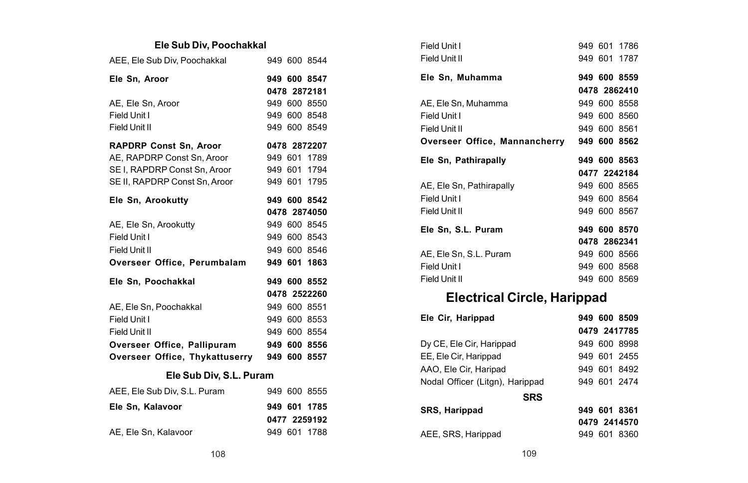### Ele Sub Div, Poochakkal

| | |
|---|---|
| AEE, Ele Sub Div, Poochakkal | 949 600 8544 |
| **Ele Sn, Aroor** | **949 600 8547** |
| | **0478 2872181** |
| AE, Ele Sn, Aroor | 949 600 8550 |
| Field Unit I | 949 600 8548 |
| Field Unit II | 949 600 8549 |
| **RAPDRP Const Sn, Aroor** | **0478 2872207** |
| AE, RAPDRP Const Sn, Aroor | 949 601 1789 |
| SE I, RAPDRP Const Sn, Aroor | 949 601 1794 |
| SE II, RAPDRP Const Sn, Aroor | 949 601 1795 |
| **Ele Sn, Arookutty** | **949 600 8542** |
| | **0478 2874050** |
| AE, Ele Sn, Arookutty | 949 600 8545 |
| Field Unit I | 949 600 8543 |
| Field Unit II | 949 600 8546 |
| **Overseer Office, Perumbalam** | **949 601 1863** |
| **Ele Sn, Poochakkal** | **949 600 8552** |
| | **0478 2522260** |
| AE, Ele Sn, Poochakkal | 949 600 8551 |
| Field Unit I | 949 600 8553 |
| Field Unit II | 949 600 8554 |
| **Overseer Office, Pallipuram** | **949 600 8556** |
| **Overseer Office, Thykattuserry** | **949 600 8557** |

### Ele Sub Div, S.L. Puram

| | |
|---|---|
| AEE, Ele Sub Div, S.L. Puram | 949 600 8555 |
| **Ele Sn, Kalavoor** | **949 601 1785** |
| | **0477 2259192** |
| AE, Ele Sn, Kalavoor | 949 601 1788 |
| Field Unit I | 949 601 1786 |
| Field Unit II | 949 601 1787 |
| **Ele Sn, Muhamma** | **949 600 8559** |
| | **0478 2862410** |
| AE, Ele Sn, Muhamma | 949 600 8558 |
| Field Unit I | 949 600 8560 |
| Field Unit II | 949 600 8561 |
| **Overseer Office, Mannancherry** | **949 600 8562** |
| **Ele Sn, Pathirapally** | **949 600 8563** |
| | **0477 2242184** |
| AE, Ele Sn, Pathirapally | 949 600 8565 |
| Field Unit I | 949 600 8564 |
| Field Unit II | 949 600 8567 |
| **Ele Sn, S.L. Puram** | **949 600 8570** |
| | **0478 2862341** |
| AE, Ele Sn, S.L. Puram | 949 600 8566 |
| Field Unit I | 949 600 8568 |
| Field Unit II | 949 600 8569 |

## Electrical Circle, Harippad

| | |
|---|---|
| **Ele Cir, Harippad** | **949 600 8509** |
| | **0479 2417785** |
| Dy CE, Ele Cir, Harippad | 949 600 8998 |
| EE, Ele Cir, Harippad | 949 601 2455 |
| AAO, Ele Cir, Haripad | 949 601 8492 |
| Nodal Officer (Litgn), Harippad | 949 601 2474 |

### SRS

| | |
|---|---|
| **SRS, Harippad** | **949 601 8361** |
| | **0479 2414570** |
| AEE, SRS, Harippad | 949 601 8360 |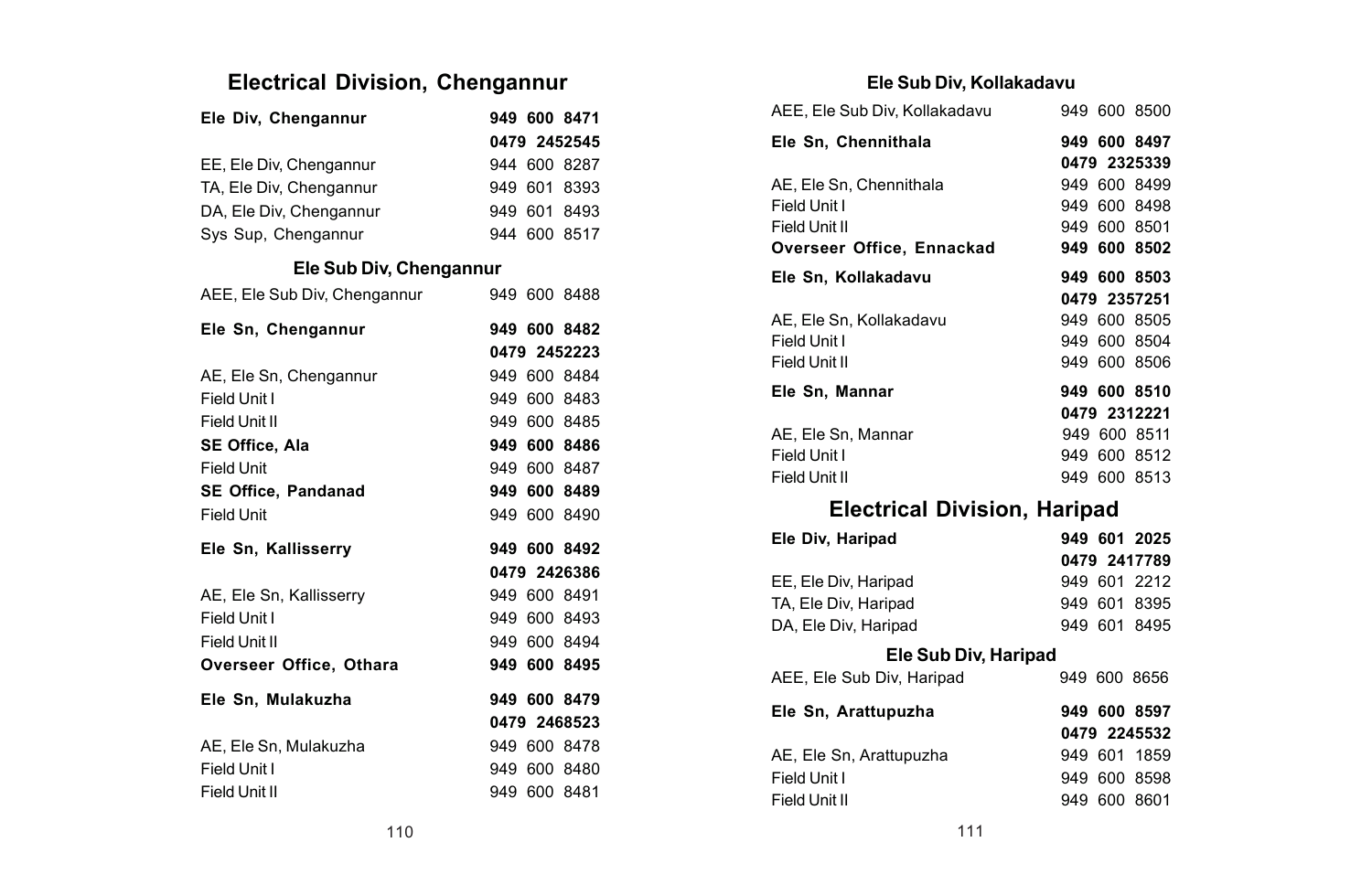## Electrical Division, Chengannur

| | |
|---|---|
| **Ele Div, Chengannur** | **949 600 8471** |
| | **0479 2452545** |
| EE, Ele Div, Chengannur | 944 600 8287 |
| TA, Ele Div, Chengannur | 949 601 8393 |
| DA, Ele Div, Chengannur | 949 601 8493 |
| Sys Sup, Chengannur | 944 600 8517 |

### Ele Sub Div, Chengannur

| | |
|---|---|
| AEE, Ele Sub Div, Chengannur | 949 600 8488 |
| **Ele Sn, Chengannur** | **949 600 8482** |
| | **0479 2452223** |
| AE, Ele Sn, Chengannur | 949 600 8484 |
| Field Unit I | 949 600 8483 |
| Field Unit II | 949 600 8485 |
| **SE Office, Ala** | **949 600 8486** |
| Field Unit | 949 600 8487 |
| **SE Office, Pandanad** | **949 600 8489** |
| Field Unit | 949 600 8490 |
| **Ele Sn, Kallisserry** | **949 600 8492** |
| | **0479 2426386** |
| AE, Ele Sn, Kallisserry | 949 600 8491 |
| Field Unit I | 949 600 8493 |
| Field Unit II | 949 600 8494 |
| **Overseer Office, Othara** | **949 600 8495** |
| **Ele Sn, Mulakuzha** | **949 600 8479** |
| | **0479 2468523** |
| AE, Ele Sn, Mulakuzha | 949 600 8478 |
| Field Unit I | 949 600 8480 |
| Field Unit II | 949 600 8481 |

### Ele Sub Div, Kollakadavu

| | |
|---|---|
| AEE, Ele Sub Div, Kollakadavu | 949 600 8500 |
| **Ele Sn, Chennithala** | **949 600 8497** |
| | **0479 2325339** |
| AE, Ele Sn, Chennithala | 949 600 8499 |
| Field Unit I | 949 600 8498 |
| Field Unit II | 949 600 8501 |
| **Overseer Office, Ennackad** | **949 600 8502** |
| **Ele Sn, Kollakadavu** | **949 600 8503** |
| | **0479 2357251** |
| AE, Ele Sn, Kollakadavu | 949 600 8505 |
| Field Unit I | 949 600 8504 |
| Field Unit II | 949 600 8506 |
| **Ele Sn, Mannar** | **949 600 8510** |
| | **0479 2312221** |
| AE, Ele Sn, Mannar | 949 600 8511 |
| Field Unit I | 949 600 8512 |
| Field Unit II | 949 600 8513 |

## Electrical Division, Haripad

| | |
|---|---|
| **Ele Div, Haripad** | **949 601 2025** |
| | **0479 2417789** |
| EE, Ele Div, Haripad | 949 601 2212 |
| TA, Ele Div, Haripad | 949 601 8395 |
| DA, Ele Div, Haripad | 949 601 8495 |

### Ele Sub Div, Haripad

| | |
|---|---|
| AEE, Ele Sub Div, Haripad | 949 600 8656 |
| **Ele Sn, Arattupuzha** | **949 600 8597** |
| | **0479 2245532** |
| AE, Ele Sn, Arattupuzha | 949 601 1859 |
| Field Unit I | 949 600 8598 |
| Field Unit II | 949 600 8601 |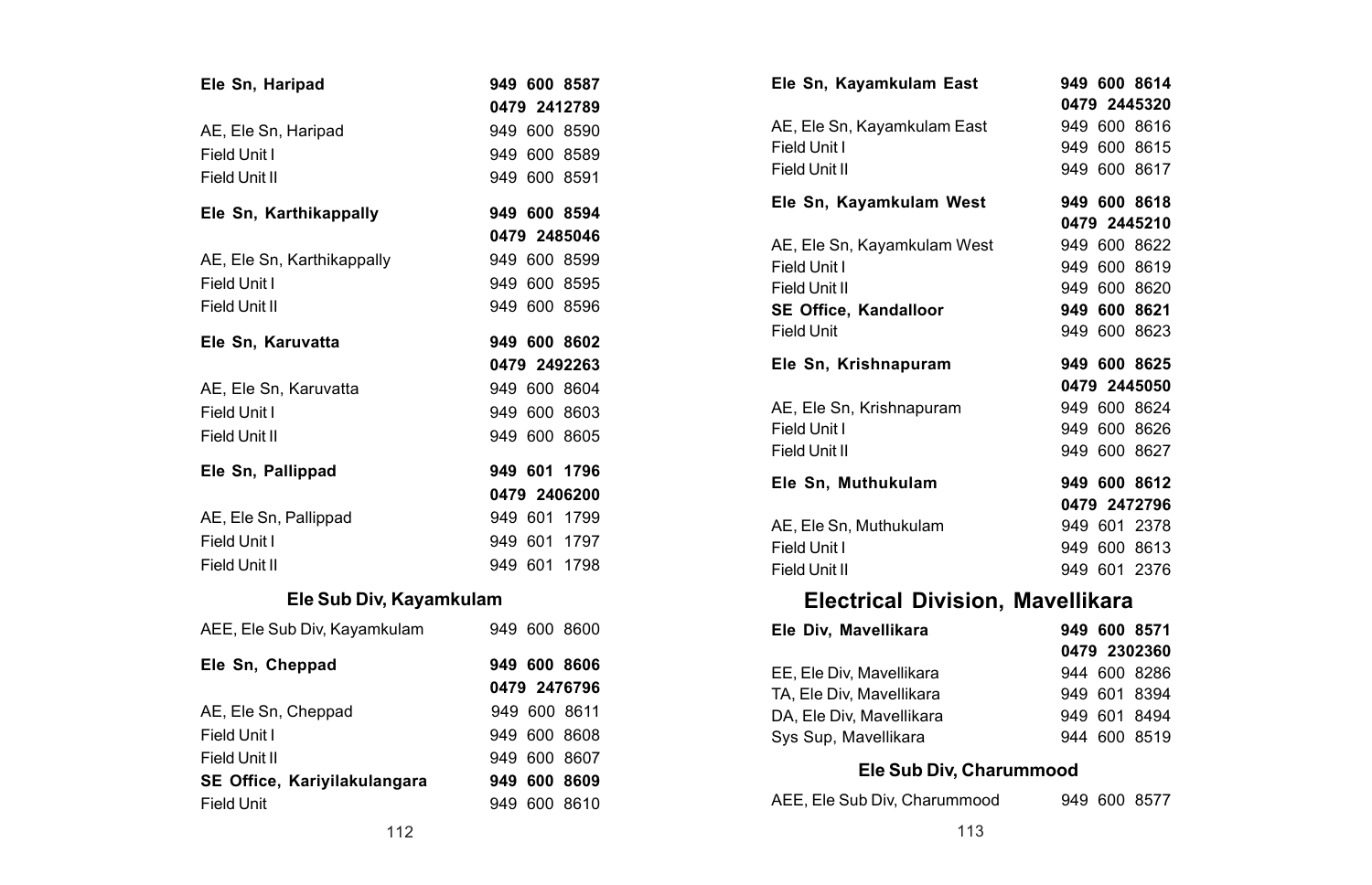| | |
|---|---|
| **Ele Sn, Haripad** | **949 600 8587** |
| | **0479 2412789** |
| AE, Ele Sn, Haripad | 949 600 8590 |
| Field Unit I | 949 600 8589 |
| Field Unit II | 949 600 8591 |
| **Ele Sn, Karthikappally** | **949 600 8594** |
| | **0479 2485046** |
| AE, Ele Sn, Karthikappally | 949 600 8599 |
| Field Unit I | 949 600 8595 |
| Field Unit II | 949 600 8596 |
| **Ele Sn, Karuvatta** | **949 600 8602** |
| | **0479 2492263** |
| AE, Ele Sn, Karuvatta | 949 600 8604 |
| Field Unit I | 949 600 8603 |
| Field Unit II | 949 600 8605 |
| **Ele Sn, Pallippad** | **949 601 1796** |
| | **0479 2406200** |
| AE, Ele Sn, Pallippad | 949 601 1799 |
| Field Unit I | 949 601 1797 |
| Field Unit II | 949 601 1798 |

## Ele Sub Div, Kayamkulam

| | |
|---|---|
| AEE, Ele Sub Div, Kayamkulam | 949 600 8600 |
| **Ele Sn, Cheppad** | **949 600 8606** |
| | **0479 2476796** |
| AE, Ele Sn, Cheppad | 949 600 8611 |
| Field Unit I | 949 600 8608 |
| Field Unit II | 949 600 8607 |
| **SE Office, Kariyilakulangara** | **949 600 8609** |
| Field Unit | 949 600 8610 |
| **Ele Sn, Kayamkulam East** | **949 600 8614** |
| | **0479 2445320** |
| AE, Ele Sn, Kayamkulam East | 949 600 8616 |
| Field Unit I | 949 600 8615 |
| Field Unit II | 949 600 8617 |
| **Ele Sn, Kayamkulam West** | **949 600 8618** |
| | **0479 2445210** |
| AE, Ele Sn, Kayamkulam West | 949 600 8622 |
| Field Unit I | 949 600 8619 |
| Field Unit II | 949 600 8620 |
| **SE Office, Kandalloor** | **949 600 8621** |
| Field Unit | 949 600 8623 |
| **Ele Sn, Krishnapuram** | **949 600 8625** |
| | **0479 2445050** |
| AE, Ele Sn, Krishnapuram | 949 600 8624 |
| Field Unit I | 949 600 8626 |
| Field Unit II | 949 600 8627 |
| **Ele Sn, Muthukulam** | **949 600 8612** |
| | **0479 2472796** |
| AE, Ele Sn, Muthukulam | 949 601 2378 |
| Field Unit I | 949 600 8613 |
| Field Unit II | 949 601 2376 |

# Electrical Division, Mavellikara

| | |
|---|---|
| **Ele Div, Mavellikara** | **949 600 8571** |
| | **0479 2302360** |
| EE, Ele Div, Mavellikara | 944 600 8286 |
| TA, Ele Div, Mavellikara | 949 601 8394 |
| DA, Ele Div, Mavellikara | 949 601 8494 |
| Sys Sup, Mavellikara | 944 600 8519 |

## Ele Sub Div, Charummood

| | |
|---|---|
| AEE, Ele Sub Div, Charummood | 949 600 8577 |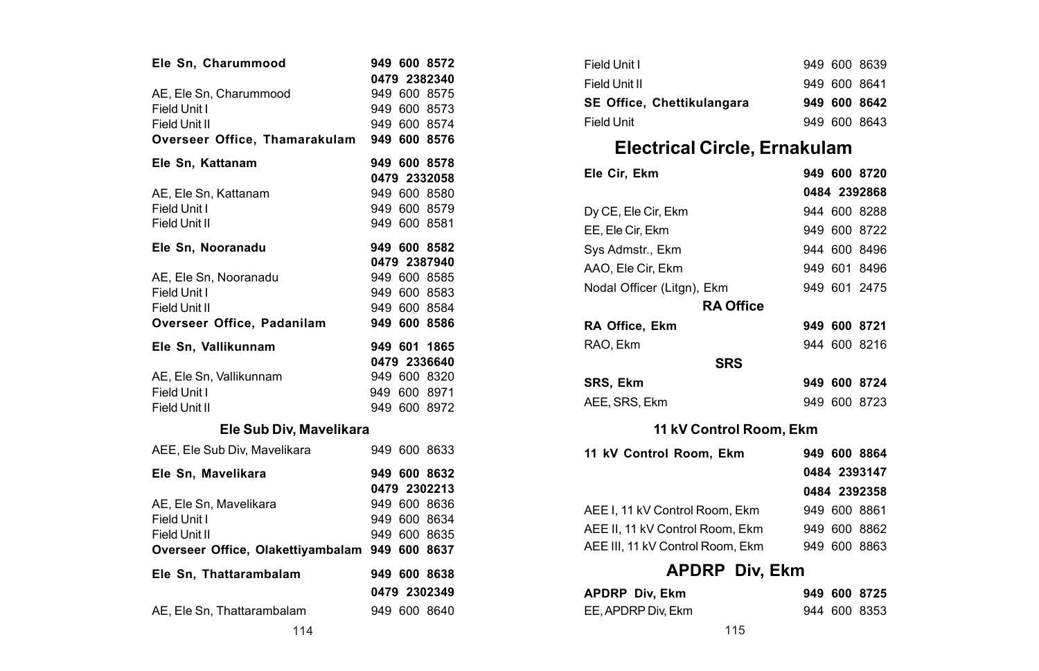| | |
|---|---|
| **Ele Sn, Charummood** | **949 600 8572** |
| | **0479 2382340** |
| AE, Ele Sn, Charummood | 949 600 8575 |
| Field Unit I | 949 600 8573 |
| Field Unit II | 949 600 8574 |
| **Overseer Office, Thamarakulam** | **949 600 8576** |
| **Ele Sn, Kattanam** | **949 600 8578** |
| | **0479 2332058** |
| AE, Ele Sn, Kattanam | 949 600 8580 |
| Field Unit I | 949 600 8579 |
| Field Unit II | 949 600 8581 |
| **Ele Sn, Nooranadu** | **949 600 8582** |
| | **0479 2387940** |
| AE, Ele Sn, Nooranadu | 949 600 8585 |
| Field Unit I | 949 600 8583 |
| Field Unit II | 949 600 8584 |
| **Overseer Office, Padanilam** | **949 600 8586** |
| **Ele Sn, Vallikunnam** | **949 601 1865** |
| | **0479 2336640** |
| AE, Ele Sn, Vallikunnam | 949 600 8320 |
| Field Unit I | 949 600 8971 |
| Field Unit II | 949 600 8972 |

### Ele Sub Div, Mavelikara

| | |
|---|---|
| AEE, Ele Sub Div, Mavelikara | 949 600 8633 |
| **Ele Sn, Mavelikara** | **949 600 8632** |
| | **0479 2302213** |
| AE, Ele Sn, Mavelikara | 949 600 8636 |
| Field Unit I | 949 600 8634 |
| Field Unit II | 949 600 8635 |
| **Overseer Office, Olakettiyambalam** | **949 600 8637** |
| **Ele Sn, Thattarambalam** | **949 600 8638** |
| | **0479 2302349** |
| AE, Ele Sn, Thattarambalam | 949 600 8640 |
| Field Unit I | 949 600 8639 |
| Field Unit II | 949 600 8641 |
| **SE Office, Chettikulangara** | **949 600 8642** |
| Field Unit | 949 600 8643 |

## Electrical Circle, Ernakulam

| | |
|---|---|
| **Ele Cir, Ekm** | **949 600 8720** |
| | **0484 2392868** |
| Dy CE, Ele Cir, Ekm | 944 600 8288 |
| EE, Ele Cir, Ekm | 949 600 8722 |
| Sys Admstr., Ekm | 944 600 8496 |
| AAO, Ele Cir, Ekm | 949 601 8496 |
| Nodal Officer (Litgn), Ekm | 949 601 2475 |

### RA Office

| | |
|---|---|
| **RA Office, Ekm** | **949 600 8721** |
| RAO, Ekm | 944 600 8216 |

### SRS

| | |
|---|---|
| **SRS, Ekm** | **949 600 8724** |
| AEE, SRS, Ekm | 949 600 8723 |

### 11 kV Control Room, Ekm

| | |
|---|---|
| **11 kV Control Room, Ekm** | **949 600 8864** |
| | **0484 2393147** |
| | **0484 2392358** |
| AEE I, 11 kV Control Room, Ekm | 949 600 8861 |
| AEE II, 11 kV Control Room, Ekm | 949 600 8862 |
| AEE III, 11 kV Control Room, Ekm | 949 600 8863 |

## APDRP Div, Ekm

| | |
|---|---|
| **APDRP Div, Ekm** | **949 600 8725** |
| EE, APDRP Div, Ekm | 944 600 8353 |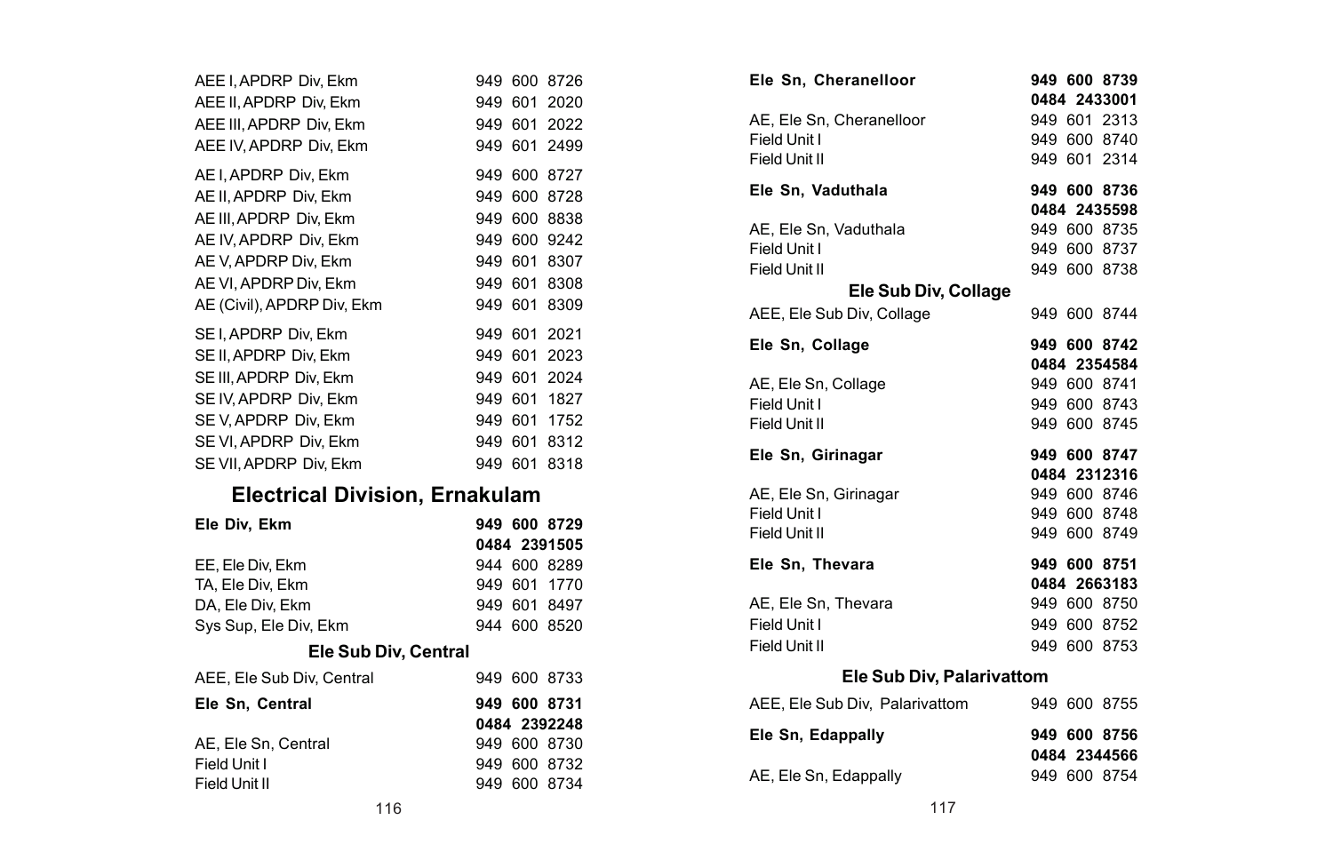AEE I, APDRP Div, Ekm 949 600 8726
AEE II, APDRP Div, Ekm 949 601 2020
AEE III, APDRP Div, Ekm 949 601 2022
AEE IV, APDRP Div, Ekm 949 601 2499

AE I, APDRP Div, Ekm 949 600 8727
AE II, APDRP Div, Ekm 949 600 8728
AE III, APDRP Div, Ekm 949 600 8838
AE IV, APDRP Div, Ekm 949 600 9242
AE V, APDRP Div, Ekm 949 601 8307
AE VI, APDRP Div, Ekm 949 601 8308
AE (Civil), APDRP Div, Ekm 949 601 8309

SE I, APDRP Div, Ekm 949 601 2021
SE II, APDRP Div, Ekm 949 601 2023
SE III, APDRP Div, Ekm 949 601 2024
SE IV, APDRP Div, Ekm 949 601 1827
SE V, APDRP Div, Ekm 949 601 1752
SE VI, APDRP Div, Ekm 949 601 8312
SE VII, APDRP Div, Ekm 949 601 8318

## Electrical Division, Ernakulam

**Ele Div, Ekm** **949 600 8729**
**0484 2391505**

EE, Ele Div, Ekm 944 600 8289
TA, Ele Div, Ekm 949 601 1770
DA, Ele Div, Ekm 949 601 8497
Sys Sup, Ele Div, Ekm 944 600 8520

### Ele Sub Div, Central

AEE, Ele Sub Div, Central 949 600 8733

**Ele Sn, Central** **949 600 8731**
**0484 2392248**

AE, Ele Sn, Central 949 600 8730
Field Unit I 949 600 8732
Field Unit II 949 600 8734

**Ele Sn, Cheranelloor** **949 600 8739**
**0484 2433001**

AE, Ele Sn, Cheranelloor 949 601 2313
Field Unit I 949 600 8740
Field Unit II 949 601 2314

**Ele Sn, Vaduthala** **949 600 8736**
**0484 2435598**

AE, Ele Sn, Vaduthala 949 600 8735
Field Unit I 949 600 8737
Field Unit II 949 600 8738

### Ele Sub Div, Collage

AEE, Ele Sub Div, Collage 949 600 8744

**Ele Sn, Collage** **949 600 8742**
**0484 2354584**

AE, Ele Sn, Collage 949 600 8741
Field Unit I 949 600 8743
Field Unit II 949 600 8745

**Ele Sn, Girinagar** **949 600 8747**
**0484 2312316**

AE, Ele Sn, Girinagar 949 600 8746
Field Unit I 949 600 8748
Field Unit II 949 600 8749

**Ele Sn, Thevara** **949 600 8751**
**0484 2663183**

AE, Ele Sn, Thevara 949 600 8750
Field Unit I 949 600 8752
Field Unit II 949 600 8753

### Ele Sub Div, Palarivattom

AEE, Ele Sub Div, Palarivattom 949 600 8755

**Ele Sn, Edappally** **949 600 8756**
**0484 2344566**

AE, Ele Sn, Edappally 949 600 8754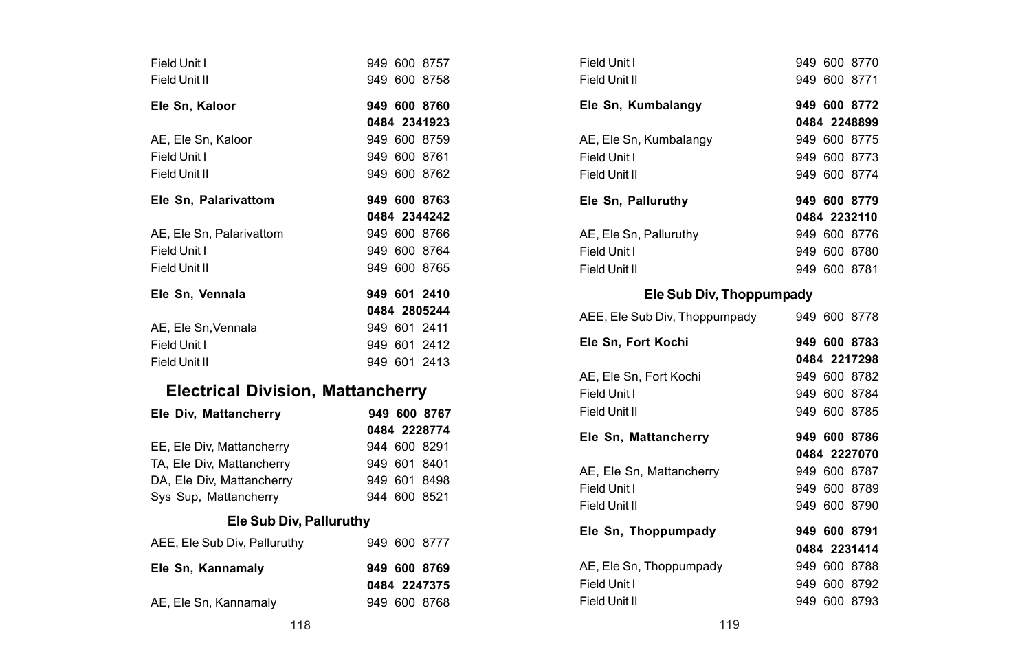| | |
|---|---|
| Field Unit I | 949 600 8757 |
| Field Unit II | 949 600 8758 |
| **Ele Sn, Kaloor** | **949 600 8760** |
| | **0484 2341923** |
| AE, Ele Sn, Kaloor | 949 600 8759 |
| Field Unit I | 949 600 8761 |
| Field Unit II | 949 600 8762 |
| **Ele Sn, Palarivattom** | **949 600 8763** |
| | **0484 2344242** |
| AE, Ele Sn, Palarivattom | 949 600 8766 |
| Field Unit I | 949 600 8764 |
| Field Unit II | 949 600 8765 |
| **Ele Sn, Vennala** | **949 601 2410** |
| | **0484 2805244** |
| AE, Ele Sn,Vennala | 949 601 2411 |
| Field Unit I | 949 601 2412 |
| Field Unit II | 949 601 2413 |

## Electrical Division, Mattancherry

| | |
|---|---|
| **Ele Div, Mattancherry** | **949 600 8767** |
| | **0484 2228774** |
| EE, Ele Div, Mattancherry | 944 600 8291 |
| TA, Ele Div, Mattancherry | 949 601 8401 |
| DA, Ele Div, Mattancherry | 949 601 8498 |
| Sys Sup, Mattancherry | 944 600 8521 |

### Ele Sub Div, Palluruthy

| | |
|---|---|
| AEE, Ele Sub Div, Palluruthy | 949 600 8777 |
| **Ele Sn, Kannamaly** | **949 600 8769** |
| | **0484 2247375** |
| AE, Ele Sn, Kannamaly | 949 600 8768 |
| Field Unit I | 949 600 8770 |
| Field Unit II | 949 600 8771 |
| **Ele Sn, Kumbalangy** | **949 600 8772** |
| | **0484 2248899** |
| AE, Ele Sn, Kumbalangy | 949 600 8775 |
| Field Unit I | 949 600 8773 |
| Field Unit II | 949 600 8774 |
| **Ele Sn, Palluruthy** | **949 600 8779** |
| | **0484 2232110** |
| AE, Ele Sn, Palluruthy | 949 600 8776 |
| Field Unit I | 949 600 8780 |
| Field Unit II | 949 600 8781 |

### Ele Sub Div, Thoppumpady

| | |
|---|---|
| AEE, Ele Sub Div, Thoppumpady | 949 600 8778 |
| **Ele Sn, Fort Kochi** | **949 600 8783** |
| | **0484 2217298** |
| AE, Ele Sn, Fort Kochi | 949 600 8782 |
| Field Unit I | 949 600 8784 |
| Field Unit II | 949 600 8785 |
| **Ele Sn, Mattancherry** | **949 600 8786** |
| | **0484 2227070** |
| AE, Ele Sn, Mattancherry | 949 600 8787 |
| Field Unit I | 949 600 8789 |
| Field Unit II | 949 600 8790 |
| **Ele Sn, Thoppumpady** | **949 600 8791** |
| | **0484 2231414** |
| AE, Ele Sn, Thoppumpady | 949 600 8788 |
| Field Unit I | 949 600 8792 |
| Field Unit II | 949 600 8793 |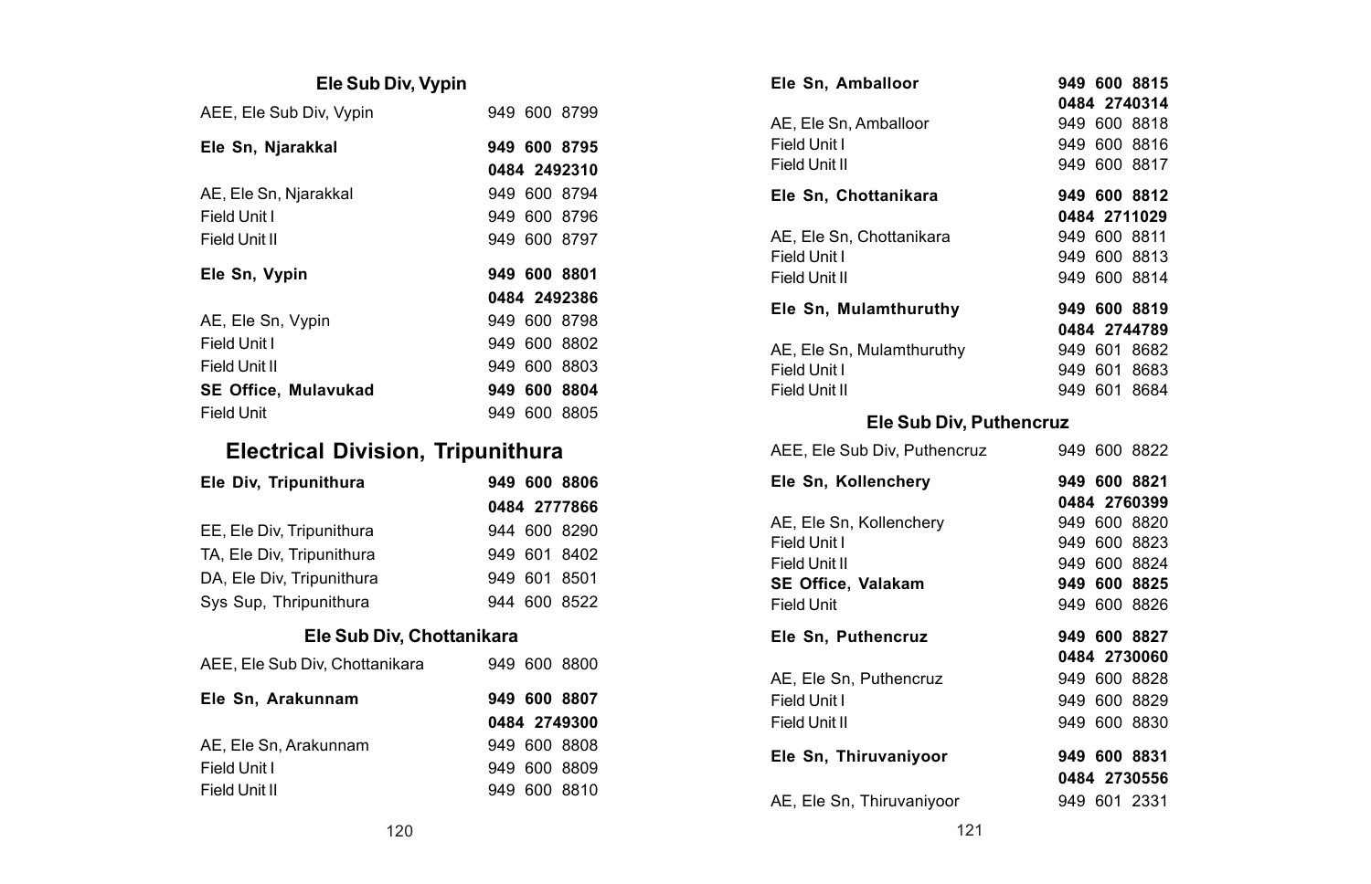### Ele Sub Div, Vypin

| | |
|---|---|
| AEE, Ele Sub Div, Vypin | 949 600 8799 |
| **Ele Sn, Njarakkal** | **949 600 8795** |
| | **0484 2492310** |
| AE, Ele Sn, Njarakkal | 949 600 8794 |
| Field Unit I | 949 600 8796 |
| Field Unit II | 949 600 8797 |
| **Ele Sn, Vypin** | **949 600 8801** |
| | **0484 2492386** |
| AE, Ele Sn, Vypin | 949 600 8798 |
| Field Unit I | 949 600 8802 |
| Field Unit II | 949 600 8803 |
| **SE Office, Mulavukad** | **949 600 8804** |
| Field Unit | 949 600 8805 |

## Electrical Division, Tripunithura

| | |
|---|---|
| **Ele Div, Tripunithura** | **949 600 8806** |
| | **0484 2777866** |
| EE, Ele Div, Tripunithura | 944 600 8290 |
| TA, Ele Div, Tripunithura | 949 601 8402 |
| DA, Ele Div, Tripunithura | 949 601 8501 |
| Sys Sup, Thripunithura | 944 600 8522 |

### Ele Sub Div, Chottanikara

| | |
|---|---|
| AEE, Ele Sub Div, Chottanikara | 949 600 8800 |
| **Ele Sn, Arakunnam** | **949 600 8807** |
| | **0484 2749300** |
| AE, Ele Sn, Arakunnam | 949 600 8808 |
| Field Unit I | 949 600 8809 |
| Field Unit II | 949 600 8810 |
| **Ele Sn, Amballoor** | **949 600 8815** |
| | **0484 2740314** |
| AE, Ele Sn, Amballoor | 949 600 8818 |
| Field Unit I | 949 600 8816 |
| Field Unit II | 949 600 8817 |
| **Ele Sn, Chottanikara** | **949 600 8812** |
| | **0484 2711029** |
| AE, Ele Sn, Chottanikara | 949 600 8811 |
| Field Unit I | 949 600 8813 |
| Field Unit II | 949 600 8814 |
| **Ele Sn, Mulamthuruthy** | **949 600 8819** |
| | **0484 2744789** |
| AE, Ele Sn, Mulamthuruthy | 949 601 8682 |
| Field Unit I | 949 601 8683 |
| Field Unit II | 949 601 8684 |

### Ele Sub Div, Puthencruz

| | |
|---|---|
| AEE, Ele Sub Div, Puthencruz | 949 600 8822 |
| **Ele Sn, Kollenchery** | **949 600 8821** |
| | **0484 2760399** |
| AE, Ele Sn, Kollenchery | 949 600 8820 |
| Field Unit I | 949 600 8823 |
| Field Unit II | 949 600 8824 |
| **SE Office, Valakam** | **949 600 8825** |
| Field Unit | 949 600 8826 |
| **Ele Sn, Puthencruz** | **949 600 8827** |
| | **0484 2730060** |
| AE, Ele Sn, Puthencruz | 949 600 8828 |
| Field Unit I | 949 600 8829 |
| Field Unit II | 949 600 8830 |
| **Ele Sn, Thiruvaniyoor** | **949 600 8831** |
| | **0484 2730556** |
| AE, Ele Sn, Thiruvaniyoor | 949 601 2331 |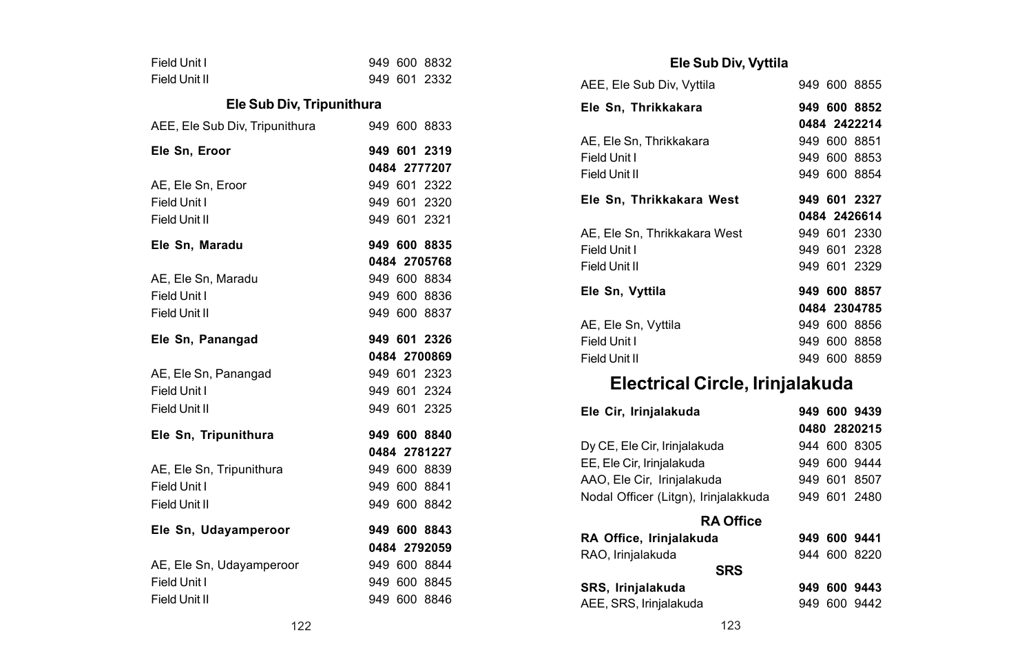| | |
|---|---|
| Field Unit I | 949 600 8832 |
| Field Unit II | 949 601 2332 |

### Ele Sub Div, Tripunithura

| | |
|---|---|
| AEE, Ele Sub Div, Tripunithura | 949 600 8833 |
| **Ele Sn, Eroor** | **949 601 2319** |
| | **0484 2777207** |
| AE, Ele Sn, Eroor | 949 601 2322 |
| Field Unit I | 949 601 2320 |
| Field Unit II | 949 601 2321 |
| **Ele Sn, Maradu** | **949 600 8835** |
| | **0484 2705768** |
| AE, Ele Sn, Maradu | 949 600 8834 |
| Field Unit I | 949 600 8836 |
| Field Unit II | 949 600 8837 |
| **Ele Sn, Panangad** | **949 601 2326** |
| | **0484 2700869** |
| AE, Ele Sn, Panangad | 949 601 2323 |
| Field Unit I | 949 601 2324 |
| Field Unit II | 949 601 2325 |
| **Ele Sn, Tripunithura** | **949 600 8840** |
| | **0484 2781227** |
| AE, Ele Sn, Tripunithura | 949 600 8839 |
| Field Unit I | 949 600 8841 |
| Field Unit II | 949 600 8842 |
| **Ele Sn, Udayamperoor** | **949 600 8843** |
| | **0484 2792059** |
| AE, Ele Sn, Udayamperoor | 949 600 8844 |
| Field Unit I | 949 600 8845 |
| Field Unit II | 949 600 8846 |

### Ele Sub Div, Vyttila

| | |
|---|---|
| AEE, Ele Sub Div, Vyttila | 949 600 8855 |
| **Ele Sn, Thrikkakara** | **949 600 8852** |
| | **0484 2422214** |
| AE, Ele Sn, Thrikkakara | 949 600 8851 |
| Field Unit I | 949 600 8853 |
| Field Unit II | 949 600 8854 |
| **Ele Sn, Thrikkakara West** | **949 601 2327** |
| | **0484 2426614** |
| AE, Ele Sn, Thrikkakara West | 949 601 2330 |
| Field Unit I | 949 601 2328 |
| Field Unit II | 949 601 2329 |
| **Ele Sn, Vyttila** | **949 600 8857** |
| | **0484 2304785** |
| AE, Ele Sn, Vyttila | 949 600 8856 |
| Field Unit I | 949 600 8858 |
| Field Unit II | 949 600 8859 |

## Electrical Circle, Irinjalakuda

| | |
|---|---|
| **Ele Cir, Irinjalakuda** | **949 600 9439** |
| | **0480 2820215** |
| Dy CE, Ele Cir, Irinjalakuda | 944 600 8305 |
| EE, Ele Cir, Irinjalakuda | 949 600 9444 |
| AAO, Ele Cir, Irinjalakuda | 949 601 8507 |
| Nodal Officer (Litgn), Irinjalakkuda | 949 601 2480 |

### RA Office

| | |
|---|---|
| **RA Office, Irinjalakuda** | **949 600 9441** |
| RAO, Irinjalakuda | 944 600 8220 |

### SRS

| | |
|---|---|
| **SRS, Irinjalakuda** | **949 600 9443** |
| AEE, SRS, Irinjalakuda | 949 600 9442 |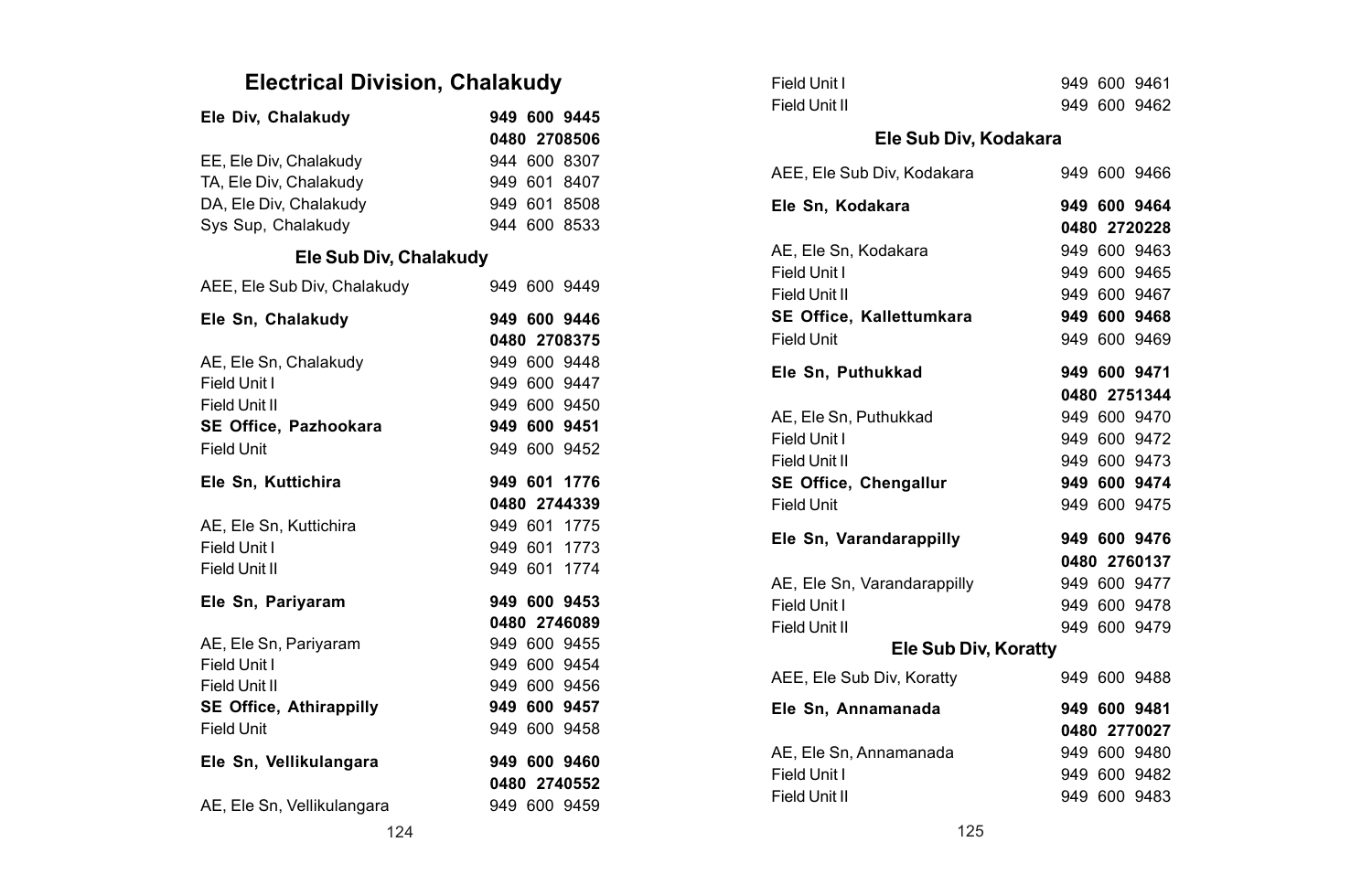## Electrical Division, Chalakudy

| | |
|---|---|
| **Ele Div, Chalakudy** | **949 600 9445** |
| | **0480 2708506** |
| EE, Ele Div, Chalakudy | 944 600 8307 |
| TA, Ele Div, Chalakudy | 949 601 8407 |
| DA, Ele Div, Chalakudy | 949 601 8508 |
| Sys Sup, Chalakudy | 944 600 8533 |

### Ele Sub Div, Chalakudy

| | |
|---|---|
| AEE, Ele Sub Div, Chalakudy | 949 600 9449 |
| **Ele Sn, Chalakudy** | **949 600 9446** |
| | **0480 2708375** |
| AE, Ele Sn, Chalakudy | 949 600 9448 |
| Field Unit I | 949 600 9447 |
| Field Unit II | 949 600 9450 |
| **SE Office, Pazhookara** | **949 600 9451** |
| Field Unit | 949 600 9452 |
| **Ele Sn, Kuttichira** | **949 601 1776** |
| | **0480 2744339** |
| AE, Ele Sn, Kuttichira | 949 601 1775 |
| Field Unit I | 949 601 1773 |
| Field Unit II | 949 601 1774 |
| **Ele Sn, Pariyaram** | **949 600 9453** |
| | **0480 2746089** |
| AE, Ele Sn, Pariyaram | 949 600 9455 |
| Field Unit I | 949 600 9454 |
| Field Unit II | 949 600 9456 |
| **SE Office, Athirappilly** | **949 600 9457** |
| Field Unit | 949 600 9458 |
| **Ele Sn, Vellikulangara** | **949 600 9460** |
| | **0480 2740552** |
| AE, Ele Sn, Vellikulangara | 949 600 9459 |
| Field Unit I | 949 600 9461 |
| Field Unit II | 949 600 9462 |

### Ele Sub Div, Kodakara

| | |
|---|---|
| AEE, Ele Sub Div, Kodakara | 949 600 9466 |
| **Ele Sn, Kodakara** | **949 600 9464** |
| | **0480 2720228** |
| AE, Ele Sn, Kodakara | 949 600 9463 |
| Field Unit I | 949 600 9465 |
| Field Unit II | 949 600 9467 |
| **SE Office, Kallettumkara** | **949 600 9468** |
| Field Unit | 949 600 9469 |
| **Ele Sn, Puthukkad** | **949 600 9471** |
| | **0480 2751344** |
| AE, Ele Sn, Puthukkad | 949 600 9470 |
| Field Unit I | 949 600 9472 |
| Field Unit II | 949 600 9473 |
| **SE Office, Chengallur** | **949 600 9474** |
| Field Unit | 949 600 9475 |
| **Ele Sn, Varandarappilly** | **949 600 9476** |
| | **0480 2760137** |
| AE, Ele Sn, Varandarappilly | 949 600 9477 |
| Field Unit I | 949 600 9478 |
| Field Unit II | 949 600 9479 |

### Ele Sub Div, Koratty

| | |
|---|---|
| AEE, Ele Sub Div, Koratty | 949 600 9488 |
| **Ele Sn, Annamanada** | **949 600 9481** |
| | **0480 2770027** |
| AE, Ele Sn, Annamanada | 949 600 9480 |
| Field Unit I | 949 600 9482 |
| Field Unit II | 949 600 9483 |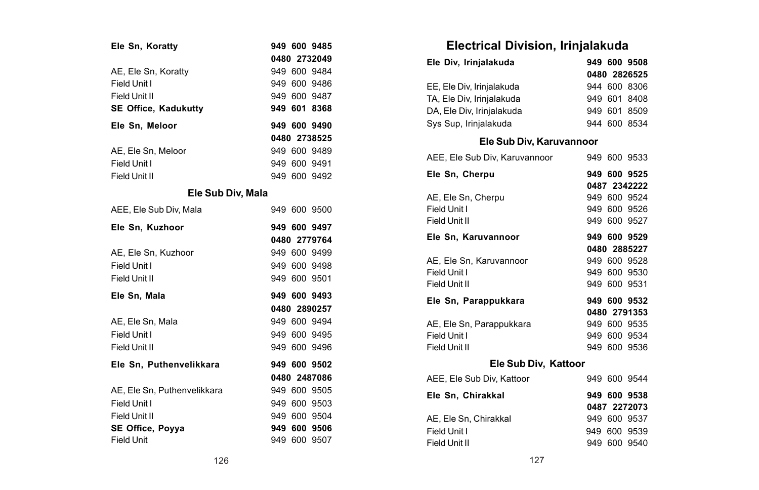| | |
|---|---|
| **Ele Sn, Koratty** | **949 600 9485** |
| | **0480 2732049** |
| AE, Ele Sn, Koratty | 949 600 9484 |
| Field Unit I | 949 600 9486 |
| Field Unit II | 949 600 9487 |
| **SE Office, Kadukutty** | **949 601 8368** |
| **Ele Sn, Meloor** | **949 600 9490** |
| | **0480 2738525** |
| AE, Ele Sn, Meloor | 949 600 9489 |
| Field Unit I | 949 600 9491 |
| Field Unit II | 949 600 9492 |

### Ele Sub Div, Mala

| | |
|---|---|
| AEE, Ele Sub Div, Mala | 949 600 9500 |
| **Ele Sn, Kuzhoor** | **949 600 9497** |
| | **0480 2779764** |
| AE, Ele Sn, Kuzhoor | 949 600 9499 |
| Field Unit I | 949 600 9498 |
| Field Unit II | 949 600 9501 |
| **Ele Sn, Mala** | **949 600 9493** |
| | **0480 2890257** |
| AE, Ele Sn, Mala | 949 600 9494 |
| Field Unit I | 949 600 9495 |
| Field Unit II | 949 600 9496 |
| **Ele Sn, Puthenvelikkara** | **949 600 9502** |
| | **0480 2487086** |
| AE, Ele Sn, Puthenvelikkara | 949 600 9505 |
| Field Unit I | 949 600 9503 |
| Field Unit II | 949 600 9504 |
| **SE Office, Poyya** | **949 600 9506** |
| Field Unit | 949 600 9507 |

## Electrical Division, Irinjalakuda

| | |
|---|---|
| **Ele Div, Irinjalakuda** | **949 600 9508** |
| | **0480 2826525** |
| EE, Ele Div, Irinjalakuda | 944 600 8306 |
| TA, Ele Div, Irinjalakuda | 949 601 8408 |
| DA, Ele Div, Irinjalakuda | 949 601 8509 |
| Sys Sup, Irinjalakuda | 944 600 8534 |

### Ele Sub Div, Karuvannoor

| | |
|---|---|
| AEE, Ele Sub Div, Karuvannoor | 949 600 9533 |
| **Ele Sn, Cherpu** | **949 600 9525** |
| | **0487 2342222** |
| AE, Ele Sn, Cherpu | 949 600 9524 |
| Field Unit I | 949 600 9526 |
| Field Unit II | 949 600 9527 |
| **Ele Sn, Karuvannoor** | **949 600 9529** |
| | **0480 2885227** |
| AE, Ele Sn, Karuvannoor | 949 600 9528 |
| Field Unit I | 949 600 9530 |
| Field Unit II | 949 600 9531 |
| **Ele Sn, Parappukkara** | **949 600 9532** |
| | **0480 2791353** |
| AE, Ele Sn, Parappukkara | 949 600 9535 |
| Field Unit I | 949 600 9534 |
| Field Unit II | 949 600 9536 |

### Ele Sub Div, Kattoor

| | |
|---|---|
| AEE, Ele Sub Div, Kattoor | 949 600 9544 |
| **Ele Sn, Chirakkal** | **949 600 9538** |
| | **0487 2272073** |
| AE, Ele Sn, Chirakkal | 949 600 9537 |
| Field Unit I | 949 600 9539 |
| Field Unit II | 949 600 9540 |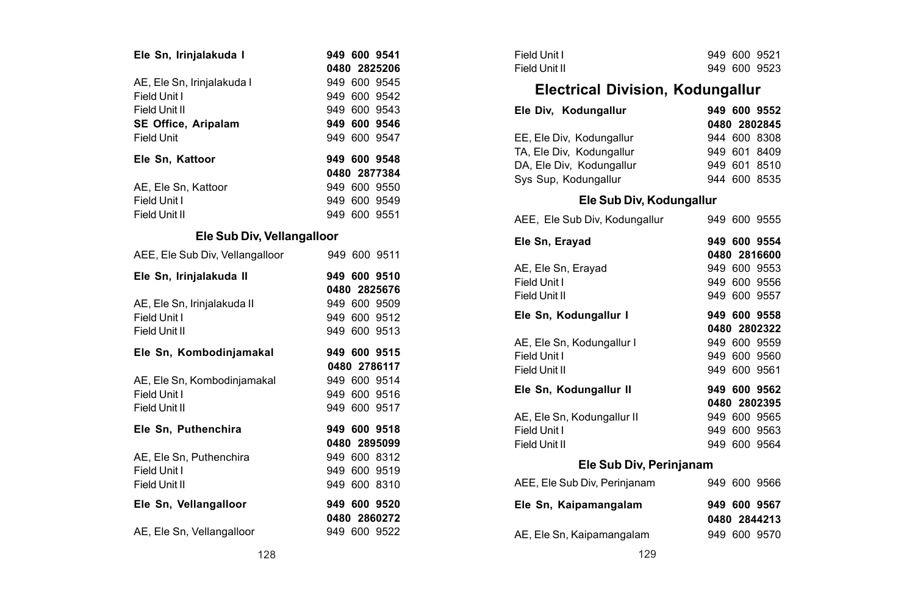| | |
|---|---|
| **Ele Sn, Irinjalakuda I** | **949 600 9541** |
| | **0480 2825206** |
| AE, Ele Sn, Irinjalakuda I | 949 600 9545 |
| Field Unit I | 949 600 9542 |
| Field Unit II | 949 600 9543 |
| **SE Office, Aripalam** | **949 600 9546** |
| Field Unit | 949 600 9547 |
| **Ele Sn, Kattoor** | **949 600 9548** |
| | **0480 2877384** |
| AE, Ele Sn, Kattoor | 949 600 9550 |
| Field Unit I | 949 600 9549 |
| Field Unit II | 949 600 9551 |

### Ele Sub Div, Vellangalloor

| | |
|---|---|
| AEE, Ele Sub Div, Vellangalloor | 949 600 9511 |
| **Ele Sn, Irinjalakuda II** | **949 600 9510** |
| | **0480 2825676** |
| AE, Ele Sn, Irinjalakuda II | 949 600 9509 |
| Field Unit I | 949 600 9512 |
| Field Unit II | 949 600 9513 |
| **Ele Sn, Kombodinjamakal** | **949 600 9515** |
| | **0480 2786117** |
| AE, Ele Sn, Kombodinjamakal | 949 600 9514 |
| Field Unit I | 949 600 9516 |
| Field Unit II | 949 600 9517 |
| **Ele Sn, Puthenchira** | **949 600 9518** |
| | **0480 2895099** |
| AE, Ele Sn, Puthenchira | 949 600 8312 |
| Field Unit I | 949 600 9519 |
| Field Unit II | 949 600 8310 |
| **Ele Sn, Vellangalloor** | **949 600 9520** |
| | **0480 2860272** |
| AE, Ele Sn, Vellangalloor | 949 600 9522 |
| Field Unit I | 949 600 9521 |
| Field Unit II | 949 600 9523 |

## Electrical Division, Kodungallur

| | |
|---|---|
| **Ele Div, Kodungallur** | **949 600 9552** |
| | **0480 2802845** |
| EE, Ele Div, Kodungallur | 944 600 8308 |
| TA, Ele Div, Kodungallur | 949 601 8409 |
| DA, Ele Div, Kodungallur | 949 601 8510 |
| Sys Sup, Kodungallur | 944 600 8535 |

### Ele Sub Div, Kodungallur

| | |
|---|---|
| AEE, Ele Sub Div, Kodungallur | 949 600 9555 |
| **Ele Sn, Erayad** | **949 600 9554** |
| | **0480 2816600** |
| AE, Ele Sn, Erayad | 949 600 9553 |
| Field Unit I | 949 600 9556 |
| Field Unit II | 949 600 9557 |
| **Ele Sn, Kodungallur I** | **949 600 9558** |
| | **0480 2802322** |
| AE, Ele Sn, Kodungallur I | 949 600 9559 |
| Field Unit I | 949 600 9560 |
| Field Unit II | 949 600 9561 |
| **Ele Sn, Kodungallur II** | **949 600 9562** |
| | **0480 2802395** |
| AE, Ele Sn, Kodungallur II | 949 600 9565 |
| Field Unit I | 949 600 9563 |
| Field Unit II | 949 600 9564 |

### Ele Sub Div, Perinjanam

| | |
|---|---|
| AEE, Ele Sub Div, Perinjanam | 949 600 9566 |
| **Ele Sn, Kaipamangalam** | **949 600 9567** |
| | **0480 2844213** |
| AE, Ele Sn, Kaipamangalam | 949 600 9570 |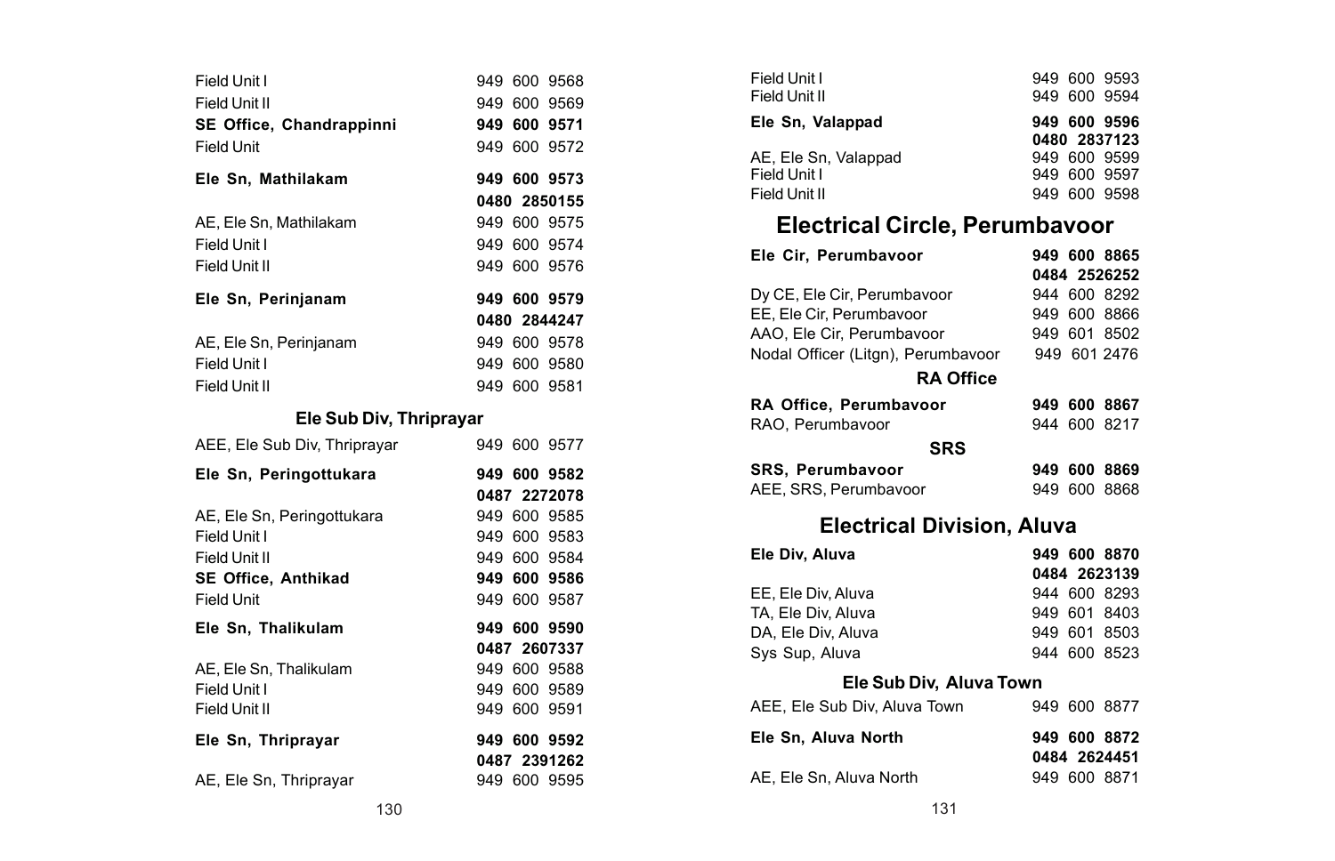| | |
|---|---|
| Field Unit I | 949 600 9568 |
| Field Unit II | 949 600 9569 |
| **SE Office, Chandrappinni** | **949 600 9571** |
| Field Unit | 949 600 9572 |
| **Ele Sn, Mathilakam** | **949 600 9573** |
| | **0480 2850155** |
| AE, Ele Sn, Mathilakam | 949 600 9575 |
| Field Unit I | 949 600 9574 |
| Field Unit II | 949 600 9576 |
| **Ele Sn, Perinjanam** | **949 600 9579** |
| | **0480 2844247** |
| AE, Ele Sn, Perinjanam | 949 600 9578 |
| Field Unit I | 949 600 9580 |
| Field Unit II | 949 600 9581 |

### Ele Sub Div, Thriprayar

| | |
|---|---|
| AEE, Ele Sub Div, Thriprayar | 949 600 9577 |
| **Ele Sn, Peringottukara** | **949 600 9582** |
| | **0487 2272078** |
| AE, Ele Sn, Peringottukara | 949 600 9585 |
| Field Unit I | 949 600 9583 |
| Field Unit II | 949 600 9584 |
| **SE Office, Anthikad** | **949 600 9586** |
| Field Unit | 949 600 9587 |
| **Ele Sn, Thalikulam** | **949 600 9590** |
| | **0487 2607337** |
| AE, Ele Sn, Thalikulam | 949 600 9588 |
| Field Unit I | 949 600 9589 |
| Field Unit II | 949 600 9591 |
| **Ele Sn, Thriprayar** | **949 600 9592** |
| | **0487 2391262** |
| AE, Ele Sn, Thriprayar | 949 600 9595 |
| Field Unit I | 949 600 9593 |
| Field Unit II | 949 600 9594 |
| **Ele Sn, Valappad** | **949 600 9596** |
| | **0480 2837123** |
| AE, Ele Sn, Valappad | 949 600 9599 |
| Field Unit I | 949 600 9597 |
| Field Unit II | 949 600 9598 |

## Electrical Circle, Perumbavoor

| | |
|---|---|
| **Ele Cir, Perumbavoor** | **949 600 8865** |
| | **0484 2526252** |
| Dy CE, Ele Cir, Perumbavoor | 944 600 8292 |
| EE, Ele Cir, Perumbavoor | 949 600 8866 |
| AAO, Ele Cir, Perumbavoor | 949 601 8502 |
| Nodal Officer (Litgn), Perumbavoor | 949 601 2476 |

### RA Office

| | |
|---|---|
| **RA Office, Perumbavoor** | **949 600 8867** |
| RAO, Perumbavoor | 944 600 8217 |

### SRS

| | |
|---|---|
| **SRS, Perumbavoor** | **949 600 8869** |
| AEE, SRS, Perumbavoor | 949 600 8868 |

## Electrical Division, Aluva

| | |
|---|---|
| **Ele Div, Aluva** | **949 600 8870** |
| | **0484 2623139** |
| EE, Ele Div, Aluva | 944 600 8293 |
| TA, Ele Div, Aluva | 949 601 8403 |
| DA, Ele Div, Aluva | 949 601 8503 |
| Sys Sup, Aluva | 944 600 8523 |

### Ele Sub Div, Aluva Town

| | |
|---|---|
| AEE, Ele Sub Div, Aluva Town | 949 600 8877 |
| **Ele Sn, Aluva North** | **949 600 8872** |
| | **0484 2624451** |
| AE, Ele Sn, Aluva North | 949 600 8871 |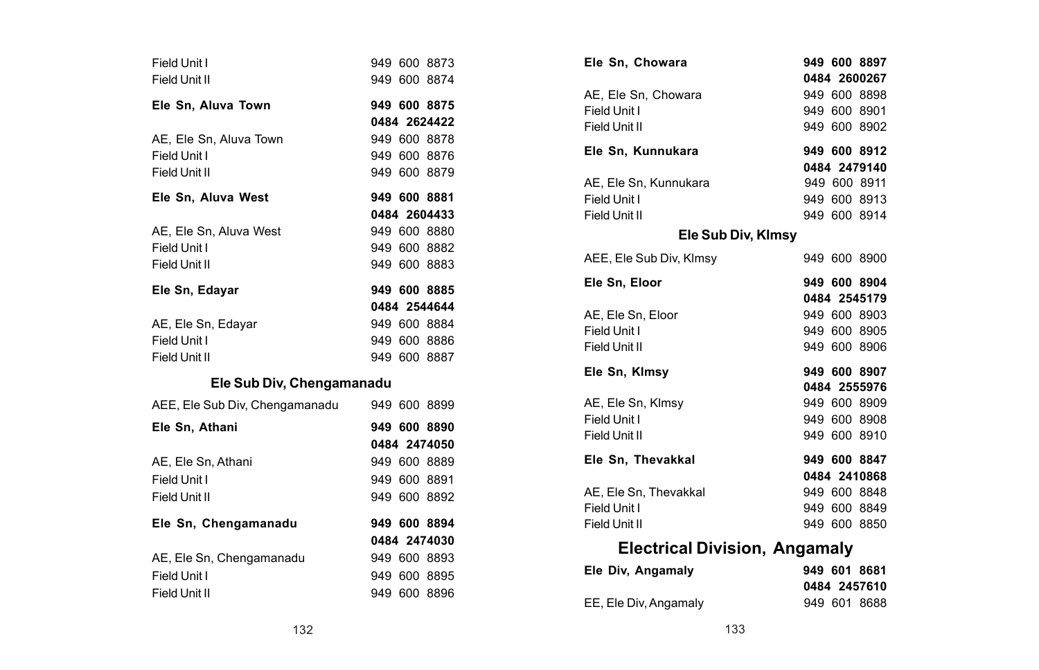| | |
|---|---|
| Field Unit I | 949 600 8873 |
| Field Unit II | 949 600 8874 |
| **Ele Sn, Aluva Town** | **949 600 8875** |
| | **0484 2624422** |
| AE, Ele Sn, Aluva Town | 949 600 8878 |
| Field Unit I | 949 600 8876 |
| Field Unit II | 949 600 8879 |
| **Ele Sn, Aluva West** | **949 600 8881** |
| | **0484 2604433** |
| AE, Ele Sn, Aluva West | 949 600 8880 |
| Field Unit I | 949 600 8882 |
| Field Unit II | 949 600 8883 |
| **Ele Sn, Edayar** | **949 600 8885** |
| | **0484 2544644** |
| AE, Ele Sn, Edayar | 949 600 8884 |
| Field Unit I | 949 600 8886 |
| Field Unit II | 949 600 8887 |

### Ele Sub Div, Chengamanadu

| | |
|---|---|
| AEE, Ele Sub Div, Chengamanadu | 949 600 8899 |
| **Ele Sn, Athani** | **949 600 8890** |
| | **0484 2474050** |
| AE, Ele Sn, Athani | 949 600 8889 |
| Field Unit I | 949 600 8891 |
| Field Unit II | 949 600 8892 |
| **Ele Sn, Chengamanadu** | **949 600 8894** |
| | **0484 2474030** |
| AE, Ele Sn, Chengamanadu | 949 600 8893 |
| Field Unit I | 949 600 8895 |
| Field Unit II | 949 600 8896 |
| **Ele Sn, Chowara** | **949 600 8897** |
| | **0484 2600267** |
| AE, Ele Sn, Chowara | 949 600 8898 |
| Field Unit I | 949 600 8901 |
| Field Unit II | 949 600 8902 |
| **Ele Sn, Kunnukara** | **949 600 8912** |
| | **0484 2479140** |
| AE, Ele Sn, Kunnukara | 949 600 8911 |
| Field Unit I | 949 600 8913 |
| Field Unit II | 949 600 8914 |

### Ele Sub Div, Klmsy

| | |
|---|---|
| AEE, Ele Sub Div, Klmsy | 949 600 8900 |
| **Ele Sn, Eloor** | **949 600 8904** |
| | **0484 2545179** |
| AE, Ele Sn, Eloor | 949 600 8903 |
| Field Unit I | 949 600 8905 |
| Field Unit II | 949 600 8906 |
| **Ele Sn, Klmsy** | **949 600 8907** |
| | **0484 2555976** |
| AE, Ele Sn, Klmsy | 949 600 8909 |
| Field Unit I | 949 600 8908 |
| Field Unit II | 949 600 8910 |
| **Ele Sn, Thevakkal** | **949 600 8847** |
| | **0484 2410868** |
| AE, Ele Sn, Thevakkal | 949 600 8848 |
| Field Unit I | 949 600 8849 |
| Field Unit II | 949 600 8850 |

## Electrical Division, Angamaly

| | |
|---|---|
| **Ele Div, Angamaly** | **949 601 8681** |
| | **0484 2457610** |
| EE, Ele Div, Angamaly | 949 601 8688 |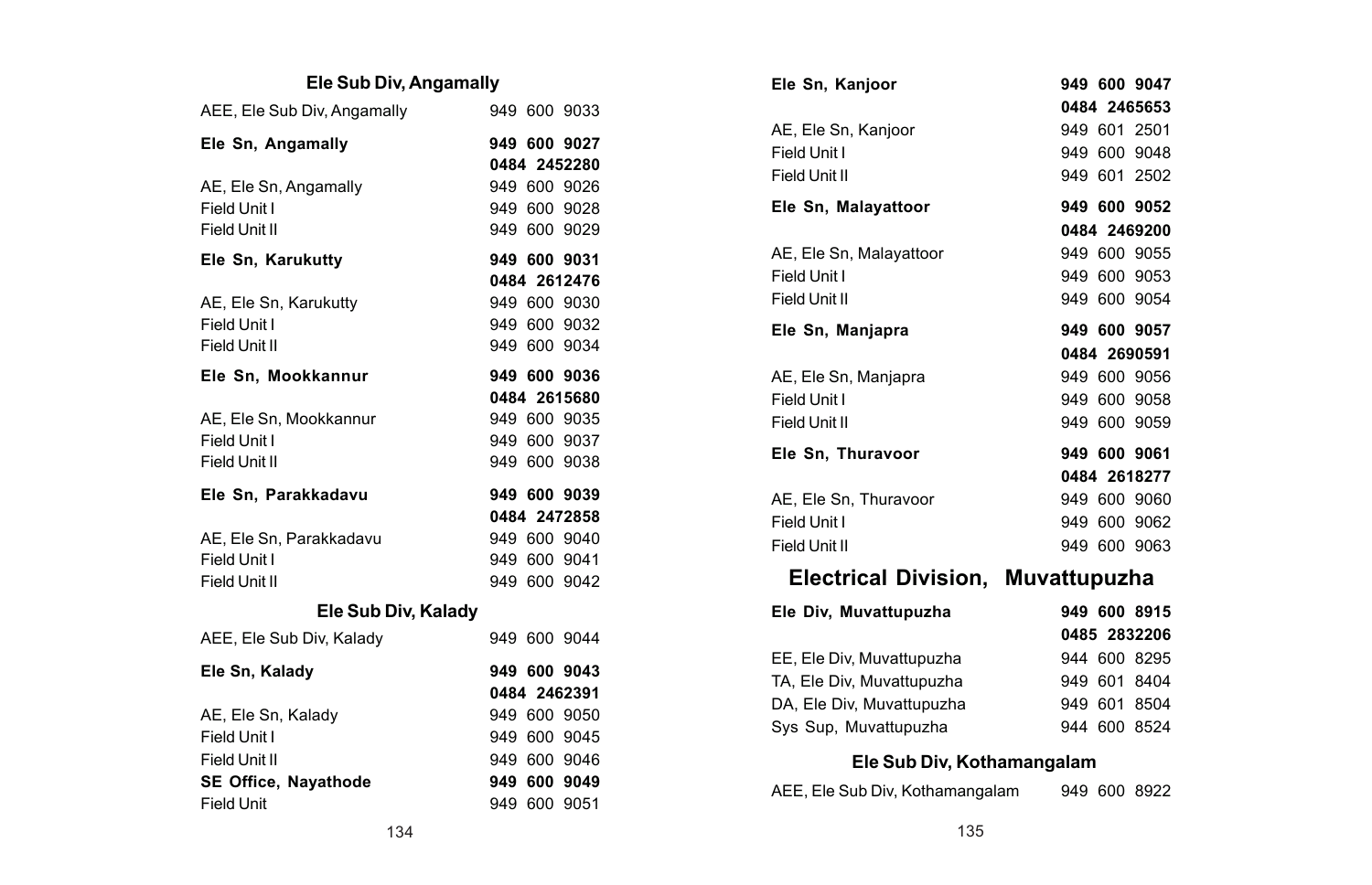### Ele Sub Div, Angamally

| | |
|---|---|
| AEE, Ele Sub Div, Angamally | 949 600 9033 |
| **Ele Sn, Angamally** | **949 600 9027** |
| | **0484 2452280** |
| AE, Ele Sn, Angamally | 949 600 9026 |
| Field Unit I | 949 600 9028 |
| Field Unit II | 949 600 9029 |
| **Ele Sn, Karukutty** | **949 600 9031** |
| | **0484 2612476** |
| AE, Ele Sn, Karukutty | 949 600 9030 |
| Field Unit I | 949 600 9032 |
| Field Unit II | 949 600 9034 |
| **Ele Sn, Mookkannur** | **949 600 9036** |
| | **0484 2615680** |
| AE, Ele Sn, Mookkannur | 949 600 9035 |
| Field Unit I | 949 600 9037 |
| Field Unit II | 949 600 9038 |
| **Ele Sn, Parakkadavu** | **949 600 9039** |
| | **0484 2472858** |
| AE, Ele Sn, Parakkadavu | 949 600 9040 |
| Field Unit I | 949 600 9041 |
| Field Unit II | 949 600 9042 |

### Ele Sub Div, Kalady

| | |
|---|---|
| AEE, Ele Sub Div, Kalady | 949 600 9044 |
| **Ele Sn, Kalady** | **949 600 9043** |
| | **0484 2462391** |
| AE, Ele Sn, Kalady | 949 600 9050 |
| Field Unit I | 949 600 9045 |
| Field Unit II | 949 600 9046 |
| **SE Office, Nayathode** | **949 600 9049** |
| Field Unit | 949 600 9051 |
| **Ele Sn, Kanjoor** | **949 600 9047** |
| | **0484 2465653** |
| AE, Ele Sn, Kanjoor | 949 601 2501 |
| Field Unit I | 949 600 9048 |
| Field Unit II | 949 601 2502 |
| **Ele Sn, Malayattoor** | **949 600 9052** |
| | **0484 2469200** |
| AE, Ele Sn, Malayattoor | 949 600 9055 |
| Field Unit I | 949 600 9053 |
| Field Unit II | 949 600 9054 |
| **Ele Sn, Manjapra** | **949 600 9057** |
| | **0484 2690591** |
| AE, Ele Sn, Manjapra | 949 600 9056 |
| Field Unit I | 949 600 9058 |
| Field Unit II | 949 600 9059 |
| **Ele Sn, Thuravoor** | **949 600 9061** |
| | **0484 2618277** |
| AE, Ele Sn, Thuravoor | 949 600 9060 |
| Field Unit I | 949 600 9062 |
| Field Unit II | 949 600 9063 |

## Electrical Division, Muvattupuzha

| | |
|---|---|
| **Ele Div, Muvattupuzha** | **949 600 8915** |
| | **0485 2832206** |
| EE, Ele Div, Muvattupuzha | 944 600 8295 |
| TA, Ele Div, Muvattupuzha | 949 601 8404 |
| DA, Ele Div, Muvattupuzha | 949 601 8504 |
| Sys Sup, Muvattupuzha | 944 600 8524 |

### Ele Sub Div, Kothamangalam

| | |
|---|---|
| AEE, Ele Sub Div, Kothamangalam | 949 600 8922 |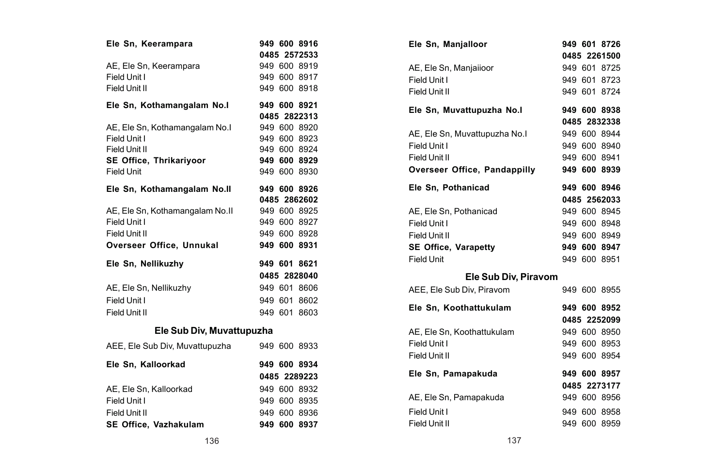| | |
|---|---|
| **Ele Sn, Keerampara** | **949 600 8916** |
| | **0485 2572533** |
| AE, Ele Sn, Keerampara | 949 600 8919 |
| Field Unit I | 949 600 8917 |
| Field Unit II | 949 600 8918 |
| **Ele Sn, Kothamangalam No.I** | **949 600 8921** |
| | **0485 2822313** |
| AE, Ele Sn, Kothamangalam No.I | 949 600 8920 |
| Field Unit I | 949 600 8923 |
| Field Unit II | 949 600 8924 |
| **SE Office, Thrikariyoor** | **949 600 8929** |
| Field Unit | 949 600 8930 |
| **Ele Sn, Kothamangalam No.II** | **949 600 8926** |
| | **0485 2862602** |
| AE, Ele Sn, Kothamangalam No.II | 949 600 8925 |
| Field Unit I | 949 600 8927 |
| Field Unit II | 949 600 8928 |
| **Overseer Office, Unnukal** | **949 600 8931** |
| **Ele Sn, Nellikuzhy** | **949 601 8621** |
| | **0485 2828040** |
| AE, Ele Sn, Nellikuzhy | 949 601 8606 |
| Field Unit I | 949 601 8602 |
| Field Unit II | 949 601 8603 |

## Ele Sub Div, Muvattupuzha

| | |
|---|---|
| AEE, Ele Sub Div, Muvattupuzha | 949 600 8933 |
| **Ele Sn, Kalloorkad** | **949 600 8934** |
| | **0485 2289223** |
| AE, Ele Sn, Kalloorkad | 949 600 8932 |
| Field Unit I | 949 600 8935 |
| Field Unit II | 949 600 8936 |
| **SE Office, Vazhakulam** | **949 600 8937** |
| **Ele Sn, Manjalloor** | **949 601 8726** |
| | **0485 2261500** |
| AE, Ele Sn, Manjaiioor | 949 601 8725 |
| Field Unit I | 949 601 8723 |
| Field Unit II | 949 601 8724 |
| **Ele Sn, Muvattupuzha No.I** | **949 600 8938** |
| | **0485 2832338** |
| AE, Ele Sn, Muvattupuzha No.I | 949 600 8944 |
| Field Unit I | 949 600 8940 |
| Field Unit II | 949 600 8941 |
| **Overseer Office, Pandappilly** | **949 600 8939** |
| **Ele Sn, Pothanicad** | **949 600 8946** |
| | **0485 2562033** |
| AE, Ele Sn, Pothanicad | 949 600 8945 |
| Field Unit I | 949 600 8948 |
| Field Unit II | 949 600 8949 |
| **SE Office, Varapetty** | **949 600 8947** |
| Field Unit | 949 600 8951 |

## Ele Sub Div, Piravom

| | |
|---|---|
| AEE, Ele Sub Div, Piravom | 949 600 8955 |
| **Ele Sn, Koothattukulam** | **949 600 8952** |
| | **0485 2252099** |
| AE, Ele Sn, Koothattukulam | 949 600 8950 |
| Field Unit I | 949 600 8953 |
| Field Unit II | 949 600 8954 |
| **Ele Sn, Pamapakuda** | **949 600 8957** |
| | **0485 2273177** |
| AE, Ele Sn, Pamapakuda | 949 600 8956 |
| Field Unit I | 949 600 8958 |
| Field Unit II | 949 600 8959 |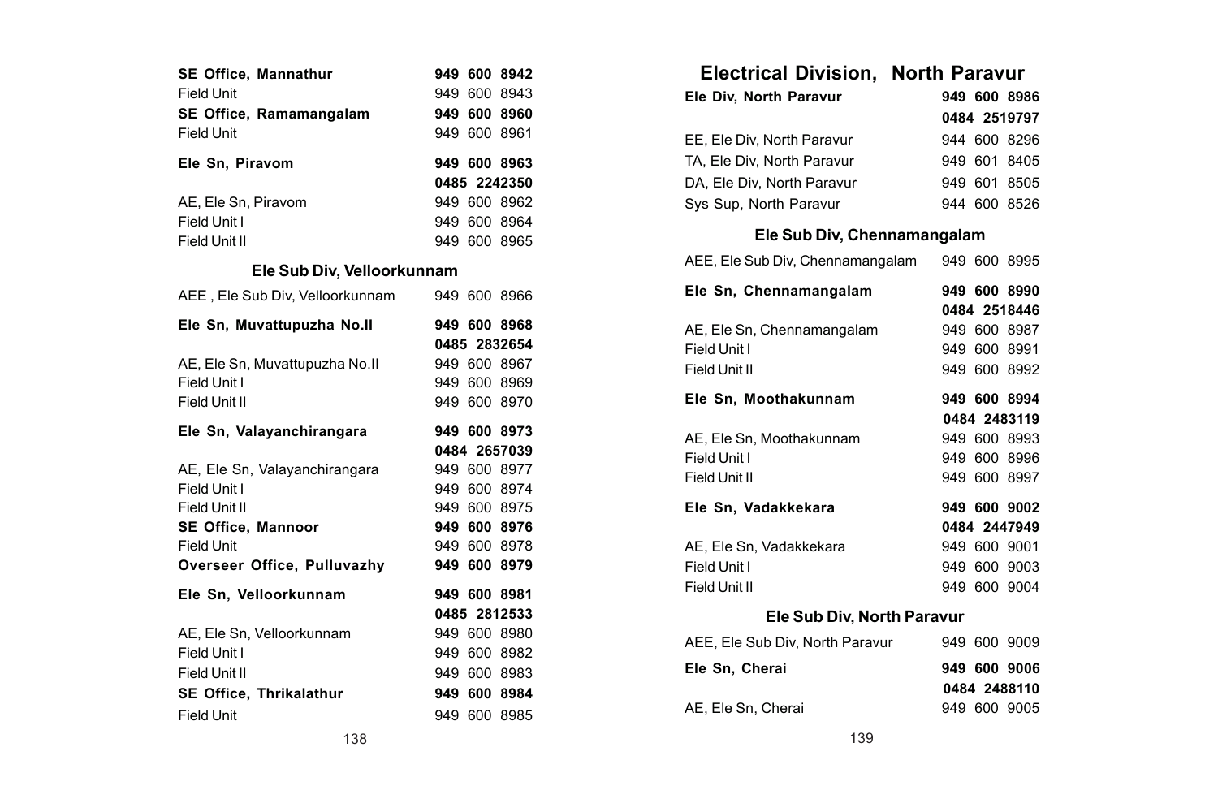| | |
|---|---|
| **SE Office, Mannathur** | **949 600 8942** |
| Field Unit | 949 600 8943 |
| **SE Office, Ramamangalam** | **949 600 8960** |
| Field Unit | 949 600 8961 |
| **Ele Sn, Piravom** | **949 600 8963** |
| | **0485 2242350** |
| AE, Ele Sn, Piravom | 949 600 8962 |
| Field Unit I | 949 600 8964 |
| Field Unit II | 949 600 8965 |

### Ele Sub Div, Velloorkunnam

| | |
|---|---|
| AEE , Ele Sub Div, Velloorkunnam | 949 600 8966 |
| **Ele Sn, Muvattupuzha No.II** | **949 600 8968** |
| | **0485 2832654** |
| AE, Ele Sn, Muvattupuzha No.II | 949 600 8967 |
| Field Unit I | 949 600 8969 |
| Field Unit II | 949 600 8970 |
| **Ele Sn, Valayanchirangara** | **949 600 8973** |
| | **0484 2657039** |
| AE, Ele Sn, Valayanchirangara | 949 600 8977 |
| Field Unit I | 949 600 8974 |
| Field Unit II | 949 600 8975 |
| **SE Office, Mannoor** | **949 600 8976** |
| Field Unit | 949 600 8978 |
| **Overseer Office, Pulluvazhy** | **949 600 8979** |
| **Ele Sn, Velloorkunnam** | **949 600 8981** |
| | **0485 2812533** |
| AE, Ele Sn, Velloorkunnam | 949 600 8980 |
| Field Unit I | 949 600 8982 |
| Field Unit II | 949 600 8983 |
| **SE Office, Thrikalathur** | **949 600 8984** |
| Field Unit | 949 600 8985 |

## Electrical Division, North Paravur

| | |
|---|---|
| **Ele Div, North Paravur** | **949 600 8986** |
| | **0484 2519797** |
| EE, Ele Div, North Paravur | 944 600 8296 |
| TA, Ele Div, North Paravur | 949 601 8405 |
| DA, Ele Div, North Paravur | 949 601 8505 |
| Sys Sup, North Paravur | 944 600 8526 |

### Ele Sub Div, Chennamangalam

| | |
|---|---|
| AEE, Ele Sub Div, Chennamangalam | 949 600 8995 |
| **Ele Sn, Chennamangalam** | **949 600 8990** |
| | **0484 2518446** |
| AE, Ele Sn, Chennamangalam | 949 600 8987 |
| Field Unit I | 949 600 8991 |
| Field Unit II | 949 600 8992 |
| **Ele Sn, Moothakunnam** | **949 600 8994** |
| | **0484 2483119** |
| AE, Ele Sn, Moothakunnam | 949 600 8993 |
| Field Unit I | 949 600 8996 |
| Field Unit II | 949 600 8997 |
| **Ele Sn, Vadakkekara** | **949 600 9002** |
| | **0484 2447949** |
| AE, Ele Sn, Vadakkekara | 949 600 9001 |
| Field Unit I | 949 600 9003 |
| Field Unit II | 949 600 9004 |

### Ele Sub Div, North Paravur

| | |
|---|---|
| AEE, Ele Sub Div, North Paravur | 949 600 9009 |
| **Ele Sn, Cherai** | **949 600 9006** |
| | **0484 2488110** |
| AE, Ele Sn, Cherai | 949 600 9005 |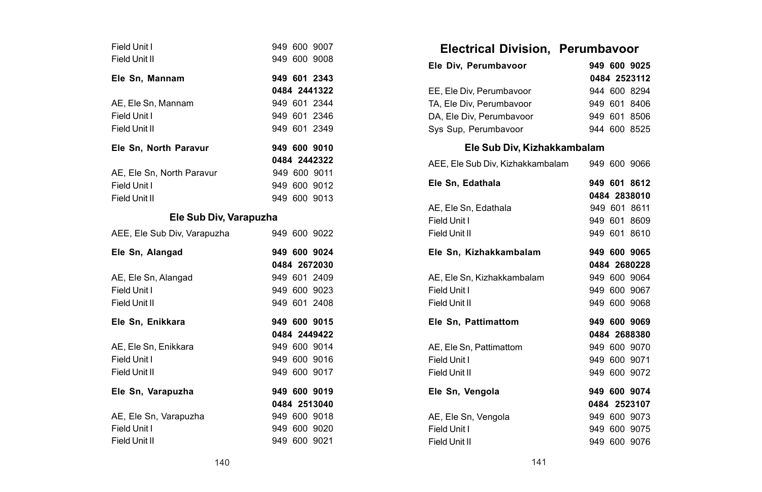| | |
|---|---|
| Field Unit I | 949 600 9007 |
| Field Unit II | 949 600 9008 |
| **Ele Sn, Mannam** | **949 601 2343** |
| | **0484 2441322** |
| AE, Ele Sn, Mannam | 949 601 2344 |
| Field Unit I | 949 601 2346 |
| Field Unit II | 949 601 2349 |
| **Ele Sn, North Paravur** | **949 600 9010** |
| | **0484 2442322** |
| AE, Ele Sn, North Paravur | 949 600 9011 |
| Field Unit I | 949 600 9012 |
| Field Unit II | 949 600 9013 |

### Ele Sub Div, Varapuzha

| | |
|---|---|
| AEE, Ele Sub Div, Varapuzha | 949 600 9022 |
| **Ele Sn, Alangad** | **949 600 9024** |
| | **0484 2672030** |
| AE, Ele Sn, Alangad | 949 601 2409 |
| Field Unit I | 949 600 9023 |
| Field Unit II | 949 601 2408 |
| **Ele Sn, Enikkara** | **949 600 9015** |
| | **0484 2449422** |
| AE, Ele Sn, Enikkara | 949 600 9014 |
| Field Unit I | 949 600 9016 |
| Field Unit II | 949 600 9017 |
| **Ele Sn, Varapuzha** | **949 600 9019** |
| | **0484 2513040** |
| AE, Ele Sn, Varapuzha | 949 600 9018 |
| Field Unit I | 949 600 9020 |
| Field Unit II | 949 600 9021 |

## Electrical Division, Perumbavoor

| | |
|---|---|
| **Ele Div, Perumbavoor** | **949 600 9025** |
| | **0484 2523112** |
| EE, Ele Div, Perumbavoor | 944 600 8294 |
| TA, Ele Div, Perumbavoor | 949 601 8406 |
| DA, Ele Div, Perumbavoor | 949 601 8506 |
| Sys Sup, Perumbavoor | 944 600 8525 |

### Ele Sub Div, Kizhakkambalam

| | |
|---|---|
| AEE, Ele Sub Div, Kizhakkambalam | 949 600 9066 |
| **Ele Sn, Edathala** | **949 601 8612** |
| | **0484 2838010** |
| AE, Ele Sn, Edathala | 949 601 8611 |
| Field Unit I | 949 601 8609 |
| Field Unit II | 949 601 8610 |
| **Ele Sn, Kizhakkambalam** | **949 600 9065** |
| | **0484 2680228** |
| AE, Ele Sn, Kizhakkambalam | 949 600 9064 |
| Field Unit I | 949 600 9067 |
| Field Unit II | 949 600 9068 |
| **Ele Sn, Pattimattom** | **949 600 9069** |
| | **0484 2688380** |
| AE, Ele Sn, Pattimattom | 949 600 9070 |
| Field Unit I | 949 600 9071 |
| Field Unit II | 949 600 9072 |
| **Ele Sn, Vengola** | **949 600 9074** |
| | **0484 2523107** |
| AE, Ele Sn, Vengola | 949 600 9073 |
| Field Unit I | 949 600 9075 |
| Field Unit II | 949 600 9076 |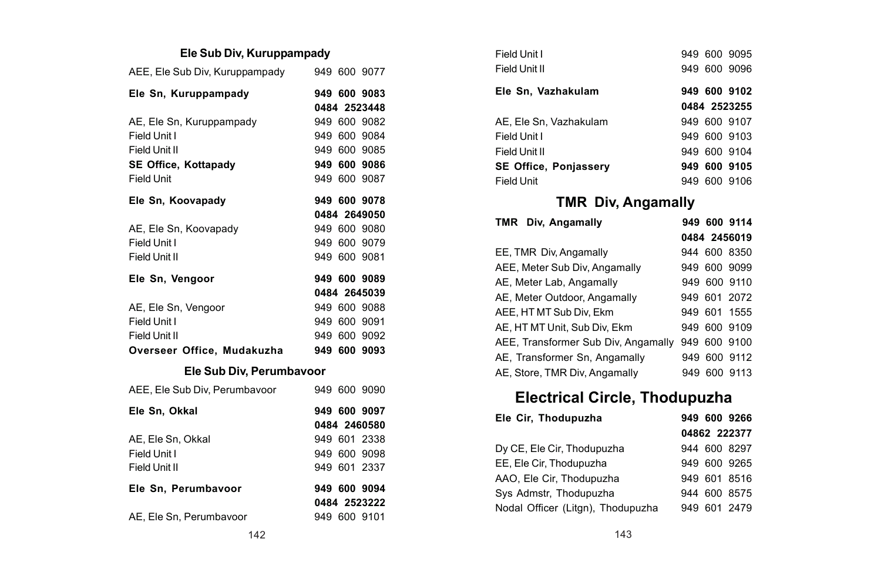### Ele Sub Div, Kuruppampady

| | |
|---|---|
| AEE, Ele Sub Div, Kuruppampady | 949 600 9077 |
| **Ele Sn, Kuruppampady** | **949 600 9083** |
| | **0484 2523448** |
| AE, Ele Sn, Kuruppampady | 949 600 9082 |
| Field Unit I | 949 600 9084 |
| Field Unit II | 949 600 9085 |
| **SE Office, Kottapady** | **949 600 9086** |
| Field Unit | 949 600 9087 |
| **Ele Sn, Koovapady** | **949 600 9078** |
| | **0484 2649050** |
| AE, Ele Sn, Koovapady | 949 600 9080 |
| Field Unit I | 949 600 9079 |
| Field Unit II | 949 600 9081 |
| **Ele Sn, Vengoor** | **949 600 9089** |
| | **0484 2645039** |
| AE, Ele Sn, Vengoor | 949 600 9088 |
| Field Unit I | 949 600 9091 |
| Field Unit II | 949 600 9092 |
| **Overseer Office, Mudakuzha** | **949 600 9093** |

### Ele Sub Div, Perumbavoor

| | |
|---|---|
| AEE, Ele Sub Div, Perumbavoor | 949 600 9090 |
| **Ele Sn, Okkal** | **949 600 9097** |
| | **0484 2460580** |
| AE, Ele Sn, Okkal | 949 601 2338 |
| Field Unit I | 949 600 9098 |
| Field Unit II | 949 601 2337 |
| **Ele Sn, Perumbavoor** | **949 600 9094** |
| | **0484 2523222** |
| AE, Ele Sn, Perumbavoor | 949 600 9101 |
| Field Unit I | 949 600 9095 |
| Field Unit II | 949 600 9096 |
| **Ele Sn, Vazhakulam** | **949 600 9102** |
| | **0484 2523255** |
| AE, Ele Sn, Vazhakulam | 949 600 9107 |
| Field Unit I | 949 600 9103 |
| Field Unit II | 949 600 9104 |
| **SE Office, Ponjassery** | **949 600 9105** |
| Field Unit | 949 600 9106 |

## TMR Div, Angamally

| | |
|---|---|
| **TMR Div, Angamally** | **949 600 9114** |
| | **0484 2456019** |
| EE, TMR Div, Angamally | 944 600 8350 |
| AEE, Meter Sub Div, Angamally | 949 600 9099 |
| AE, Meter Lab, Angamally | 949 600 9110 |
| AE, Meter Outdoor, Angamally | 949 601 2072 |
| AEE, HT MT Sub Div, Ekm | 949 601 1555 |
| AE, HT MT Unit, Sub Div, Ekm | 949 600 9109 |
| AEE, Transformer Sub Div, Angamally | 949 600 9100 |
| AE, Transformer Sn, Angamally | 949 600 9112 |
| AE, Store, TMR Div, Angamally | 949 600 9113 |

## Electrical Circle, Thodupuzha

| | |
|---|---|
| **Ele Cir, Thodupuzha** | **949 600 9266** |
| | **04862 222377** |
| Dy CE, Ele Cir, Thodupuzha | 944 600 8297 |
| EE, Ele Cir, Thodupuzha | 949 600 9265 |
| AAO, Ele Cir, Thodupuzha | 949 601 8516 |
| Sys Admstr, Thodupuzha | 944 600 8575 |
| Nodal Officer (Litgn), Thodupuzha | 949 601 2479 |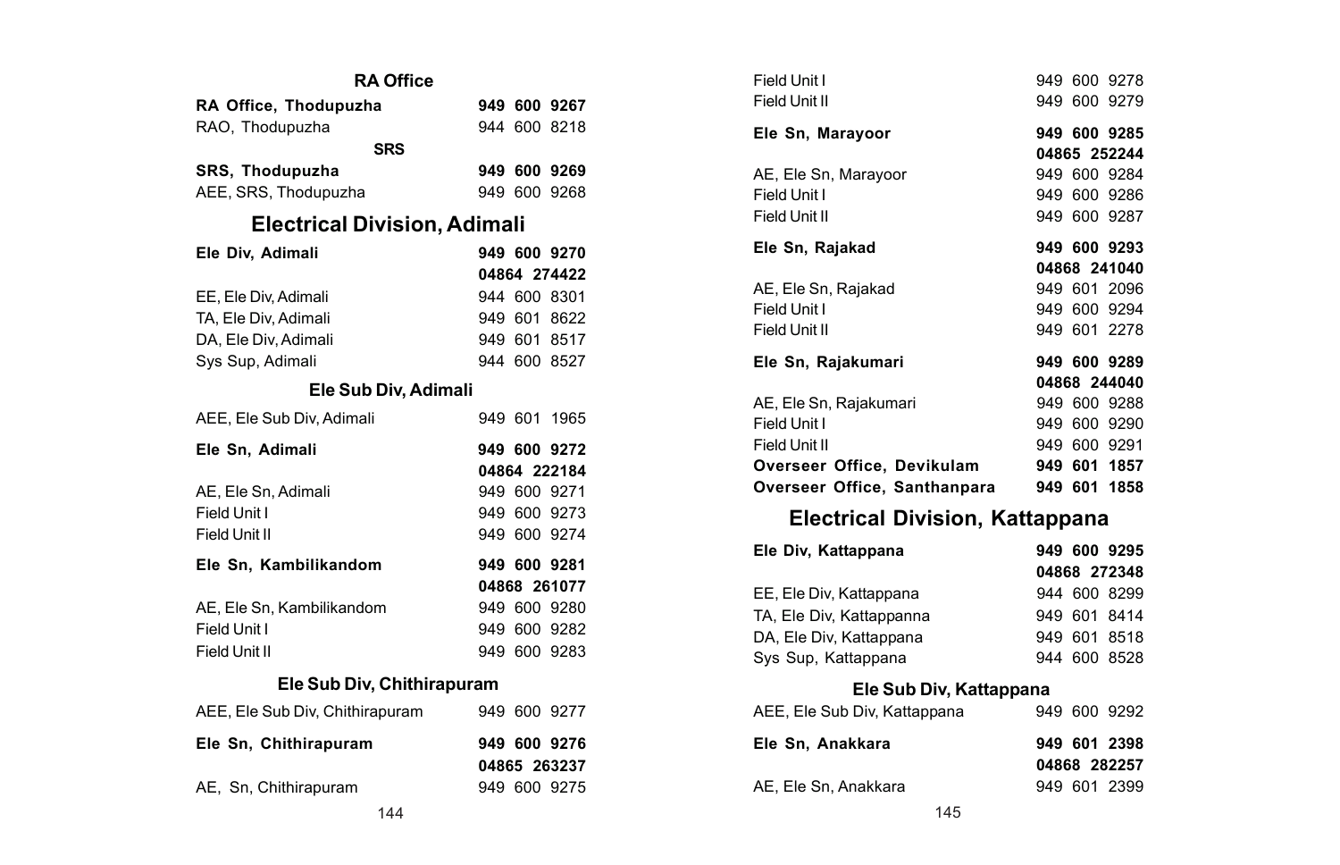### RA Office

| | |
|---|---|
| **RA Office, Thodupuzha** | **949 600 9267** |
| RAO, Thodupuzha | 944 600 8218 |

### SRS

| | |
|---|---|
| **SRS, Thodupuzha** | **949 600 9269** |
| AEE, SRS, Thodupuzha | 949 600 9268 |

## Electrical Division, Adimali

| | |
|---|---|
| **Ele Div, Adimali** | **949 600 9270** |
| | **04864 274422** |
| EE, Ele Div, Adimali | 944 600 8301 |
| TA, Ele Div, Adimali | 949 601 8622 |
| DA, Ele Div, Adimali | 949 601 8517 |
| Sys Sup, Adimali | 944 600 8527 |

### Ele Sub Div, Adimali

| | |
|---|---|
| AEE, Ele Sub Div, Adimali | 949 601 1965 |
| **Ele Sn, Adimali** | **949 600 9272** |
| | **04864 222184** |
| AE, Ele Sn, Adimali | 949 600 9271 |
| Field Unit I | 949 600 9273 |
| Field Unit II | 949 600 9274 |
| **Ele Sn, Kambilikandom** | **949 600 9281** |
| | **04868 261077** |
| AE, Ele Sn, Kambilikandom | 949 600 9280 |
| Field Unit I | 949 600 9282 |
| Field Unit II | 949 600 9283 |

### Ele Sub Div, Chithirapuram

| | |
|---|---|
| AEE, Ele Sub Div, Chithirapuram | 949 600 9277 |
| **Ele Sn, Chithirapuram** | **949 600 9276** |
| | **04865 263237** |
| AE, Sn, Chithirapuram | 949 600 9275 |
| Field Unit I | 949 600 9278 |
| Field Unit II | 949 600 9279 |
| **Ele Sn, Marayoor** | **949 600 9285** |
| | **04865 252244** |
| AE, Ele Sn, Marayoor | 949 600 9284 |
| Field Unit I | 949 600 9286 |
| Field Unit II | 949 600 9287 |
| **Ele Sn, Rajakad** | **949 600 9293** |
| | **04868 241040** |
| AE, Ele Sn, Rajakad | 949 601 2096 |
| Field Unit I | 949 600 9294 |
| Field Unit II | 949 601 2278 |
| **Ele Sn, Rajakumari** | **949 600 9289** |
| | **04868 244040** |
| AE, Ele Sn, Rajakumari | 949 600 9288 |
| Field Unit I | 949 600 9290 |
| Field Unit II | 949 600 9291 |
| **Overseer Office, Devikulam** | **949 601 1857** |
| **Overseer Office, Santhanpara** | **949 601 1858** |

## Electrical Division, Kattappana

| | |
|---|---|
| **Ele Div, Kattappana** | **949 600 9295** |
| | **04868 272348** |
| EE, Ele Div, Kattappana | 944 600 8299 |
| TA, Ele Div, Kattappanna | 949 601 8414 |
| DA, Ele Div, Kattappana | 949 601 8518 |
| Sys Sup, Kattappana | 944 600 8528 |

### Ele Sub Div, Kattappana

| | |
|---|---|
| AEE, Ele Sub Div, Kattappana | 949 600 9292 |
| **Ele Sn, Anakkara** | **949 601 2398** |
| | **04868 282257** |
| AE, Ele Sn, Anakkara | 949 601 2399 |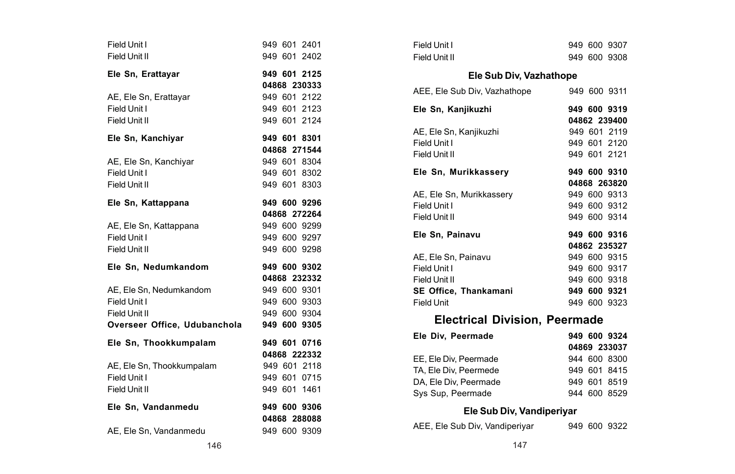| | |
|---|---|
| Field Unit I | 949 601 2401 |
| Field Unit II | 949 601 2402 |
| **Ele Sn, Erattayar** | **949 601 2125** |
| | **04868 230333** |
| AE, Ele Sn, Erattayar | 949 601 2122 |
| Field Unit I | 949 601 2123 |
| Field Unit II | 949 601 2124 |
| **Ele Sn, Kanchiyar** | **949 601 8301** |
| | **04868 271544** |
| AE, Ele Sn, Kanchiyar | 949 601 8304 |
| Field Unit I | 949 601 8302 |
| Field Unit II | 949 601 8303 |
| **Ele Sn, Kattappana** | **949 600 9296** |
| | **04868 272264** |
| AE, Ele Sn, Kattappana | 949 600 9299 |
| Field Unit I | 949 600 9297 |
| Field Unit II | 949 600 9298 |
| **Ele Sn, Nedumkandom** | **949 600 9302** |
| | **04868 232332** |
| AE, Ele Sn, Nedumkandom | 949 600 9301 |
| Field Unit I | 949 600 9303 |
| Field Unit II | 949 600 9304 |
| **Overseer Office, Udubanchola** | **949 600 9305** |
| **Ele Sn, Thookkumpalam** | **949 601 0716** |
| | **04868 222332** |
| AE, Ele Sn, Thookkumpalam | 949 601 2118 |
| Field Unit I | 949 601 0715 |
| Field Unit II | 949 601 1461 |
| **Ele Sn, Vandanmedu** | **949 600 9306** |
| | **04868 288088** |
| AE, Ele Sn, Vandanmedu | 949 600 9309 |
| Field Unit I | 949 600 9307 |
| Field Unit II | 949 600 9308 |

### Ele Sub Div, Vazhathope

| | |
|---|---|
| AEE, Ele Sub Div, Vazhathope | 949 600 9311 |
| **Ele Sn, Kanjikuzhi** | **949 600 9319** |
| | **04862 239400** |
| AE, Ele Sn, Kanjikuzhi | 949 601 2119 |
| Field Unit I | 949 601 2120 |
| Field Unit II | 949 601 2121 |
| **Ele Sn, Murikkassery** | **949 600 9310** |
| | **04868 263820** |
| AE, Ele Sn, Murikkassery | 949 600 9313 |
| Field Unit I | 949 600 9312 |
| Field Unit II | 949 600 9314 |
| **Ele Sn, Painavu** | **949 600 9316** |
| | **04862 235327** |
| AE, Ele Sn, Painavu | 949 600 9315 |
| Field Unit I | 949 600 9317 |
| Field Unit II | 949 600 9318 |
| **SE Office, Thankamani** | **949 600 9321** |
| Field Unit | 949 600 9323 |

## Electrical Division, Peermade

| | |
|---|---|
| **Ele Div, Peermade** | **949 600 9324** |
| | **04869 233037** |
| EE, Ele Div, Peermade | 944 600 8300 |
| TA, Ele Div, Peermede | 949 601 8415 |
| DA, Ele Div, Peermade | 949 601 8519 |
| Sys Sup, Peermade | 944 600 8529 |

### Ele Sub Div, Vandiperiyar

| | |
|---|---|
| AEE, Ele Sub Div, Vandiperiyar | 949 600 9322 |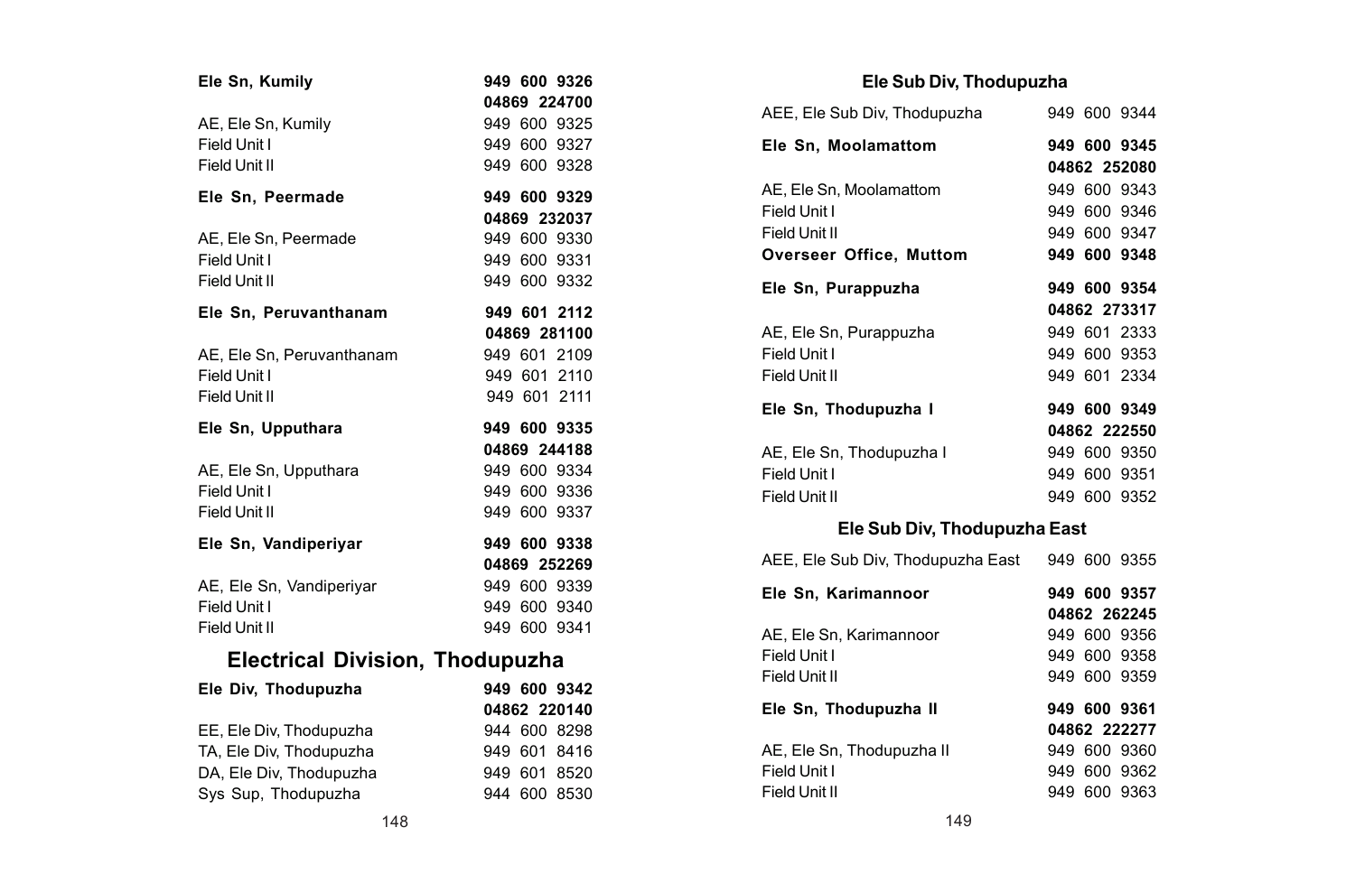| | |
|---|---|
| **Ele Sn, Kumily** | **949 600 9326** |
| | **04869 224700** |
| AE, Ele Sn, Kumily | 949 600 9325 |
| Field Unit I | 949 600 9327 |
| Field Unit II | 949 600 9328 |
| **Ele Sn, Peermade** | **949 600 9329** |
| | **04869 232037** |
| AE, Ele Sn, Peermade | 949 600 9330 |
| Field Unit I | 949 600 9331 |
| Field Unit II | 949 600 9332 |
| **Ele Sn, Peruvanthanam** | **949 601 2112** |
| | **04869 281100** |
| AE, Ele Sn, Peruvanthanam | 949 601 2109 |
| Field Unit I | 949 601 2110 |
| Field Unit II | 949 601 2111 |
| **Ele Sn, Upputhara** | **949 600 9335** |
| | **04869 244188** |
| AE, Ele Sn, Upputhara | 949 600 9334 |
| Field Unit I | 949 600 9336 |
| Field Unit II | 949 600 9337 |
| **Ele Sn, Vandiperiyar** | **949 600 9338** |
| | **04869 252269** |
| AE, Ele Sn, Vandiperiyar | 949 600 9339 |
| Field Unit I | 949 600 9340 |
| Field Unit II | 949 600 9341 |

## Electrical Division, Thodupuzha

| | |
|---|---|
| **Ele Div, Thodupuzha** | **949 600 9342** |
| | **04862 220140** |
| EE, Ele Div, Thodupuzha | 944 600 8298 |
| TA, Ele Div, Thodupuzha | 949 601 8416 |
| DA, Ele Div, Thodupuzha | 949 601 8520 |
| Sys Sup, Thodupuzha | 944 600 8530 |

### Ele Sub Div, Thodupuzha

| | |
|---|---|
| AEE, Ele Sub Div, Thodupuzha | 949 600 9344 |
| **Ele Sn, Moolamattom** | **949 600 9345** |
| | **04862 252080** |
| AE, Ele Sn, Moolamattom | 949 600 9343 |
| Field Unit I | 949 600 9346 |
| Field Unit II | 949 600 9347 |
| **Overseer Office, Muttom** | **949 600 9348** |
| **Ele Sn, Purappuzha** | **949 600 9354** |
| | **04862 273317** |
| AE, Ele Sn, Purappuzha | 949 601 2333 |
| Field Unit I | 949 600 9353 |
| Field Unit II | 949 601 2334 |
| **Ele Sn, Thodupuzha I** | **949 600 9349** |
| | **04862 222550** |
| AE, Ele Sn, Thodupuzha I | 949 600 9350 |
| Field Unit I | 949 600 9351 |
| Field Unit II | 949 600 9352 |

### Ele Sub Div, Thodupuzha East

| | |
|---|---|
| AEE, Ele Sub Div, Thodupuzha East | 949 600 9355 |
| **Ele Sn, Karimannoor** | **949 600 9357** |
| | **04862 262245** |
| AE, Ele Sn, Karimannoor | 949 600 9356 |
| Field Unit I | 949 600 9358 |
| Field Unit II | 949 600 9359 |
| **Ele Sn, Thodupuzha II** | **949 600 9361** |
| | **04862 222277** |
| AE, Ele Sn, Thodupuzha II | 949 600 9360 |
| Field Unit I | 949 600 9362 |
| Field Unit II | 949 600 9363 |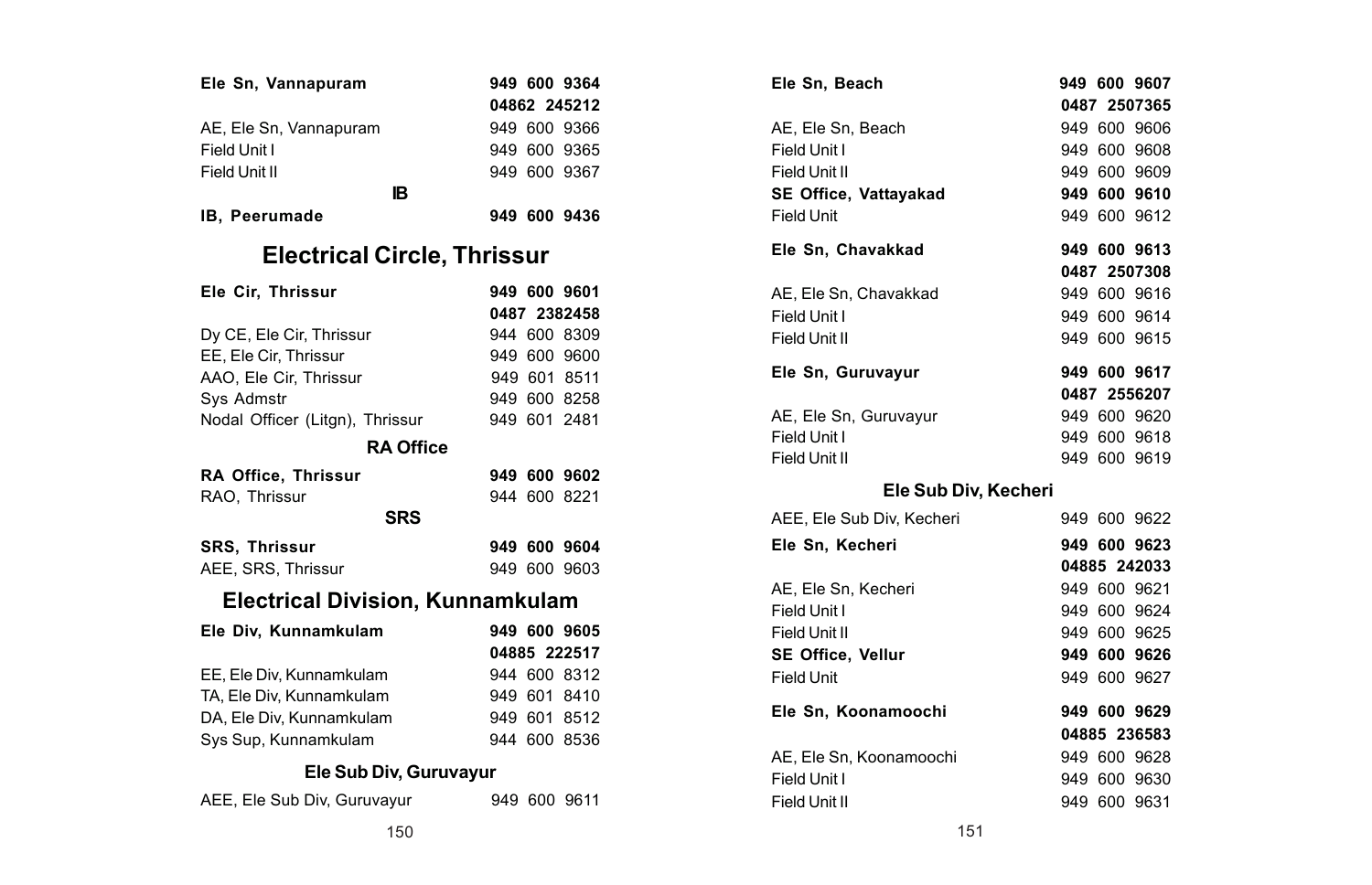| | |
|---|---|
| **Ele Sn, Vannapuram** | **949 600 9364** |
| | **04862 245212** |
| AE, Ele Sn, Vannapuram | 949 600 9366 |
| Field Unit I | 949 600 9365 |
| Field Unit II | 949 600 9367 |

### IB

| | |
|---|---|
| **IB, Peerumade** | **949 600 9436** |

## Electrical Circle, Thrissur

| | |
|---|---|
| **Ele Cir, Thrissur** | **949 600 9601** |
| | **0487 2382458** |
| Dy CE, Ele Cir, Thrissur | 944 600 8309 |
| EE, Ele Cir, Thrissur | 949 600 9600 |
| AAO, Ele Cir, Thrissur | 949 601 8511 |
| Sys Admstr | 949 600 8258 |
| Nodal Officer (Litgn), Thrissur | 949 601 2481 |

### RA Office

| | |
|---|---|
| **RA Office, Thrissur** | **949 600 9602** |
| RAO, Thrissur | 944 600 8221 |

### SRS

| | |
|---|---|
| **SRS, Thrissur** | **949 600 9604** |
| AEE, SRS, Thrissur | 949 600 9603 |

## Electrical Division, Kunnamkulam

| | |
|---|---|
| **Ele Div, Kunnamkulam** | **949 600 9605** |
| | **04885 222517** |
| EE, Ele Div, Kunnamkulam | 944 600 8312 |
| TA, Ele Div, Kunnamkulam | 949 601 8410 |
| DA, Ele Div, Kunnamkulam | 949 601 8512 |
| Sys Sup, Kunnamkulam | 944 600 8536 |

### Ele Sub Div, Guruvayur

| | |
|---|---|
| AEE, Ele Sub Div, Guruvayur | 949 600 9611 |
| **Ele Sn, Beach** | **949 600 9607** |
| | **0487 2507365** |
| AE, Ele Sn, Beach | 949 600 9606 |
| Field Unit I | 949 600 9608 |
| Field Unit II | 949 600 9609 |
| **SE Office, Vattayakad** | **949 600 9610** |
| Field Unit | 949 600 9612 |
| **Ele Sn, Chavakkad** | **949 600 9613** |
| | **0487 2507308** |
| AE, Ele Sn, Chavakkad | 949 600 9616 |
| Field Unit I | 949 600 9614 |
| Field Unit II | 949 600 9615 |
| **Ele Sn, Guruvayur** | **949 600 9617** |
| | **0487 2556207** |
| AE, Ele Sn, Guruvayur | 949 600 9620 |
| Field Unit I | 949 600 9618 |
| Field Unit II | 949 600 9619 |

### Ele Sub Div, Kecheri

| | |
|---|---|
| AEE, Ele Sub Div, Kecheri | 949 600 9622 |
| **Ele Sn, Kecheri** | **949 600 9623** |
| | **04885 242033** |
| AE, Ele Sn, Kecheri | 949 600 9621 |
| Field Unit I | 949 600 9624 |
| Field Unit II | 949 600 9625 |
| **SE Office, Vellur** | **949 600 9626** |
| Field Unit | 949 600 9627 |
| **Ele Sn, Koonamoochi** | **949 600 9629** |
| | **04885 236583** |
| AE, Ele Sn, Koonamoochi | 949 600 9628 |
| Field Unit I | 949 600 9630 |
| Field Unit II | 949 600 9631 |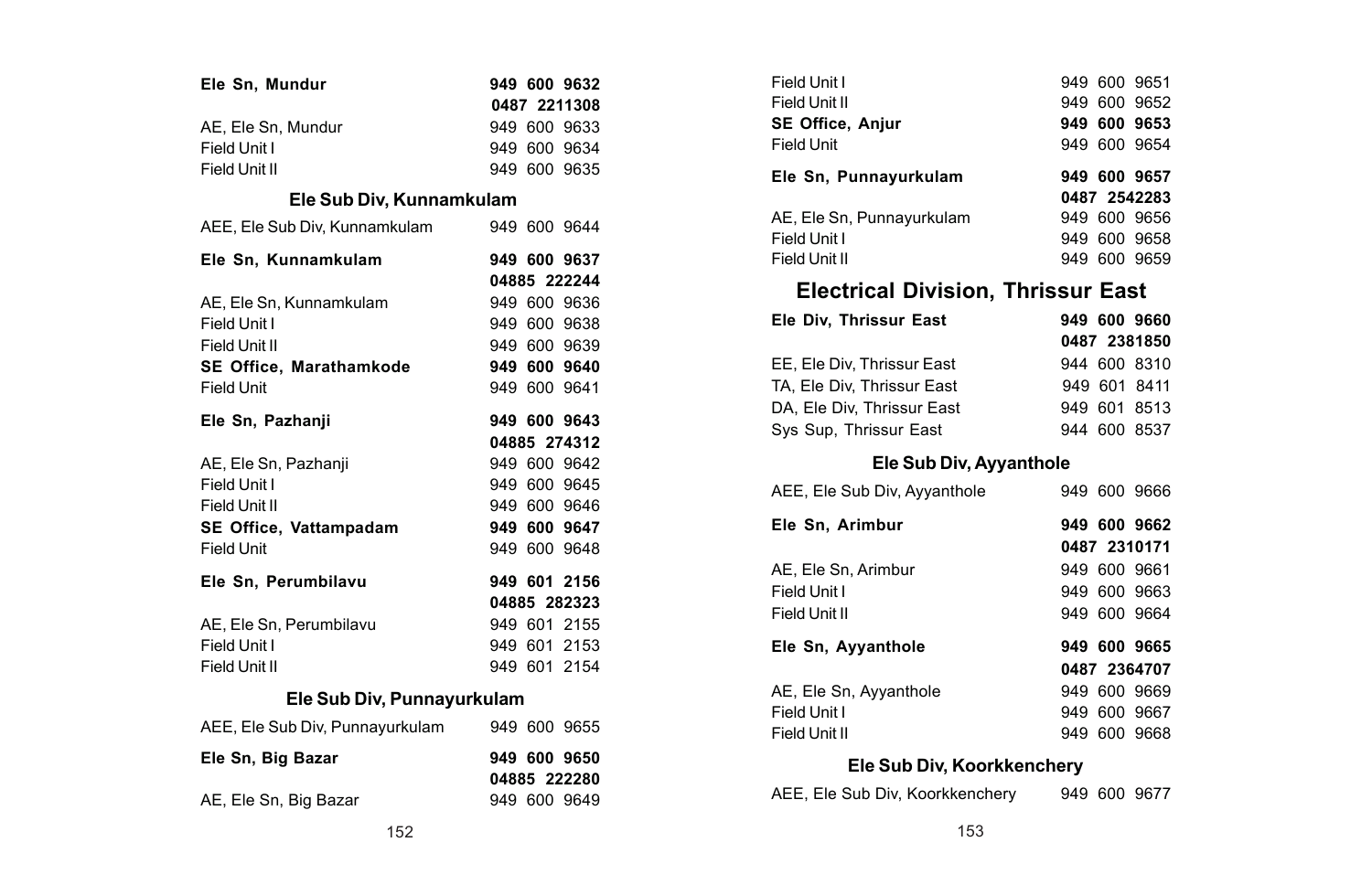| | |
|---|---|
| **Ele Sn, Mundur** | **949 600 9632** |
| | **0487 2211308** |
| AE, Ele Sn, Mundur | 949 600 9633 |
| Field Unit I | 949 600 9634 |
| Field Unit II | 949 600 9635 |

### Ele Sub Div, Kunnamkulam

| | |
|---|---|
| AEE, Ele Sub Div, Kunnamkulam | 949 600 9644 |
| **Ele Sn, Kunnamkulam** | **949 600 9637** |
| | **04885 222244** |
| AE, Ele Sn, Kunnamkulam | 949 600 9636 |
| Field Unit I | 949 600 9638 |
| Field Unit II | 949 600 9639 |
| **SE Office, Marathamkode** | **949 600 9640** |
| Field Unit | 949 600 9641 |
| **Ele Sn, Pazhanji** | **949 600 9643** |
| | **04885 274312** |
| AE, Ele Sn, Pazhanji | 949 600 9642 |
| Field Unit I | 949 600 9645 |
| Field Unit II | 949 600 9646 |
| **SE Office, Vattampadam** | **949 600 9647** |
| Field Unit | 949 600 9648 |
| **Ele Sn, Perumbilavu** | **949 601 2156** |
| | **04885 282323** |
| AE, Ele Sn, Perumbilavu | 949 601 2155 |
| Field Unit I | 949 601 2153 |
| Field Unit II | 949 601 2154 |

### Ele Sub Div, Punnayurkulam

| | |
|---|---|
| AEE, Ele Sub Div, Punnayurkulam | 949 600 9655 |
| **Ele Sn, Big Bazar** | **949 600 9650** |
| | **04885 222280** |
| AE, Ele Sn, Big Bazar | 949 600 9649 |
| Field Unit I | 949 600 9651 |
| Field Unit II | 949 600 9652 |
| **SE Office, Anjur** | **949 600 9653** |
| Field Unit | 949 600 9654 |
| **Ele Sn, Punnayurkulam** | **949 600 9657** |
| | **0487 2542283** |
| AE, Ele Sn, Punnayurkulam | 949 600 9656 |
| Field Unit I | 949 600 9658 |
| Field Unit II | 949 600 9659 |

## Electrical Division, Thrissur East

| | |
|---|---|
| **Ele Div, Thrissur East** | **949 600 9660** |
| | **0487 2381850** |
| EE, Ele Div, Thrissur East | 944 600 8310 |
| TA, Ele Div, Thrissur East | 949 601 8411 |
| DA, Ele Div, Thrissur East | 949 601 8513 |
| Sys Sup, Thrissur East | 944 600 8537 |

### Ele Sub Div, Ayyanthole

| | |
|---|---|
| AEE, Ele Sub Div, Ayyanthole | 949 600 9666 |
| **Ele Sn, Arimbur** | **949 600 9662** |
| | **0487 2310171** |
| AE, Ele Sn, Arimbur | 949 600 9661 |
| Field Unit I | 949 600 9663 |
| Field Unit II | 949 600 9664 |
| **Ele Sn, Ayyanthole** | **949 600 9665** |
| | **0487 2364707** |
| AE, Ele Sn, Ayyanthole | 949 600 9669 |
| Field Unit I | 949 600 9667 |
| Field Unit II | 949 600 9668 |

### Ele Sub Div, Koorkkenchery

| | |
|---|---|
| AEE, Ele Sub Div, Koorkkenchery | 949 600 9677 |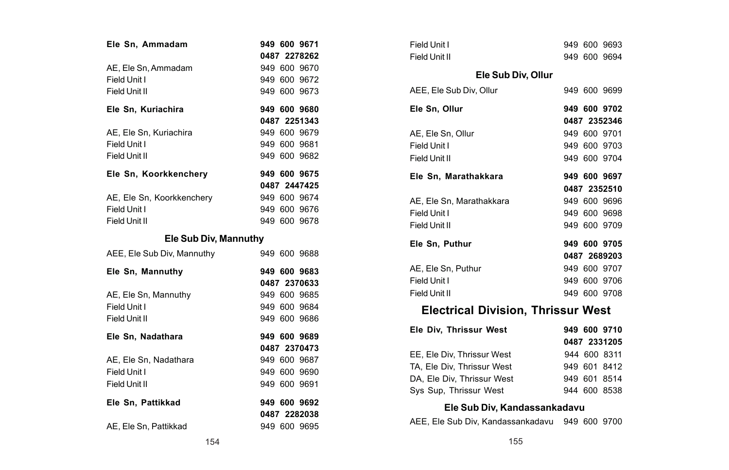**Ele Sn, Ammadam** **949 600 9671**
**0487 2278262**

AE, Ele Sn, Ammadam 949 600 9670
Field Unit I 949 600 9672
Field Unit II 949 600 9673

**Ele Sn, Kuriachira** **949 600 9680**
**0487 2251343**

AE, Ele Sn, Kuriachira 949 600 9679
Field Unit I 949 600 9681
Field Unit II 949 600 9682

**Ele Sn, Koorkkenchery** **949 600 9675**
**0487 2447425**

AE, Ele Sn, Koorkkenchery 949 600 9674
Field Unit I 949 600 9676
Field Unit II 949 600 9678

### Ele Sub Div, Mannuthy

AEE, Ele Sub Div, Mannuthy 949 600 9688

**Ele Sn, Mannuthy** **949 600 9683**
**0487 2370633**

AE, Ele Sn, Mannuthy 949 600 9685
Field Unit I 949 600 9684
Field Unit II 949 600 9686

**Ele Sn, Nadathara** **949 600 9689**
**0487 2370473**

AE, Ele Sn, Nadathara 949 600 9687
Field Unit I 949 600 9690
Field Unit II 949 600 9691

**Ele Sn, Pattikkad** **949 600 9692**
**0487 2282038**

AE, Ele Sn, Pattikkad 949 600 9695
Field Unit I 949 600 9693
Field Unit II 949 600 9694

### Ele Sub Div, Ollur

AEE, Ele Sub Div, Ollur 949 600 9699

**Ele Sn, Ollur** **949 600 9702**
**0487 2352346**

AE, Ele Sn, Ollur 949 600 9701
Field Unit I 949 600 9703
Field Unit II 949 600 9704

**Ele Sn, Marathakkara** **949 600 9697**
**0487 2352510**

AE, Ele Sn, Marathakkara 949 600 9696
Field Unit I 949 600 9698
Field Unit II 949 600 9709

**Ele Sn, Puthur** **949 600 9705**
**0487 2689203**

AE, Ele Sn, Puthur 949 600 9707
Field Unit I 949 600 9706
Field Unit II 949 600 9708

## Electrical Division, Thrissur West

**Ele Div, Thrissur West** **949 600 9710**
**0487 2331205**

EE, Ele Div, Thrissur West 944 600 8311
TA, Ele Div, Thrissur West 949 601 8412
DA, Ele Div, Thrissur West 949 601 8514
Sys Sup, Thrissur West 944 600 8538

### Ele Sub Div, Kandassankadavu

AEE, Ele Sub Div, Kandassankadavu 949 600 9700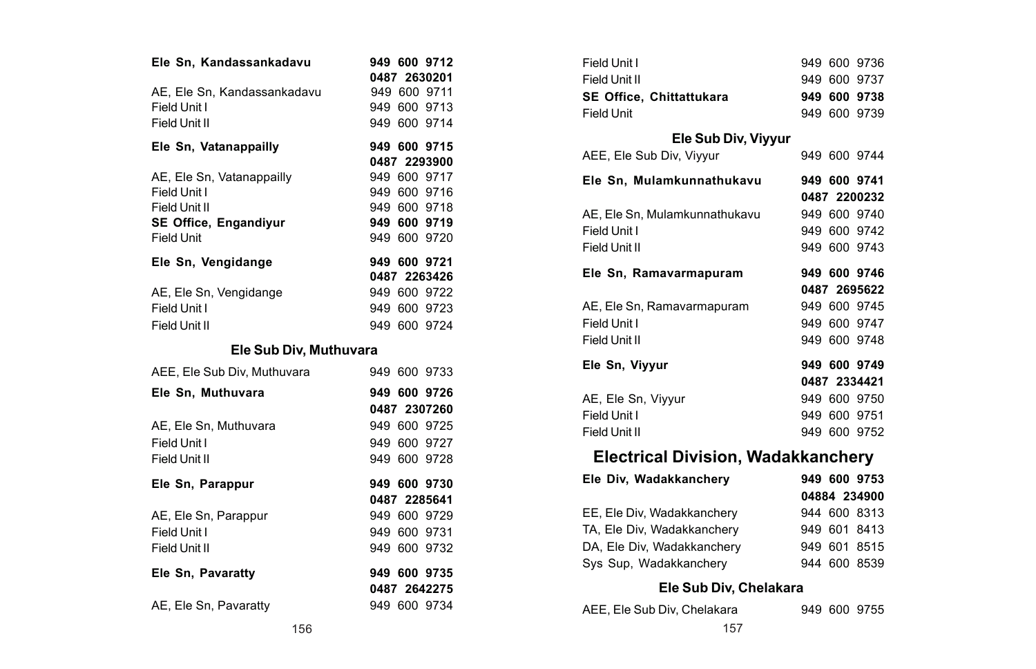| | |
|---|---|
| **Ele Sn, Kandassankadavu** | **949 600 9712** |
| | **0487 2630201** |
| AE, Ele Sn, Kandassankadavu | 949 600 9711 |
| Field Unit I | 949 600 9713 |
| Field Unit II | 949 600 9714 |
| **Ele Sn, Vatanappailly** | **949 600 9715** |
| | **0487 2293900** |
| AE, Ele Sn, Vatanappailly | 949 600 9717 |
| Field Unit I | 949 600 9716 |
| Field Unit II | 949 600 9718 |
| **SE Office, Engandiyur** | **949 600 9719** |
| Field Unit | 949 600 9720 |
| **Ele Sn, Vengidange** | **949 600 9721** |
| | **0487 2263426** |
| AE, Ele Sn, Vengidange | 949 600 9722 |
| Field Unit I | 949 600 9723 |
| Field Unit II | 949 600 9724 |

### Ele Sub Div, Muthuvara

| | |
|---|---|
| AEE, Ele Sub Div, Muthuvara | 949 600 9733 |
| **Ele Sn, Muthuvara** | **949 600 9726** |
| | **0487 2307260** |
| AE, Ele Sn, Muthuvara | 949 600 9725 |
| Field Unit I | 949 600 9727 |
| Field Unit II | 949 600 9728 |
| **Ele Sn, Parappur** | **949 600 9730** |
| | **0487 2285641** |
| AE, Ele Sn, Parappur | 949 600 9729 |
| Field Unit I | 949 600 9731 |
| Field Unit II | 949 600 9732 |
| **Ele Sn, Pavaratty** | **949 600 9735** |
| | **0487 2642275** |
| AE, Ele Sn, Pavaratty | 949 600 9734 |
| Field Unit I | 949 600 9736 |
| Field Unit II | 949 600 9737 |
| **SE Office, Chittattukara** | **949 600 9738** |
| Field Unit | 949 600 9739 |

### Ele Sub Div, Viyyur

| | |
|---|---|
| AEE, Ele Sub Div, Viyyur | 949 600 9744 |
| **Ele Sn, Mulamkunnathukavu** | **949 600 9741** |
| | **0487 2200232** |
| AE, Ele Sn, Mulamkunnathukavu | 949 600 9740 |
| Field Unit I | 949 600 9742 |
| Field Unit II | 949 600 9743 |
| **Ele Sn, Ramavarmapuram** | **949 600 9746** |
| | **0487 2695622** |
| AE, Ele Sn, Ramavarmapuram | 949 600 9745 |
| Field Unit I | 949 600 9747 |
| Field Unit II | 949 600 9748 |
| **Ele Sn, Viyyur** | **949 600 9749** |
| | **0487 2334421** |
| AE, Ele Sn, Viyyur | 949 600 9750 |
| Field Unit I | 949 600 9751 |
| Field Unit II | 949 600 9752 |

## Electrical Division, Wadakkanchery

| | |
|---|---|
| **Ele Div, Wadakkanchery** | **949 600 9753** |
| | **04884 234900** |
| EE, Ele Div, Wadakkanchery | 944 600 8313 |
| TA, Ele Div, Wadakkanchery | 949 601 8413 |
| DA, Ele Div, Wadakkanchery | 949 601 8515 |
| Sys Sup, Wadakkanchery | 944 600 8539 |

### Ele Sub Div, Chelakara

| | |
|---|---|
| AEE, Ele Sub Div, Chelakara | 949 600 9755 |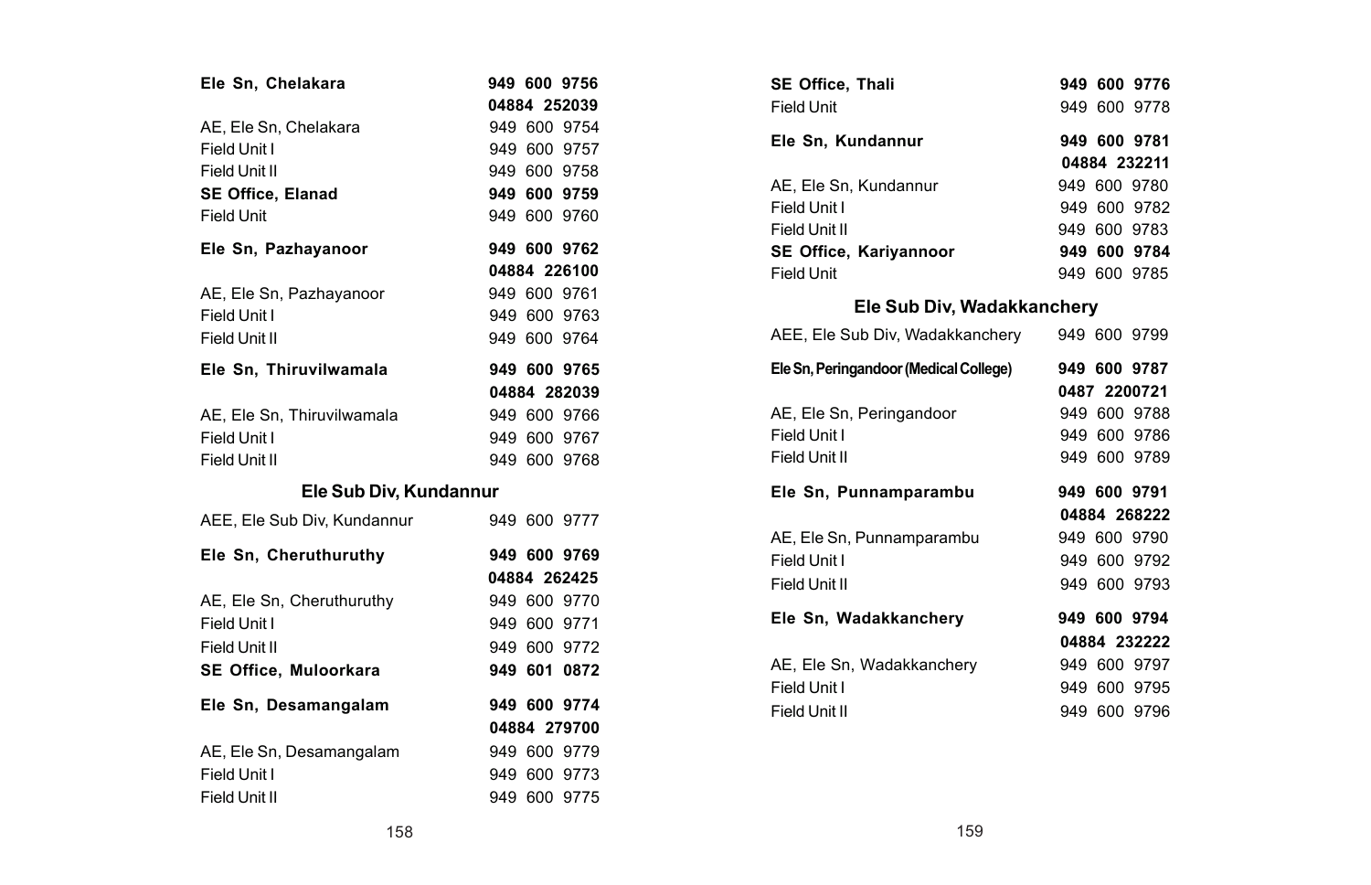| | |
|---|---|
| **Ele Sn, Chelakara** | **949 600 9756** |
| | **04884 252039** |
| AE, Ele Sn, Chelakara | 949 600 9754 |
| Field Unit I | 949 600 9757 |
| Field Unit II | 949 600 9758 |
| **SE Office, Elanad** | **949 600 9759** |
| Field Unit | 949 600 9760 |
| **Ele Sn, Pazhayanoor** | **949 600 9762** |
| | **04884 226100** |
| AE, Ele Sn, Pazhayanoor | 949 600 9761 |
| Field Unit I | 949 600 9763 |
| Field Unit II | 949 600 9764 |
| **Ele Sn, Thiruvilwamala** | **949 600 9765** |
| | **04884 282039** |
| AE, Ele Sn, Thiruvilwamala | 949 600 9766 |
| Field Unit I | 949 600 9767 |
| Field Unit II | 949 600 9768 |

## Ele Sub Div, Kundannur

| | |
|---|---|
| AEE, Ele Sub Div, Kundannur | 949 600 9777 |
| **Ele Sn, Cheruthuruthy** | **949 600 9769** |
| | **04884 262425** |
| AE, Ele Sn, Cheruthuruthy | 949 600 9770 |
| Field Unit I | 949 600 9771 |
| Field Unit II | 949 600 9772 |
| **SE Office, Muloorkara** | **949 601 0872** |
| **Ele Sn, Desamangalam** | **949 600 9774** |
| | **04884 279700** |
| AE, Ele Sn, Desamangalam | 949 600 9779 |
| Field Unit I | 949 600 9773 |
| Field Unit II | 949 600 9775 |
| **SE Office, Thali** | **949 600 9776** |
| Field Unit | 949 600 9778 |
| **Ele Sn, Kundannur** | **949 600 9781** |
| | **04884 232211** |
| AE, Ele Sn, Kundannur | 949 600 9780 |
| Field Unit I | 949 600 9782 |
| Field Unit II | 949 600 9783 |
| **SE Office, Kariyannoor** | **949 600 9784** |
| Field Unit | 949 600 9785 |

## Ele Sub Div, Wadakkanchery

| | |
|---|---|
| AEE, Ele Sub Div, Wadakkanchery | 949 600 9799 |
| **Ele Sn, Peringandoor (Medical College)** | **949 600 9787** |
| | **0487 2200721** |
| AE, Ele Sn, Peringandoor | 949 600 9788 |
| Field Unit I | 949 600 9786 |
| Field Unit II | 949 600 9789 |
| **Ele Sn, Punnamparambu** | **949 600 9791** |
| | **04884 268222** |
| AE, Ele Sn, Punnamparambu | 949 600 9790 |
| Field Unit I | 949 600 9792 |
| Field Unit II | 949 600 9793 |
| **Ele Sn, Wadakkanchery** | **949 600 9794** |
| | **04884 232222** |
| AE, Ele Sn, Wadakkanchery | 949 600 9797 |
| Field Unit I | 949 600 9795 |
| Field Unit II | 949 600 9796 |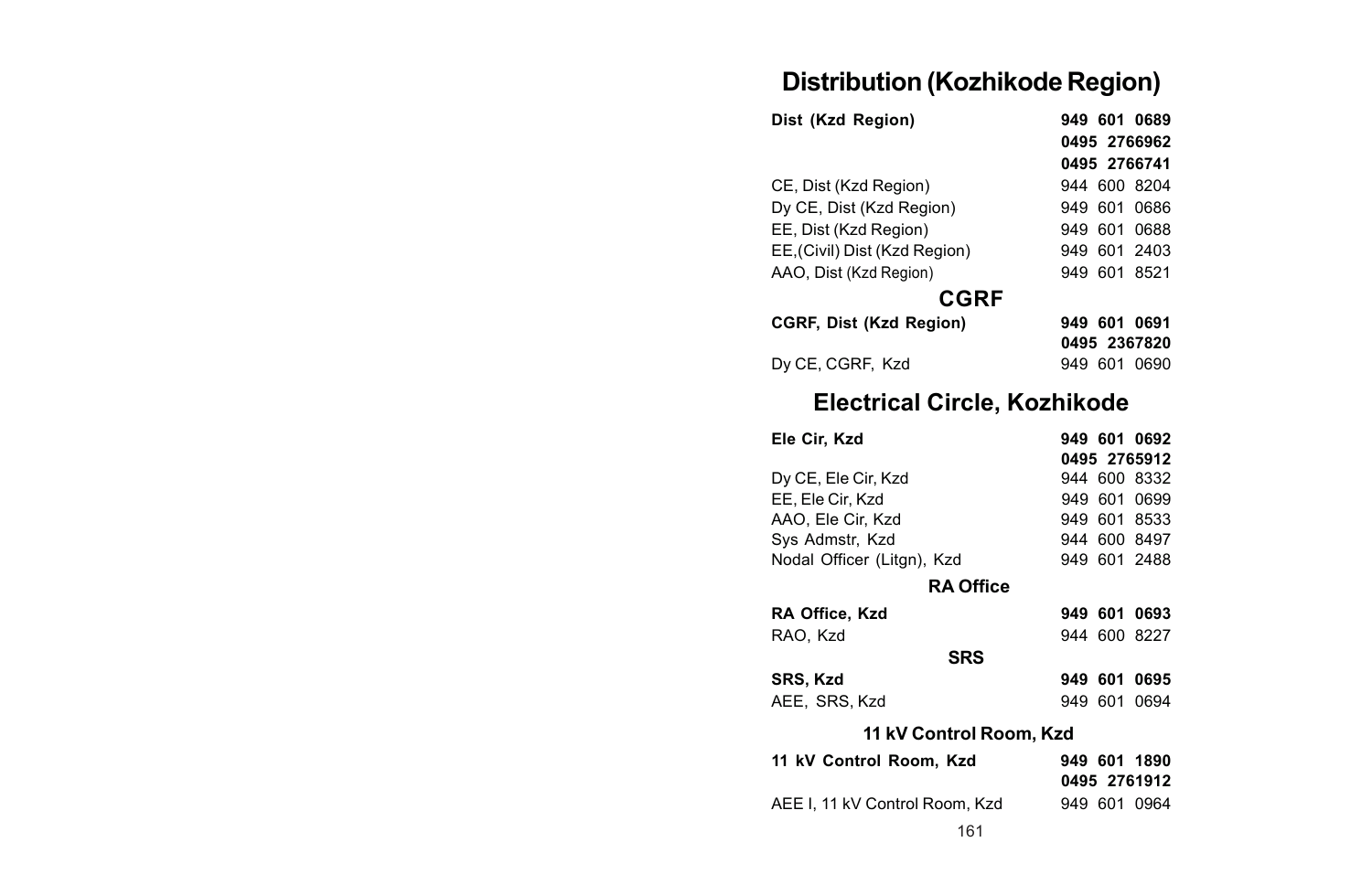# Distribution (Kozhikode Region)

| | |
|---|---|
| **Dist (Kzd Region)** | **949 601 0689** |
| | **0495 2766962** |
| | **0495 2766741** |
| CE, Dist (Kzd Region) | 944 600 8204 |
| Dy CE, Dist (Kzd Region) | 949 601 0686 |
| EE, Dist (Kzd Region) | 949 601 0688 |
| EE,(Civil) Dist (Kzd Region) | 949 601 2403 |
| AAO, Dist (Kzd Region) | 949 601 8521 |

## CGRF

| | |
|---|---|
| **CGRF, Dist (Kzd Region)** | **949 601 0691** |
| | **0495 2367820** |
| Dy CE, CGRF, Kzd | 949 601 0690 |

# Electrical Circle, Kozhikode

| | |
|---|---|
| **Ele Cir, Kzd** | **949 601 0692** |
| | **0495 2765912** |
| Dy CE, Ele Cir, Kzd | 944 600 8332 |
| EE, Ele Cir, Kzd | 949 601 0699 |
| AAO, Ele Cir, Kzd | 949 601 8533 |
| Sys Admstr, Kzd | 944 600 8497 |
| Nodal Officer (Litgn), Kzd | 949 601 2488 |

### RA Office

| | |
|---|---|
| **RA Office, Kzd** | **949 601 0693** |
| RAO, Kzd | 944 600 8227 |

### SRS

| | |
|---|---|
| **SRS, Kzd** | **949 601 0695** |
| AEE, SRS, Kzd | 949 601 0694 |

### 11 kV Control Room, Kzd

| | |
|---|---|
| **11 kV Control Room, Kzd** | **949 601 1890** |
| | **0495 2761912** |
| AEE I, 11 kV Control Room, Kzd | 949 601 0964 |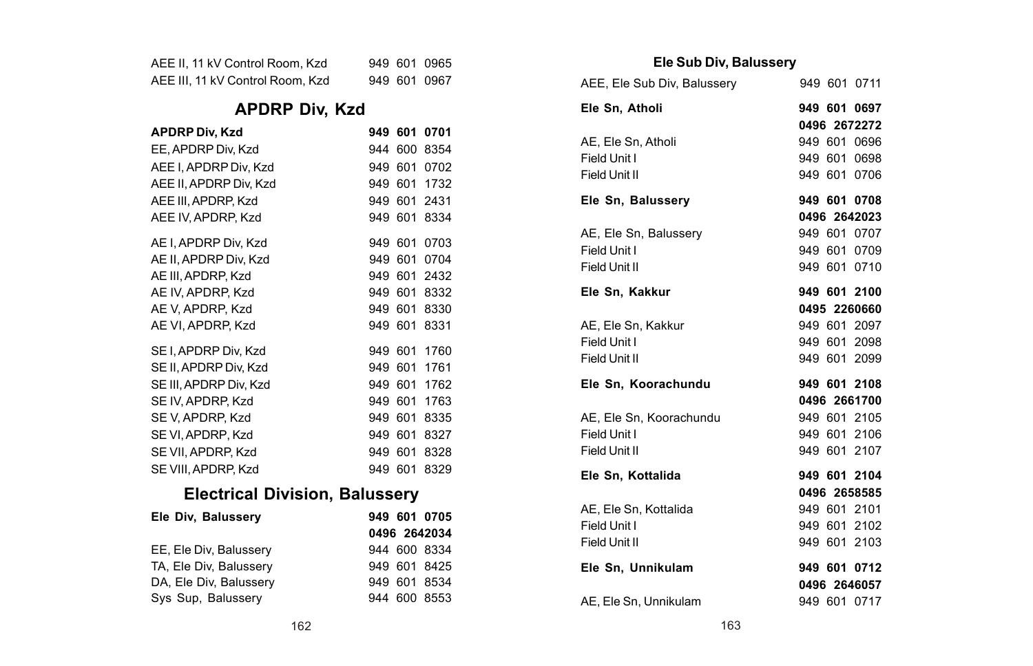| | |
|---|---|
| AEE II, 11 kV Control Room, Kzd | 949 601 0965 |
| AEE III, 11 kV Control Room, Kzd | 949 601 0967 |

## APDRP Div, Kzd

| | |
|---|---|
| **APDRP Div, Kzd** | **949 601 0701** |
| EE, APDRP Div, Kzd | 944 600 8354 |
| AEE I, APDRP Div, Kzd | 949 601 0702 |
| AEE II, APDRP Div, Kzd | 949 601 1732 |
| AEE III, APDRP, Kzd | 949 601 2431 |
| AEE IV, APDRP, Kzd | 949 601 8334 |
| AE I, APDRP Div, Kzd | 949 601 0703 |
| AE II, APDRP Div, Kzd | 949 601 0704 |
| AE III, APDRP, Kzd | 949 601 2432 |
| AE IV, APDRP, Kzd | 949 601 8332 |
| AE V, APDRP, Kzd | 949 601 8330 |
| AE VI, APDRP, Kzd | 949 601 8331 |
| SE I, APDRP Div, Kzd | 949 601 1760 |
| SE II, APDRP Div, Kzd | 949 601 1761 |
| SE III, APDRP Div, Kzd | 949 601 1762 |
| SE IV, APDRP, Kzd | 949 601 1763 |
| SE V, APDRP, Kzd | 949 601 8335 |
| SE VI, APDRP, Kzd | 949 601 8327 |
| SE VII, APDRP, Kzd | 949 601 8328 |
| SE VIII, APDRP, Kzd | 949 601 8329 |

## Electrical Division, Balussery

| | |
|---|---|
| **Ele Div, Balussery** | **949 601 0705** |
| | **0496 2642034** |
| EE, Ele Div, Balussery | 944 600 8334 |
| TA, Ele Div, Balussery | 949 601 8425 |
| DA, Ele Div, Balussery | 949 601 8534 |
| Sys Sup, Balussery | 944 600 8553 |

### Ele Sub Div, Balussery

| | |
|---|---|
| AEE, Ele Sub Div, Balussery | 949 601 0711 |
| **Ele Sn, Atholi** | **949 601 0697** |
| | **0496 2672272** |
| AE, Ele Sn, Atholi | 949 601 0696 |
| Field Unit I | 949 601 0698 |
| Field Unit II | 949 601 0706 |
| **Ele Sn, Balussery** | **949 601 0708** |
| | **0496 2642023** |
| AE, Ele Sn, Balussery | 949 601 0707 |
| Field Unit I | 949 601 0709 |
| Field Unit II | 949 601 0710 |
| **Ele Sn, Kakkur** | **949 601 2100** |
| | **0495 2260660** |
| AE, Ele Sn, Kakkur | 949 601 2097 |
| Field Unit I | 949 601 2098 |
| Field Unit II | 949 601 2099 |
| **Ele Sn, Koorachundu** | **949 601 2108** |
| | **0496 2661700** |
| AE, Ele Sn, Koorachundu | 949 601 2105 |
| Field Unit I | 949 601 2106 |
| Field Unit II | 949 601 2107 |
| **Ele Sn, Kottalida** | **949 601 2104** |
| | **0496 2658585** |
| AE, Ele Sn, Kottalida | 949 601 2101 |
| Field Unit I | 949 601 2102 |
| Field Unit II | 949 601 2103 |
| **Ele Sn, Unnikulam** | **949 601 0712** |
| | **0496 2646057** |
| AE, Ele Sn, Unnikulam | 949 601 0717 |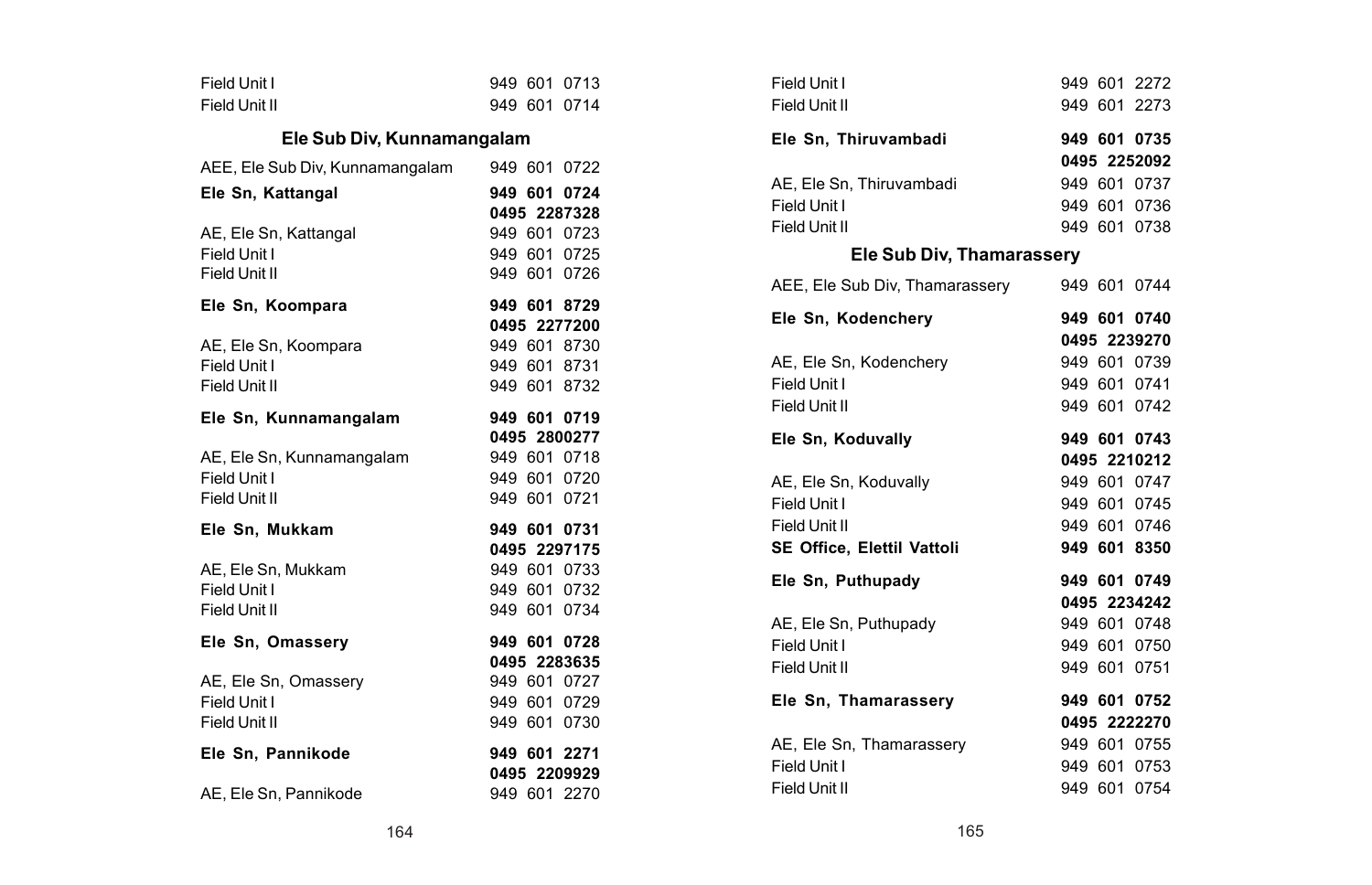| | |
|---|---|
| Field Unit I | 949 601 0713 |
| Field Unit II | 949 601 0714 |

## Ele Sub Div, Kunnamangalam

| | |
|---|---|
| AEE, Ele Sub Div, Kunnamangalam | 949 601 0722 |
| **Ele Sn, Kattangal** | **949 601 0724** |
| | **0495 2287328** |
| AE, Ele Sn, Kattangal | 949 601 0723 |
| Field Unit I | 949 601 0725 |
| Field Unit II | 949 601 0726 |
| **Ele Sn, Koompara** | **949 601 8729** |
| | **0495 2277200** |
| AE, Ele Sn, Koompara | 949 601 8730 |
| Field Unit I | 949 601 8731 |
| Field Unit II | 949 601 8732 |
| **Ele Sn, Kunnamangalam** | **949 601 0719** |
| | **0495 2800277** |
| AE, Ele Sn, Kunnamangalam | 949 601 0718 |
| Field Unit I | 949 601 0720 |
| Field Unit II | 949 601 0721 |
| **Ele Sn, Mukkam** | **949 601 0731** |
| | **0495 2297175** |
| AE, Ele Sn, Mukkam | 949 601 0733 |
| Field Unit I | 949 601 0732 |
| Field Unit II | 949 601 0734 |
| **Ele Sn, Omassery** | **949 601 0728** |
| | **0495 2283635** |
| AE, Ele Sn, Omassery | 949 601 0727 |
| Field Unit I | 949 601 0729 |
| Field Unit II | 949 601 0730 |
| **Ele Sn, Pannikode** | **949 601 2271** |
| | **0495 2209929** |
| AE, Ele Sn, Pannikode | 949 601 2270 |
| Field Unit I | 949 601 2272 |
| Field Unit II | 949 601 2273 |
| **Ele Sn, Thiruvambadi** | **949 601 0735** |
| | **0495 2252092** |
| AE, Ele Sn, Thiruvambadi | 949 601 0737 |
| Field Unit I | 949 601 0736 |
| Field Unit II | 949 601 0738 |

## Ele Sub Div, Thamarassery

| | |
|---|---|
| AEE, Ele Sub Div, Thamarassery | 949 601 0744 |
| **Ele Sn, Kodenchery** | **949 601 0740** |
| | **0495 2239270** |
| AE, Ele Sn, Kodenchery | 949 601 0739 |
| Field Unit I | 949 601 0741 |
| Field Unit II | 949 601 0742 |
| **Ele Sn, Koduvally** | **949 601 0743** |
| | **0495 2210212** |
| AE, Ele Sn, Koduvally | 949 601 0747 |
| Field Unit I | 949 601 0745 |
| Field Unit II | 949 601 0746 |
| **SE Office, Elettil Vattoli** | **949 601 8350** |
| **Ele Sn, Puthupady** | **949 601 0749** |
| | **0495 2234242** |
| AE, Ele Sn, Puthupady | 949 601 0748 |
| Field Unit I | 949 601 0750 |
| Field Unit II | 949 601 0751 |
| **Ele Sn, Thamarassery** | **949 601 0752** |
| | **0495 2222270** |
| AE, Ele Sn, Thamarassery | 949 601 0755 |
| Field Unit I | 949 601 0753 |
| Field Unit II | 949 601 0754 |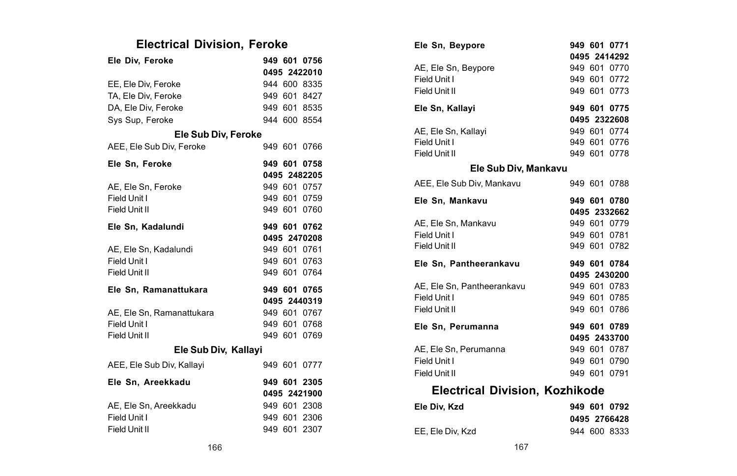## Electrical Division, Feroke

| | |
|---|---|
| **Ele Div, Feroke** | **949 601 0756** |
| | **0495 2422010** |
| EE, Ele Div, Feroke | 944 600 8335 |
| TA, Ele Div, Feroke | 949 601 8427 |
| DA, Ele Div, Feroke | 949 601 8535 |
| Sys Sup, Feroke | 944 600 8554 |

### Ele Sub Div, Feroke

| | |
|---|---|
| AEE, Ele Sub Div, Feroke | 949 601 0766 |
| **Ele Sn, Feroke** | **949 601 0758** |
| | **0495 2482205** |
| AE, Ele Sn, Feroke | 949 601 0757 |
| Field Unit I | 949 601 0759 |
| Field Unit II | 949 601 0760 |
| **Ele Sn, Kadalundi** | **949 601 0762** |
| | **0495 2470208** |
| AE, Ele Sn, Kadalundi | 949 601 0761 |
| Field Unit I | 949 601 0763 |
| Field Unit II | 949 601 0764 |
| **Ele Sn, Ramanattukara** | **949 601 0765** |
| | **0495 2440319** |
| AE, Ele Sn, Ramanattukara | 949 601 0767 |
| Field Unit I | 949 601 0768 |
| Field Unit II | 949 601 0769 |

### Ele Sub Div, Kallayi

| | |
|---|---|
| AEE, Ele Sub Div, Kallayi | 949 601 0777 |
| **Ele Sn, Areekkadu** | **949 601 2305** |
| | **0495 2421900** |
| AE, Ele Sn, Areekkadu | 949 601 2308 |
| Field Unit I | 949 601 2306 |
| Field Unit II | 949 601 2307 |
| **Ele Sn, Beypore** | **949 601 0771** |
| | **0495 2414292** |
| AE, Ele Sn, Beypore | 949 601 0770 |
| Field Unit I | 949 601 0772 |
| Field Unit II | 949 601 0773 |
| **Ele Sn, Kallayi** | **949 601 0775** |
| | **0495 2322608** |
| AE, Ele Sn, Kallayi | 949 601 0774 |
| Field Unit I | 949 601 0776 |
| Field Unit II | 949 601 0778 |

### Ele Sub Div, Mankavu

| | |
|---|---|
| AEE, Ele Sub Div, Mankavu | 949 601 0788 |
| **Ele Sn, Mankavu** | **949 601 0780** |
| | **0495 2332662** |
| AE, Ele Sn, Mankavu | 949 601 0779 |
| Field Unit I | 949 601 0781 |
| Field Unit II | 949 601 0782 |
| **Ele Sn, Pantheerankavu** | **949 601 0784** |
| | **0495 2430200** |
| AE, Ele Sn, Pantheerankavu | 949 601 0783 |
| Field Unit I | 949 601 0785 |
| Field Unit II | 949 601 0786 |
| **Ele Sn, Perumanna** | **949 601 0789** |
| | **0495 2433700** |
| AE, Ele Sn, Perumanna | 949 601 0787 |
| Field Unit I | 949 601 0790 |
| Field Unit II | 949 601 0791 |

## Electrical Division, Kozhikode

| | |
|---|---|
| **Ele Div, Kzd** | **949 601 0792** |
| | **0495 2766428** |
| EE, Ele Div, Kzd | 944 600 8333 |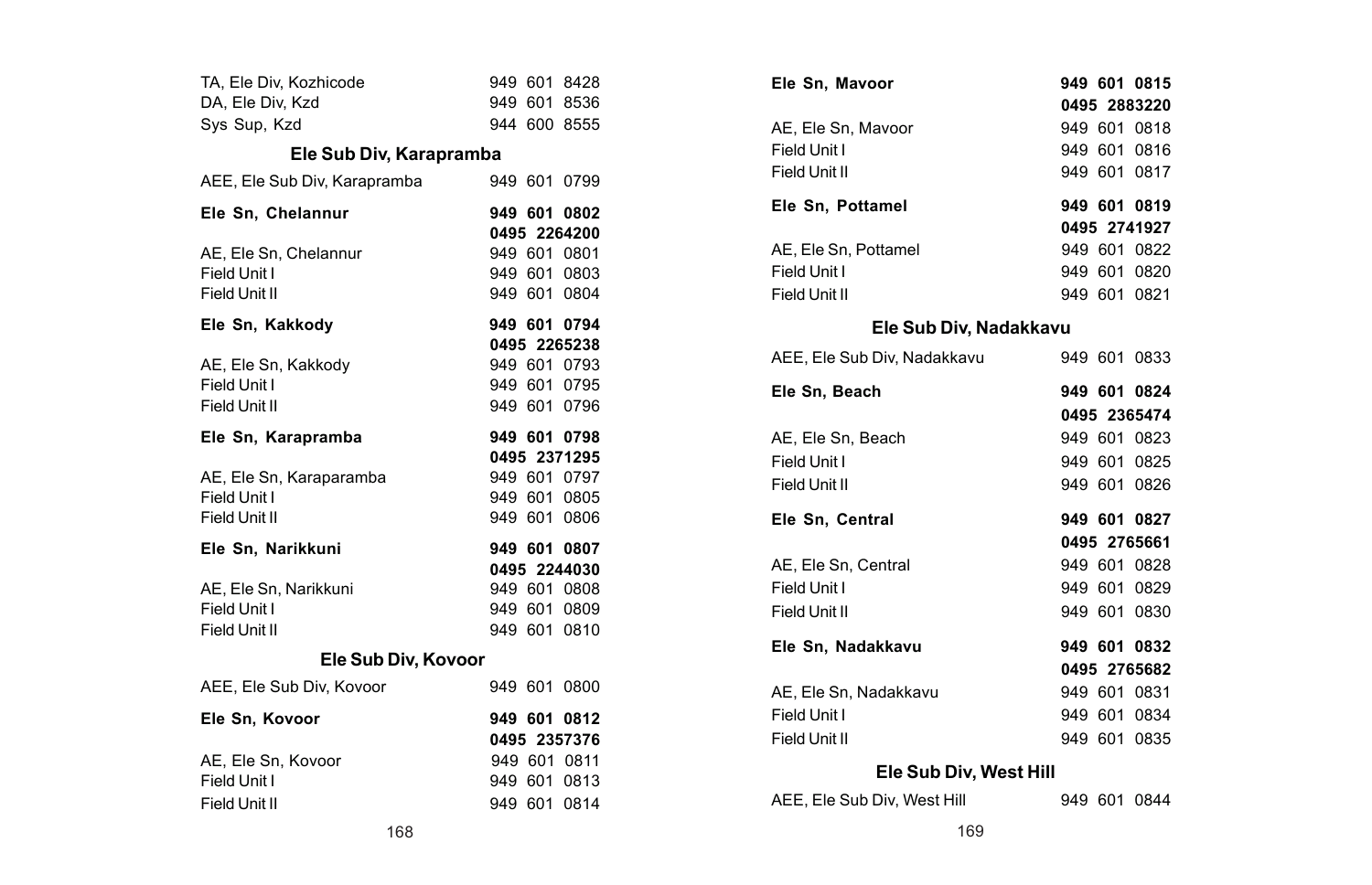| | |
|---|---|
| TA, Ele Div, Kozhicode | 949 601 8428 |
| DA, Ele Div, Kzd | 949 601 8536 |
| Sys Sup, Kzd | 944 600 8555 |

### Ele Sub Div, Karapramba

| | |
|---|---|
| AEE, Ele Sub Div, Karapramba | 949 601 0799 |
| **Ele Sn, Chelannur** | **949 601 0802** |
| | **0495 2264200** |
| AE, Ele Sn, Chelannur | 949 601 0801 |
| Field Unit I | 949 601 0803 |
| Field Unit II | 949 601 0804 |
| **Ele Sn, Kakkody** | **949 601 0794** |
| | **0495 2265238** |
| AE, Ele Sn, Kakkody | 949 601 0793 |
| Field Unit I | 949 601 0795 |
| Field Unit II | 949 601 0796 |
| **Ele Sn, Karapramba** | **949 601 0798** |
| | **0495 2371295** |
| AE, Ele Sn, Karaparamba | 949 601 0797 |
| Field Unit I | 949 601 0805 |
| Field Unit II | 949 601 0806 |
| **Ele Sn, Narikkuni** | **949 601 0807** |
| | **0495 2244030** |
| AE, Ele Sn, Narikkuni | 949 601 0808 |
| Field Unit I | 949 601 0809 |
| Field Unit II | 949 601 0810 |

### Ele Sub Div, Kovoor

| | |
|---|---|
| AEE, Ele Sub Div, Kovoor | 949 601 0800 |
| **Ele Sn, Kovoor** | **949 601 0812** |
| | **0495 2357376** |
| AE, Ele Sn, Kovoor | 949 601 0811 |
| Field Unit I | 949 601 0813 |
| Field Unit II | 949 601 0814 |
| **Ele Sn, Mavoor** | **949 601 0815** |
| | **0495 2883220** |
| AE, Ele Sn, Mavoor | 949 601 0818 |
| Field Unit I | 949 601 0816 |
| Field Unit II | 949 601 0817 |
| **Ele Sn, Pottamel** | **949 601 0819** |
| | **0495 2741927** |
| AE, Ele Sn, Pottamel | 949 601 0822 |
| Field Unit I | 949 601 0820 |
| Field Unit II | 949 601 0821 |

### Ele Sub Div, Nadakkavu

| | |
|---|---|
| AEE, Ele Sub Div, Nadakkavu | 949 601 0833 |
| **Ele Sn, Beach** | **949 601 0824** |
| | **0495 2365474** |
| AE, Ele Sn, Beach | 949 601 0823 |
| Field Unit I | 949 601 0825 |
| Field Unit II | 949 601 0826 |
| **Ele Sn, Central** | **949 601 0827** |
| | **0495 2765661** |
| AE, Ele Sn, Central | 949 601 0828 |
| Field Unit I | 949 601 0829 |
| Field Unit II | 949 601 0830 |
| **Ele Sn, Nadakkavu** | **949 601 0832** |
| | **0495 2765682** |
| AE, Ele Sn, Nadakkavu | 949 601 0831 |
| Field Unit I | 949 601 0834 |
| Field Unit II | 949 601 0835 |

### Ele Sub Div, West Hill

| | |
|---|---|
| AEE, Ele Sub Div, West Hill | 949 601 0844 |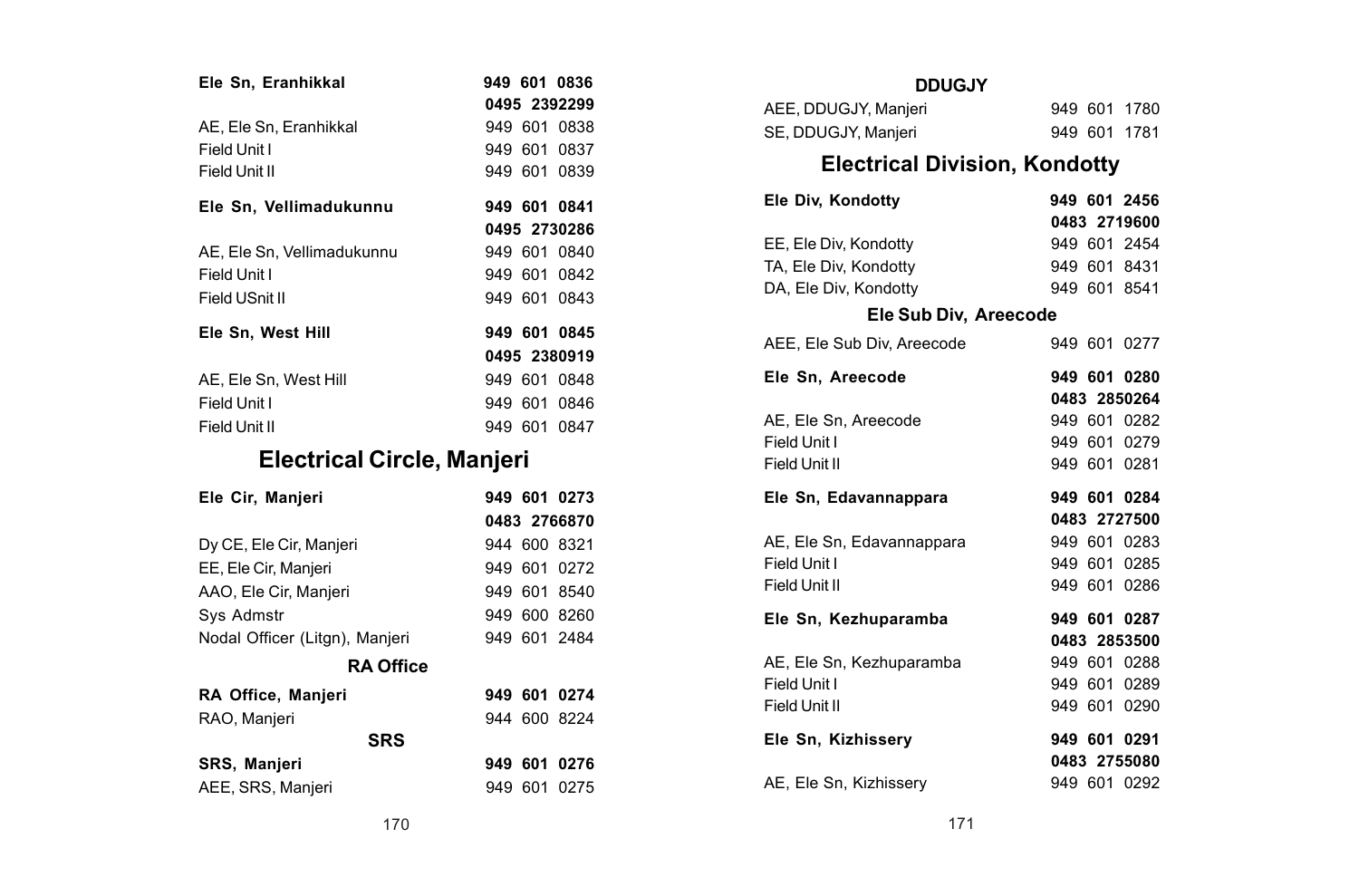**Ele Sn, Eranhikkal** **949 601 0836**
**0495 2392299**

AE, Ele Sn, Eranhikkal 949 601 0838
Field Unit I 949 601 0837
Field Unit II 949 601 0839

**Ele Sn, Vellimadukunnu** **949 601 0841**
**0495 2730286**

AE, Ele Sn, Vellimadukunnu 949 601 0840
Field Unit I 949 601 0842
Field USnit II 949 601 0843

**Ele Sn, West Hill** **949 601 0845**
**0495 2380919**

AE, Ele Sn, West Hill 949 601 0848
Field Unit I 949 601 0846
Field Unit II 949 601 0847

## Electrical Circle, Manjeri

**Ele Cir, Manjeri** **949 601 0273**
**0483 2766870**

Dy CE, Ele Cir, Manjeri 944 600 8321
EE, Ele Cir, Manjeri 949 601 0272
AAO, Ele Cir, Manjeri 949 601 8540
Sys Admstr 949 600 8260
Nodal Officer (Litgn), Manjeri 949 601 2484

### RA Office

**RA Office, Manjeri** **949 601 0274**
RAO, Manjeri 944 600 8224

### SRS

**SRS, Manjeri** **949 601 0276**
AEE, SRS, Manjeri 949 601 0275

### DDUGJY

AEE, DDUGJY, Manjeri 949 601 1780
SE, DDUGJY, Manjeri 949 601 1781

## Electrical Division, Kondotty

**Ele Div, Kondotty** **949 601 2456**
**0483 2719600**

EE, Ele Div, Kondotty 949 601 2454
TA, Ele Div, Kondotty 949 601 8431
DA, Ele Div, Kondotty 949 601 8541

### Ele Sub Div, Areecode

AEE, Ele Sub Div, Areecode 949 601 0277

**Ele Sn, Areecode** **949 601 0280**
**0483 2850264**

AE, Ele Sn, Areecode 949 601 0282
Field Unit I 949 601 0279
Field Unit II 949 601 0281

**Ele Sn, Edavannappara** **949 601 0284**
**0483 2727500**

AE, Ele Sn, Edavannappara 949 601 0283
Field Unit I 949 601 0285
Field Unit II 949 601 0286

**Ele Sn, Kezhuparamba** **949 601 0287**
**0483 2853500**

AE, Ele Sn, Kezhuparamba 949 601 0288
Field Unit I 949 601 0289
Field Unit II 949 601 0290

**Ele Sn, Kizhissery** **949 601 0291**
**0483 2755080**

AE, Ele Sn, Kizhissery 949 601 0292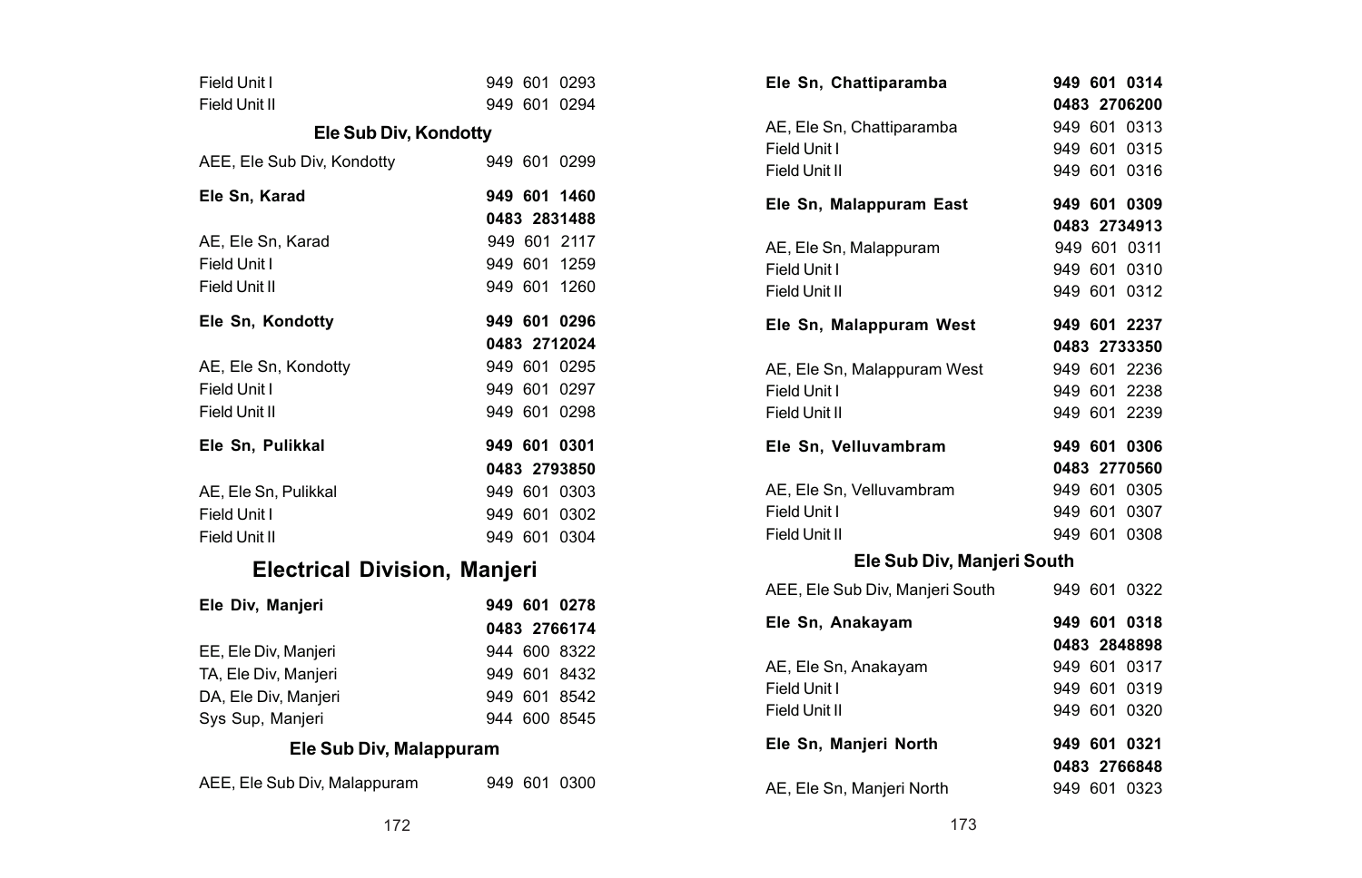| | |
|---|---|
| Field Unit I | 949 601 0293 |
| Field Unit II | 949 601 0294 |

### Ele Sub Div, Kondotty

| | |
|---|---|
| AEE, Ele Sub Div, Kondotty | 949 601 0299 |
| **Ele Sn, Karad** | **949 601 1460** |
| | **0483 2831488** |
| AE, Ele Sn, Karad | 949 601 2117 |
| Field Unit I | 949 601 1259 |
| Field Unit II | 949 601 1260 |
| **Ele Sn, Kondotty** | **949 601 0296** |
| | **0483 2712024** |
| AE, Ele Sn, Kondotty | 949 601 0295 |
| Field Unit I | 949 601 0297 |
| Field Unit II | 949 601 0298 |
| **Ele Sn, Pulikkal** | **949 601 0301** |
| | **0483 2793850** |
| AE, Ele Sn, Pulikkal | 949 601 0303 |
| Field Unit I | 949 601 0302 |
| Field Unit II | 949 601 0304 |

## Electrical Division, Manjeri

| | |
|---|---|
| **Ele Div, Manjeri** | **949 601 0278** |
| | **0483 2766174** |
| EE, Ele Div, Manjeri | 944 600 8322 |
| TA, Ele Div, Manjeri | 949 601 8432 |
| DA, Ele Div, Manjeri | 949 601 8542 |
| Sys Sup, Manjeri | 944 600 8545 |

### Ele Sub Div, Malappuram

| | |
|---|---|
| AEE, Ele Sub Div, Malappuram | 949 601 0300 |
| **Ele Sn, Chattiparamba** | **949 601 0314** |
| | **0483 2706200** |
| AE, Ele Sn, Chattiparamba | 949 601 0313 |
| Field Unit I | 949 601 0315 |
| Field Unit II | 949 601 0316 |
| **Ele Sn, Malappuram East** | **949 601 0309** |
| | **0483 2734913** |
| AE, Ele Sn, Malappuram | 949 601 0311 |
| Field Unit I | 949 601 0310 |
| Field Unit II | 949 601 0312 |
| **Ele Sn, Malappuram West** | **949 601 2237** |
| | **0483 2733350** |
| AE, Ele Sn, Malappuram West | 949 601 2236 |
| Field Unit I | 949 601 2238 |
| Field Unit II | 949 601 2239 |
| **Ele Sn, Velluvambram** | **949 601 0306** |
| | **0483 2770560** |
| AE, Ele Sn, Velluvambram | 949 601 0305 |
| Field Unit I | 949 601 0307 |
| Field Unit II | 949 601 0308 |

### Ele Sub Div, Manjeri South

| | |
|---|---|
| AEE, Ele Sub Div, Manjeri South | 949 601 0322 |
| **Ele Sn, Anakayam** | **949 601 0318** |
| | **0483 2848898** |
| AE, Ele Sn, Anakayam | 949 601 0317 |
| Field Unit I | 949 601 0319 |
| Field Unit II | 949 601 0320 |
| **Ele Sn, Manjeri North** | **949 601 0321** |
| | **0483 2766848** |
| AE, Ele Sn, Manjeri North | 949 601 0323 |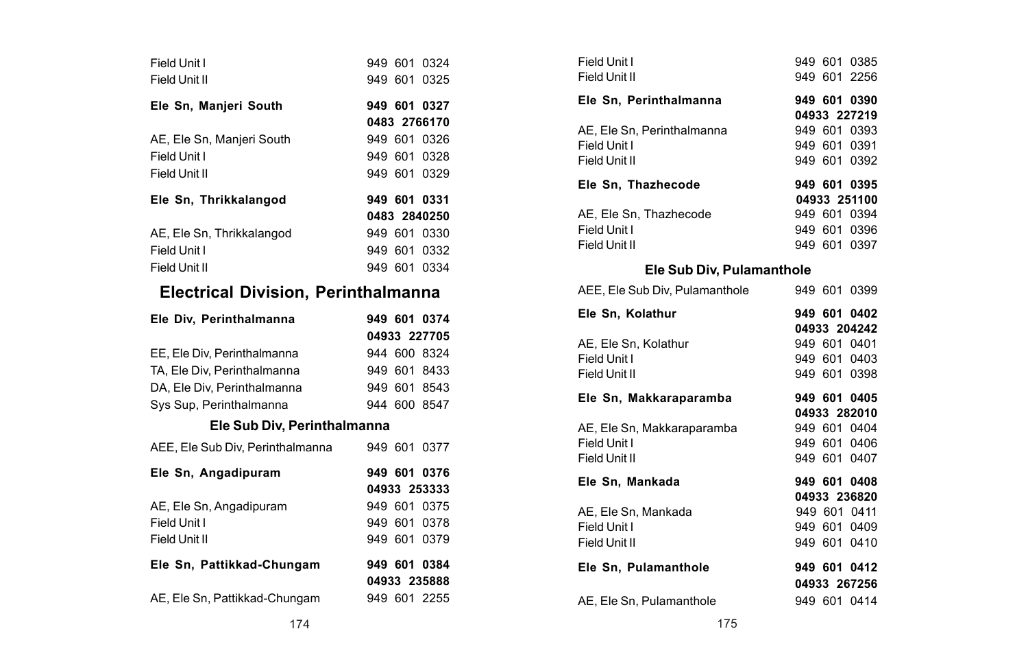| | |
|---|---|
| Field Unit I | 949 601 0324 |
| Field Unit II | 949 601 0325 |
| **Ele Sn, Manjeri South** | **949 601 0327** |
| | **0483 2766170** |
| AE, Ele Sn, Manjeri South | 949 601 0326 |
| Field Unit I | 949 601 0328 |
| Field Unit II | 949 601 0329 |
| **Ele Sn, Thrikkalangod** | **949 601 0331** |
| | **0483 2840250** |
| AE, Ele Sn, Thrikkalangod | 949 601 0330 |
| Field Unit I | 949 601 0332 |
| Field Unit II | 949 601 0334 |

## Electrical Division, Perinthalmanna

| | |
|---|---|
| **Ele Div, Perinthalmanna** | **949 601 0374** |
| | **04933 227705** |
| EE, Ele Div, Perinthalmanna | 944 600 8324 |
| TA, Ele Div, Perinthalmanna | 949 601 8433 |
| DA, Ele Div, Perinthalmanna | 949 601 8543 |
| Sys Sup, Perinthalmanna | 944 600 8547 |

### Ele Sub Div, Perinthalmanna

| | |
|---|---|
| AEE, Ele Sub Div, Perinthalmanna | 949 601 0377 |
| **Ele Sn, Angadipuram** | **949 601 0376** |
| | **04933 253333** |
| AE, Ele Sn, Angadipuram | 949 601 0375 |
| Field Unit I | 949 601 0378 |
| Field Unit II | 949 601 0379 |
| **Ele Sn, Pattikkad-Chungam** | **949 601 0384** |
| | **04933 235888** |
| AE, Ele Sn, Pattikkad-Chungam | 949 601 2255 |
| Field Unit I | 949 601 0385 |
| Field Unit II | 949 601 2256 |
| **Ele Sn, Perinthalmanna** | **949 601 0390** |
| | **04933 227219** |
| AE, Ele Sn, Perinthalmanna | 949 601 0393 |
| Field Unit I | 949 601 0391 |
| Field Unit II | 949 601 0392 |
| **Ele Sn, Thazhecode** | **949 601 0395** |
| | **04933 251100** |
| AE, Ele Sn, Thazhecode | 949 601 0394 |
| Field Unit I | 949 601 0396 |
| Field Unit II | 949 601 0397 |

### Ele Sub Div, Pulamanthole

| | |
|---|---|
| AEE, Ele Sub Div, Pulamanthole | 949 601 0399 |
| **Ele Sn, Kolathur** | **949 601 0402** |
| | **04933 204242** |
| AE, Ele Sn, Kolathur | 949 601 0401 |
| Field Unit I | 949 601 0403 |
| Field Unit II | 949 601 0398 |
| **Ele Sn, Makkaraparamba** | **949 601 0405** |
| | **04933 282010** |
| AE, Ele Sn, Makkaraparamba | 949 601 0404 |
| Field Unit I | 949 601 0406 |
| Field Unit II | 949 601 0407 |
| **Ele Sn, Mankada** | **949 601 0408** |
| | **04933 236820** |
| AE, Ele Sn, Mankada | 949 601 0411 |
| Field Unit I | 949 601 0409 |
| Field Unit II | 949 601 0410 |
| **Ele Sn, Pulamanthole** | **949 601 0412** |
| | **04933 267256** |
| AE, Ele Sn, Pulamanthole | 949 601 0414 |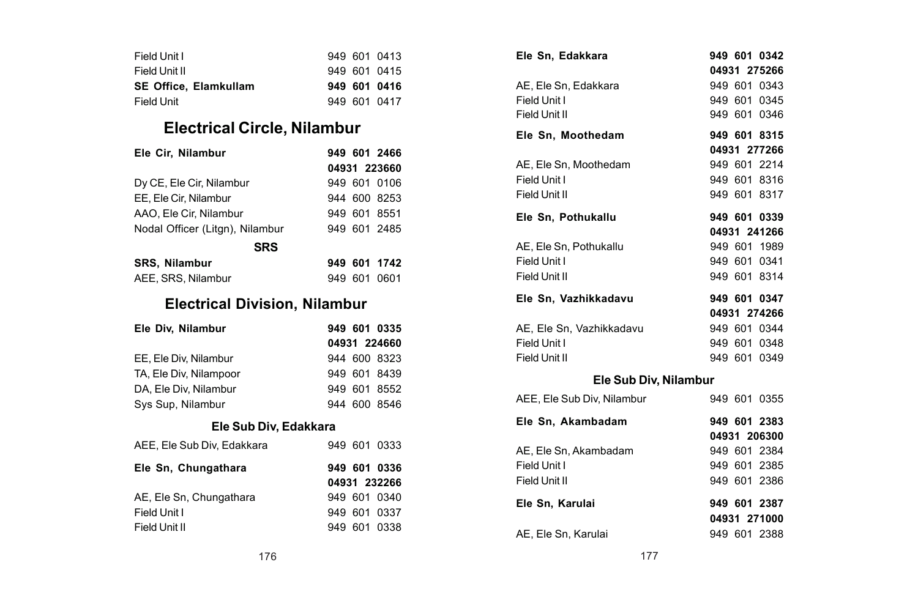| | |
|---|---|
| Field Unit I | 949 601 0413 |
| Field Unit II | 949 601 0415 |
| **SE Office, Elamkullam** | **949 601 0416** |
| Field Unit | 949 601 0417 |

## Electrical Circle, Nilambur

| | |
|---|---|
| **Ele Cir, Nilambur** | **949 601 2466** |
| | **04931 223660** |
| Dy CE, Ele Cir, Nilambur | 949 601 0106 |
| EE, Ele Cir, Nilambur | 944 600 8253 |
| AAO, Ele Cir, Nilambur | 949 601 8551 |
| Nodal Officer (Litgn), Nilambur | 949 601 2485 |

### SRS

| | |
|---|---|
| **SRS, Nilambur** | **949 601 1742** |
| AEE, SRS, Nilambur | 949 601 0601 |

## Electrical Division, Nilambur

| | |
|---|---|
| **Ele Div, Nilambur** | **949 601 0335** |
| | **04931 224660** |
| EE, Ele Div, Nilambur | 944 600 8323 |
| TA, Ele Div, Nilampoor | 949 601 8439 |
| DA, Ele Div, Nilambur | 949 601 8552 |
| Sys Sup, Nilambur | 944 600 8546 |

### Ele Sub Div, Edakkara

| | |
|---|---|
| AEE, Ele Sub Div, Edakkara | 949 601 0333 |
| **Ele Sn, Chungathara** | **949 601 0336** |
| | **04931 232266** |
| AE, Ele Sn, Chungathara | 949 601 0340 |
| Field Unit I | 949 601 0337 |
| Field Unit II | 949 601 0338 |
| **Ele Sn, Edakkara** | **949 601 0342** |
| | **04931 275266** |
| AE, Ele Sn, Edakkara | 949 601 0343 |
| Field Unit I | 949 601 0345 |
| Field Unit II | 949 601 0346 |
| **Ele Sn, Moothedam** | **949 601 8315** |
| | **04931 277266** |
| AE, Ele Sn, Moothedam | 949 601 2214 |
| Field Unit I | 949 601 8316 |
| Field Unit II | 949 601 8317 |
| **Ele Sn, Pothukallu** | **949 601 0339** |
| | **04931 241266** |
| AE, Ele Sn, Pothukallu | 949 601 1989 |
| Field Unit I | 949 601 0341 |
| Field Unit II | 949 601 8314 |
| **Ele Sn, Vazhikkadavu** | **949 601 0347** |
| | **04931 274266** |
| AE, Ele Sn, Vazhikkadavu | 949 601 0344 |
| Field Unit I | 949 601 0348 |
| Field Unit II | 949 601 0349 |

### Ele Sub Div, Nilambur

| | |
|---|---|
| AEE, Ele Sub Div, Nilambur | 949 601 0355 |
| **Ele Sn, Akambadam** | **949 601 2383** |
| | **04931 206300** |
| AE, Ele Sn, Akambadam | 949 601 2384 |
| Field Unit I | 949 601 2385 |
| Field Unit II | 949 601 2386 |
| **Ele Sn, Karulai** | **949 601 2387** |
| | **04931 271000** |
| AE, Ele Sn, Karulai | 949 601 2388 |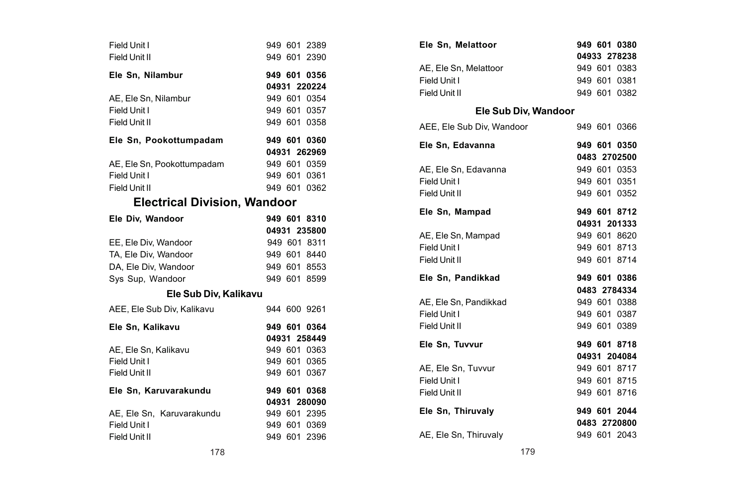| | |
|---|---|
| Field Unit I | 949 601 2389 |
| Field Unit II | 949 601 2390 |
| **Ele Sn, Nilambur** | **949 601 0356** |
| | **04931 220224** |
| AE, Ele Sn, Nilambur | 949 601 0354 |
| Field Unit I | 949 601 0357 |
| Field Unit II | 949 601 0358 |
| **Ele Sn, Pookottumpadam** | **949 601 0360** |
| | **04931 262969** |
| AE, Ele Sn, Pookottumpadam | 949 601 0359 |
| Field Unit I | 949 601 0361 |
| Field Unit II | 949 601 0362 |

## Electrical Division, Wandoor

| | |
|---|---|
| **Ele Div, Wandoor** | **949 601 8310** |
| | **04931 235800** |
| EE, Ele Div, Wandoor | 949 601 8311 |
| TA, Ele Div, Wandoor | 949 601 8440 |
| DA, Ele Div, Wandoor | 949 601 8553 |
| Sys Sup, Wandoor | 949 601 8599 |

### Ele Sub Div, Kalikavu

| | |
|---|---|
| AEE, Ele Sub Div, Kalikavu | 944 600 9261 |
| **Ele Sn, Kalikavu** | **949 601 0364** |
| | **04931 258449** |
| AE, Ele Sn, Kalikavu | 949 601 0363 |
| Field Unit I | 949 601 0365 |
| Field Unit II | 949 601 0367 |
| **Ele Sn, Karuvarakundu** | **949 601 0368** |
| | **04931 280090** |
| AE, Ele Sn, Karuvarakundu | 949 601 2395 |
| Field Unit I | 949 601 0369 |
| Field Unit II | 949 601 2396 |
| **Ele Sn, Melattoor** | **949 601 0380** |
| | **04933 278238** |
| AE, Ele Sn, Melattoor | 949 601 0383 |
| Field Unit I | 949 601 0381 |
| Field Unit II | 949 601 0382 |

### Ele Sub Div, Wandoor

| | |
|---|---|
| AEE, Ele Sub Div, Wandoor | 949 601 0366 |
| **Ele Sn, Edavanna** | **949 601 0350** |
| | **0483 2702500** |
| AE, Ele Sn, Edavanna | 949 601 0353 |
| Field Unit I | 949 601 0351 |
| Field Unit II | 949 601 0352 |
| **Ele Sn, Mampad** | **949 601 8712** |
| | **04931 201333** |
| AE, Ele Sn, Mampad | 949 601 8620 |
| Field Unit I | 949 601 8713 |
| Field Unit II | 949 601 8714 |
| **Ele Sn, Pandikkad** | **949 601 0386** |
| | **0483 2784334** |
| AE, Ele Sn, Pandikkad | 949 601 0388 |
| Field Unit I | 949 601 0387 |
| Field Unit II | 949 601 0389 |
| **Ele Sn, Tuvvur** | **949 601 8718** |
| | **04931 204084** |
| AE, Ele Sn, Tuvvur | 949 601 8717 |
| Field Unit I | 949 601 8715 |
| Field Unit II | 949 601 8716 |
| **Ele Sn, Thiruvaly** | **949 601 2044** |
| | **0483 2720800** |
| AE, Ele Sn, Thiruvaly | 949 601 2043 |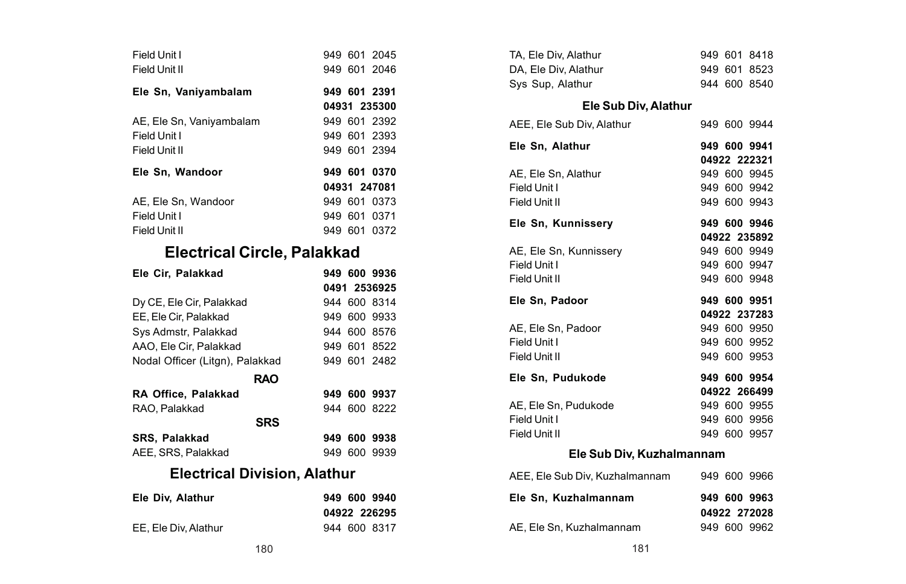| | |
|---|---|
| Field Unit I | 949 601 2045 |
| Field Unit II | 949 601 2046 |
| **Ele Sn, Vaniyambalam** | **949 601 2391** |
| | **04931 235300** |
| AE, Ele Sn, Vaniyambalam | 949 601 2392 |
| Field Unit I | 949 601 2393 |
| Field Unit II | 949 601 2394 |
| **Ele Sn, Wandoor** | **949 601 0370** |
| | **04931 247081** |
| AE, Ele Sn, Wandoor | 949 601 0373 |
| Field Unit I | 949 601 0371 |
| Field Unit II | 949 601 0372 |

## Electrical Circle, Palakkad

| | |
|---|---|
| **Ele Cir, Palakkad** | **949 600 9936** |
| | **0491 2536925** |
| Dy CE, Ele Cir, Palakkad | 944 600 8314 |
| EE, Ele Cir, Palakkad | 949 600 9933 |
| Sys Admstr, Palakkad | 944 600 8576 |
| AAO, Ele Cir, Palakkad | 949 601 8522 |
| Nodal Officer (Litgn), Palakkad | 949 601 2482 |

### RAO

| | |
|---|---|
| **RA Office, Palakkad** | **949 600 9937** |
| RAO, Palakkad | 944 600 8222 |

### SRS

| | |
|---|---|
| **SRS, Palakkad** | **949 600 9938** |
| AEE, SRS, Palakkad | 949 600 9939 |

## Electrical Division, Alathur

| | |
|---|---|
| **Ele Div, Alathur** | **949 600 9940** |
| | **04922 226295** |
| EE, Ele Div, Alathur | 944 600 8317 |
| TA, Ele Div, Alathur | 949 601 8418 |
| DA, Ele Div, Alathur | 949 601 8523 |
| Sys Sup, Alathur | 944 600 8540 |

### Ele Sub Div, Alathur

| | |
|---|---|
| AEE, Ele Sub Div, Alathur | 949 600 9944 |
| **Ele Sn, Alathur** | **949 600 9941** |
| | **04922 222321** |
| AE, Ele Sn, Alathur | 949 600 9945 |
| Field Unit I | 949 600 9942 |
| Field Unit II | 949 600 9943 |
| **Ele Sn, Kunnissery** | **949 600 9946** |
| | **04922 235892** |
| AE, Ele Sn, Kunnissery | 949 600 9949 |
| Field Unit I | 949 600 9947 |
| Field Unit II | 949 600 9948 |
| **Ele Sn, Padoor** | **949 600 9951** |
| | **04922 237283** |
| AE, Ele Sn, Padoor | 949 600 9950 |
| Field Unit I | 949 600 9952 |
| Field Unit II | 949 600 9953 |
| **Ele Sn, Pudukode** | **949 600 9954** |
| | **04922 266499** |
| AE, Ele Sn, Pudukode | 949 600 9955 |
| Field Unit I | 949 600 9956 |
| Field Unit II | 949 600 9957 |

### Ele Sub Div, Kuzhalmannam

| | |
|---|---|
| AEE, Ele Sub Div, Kuzhalmannam | 949 600 9966 |
| **Ele Sn, Kuzhalmannam** | **949 600 9963** |
| | **04922 272028** |
| AE, Ele Sn, Kuzhalmannam | 949 600 9962 |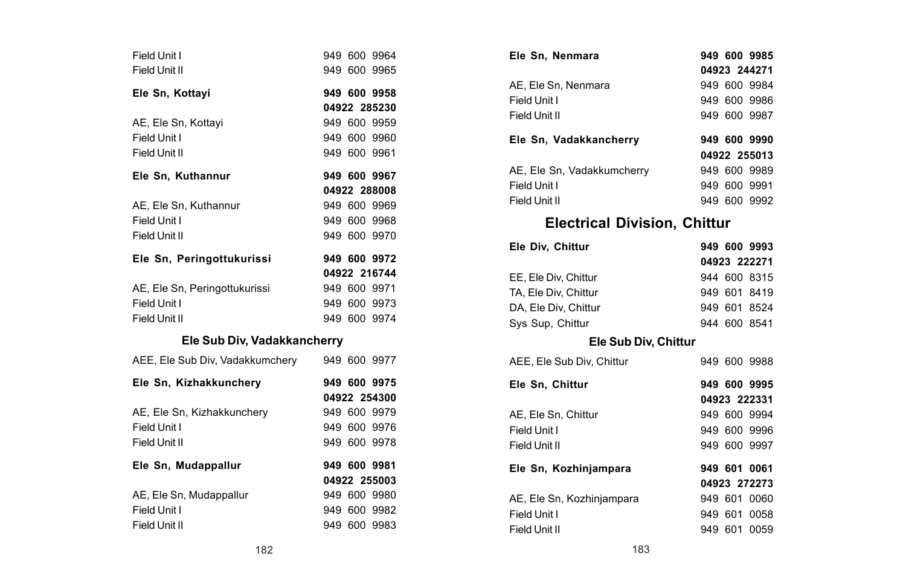| | |
|---|---|
| Field Unit I | 949 600 9964 |
| Field Unit II | 949 600 9965 |
| **Ele Sn, Kottayi** | **949 600 9958** |
| | **04922 285230** |
| AE, Ele Sn, Kottayi | 949 600 9959 |
| Field Unit I | 949 600 9960 |
| Field Unit II | 949 600 9961 |
| **Ele Sn, Kuthannur** | **949 600 9967** |
| | **04922 288008** |
| AE, Ele Sn, Kuthannur | 949 600 9969 |
| Field Unit I | 949 600 9968 |
| Field Unit II | 949 600 9970 |
| **Ele Sn, Peringottukurissi** | **949 600 9972** |
| | **04922 216744** |
| AE, Ele Sn, Peringottukurissi | 949 600 9971 |
| Field Unit I | 949 600 9973 |
| Field Unit II | 949 600 9974 |

### Ele Sub Div, Vadakkancherry

| | |
|---|---|
| AEE, Ele Sub Div, Vadakkumchery | 949 600 9977 |
| **Ele Sn, Kizhakkunchery** | **949 600 9975** |
| | **04922 254300** |
| AE, Ele Sn, Kizhakkunchery | 949 600 9979 |
| Field Unit I | 949 600 9976 |
| Field Unit II | 949 600 9978 |
| **Ele Sn, Mudappallur** | **949 600 9981** |
| | **04922 255003** |
| AE, Ele Sn, Mudappallur | 949 600 9980 |
| Field Unit I | 949 600 9982 |
| Field Unit II | 949 600 9983 |
| **Ele Sn, Nenmara** | **949 600 9985** |
| | **04923 244271** |
| AE, Ele Sn, Nenmara | 949 600 9984 |
| Field Unit I | 949 600 9986 |
| Field Unit II | 949 600 9987 |
| **Ele Sn, Vadakkancherry** | **949 600 9990** |
| | **04922 255013** |
| AE, Ele Sn, Vadakkumcherry | 949 600 9989 |
| Field Unit I | 949 600 9991 |
| Field Unit II | 949 600 9992 |

## Electrical Division, Chittur

| | |
|---|---|
| **Ele Div, Chittur** | **949 600 9993** |
| | **04923 222271** |
| EE, Ele Div, Chittur | 944 600 8315 |
| TA, Ele Div, Chittur | 949 601 8419 |
| DA, Ele Div, Chittur | 949 601 8524 |
| Sys Sup, Chittur | 944 600 8541 |

### Ele Sub Div, Chittur

| | |
|---|---|
| AEE, Ele Sub Div, Chittur | 949 600 9988 |
| **Ele Sn, Chittur** | **949 600 9995** |
| | **04923 222331** |
| AE, Ele Sn, Chittur | 949 600 9994 |
| Field Unit I | 949 600 9996 |
| Field Unit II | 949 600 9997 |
| **Ele Sn, Kozhinjampara** | **949 601 0061** |
| | **04923 272273** |
| AE, Ele Sn, Kozhinjampara | 949 601 0060 |
| Field Unit I | 949 601 0058 |
| Field Unit II | 949 601 0059 |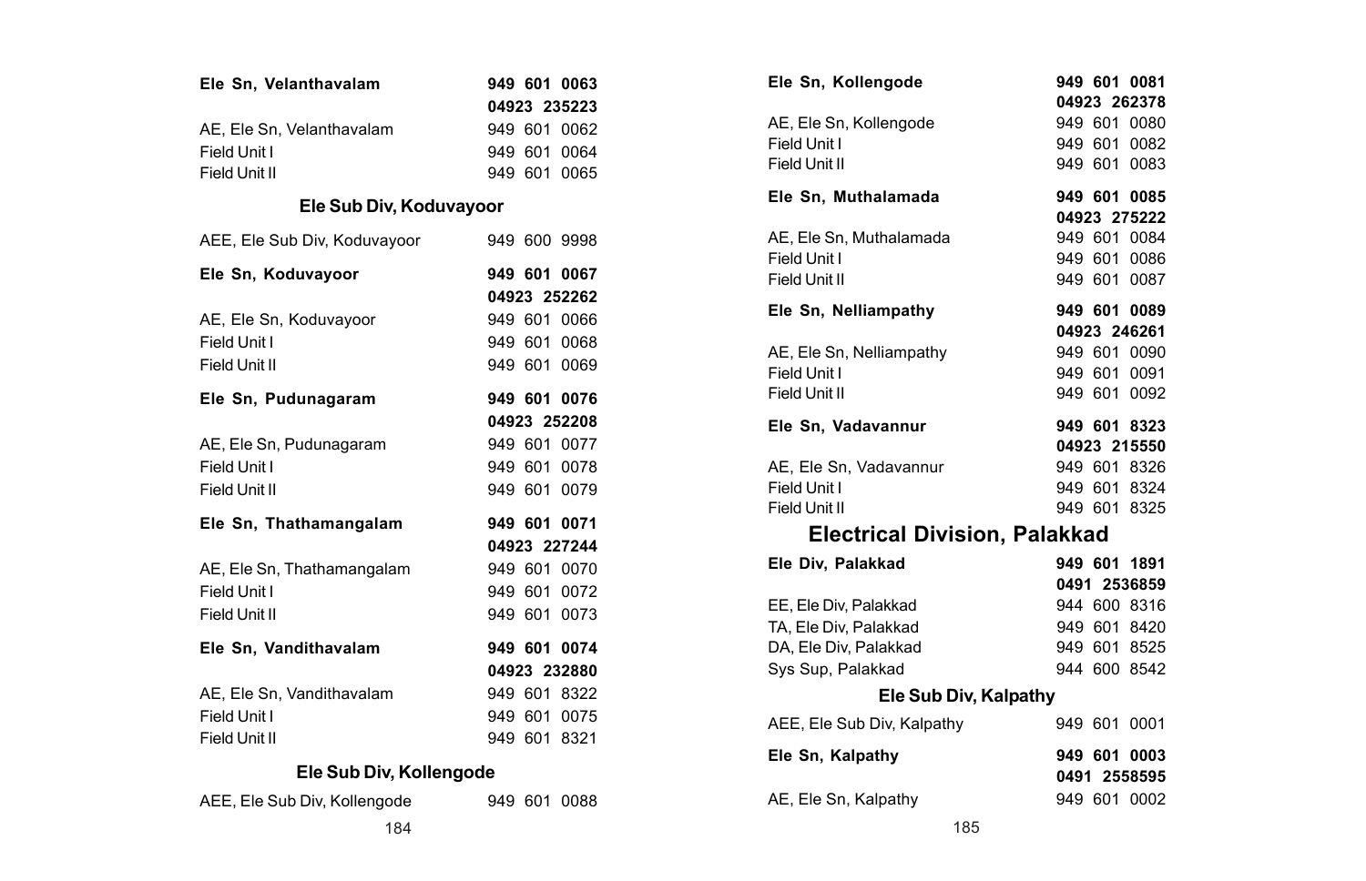| | |
|---|---|
| **Ele Sn, Velanthavalam** | **949 601 0063** |
| | **04923 235223** |
| AE, Ele Sn, Velanthavalam | 949 601 0062 |
| Field Unit I | 949 601 0064 |
| Field Unit II | 949 601 0065 |

### Ele Sub Div, Koduvayoor

| | |
|---|---|
| AEE, Ele Sub Div, Koduvayoor | 949 600 9998 |
| **Ele Sn, Koduvayoor** | **949 601 0067** |
| | **04923 252262** |
| AE, Ele Sn, Koduvayoor | 949 601 0066 |
| Field Unit I | 949 601 0068 |
| Field Unit II | 949 601 0069 |
| **Ele Sn, Pudunagaram** | **949 601 0076** |
| | **04923 252208** |
| AE, Ele Sn, Pudunagaram | 949 601 0077 |
| Field Unit I | 949 601 0078 |
| Field Unit II | 949 601 0079 |
| **Ele Sn, Thathamangalam** | **949 601 0071** |
| | **04923 227244** |
| AE, Ele Sn, Thathamangalam | 949 601 0070 |
| Field Unit I | 949 601 0072 |
| Field Unit II | 949 601 0073 |
| **Ele Sn, Vandithavalam** | **949 601 0074** |
| | **04923 232880** |
| AE, Ele Sn, Vandithavalam | 949 601 8322 |
| Field Unit I | 949 601 0075 |
| Field Unit II | 949 601 8321 |

### Ele Sub Div, Kollengode

| | |
|---|---|
| AEE, Ele Sub Div, Kollengode | 949 601 0088 |
| **Ele Sn, Kollengode** | **949 601 0081** |
| | **04923 262378** |
| AE, Ele Sn, Kollengode | 949 601 0080 |
| Field Unit I | 949 601 0082 |
| Field Unit II | 949 601 0083 |
| **Ele Sn, Muthalamada** | **949 601 0085** |
| | **04923 275222** |
| AE, Ele Sn, Muthalamada | 949 601 0084 |
| Field Unit I | 949 601 0086 |
| Field Unit II | 949 601 0087 |
| **Ele Sn, Nelliampathy** | **949 601 0089** |
| | **04923 246261** |
| AE, Ele Sn, Nelliampathy | 949 601 0090 |
| Field Unit I | 949 601 0091 |
| Field Unit II | 949 601 0092 |
| **Ele Sn, Vadavannur** | **949 601 8323** |
| | **04923 215550** |
| AE, Ele Sn, Vadavannur | 949 601 8326 |
| Field Unit I | 949 601 8324 |
| Field Unit II | 949 601 8325 |

## Electrical Division, Palakkad

| | |
|---|---|
| **Ele Div, Palakkad** | **949 601 1891** |
| | **0491 2536859** |
| EE, Ele Div, Palakkad | 944 600 8316 |
| TA, Ele Div, Palakkad | 949 601 8420 |
| DA, Ele Div, Palakkad | 949 601 8525 |
| Sys Sup, Palakkad | 944 600 8542 |

### Ele Sub Div, Kalpathy

| | |
|---|---|
| AEE, Ele Sub Div, Kalpathy | 949 601 0001 |
| **Ele Sn, Kalpathy** | **949 601 0003** |
| | **0491 2558595** |
| AE, Ele Sn, Kalpathy | 949 601 0002 |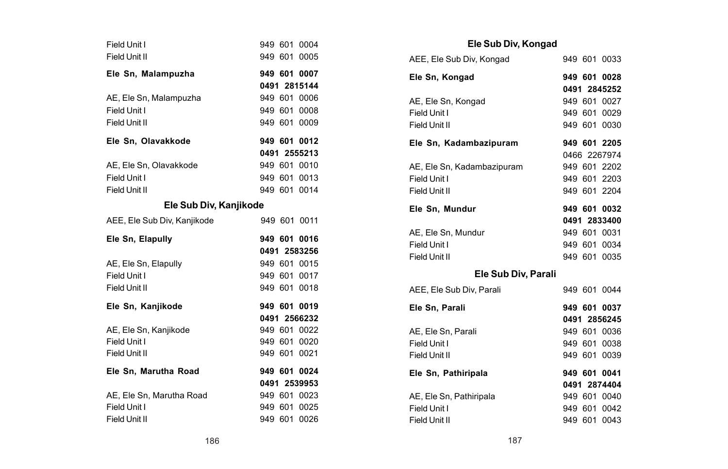| | |
|---|---|
| Field Unit I | 949 601 0004 |
| Field Unit II | 949 601 0005 |
| **Ele Sn, Malampuzha** | **949 601 0007** |
| | **0491 2815144** |
| AE, Ele Sn, Malampuzha | 949 601 0006 |
| Field Unit I | 949 601 0008 |
| Field Unit II | 949 601 0009 |
| **Ele Sn, Olavakkode** | **949 601 0012** |
| | **0491 2555213** |
| AE, Ele Sn, Olavakkode | 949 601 0010 |
| Field Unit I | 949 601 0013 |
| Field Unit II | 949 601 0014 |

### Ele Sub Div, Kanjikode

| | |
|---|---|
| AEE, Ele Sub Div, Kanjikode | 949 601 0011 |
| **Ele Sn, Elapully** | **949 601 0016** |
| | **0491 2583256** |
| AE, Ele Sn, Elapully | 949 601 0015 |
| Field Unit I | 949 601 0017 |
| Field Unit II | 949 601 0018 |
| **Ele Sn, Kanjikode** | **949 601 0019** |
| | **0491 2566232** |
| AE, Ele Sn, Kanjikode | 949 601 0022 |
| Field Unit I | 949 601 0020 |
| Field Unit II | 949 601 0021 |
| **Ele Sn, Marutha Road** | **949 601 0024** |
| | **0491 2539953** |
| AE, Ele Sn, Marutha Road | 949 601 0023 |
| Field Unit I | 949 601 0025 |
| Field Unit II | 949 601 0026 |

### Ele Sub Div, Kongad

| | |
|---|---|
| AEE, Ele Sub Div, Kongad | 949 601 0033 |
| **Ele Sn, Kongad** | **949 601 0028** |
| | **0491 2845252** |
| AE, Ele Sn, Kongad | 949 601 0027 |
| Field Unit I | 949 601 0029 |
| Field Unit II | 949 601 0030 |
| **Ele Sn, Kadambazipuram** | **949 601 2205** |
| | 0466 2267974 |
| AE, Ele Sn, Kadambazipuram | 949 601 2202 |
| Field Unit I | 949 601 2203 |
| Field Unit II | 949 601 2204 |
| **Ele Sn, Mundur** | **949 601 0032** |
| | **0491 2833400** |
| AE, Ele Sn, Mundur | 949 601 0031 |
| Field Unit I | 949 601 0034 |
| Field Unit II | 949 601 0035 |

### Ele Sub Div, Parali

| | |
|---|---|
| AEE, Ele Sub Div, Parali | 949 601 0044 |
| **Ele Sn, Parali** | **949 601 0037** |
| | **0491 2856245** |
| AE, Ele Sn, Parali | 949 601 0036 |
| Field Unit I | 949 601 0038 |
| Field Unit II | 949 601 0039 |
| **Ele Sn, Pathiripala** | **949 601 0041** |
| | **0491 2874404** |
| AE, Ele Sn, Pathiripala | 949 601 0040 |
| Field Unit I | 949 601 0042 |
| Field Unit II | 949 601 0043 |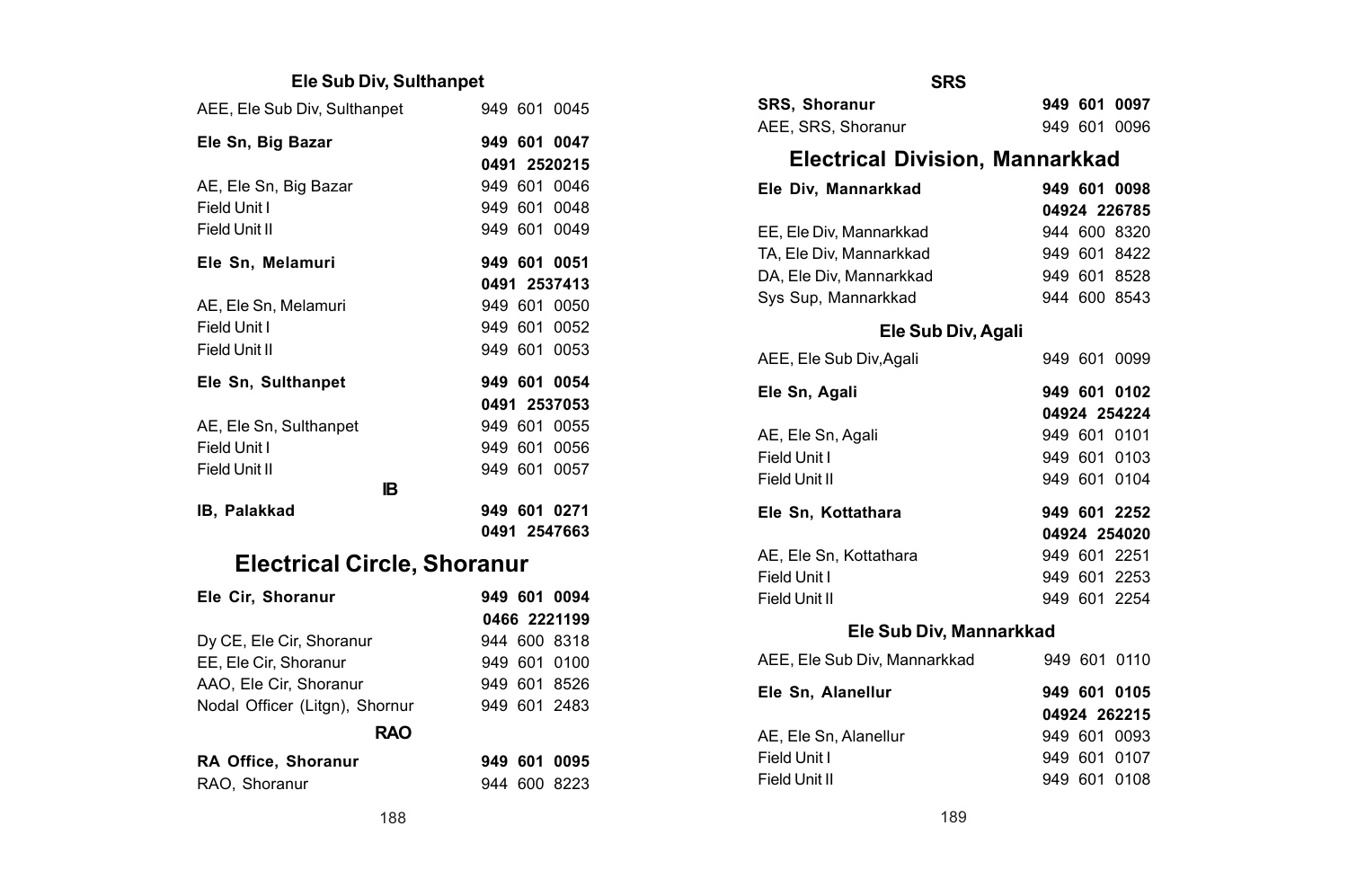### Ele Sub Div, Sulthanpet

| | |
|---|---|
| AEE, Ele Sub Div, Sulthanpet | 949 601 0045 |
| **Ele Sn, Big Bazar** | **949 601 0047** |
| | **0491 2520215** |
| AE, Ele Sn, Big Bazar | 949 601 0046 |
| Field Unit I | 949 601 0048 |
| Field Unit II | 949 601 0049 |
| **Ele Sn, Melamuri** | **949 601 0051** |
| | **0491 2537413** |
| AE, Ele Sn, Melamuri | 949 601 0050 |
| Field Unit I | 949 601 0052 |
| Field Unit II | 949 601 0053 |
| **Ele Sn, Sulthanpet** | **949 601 0054** |
| | **0491 2537053** |
| AE, Ele Sn, Sulthanpet | 949 601 0055 |
| Field Unit I | 949 601 0056 |
| Field Unit II | 949 601 0057 |

### IB

| | |
|---|---|
| **IB, Palakkad** | **949 601 0271** |
| | **0491 2547663** |

## Electrical Circle, Shoranur

| | |
|---|---|
| **Ele Cir, Shoranur** | **949 601 0094** |
| | **0466 2221199** |
| Dy CE, Ele Cir, Shoranur | 944 600 8318 |
| EE, Ele Cir, Shoranur | 949 601 0100 |
| AAO, Ele Cir, Shoranur | 949 601 8526 |
| Nodal Officer (Litgn), Shornur | 949 601 2483 |

### RAO

| | |
|---|---|
| **RA Office, Shoranur** | **949 601 0095** |
| RAO, Shoranur | 944 600 8223 |

### SRS

| | |
|---|---|
| **SRS, Shoranur** | **949 601 0097** |
| AEE, SRS, Shoranur | 949 601 0096 |

## Electrical Division, Mannarkkad

| | |
|---|---|
| **Ele Div, Mannarkkad** | **949 601 0098** |
| | **04924 226785** |
| EE, Ele Div, Mannarkkad | 944 600 8320 |
| TA, Ele Div, Mannarkkad | 949 601 8422 |
| DA, Ele Div, Mannarkkad | 949 601 8528 |
| Sys Sup, Mannarkkad | 944 600 8543 |

### Ele Sub Div, Agali

| | |
|---|---|
| AEE, Ele Sub Div,Agali | 949 601 0099 |
| **Ele Sn, Agali** | **949 601 0102** |
| | **04924 254224** |
| AE, Ele Sn, Agali | 949 601 0101 |
| Field Unit I | 949 601 0103 |
| Field Unit II | 949 601 0104 |
| **Ele Sn, Kottathara** | **949 601 2252** |
| | **04924 254020** |
| AE, Ele Sn, Kottathara | 949 601 2251 |
| Field Unit I | 949 601 2253 |
| Field Unit II | 949 601 2254 |

### Ele Sub Div, Mannarkkad

| | |
|---|---|
| AEE, Ele Sub Div, Mannarkkad | 949 601 0110 |
| **Ele Sn, Alanellur** | **949 601 0105** |
| | **04924 262215** |
| AE, Ele Sn, Alanellur | 949 601 0093 |
| Field Unit I | 949 601 0107 |
| Field Unit II | 949 601 0108 |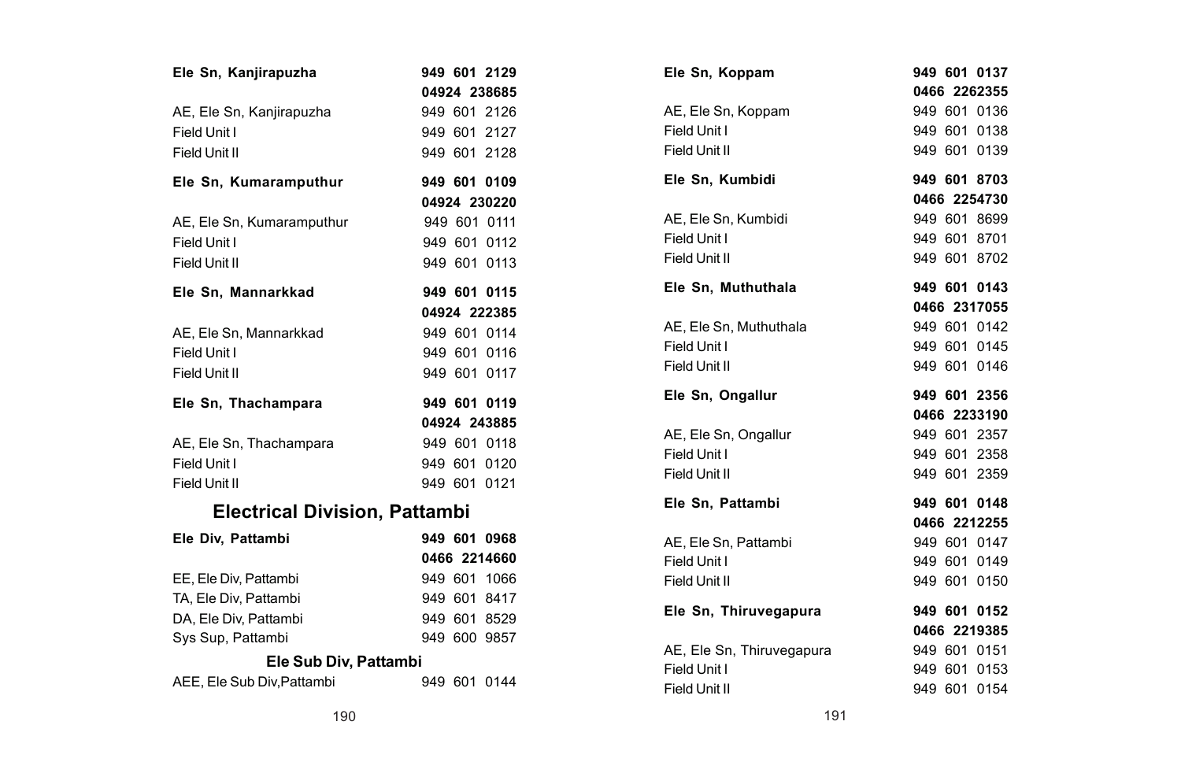**Ele Sn, Kanjirapuzha** **949 601 2129**
**04924 238685**

AE, Ele Sn, Kanjirapuzha 949 601 2126
Field Unit I 949 601 2127
Field Unit II 949 601 2128

**Ele Sn, Kumaramputhur** **949 601 0109**
**04924 230220**

AE, Ele Sn, Kumaramputhur 949 601 0111
Field Unit I 949 601 0112
Field Unit II 949 601 0113

**Ele Sn, Mannarkkad** **949 601 0115**
**04924 222385**

AE, Ele Sn, Mannarkkad 949 601 0114
Field Unit I 949 601 0116
Field Unit II 949 601 0117

**Ele Sn, Thachampara** **949 601 0119**
**04924 243885**

AE, Ele Sn, Thachampara 949 601 0118
Field Unit I 949 601 0120
Field Unit II 949 601 0121

## Electrical Division, Pattambi

**Ele Div, Pattambi** **949 601 0968**
**0466 2214660**

EE, Ele Div, Pattambi 949 601 1066
TA, Ele Div, Pattambi 949 601 8417
DA, Ele Div, Pattambi 949 601 8529
Sys Sup, Pattambi 949 600 9857

### Ele Sub Div, Pattambi

AEE, Ele Sub Div,Pattambi 949 601 0144

**Ele Sn, Koppam** **949 601 0137**
**0466 2262355**

AE, Ele Sn, Koppam 949 601 0136
Field Unit I 949 601 0138
Field Unit II 949 601 0139

**Ele Sn, Kumbidi** **949 601 8703**
**0466 2254730**

AE, Ele Sn, Kumbidi 949 601 8699
Field Unit I 949 601 8701
Field Unit II 949 601 8702

**Ele Sn, Muthuthala** **949 601 0143**
**0466 2317055**

AE, Ele Sn, Muthuthala 949 601 0142
Field Unit I 949 601 0145
Field Unit II 949 601 0146

**Ele Sn, Ongallur** **949 601 2356**
**0466 2233190**

AE, Ele Sn, Ongallur 949 601 2357
Field Unit I 949 601 2358
Field Unit II 949 601 2359

**Ele Sn, Pattambi** **949 601 0148**
**0466 2212255**

AE, Ele Sn, Pattambi 949 601 0147
Field Unit I 949 601 0149
Field Unit II 949 601 0150

**Ele Sn, Thiruvegapura** **949 601 0152**
**0466 2219385**

AE, Ele Sn, Thiruvegapura 949 601 0151
Field Unit I 949 601 0153
Field Unit II 949 601 0154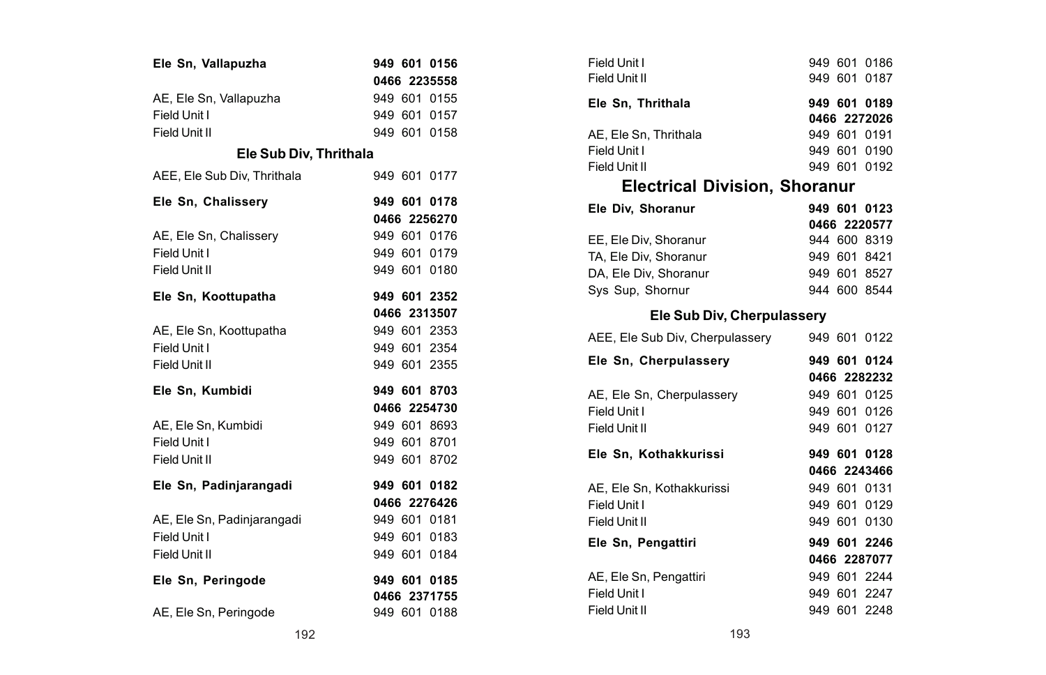| | |
|---|---|
| **Ele Sn, Vallapuzha** | **949 601 0156** |
| | **0466 2235558** |
| AE, Ele Sn, Vallapuzha | 949 601 0155 |
| Field Unit I | 949 601 0157 |
| Field Unit II | 949 601 0158 |

### Ele Sub Div, Thrithala

| | |
|---|---|
| AEE, Ele Sub Div, Thrithala | 949 601 0177 |
| **Ele Sn, Chalissery** | **949 601 0178** |
| | **0466 2256270** |
| AE, Ele Sn, Chalissery | 949 601 0176 |
| Field Unit I | 949 601 0179 |
| Field Unit II | 949 601 0180 |
| **Ele Sn, Koottupatha** | **949 601 2352** |
| | **0466 2313507** |
| AE, Ele Sn, Koottupatha | 949 601 2353 |
| Field Unit I | 949 601 2354 |
| Field Unit II | 949 601 2355 |
| **Ele Sn, Kumbidi** | **949 601 8703** |
| | **0466 2254730** |
| AE, Ele Sn, Kumbidi | 949 601 8693 |
| Field Unit I | 949 601 8701 |
| Field Unit II | 949 601 8702 |
| **Ele Sn, Padinjarangadi** | **949 601 0182** |
| | **0466 2276426** |
| AE, Ele Sn, Padinjarangadi | 949 601 0181 |
| Field Unit I | 949 601 0183 |
| Field Unit II | 949 601 0184 |
| **Ele Sn, Peringode** | **949 601 0185** |
| | **0466 2371755** |
| AE, Ele Sn, Peringode | 949 601 0188 |
| Field Unit I | 949 601 0186 |
| Field Unit II | 949 601 0187 |
| **Ele Sn, Thrithala** | **949 601 0189** |
| | **0466 2272026** |
| AE, Ele Sn, Thrithala | 949 601 0191 |
| Field Unit I | 949 601 0190 |
| Field Unit II | 949 601 0192 |

## Electrical Division, Shoranur

| | |
|---|---|
| **Ele Div, Shoranur** | **949 601 0123** |
| | **0466 2220577** |
| EE, Ele Div, Shoranur | 944 600 8319 |
| TA, Ele Div, Shoranur | 949 601 8421 |
| DA, Ele Div, Shoranur | 949 601 8527 |
| Sys Sup, Shornur | 944 600 8544 |

### Ele Sub Div, Cherpulassery

| | |
|---|---|
| AEE, Ele Sub Div, Cherpulassery | 949 601 0122 |
| **Ele Sn, Cherpulassery** | **949 601 0124** |
| | **0466 2282232** |
| AE, Ele Sn, Cherpulassery | 949 601 0125 |
| Field Unit I | 949 601 0126 |
| Field Unit II | 949 601 0127 |
| **Ele Sn, Kothakkurissi** | **949 601 0128** |
| | **0466 2243466** |
| AE, Ele Sn, Kothakkurissi | 949 601 0131 |
| Field Unit I | 949 601 0129 |
| Field Unit II | 949 601 0130 |
| **Ele Sn, Pengattiri** | **949 601 2246** |
| | **0466 2287077** |
| AE, Ele Sn, Pengattiri | 949 601 2244 |
| Field Unit I | 949 601 2247 |
| Field Unit II | 949 601 2248 |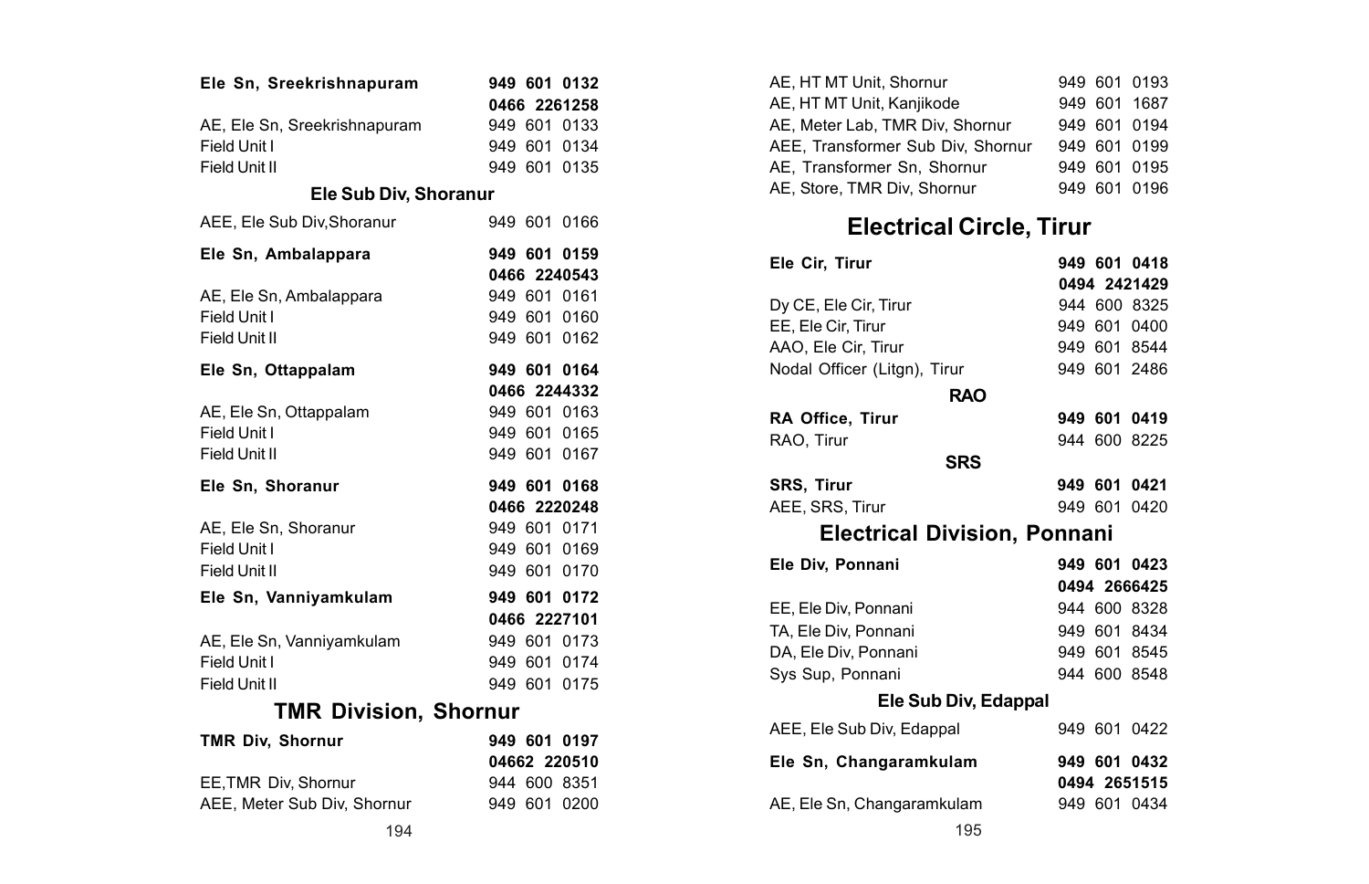| | |
|---|---|
| **Ele Sn, Sreekrishnapuram** | **949 601 0132** |
| | **0466 2261258** |
| AE, Ele Sn, Sreekrishnapuram | 949 601 0133 |
| Field Unit I | 949 601 0134 |
| Field Unit II | 949 601 0135 |

### Ele Sub Div, Shoranur

| | |
|---|---|
| AEE, Ele Sub Div,Shoranur | 949 601 0166 |
| **Ele Sn, Ambalappara** | **949 601 0159** |
| | **0466 2240543** |
| AE, Ele Sn, Ambalappara | 949 601 0161 |
| Field Unit I | 949 601 0160 |
| Field Unit II | 949 601 0162 |
| **Ele Sn, Ottappalam** | **949 601 0164** |
| | **0466 2244332** |
| AE, Ele Sn, Ottappalam | 949 601 0163 |
| Field Unit I | 949 601 0165 |
| Field Unit II | 949 601 0167 |
| **Ele Sn, Shoranur** | **949 601 0168** |
| | **0466 2220248** |
| AE, Ele Sn, Shoranur | 949 601 0171 |
| Field Unit I | 949 601 0169 |
| Field Unit II | 949 601 0170 |
| **Ele Sn, Vanniyamkulam** | **949 601 0172** |
| | **0466 2227101** |
| AE, Ele Sn, Vanniyamkulam | 949 601 0173 |
| Field Unit I | 949 601 0174 |
| Field Unit II | 949 601 0175 |

## TMR Division, Shornur

| | |
|---|---|
| **TMR Div, Shornur** | **949 601 0197** |
| | **04662 220510** |
| EE,TMR Div, Shornur | 944 600 8351 |
| AEE, Meter Sub Div, Shornur | 949 601 0200 |
| AE, HT MT Unit, Shornur | 949 601 0193 |
| AE, HT MT Unit, Kanjikode | 949 601 1687 |
| AE, Meter Lab, TMR Div, Shornur | 949 601 0194 |
| AEE, Transformer Sub Div, Shornur | 949 601 0199 |
| AE, Transformer Sn, Shornur | 949 601 0195 |
| AE, Store, TMR Div, Shornur | 949 601 0196 |

## Electrical Circle, Tirur

| | |
|---|---|
| **Ele Cir, Tirur** | **949 601 0418** |
| | **0494 2421429** |
| Dy CE, Ele Cir, Tirur | 944 600 8325 |
| EE, Ele Cir, Tirur | 949 601 0400 |
| AAO, Ele Cir, Tirur | 949 601 8544 |
| Nodal Officer (Litgn), Tirur | 949 601 2486 |

### RAO

| | |
|---|---|
| **RA Office, Tirur** | **949 601 0419** |
| RAO, Tirur | 944 600 8225 |

### SRS

| | |
|---|---|
| **SRS, Tirur** | **949 601 0421** |
| AEE, SRS, Tirur | 949 601 0420 |

## Electrical Division, Ponnani

| | |
|---|---|
| **Ele Div, Ponnani** | **949 601 0423** |
| | **0494 2666425** |
| EE, Ele Div, Ponnani | 944 600 8328 |
| TA, Ele Div, Ponnani | 949 601 8434 |
| DA, Ele Div, Ponnani | 949 601 8545 |
| Sys Sup, Ponnani | 944 600 8548 |

### Ele Sub Div, Edappal

| | |
|---|---|
| AEE, Ele Sub Div, Edappal | 949 601 0422 |
| **Ele Sn, Changaramkulam** | **949 601 0432** |
| | **0494 2651515** |
| AE, Ele Sn, Changaramkulam | 949 601 0434 |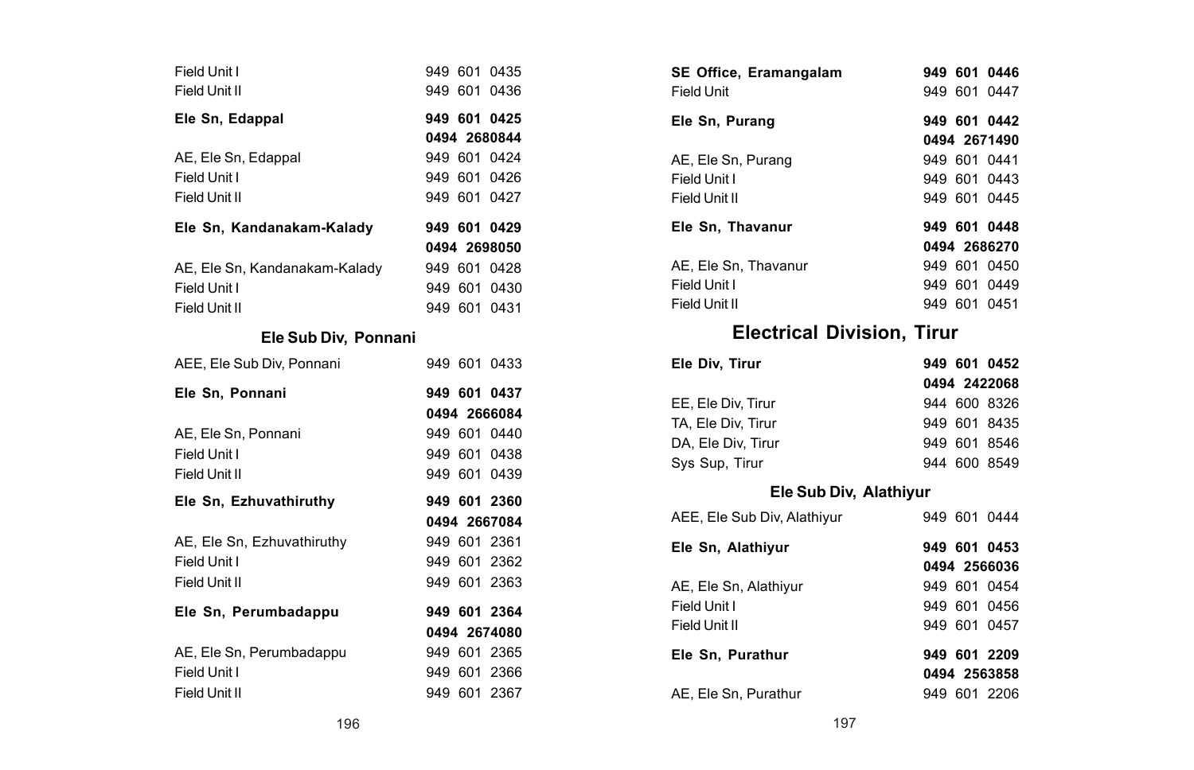| | |
|---|---|
| Field Unit I | 949 601 0435 |
| Field Unit II | 949 601 0436 |
| **Ele Sn, Edappal** | **949 601 0425** |
| | **0494 2680844** |
| AE, Ele Sn, Edappal | 949 601 0424 |
| Field Unit I | 949 601 0426 |
| Field Unit II | 949 601 0427 |
| **Ele Sn, Kandanakam-Kalady** | **949 601 0429** |
| | **0494 2698050** |
| AE, Ele Sn, Kandanakam-Kalady | 949 601 0428 |
| Field Unit I | 949 601 0430 |
| Field Unit II | 949 601 0431 |

### Ele Sub Div, Ponnani

| | |
|---|---|
| AEE, Ele Sub Div, Ponnani | 949 601 0433 |
| **Ele Sn, Ponnani** | **949 601 0437** |
| | **0494 2666084** |
| AE, Ele Sn, Ponnani | 949 601 0440 |
| Field Unit I | 949 601 0438 |
| Field Unit II | 949 601 0439 |
| **Ele Sn, Ezhuvathiruthy** | **949 601 2360** |
| | **0494 2667084** |
| AE, Ele Sn, Ezhuvathiruthy | 949 601 2361 |
| Field Unit I | 949 601 2362 |
| Field Unit II | 949 601 2363 |
| **Ele Sn, Perumbadappu** | **949 601 2364** |
| | **0494 2674080** |
| AE, Ele Sn, Perumbadappu | 949 601 2365 |
| Field Unit I | 949 601 2366 |
| Field Unit II | 949 601 2367 |

| | |
|---|---|
| **SE Office, Eramangalam** | **949 601 0446** |
| Field Unit | 949 601 0447 |
| **Ele Sn, Purang** | **949 601 0442** |
| | **0494 2671490** |
| AE, Ele Sn, Purang | 949 601 0441 |
| Field Unit I | 949 601 0443 |
| Field Unit II | 949 601 0445 |
| **Ele Sn, Thavanur** | **949 601 0448** |
| | **0494 2686270** |
| AE, Ele Sn, Thavanur | 949 601 0450 |
| Field Unit I | 949 601 0449 |
| Field Unit II | 949 601 0451 |

## Electrical Division, Tirur

| | |
|---|---|
| **Ele Div, Tirur** | **949 601 0452** |
| | **0494 2422068** |
| EE, Ele Div, Tirur | 944 600 8326 |
| TA, Ele Div, Tirur | 949 601 8435 |
| DA, Ele Div, Tirur | 949 601 8546 |
| Sys Sup, Tirur | 944 600 8549 |

### Ele Sub Div, Alathiyur

| | |
|---|---|
| AEE, Ele Sub Div, Alathiyur | 949 601 0444 |
| **Ele Sn, Alathiyur** | **949 601 0453** |
| | **0494 2566036** |
| AE, Ele Sn, Alathiyur | 949 601 0454 |
| Field Unit I | 949 601 0456 |
| Field Unit II | 949 601 0457 |
| **Ele Sn, Purathur** | **949 601 2209** |
| | **0494 2563858** |
| AE, Ele Sn, Purathur | 949 601 2206 |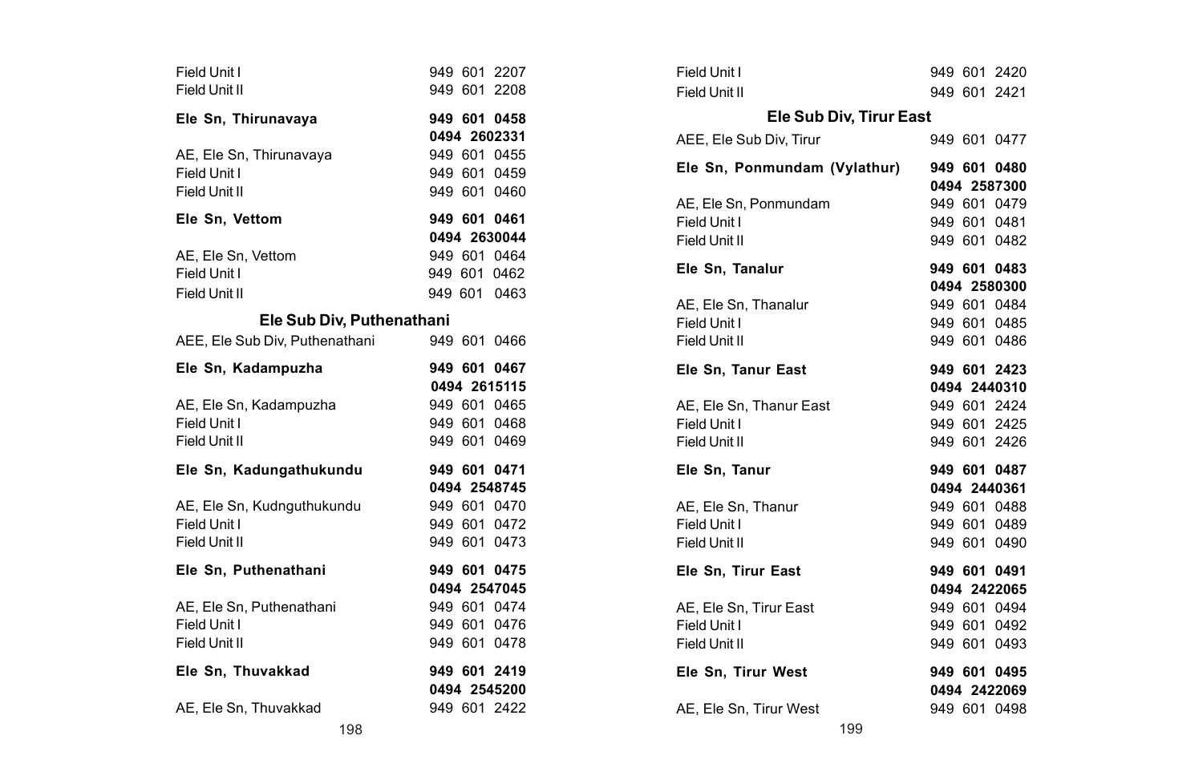| | |
|---|---|
| Field Unit I | 949 601 2207 |
| Field Unit II | 949 601 2208 |
| **Ele Sn, Thirunavaya** | **949 601 0458** |
| | **0494 2602331** |
| AE, Ele Sn, Thirunavaya | 949 601 0455 |
| Field Unit I | 949 601 0459 |
| Field Unit II | 949 601 0460 |
| **Ele Sn, Vettom** | **949 601 0461** |
| | **0494 2630044** |
| AE, Ele Sn, Vettom | 949 601 0464 |
| Field Unit I | 949 601 0462 |
| Field Unit II | 949 601 0463 |

### Ele Sub Div, Puthenathani

| | |
|---|---|
| AEE, Ele Sub Div, Puthenathani | 949 601 0466 |
| **Ele Sn, Kadampuzha** | **949 601 0467** |
| | **0494 2615115** |
| AE, Ele Sn, Kadampuzha | 949 601 0465 |
| Field Unit I | 949 601 0468 |
| Field Unit II | 949 601 0469 |
| **Ele Sn, Kadungathukundu** | **949 601 0471** |
| | **0494 2548745** |
| AE, Ele Sn, Kudnguthukundu | 949 601 0470 |
| Field Unit I | 949 601 0472 |
| Field Unit II | 949 601 0473 |
| **Ele Sn, Puthenathani** | **949 601 0475** |
| | **0494 2547045** |
| AE, Ele Sn, Puthenathani | 949 601 0474 |
| Field Unit I | 949 601 0476 |
| Field Unit II | 949 601 0478 |
| **Ele Sn, Thuvakkad** | **949 601 2419** |
| | **0494 2545200** |
| AE, Ele Sn, Thuvakkad | 949 601 2422 |
| Field Unit I | 949 601 2420 |
| Field Unit II | 949 601 2421 |

### Ele Sub Div, Tirur East

| | |
|---|---|
| AEE, Ele Sub Div, Tirur | 949 601 0477 |
| **Ele Sn, Ponmundam (Vylathur)** | **949 601 0480** |
| | **0494 2587300** |
| AE, Ele Sn, Ponmundam | 949 601 0479 |
| Field Unit I | 949 601 0481 |
| Field Unit II | 949 601 0482 |
| **Ele Sn, Tanalur** | **949 601 0483** |
| | **0494 2580300** |
| AE, Ele Sn, Thanalur | 949 601 0484 |
| Field Unit I | 949 601 0485 |
| Field Unit II | 949 601 0486 |
| **Ele Sn, Tanur East** | **949 601 2423** |
| | **0494 2440310** |
| AE, Ele Sn, Thanur East | 949 601 2424 |
| Field Unit I | 949 601 2425 |
| Field Unit II | 949 601 2426 |
| **Ele Sn, Tanur** | **949 601 0487** |
| | **0494 2440361** |
| AE, Ele Sn, Thanur | 949 601 0488 |
| Field Unit I | 949 601 0489 |
| Field Unit II | 949 601 0490 |
| **Ele Sn, Tirur East** | **949 601 0491** |
| | **0494 2422065** |
| AE, Ele Sn, Tirur East | 949 601 0494 |
| Field Unit I | 949 601 0492 |
| Field Unit II | 949 601 0493 |
| **Ele Sn, Tirur West** | **949 601 0495** |
| | **0494 2422069** |
| AE, Ele Sn, Tirur West | 949 601 0498 |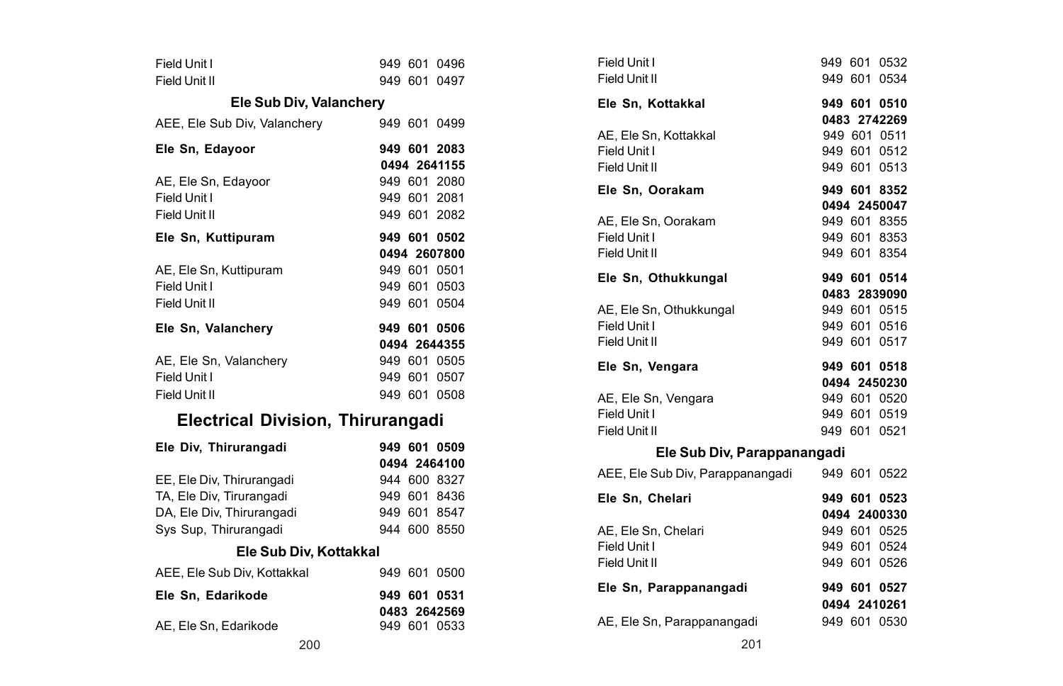Field Unit I 949 601 0496
Field Unit II 949 601 0497

### Ele Sub Div, Valanchery

AEE, Ele Sub Div, Valanchery 949 601 0499

**Ele Sn, Edayoor** **949 601 2083**
**0494 2641155**
AE, Ele Sn, Edayoor 949 601 2080
Field Unit I 949 601 2081
Field Unit II 949 601 2082

**Ele Sn, Kuttipuram** **949 601 0502**
**0494 2607800**
AE, Ele Sn, Kuttipuram 949 601 0501
Field Unit I 949 601 0503
Field Unit II 949 601 0504

**Ele Sn, Valanchery** **949 601 0506**
**0494 2644355**
AE, Ele Sn, Valanchery 949 601 0505
Field Unit I 949 601 0507
Field Unit II 949 601 0508

## Electrical Division, Thirurangadi

**Ele Div, Thirurangadi** **949 601 0509**
**0494 2464100**
EE, Ele Div, Thirurangadi 944 600 8327
TA, Ele Div, Tirurangadi 949 601 8436
DA, Ele Div, Thirurangadi 949 601 8547
Sys Sup, Thirurangadi 944 600 8550

### Ele Sub Div, Kottakkal

AEE, Ele Sub Div, Kottakkal 949 601 0500

**Ele Sn, Edarikode** **949 601 0531**
**0483 2642569**
AE, Ele Sn, Edarikode 949 601 0533
Field Unit I 949 601 0532
Field Unit II 949 601 0534

**Ele Sn, Kottakkal** **949 601 0510**
**0483 2742269**
AE, Ele Sn, Kottakkal 949 601 0511
Field Unit I 949 601 0512
Field Unit II 949 601 0513

**Ele Sn, Oorakam** **949 601 8352**
**0494 2450047**
AE, Ele Sn, Oorakam 949 601 8355
Field Unit I 949 601 8353
Field Unit II 949 601 8354

**Ele Sn, Othukkungal** **949 601 0514**
**0483 2839090**
AE, Ele Sn, Othukkungal 949 601 0515
Field Unit I 949 601 0516
Field Unit II 949 601 0517

**Ele Sn, Vengara** **949 601 0518**
**0494 2450230**
AE, Ele Sn, Vengara 949 601 0520
Field Unit I 949 601 0519
Field Unit II 949 601 0521

### Ele Sub Div, Parappanangadi

AEE, Ele Sub Div, Parappanangadi 949 601 0522

**Ele Sn, Chelari** **949 601 0523**
**0494 2400330**
AE, Ele Sn, Chelari 949 601 0525
Field Unit I 949 601 0524
Field Unit II 949 601 0526

**Ele Sn, Parappanangadi** **949 601 0527**
**0494 2410261**
AE, Ele Sn, Parappanangadi 949 601 0530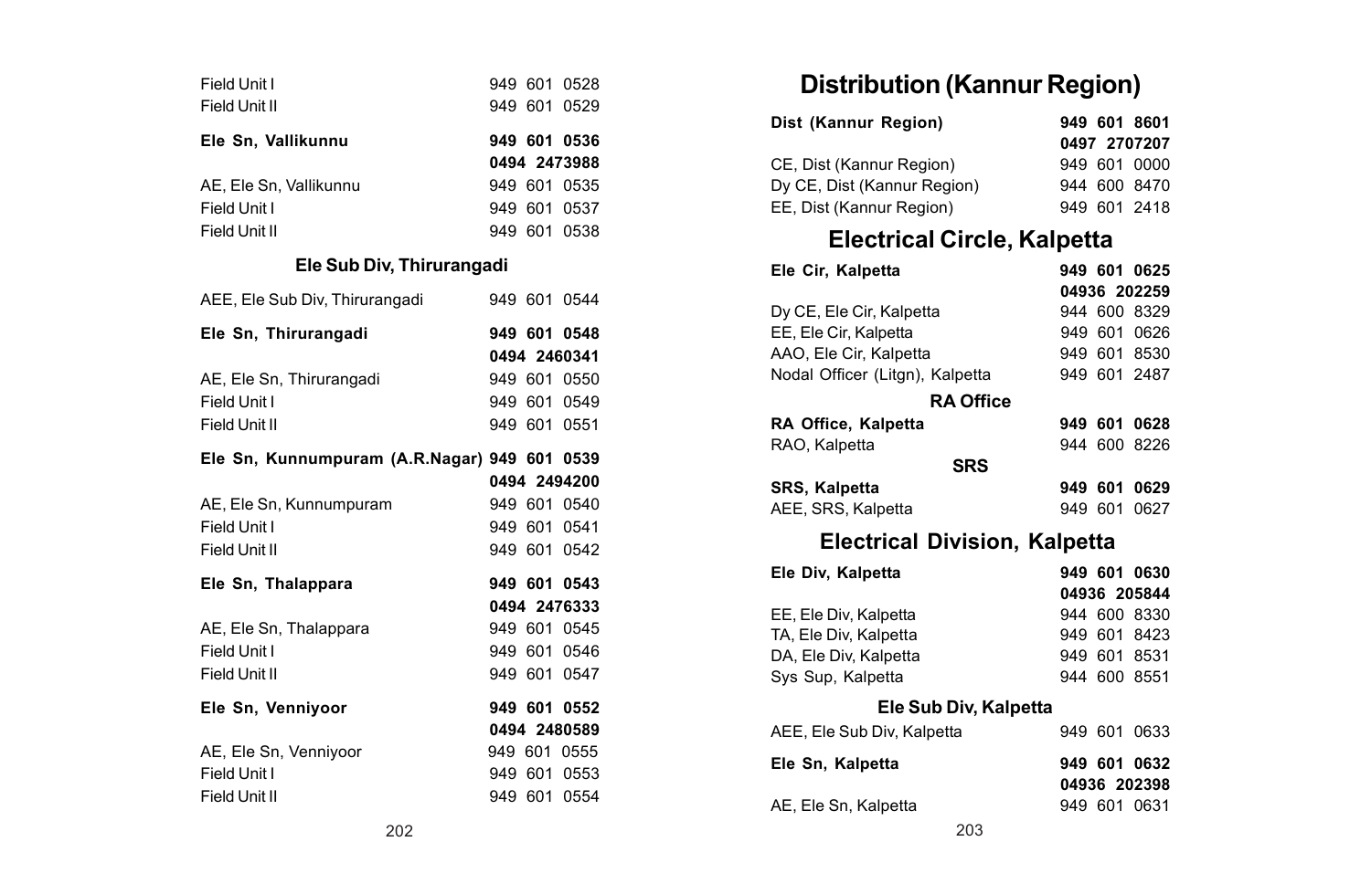| | |
|---|---|
| Field Unit I | 949 601 0528 |
| Field Unit II | 949 601 0529 |
| **Ele Sn, Vallikunnu** | **949 601 0536** |
| | **0494 2473988** |
| AE, Ele Sn, Vallikunnu | 949 601 0535 |
| Field Unit I | 949 601 0537 |
| Field Unit II | 949 601 0538 |

### Ele Sub Div, Thirurangadi

| | |
|---|---|
| AEE, Ele Sub Div, Thirurangadi | 949 601 0544 |
| **Ele Sn, Thirurangadi** | **949 601 0548** |
| | **0494 2460341** |
| AE, Ele Sn, Thirurangadi | 949 601 0550 |
| Field Unit I | 949 601 0549 |
| Field Unit II | 949 601 0551 |
| **Ele Sn, Kunnumpuram (A.R.Nagar)** | **949 601 0539** |
| | **0494 2494200** |
| AE, Ele Sn, Kunnumpuram | 949 601 0540 |
| Field Unit I | 949 601 0541 |
| Field Unit II | 949 601 0542 |
| **Ele Sn, Thalappara** | **949 601 0543** |
| | **0494 2476333** |
| AE, Ele Sn, Thalappara | 949 601 0545 |
| Field Unit I | 949 601 0546 |
| Field Unit II | 949 601 0547 |
| **Ele Sn, Venniyoor** | **949 601 0552** |
| | **0494 2480589** |
| AE, Ele Sn, Venniyoor | 949 601 0555 |
| Field Unit I | 949 601 0553 |
| Field Unit II | 949 601 0554 |

# Distribution (Kannur Region)

| | |
|---|---|
| **Dist (Kannur Region)** | **949 601 8601** |
| | **0497 2707207** |
| CE, Dist (Kannur Region) | 949 601 0000 |
| Dy CE, Dist (Kannur Region) | 944 600 8470 |
| EE, Dist (Kannur Region) | 949 601 2418 |

## Electrical Circle, Kalpetta

| | |
|---|---|
| **Ele Cir, Kalpetta** | **949 601 0625** |
| | **04936 202259** |
| Dy CE, Ele Cir, Kalpetta | 944 600 8329 |
| EE, Ele Cir, Kalpetta | 949 601 0626 |
| AAO, Ele Cir, Kalpetta | 949 601 8530 |
| Nodal Officer (Litgn), Kalpetta | 949 601 2487 |

### RA Office

| | |
|---|---|
| **RA Office, Kalpetta** | **949 601 0628** |
| RAO, Kalpetta | 944 600 8226 |

### SRS

| | |
|---|---|
| **SRS, Kalpetta** | **949 601 0629** |
| AEE, SRS, Kalpetta | 949 601 0627 |

## Electrical Division, Kalpetta

| | |
|---|---|
| **Ele Div, Kalpetta** | **949 601 0630** |
| | **04936 205844** |
| EE, Ele Div, Kalpetta | 944 600 8330 |
| TA, Ele Div, Kalpetta | 949 601 8423 |
| DA, Ele Div, Kalpetta | 949 601 8531 |
| Sys Sup, Kalpetta | 944 600 8551 |

### Ele Sub Div, Kalpetta

| | |
|---|---|
| AEE, Ele Sub Div, Kalpetta | 949 601 0633 |
| **Ele Sn, Kalpetta** | **949 601 0632** |
| | **04936 202398** |
| AE, Ele Sn, Kalpetta | 949 601 0631 |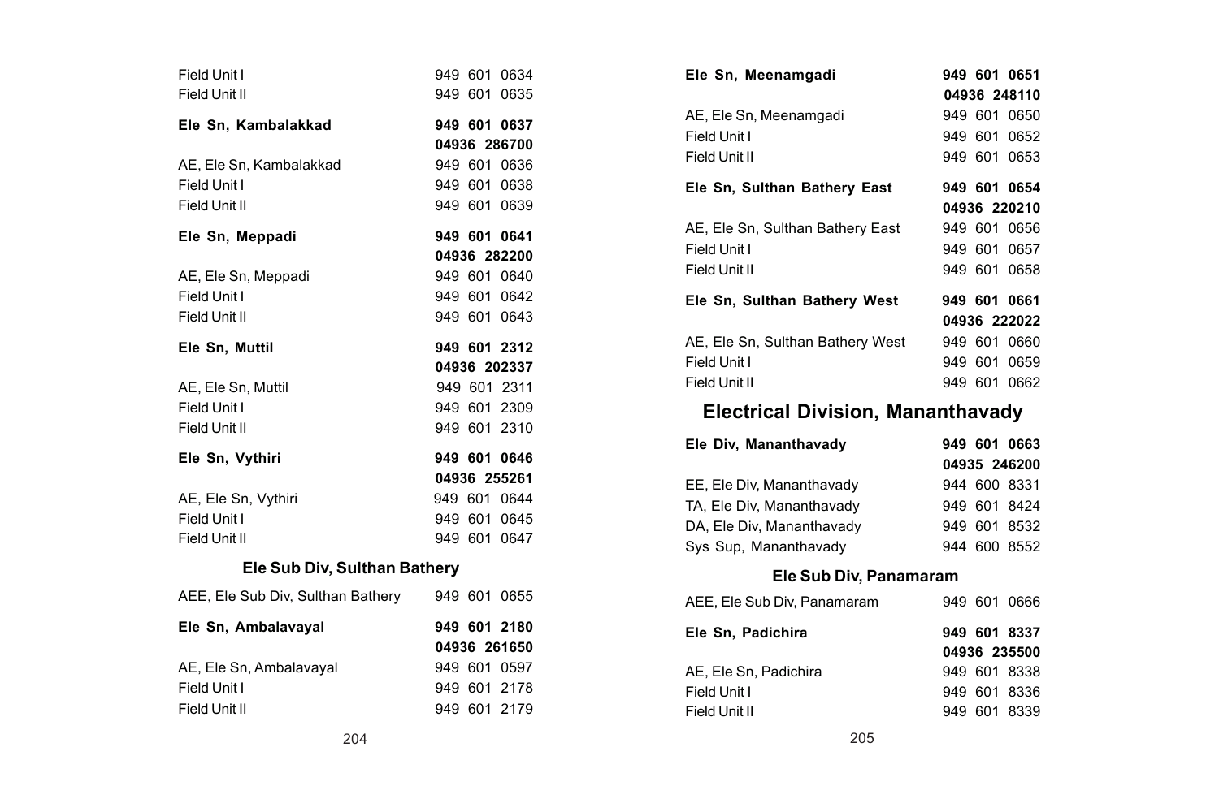| | |
|---|---|
| Field Unit I | 949 601 0634 |
| Field Unit II | 949 601 0635 |
| **Ele Sn, Kambalakkad** | **949 601 0637** |
| | **04936 286700** |
| AE, Ele Sn, Kambalakkad | 949 601 0636 |
| Field Unit I | 949 601 0638 |
| Field Unit II | 949 601 0639 |
| **Ele Sn, Meppadi** | **949 601 0641** |
| | **04936 282200** |
| AE, Ele Sn, Meppadi | 949 601 0640 |
| Field Unit I | 949 601 0642 |
| Field Unit II | 949 601 0643 |
| **Ele Sn, Muttil** | **949 601 2312** |
| | **04936 202337** |
| AE, Ele Sn, Muttil | 949 601 2311 |
| Field Unit I | 949 601 2309 |
| Field Unit II | 949 601 2310 |
| **Ele Sn, Vythiri** | **949 601 0646** |
| | **04936 255261** |
| AE, Ele Sn, Vythiri | 949 601 0644 |
| Field Unit I | 949 601 0645 |
| Field Unit II | 949 601 0647 |

### Ele Sub Div, Sulthan Bathery

| | |
|---|---|
| AEE, Ele Sub Div, Sulthan Bathery | 949 601 0655 |
| **Ele Sn, Ambalavayal** | **949 601 2180** |
| | **04936 261650** |
| AE, Ele Sn, Ambalavayal | 949 601 0597 |
| Field Unit I | 949 601 2178 |
| Field Unit II | 949 601 2179 |
| **Ele Sn, Meenamgadi** | **949 601 0651** |
| | **04936 248110** |
| AE, Ele Sn, Meenamgadi | 949 601 0650 |
| Field Unit I | 949 601 0652 |
| Field Unit II | 949 601 0653 |
| **Ele Sn, Sulthan Bathery East** | **949 601 0654** |
| | **04936 220210** |
| AE, Ele Sn, Sulthan Bathery East | 949 601 0656 |
| Field Unit I | 949 601 0657 |
| Field Unit II | 949 601 0658 |
| **Ele Sn, Sulthan Bathery West** | **949 601 0661** |
| | **04936 222022** |
| AE, Ele Sn, Sulthan Bathery West | 949 601 0660 |
| Field Unit I | 949 601 0659 |
| Field Unit II | 949 601 0662 |

## Electrical Division, Mananthavady

| | |
|---|---|
| **Ele Div, Mananthavady** | **949 601 0663** |
| | **04935 246200** |
| EE, Ele Div, Mananthavady | 944 600 8331 |
| TA, Ele Div, Mananthavady | 949 601 8424 |
| DA, Ele Div, Mananthavady | 949 601 8532 |
| Sys Sup, Mananthavady | 944 600 8552 |

### Ele Sub Div, Panamaram

| | |
|---|---|
| AEE, Ele Sub Div, Panamaram | 949 601 0666 |
| **Ele Sn, Padichira** | **949 601 8337** |
| | **04936 235500** |
| AE, Ele Sn, Padichira | 949 601 8338 |
| Field Unit I | 949 601 8336 |
| Field Unit II | 949 601 8339 |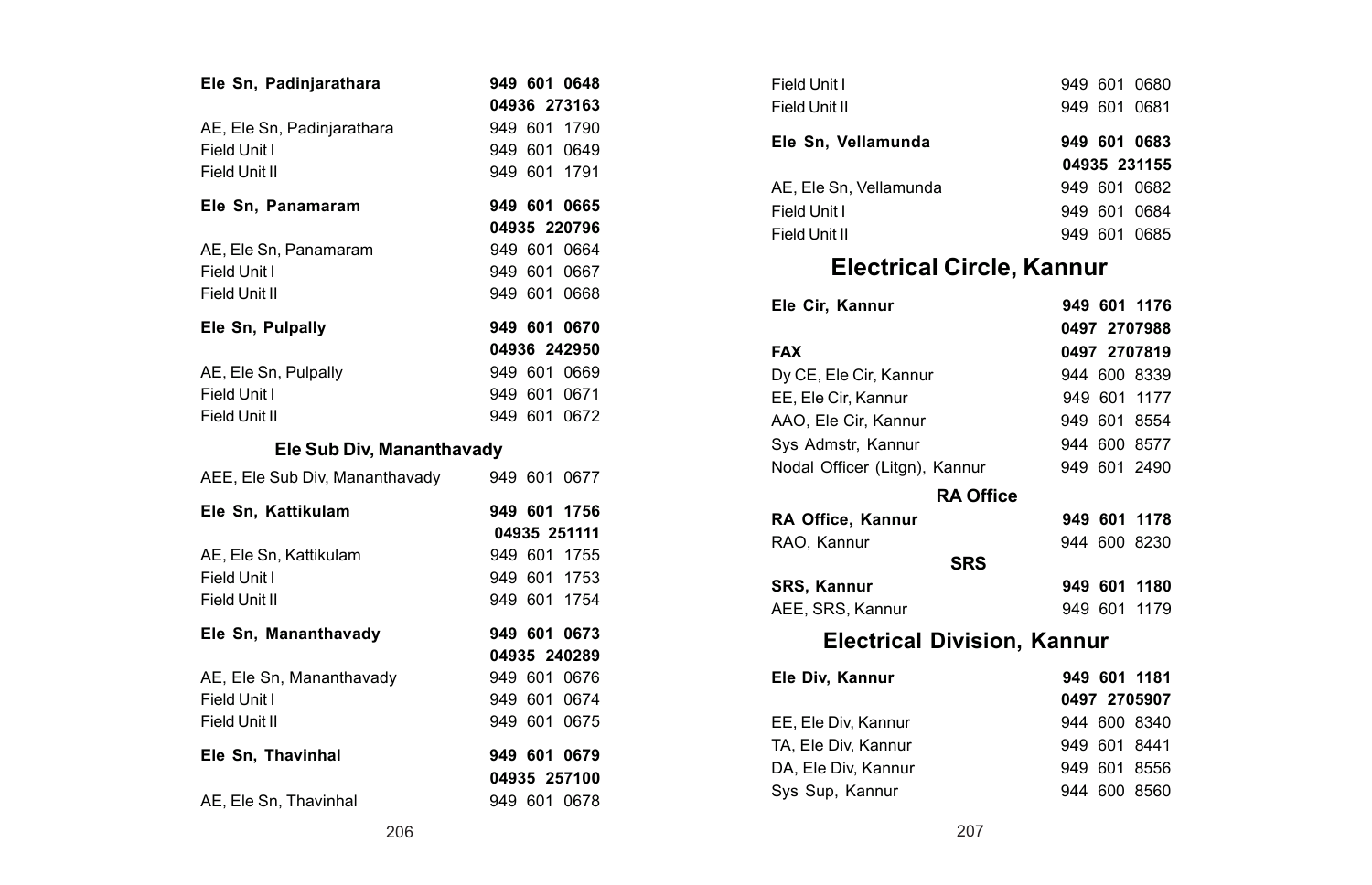| | |
|---|---|
| **Ele Sn, Padinjarathara** | **949 601 0648** |
| | **04936 273163** |
| AE, Ele Sn, Padinjarathara | 949 601 1790 |
| Field Unit I | 949 601 0649 |
| Field Unit II | 949 601 1791 |
| **Ele Sn, Panamaram** | **949 601 0665** |
| | **04935 220796** |
| AE, Ele Sn, Panamaram | 949 601 0664 |
| Field Unit I | 949 601 0667 |
| Field Unit II | 949 601 0668 |
| **Ele Sn, Pulpally** | **949 601 0670** |
| | **04936 242950** |
| AE, Ele Sn, Pulpally | 949 601 0669 |
| Field Unit I | 949 601 0671 |
| Field Unit II | 949 601 0672 |

### Ele Sub Div, Mananthavady

| | |
|---|---|
| AEE, Ele Sub Div, Mananthavady | 949 601 0677 |
| **Ele Sn, Kattikulam** | **949 601 1756** |
| | **04935 251111** |
| AE, Ele Sn, Kattikulam | 949 601 1755 |
| Field Unit I | 949 601 1753 |
| Field Unit II | 949 601 1754 |
| **Ele Sn, Mananthavady** | **949 601 0673** |
| | **04935 240289** |
| AE, Ele Sn, Mananthavady | 949 601 0676 |
| Field Unit I | 949 601 0674 |
| Field Unit II | 949 601 0675 |
| **Ele Sn, Thavinhal** | **949 601 0679** |
| | **04935 257100** |
| AE, Ele Sn, Thavinhal | 949 601 0678 |
| Field Unit I | 949 601 0680 |
| Field Unit II | 949 601 0681 |
| **Ele Sn, Vellamunda** | **949 601 0683** |
| | **04935 231155** |
| AE, Ele Sn, Vellamunda | 949 601 0682 |
| Field Unit I | 949 601 0684 |
| Field Unit II | 949 601 0685 |

## Electrical Circle, Kannur

| | |
|---|---|
| **Ele Cir, Kannur** | **949 601 1176** |
| | **0497 2707988** |
| **FAX** | **0497 2707819** |
| Dy CE, Ele Cir, Kannur | 944 600 8339 |
| EE, Ele Cir, Kannur | 949 601 1177 |
| AAO, Ele Cir, Kannur | 949 601 8554 |
| Sys Admstr, Kannur | 944 600 8577 |
| Nodal Officer (Litgn), Kannur | 949 601 2490 |

### RA Office

| | |
|---|---|
| **RA Office, Kannur** | **949 601 1178** |
| RAO, Kannur | 944 600 8230 |

### SRS

| | |
|---|---|
| **SRS, Kannur** | **949 601 1180** |
| AEE, SRS, Kannur | 949 601 1179 |

## Electrical Division, Kannur

| | |
|---|---|
| **Ele Div, Kannur** | **949 601 1181** |
| | **0497 2705907** |
| EE, Ele Div, Kannur | 944 600 8340 |
| TA, Ele Div, Kannur | 949 601 8441 |
| DA, Ele Div, Kannur | 949 601 8556 |
| Sys Sup, Kannur | 944 600 8560 |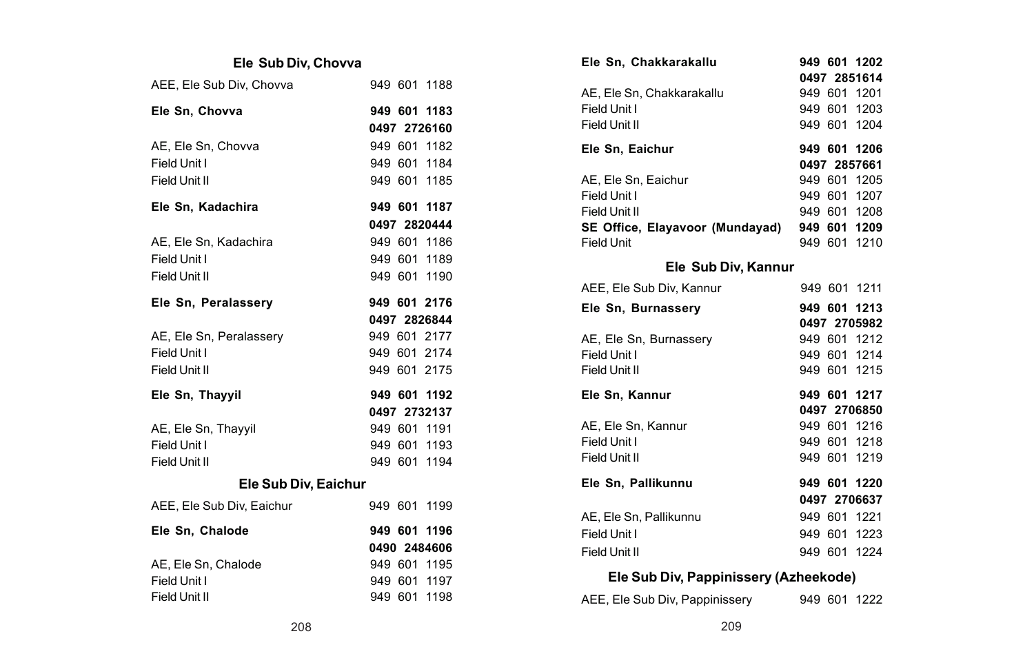## Ele Sub Div, Chovva

| | |
|---|---|
| AEE, Ele Sub Div, Chovva | 949 601 1188 |
| **Ele Sn, Chovva** | **949 601 1183** |
| | **0497 2726160** |
| AE, Ele Sn, Chovva | 949 601 1182 |
| Field Unit I | 949 601 1184 |
| Field Unit II | 949 601 1185 |
| **Ele Sn, Kadachira** | **949 601 1187** |
| | **0497 2820444** |
| AE, Ele Sn, Kadachira | 949 601 1186 |
| Field Unit I | 949 601 1189 |
| Field Unit II | 949 601 1190 |
| **Ele Sn, Peralassery** | **949 601 2176** |
| | **0497 2826844** |
| AE, Ele Sn, Peralassery | 949 601 2177 |
| Field Unit I | 949 601 2174 |
| Field Unit II | 949 601 2175 |
| **Ele Sn, Thayyil** | **949 601 1192** |
| | **0497 2732137** |
| AE, Ele Sn, Thayyil | 949 601 1191 |
| Field Unit I | 949 601 1193 |
| Field Unit II | 949 601 1194 |

## Ele Sub Div, Eaichur

| | |
|---|---|
| AEE, Ele Sub Div, Eaichur | 949 601 1199 |
| **Ele Sn, Chalode** | **949 601 1196** |
| | **0490 2484606** |
| AE, Ele Sn, Chalode | 949 601 1195 |
| Field Unit I | 949 601 1197 |
| Field Unit II | 949 601 1198 |
| **Ele Sn, Chakkarakallu** | **949 601 1202** |
| | **0497 2851614** |
| AE, Ele Sn, Chakkarakallu | 949 601 1201 |
| Field Unit I | 949 601 1203 |
| Field Unit II | 949 601 1204 |
| **Ele Sn, Eaichur** | **949 601 1206** |
| | **0497 2857661** |
| AE, Ele Sn, Eaichur | 949 601 1205 |
| Field Unit I | 949 601 1207 |
| Field Unit II | 949 601 1208 |
| **SE Office, Elayavoor (Mundayad)** | **949 601 1209** |
| Field Unit | 949 601 1210 |

## Ele Sub Div, Kannur

| | |
|---|---|
| AEE, Ele Sub Div, Kannur | 949 601 1211 |
| **Ele Sn, Burnassery** | **949 601 1213** |
| | **0497 2705982** |
| AE, Ele Sn, Burnassery | 949 601 1212 |
| Field Unit I | 949 601 1214 |
| Field Unit II | 949 601 1215 |
| **Ele Sn, Kannur** | **949 601 1217** |
| | **0497 2706850** |
| AE, Ele Sn, Kannur | 949 601 1216 |
| Field Unit I | 949 601 1218 |
| Field Unit II | 949 601 1219 |
| **Ele Sn, Pallikunnu** | **949 601 1220** |
| | **0497 2706637** |
| AE, Ele Sn, Pallikunnu | 949 601 1221 |
| Field Unit I | 949 601 1223 |
| Field Unit II | 949 601 1224 |

## Ele Sub Div, Pappinissery (Azheekode)

| | |
|---|---|
| AEE, Ele Sub Div, Pappinissery | 949 601 1222 |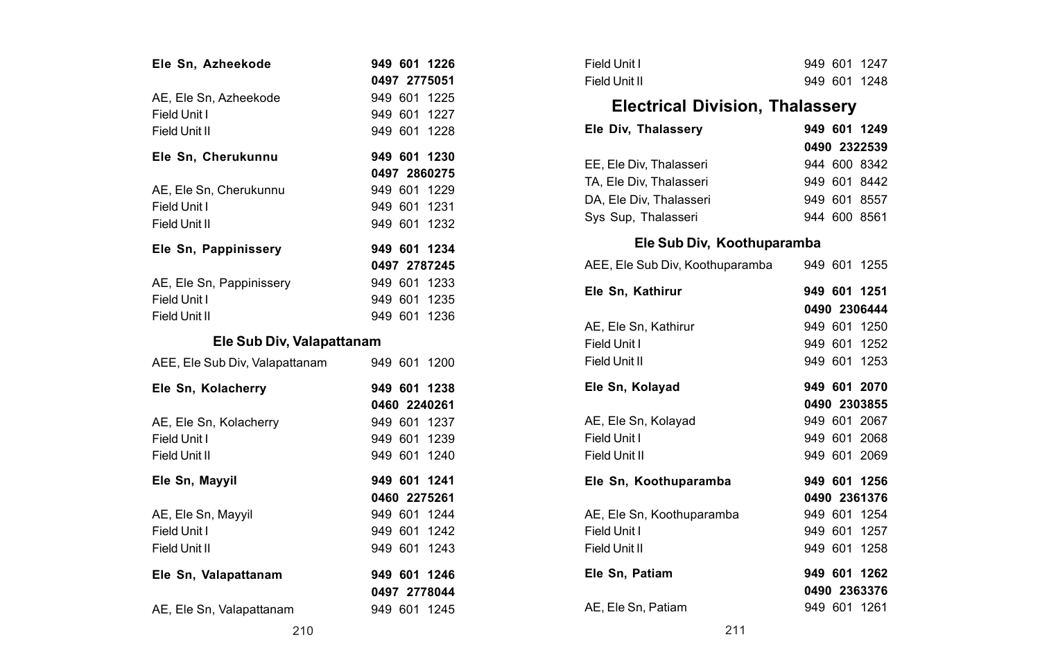| | |
|---|---|
| **Ele Sn, Azheekode** | **949 601 1226** |
| | **0497 2775051** |
| AE, Ele Sn, Azheekode | 949 601 1225 |
| Field Unit I | 949 601 1227 |
| Field Unit II | 949 601 1228 |
| **Ele Sn, Cherukunnu** | **949 601 1230** |
| | **0497 2860275** |
| AE, Ele Sn, Cherukunnu | 949 601 1229 |
| Field Unit I | 949 601 1231 |
| Field Unit II | 949 601 1232 |
| **Ele Sn, Pappinissery** | **949 601 1234** |
| | **0497 2787245** |
| AE, Ele Sn, Pappinissery | 949 601 1233 |
| Field Unit I | 949 601 1235 |
| Field Unit II | 949 601 1236 |

### Ele Sub Div, Valapattanam

| | |
|---|---|
| AEE, Ele Sub Div, Valapattanam | 949 601 1200 |
| **Ele Sn, Kolacherry** | **949 601 1238** |
| | **0460 2240261** |
| AE, Ele Sn, Kolacherry | 949 601 1237 |
| Field Unit I | 949 601 1239 |
| Field Unit II | 949 601 1240 |
| **Ele Sn, Mayyil** | **949 601 1241** |
| | **0460 2275261** |
| AE, Ele Sn, Mayyil | 949 601 1244 |
| Field Unit I | 949 601 1242 |
| Field Unit II | 949 601 1243 |
| **Ele Sn, Valapattanam** | **949 601 1246** |
| | **0497 2778044** |
| AE, Ele Sn, Valapattanam | 949 601 1245 |
| Field Unit I | 949 601 1247 |
| Field Unit II | 949 601 1248 |

## Electrical Division, Thalassery

| | |
|---|---|
| **Ele Div, Thalassery** | **949 601 1249** |
| | **0490 2322539** |
| EE, Ele Div, Thalasseri | 944 600 8342 |
| TA, Ele Div, Thalasseri | 949 601 8442 |
| DA, Ele Div, Thalasseri | 949 601 8557 |
| Sys Sup, Thalasseri | 944 600 8561 |

### Ele Sub Div, Koothuparamba

| | |
|---|---|
| AEE, Ele Sub Div, Koothuparamba | 949 601 1255 |
| **Ele Sn, Kathirur** | **949 601 1251** |
| | **0490 2306444** |
| AE, Ele Sn, Kathirur | 949 601 1250 |
| Field Unit I | 949 601 1252 |
| Field Unit II | 949 601 1253 |
| **Ele Sn, Kolayad** | **949 601 2070** |
| | **0490 2303855** |
| AE, Ele Sn, Kolayad | 949 601 2067 |
| Field Unit I | 949 601 2068 |
| Field Unit II | 949 601 2069 |
| **Ele Sn, Koothuparamba** | **949 601 1256** |
| | **0490 2361376** |
| AE, Ele Sn, Koothuparamba | 949 601 1254 |
| Field Unit I | 949 601 1257 |
| Field Unit II | 949 601 1258 |
| **Ele Sn, Patiam** | **949 601 1262** |
| | **0490 2363376** |
| AE, Ele Sn, Patiam | 949 601 1261 |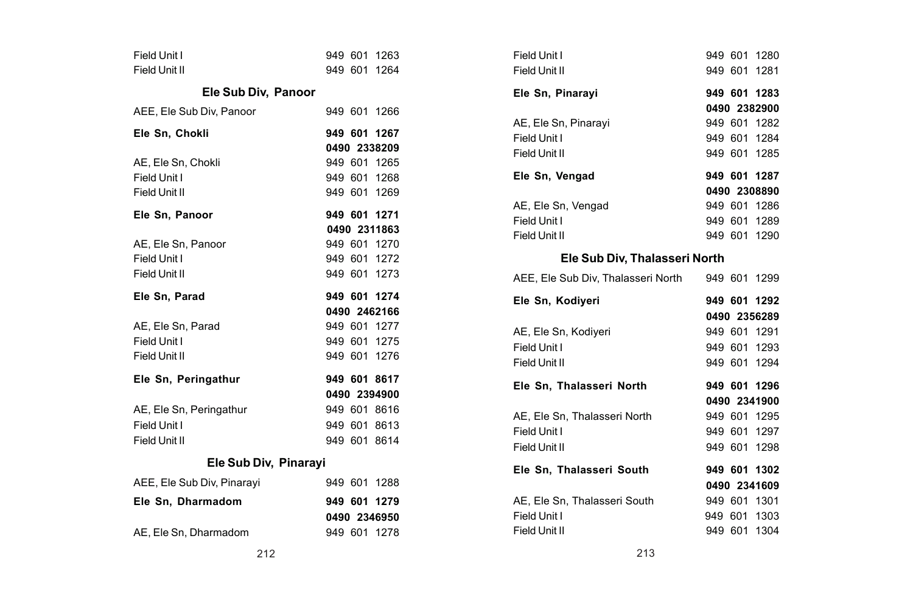| | |
|---|---|
| Field Unit I | 949 601 1263 |
| Field Unit II | 949 601 1264 |

## Ele Sub Div, Panoor

| | |
|---|---|
| AEE, Ele Sub Div, Panoor | 949 601 1266 |
| **Ele Sn, Chokli** | **949 601 1267** |
| | **0490 2338209** |
| AE, Ele Sn, Chokli | 949 601 1265 |
| Field Unit I | 949 601 1268 |
| Field Unit II | 949 601 1269 |
| **Ele Sn, Panoor** | **949 601 1271** |
| | **0490 2311863** |
| AE, Ele Sn, Panoor | 949 601 1270 |
| Field Unit I | 949 601 1272 |
| Field Unit II | 949 601 1273 |
| **Ele Sn, Parad** | **949 601 1274** |
| | **0490 2462166** |
| AE, Ele Sn, Parad | 949 601 1277 |
| Field Unit I | 949 601 1275 |
| Field Unit II | 949 601 1276 |
| **Ele Sn, Peringathur** | **949 601 8617** |
| | **0490 2394900** |
| AE, Ele Sn, Peringathur | 949 601 8616 |
| Field Unit I | 949 601 8613 |
| Field Unit II | 949 601 8614 |

## Ele Sub Div, Pinarayi

| | |
|---|---|
| AEE, Ele Sub Div, Pinarayi | 949 601 1288 |
| **Ele Sn, Dharmadom** | **949 601 1279** |
| | **0490 2346950** |
| AE, Ele Sn, Dharmadom | 949 601 1278 |
| Field Unit I | 949 601 1280 |
| Field Unit II | 949 601 1281 |
| **Ele Sn, Pinarayi** | **949 601 1283** |
| | **0490 2382900** |
| AE, Ele Sn, Pinarayi | 949 601 1282 |
| Field Unit I | 949 601 1284 |
| Field Unit II | 949 601 1285 |
| **Ele Sn, Vengad** | **949 601 1287** |
| | **0490 2308890** |
| AE, Ele Sn, Vengad | 949 601 1286 |
| Field Unit I | 949 601 1289 |
| Field Unit II | 949 601 1290 |

## Ele Sub Div, Thalasseri North

| | |
|---|---|
| AEE, Ele Sub Div, Thalasseri North | 949 601 1299 |
| **Ele Sn, Kodiyeri** | **949 601 1292** |
| | **0490 2356289** |
| AE, Ele Sn, Kodiyeri | 949 601 1291 |
| Field Unit I | 949 601 1293 |
| Field Unit II | 949 601 1294 |
| **Ele Sn, Thalasseri North** | **949 601 1296** |
| | **0490 2341900** |
| AE, Ele Sn, Thalasseri North | 949 601 1295 |
| Field Unit I | 949 601 1297 |
| Field Unit II | 949 601 1298 |
| **Ele Sn, Thalasseri South** | **949 601 1302** |
| | **0490 2341609** |
| AE, Ele Sn, Thalasseri South | 949 601 1301 |
| Field Unit I | 949 601 1303 |
| Field Unit II | 949 601 1304 |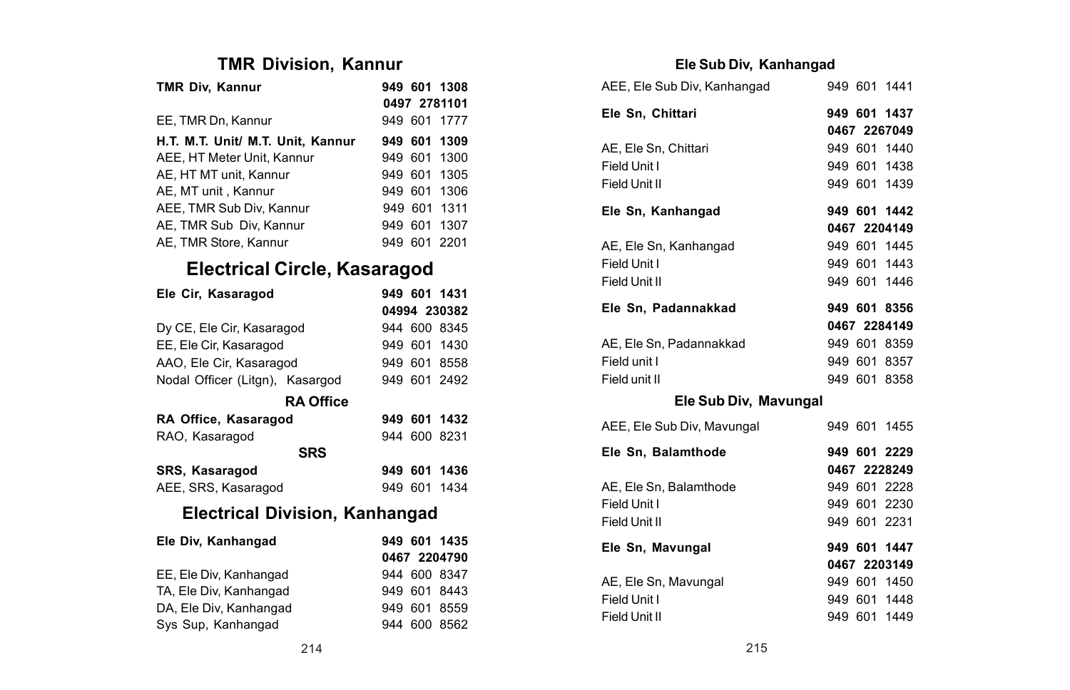## TMR Division, Kannur

| | |
|---|---|
| **TMR Div, Kannur** | **949 601 1308** |
| | **0497 2781101** |
| EE, TMR Dn, Kannur | 949 601 1777 |
| **H.T. M.T. Unit/ M.T. Unit, Kannur** | **949 601 1309** |
| AEE, HT Meter Unit, Kannur | 949 601 1300 |
| AE, HT MT unit, Kannur | 949 601 1305 |
| AE, MT unit , Kannur | 949 601 1306 |
| AEE, TMR Sub Div, Kannur | 949 601 1311 |
| AE, TMR Sub Div, Kannur | 949 601 1307 |
| AE, TMR Store, Kannur | 949 601 2201 |

## Electrical Circle, Kasaragod

| | |
|---|---|
| **Ele Cir, Kasaragod** | **949 601 1431** |
| | **04994 230382** |
| Dy CE, Ele Cir, Kasaragod | 944 600 8345 |
| EE, Ele Cir, Kasaragod | 949 601 1430 |
| AAO, Ele Cir, Kasaragod | 949 601 8558 |
| Nodal Officer (Litgn), Kasargod | 949 601 2492 |

### RA Office

| | |
|---|---|
| **RA Office, Kasaragod** | **949 601 1432** |
| RAO, Kasaragod | 944 600 8231 |

### SRS

| | |
|---|---|
| **SRS, Kasaragod** | **949 601 1436** |
| AEE, SRS, Kasaragod | 949 601 1434 |

## Electrical Division, Kanhangad

| | |
|---|---|
| **Ele Div, Kanhangad** | **949 601 1435** |
| | **0467 2204790** |
| EE, Ele Div, Kanhangad | 944 600 8347 |
| TA, Ele Div, Kanhangad | 949 601 8443 |
| DA, Ele Div, Kanhangad | 949 601 8559 |
| Sys Sup, Kanhangad | 944 600 8562 |

### Ele Sub Div, Kanhangad

| | |
|---|---|
| AEE, Ele Sub Div, Kanhangad | 949 601 1441 |
| **Ele Sn, Chittari** | **949 601 1437** |
| | **0467 2267049** |
| AE, Ele Sn, Chittari | 949 601 1440 |
| Field Unit I | 949 601 1438 |
| Field Unit II | 949 601 1439 |
| **Ele Sn, Kanhangad** | **949 601 1442** |
| | **0467 2204149** |
| AE, Ele Sn, Kanhangad | 949 601 1445 |
| Field Unit I | 949 601 1443 |
| Field Unit II | 949 601 1446 |
| **Ele Sn, Padannakkad** | **949 601 8356** |
| | **0467 2284149** |
| AE, Ele Sn, Padannakkad | 949 601 8359 |
| Field unit I | 949 601 8357 |
| Field unit II | 949 601 8358 |

### Ele Sub Div, Mavungal

| | |
|---|---|
| AEE, Ele Sub Div, Mavungal | 949 601 1455 |
| **Ele Sn, Balamthode** | **949 601 2229** |
| | **0467 2228249** |
| AE, Ele Sn, Balamthode | 949 601 2228 |
| Field Unit I | 949 601 2230 |
| Field Unit II | 949 601 2231 |
| **Ele Sn, Mavungal** | **949 601 1447** |
| | **0467 2203149** |
| AE, Ele Sn, Mavungal | 949 601 1450 |
| Field Unit I | 949 601 1448 |
| Field Unit II | 949 601 1449 |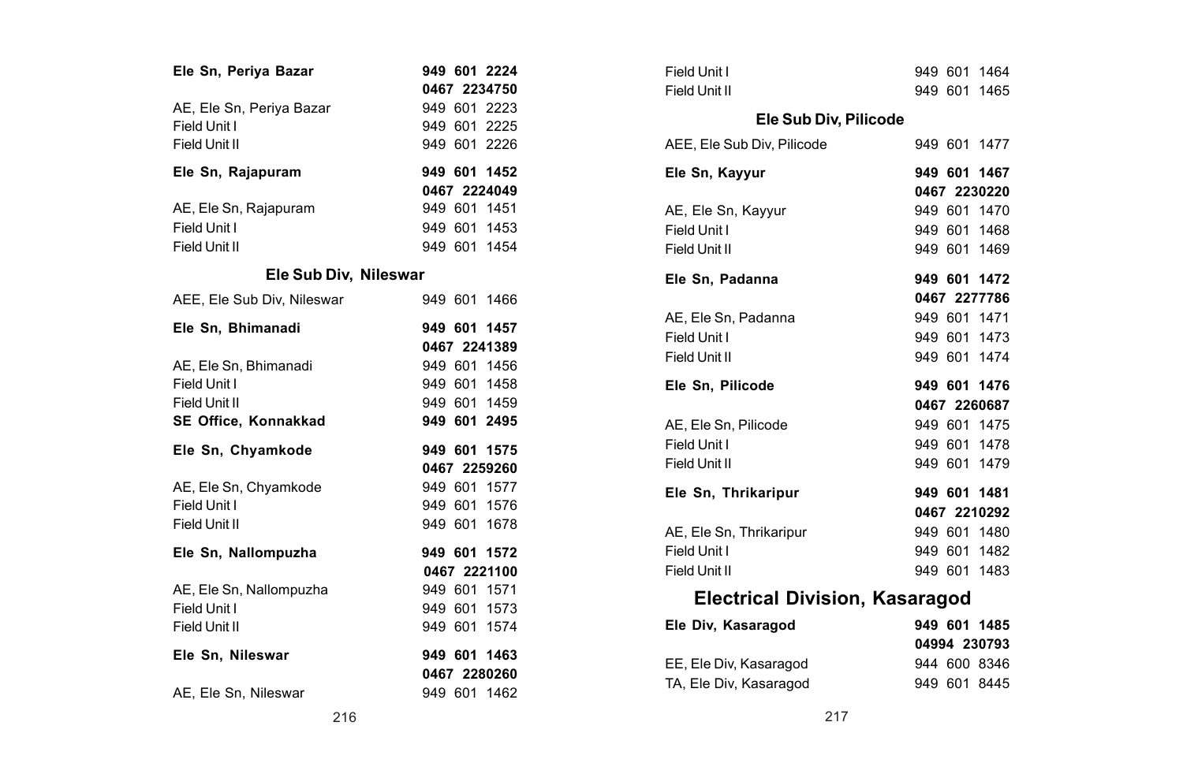| | |
|---|---|
| **Ele Sn, Periya Bazar** | **949 601 2224** |
| | **0467 2234750** |
| AE, Ele Sn, Periya Bazar | 949 601 2223 |
| Field Unit I | 949 601 2225 |
| Field Unit II | 949 601 2226 |
| **Ele Sn, Rajapuram** | **949 601 1452** |
| | **0467 2224049** |
| AE, Ele Sn, Rajapuram | 949 601 1451 |
| Field Unit I | 949 601 1453 |
| Field Unit II | 949 601 1454 |

### Ele Sub Div, Nileswar

| | |
|---|---|
| AEE, Ele Sub Div, Nileswar | 949 601 1466 |
| **Ele Sn, Bhimanadi** | **949 601 1457** |
| | **0467 2241389** |
| AE, Ele Sn, Bhimanadi | 949 601 1456 |
| Field Unit I | 949 601 1458 |
| Field Unit II | 949 601 1459 |
| **SE Office, Konnakkad** | **949 601 2495** |
| **Ele Sn, Chyamkode** | **949 601 1575** |
| | **0467 2259260** |
| AE, Ele Sn, Chyamkode | 949 601 1577 |
| Field Unit I | 949 601 1576 |
| Field Unit II | 949 601 1678 |
| **Ele Sn, Nallompuzha** | **949 601 1572** |
| | **0467 2221100** |
| AE, Ele Sn, Nallompuzha | 949 601 1571 |
| Field Unit I | 949 601 1573 |
| Field Unit II | 949 601 1574 |
| **Ele Sn, Nileswar** | **949 601 1463** |
| | **0467 2280260** |
| AE, Ele Sn, Nileswar | 949 601 1462 |
| Field Unit I | 949 601 1464 |
| Field Unit II | 949 601 1465 |

### Ele Sub Div, Pilicode

| | |
|---|---|
| AEE, Ele Sub Div, Pilicode | 949 601 1477 |
| **Ele Sn, Kayyur** | **949 601 1467** |
| | **0467 2230220** |
| AE, Ele Sn, Kayyur | 949 601 1470 |
| Field Unit I | 949 601 1468 |
| Field Unit II | 949 601 1469 |
| **Ele Sn, Padanna** | **949 601 1472** |
| | **0467 2277786** |
| AE, Ele Sn, Padanna | 949 601 1471 |
| Field Unit I | 949 601 1473 |
| Field Unit II | 949 601 1474 |
| **Ele Sn, Pilicode** | **949 601 1476** |
| | **0467 2260687** |
| AE, Ele Sn, Pilicode | 949 601 1475 |
| Field Unit I | 949 601 1478 |
| Field Unit II | 949 601 1479 |
| **Ele Sn, Thrikaripur** | **949 601 1481** |
| | **0467 2210292** |
| AE, Ele Sn, Thrikaripur | 949 601 1480 |
| Field Unit I | 949 601 1482 |
| Field Unit II | 949 601 1483 |

## Electrical Division, Kasaragod

| | |
|---|---|
| **Ele Div, Kasaragod** | **949 601 1485** |
| | **04994 230793** |
| EE, Ele Div, Kasaragod | 944 600 8346 |
| TA, Ele Div, Kasaragod | 949 601 8445 |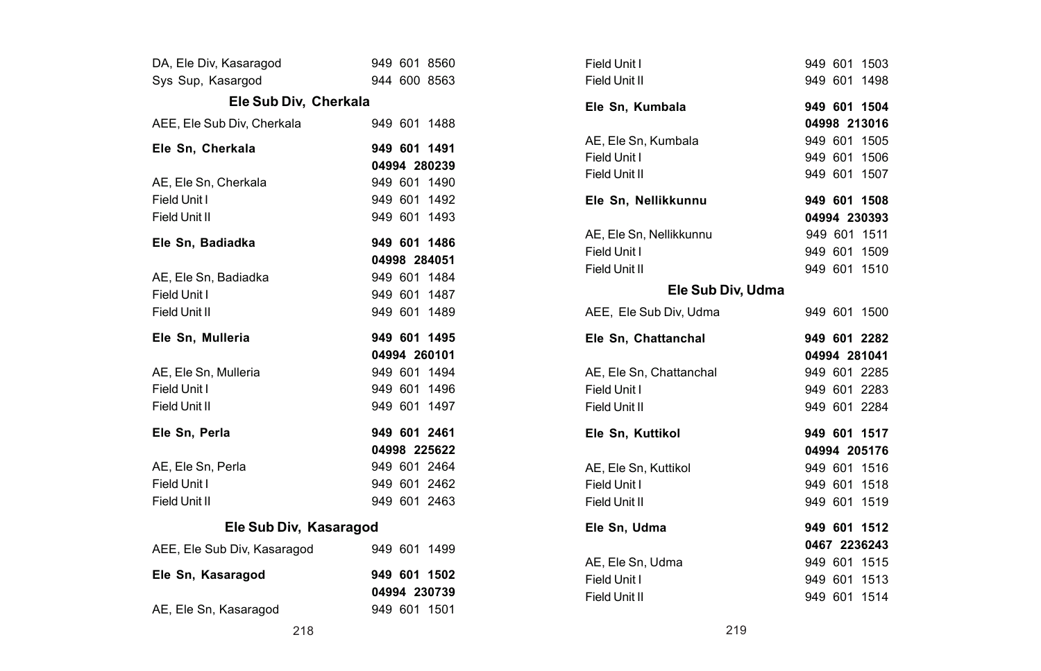| | |
|---|---|
| DA, Ele Div, Kasaragod | 949 601 8560 |
| Sys Sup, Kasargod | 944 600 8563 |

## Ele Sub Div, Cherkala

| | |
|---|---|
| AEE, Ele Sub Div, Cherkala | 949 601 1488 |
| **Ele Sn, Cherkala** | **949 601 1491** |
| | **04994 280239** |
| AE, Ele Sn, Cherkala | 949 601 1490 |
| Field Unit I | 949 601 1492 |
| Field Unit II | 949 601 1493 |
| **Ele Sn, Badiadka** | **949 601 1486** |
| | **04998 284051** |
| AE, Ele Sn, Badiadka | 949 601 1484 |
| Field Unit I | 949 601 1487 |
| Field Unit II | 949 601 1489 |
| **Ele Sn, Mulleria** | **949 601 1495** |
| | **04994 260101** |
| AE, Ele Sn, Mulleria | 949 601 1494 |
| Field Unit I | 949 601 1496 |
| Field Unit II | 949 601 1497 |
| **Ele Sn, Perla** | **949 601 2461** |
| | **04998 225622** |
| AE, Ele Sn, Perla | 949 601 2464 |
| Field Unit I | 949 601 2462 |
| Field Unit II | 949 601 2463 |

## Ele Sub Div, Kasaragod

| | |
|---|---|
| AEE, Ele Sub Div, Kasaragod | 949 601 1499 |
| **Ele Sn, Kasaragod** | **949 601 1502** |
| | **04994 230739** |
| AE, Ele Sn, Kasaragod | 949 601 1501 |
| Field Unit I | 949 601 1503 |
| Field Unit II | 949 601 1498 |
| **Ele Sn, Kumbala** | **949 601 1504** |
| | **04998 213016** |
| AE, Ele Sn, Kumbala | 949 601 1505 |
| Field Unit I | 949 601 1506 |
| Field Unit II | 949 601 1507 |
| **Ele Sn, Nellikkunnu** | **949 601 1508** |
| | **04994 230393** |
| AE, Ele Sn, Nellikkunnu | 949 601 1511 |
| Field Unit I | 949 601 1509 |
| Field Unit II | 949 601 1510 |

## Ele Sub Div, Udma

| | |
|---|---|
| AEE, Ele Sub Div, Udma | 949 601 1500 |
| **Ele Sn, Chattanchal** | **949 601 2282** |
| | **04994 281041** |
| AE, Ele Sn, Chattanchal | 949 601 2285 |
| Field Unit I | 949 601 2283 |
| Field Unit II | 949 601 2284 |
| **Ele Sn, Kuttikol** | **949 601 1517** |
| | **04994 205176** |
| AE, Ele Sn, Kuttikol | 949 601 1516 |
| Field Unit I | 949 601 1518 |
| Field Unit II | 949 601 1519 |
| **Ele Sn, Udma** | **949 601 1512** |
| | **0467 2236243** |
| AE, Ele Sn, Udma | 949 601 1515 |
| Field Unit I | 949 601 1513 |
| Field Unit II | 949 601 1514 |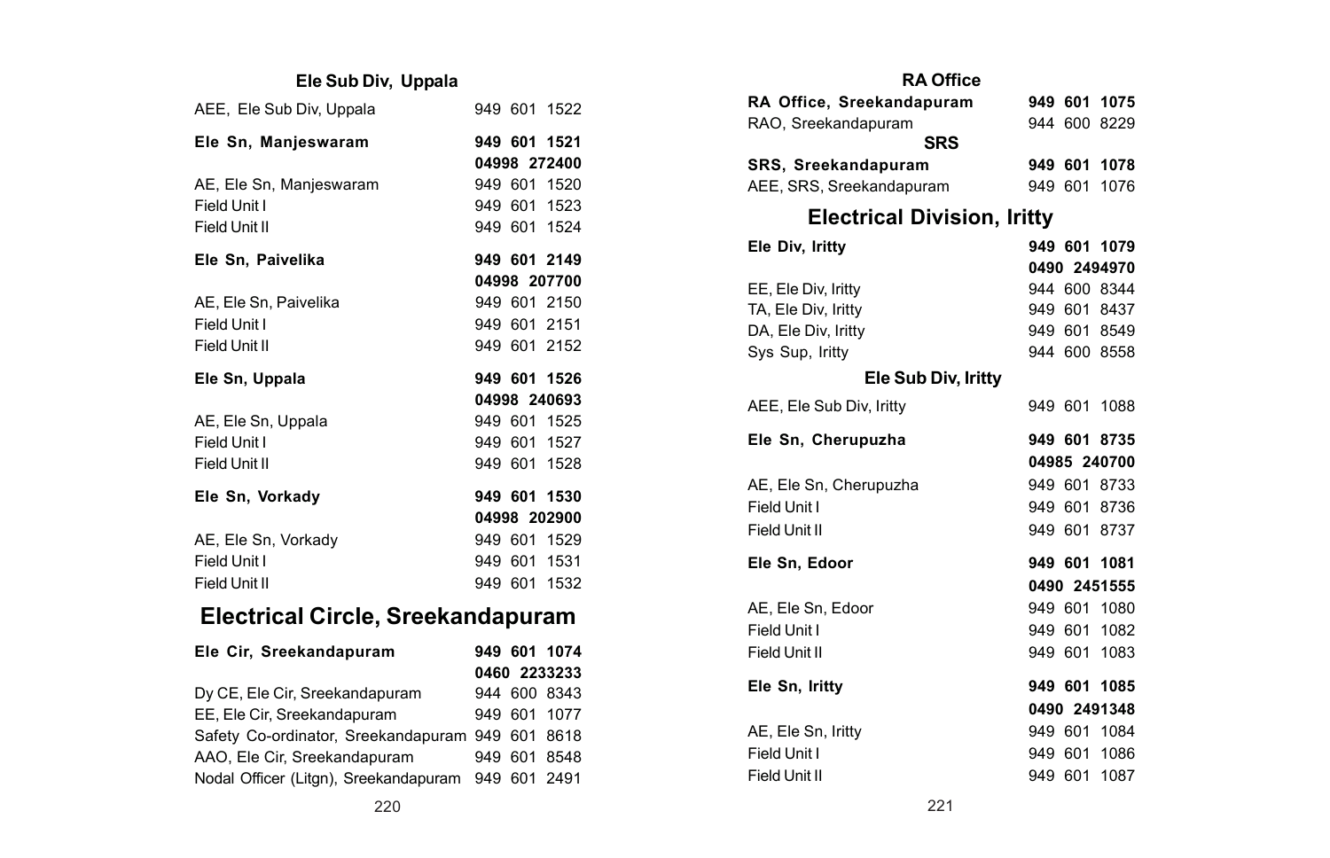**Ele Sub Div, Uppala**

| | |
|---|---|
| AEE, Ele Sub Div, Uppala | 949 601 1522 |
| **Ele Sn, Manjeswaram** | **949 601 1521** |
| | **04998 272400** |
| AE, Ele Sn, Manjeswaram | 949 601 1520 |
| Field Unit I | 949 601 1523 |
| Field Unit II | 949 601 1524 |
| **Ele Sn, Paivelika** | **949 601 2149** |
| | **04998 207700** |
| AE, Ele Sn, Paivelika | 949 601 2150 |
| Field Unit I | 949 601 2151 |
| Field Unit II | 949 601 2152 |
| **Ele Sn, Uppala** | **949 601 1526** |
| | **04998 240693** |
| AE, Ele Sn, Uppala | 949 601 1525 |
| Field Unit I | 949 601 1527 |
| Field Unit II | 949 601 1528 |
| **Ele Sn, Vorkady** | **949 601 1530** |
| | **04998 202900** |
| AE, Ele Sn, Vorkady | 949 601 1529 |
| Field Unit I | 949 601 1531 |
| Field Unit II | 949 601 1532 |

## Electrical Circle, Sreekandapuram

| | |
|---|---|
| **Ele Cir, Sreekandapuram** | **949 601 1074** |
| | **0460 2233233** |
| Dy CE, Ele Cir, Sreekandapuram | 944 600 8343 |
| EE, Ele Cir, Sreekandapuram | 949 601 1077 |
| Safety Co-ordinator, Sreekandapuram | 949 601 8618 |
| AAO, Ele Cir, Sreekandapuram | 949 601 8548 |
| Nodal Officer (Litgn), Sreekandapuram | 949 601 2491 |

**RA Office**

| | |
|---|---|
| **RA Office, Sreekandapuram** | **949 601 1075** |
| RAO, Sreekandapuram | 944 600 8229 |

**SRS**

| | |
|---|---|
| **SRS, Sreekandapuram** | **949 601 1078** |
| AEE, SRS, Sreekandapuram | 949 601 1076 |

## Electrical Division, Iritty

| | |
|---|---|
| **Ele Div, Iritty** | **949 601 1079** |
| | **0490 2494970** |
| EE, Ele Div, Iritty | 944 600 8344 |
| TA, Ele Div, Iritty | 949 601 8437 |
| DA, Ele Div, Iritty | 949 601 8549 |
| Sys Sup, Iritty | 944 600 8558 |

**Ele Sub Div, Iritty**

| | |
|---|---|
| AEE, Ele Sub Div, Iritty | 949 601 1088 |
| **Ele Sn, Cherupuzha** | **949 601 8735** |
| | **04985 240700** |
| AE, Ele Sn, Cherupuzha | 949 601 8733 |
| Field Unit I | 949 601 8736 |
| Field Unit II | 949 601 8737 |
| **Ele Sn, Edoor** | **949 601 1081** |
| | **0490 2451555** |
| AE, Ele Sn, Edoor | 949 601 1080 |
| Field Unit I | 949 601 1082 |
| Field Unit II | 949 601 1083 |
| **Ele Sn, Iritty** | **949 601 1085** |
| | **0490 2491348** |
| AE, Ele Sn, Iritty | 949 601 1084 |
| Field Unit I | 949 601 1086 |
| Field Unit II | 949 601 1087 |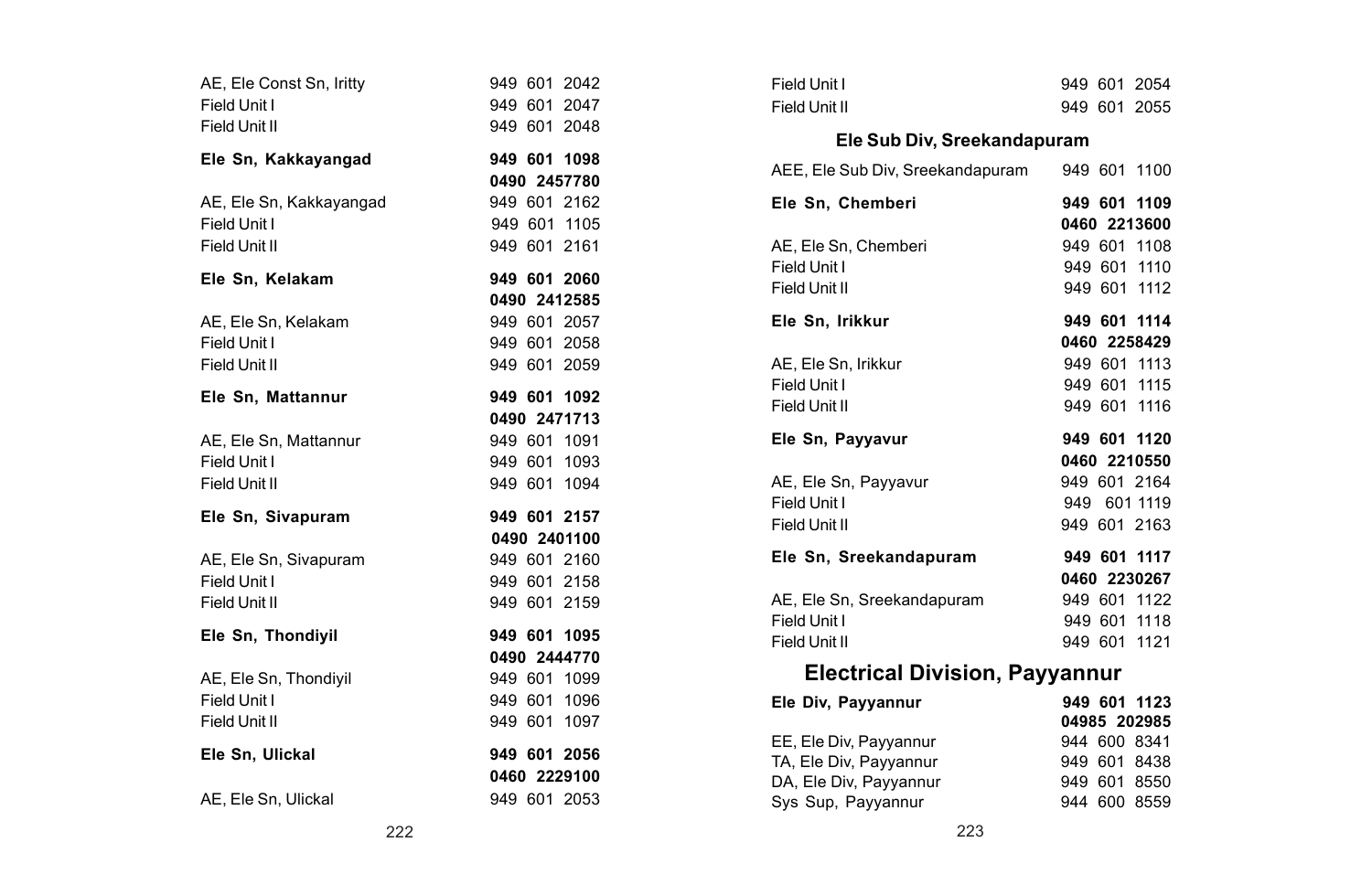| | |
|---|---|
| AE, Ele Const Sn, Iritty | 949 601 2042 |
| Field Unit I | 949 601 2047 |
| Field Unit II | 949 601 2048 |
| **Ele Sn, Kakkayangad** | **949 601 1098** |
| | **0490 2457780** |
| AE, Ele Sn, Kakkayangad | 949 601 2162 |
| Field Unit I | 949 601 1105 |
| Field Unit II | 949 601 2161 |
| **Ele Sn, Kelakam** | **949 601 2060** |
| | **0490 2412585** |
| AE, Ele Sn, Kelakam | 949 601 2057 |
| Field Unit I | 949 601 2058 |
| Field Unit II | 949 601 2059 |
| **Ele Sn, Mattannur** | **949 601 1092** |
| | **0490 2471713** |
| AE, Ele Sn, Mattannur | 949 601 1091 |
| Field Unit I | 949 601 1093 |
| Field Unit II | 949 601 1094 |
| **Ele Sn, Sivapuram** | **949 601 2157** |
| | **0490 2401100** |
| AE, Ele Sn, Sivapuram | 949 601 2160 |
| Field Unit I | 949 601 2158 |
| Field Unit II | 949 601 2159 |
| **Ele Sn, Thondiyil** | **949 601 1095** |
| | **0490 2444770** |
| AE, Ele Sn, Thondiyil | 949 601 1099 |
| Field Unit I | 949 601 1096 |
| Field Unit II | 949 601 1097 |
| **Ele Sn, Ulickal** | **949 601 2056** |
| | **0460 2229100** |
| AE, Ele Sn, Ulickal | 949 601 2053 |
| Field Unit I | 949 601 2054 |
| Field Unit II | 949 601 2055 |

### Ele Sub Div, Sreekandapuram

| | |
|---|---|
| AEE, Ele Sub Div, Sreekandapuram | 949 601 1100 |
| **Ele Sn, Chemberi** | **949 601 1109** |
| | **0460 2213600** |
| AE, Ele Sn, Chemberi | 949 601 1108 |
| Field Unit I | 949 601 1110 |
| Field Unit II | 949 601 1112 |
| **Ele Sn, Irikkur** | **949 601 1114** |
| | **0460 2258429** |
| AE, Ele Sn, Irikkur | 949 601 1113 |
| Field Unit I | 949 601 1115 |
| Field Unit II | 949 601 1116 |
| **Ele Sn, Payyavur** | **949 601 1120** |
| | **0460 2210550** |
| AE, Ele Sn, Payyavur | 949 601 2164 |
| Field Unit I | 949 601 1119 |
| Field Unit II | 949 601 2163 |
| **Ele Sn, Sreekandapuram** | **949 601 1117** |
| | **0460 2230267** |
| AE, Ele Sn, Sreekandapuram | 949 601 1122 |
| Field Unit I | 949 601 1118 |
| Field Unit II | 949 601 1121 |

## Electrical Division, Payyannur

| | |
|---|---|
| **Ele Div, Payyannur** | **949 601 1123** |
| | **04985 202985** |
| EE, Ele Div, Payyannur | 944 600 8341 |
| TA, Ele Div, Payyannur | 949 601 8438 |
| DA, Ele Div, Payyannur | 949 601 8550 |
| Sys Sup, Payyannur | 944 600 8559 |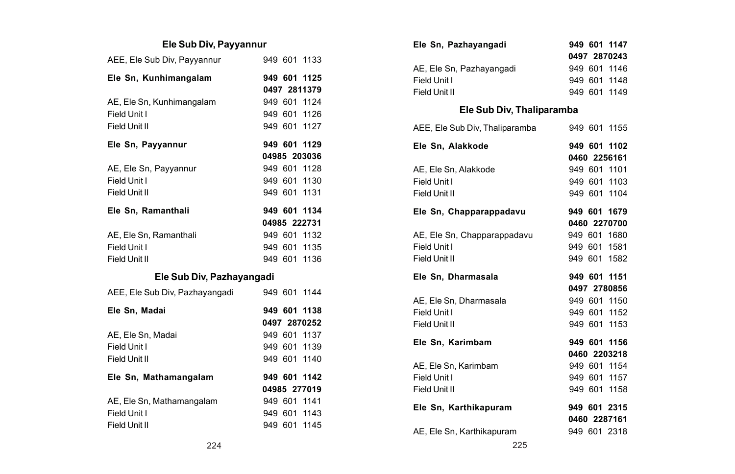## Ele Sub Div, Payyannur

| | |
|---|---|
| AEE, Ele Sub Div, Payyannur | 949 601 1133 |
| **Ele Sn, Kunhimangalam** | **949 601 1125** |
| | **0497 2811379** |
| AE, Ele Sn, Kunhimangalam | 949 601 1124 |
| Field Unit I | 949 601 1126 |
| Field Unit II | 949 601 1127 |
| **Ele Sn, Payyannur** | **949 601 1129** |
| | **04985 203036** |
| AE, Ele Sn, Payyannur | 949 601 1128 |
| Field Unit I | 949 601 1130 |
| Field Unit II | 949 601 1131 |
| **Ele Sn, Ramanthali** | **949 601 1134** |
| | **04985 222731** |
| AE, Ele Sn, Ramanthali | 949 601 1132 |
| Field Unit I | 949 601 1135 |
| Field Unit II | 949 601 1136 |

## Ele Sub Div, Pazhayangadi

| | |
|---|---|
| AEE, Ele Sub Div, Pazhayangadi | 949 601 1144 |
| **Ele Sn, Madai** | **949 601 1138** |
| | **0497 2870252** |
| AE, Ele Sn, Madai | 949 601 1137 |
| Field Unit I | 949 601 1139 |
| Field Unit II | 949 601 1140 |
| **Ele Sn, Mathamangalam** | **949 601 1142** |
| | **04985 277019** |
| AE, Ele Sn, Mathamangalam | 949 601 1141 |
| Field Unit I | 949 601 1143 |
| Field Unit II | 949 601 1145 |
| **Ele Sn, Pazhayangadi** | **949 601 1147** |
| | **0497 2870243** |
| AE, Ele Sn, Pazhayangadi | 949 601 1146 |
| Field Unit I | 949 601 1148 |
| Field Unit II | 949 601 1149 |

## Ele Sub Div, Thaliparamba

| | |
|---|---|
| AEE, Ele Sub Div, Thaliparamba | 949 601 1155 |
| **Ele Sn, Alakkode** | **949 601 1102** |
| | **0460 2256161** |
| AE, Ele Sn, Alakkode | 949 601 1101 |
| Field Unit I | 949 601 1103 |
| Field Unit II | 949 601 1104 |
| **Ele Sn, Chapparappadavu** | **949 601 1679** |
| | **0460 2270700** |
| AE, Ele Sn, Chapparappadavu | 949 601 1680 |
| Field Unit I | 949 601 1581 |
| Field Unit II | 949 601 1582 |
| **Ele Sn, Dharmasala** | **949 601 1151** |
| | **0497 2780856** |
| AE, Ele Sn, Dharmasala | 949 601 1150 |
| Field Unit I | 949 601 1152 |
| Field Unit II | 949 601 1153 |
| **Ele Sn, Karimbam** | **949 601 1156** |
| | **0460 2203218** |
| AE, Ele Sn, Karimbam | 949 601 1154 |
| Field Unit I | 949 601 1157 |
| Field Unit II | 949 601 1158 |
| **Ele Sn, Karthikapuram** | **949 601 2315** |
| | **0460 2287161** |
| AE, Ele Sn, Karthikapuram | 949 601 2318 |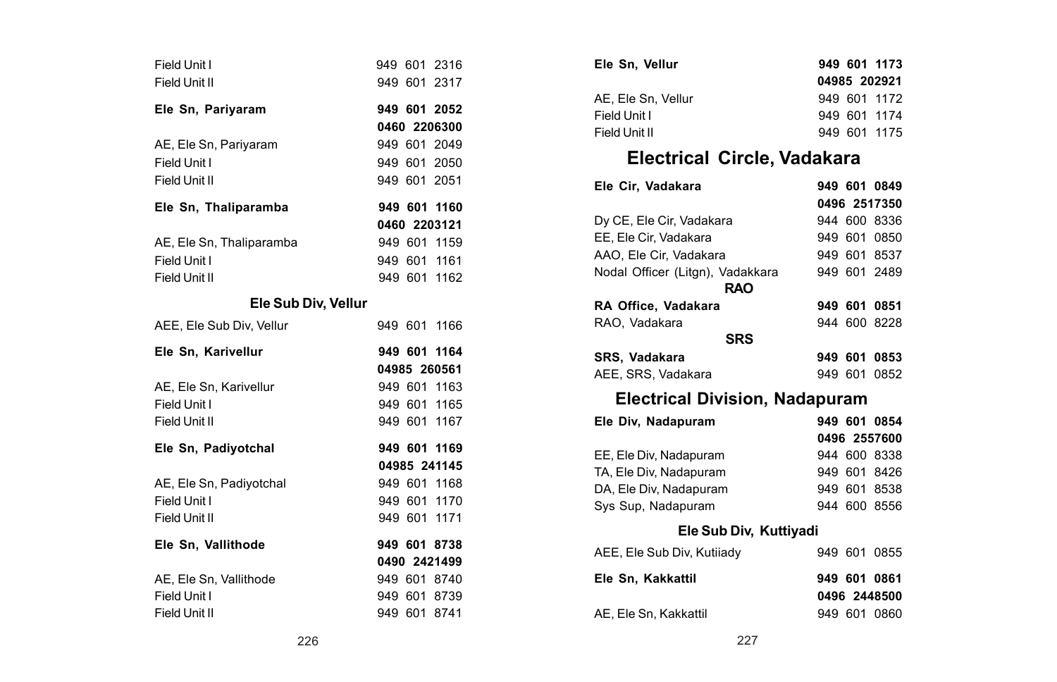| | |
|---|---|
| Field Unit I | 949 601 2316 |
| Field Unit II | 949 601 2317 |
| **Ele Sn, Pariyaram** | **949 601 2052** |
| | **0460 2206300** |
| AE, Ele Sn, Pariyaram | 949 601 2049 |
| Field Unit I | 949 601 2050 |
| Field Unit II | 949 601 2051 |
| **Ele Sn, Thaliparamba** | **949 601 1160** |
| | **0460 2203121** |
| AE, Ele Sn, Thaliparamba | 949 601 1159 |
| Field Unit I | 949 601 1161 |
| Field Unit II | 949 601 1162 |

### Ele Sub Div, Vellur

| | |
|---|---|
| AEE, Ele Sub Div, Vellur | 949 601 1166 |
| **Ele Sn, Karivellur** | **949 601 1164** |
| | **04985 260561** |
| AE, Ele Sn, Karivellur | 949 601 1163 |
| Field Unit I | 949 601 1165 |
| Field Unit II | 949 601 1167 |
| **Ele Sn, Padiyotchal** | **949 601 1169** |
| | **04985 241145** |
| AE, Ele Sn, Padiyotchal | 949 601 1168 |
| Field Unit I | 949 601 1170 |
| Field Unit II | 949 601 1171 |
| **Ele Sn, Vallithode** | **949 601 8738** |
| | **0490 2421499** |
| AE, Ele Sn, Vallithode | 949 601 8740 |
| Field Unit I | 949 601 8739 |
| Field Unit II | 949 601 8741 |
| **Ele Sn, Vellur** | **949 601 1173** |
| | **04985 202921** |
| AE, Ele Sn, Vellur | 949 601 1172 |
| Field Unit I | 949 601 1174 |
| Field Unit II | 949 601 1175 |

## Electrical Circle, Vadakara

| | |
|---|---|
| **Ele Cir, Vadakara** | **949 601 0849** |
| | **0496 2517350** |
| Dy CE, Ele Cir, Vadakara | 944 600 8336 |
| EE, Ele Cir, Vadakara | 949 601 0850 |
| AAO, Ele Cir, Vadakara | 949 601 8537 |
| Nodal Officer (Litgn), Vadakkara | 949 601 2489 |

### RAO

| | |
|---|---|
| **RA Office, Vadakara** | **949 601 0851** |
| RAO, Vadakara | 944 600 8228 |

### SRS

| | |
|---|---|
| **SRS, Vadakara** | **949 601 0853** |
| AEE, SRS, Vadakara | 949 601 0852 |

## Electrical Division, Nadapuram

| | |
|---|---|
| **Ele Div, Nadapuram** | **949 601 0854** |
| | **0496 2557600** |
| EE, Ele Div, Nadapuram | 944 600 8338 |
| TA, Ele Div, Nadapuram | 949 601 8426 |
| DA, Ele Div, Nadapuram | 949 601 8538 |
| Sys Sup, Nadapuram | 944 600 8556 |

### Ele Sub Div, Kuttiyadi

| | |
|---|---|
| AEE, Ele Sub Div, Kutiiady | 949 601 0855 |
| **Ele Sn, Kakkattil** | **949 601 0861** |
| | **0496 2448500** |
| AE, Ele Sn, Kakkattil | 949 601 0860 |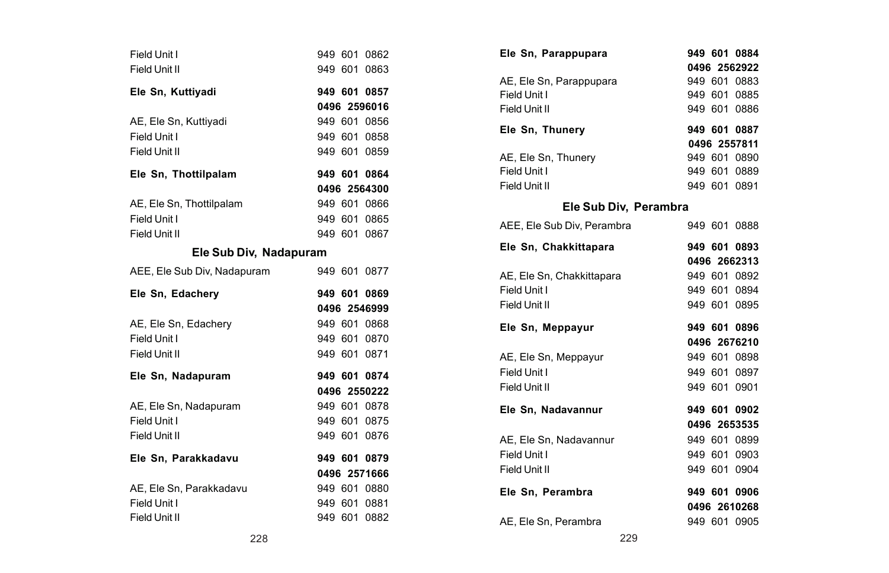| | |
|---|---|
| Field Unit I | 949 601 0862 |
| Field Unit II | 949 601 0863 |
| **Ele Sn, Kuttiyadi** | **949 601 0857** |
| | **0496 2596016** |
| AE, Ele Sn, Kuttiyadi | 949 601 0856 |
| Field Unit I | 949 601 0858 |
| Field Unit II | 949 601 0859 |
| **Ele Sn, Thottilpalam** | **949 601 0864** |
| | **0496 2564300** |
| AE, Ele Sn, Thottilpalam | 949 601 0866 |
| Field Unit I | 949 601 0865 |
| Field Unit II | 949 601 0867 |

## Ele Sub Div, Nadapuram

| | |
|---|---|
| AEE, Ele Sub Div, Nadapuram | 949 601 0877 |
| **Ele Sn, Edachery** | **949 601 0869** |
| | **0496 2546999** |
| AE, Ele Sn, Edachery | 949 601 0868 |
| Field Unit I | 949 601 0870 |
| Field Unit II | 949 601 0871 |
| **Ele Sn, Nadapuram** | **949 601 0874** |
| | **0496 2550222** |
| AE, Ele Sn, Nadapuram | 949 601 0878 |
| Field Unit I | 949 601 0875 |
| Field Unit II | 949 601 0876 |
| **Ele Sn, Parakkadavu** | **949 601 0879** |
| | **0496 2571666** |
| AE, Ele Sn, Parakkadavu | 949 601 0880 |
| Field Unit I | 949 601 0881 |
| Field Unit II | 949 601 0882 |
| **Ele Sn, Parappupara** | **949 601 0884** |
| | **0496 2562922** |
| AE, Ele Sn, Parappupara | 949 601 0883 |
| Field Unit I | 949 601 0885 |
| Field Unit II | 949 601 0886 |
| **Ele Sn, Thunery** | **949 601 0887** |
| | **0496 2557811** |
| AE, Ele Sn, Thunery | 949 601 0890 |
| Field Unit I | 949 601 0889 |
| Field Unit II | 949 601 0891 |

## Ele Sub Div, Perambra

| | |
|---|---|
| AEE, Ele Sub Div, Perambra | 949 601 0888 |
| **Ele Sn, Chakkittapara** | **949 601 0893** |
| | **0496 2662313** |
| AE, Ele Sn, Chakkittapara | 949 601 0892 |
| Field Unit I | 949 601 0894 |
| Field Unit II | 949 601 0895 |
| **Ele Sn, Meppayur** | **949 601 0896** |
| | **0496 2676210** |
| AE, Ele Sn, Meppayur | 949 601 0898 |
| Field Unit I | 949 601 0897 |
| Field Unit II | 949 601 0901 |
| **Ele Sn, Nadavannur** | **949 601 0902** |
| | **0496 2653535** |
| AE, Ele Sn, Nadavannur | 949 601 0899 |
| Field Unit I | 949 601 0903 |
| Field Unit II | 949 601 0904 |
| **Ele Sn, Perambra** | **949 601 0906** |
| | **0496 2610268** |
| AE, Ele Sn, Perambra | 949 601 0905 |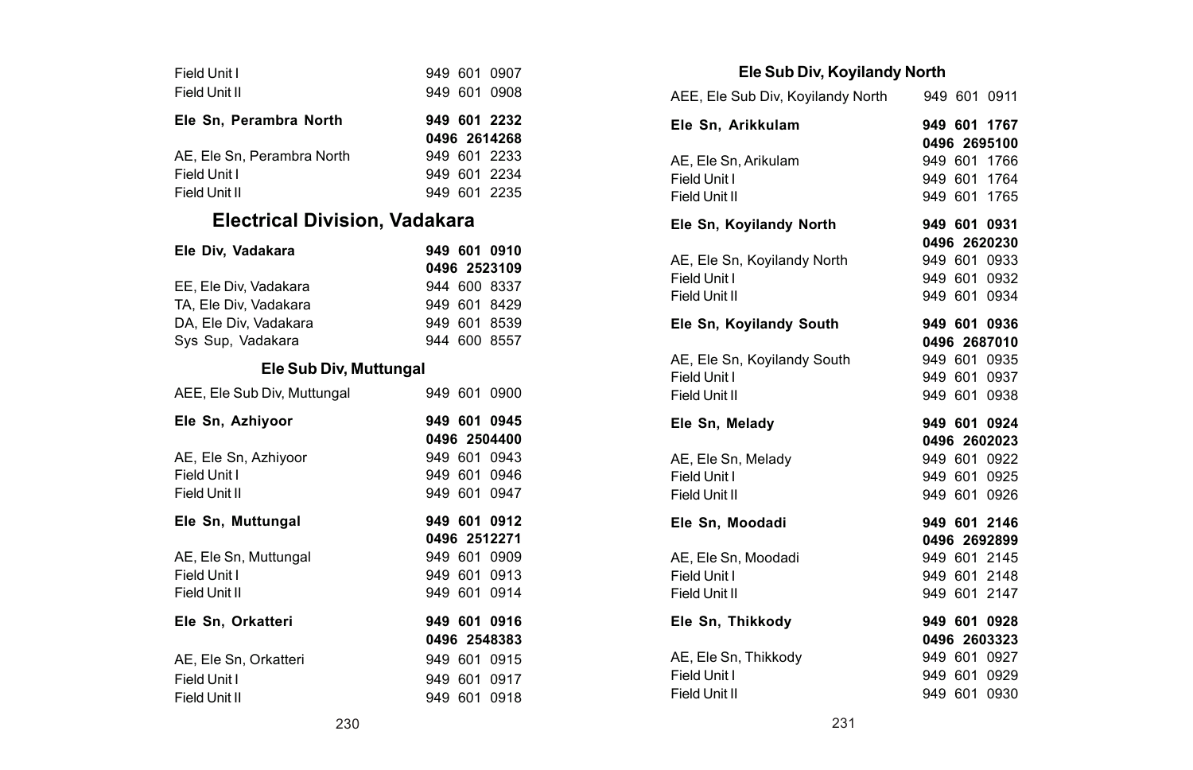| | |
|---|---|
| Field Unit I | 949 601 0907 |
| Field Unit II | 949 601 0908 |
| **Ele Sn, Perambra North** | **949 601 2232** |
| | **0496 2614268** |
| AE, Ele Sn, Perambra North | 949 601 2233 |
| Field Unit I | 949 601 2234 |
| Field Unit II | 949 601 2235 |

## Electrical Division, Vadakara

| | |
|---|---|
| **Ele Div, Vadakara** | **949 601 0910** |
| | **0496 2523109** |
| EE, Ele Div, Vadakara | 944 600 8337 |
| TA, Ele Div, Vadakara | 949 601 8429 |
| DA, Ele Div, Vadakara | 949 601 8539 |
| Sys Sup, Vadakara | 944 600 8557 |

### Ele Sub Div, Muttungal

| | |
|---|---|
| AEE, Ele Sub Div, Muttungal | 949 601 0900 |
| **Ele Sn, Azhiyoor** | **949 601 0945** |
| | **0496 2504400** |
| AE, Ele Sn, Azhiyoor | 949 601 0943 |
| Field Unit I | 949 601 0946 |
| Field Unit II | 949 601 0947 |
| **Ele Sn, Muttungal** | **949 601 0912** |
| | **0496 2512271** |
| AE, Ele Sn, Muttungal | 949 601 0909 |
| Field Unit I | 949 601 0913 |
| Field Unit II | 949 601 0914 |
| **Ele Sn, Orkatteri** | **949 601 0916** |
| | **0496 2548383** |
| AE, Ele Sn, Orkatteri | 949 601 0915 |
| Field Unit I | 949 601 0917 |
| Field Unit II | 949 601 0918 |

### Ele Sub Div, Koyilandy North

| | |
|---|---|
| AEE, Ele Sub Div, Koyilandy North | 949 601 0911 |
| **Ele Sn, Arikkulam** | **949 601 1767** |
| | **0496 2695100** |
| AE, Ele Sn, Arikulam | 949 601 1766 |
| Field Unit I | 949 601 1764 |
| Field Unit II | 949 601 1765 |
| **Ele Sn, Koyilandy North** | **949 601 0931** |
| | **0496 2620230** |
| AE, Ele Sn, Koyilandy North | 949 601 0933 |
| Field Unit I | 949 601 0932 |
| Field Unit II | 949 601 0934 |
| **Ele Sn, Koyilandy South** | **949 601 0936** |
| | **0496 2687010** |
| AE, Ele Sn, Koyilandy South | 949 601 0935 |
| Field Unit I | 949 601 0937 |
| Field Unit II | 949 601 0938 |
| **Ele Sn, Melady** | **949 601 0924** |
| | **0496 2602023** |
| AE, Ele Sn, Melady | 949 601 0922 |
| Field Unit I | 949 601 0925 |
| Field Unit II | 949 601 0926 |
| **Ele Sn, Moodadi** | **949 601 2146** |
| | **0496 2692899** |
| AE, Ele Sn, Moodadi | 949 601 2145 |
| Field Unit I | 949 601 2148 |
| Field Unit II | 949 601 2147 |
| **Ele Sn, Thikkody** | **949 601 0928** |
| | **0496 2603323** |
| AE, Ele Sn, Thikkody | 949 601 0927 |
| Field Unit I | 949 601 0929 |
| Field Unit II | 949 601 0930 |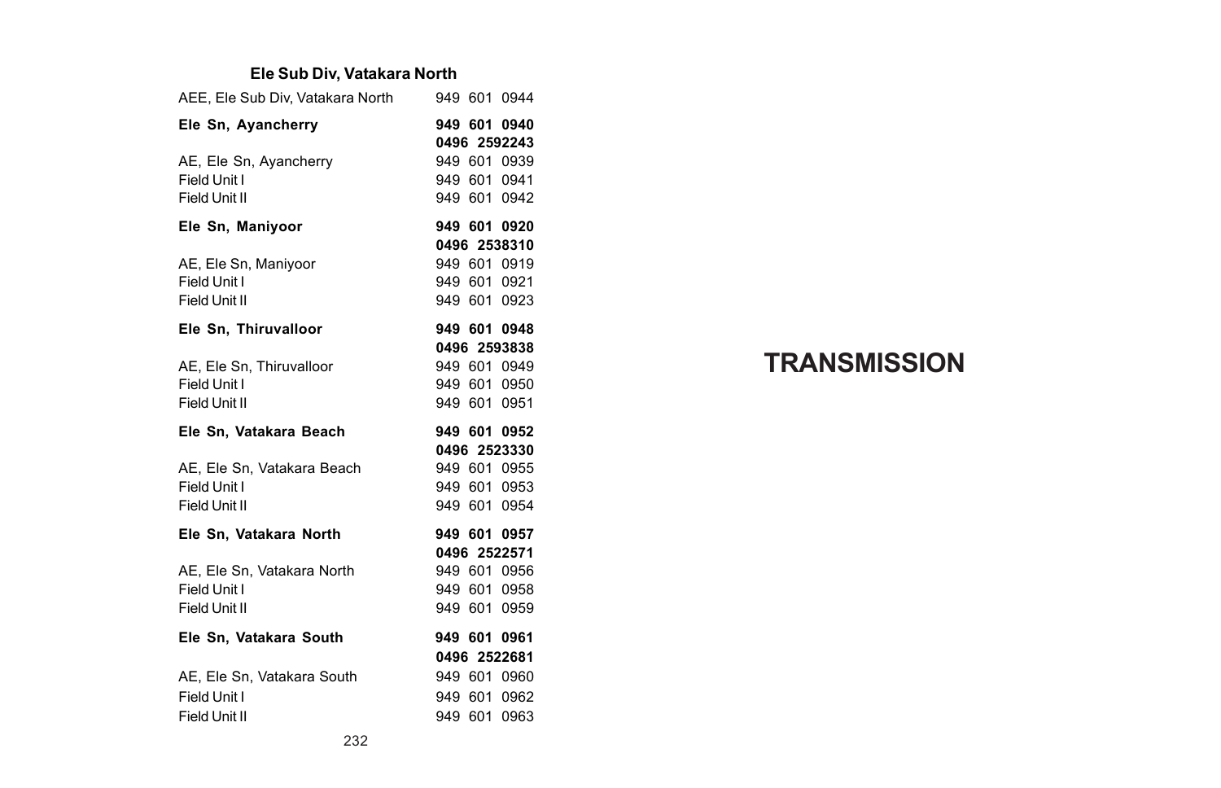## Ele Sub Div, Vatakara North

| | |
|---|---|
| AEE, Ele Sub Div, Vatakara North | 949 601 0944 |
| **Ele Sn, Ayancherry** | **949 601 0940** |
| | **0496 2592243** |
| AE, Ele Sn, Ayancherry | 949 601 0939 |
| Field Unit I | 949 601 0941 |
| Field Unit II | 949 601 0942 |
| **Ele Sn, Maniyoor** | **949 601 0920** |
| | **0496 2538310** |
| AE, Ele Sn, Maniyoor | 949 601 0919 |
| Field Unit I | 949 601 0921 |
| Field Unit II | 949 601 0923 |
| **Ele Sn, Thiruvalloor** | **949 601 0948** |
| | **0496 2593838** |
| AE, Ele Sn, Thiruvalloor | 949 601 0949 |
| Field Unit I | 949 601 0950 |
| Field Unit II | 949 601 0951 |
| **Ele Sn, Vatakara Beach** | **949 601 0952** |
| | **0496 2523330** |
| AE, Ele Sn, Vatakara Beach | 949 601 0955 |
| Field Unit I | 949 601 0953 |
| Field Unit II | 949 601 0954 |
| **Ele Sn, Vatakara North** | **949 601 0957** |
| | **0496 2522571** |
| AE, Ele Sn, Vatakara North | 949 601 0956 |
| Field Unit I | 949 601 0958 |
| Field Unit II | 949 601 0959 |
| **Ele Sn, Vatakara South** | **949 601 0961** |
| | **0496 2522681** |
| AE, Ele Sn, Vatakara South | 949 601 0960 |
| Field Unit I | 949 601 0962 |
| Field Unit II | 949 601 0963 |

# TRANSMISSION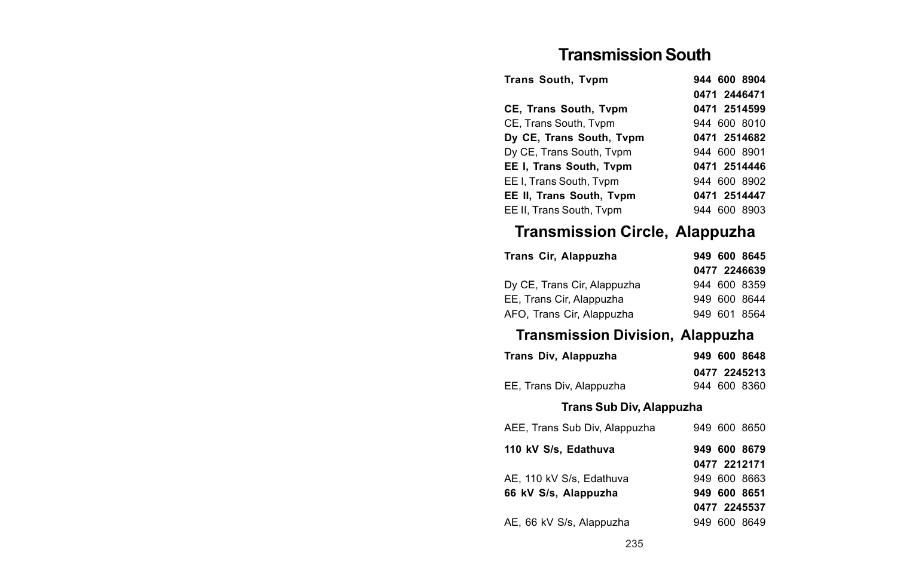# Transmission South

| | |
|---|---|
| **Trans South, Tvpm** | **944 600 8904** |
| | **0471 2446471** |
| **CE, Trans South, Tvpm** | **0471 2514599** |
| CE, Trans South, Tvpm | 944 600 8010 |
| **Dy CE, Trans South, Tvpm** | **0471 2514682** |
| Dy CE, Trans South, Tvpm | 944 600 8901 |
| **EE I, Trans South, Tvpm** | **0471 2514446** |
| EE I, Trans South, Tvpm | 944 600 8902 |
| **EE II, Trans South, Tvpm** | **0471 2514447** |
| EE II, Trans South, Tvpm | 944 600 8903 |

# Transmission Circle, Alappuzha

| | |
|---|---|
| **Trans Cir, Alappuzha** | **949 600 8645** |
| | **0477 2246639** |
| Dy CE, Trans Cir, Alappuzha | 944 600 8359 |
| EE, Trans Cir, Alappuzha | 949 600 8644 |
| AFO, Trans Cir, Alappuzha | 949 601 8564 |

# Transmission Division, Alappuzha

| | |
|---|---|
| **Trans Div, Alappuzha** | **949 600 8648** |
| | **0477 2245213** |
| EE, Trans Div, Alappuzha | 944 600 8360 |

### Trans Sub Div, Alappuzha

| | |
|---|---|
| AEE, Trans Sub Div, Alappuzha | 949 600 8650 |
| **110 kV S/s, Edathuva** | **949 600 8679** |
| | **0477 2212171** |
| AE, 110 kV S/s, Edathuva | 949 600 8663 |
| **66 kV S/s, Alappuzha** | **949 600 8651** |
| | **0477 2245537** |
| AE, 66 kV S/s, Alappuzha | 949 600 8649 |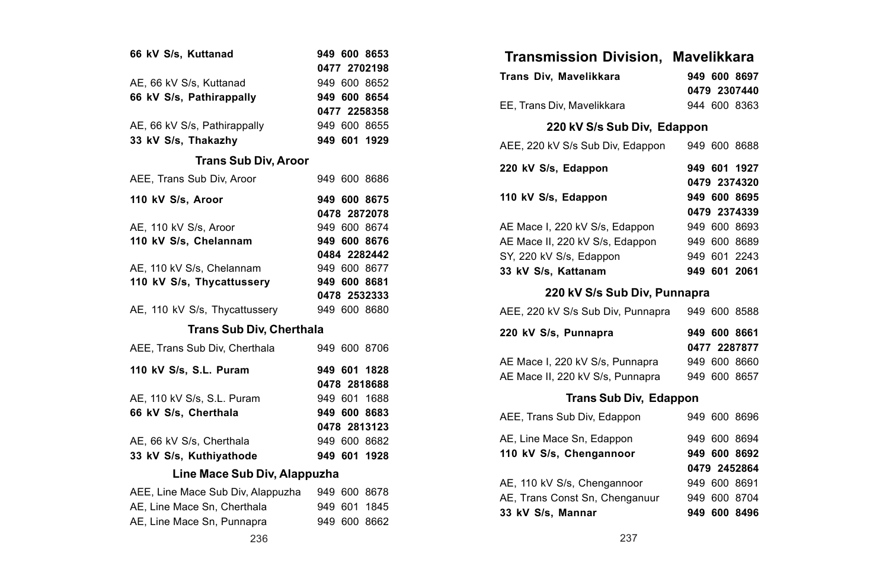| | |
|---|---|
| **66 kV S/s, Kuttanad** | **949 600 8653** |
| | **0477 2702198** |
| AE, 66 kV S/s, Kuttanad | 949 600 8652 |
| **66 kV S/s, Pathirappally** | **949 600 8654** |
| | **0477 2258358** |
| AE, 66 kV S/s, Pathirappally | 949 600 8655 |
| **33 kV S/s, Thakazhy** | **949 601 1929** |

### Trans Sub Div, Aroor

| | |
|---|---|
| AEE, Trans Sub Div, Aroor | 949 600 8686 |
| **110 kV S/s, Aroor** | **949 600 8675** |
| | **0478 2872078** |
| AE, 110 kV S/s, Aroor | 949 600 8674 |
| **110 kV S/s, Chelannam** | **949 600 8676** |
| | **0484 2282442** |
| AE, 110 kV S/s, Chelannam | 949 600 8677 |
| **110 kV S/s, Thycattussery** | **949 600 8681** |
| | **0478 2532333** |
| AE, 110 kV S/s, Thycattussery | 949 600 8680 |

### Trans Sub Div, Cherthala

| | |
|---|---|
| AEE, Trans Sub Div, Cherthala | 949 600 8706 |
| **110 kV S/s, S.L. Puram** | **949 601 1828** |
| | **0478 2818688** |
| AE, 110 kV S/s, S.L. Puram | 949 601 1688 |
| **66 kV S/s, Cherthala** | **949 600 8683** |
| | **0478 2813123** |
| AE, 66 kV S/s, Cherthala | 949 600 8682 |
| **33 kV S/s, Kuthiyathode** | **949 601 1928** |

### Line Mace Sub Div, Alappuzha

| | |
|---|---|
| AEE, Line Mace Sub Div, Alappuzha | 949 600 8678 |
| AE, Line Mace Sn, Cherthala | 949 601 1845 |
| AE, Line Mace Sn, Punnapra | 949 600 8662 |

## Transmission Division, Mavelikkara

| | |
|---|---|
| **Trans Div, Mavelikkara** | **949 600 8697** |
| | **0479 2307440** |
| EE, Trans Div, Mavelikkara | 944 600 8363 |

### 220 kV S/s Sub Div, Edappon

| | |
|---|---|
| AEE, 220 kV S/s Sub Div, Edappon | 949 600 8688 |
| **220 kV S/s, Edappon** | **949 601 1927** |
| | **0479 2374320** |
| **110 kV S/s, Edappon** | **949 600 8695** |
| | **0479 2374339** |
| AE Mace I, 220 kV S/s, Edappon | 949 600 8693 |
| AE Mace II, 220 kV S/s, Edappon | 949 600 8689 |
| SY, 220 kV S/s, Edappon | 949 601 2243 |
| **33 kV S/s, Kattanam** | **949 601 2061** |

### 220 kV S/s Sub Div, Punnapra

| | |
|---|---|
| AEE, 220 kV S/s Sub Div, Punnapra | 949 600 8588 |
| **220 kV S/s, Punnapra** | **949 600 8661** |
| | **0477 2287877** |
| AE Mace I, 220 kV S/s, Punnapra | 949 600 8660 |
| AE Mace II, 220 kV S/s, Punnapra | 949 600 8657 |

### Trans Sub Div, Edappon

| | |
|---|---|
| AEE, Trans Sub Div, Edappon | 949 600 8696 |
| AE, Line Mace Sn, Edappon | 949 600 8694 |
| **110 kV S/s, Chengannoor** | **949 600 8692** |
| | **0479 2452864** |
| AE, 110 kV S/s, Chengannoor | 949 600 8691 |
| AE, Trans Const Sn, Chenganuur | 949 600 8704 |
| **33 kV S/s, Mannar** | **949 600 8496** |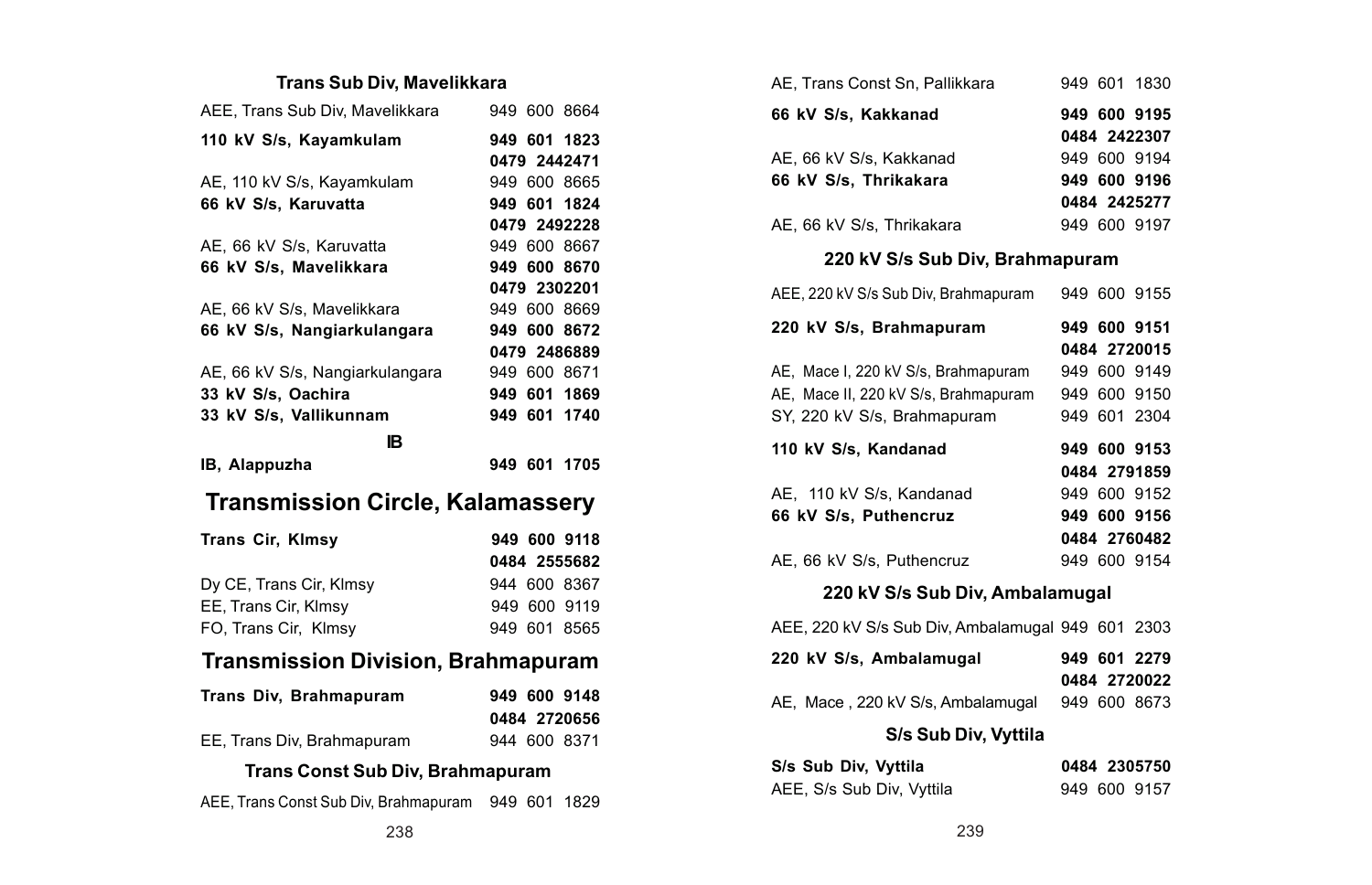### Trans Sub Div, Mavelikkara

| | |
|---|---|
| AEE, Trans Sub Div, Mavelikkara | 949 600 8664 |
| **110 kV S/s, Kayamkulam** | **949 601 1823** |
| | **0479 2442471** |
| AE, 110 kV S/s, Kayamkulam | 949 600 8665 |
| **66 kV S/s, Karuvatta** | **949 601 1824** |
| | **0479 2492228** |
| AE, 66 kV S/s, Karuvatta | 949 600 8667 |
| **66 kV S/s, Mavelikkara** | **949 600 8670** |
| | **0479 2302201** |
| AE, 66 kV S/s, Mavelikkara | 949 600 8669 |
| **66 kV S/s, Nangiarkulangara** | **949 600 8672** |
| | **0479 2486889** |
| AE, 66 kV S/s, Nangiarkulangara | 949 600 8671 |
| **33 kV S/s, Oachira** | **949 601 1869** |
| **33 kV S/s, Vallikunnam** | **949 601 1740** |

### IB

| | |
|---|---|
| **IB, Alappuzha** | **949 601 1705** |

## Transmission Circle, Kalamassery

| | |
|---|---|
| **Trans Cir, Klmsy** | **949 600 9118** |
| | **0484 2555682** |
| Dy CE, Trans Cir, Klmsy | 944 600 8367 |
| EE, Trans Cir, Klmsy | 949 600 9119 |
| FO, Trans Cir, Klmsy | 949 601 8565 |

## Transmission Division, Brahmapuram

| | |
|---|---|
| **Trans Div, Brahmapuram** | **949 600 9148** |
| | **0484 2720656** |
| EE, Trans Div, Brahmapuram | 944 600 8371 |

### Trans Const Sub Div, Brahmapuram

| | |
|---|---|
| AEE, Trans Const Sub Div, Brahmapuram | 949 601 1829 |
| AE, Trans Const Sn, Pallikkara | 949 601 1830 |
| **66 kV S/s, Kakkanad** | **949 600 9195** |
| | **0484 2422307** |
| AE, 66 kV S/s, Kakkanad | 949 600 9194 |
| **66 kV S/s, Thrikakara** | **949 600 9196** |
| | **0484 2425277** |
| AE, 66 kV S/s, Thrikakara | 949 600 9197 |

### 220 kV S/s Sub Div, Brahmapuram

| | |
|---|---|
| AEE, 220 kV S/s Sub Div, Brahmapuram | 949 600 9155 |
| **220 kV S/s, Brahmapuram** | **949 600 9151** |
| | **0484 2720015** |
| AE, Mace I, 220 kV S/s, Brahmapuram | 949 600 9149 |
| AE, Mace II, 220 kV S/s, Brahmapuram | 949 600 9150 |
| SY, 220 kV S/s, Brahmapuram | 949 601 2304 |
| **110 kV S/s, Kandanad** | **949 600 9153** |
| | **0484 2791859** |
| AE, 110 kV S/s, Kandanad | 949 600 9152 |
| **66 kV S/s, Puthencruz** | **949 600 9156** |
| | **0484 2760482** |
| AE, 66 kV S/s, Puthencruz | 949 600 9154 |

### 220 kV S/s Sub Div, Ambalamugal

| | |
|---|---|
| AEE, 220 kV S/s Sub Div, Ambalamugal | 949 601 2303 |
| **220 kV S/s, Ambalamugal** | **949 601 2279** |
| | **0484 2720022** |
| AE, Mace , 220 kV S/s, Ambalamugal | 949 600 8673 |

### S/s Sub Div, Vyttila

| | |
|---|---|
| **S/s Sub Div, Vyttila** | **0484 2305750** |
| AEE, S/s Sub Div, Vyttila | 949 600 9157 |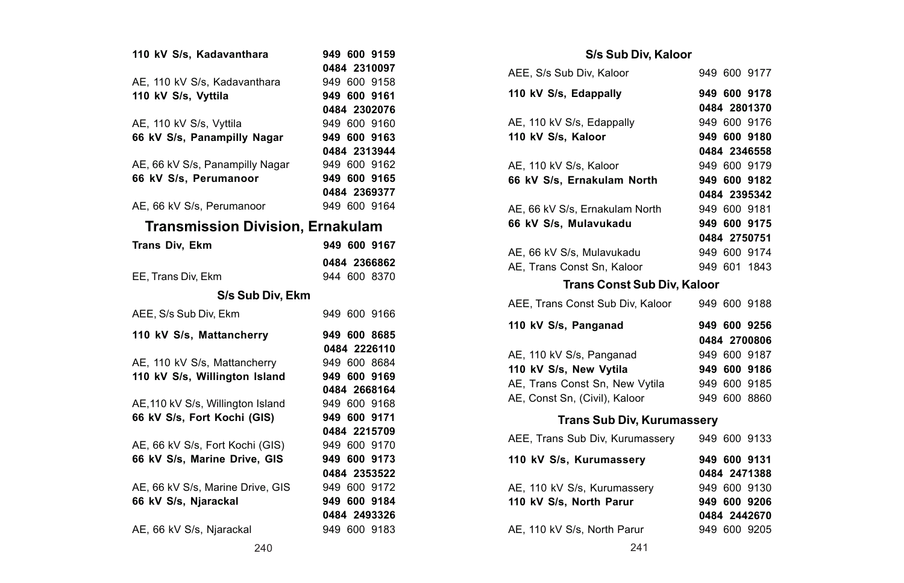**110 kV S/s, Kadavanthara** **949 600 9159**
**0484 2310097**

AE, 110 kV S/s, Kadavanthara 949 600 9158

**110 kV S/s, Vyttila** **949 600 9161**
**0484 2302076**

AE, 110 kV S/s, Vyttila 949 600 9160

**66 kV S/s, Panampilly Nagar** **949 600 9163**
**0484 2313944**

AE, 66 kV S/s, Panampilly Nagar 949 600 9162

**66 kV S/s, Perumanoor** **949 600 9165**
**0484 2369377**

AE, 66 kV S/s, Perumanoor 949 600 9164

## Transmission Division, Ernakulam

**Trans Div, Ekm** **949 600 9167**
**0484 2366862**

EE, Trans Div, Ekm 944 600 8370

### S/s Sub Div, Ekm

AEE, S/s Sub Div, Ekm 949 600 9166

**110 kV S/s, Mattancherry** **949 600 8685**
**0484 2226110**

AE, 110 kV S/s, Mattancherry 949 600 8684

**110 kV S/s, Willington Island** **949 600 9169**
**0484 2668164**

AE,110 kV S/s, Willington Island 949 600 9168

**66 kV S/s, Fort Kochi (GIS)** **949 600 9171**
**0484 2215709**

AE, 66 kV S/s, Fort Kochi (GIS) 949 600 9170

**66 kV S/s, Marine Drive, GIS** **949 600 9173**
**0484 2353522**

AE, 66 kV S/s, Marine Drive, GIS 949 600 9172

**66 kV S/s, Njarackal** **949 600 9184**
**0484 2493326**

AE, 66 kV S/s, Njarackal 949 600 9183

### S/s Sub Div, Kaloor

AEE, S/s Sub Div, Kaloor 949 600 9177

**110 kV S/s, Edappally** **949 600 9178**
**0484 2801370**

AE, 110 kV S/s, Edappally 949 600 9176

**110 kV S/s, Kaloor** **949 600 9180**
**0484 2346558**

AE, 110 kV S/s, Kaloor 949 600 9179

**66 kV S/s, Ernakulam North** **949 600 9182**
**0484 2395342**

AE, 66 kV S/s, Ernakulam North 949 600 9181

**66 kV S/s, Mulavukadu** **949 600 9175**
**0484 2750751**

AE, 66 kV S/s, Mulavukadu 949 600 9174

AE, Trans Const Sn, Kaloor 949 601 1843

### Trans Const Sub Div, Kaloor

AEE, Trans Const Sub Div, Kaloor 949 600 9188

**110 kV S/s, Panganad** **949 600 9256**
**0484 2700806**

AE, 110 kV S/s, Panganad 949 600 9187

**110 kV S/s, New Vytila** **949 600 9186**

AE, Trans Const Sn, New Vytila 949 600 9185

AE, Const Sn, (Civil), Kaloor 949 600 8860

### Trans Sub Div, Kurumassery

AEE, Trans Sub Div, Kurumassery 949 600 9133

**110 kV S/s, Kurumassery** **949 600 9131**
**0484 2471388**

AE, 110 kV S/s, Kurumassery 949 600 9130

**110 kV S/s, North Parur** **949 600 9206**
**0484 2442670**

AE, 110 kV S/s, North Parur 949 600 9205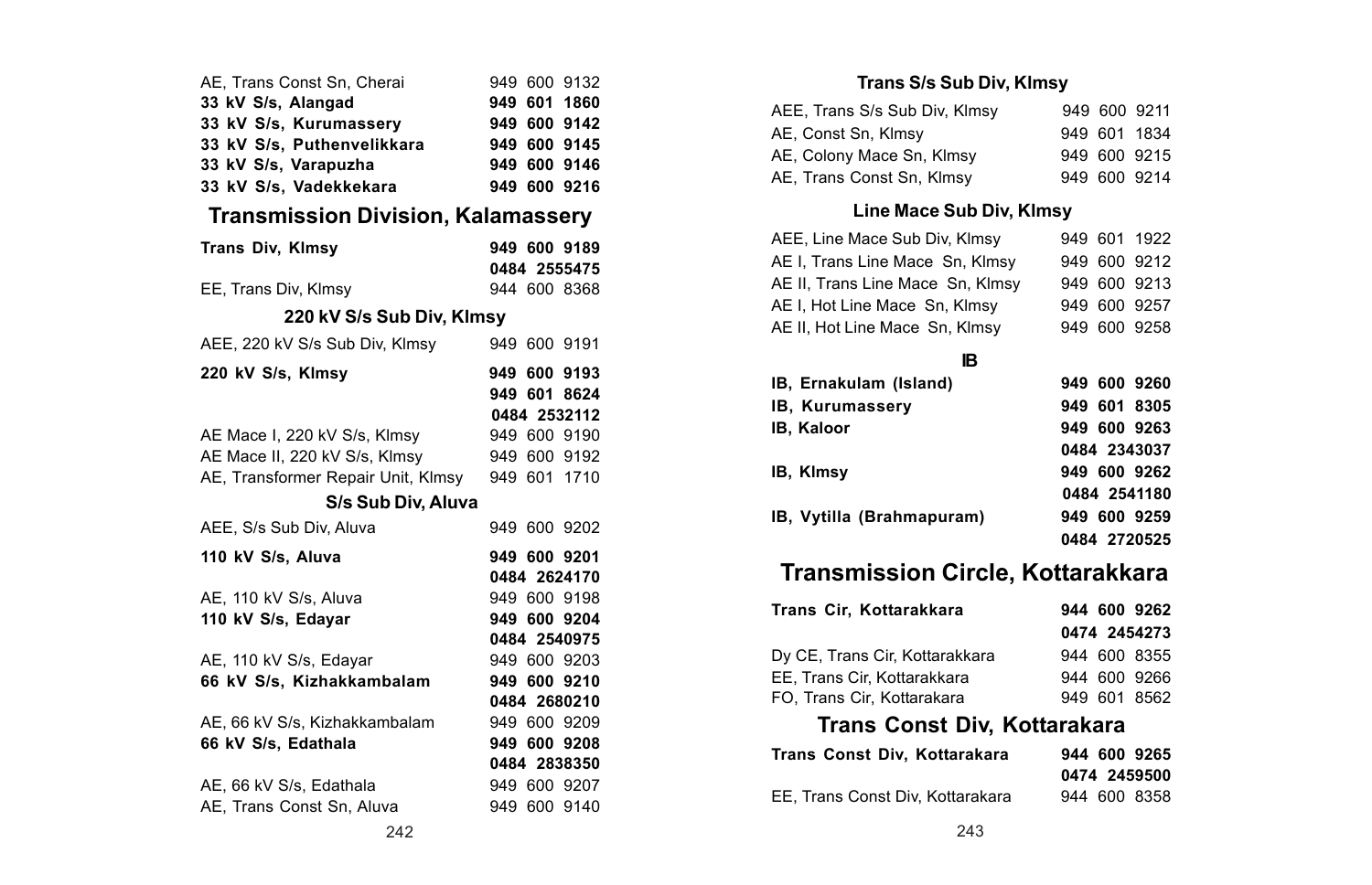AE, Trans Const Sn, Cherai 949 600 9132
**33 kV S/s, Alangad 949 601 1860**
**33 kV S/s, Kurumassery 949 600 9142**
**33 kV S/s, Puthenvelikkara 949 600 9145**
**33 kV S/s, Varapuzha 949 600 9146**
**33 kV S/s, Vadekkekara 949 600 9216**

## Transmission Division, Kalamassery

**Trans Div, Klmsy 949 600 9189**
**0484 2555475**
EE, Trans Div, Klmsy 944 600 8368

### 220 kV S/s Sub Div, Klmsy

AEE, 220 kV S/s Sub Div, Klmsy 949 600 9191
**220 kV S/s, Klmsy 949 600 9193**
**949 601 8624**
**0484 2532112**
AE Mace I, 220 kV S/s, Klmsy 949 600 9190
AE Mace II, 220 kV S/s, Klmsy 949 600 9192
AE, Transformer Repair Unit, Klmsy 949 601 1710

### S/s Sub Div, Aluva

AEE, S/s Sub Div, Aluva 949 600 9202
**110 kV S/s, Aluva 949 600 9201**
**0484 2624170**
AE, 110 kV S/s, Aluva 949 600 9198
**110 kV S/s, Edayar 949 600 9204**
**0484 2540975**
AE, 110 kV S/s, Edayar 949 600 9203
**66 kV S/s, Kizhakkambalam 949 600 9210**
**0484 2680210**
AE, 66 kV S/s, Kizhakkambalam 949 600 9209
**66 kV S/s, Edathala 949 600 9208**
**0484 2838350**
AE, 66 kV S/s, Edathala 949 600 9207
AE, Trans Const Sn, Aluva 949 600 9140

### Trans S/s Sub Div, Klmsy

AEE, Trans S/s Sub Div, Klmsy 949 600 9211
AE, Const Sn, Klmsy 949 601 1834
AE, Colony Mace Sn, Klmsy 949 600 9215
AE, Trans Const Sn, Klmsy 949 600 9214

### Line Mace Sub Div, Klmsy

AEE, Line Mace Sub Div, Klmsy 949 601 1922
AE I, Trans Line Mace Sn, Klmsy 949 600 9212
AE II, Trans Line Mace Sn, Klmsy 949 600 9213
AE I, Hot Line Mace Sn, Klmsy 949 600 9257
AE II, Hot Line Mace Sn, Klmsy 949 600 9258

### IB

**IB, Ernakulam (Island) 949 600 9260**
**IB, Kurumassery 949 601 8305**
**IB, Kaloor 949 600 9263**
**0484 2343037**
**IB, Klmsy 949 600 9262**
**0484 2541180**
**IB, Vytilla (Brahmapuram) 949 600 9259**
**0484 2720525**

## Transmission Circle, Kottarakkara

**Trans Cir, Kottarakkara 944 600 9262**
**0474 2454273**
Dy CE, Trans Cir, Kottarakkara 944 600 8355
EE, Trans Cir, Kottarakkara 944 600 9266
FO, Trans Cir, Kottarakara 949 601 8562

## Trans Const Div, Kottarakara

**Trans Const Div, Kottarakara 944 600 9265**
**0474 2459500**
EE, Trans Const Div, Kottarakara 944 600 8358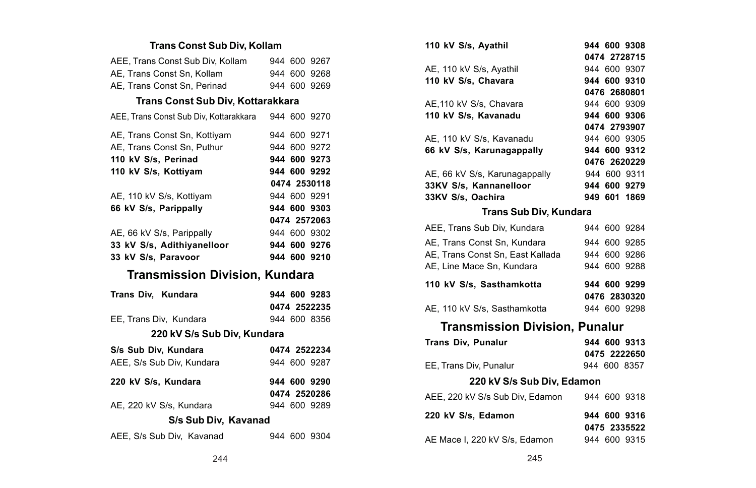### Trans Const Sub Div, Kollam

| | |
|---|---|
| AEE, Trans Const Sub Div, Kollam | 944 600 9267 |
| AE, Trans Const Sn, Kollam | 944 600 9268 |
| AE, Trans Const Sn, Perinad | 944 600 9269 |

### Trans Const Sub Div, Kottarakkara

| | |
|---|---|
| AEE, Trans Const Sub Div, Kottarakkara | 944 600 9270 |
| AE, Trans Const Sn, Kottiyam | 944 600 9271 |
| AE, Trans Const Sn, Puthur | 944 600 9272 |
| **110 kV S/s, Perinad** | **944 600 9273** |
| **110 kV S/s, Kottiyam** | **944 600 9292** |
| | **0474 2530118** |
| AE, 110 kV S/s, Kottiyam | 944 600 9291 |
| **66 kV S/s, Parippally** | **944 600 9303** |
| | **0474 2572063** |
| AE, 66 kV S/s, Parippally | 944 600 9302 |
| **33 kV S/s, Adithiyanelloor** | **944 600 9276** |
| **33 kV S/s, Paravoor** | **944 600 9210** |

## Transmission Division, Kundara

| | |
|---|---|
| **Trans Div, Kundara** | **944 600 9283** |
| | **0474 2522235** |
| EE, Trans Div, Kundara | 944 600 8356 |

### 220 kV S/s Sub Div, Kundara

| | |
|---|---|
| **S/s Sub Div, Kundara** | **0474 2522234** |
| AEE, S/s Sub Div, Kundara | 944 600 9287 |
| **220 kV S/s, Kundara** | **944 600 9290** |
| | **0474 2520286** |
| AE, 220 kV S/s, Kundara | 944 600 9289 |

### S/s Sub Div, Kavanad

| | |
|---|---|
| AEE, S/s Sub Div, Kavanad | 944 600 9304 |
| **110 kV S/s, Ayathil** | **944 600 9308** |
| | **0474 2728715** |
| AE, 110 kV S/s, Ayathil | 944 600 9307 |
| **110 kV S/s, Chavara** | **944 600 9310** |
| | **0476 2680801** |
| AE,110 kV S/s, Chavara | 944 600 9309 |
| **110 kV S/s, Kavanadu** | **944 600 9306** |
| | **0474 2793907** |
| AE, 110 kV S/s, Kavanadu | 944 600 9305 |
| **66 kV S/s, Karunagappally** | **944 600 9312** |
| | **0476 2620229** |
| AE, 66 kV S/s, Karunagappally | 944 600 9311 |
| **33KV S/s, Kannanelloor** | **944 600 9279** |
| **33KV S/s, Oachira** | **949 601 1869** |

### Trans Sub Div, Kundara

| | |
|---|---|
| AEE, Trans Sub Div, Kundara | 944 600 9284 |
| AE, Trans Const Sn, Kundara | 944 600 9285 |
| AE, Trans Const Sn, East Kallada | 944 600 9286 |
| AE, Line Mace Sn, Kundara | 944 600 9288 |
| **110 kV S/s, Sasthamkotta** | **944 600 9299** |
| | **0476 2830320** |
| AE, 110 kV S/s, Sasthamkotta | 944 600 9298 |

## Transmission Division, Punalur

| | |
|---|---|
| **Trans Div, Punalur** | **944 600 9313** |
| | **0475 2222650** |
| EE, Trans Div, Punalur | 944 600 8357 |

### 220 kV S/s Sub Div, Edamon

| | |
|---|---|
| AEE, 220 kV S/s Sub Div, Edamon | 944 600 9318 |
| **220 kV S/s, Edamon** | **944 600 9316** |
| | **0475 2335522** |
| AE Mace I, 220 kV S/s, Edamon | 944 600 9315 |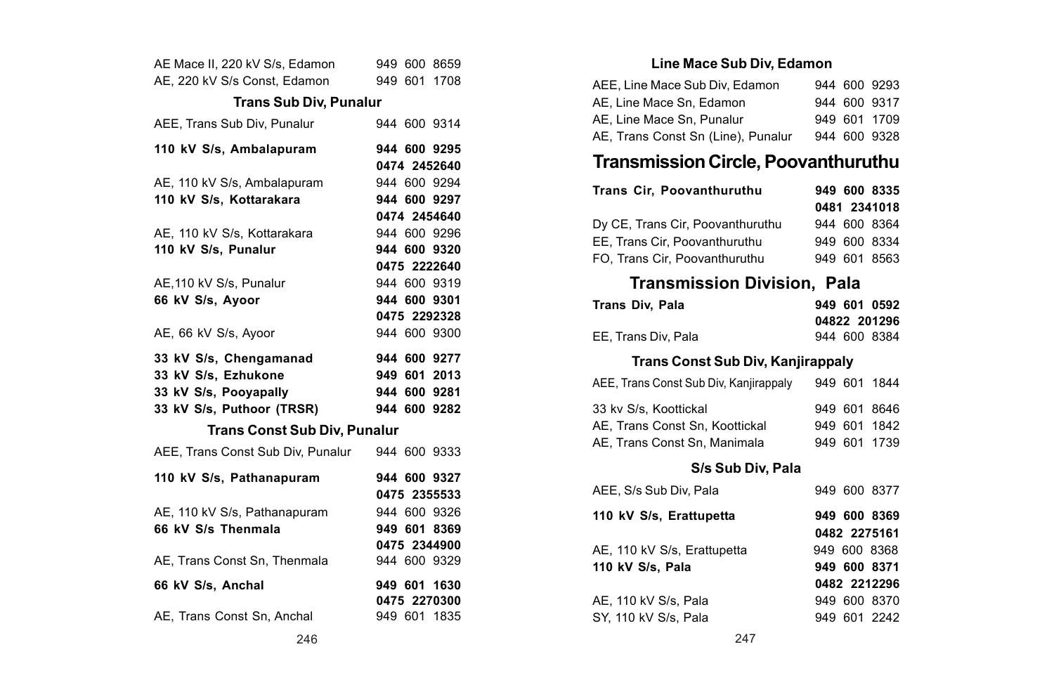| | |
|---|---|
| AE Mace II, 220 kV S/s, Edamon | 949 600 8659 |
| AE, 220 kV S/s Const, Edamon | 949 601 1708 |

### Trans Sub Div, Punalur

| | |
|---|---|
| AEE, Trans Sub Div, Punalur | 944 600 9314 |
| **110 kV S/s, Ambalapuram** | **944 600 9295** |
| | **0474 2452640** |
| AE, 110 kV S/s, Ambalapuram | 944 600 9294 |
| **110 kV S/s, Kottarakara** | **944 600 9297** |
| | **0474 2454640** |
| AE, 110 kV S/s, Kottarakara | 944 600 9296 |
| **110 kV S/s, Punalur** | **944 600 9320** |
| | **0475 2222640** |
| AE,110 kV S/s, Punalur | 944 600 9319 |
| **66 kV S/s, Ayoor** | **944 600 9301** |
| | **0475 2292328** |
| AE, 66 kV S/s, Ayoor | 944 600 9300 |
| **33 kV S/s, Chengamanad** | **944 600 9277** |
| **33 kV S/s, Ezhukone** | **949 601 2013** |
| **33 kV S/s, Pooyapally** | **944 600 9281** |
| **33 kV S/s, Puthoor (TRSR)** | **944 600 9282** |

### Trans Const Sub Div, Punalur

| | |
|---|---|
| AEE, Trans Const Sub Div, Punalur | 944 600 9333 |
| **110 kV S/s, Pathanapuram** | **944 600 9327** |
| | **0475 2355533** |
| AE, 110 kV S/s, Pathanapuram | 944 600 9326 |
| **66 kV S/s Thenmala** | **949 601 8369** |
| | **0475 2344900** |
| AE, Trans Const Sn, Thenmala | 944 600 9329 |
| **66 kV S/s, Anchal** | **949 601 1630** |
| | **0475 2270300** |
| AE, Trans Const Sn, Anchal | 949 601 1835 |

### Line Mace Sub Div, Edamon

| | |
|---|---|
| AEE, Line Mace Sub Div, Edamon | 944 600 9293 |
| AE, Line Mace Sn, Edamon | 944 600 9317 |
| AE, Line Mace Sn, Punalur | 949 601 1709 |
| AE, Trans Const Sn (Line), Punalur | 944 600 9328 |

# Transmission Circle, Poovanthuruthu

| | |
|---|---|
| **Trans Cir, Poovanthuruthu** | **949 600 8335** |
| | **0481 2341018** |
| Dy CE, Trans Cir, Poovanthuruthu | 944 600 8364 |
| EE, Trans Cir, Poovanthuruthu | 949 600 8334 |
| FO, Trans Cir, Poovanthuruthu | 949 601 8563 |

## Transmission Division, Pala

| | |
|---|---|
| **Trans Div, Pala** | **949 601 0592** |
| | **04822 201296** |
| EE, Trans Div, Pala | 944 600 8384 |

### Trans Const Sub Div, Kanjirappaly

| | |
|---|---|
| AEE, Trans Const Sub Div, Kanjirappaly | 949 601 1844 |
| 33 kv S/s, Koottickal | 949 601 8646 |
| AE, Trans Const Sn, Koottickal | 949 601 1842 |
| AE, Trans Const Sn, Manimala | 949 601 1739 |

### S/s Sub Div, Pala

| | |
|---|---|
| AEE, S/s Sub Div, Pala | 949 600 8377 |
| **110 kV S/s, Erattupetta** | **949 600 8369** |
| | **0482 2275161** |
| AE, 110 kV S/s, Erattupetta | 949 600 8368 |
| **110 kV S/s, Pala** | **949 600 8371** |
| | **0482 2212296** |
| AE, 110 kV S/s, Pala | 949 600 8370 |
| SY, 110 kV S/s, Pala | 949 601 2242 |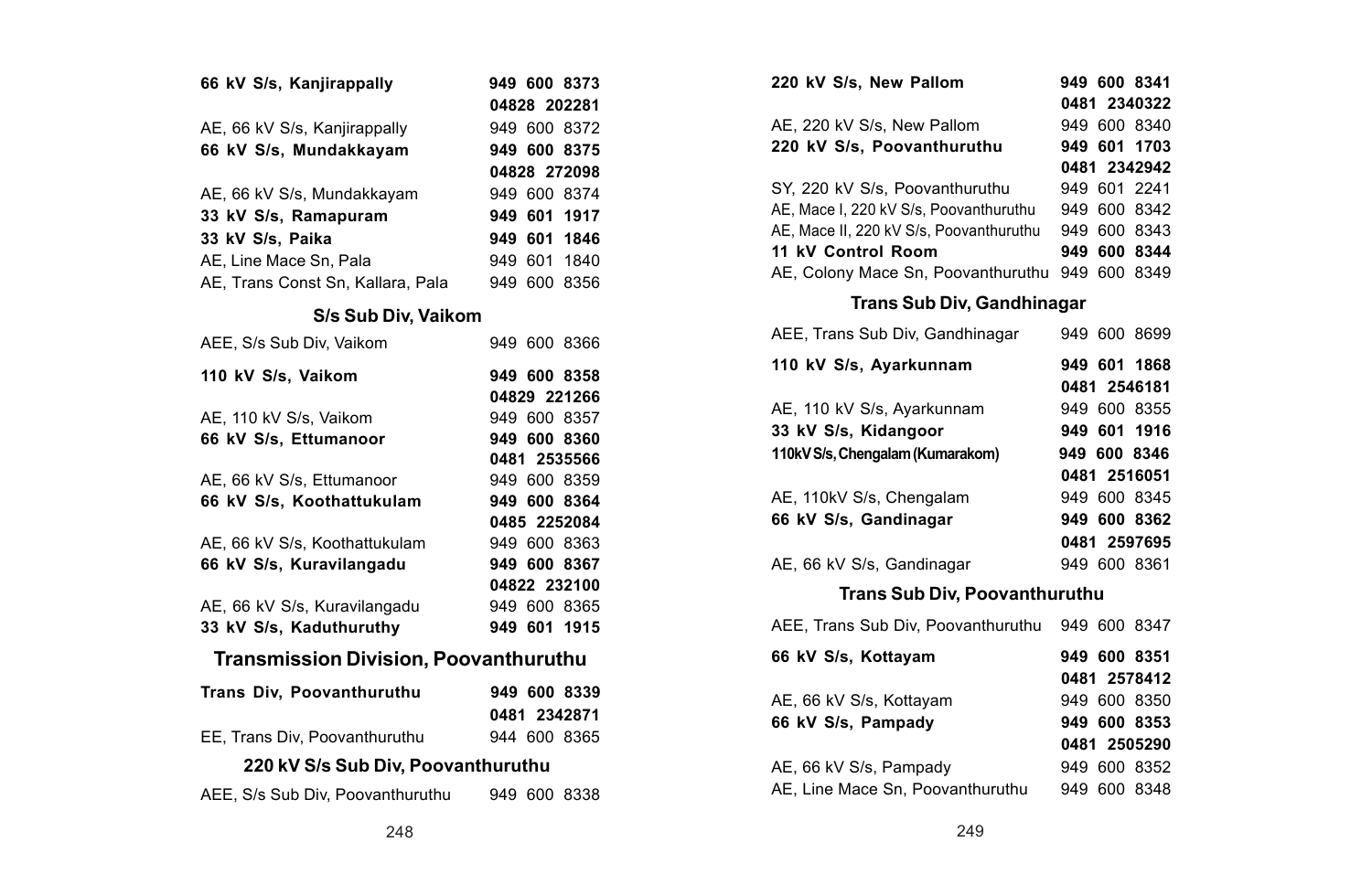| | |
|---|---|
| **66 kV S/s, Kanjirappally** | **949 600 8373** |
| | **04828 202281** |
| AE, 66 kV S/s, Kanjirappally | 949 600 8372 |
| **66 kV S/s, Mundakkayam** | **949 600 8375** |
| | **04828 272098** |
| AE, 66 kV S/s, Mundakkayam | 949 600 8374 |
| **33 kV S/s, Ramapuram** | **949 601 1917** |
| **33 kV S/s, Paika** | **949 601 1846** |
| AE, Line Mace Sn, Pala | 949 601 1840 |
| AE, Trans Const Sn, Kallara, Pala | 949 600 8356 |

### S/s Sub Div, Vaikom

| | |
|---|---|
| AEE, S/s Sub Div, Vaikom | 949 600 8366 |
| **110 kV S/s, Vaikom** | **949 600 8358** |
| | **04829 221266** |
| AE, 110 kV S/s, Vaikom | 949 600 8357 |
| **66 kV S/s, Ettumanoor** | **949 600 8360** |
| | **0481 2535566** |
| AE, 66 kV S/s, Ettumanoor | 949 600 8359 |
| **66 kV S/s, Koothattukulam** | **949 600 8364** |
| | **0485 2252084** |
| AE, 66 kV S/s, Koothattukulam | 949 600 8363 |
| **66 kV S/s, Kuravilangadu** | **949 600 8367** |
| | **04822 232100** |
| AE, 66 kV S/s, Kuravilangadu | 949 600 8365 |
| **33 kV S/s, Kaduthuruthy** | **949 601 1915** |

## Transmission Division, Poovanthuruthu

| | |
|---|---|
| **Trans Div, Poovanthuruthu** | **949 600 8339** |
| | **0481 2342871** |
| EE, Trans Div, Poovanthuruthu | 944 600 8365 |

### 220 kV S/s Sub Div, Poovanthuruthu

| | |
|---|---|
| AEE, S/s Sub Div, Poovanthuruthu | 949 600 8338 |
| **220 kV S/s, New Pallom** | **949 600 8341** |
| | **0481 2340322** |
| AE, 220 kV S/s, New Pallom | 949 600 8340 |
| **220 kV S/s, Poovanthuruthu** | **949 601 1703** |
| | **0481 2342942** |
| SY, 220 kV S/s, Poovanthuruthu | 949 601 2241 |
| AE, Mace I, 220 kV S/s, Poovanthuruthu | 949 600 8342 |
| AE, Mace II, 220 kV S/s, Poovanthuruthu | 949 600 8343 |
| **11 kV Control Room** | **949 600 8344** |
| AE, Colony Mace Sn, Poovanthuruthu | 949 600 8349 |

### Trans Sub Div, Gandhinagar

| | |
|---|---|
| AEE, Trans Sub Div, Gandhinagar | 949 600 8699 |
| **110 kV S/s, Ayarkunnam** | **949 601 1868** |
| | **0481 2546181** |
| AE, 110 kV S/s, Ayarkunnam | 949 600 8355 |
| **33 kV S/s, Kidangoor** | **949 601 1916** |
| **110kV S/s, Chengalam (Kumarakom)** | **949 600 8346** |
| | **0481 2516051** |
| AE, 110kV S/s, Chengalam | 949 600 8345 |
| **66 kV S/s, Gandinagar** | **949 600 8362** |
| | **0481 2597695** |
| AE, 66 kV S/s, Gandinagar | 949 600 8361 |

### Trans Sub Div, Poovanthuruthu

| | |
|---|---|
| AEE, Trans Sub Div, Poovanthuruthu | 949 600 8347 |
| **66 kV S/s, Kottayam** | **949 600 8351** |
| | **0481 2578412** |
| AE, 66 kV S/s, Kottayam | 949 600 8350 |
| **66 kV S/s, Pampady** | **949 600 8353** |
| | **0481 2505290** |
| AE, 66 kV S/s, Pampady | 949 600 8352 |
| AE, Line Mace Sn, Poovanthuruthu | 949 600 8348 |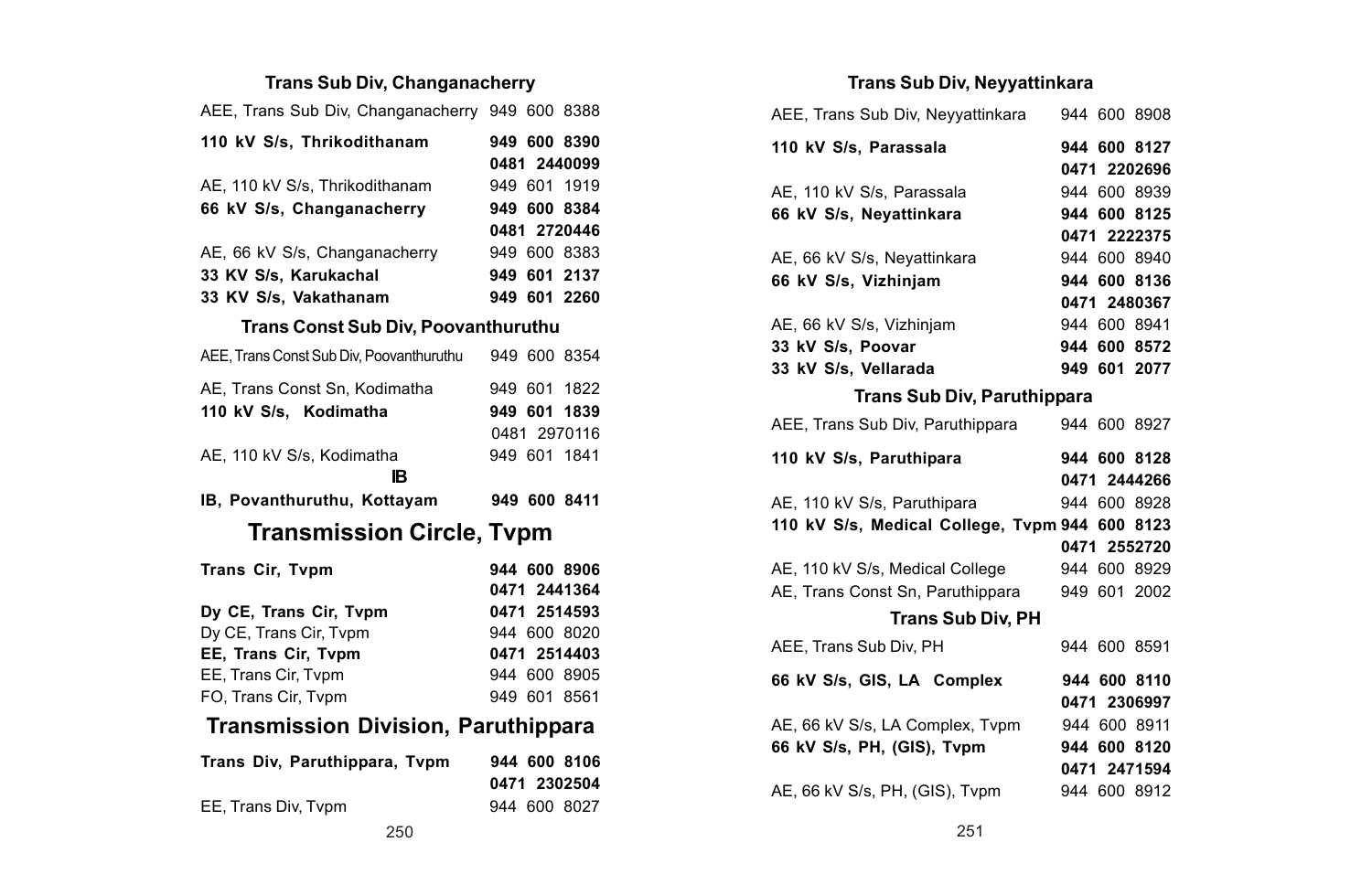### Trans Sub Div, Changanacherry

| | |
|---|---|
| AEE, Trans Sub Div, Changanacherry | 949 600 8388 |
| **110 kV S/s, Thrikodithanam** | **949 600 8390** |
| | **0481 2440099** |
| AE, 110 kV S/s, Thrikodithanam | 949 601 1919 |
| **66 kV S/s, Changanacherry** | **949 600 8384** |
| | **0481 2720446** |
| AE, 66 kV S/s, Changanacherry | 949 600 8383 |
| **33 KV S/s, Karukachal** | **949 601 2137** |
| **33 KV S/s, Vakathanam** | **949 601 2260** |

### Trans Const Sub Div, Poovanthuruthu

| | |
|---|---|
| AEE, Trans Const Sub Div, Poovanthuruthu | 949 600 8354 |
| AE, Trans Const Sn, Kodimatha | 949 601 1822 |
| **110 kV S/s, Kodimatha** | **949 601 1839** |
| | 0481 2970116 |
| AE, 110 kV S/s, Kodimatha | 949 601 1841 |

### IB

| | |
|---|---|
| **IB, Povanthuruthu, Kottayam** | **949 600 8411** |

## Transmission Circle, Tvpm

| | |
|---|---|
| **Trans Cir, Tvpm** | **944 600 8906** |
| | **0471 2441364** |
| **Dy CE, Trans Cir, Tvpm** | **0471 2514593** |
| Dy CE, Trans Cir, Tvpm | 944 600 8020 |
| **EE, Trans Cir, Tvpm** | **0471 2514403** |
| EE, Trans Cir, Tvpm | 944 600 8905 |
| FO, Trans Cir, Tvpm | 949 601 8561 |

## Transmission Division, Paruthippara

| | |
|---|---|
| **Trans Div, Paruthippara, Tvpm** | **944 600 8106** |
| | **0471 2302504** |
| EE, Trans Div, Tvpm | 944 600 8027 |

### Trans Sub Div, Neyyattinkara

| | |
|---|---|
| AEE, Trans Sub Div, Neyyattinkara | 944 600 8908 |
| **110 kV S/s, Parassala** | **944 600 8127** |
| | **0471 2202696** |
| AE, 110 kV S/s, Parassala | 944 600 8939 |
| **66 kV S/s, Neyattinkara** | **944 600 8125** |
| | **0471 2222375** |
| AE, 66 kV S/s, Neyattinkara | 944 600 8940 |
| **66 kV S/s, Vizhinjam** | **944 600 8136** |
| | **0471 2480367** |
| AE, 66 kV S/s, Vizhinjam | 944 600 8941 |
| **33 kV S/s, Poovar** | **944 600 8572** |
| **33 kV S/s, Vellarada** | **949 601 2077** |

### Trans Sub Div, Paruthippara

| | |
|---|---|
| AEE, Trans Sub Div, Paruthippara | 944 600 8927 |
| **110 kV S/s, Paruthipara** | **944 600 8128** |
| | **0471 2444266** |
| AE, 110 kV S/s, Paruthipara | 944 600 8928 |
| **110 kV S/s, Medical College, Tvpm** | **944 600 8123** |
| | **0471 2552720** |
| AE, 110 kV S/s, Medical College | 944 600 8929 |
| AE, Trans Const Sn, Paruthippara | 949 601 2002 |

### Trans Sub Div, PH

| | |
|---|---|
| AEE, Trans Sub Div, PH | 944 600 8591 |
| **66 kV S/s, GIS, LA Complex** | **944 600 8110** |
| | **0471 2306997** |
| AE, 66 kV S/s, LA Complex, Tvpm | 944 600 8911 |
| **66 kV S/s, PH, (GIS), Tvpm** | **944 600 8120** |
| | **0471 2471594** |
| AE, 66 kV S/s, PH, (GIS), Tvpm | 944 600 8912 |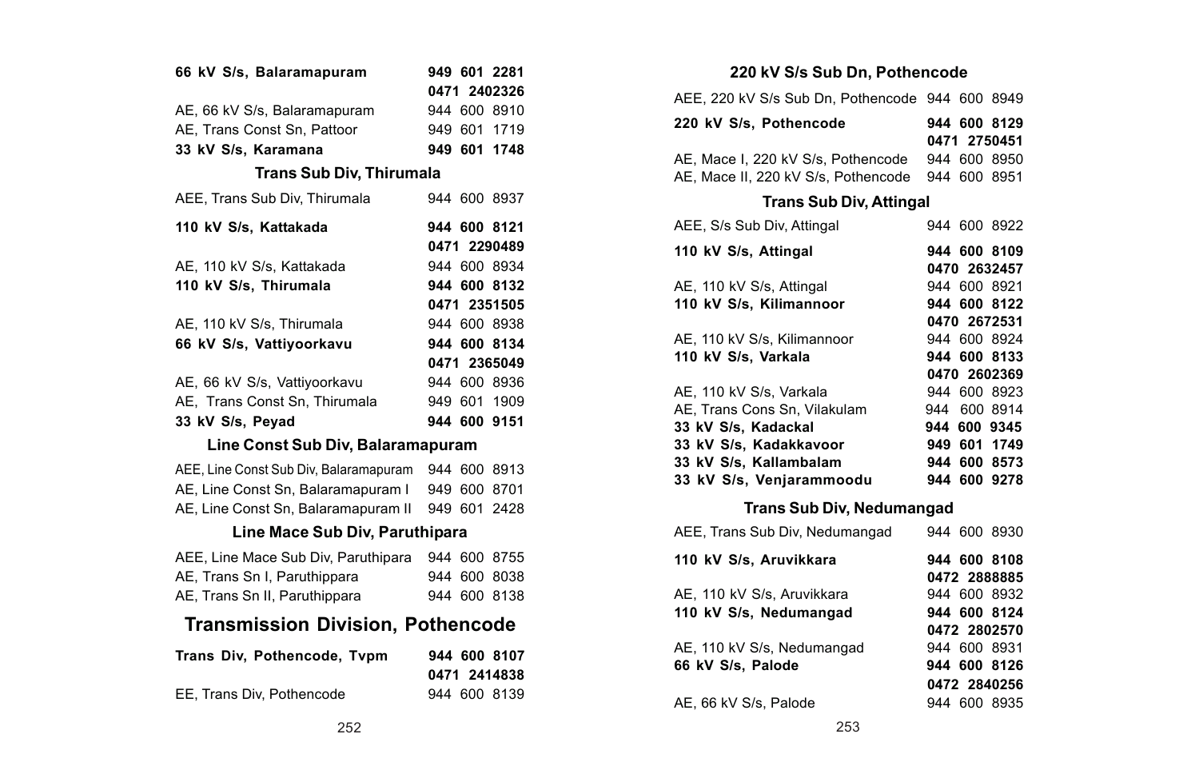| | |
|---|---|
| **66 kV S/s, Balaramapuram** | **949 601 2281** |
| | **0471 2402326** |
| AE, 66 kV S/s, Balaramapuram | 944 600 8910 |
| AE, Trans Const Sn, Pattoor | 949 601 1719 |
| **33 kV S/s, Karamana** | **949 601 1748** |

### Trans Sub Div, Thirumala

| | |
|---|---|
| AEE, Trans Sub Div, Thirumala | 944 600 8937 |
| **110 kV S/s, Kattakada** | **944 600 8121** |
| | **0471 2290489** |
| AE, 110 kV S/s, Kattakada | 944 600 8934 |
| **110 kV S/s, Thirumala** | **944 600 8132** |
| | **0471 2351505** |
| AE, 110 kV S/s, Thirumala | 944 600 8938 |
| **66 kV S/s, Vattiyoorkavu** | **944 600 8134** |
| | **0471 2365049** |
| AE, 66 kV S/s, Vattiyoorkavu | 944 600 8936 |
| AE, Trans Const Sn, Thirumala | 949 601 1909 |
| **33 kV S/s, Peyad** | **944 600 9151** |

### Line Const Sub Div, Balaramapuram

| | |
|---|---|
| AEE, Line Const Sub Div, Balaramapuram | 944 600 8913 |
| AE, Line Const Sn, Balaramapuram I | 949 600 8701 |
| AE, Line Const Sn, Balaramapuram II | 949 601 2428 |

### Line Mace Sub Div, Paruthipara

| | |
|---|---|
| AEE, Line Mace Sub Div, Paruthipara | 944 600 8755 |
| AE, Trans Sn I, Paruthippara | 944 600 8038 |
| AE, Trans Sn II, Paruthippara | 944 600 8138 |

## Transmission Division, Pothencode

| | |
|---|---|
| **Trans Div, Pothencode, Tvpm** | **944 600 8107** |
| | **0471 2414838** |
| EE, Trans Div, Pothencode | 944 600 8139 |

### 220 kV S/s Sub Dn, Pothencode

| | |
|---|---|
| AEE, 220 kV S/s Sub Dn, Pothencode | 944 600 8949 |
| **220 kV S/s, Pothencode** | **944 600 8129** |
| | **0471 2750451** |
| AE, Mace I, 220 kV S/s, Pothencode | 944 600 8950 |
| AE, Mace II, 220 kV S/s, Pothencode | 944 600 8951 |

### Trans Sub Div, Attingal

| | |
|---|---|
| AEE, S/s Sub Div, Attingal | 944 600 8922 |
| **110 kV S/s, Attingal** | **944 600 8109** |
| | **0470 2632457** |
| AE, 110 kV S/s, Attingal | 944 600 8921 |
| **110 kV S/s, Kilimannoor** | **944 600 8122** |
| | **0470 2672531** |
| AE, 110 kV S/s, Kilimannoor | 944 600 8924 |
| **110 kV S/s, Varkala** | **944 600 8133** |
| | **0470 2602369** |
| AE, 110 kV S/s, Varkala | 944 600 8923 |
| AE, Trans Cons Sn, Vilakulam | 944 600 8914 |
| **33 kV S/s, Kadackal** | **944 600 9345** |
| **33 kV S/s, Kadakkavoor** | **949 601 1749** |
| **33 kV S/s, Kallambalam** | **944 600 8573** |
| **33 kV S/s, Venjarammoodu** | **944 600 9278** |

### Trans Sub Div, Nedumangad

| | |
|---|---|
| AEE, Trans Sub Div, Nedumangad | 944 600 8930 |
| **110 kV S/s, Aruvikkara** | **944 600 8108** |
| | **0472 2888885** |
| AE, 110 kV S/s, Aruvikkara | 944 600 8932 |
| **110 kV S/s, Nedumangad** | **944 600 8124** |
| | **0472 2802570** |
| AE, 110 kV S/s, Nedumangad | 944 600 8931 |
| **66 kV S/s, Palode** | **944 600 8126** |
| | **0472 2840256** |
| AE, 66 kV S/s, Palode | 944 600 8935 |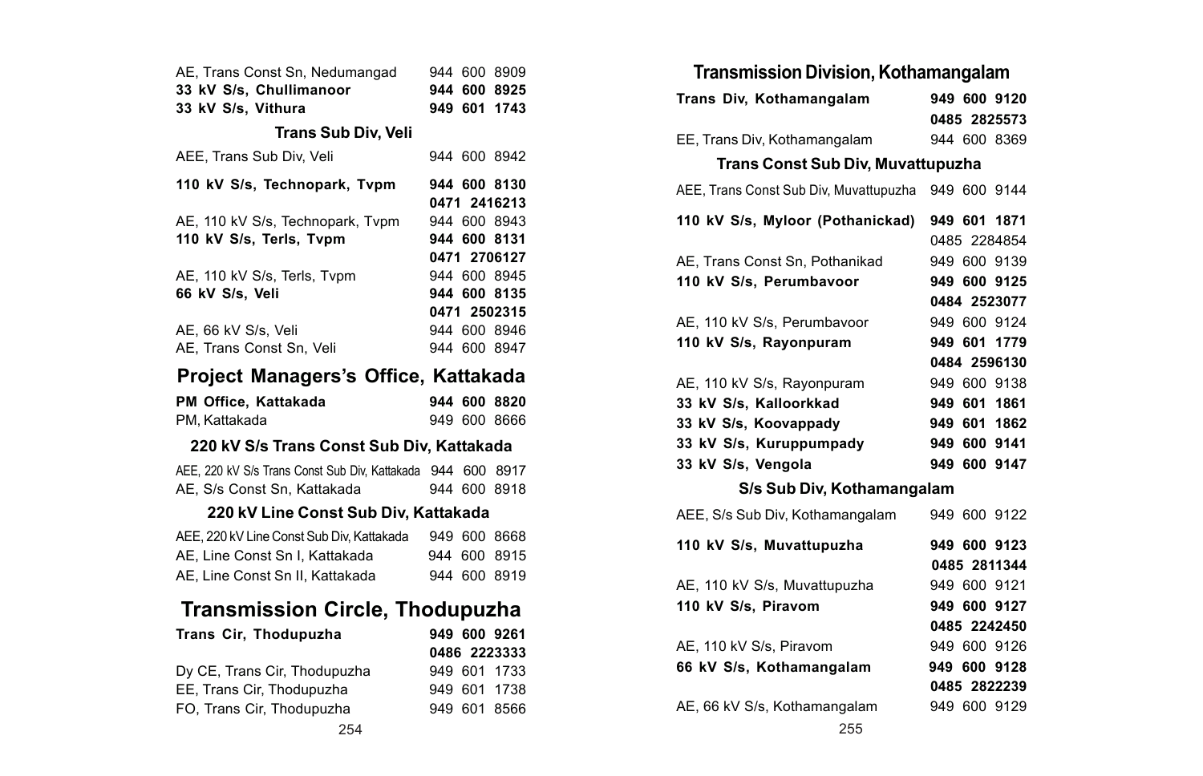AE, Trans Const Sn, Nedumangad 944 600 8909
**33 kV S/s, Chullimanoor 944 600 8925**
**33 kV S/s, Vithura 949 601 1743**

### Trans Sub Div, Veli

AEE, Trans Sub Div, Veli 944 600 8942

**110 kV S/s, Technopark, Tvpm 944 600 8130**
**0471 2416213**
AE, 110 kV S/s, Technopark, Tvpm 944 600 8943
**110 kV S/s, Terls, Tvpm 944 600 8131**
**0471 2706127**
AE, 110 kV S/s, Terls, Tvpm 944 600 8945
**66 kV S/s, Veli 944 600 8135**
**0471 2502315**
AE, 66 kV S/s, Veli 944 600 8946
AE, Trans Const Sn, Veli 944 600 8947

## Project Managers's Office, Kattakada

**PM Office, Kattakada 944 600 8820**
PM, Kattakada 949 600 8666

### 220 kV S/s Trans Const Sub Div, Kattakada

AEE, 220 kV S/s Trans Const Sub Div, Kattakada 944 600 8917
AE, S/s Const Sn, Kattakada 944 600 8918

### 220 kV Line Const Sub Div, Kattakada

AEE, 220 kV Line Const Sub Div, Kattakada 949 600 8668
AE, Line Const Sn I, Kattakada 944 600 8915
AE, Line Const Sn II, Kattakada 944 600 8919

## Transmission Circle, Thodupuzha

**Trans Cir, Thodupuzha 949 600 9261**
**0486 2223333**
Dy CE, Trans Cir, Thodupuzha 949 601 1733
EE, Trans Cir, Thodupuzha 949 601 1738
FO, Trans Cir, Thodupuzha 949 601 8566

## Transmission Division, Kothamangalam

**Trans Div, Kothamangalam 949 600 9120**
**0485 2825573**
EE, Trans Div, Kothamangalam 944 600 8369

### Trans Const Sub Div, Muvattupuzha

AEE, Trans Const Sub Div, Muvattupuzha 949 600 9144

**110 kV S/s, Myloor (Pothanickad) 949 601 1871**
0485 2284854
AE, Trans Const Sn, Pothanikad 949 600 9139
**110 kV S/s, Perumbavoor 949 600 9125**
**0484 2523077**
AE, 110 kV S/s, Perumbavoor 949 600 9124
**110 kV S/s, Rayonpuram 949 601 1779**
**0484 2596130**
AE, 110 kV S/s, Rayonpuram 949 600 9138
**33 kV S/s, Kalloorkkad 949 601 1861**
**33 kV S/s, Koovappady 949 601 1862**
**33 kV S/s, Kuruppumpady 949 600 9141**
**33 kV S/s, Vengola 949 600 9147**

### S/s Sub Div, Kothamangalam

AEE, S/s Sub Div, Kothamangalam 949 600 9122

**110 kV S/s, Muvattupuzha 949 600 9123**
**0485 2811344**
AE, 110 kV S/s, Muvattupuzha 949 600 9121
**110 kV S/s, Piravom 949 600 9127**
**0485 2242450**
AE, 110 kV S/s, Piravom 949 600 9126
**66 kV S/s, Kothamangalam 949 600 9128**
**0485 2822239**
AE, 66 kV S/s, Kothamangalam 949 600 9129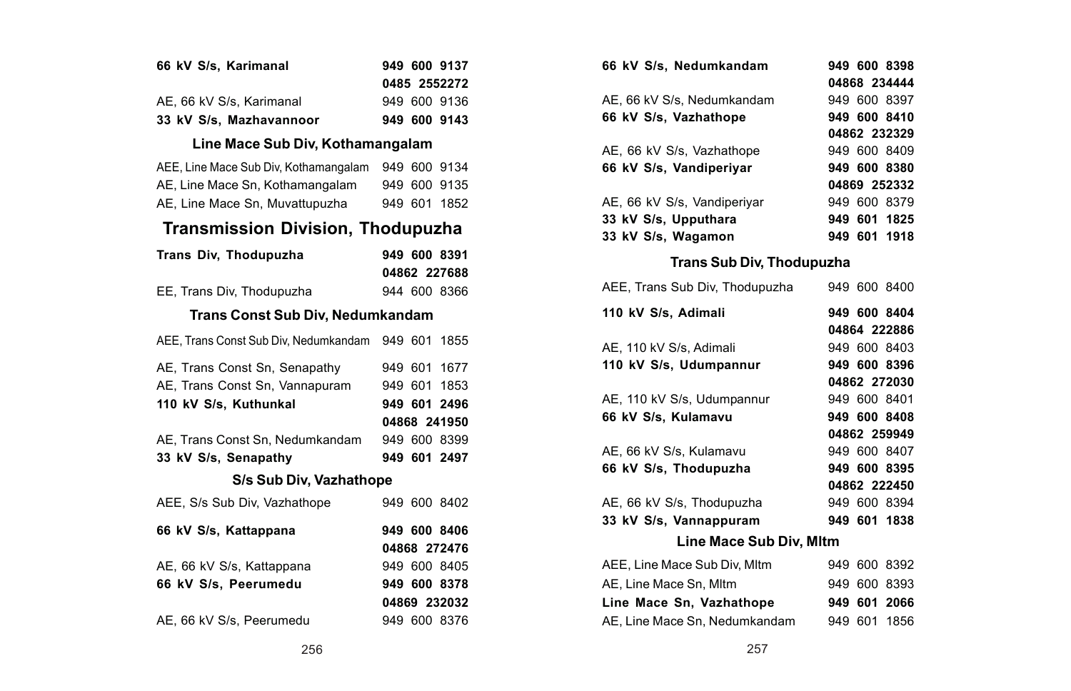| | |
|---|---|
| **66 kV S/s, Karimanal** | **949 600 9137** |
| | **0485 2552272** |
| AE, 66 kV S/s, Karimanal | 949 600 9136 |
| **33 kV S/s, Mazhavannoor** | **949 600 9143** |

### Line Mace Sub Div, Kothamangalam

| | |
|---|---|
| AEE, Line Mace Sub Div, Kothamangalam | 949 600 9134 |
| AE, Line Mace Sn, Kothamangalam | 949 600 9135 |
| AE, Line Mace Sn, Muvattupuzha | 949 601 1852 |

## Transmission Division, Thodupuzha

| | |
|---|---|
| **Trans Div, Thodupuzha** | **949 600 8391** |
| | **04862 227688** |
| EE, Trans Div, Thodupuzha | 944 600 8366 |

### Trans Const Sub Div, Nedumkandam

| | |
|---|---|
| AEE, Trans Const Sub Div, Nedumkandam | 949 601 1855 |
| AE, Trans Const Sn, Senapathy | 949 601 1677 |
| AE, Trans Const Sn, Vannapuram | 949 601 1853 |
| **110 kV S/s, Kuthunkal** | **949 601 2496** |
| | **04868 241950** |
| AE, Trans Const Sn, Nedumkandam | 949 600 8399 |
| **33 kV S/s, Senapathy** | **949 601 2497** |

### S/s Sub Div, Vazhathope

| | |
|---|---|
| AEE, S/s Sub Div, Vazhathope | 949 600 8402 |
| **66 kV S/s, Kattappana** | **949 600 8406** |
| | **04868 272476** |
| AE, 66 kV S/s, Kattappana | 949 600 8405 |
| **66 kV S/s, Peerumedu** | **949 600 8378** |
| | **04869 232032** |
| AE, 66 kV S/s, Peerumedu | 949 600 8376 |
| **66 kV S/s, Nedumkandam** | **949 600 8398** |
| | **04868 234444** |
| AE, 66 kV S/s, Nedumkandam | 949 600 8397 |
| **66 kV S/s, Vazhathope** | **949 600 8410** |
| | **04862 232329** |
| AE, 66 kV S/s, Vazhathope | 949 600 8409 |
| **66 kV S/s, Vandiperiyar** | **949 600 8380** |
| | **04869 252332** |
| AE, 66 kV S/s, Vandiperiyar | 949 600 8379 |
| **33 kV S/s, Upputhara** | **949 601 1825** |
| **33 kV S/s, Wagamon** | **949 601 1918** |

### Trans Sub Div, Thodupuzha

| | |
|---|---|
| AEE, Trans Sub Div, Thodupuzha | 949 600 8400 |
| **110 kV S/s, Adimali** | **949 600 8404** |
| | **04864 222886** |
| AE, 110 kV S/s, Adimali | 949 600 8403 |
| **110 kV S/s, Udumpannur** | **949 600 8396** |
| | **04862 272030** |
| AE, 110 kV S/s, Udumpannur | 949 600 8401 |
| **66 kV S/s, Kulamavu** | **949 600 8408** |
| | **04862 259949** |
| AE, 66 kV S/s, Kulamavu | 949 600 8407 |
| **66 kV S/s, Thodupuzha** | **949 600 8395** |
| | **04862 222450** |
| AE, 66 kV S/s, Thodupuzha | 949 600 8394 |
| **33 kV S/s, Vannappuram** | **949 601 1838** |

### Line Mace Sub Div, Mltm

| | |
|---|---|
| AEE, Line Mace Sub Div, Mltm | 949 600 8392 |
| AE, Line Mace Sn, Mltm | 949 600 8393 |
| **Line Mace Sn, Vazhathope** | **949 601 2066** |
| AE, Line Mace Sn, Nedumkandam | 949 601 1856 |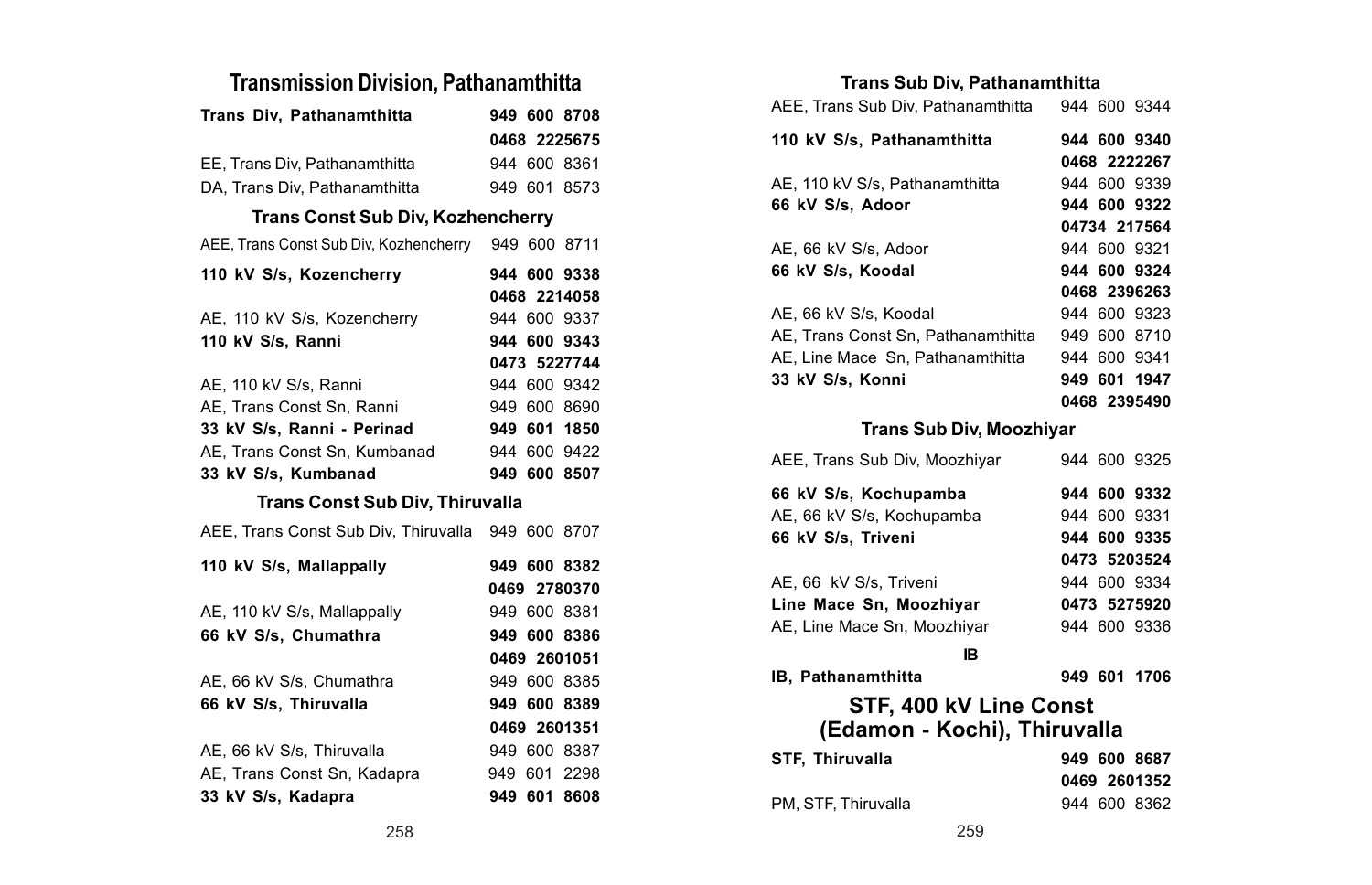## Transmission Division, Pathanamthitta

| | |
|---|---|
| **Trans Div, Pathanamthitta** | **949 600 8708** |
| | **0468 2225675** |
| EE, Trans Div, Pathanamthitta | 944 600 8361 |
| DA, Trans Div, Pathanamthitta | 949 601 8573 |

### Trans Const Sub Div, Kozhencherry

| | |
|---|---|
| AEE, Trans Const Sub Div, Kozhencherry | 949 600 8711 |
| **110 kV S/s, Kozencherry** | **944 600 9338** |
| | **0468 2214058** |
| AE, 110 kV S/s, Kozencherry | 944 600 9337 |
| **110 kV S/s, Ranni** | **944 600 9343** |
| | **0473 5227744** |
| AE, 110 kV S/s, Ranni | 944 600 9342 |
| AE, Trans Const Sn, Ranni | 949 600 8690 |
| **33 kV S/s, Ranni - Perinad** | **949 601 1850** |
| AE, Trans Const Sn, Kumbanad | 944 600 9422 |
| **33 kV S/s, Kumbanad** | **949 600 8507** |

### Trans Const Sub Div, Thiruvalla

| | |
|---|---|
| AEE, Trans Const Sub Div, Thiruvalla | 949 600 8707 |
| **110 kV S/s, Mallappally** | **949 600 8382** |
| | **0469 2780370** |
| AE, 110 kV S/s, Mallappally | 949 600 8381 |
| **66 kV S/s, Chumathra** | **949 600 8386** |
| | **0469 2601051** |
| AE, 66 kV S/s, Chumathra | 949 600 8385 |
| **66 kV S/s, Thiruvalla** | **949 600 8389** |
| | **0469 2601351** |
| AE, 66 kV S/s, Thiruvalla | 949 600 8387 |
| AE, Trans Const Sn, Kadapra | 949 601 2298 |
| **33 kV S/s, Kadapra** | **949 601 8608** |

### Trans Sub Div, Pathanamthitta

| | |
|---|---|
| AEE, Trans Sub Div, Pathanamthitta | 944 600 9344 |
| **110 kV S/s, Pathanamthitta** | **944 600 9340** |
| | **0468 2222267** |
| AE, 110 kV S/s, Pathanamthitta | 944 600 9339 |
| **66 kV S/s, Adoor** | **944 600 9322** |
| | **04734 217564** |
| AE, 66 kV S/s, Adoor | 944 600 9321 |
| **66 kV S/s, Koodal** | **944 600 9324** |
| | **0468 2396263** |
| AE, 66 kV S/s, Koodal | 944 600 9323 |
| AE, Trans Const Sn, Pathanamthitta | 949 600 8710 |
| AE, Line Mace Sn, Pathanamthitta | 944 600 9341 |
| **33 kV S/s, Konni** | **949 601 1947** |
| | **0468 2395490** |

### Trans Sub Div, Moozhiyar

| | |
|---|---|
| AEE, Trans Sub Div, Moozhiyar | 944 600 9325 |
| **66 kV S/s, Kochupamba** | **944 600 9332** |
| AE, 66 kV S/s, Kochupamba | 944 600 9331 |
| **66 kV S/s, Triveni** | **944 600 9335** |
| | **0473 5203524** |
| AE, 66 kV S/s, Triveni | 944 600 9334 |
| **Line Mace Sn, Moozhiyar** | **0473 5275920** |
| AE, Line Mace Sn, Moozhiyar | 944 600 9336 |

### IB

| | |
|---|---|
| **IB, Pathanamthitta** | **949 601 1706** |

## STF, 400 kV Line Const (Edamon - Kochi), Thiruvalla

| | |
|---|---|
| **STF, Thiruvalla** | **949 600 8687** |
| | **0469 2601352** |
| PM, STF, Thiruvalla | 944 600 8362 |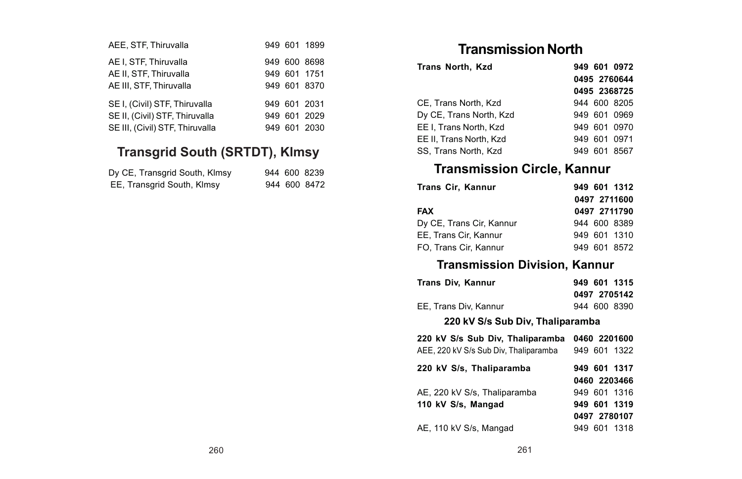| | |
|---|---|
| AEE, STF, Thiruvalla | 949 601 1899 |
| AE I, STF, Thiruvalla | 949 600 8698 |
| AE II, STF, Thiruvalla | 949 601 1751 |
| AE III, STF, Thiruvalla | 949 601 8370 |
| SE I, (Civil) STF, Thiruvalla | 949 601 2031 |
| SE II, (Civil) STF, Thiruvalla | 949 601 2029 |
| SE III, (Civil) STF, Thiruvalla | 949 601 2030 |

## Transgrid South (SRTDT), Klmsy

| | |
|---|---|
| Dy CE, Transgrid South, Klmsy | 944 600 8239 |
| EE, Transgrid South, Klmsy | 944 600 8472 |

## Transmission North

| | |
|---|---|
| **Trans North, Kzd** | **949 601 0972** |
| | **0495 2760644** |
| | **0495 2368725** |
| CE, Trans North, Kzd | 944 600 8205 |
| Dy CE, Trans North, Kzd | 949 601 0969 |
| EE I, Trans North, Kzd | 949 601 0970 |
| EE II, Trans North, Kzd | 949 601 0971 |
| SS, Trans North, Kzd | 949 601 8567 |

## Transmission Circle, Kannur

| | |
|---|---|
| **Trans Cir, Kannur** | **949 601 1312** |
| | **0497 2711600** |
| **FAX** | **0497 2711790** |
| Dy CE, Trans Cir, Kannur | 944 600 8389 |
| EE, Trans Cir, Kannur | 949 601 1310 |
| FO, Trans Cir, Kannur | 949 601 8572 |

## Transmission Division, Kannur

| | |
|---|---|
| **Trans Div, Kannur** | **949 601 1315** |
| | **0497 2705142** |
| EE, Trans Div, Kannur | 944 600 8390 |

### 220 kV S/s Sub Div, Thaliparamba

| | |
|---|---|
| **220 kV S/s Sub Div, Thaliparamba** | **0460 2201600** |
| AEE, 220 kV S/s Sub Div, Thaliparamba | 949 601 1322 |
| **220 kV S/s, Thaliparamba** | **949 601 1317** |
| | **0460 2203466** |
| AE, 220 kV S/s, Thaliparamba | 949 601 1316 |
| **110 kV S/s, Mangad** | **949 601 1319** |
| | **0497 2780107** |
| AE, 110 kV S/s, Mangad | 949 601 1318 |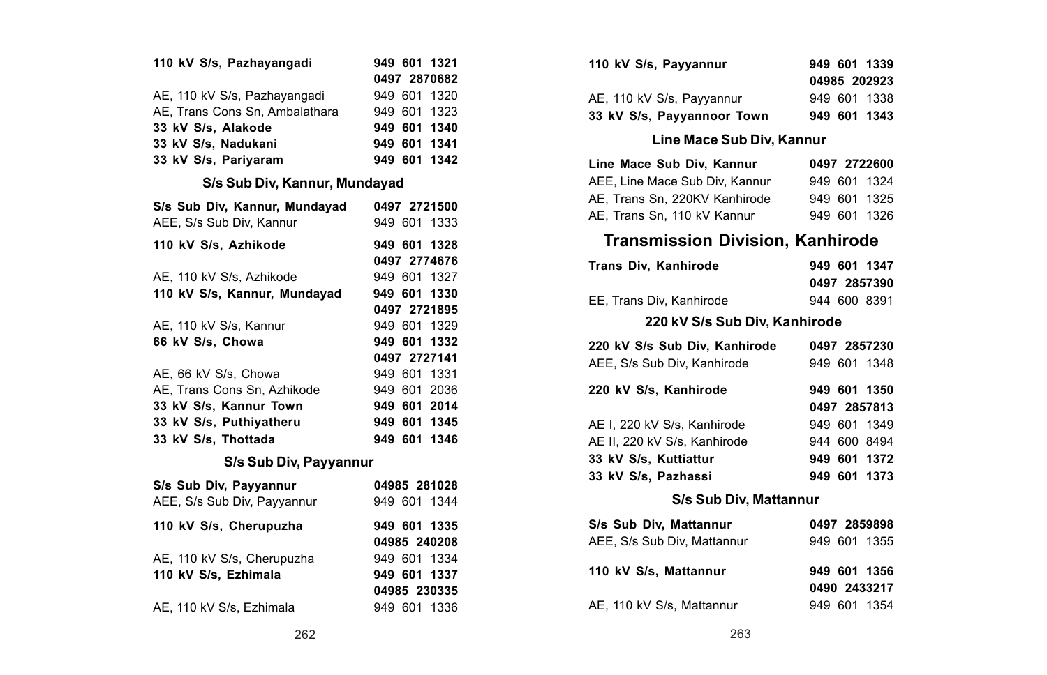| | |
|---|---|
| **110 kV S/s, Pazhayangadi** | **949 601 1321** |
| | **0497 2870682** |
| AE, 110 kV S/s, Pazhayangadi | 949 601 1320 |
| AE, Trans Cons Sn, Ambalathara | 949 601 1323 |
| **33 kV S/s, Alakode** | **949 601 1340** |
| **33 kV S/s, Nadukani** | **949 601 1341** |
| **33 kV S/s, Pariyaram** | **949 601 1342** |

### S/s Sub Div, Kannur, Mundayad

| | |
|---|---|
| **S/s Sub Div, Kannur, Mundayad** | **0497 2721500** |
| AEE, S/s Sub Div, Kannur | 949 601 1333 |
| **110 kV S/s, Azhikode** | **949 601 1328** |
| | **0497 2774676** |
| AE, 110 kV S/s, Azhikode | 949 601 1327 |
| **110 kV S/s, Kannur, Mundayad** | **949 601 1330** |
| | **0497 2721895** |
| AE, 110 kV S/s, Kannur | 949 601 1329 |
| **66 kV S/s, Chowa** | **949 601 1332** |
| | **0497 2727141** |
| AE, 66 kV S/s, Chowa | 949 601 1331 |
| AE, Trans Cons Sn, Azhikode | 949 601 2036 |
| **33 kV S/s, Kannur Town** | **949 601 2014** |
| **33 kV S/s, Puthiyatheru** | **949 601 1345** |
| **33 kV S/s, Thottada** | **949 601 1346** |

### S/s Sub Div, Payyannur

| | |
|---|---|
| **S/s Sub Div, Payyannur** | **04985 281028** |
| AEE, S/s Sub Div, Payyannur | 949 601 1344 |
| **110 kV S/s, Cherupuzha** | **949 601 1335** |
| | **04985 240208** |
| AE, 110 kV S/s, Cherupuzha | 949 601 1334 |
| **110 kV S/s, Ezhimala** | **949 601 1337** |
| | **04985 230335** |
| AE, 110 kV S/s, Ezhimala | 949 601 1336 |
| **110 kV S/s, Payyannur** | **949 601 1339** |
| | **04985 202923** |
| AE, 110 kV S/s, Payyannur | 949 601 1338 |
| **33 kV S/s, Payyannoor Town** | **949 601 1343** |

### Line Mace Sub Div, Kannur

| | |
|---|---|
| **Line Mace Sub Div, Kannur** | **0497 2722600** |
| AEE, Line Mace Sub Div, Kannur | 949 601 1324 |
| AE, Trans Sn, 220KV Kanhirode | 949 601 1325 |
| AE, Trans Sn, 110 kV Kannur | 949 601 1326 |

## Transmission Division, Kanhirode

| | |
|---|---|
| **Trans Div, Kanhirode** | **949 601 1347** |
| | **0497 2857390** |
| EE, Trans Div, Kanhirode | 944 600 8391 |

### 220 kV S/s Sub Div, Kanhirode

| | |
|---|---|
| **220 kV S/s Sub Div, Kanhirode** | **0497 2857230** |
| AEE, S/s Sub Div, Kanhirode | 949 601 1348 |
| **220 kV S/s, Kanhirode** | **949 601 1350** |
| | **0497 2857813** |
| AE I, 220 kV S/s, Kanhirode | 949 601 1349 |
| AE II, 220 kV S/s, Kanhirode | 944 600 8494 |
| **33 kV S/s, Kuttiattur** | **949 601 1372** |
| **33 kV S/s, Pazhassi** | **949 601 1373** |

### S/s Sub Div, Mattannur

| | |
|---|---|
| **S/s Sub Div, Mattannur** | **0497 2859898** |
| AEE, S/s Sub Div, Mattannur | 949 601 1355 |
| **110 kV S/s, Mattannur** | **949 601 1356** |
| | **0490 2433217** |
| AE, 110 kV S/s, Mattannur | 949 601 1354 |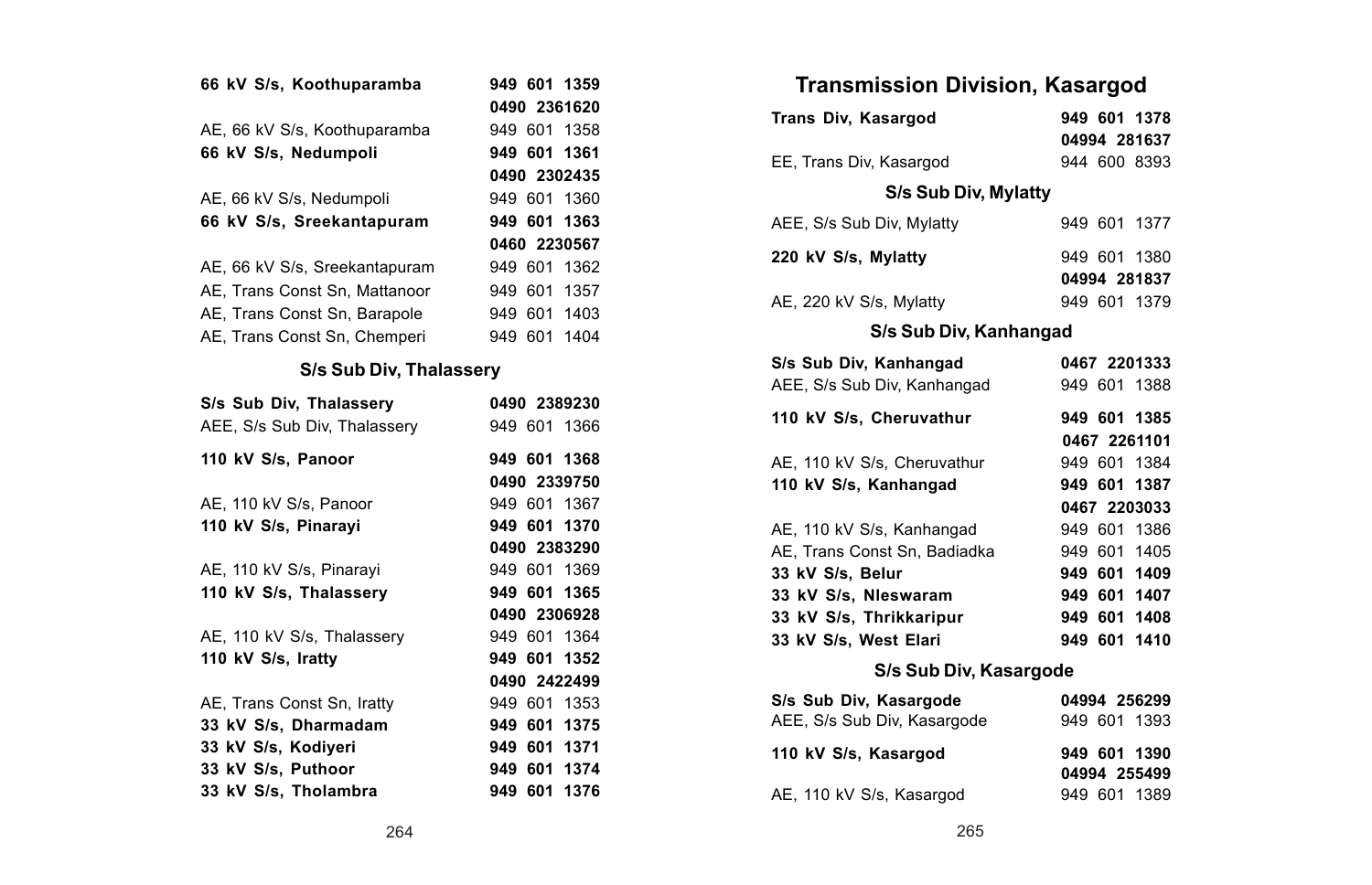| | |
|---|---|
| **66 kV S/s, Koothuparamba** | **949 601 1359** |
| | **0490 2361620** |
| AE, 66 kV S/s, Koothuparamba | 949 601 1358 |
| **66 kV S/s, Nedumpoli** | **949 601 1361** |
| | **0490 2302435** |
| AE, 66 kV S/s, Nedumpoli | 949 601 1360 |
| **66 kV S/s, Sreekantapuram** | **949 601 1363** |
| | **0460 2230567** |
| AE, 66 kV S/s, Sreekantapuram | 949 601 1362 |
| AE, Trans Const Sn, Mattanoor | 949 601 1357 |
| AE, Trans Const Sn, Barapole | 949 601 1403 |
| AE, Trans Const Sn, Chemperi | 949 601 1404 |

### S/s Sub Div, Thalassery

| | |
|---|---|
| **S/s Sub Div, Thalassery** | **0490 2389230** |
| AEE, S/s Sub Div, Thalassery | 949 601 1366 |
| **110 kV S/s, Panoor** | **949 601 1368** |
| | **0490 2339750** |
| AE, 110 kV S/s, Panoor | 949 601 1367 |
| **110 kV S/s, Pinarayi** | **949 601 1370** |
| | **0490 2383290** |
| AE, 110 kV S/s, Pinarayi | 949 601 1369 |
| **110 kV S/s, Thalassery** | **949 601 1365** |
| | **0490 2306928** |
| AE, 110 kV S/s, Thalassery | 949 601 1364 |
| **110 kV S/s, Iratty** | **949 601 1352** |
| | **0490 2422499** |
| AE, Trans Const Sn, Iratty | 949 601 1353 |
| **33 kV S/s, Dharmadam** | **949 601 1375** |
| **33 kV S/s, Kodiyeri** | **949 601 1371** |
| **33 kV S/s, Puthoor** | **949 601 1374** |
| **33 kV S/s, Tholambra** | **949 601 1376** |

## Transmission Division, Kasargod

| | |
|---|---|
| **Trans Div, Kasargod** | **949 601 1378** |
| | **04994 281637** |
| EE, Trans Div, Kasargod | 944 600 8393 |

### S/s Sub Div, Mylatty

| | |
|---|---|
| AEE, S/s Sub Div, Mylatty | 949 601 1377 |
| **220 kV S/s, Mylatty** | 949 601 1380 |
| | **04994 281837** |
| AE, 220 kV S/s, Mylatty | 949 601 1379 |

### S/s Sub Div, Kanhangad

| | |
|---|---|
| **S/s Sub Div, Kanhangad** | **0467 2201333** |
| AEE, S/s Sub Div, Kanhangad | 949 601 1388 |
| **110 kV S/s, Cheruvathur** | **949 601 1385** |
| | **0467 2261101** |
| AE, 110 kV S/s, Cheruvathur | 949 601 1384 |
| **110 kV S/s, Kanhangad** | **949 601 1387** |
| | **0467 2203033** |
| AE, 110 kV S/s, Kanhangad | 949 601 1386 |
| AE, Trans Const Sn, Badiadka | 949 601 1405 |
| **33 kV S/s, Belur** | **949 601 1409** |
| **33 kV S/s, Nleswaram** | **949 601 1407** |
| **33 kV S/s, Thrikkaripur** | **949 601 1408** |
| **33 kV S/s, West Elari** | **949 601 1410** |

### S/s Sub Div, Kasargode

| | |
|---|---|
| **S/s Sub Div, Kasargode** | **04994 256299** |
| AEE, S/s Sub Div, Kasargode | 949 601 1393 |
| **110 kV S/s, Kasargod** | **949 601 1390** |
| | **04994 255499** |
| AE, 110 kV S/s, Kasargod | 949 601 1389 |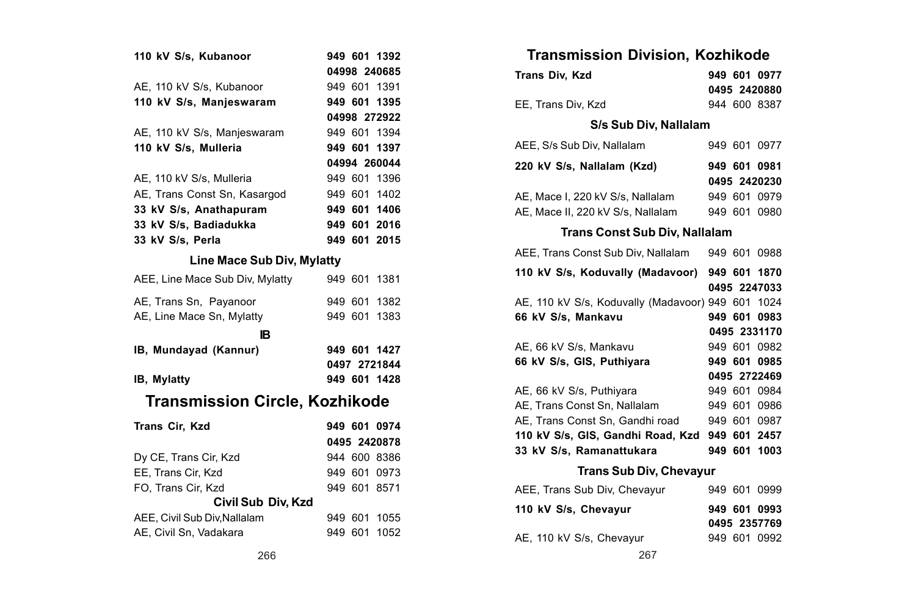| | |
|---|---|
| **110 kV S/s, Kubanoor** | **949 601 1392** |
| | **04998 240685** |
| AE, 110 kV S/s, Kubanoor | 949 601 1391 |
| **110 kV S/s, Manjeswaram** | **949 601 1395** |
| | **04998 272922** |
| AE, 110 kV S/s, Manjeswaram | 949 601 1394 |
| **110 kV S/s, Mulleria** | **949 601 1397** |
| | **04994 260044** |
| AE, 110 kV S/s, Mulleria | 949 601 1396 |
| AE, Trans Const Sn, Kasargod | 949 601 1402 |
| **33 kV S/s, Anathapuram** | **949 601 1406** |
| **33 kV S/s, Badiadukka** | **949 601 2016** |
| **33 kV S/s, Perla** | **949 601 2015** |

### Line Mace Sub Div, Mylatty

| | |
|---|---|
| AEE, Line Mace Sub Div, Mylatty | 949 601 1381 |
| AE, Trans Sn, Payanoor | 949 601 1382 |
| AE, Line Mace Sn, Mylatty | 949 601 1383 |

### IB

| | |
|---|---|
| **IB, Mundayad (Kannur)** | **949 601 1427** |
| | **0497 2721844** |
| **IB, Mylatty** | **949 601 1428** |

## Transmission Circle, Kozhikode

| | |
|---|---|
| **Trans Cir, Kzd** | **949 601 0974** |
| | **0495 2420878** |
| Dy CE, Trans Cir, Kzd | 944 600 8386 |
| EE, Trans Cir, Kzd | 949 601 0973 |
| FO, Trans Cir, Kzd | 949 601 8571 |

### Civil Sub Div, Kzd

| | |
|---|---|
| AEE, Civil Sub Div,Nallalam | 949 601 1055 |
| AE, Civil Sn, Vadakara | 949 601 1052 |

## Transmission Division, Kozhikode

| | |
|---|---|
| **Trans Div, Kzd** | **949 601 0977** |
| | **0495 2420880** |
| EE, Trans Div, Kzd | 944 600 8387 |

### S/s Sub Div, Nallalam

| | |
|---|---|
| AEE, S/s Sub Div, Nallalam | 949 601 0977 |
| **220 kV S/s, Nallalam (Kzd)** | **949 601 0981** |
| | **0495 2420230** |
| AE, Mace I, 220 kV S/s, Nallalam | 949 601 0979 |
| AE, Mace II, 220 kV S/s, Nallalam | 949 601 0980 |

### Trans Const Sub Div, Nallalam

| | |
|---|---|
| AEE, Trans Const Sub Div, Nallalam | 949 601 0988 |
| **110 kV S/s, Koduvally (Madavoor)** | **949 601 1870** |
| | **0495 2247033** |
| AE, 110 kV S/s, Koduvally (Madavoor) | 949 601 1024 |
| **66 kV S/s, Mankavu** | **949 601 0983** |
| | **0495 2331170** |
| AE, 66 kV S/s, Mankavu | 949 601 0982 |
| **66 kV S/s, GIS, Puthiyara** | **949 601 0985** |
| | **0495 2722469** |
| AE, 66 kV S/s, Puthiyara | 949 601 0984 |
| AE, Trans Const Sn, Nallalam | 949 601 0986 |
| AE, Trans Const Sn, Gandhi road | 949 601 0987 |
| **110 kV S/s, GIS, Gandhi Road, Kzd** | **949 601 2457** |
| **33 kV S/s, Ramanattukara** | **949 601 1003** |

### Trans Sub Div, Chevayur

| | |
|---|---|
| AEE, Trans Sub Div, Chevayur | 949 601 0999 |
| **110 kV S/s, Chevayur** | **949 601 0993** |
| | **0495 2357769** |
| AE, 110 kV S/s, Chevayur | 949 601 0992 |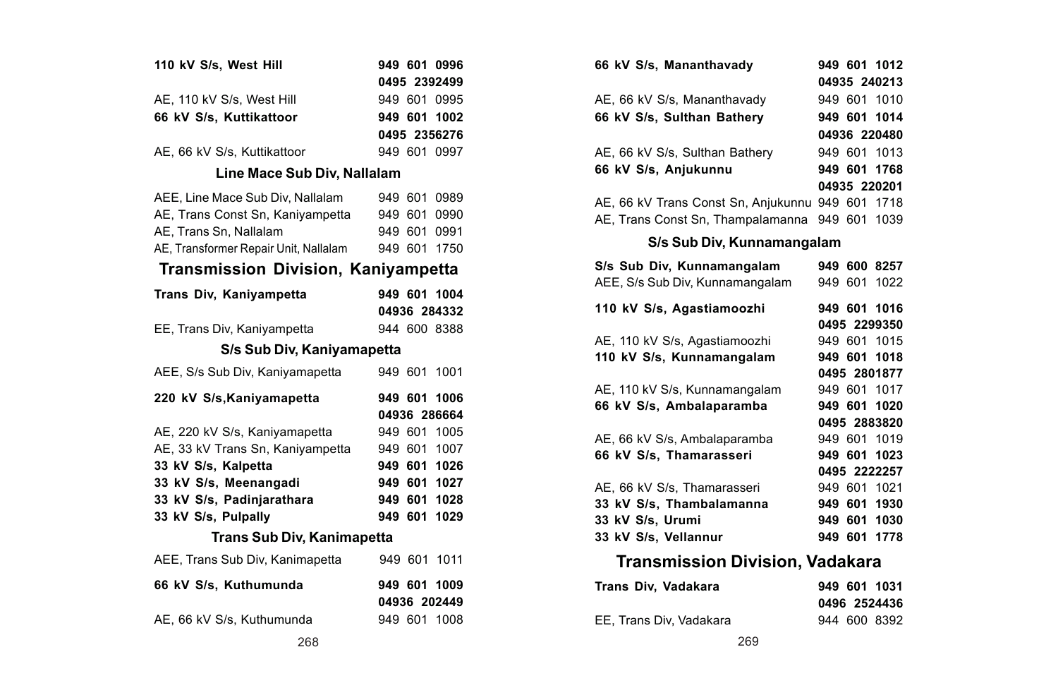| | |
|---|---|
| **110 kV S/s, West Hill** | **949 601 0996** |
| | **0495 2392499** |
| AE, 110 kV S/s, West Hill | 949 601 0995 |
| **66 kV S/s, Kuttikattoor** | **949 601 1002** |
| | **0495 2356276** |
| AE, 66 kV S/s, Kuttikattoor | 949 601 0997 |

### Line Mace Sub Div, Nallalam

| | |
|---|---|
| AEE, Line Mace Sub Div, Nallalam | 949 601 0989 |
| AE, Trans Const Sn, Kaniyampetta | 949 601 0990 |
| AE, Trans Sn, Nallalam | 949 601 0991 |
| AE, Transformer Repair Unit, Nallalam | 949 601 1750 |

## Transmission Division, Kaniyampetta

| | |
|---|---|
| **Trans Div, Kaniyampetta** | **949 601 1004** |
| | **04936 284332** |
| EE, Trans Div, Kaniyampetta | 944 600 8388 |

### S/s Sub Div, Kaniyamapetta

| | |
|---|---|
| AEE, S/s Sub Div, Kaniyamapetta | 949 601 1001 |
| **220 kV S/s,Kaniyamapetta** | **949 601 1006** |
| | **04936 286664** |
| AE, 220 kV S/s, Kaniyamapetta | 949 601 1005 |
| AE, 33 kV Trans Sn, Kaniyampetta | 949 601 1007 |
| **33 kV S/s, Kalpetta** | **949 601 1026** |
| **33 kV S/s, Meenangadi** | **949 601 1027** |
| **33 kV S/s, Padinjarathara** | **949 601 1028** |
| **33 kV S/s, Pulpally** | **949 601 1029** |

### Trans Sub Div, Kanimapetta

| | |
|---|---|
| AEE, Trans Sub Div, Kanimapetta | 949 601 1011 |
| **66 kV S/s, Kuthumunda** | **949 601 1009** |
| | **04936 202449** |
| AE, 66 kV S/s, Kuthumunda | 949 601 1008 |
| **66 kV S/s, Mananthavady** | **949 601 1012** |
| | **04935 240213** |
| AE, 66 kV S/s, Mananthavady | 949 601 1010 |
| **66 kV S/s, Sulthan Bathery** | **949 601 1014** |
| | **04936 220480** |
| AE, 66 kV S/s, Sulthan Bathery | 949 601 1013 |
| **66 kV S/s, Anjukunnu** | **949 601 1768** |
| | **04935 220201** |
| AE, 66 kV Trans Const Sn, Anjukunnu | 949 601 1718 |
| AE, Trans Const Sn, Thampalamanna | 949 601 1039 |

### S/s Sub Div, Kunnamangalam

| | |
|---|---|
| **S/s Sub Div, Kunnamangalam** | **949 600 8257** |
| AEE, S/s Sub Div, Kunnamangalam | 949 601 1022 |
| **110 kV S/s, Agastiamoozhi** | **949 601 1016** |
| | **0495 2299350** |
| AE, 110 kV S/s, Agastiamoozhi | 949 601 1015 |
| **110 kV S/s, Kunnamangalam** | **949 601 1018** |
| | **0495 2801877** |
| AE, 110 kV S/s, Kunnamangalam | 949 601 1017 |
| **66 kV S/s, Ambalaparamba** | **949 601 1020** |
| | **0495 2883820** |
| AE, 66 kV S/s, Ambalaparamba | 949 601 1019 |
| **66 kV S/s, Thamarasseri** | **949 601 1023** |
| | **0495 2222257** |
| AE, 66 kV S/s, Thamarasseri | 949 601 1021 |
| **33 kV S/s, Thambalamanna** | **949 601 1930** |
| **33 kV S/s, Urumi** | **949 601 1030** |
| **33 kV S/s, Vellannur** | **949 601 1778** |

## Transmission Division, Vadakara

| | |
|---|---|
| **Trans Div, Vadakara** | **949 601 1031** |
| | **0496 2524436** |
| EE, Trans Div, Vadakara | 944 600 8392 |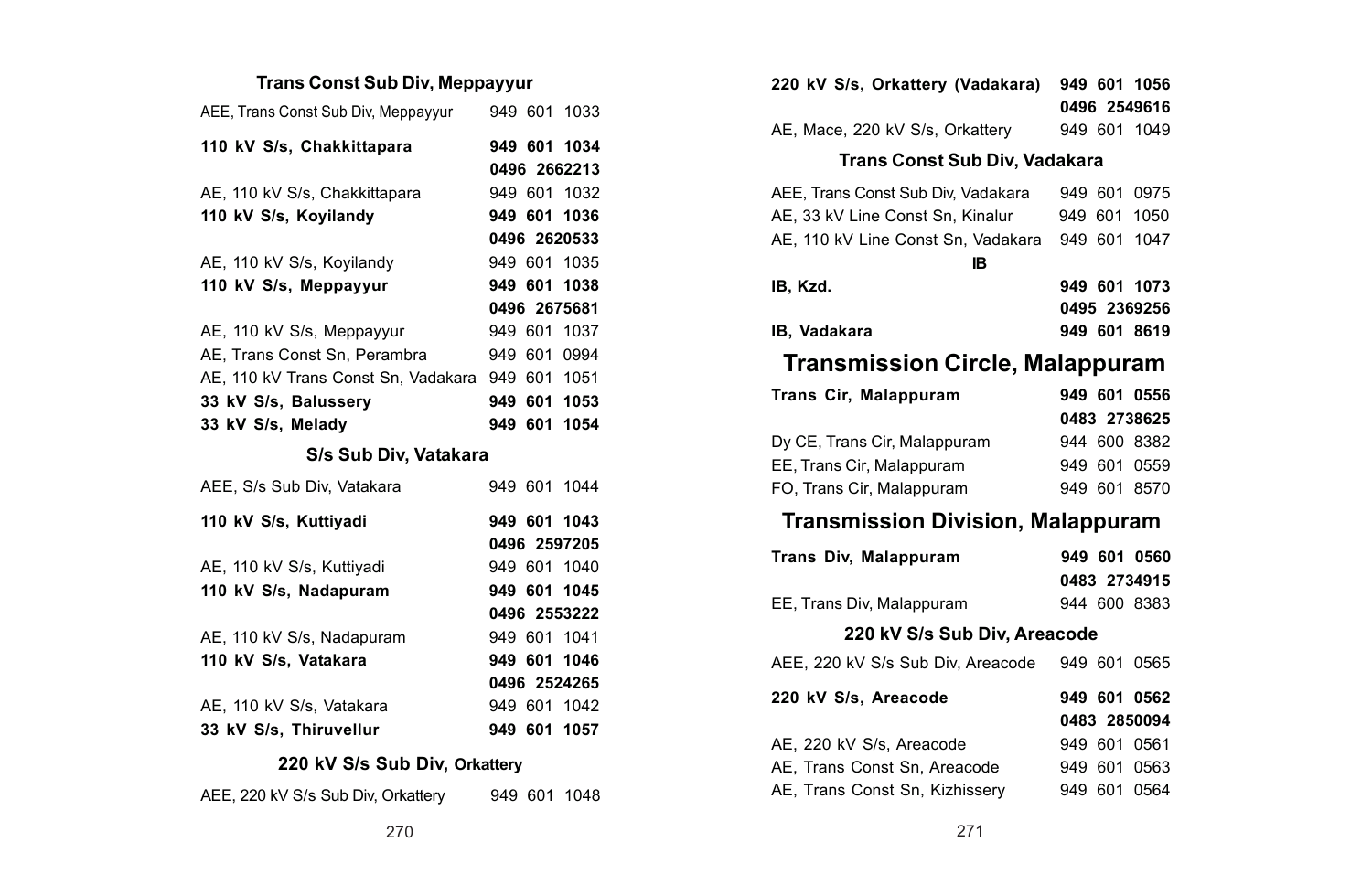### Trans Const Sub Div, Meppayyur

| | |
|---|---|
| AEE, Trans Const Sub Div, Meppayyur | 949 601 1033 |
| **110 kV S/s, Chakkittapara** | **949 601 1034** |
| | **0496 2662213** |
| AE, 110 kV S/s, Chakkittapara | 949 601 1032 |
| **110 kV S/s, Koyilandy** | **949 601 1036** |
| | **0496 2620533** |
| AE, 110 kV S/s, Koyilandy | 949 601 1035 |
| **110 kV S/s, Meppayyur** | **949 601 1038** |
| | **0496 2675681** |
| AE, 110 kV S/s, Meppayyur | 949 601 1037 |
| AE, Trans Const Sn, Perambra | 949 601 0994 |
| AE, 110 kV Trans Const Sn, Vadakara | 949 601 1051 |
| **33 kV S/s, Balussery** | **949 601 1053** |
| **33 kV S/s, Melady** | **949 601 1054** |

### S/s Sub Div, Vatakara

| | |
|---|---|
| AEE, S/s Sub Div, Vatakara | 949 601 1044 |
| **110 kV S/s, Kuttiyadi** | **949 601 1043** |
| | **0496 2597205** |
| AE, 110 kV S/s, Kuttiyadi | 949 601 1040 |
| **110 kV S/s, Nadapuram** | **949 601 1045** |
| | **0496 2553222** |
| AE, 110 kV S/s, Nadapuram | 949 601 1041 |
| **110 kV S/s, Vatakara** | **949 601 1046** |
| | **0496 2524265** |
| AE, 110 kV S/s, Vatakara | 949 601 1042 |
| **33 kV S/s, Thiruvellur** | **949 601 1057** |

### 220 kV S/s Sub Div, Orkattery

| | |
|---|---|
| AEE, 220 kV S/s Sub Div, Orkattery | 949 601 1048 |
| **220 kV S/s, Orkattery (Vadakara)** | **949 601 1056** |
| | **0496 2549616** |
| AE, Mace, 220 kV S/s, Orkattery | 949 601 1049 |

### Trans Const Sub Div, Vadakara

| | |
|---|---|
| AEE, Trans Const Sub Div, Vadakara | 949 601 0975 |
| AE, 33 kV Line Const Sn, Kinalur | 949 601 1050 |
| AE, 110 kV Line Const Sn, Vadakara | 949 601 1047 |

### IB

| | |
|---|---|
| **IB, Kzd.** | **949 601 1073** |
| | **0495 2369256** |
| **IB, Vadakara** | **949 601 8619** |

## Transmission Circle, Malappuram

| | |
|---|---|
| **Trans Cir, Malappuram** | **949 601 0556** |
| | **0483 2738625** |
| Dy CE, Trans Cir, Malappuram | 944 600 8382 |
| EE, Trans Cir, Malappuram | 949 601 0559 |
| FO, Trans Cir, Malappuram | 949 601 8570 |

## Transmission Division, Malappuram

| | |
|---|---|
| **Trans Div, Malappuram** | **949 601 0560** |
| | **0483 2734915** |
| EE, Trans Div, Malappuram | 944 600 8383 |

### 220 kV S/s Sub Div, Areacode

| | |
|---|---|
| AEE, 220 kV S/s Sub Div, Areacode | 949 601 0565 |
| **220 kV S/s, Areacode** | **949 601 0562** |
| | **0483 2850094** |
| AE, 220 kV S/s, Areacode | 949 601 0561 |
| AE, Trans Const Sn, Areacode | 949 601 0563 |
| AE, Trans Const Sn, Kizhissery | 949 601 0564 |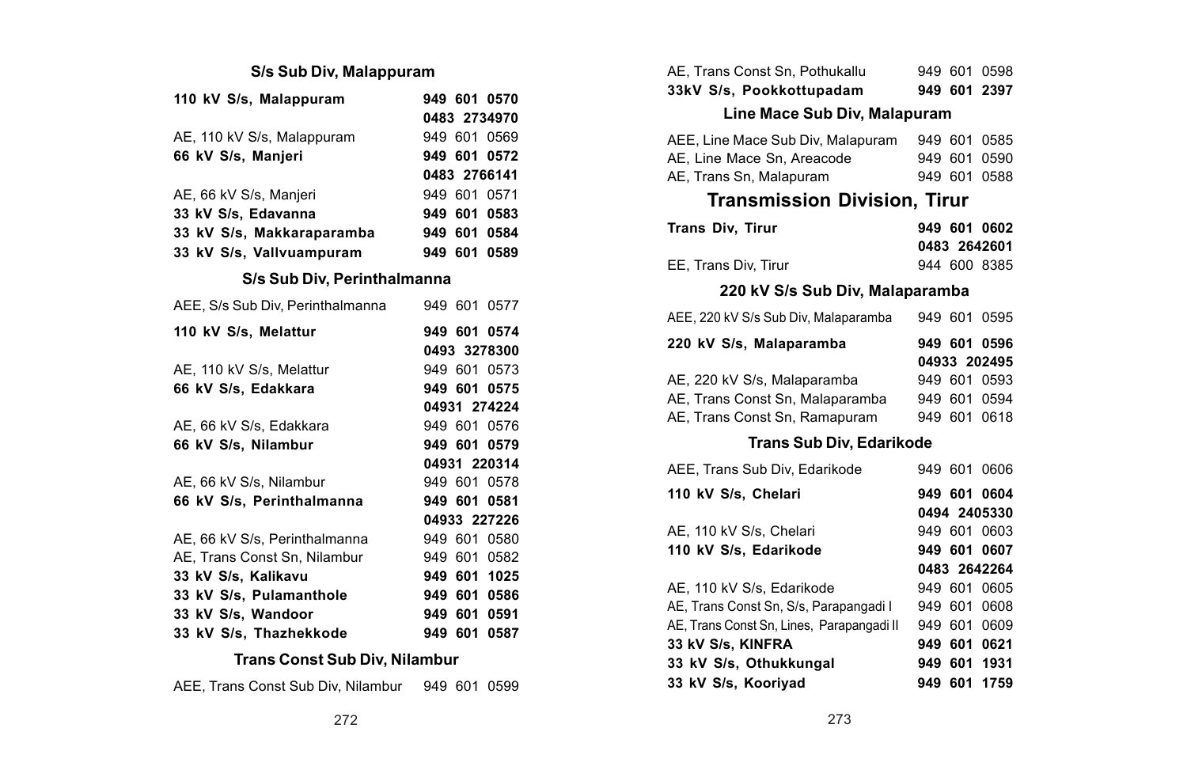### S/s Sub Div, Malappuram

| | |
|---|---|
| **110 kV S/s, Malappuram** | **949 601 0570** |
| | **0483 2734970** |
| AE, 110 kV S/s, Malappuram | 949 601 0569 |
| **66 kV S/s, Manjeri** | **949 601 0572** |
| | **0483 2766141** |
| AE, 66 kV S/s, Manjeri | 949 601 0571 |
| **33 kV S/s, Edavanna** | **949 601 0583** |
| **33 kV S/s, Makkaraparamba** | **949 601 0584** |
| **33 kV S/s, Vallvuampuram** | **949 601 0589** |

### S/s Sub Div, Perinthalmanna

| | |
|---|---|
| AEE, S/s Sub Div, Perinthalmanna | 949 601 0577 |
| **110 kV S/s, Melattur** | **949 601 0574** |
| | **0493 3278300** |
| AE, 110 kV S/s, Melattur | 949 601 0573 |
| **66 kV S/s, Edakkara** | **949 601 0575** |
| | **04931 274224** |
| AE, 66 kV S/s, Edakkara | 949 601 0576 |
| **66 kV S/s, Nilambur** | **949 601 0579** |
| | **04931 220314** |
| AE, 66 kV S/s, Nilambur | 949 601 0578 |
| **66 kV S/s, Perinthalmanna** | **949 601 0581** |
| | **04933 227226** |
| AE, 66 kV S/s, Perinthalmanna | 949 601 0580 |
| AE, Trans Const Sn, Nilambur | 949 601 0582 |
| **33 kV S/s, Kalikavu** | **949 601 1025** |
| **33 kV S/s, Pulamanthole** | **949 601 0586** |
| **33 kV S/s, Wandoor** | **949 601 0591** |
| **33 kV S/s, Thazhekkode** | **949 601 0587** |

### Trans Const Sub Div, Nilambur

| | |
|---|---|
| AEE, Trans Const Sub Div, Nilambur | 949 601 0599 |
| AE, Trans Const Sn, Pothukallu | 949 601 0598 |
| **33kV S/s, Pookkottupadam** | **949 601 2397** |

### Line Mace Sub Div, Malapuram

| | |
|---|---|
| AEE, Line Mace Sub Div, Malapuram | 949 601 0585 |
| AE, Line Mace Sn, Areacode | 949 601 0590 |
| AE, Trans Sn, Malapuram | 949 601 0588 |

## Transmission Division, Tirur

| | |
|---|---|
| **Trans Div, Tirur** | **949 601 0602** |
| | **0483 2642601** |
| EE, Trans Div, Tirur | 944 600 8385 |

### 220 kV S/s Sub Div, Malaparamba

| | |
|---|---|
| AEE, 220 kV S/s Sub Div, Malaparamba | 949 601 0595 |
| **220 kV S/s, Malaparamba** | **949 601 0596** |
| | **04933 202495** |
| AE, 220 kV S/s, Malaparamba | 949 601 0593 |
| AE, Trans Const Sn, Malaparamba | 949 601 0594 |
| AE, Trans Const Sn, Ramapuram | 949 601 0618 |

### Trans Sub Div, Edarikode

| | |
|---|---|
| AEE, Trans Sub Div, Edarikode | 949 601 0606 |
| **110 kV S/s, Chelari** | **949 601 0604** |
| | **0494 2405330** |
| AE, 110 kV S/s, Chelari | 949 601 0603 |
| **110 kV S/s, Edarikode** | **949 601 0607** |
| | **0483 2642264** |
| AE, 110 kV S/s, Edarikode | 949 601 0605 |
| AE, Trans Const Sn, S/s, Parapangadi I | 949 601 0608 |
| AE, Trans Const Sn, Lines, Parapangadi II | 949 601 0609 |
| **33 kV S/s, KINFRA** | **949 601 0621** |
| **33 kV S/s, Othukkungal** | **949 601 1931** |
| **33 kV S/s, Kooriyad** | **949 601 1759** |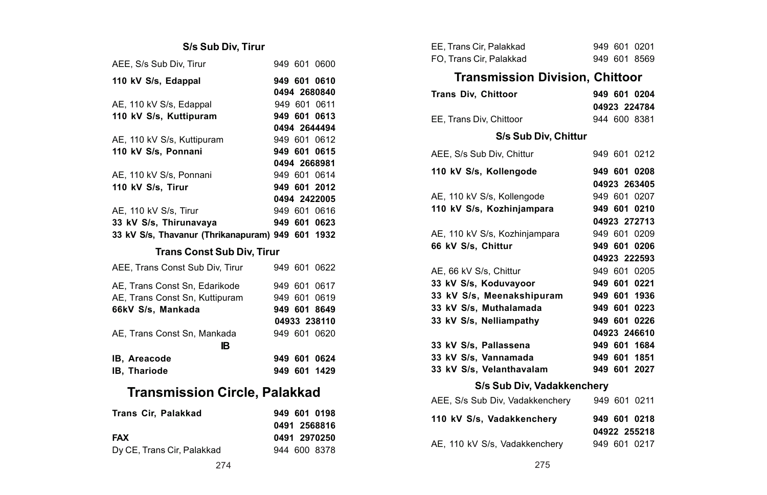### S/s Sub Div, Tirur

| | |
|---|---|
| AEE, S/s Sub Div, Tirur | 949 601 0600 |
| **110 kV S/s, Edappal** | **949 601 0610** |
| | **0494 2680840** |
| AE, 110 kV S/s, Edappal | 949 601 0611 |
| **110 kV S/s, Kuttipuram** | **949 601 0613** |
| | **0494 2644494** |
| AE, 110 kV S/s, Kuttipuram | 949 601 0612 |
| **110 kV S/s, Ponnani** | **949 601 0615** |
| | **0494 2668981** |
| AE, 110 kV S/s, Ponnani | 949 601 0614 |
| **110 kV S/s, Tirur** | **949 601 2012** |
| | **0494 2422005** |
| AE, 110 kV S/s, Tirur | 949 601 0616 |
| **33 kV S/s, Thirunavaya** | **949 601 0623** |
| **33 kV S/s, Thavanur (Thrikanapuram)** | **949 601 1932** |

### Trans Const Sub Div, Tirur

| | |
|---|---|
| AEE, Trans Const Sub Div, Tirur | 949 601 0622 |
| AE, Trans Const Sn, Edarikode | 949 601 0617 |
| AE, Trans Const Sn, Kuttipuram | 949 601 0619 |
| **66kV S/s, Mankada** | **949 601 8649** |
| | **04933 238110** |
| AE, Trans Const Sn, Mankada | 949 601 0620 |

### IB

| | |
|---|---|
| **IB, Areacode** | **949 601 0624** |
| **IB, Thariode** | **949 601 1429** |

## Transmission Circle, Palakkad

| | |
|---|---|
| **Trans Cir, Palakkad** | **949 601 0198** |
| | **0491 2568816** |
| **FAX** | **0491 2970250** |
| Dy CE, Trans Cir, Palakkad | 944 600 8378 |
| EE, Trans Cir, Palakkad | 949 601 0201 |
| FO, Trans Cir, Palakkad | 949 601 8569 |

## Transmission Division, Chittoor

| | |
|---|---|
| **Trans Div, Chittoor** | **949 601 0204** |
| | **04923 224784** |
| EE, Trans Div, Chittoor | 944 600 8381 |

### S/s Sub Div, Chittur

| | |
|---|---|
| AEE, S/s Sub Div, Chittur | 949 601 0212 |
| **110 kV S/s, Kollengode** | **949 601 0208** |
| | **04923 263405** |
| AE, 110 kV S/s, Kollengode | 949 601 0207 |
| **110 kV S/s, Kozhinjampara** | **949 601 0210** |
| | **04923 272713** |
| AE, 110 kV S/s, Kozhinjampara | 949 601 0209 |
| **66 kV S/s, Chittur** | **949 601 0206** |
| | **04923 222593** |
| AE, 66 kV S/s, Chittur | 949 601 0205 |
| **33 kV S/s, Koduvayoor** | **949 601 0221** |
| **33 kV S/s, Meenakshipuram** | **949 601 1936** |
| **33 kV S/s, Muthalamada** | **949 601 0223** |
| **33 kV S/s, Nelliampathy** | **949 601 0226** |
| | **04923 246610** |
| **33 kV S/s, Pallassena** | **949 601 1684** |
| **33 kV S/s, Vannamada** | **949 601 1851** |
| **33 kV S/s, Velanthavalam** | **949 601 2027** |

### S/s Sub Div, Vadakkenchery

| | |
|---|---|
| AEE, S/s Sub Div, Vadakkenchery | 949 601 0211 |
| **110 kV S/s, Vadakkenchery** | **949 601 0218** |
| | **04922 255218** |
| AE, 110 kV S/s, Vadakkenchery | 949 601 0217 |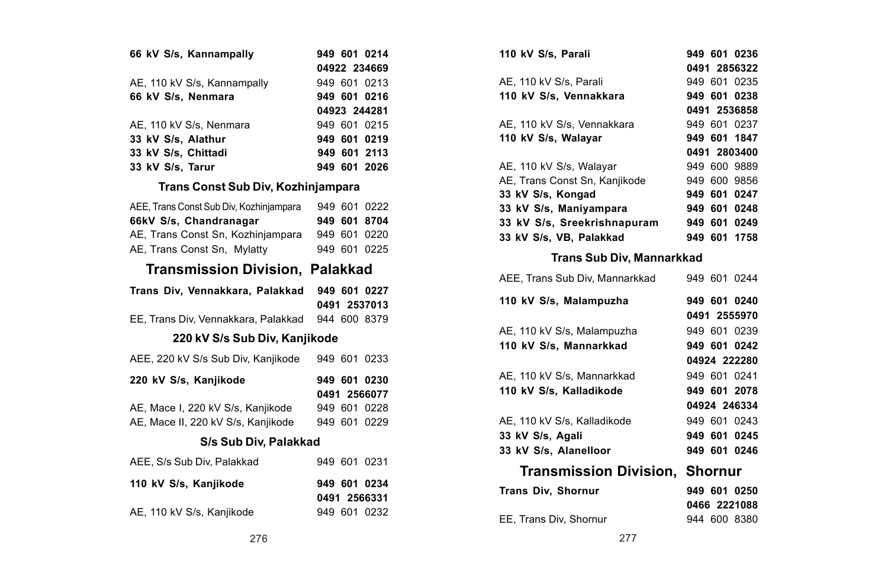| | |
|---|---|
| **66 kV S/s, Kannampally** | **949 601 0214** |
| | **04922 234669** |
| AE, 110 kV S/s, Kannampally | 949 601 0213 |
| **66 kV S/s, Nenmara** | **949 601 0216** |
| | **04923 244281** |
| AE, 110 kV S/s, Nenmara | 949 601 0215 |
| **33 kV S/s, Alathur** | **949 601 0219** |
| **33 kV S/s, Chittadi** | **949 601 2113** |
| **33 kV S/s, Tarur** | **949 601 2026** |

### Trans Const Sub Div, Kozhinjampara

| | |
|---|---|
| AEE, Trans Const Sub Div, Kozhinjampara | 949 601 0222 |
| **66kV S/s, Chandranagar** | **949 601 8704** |
| AE, Trans Const Sn, Kozhinjampara | 949 601 0220 |
| AE, Trans Const Sn, Mylatty | 949 601 0225 |

## Transmission Division, Palakkad

| | |
|---|---|
| **Trans Div, Vennakkara, Palakkad** | **949 601 0227** |
| | **0491 2537013** |
| EE, Trans Div, Vennakkara, Palakkad | 944 600 8379 |

### 220 kV S/s Sub Div, Kanjikode

| | |
|---|---|
| AEE, 220 kV S/s Sub Div, Kanjikode | 949 601 0233 |
| **220 kV S/s, Kanjikode** | **949 601 0230** |
| | **0491 2566077** |
| AE, Mace I, 220 kV S/s, Kanjikode | 949 601 0228 |
| AE, Mace II, 220 kV S/s, Kanjikode | 949 601 0229 |

### S/s Sub Div, Palakkad

| | |
|---|---|
| AEE, S/s Sub Div, Palakkad | 949 601 0231 |
| **110 kV S/s, Kanjikode** | **949 601 0234** |
| | **0491 2566331** |
| AE, 110 kV S/s, Kanjikode | 949 601 0232 |
| **110 kV S/s, Parali** | **949 601 0236** |
| | **0491 2856322** |
| AE, 110 kV S/s, Parali | 949 601 0235 |
| **110 kV S/s, Vennakkara** | **949 601 0238** |
| | **0491 2536858** |
| AE, 110 kV S/s, Vennakkara | 949 601 0237 |
| **110 kV S/s, Walayar** | **949 601 1847** |
| | **0491 2803400** |
| AE, 110 kV S/s, Walayar | 949 600 9889 |
| AE, Trans Const Sn, Kanjikode | 949 600 9856 |
| **33 kV S/s, Kongad** | **949 601 0247** |
| **33 kV S/s, Maniyampara** | **949 601 0248** |
| **33 kV S/s, Sreekrishnapuram** | **949 601 0249** |
| **33 kV S/s, VB, Palakkad** | **949 601 1758** |

### Trans Sub Div, Mannarkkad

| | |
|---|---|
| AEE, Trans Sub Div, Mannarkkad | 949 601 0244 |
| **110 kV S/s, Malampuzha** | **949 601 0240** |
| | **0491 2555970** |
| AE, 110 kV S/s, Malampuzha | 949 601 0239 |
| **110 kV S/s, Mannarkkad** | **949 601 0242** |
| | **04924 222280** |
| AE, 110 kV S/s, Mannarkkad | 949 601 0241 |
| **110 kV S/s, Kalladikode** | **949 601 2078** |
| | **04924 246334** |
| AE, 110 kV S/s, Kalladikode | 949 601 0243 |
| **33 kV S/s, Agali** | **949 601 0245** |
| **33 kV S/s, Alanelloor** | **949 601 0246** |

## Transmission Division, Shornur

| | |
|---|---|
| **Trans Div, Shornur** | **949 601 0250** |
| | **0466 2221088** |
| EE, Trans Div, Shornur | 944 600 8380 |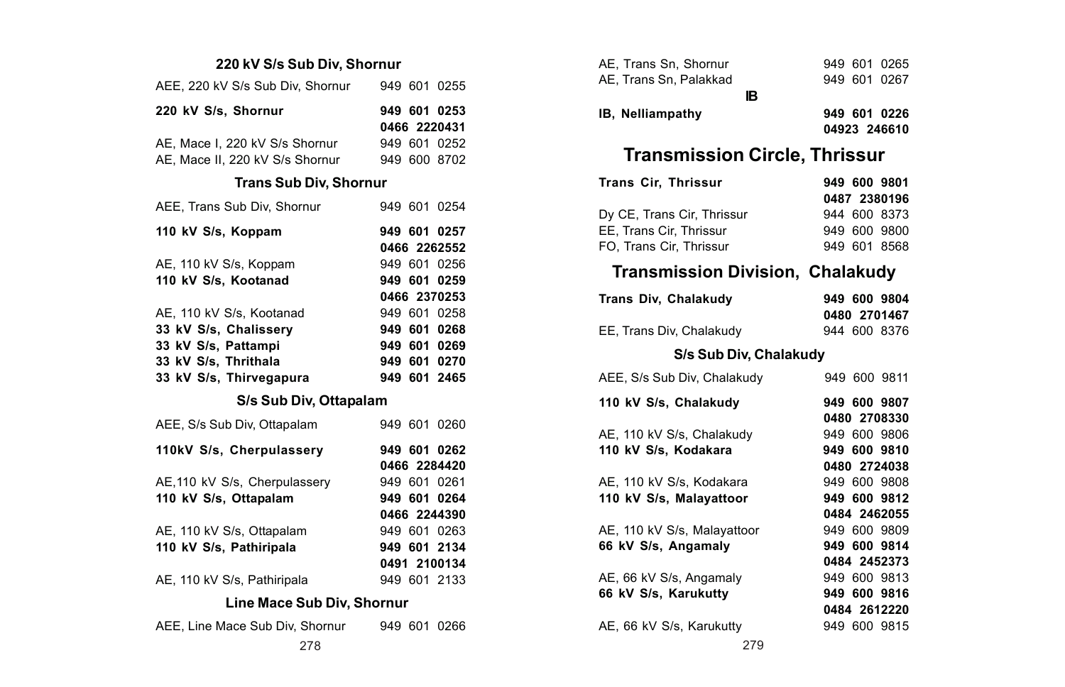### 220 kV S/s Sub Div, Shornur

| | |
|---|---|
| AEE, 220 kV S/s Sub Div, Shornur | 949 601 0255 |
| **220 kV S/s, Shornur** | **949 601 0253** |
| | **0466 2220431** |
| AE, Mace I, 220 kV S/s Shornur | 949 601 0252 |
| AE, Mace II, 220 kV S/s Shornur | 949 600 8702 |

### Trans Sub Div, Shornur

| | |
|---|---|
| AEE, Trans Sub Div, Shornur | 949 601 0254 |
| **110 kV S/s, Koppam** | **949 601 0257** |
| | **0466 2262552** |
| AE, 110 kV S/s, Koppam | 949 601 0256 |
| **110 kV S/s, Kootanad** | **949 601 0259** |
| | **0466 2370253** |
| AE, 110 kV S/s, Kootanad | 949 601 0258 |
| **33 kV S/s, Chalissery** | **949 601 0268** |
| **33 kV S/s, Pattampi** | **949 601 0269** |
| **33 kV S/s, Thrithala** | **949 601 0270** |
| **33 kV S/s, Thirvegapura** | **949 601 2465** |

### S/s Sub Div, Ottapalam

| | |
|---|---|
| AEE, S/s Sub Div, Ottapalam | 949 601 0260 |
| **110kV S/s, Cherpulassery** | **949 601 0262** |
| | **0466 2284420** |
| AE,110 kV S/s, Cherpulassery | 949 601 0261 |
| **110 kV S/s, Ottapalam** | **949 601 0264** |
| | **0466 2244390** |
| AE, 110 kV S/s, Ottapalam | 949 601 0263 |
| **110 kV S/s, Pathiripala** | **949 601 2134** |
| | **0491 2100134** |
| AE, 110 kV S/s, Pathiripala | 949 601 2133 |

### Line Mace Sub Div, Shornur

| | |
|---|---|
| AEE, Line Mace Sub Div, Shornur | 949 601 0266 |
| AE, Trans Sn, Shornur | 949 601 0265 |
| AE, Trans Sn, Palakkad | 949 601 0267 |

### IB

| | |
|---|---|
| **IB, Nelliampathy** | **949 601 0226** |
| | **04923 246610** |

## Transmission Circle, Thrissur

| | |
|---|---|
| **Trans Cir, Thrissur** | **949 600 9801** |
| | **0487 2380196** |
| Dy CE, Trans Cir, Thrissur | 944 600 8373 |
| EE, Trans Cir, Thrissur | 949 600 9800 |
| FO, Trans Cir, Thrissur | 949 601 8568 |

## Transmission Division, Chalakudy

| | |
|---|---|
| **Trans Div, Chalakudy** | **949 600 9804** |
| | **0480 2701467** |
| EE, Trans Div, Chalakudy | 944 600 8376 |

### S/s Sub Div, Chalakudy

| | |
|---|---|
| AEE, S/s Sub Div, Chalakudy | 949 600 9811 |
| **110 kV S/s, Chalakudy** | **949 600 9807** |
| | **0480 2708330** |
| AE, 110 kV S/s, Chalakudy | 949 600 9806 |
| **110 kV S/s, Kodakara** | **949 600 9810** |
| | **0480 2724038** |
| AE, 110 kV S/s, Kodakara | 949 600 9808 |
| **110 kV S/s, Malayattoor** | **949 600 9812** |
| | **0484 2462055** |
| AE, 110 kV S/s, Malayattoor | 949 600 9809 |
| **66 kV S/s, Angamaly** | **949 600 9814** |
| | **0484 2452373** |
| AE, 66 kV S/s, Angamaly | 949 600 9813 |
| **66 kV S/s, Karukutty** | **949 600 9816** |
| | **0484 2612220** |
| AE, 66 kV S/s, Karukutty | 949 600 9815 |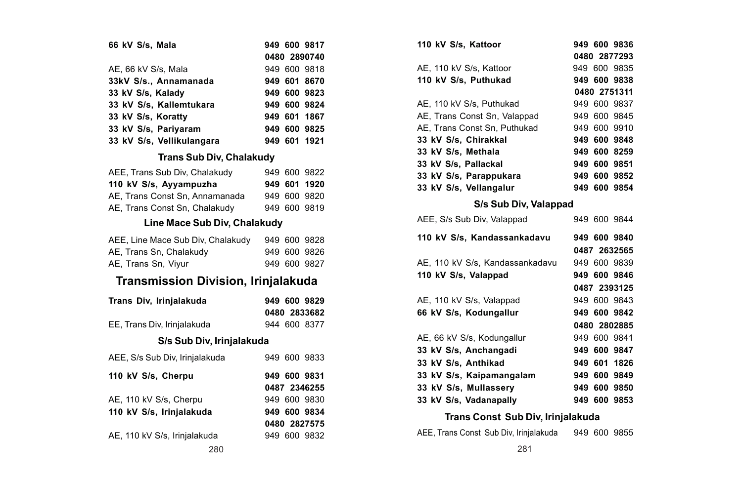**66 kV S/s, Mala** **949 600 9817**
**0480 2890740**

AE, 66 kV S/s, Mala 949 600 9818

**33kV S/s., Annamanada** **949 601 8670**

**33 kV S/s, Kalady** **949 600 9823**

**33 kV S/s, Kallemtukara** **949 600 9824**

**33 kV S/s, Koratty** **949 601 1867**

**33 kV S/s, Pariyaram** **949 600 9825**

**33 kV S/s, Vellikulangara** **949 601 1921**

### Trans Sub Div, Chalakudy

AEE, Trans Sub Div, Chalakudy 949 600 9822

**110 kV S/s, Ayyampuzha** **949 601 1920**

AE, Trans Const Sn, Annamanada 949 600 9820

AE, Trans Const Sn, Chalakudy 949 600 9819

### Line Mace Sub Div, Chalakudy

AEE, Line Mace Sub Div, Chalakudy 949 600 9828

AE, Trans Sn, Chalakudy 949 600 9826

AE, Trans Sn, Viyur 949 600 9827

## Transmission Division, Irinjalakuda

**Trans Div, Irinjalakuda** **949 600 9829**
**0480 2833682**

EE, Trans Div, Irinjalakuda 944 600 8377

### S/s Sub Div, Irinjalakuda

AEE, S/s Sub Div, Irinjalakuda 949 600 9833

**110 kV S/s, Cherpu** **949 600 9831**
**0487 2346255**

AE, 110 kV S/s, Cherpu 949 600 9830

**110 kV S/s, Irinjalakuda** **949 600 9834**
**0480 2827575**

AE, 110 kV S/s, Irinjalakuda 949 600 9832

**110 kV S/s, Kattoor** **949 600 9836**
**0480 2877293**

AE, 110 kV S/s, Kattoor 949 600 9835

**110 kV S/s, Puthukad** **949 600 9838**
**0480 2751311**

AE, 110 kV S/s, Puthukad 949 600 9837

AE, Trans Const Sn, Valappad 949 600 9845

AE, Trans Const Sn, Puthukad 949 600 9910

**33 kV S/s, Chirakkal** **949 600 9848**

**33 kV S/s, Methala** **949 600 8259**

**33 kV S/s, Pallackal** **949 600 9851**

**33 kV S/s, Parappukara** **949 600 9852**

**33 kV S/s, Vellangalur** **949 600 9854**

### S/s Sub Div, Valappad

AEE, S/s Sub Div, Valappad 949 600 9844

**110 kV S/s, Kandassankadavu** **949 600 9840**
**0487 2632565**

AE, 110 kV S/s, Kandassankadavu 949 600 9839

**110 kV S/s, Valappad** **949 600 9846**
**0487 2393125**

AE, 110 kV S/s, Valappad 949 600 9843

**66 kV S/s, Kodungallur** **949 600 9842**
**0480 2802885**

AE, 66 kV S/s, Kodungallur 949 600 9841

**33 kV S/s, Anchangadi** **949 600 9847**

**33 kV S/s, Anthikad** **949 601 1826**

**33 kV S/s, Kaipamangalam** **949 600 9849**

**33 kV S/s, Mullassery** **949 600 9850**

**33 kV S/s, Vadanapally** **949 600 9853**

### Trans Const Sub Div, Irinjalakuda

AEE, Trans Const Sub Div, Irinjalakuda 949 600 9855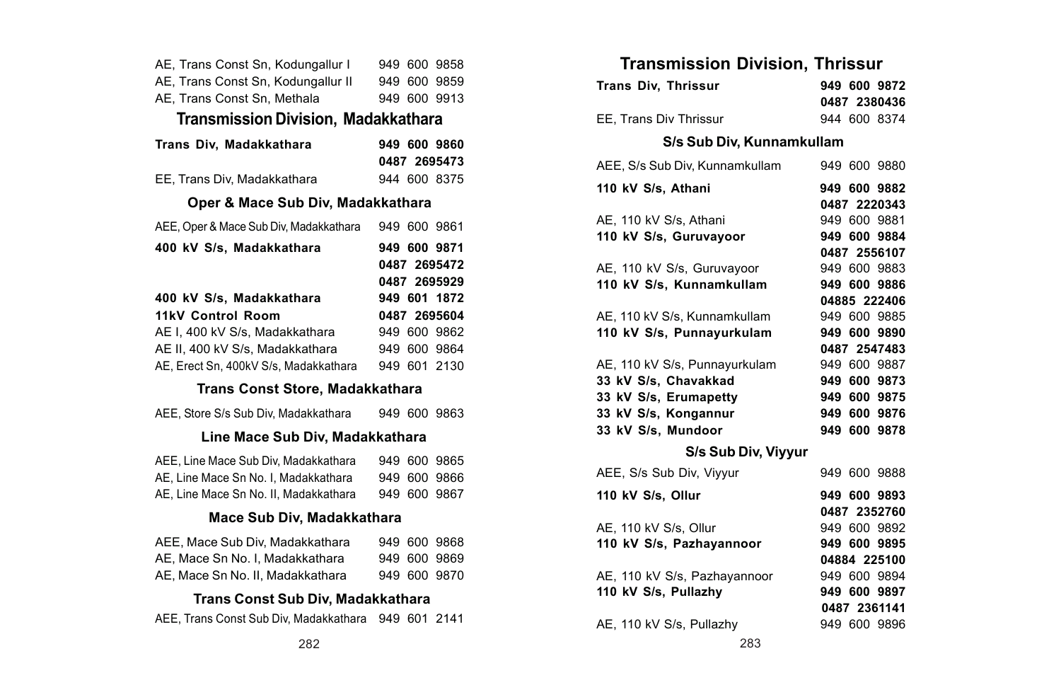| | |
|---|---|
| AE, Trans Const Sn, Kodungallur I | 949 600 9858 |
| AE, Trans Const Sn, Kodungallur II | 949 600 9859 |
| AE, Trans Const Sn, Methala | 949 600 9913 |

## Transmission Division, Madakkathara

| | |
|---|---|
| **Trans Div, Madakkathara** | **949 600 9860** |
| | **0487 2695473** |
| EE, Trans Div, Madakkathara | 944 600 8375 |

### Oper & Mace Sub Div, Madakkathara

| | |
|---|---|
| AEE, Oper & Mace Sub Div, Madakkathara | 949 600 9861 |
| **400 kV S/s, Madakkathara** | **949 600 9871** |
| | **0487 2695472** |
| | **0487 2695929** |
| **400 kV S/s, Madakkathara** | **949 601 1872** |
| **11kV Control Room** | **0487 2695604** |
| AE I, 400 kV S/s, Madakkathara | 949 600 9862 |
| AE II, 400 kV S/s, Madakkathara | 949 600 9864 |
| AE, Erect Sn, 400kV S/s, Madakkathara | 949 601 2130 |

### Trans Const Store, Madakkathara

| | |
|---|---|
| AEE, Store S/s Sub Div, Madakkathara | 949 600 9863 |

### Line Mace Sub Div, Madakkathara

| | |
|---|---|
| AEE, Line Mace Sub Div, Madakkathara | 949 600 9865 |
| AE, Line Mace Sn No. I, Madakkathara | 949 600 9866 |
| AE, Line Mace Sn No. II, Madakkathara | 949 600 9867 |

### Mace Sub Div, Madakkathara

| | |
|---|---|
| AEE, Mace Sub Div, Madakkathara | 949 600 9868 |
| AE, Mace Sn No. I, Madakkathara | 949 600 9869 |
| AE, Mace Sn No. II, Madakkathara | 949 600 9870 |

### Trans Const Sub Div, Madakkathara

| | |
|---|---|
| AEE, Trans Const Sub Div, Madakkathara | 949 601 2141 |

## Transmission Division, Thrissur

| | |
|---|---|
| **Trans Div, Thrissur** | **949 600 9872** |
| | **0487 2380436** |
| EE, Trans Div Thrissur | 944 600 8374 |

### S/s Sub Div, Kunnamkullam

| | |
|---|---|
| AEE, S/s Sub Div, Kunnamkullam | 949 600 9880 |
| **110 kV S/s, Athani** | **949 600 9882** |
| | **0487 2220343** |
| AE, 110 kV S/s, Athani | 949 600 9881 |
| **110 kV S/s, Guruvayoor** | **949 600 9884** |
| | **0487 2556107** |
| AE, 110 kV S/s, Guruvayoor | 949 600 9883 |
| **110 kV S/s, Kunnamkullam** | **949 600 9886** |
| | **04885 222406** |
| AE, 110 kV S/s, Kunnamkullam | 949 600 9885 |
| **110 kV S/s, Punnayurkulam** | **949 600 9890** |
| | **0487 2547483** |
| AE, 110 kV S/s, Punnayurkulam | 949 600 9887 |
| **33 kV S/s, Chavakkad** | **949 600 9873** |
| **33 kV S/s, Erumapetty** | **949 600 9875** |
| **33 kV S/s, Kongannur** | **949 600 9876** |
| **33 kV S/s, Mundoor** | **949 600 9878** |

### S/s Sub Div, Viyyur

| | |
|---|---|
| AEE, S/s Sub Div, Viyyur | 949 600 9888 |
| **110 kV S/s, Ollur** | **949 600 9893** |
| | **0487 2352760** |
| AE, 110 kV S/s, Ollur | 949 600 9892 |
| **110 kV S/s, Pazhayannoor** | **949 600 9895** |
| | **04884 225100** |
| AE, 110 kV S/s, Pazhayannoor | 949 600 9894 |
| **110 kV S/s, Pullazhy** | **949 600 9897** |
| | **0487 2361141** |
| AE, 110 kV S/s, Pullazhy | 949 600 9896 |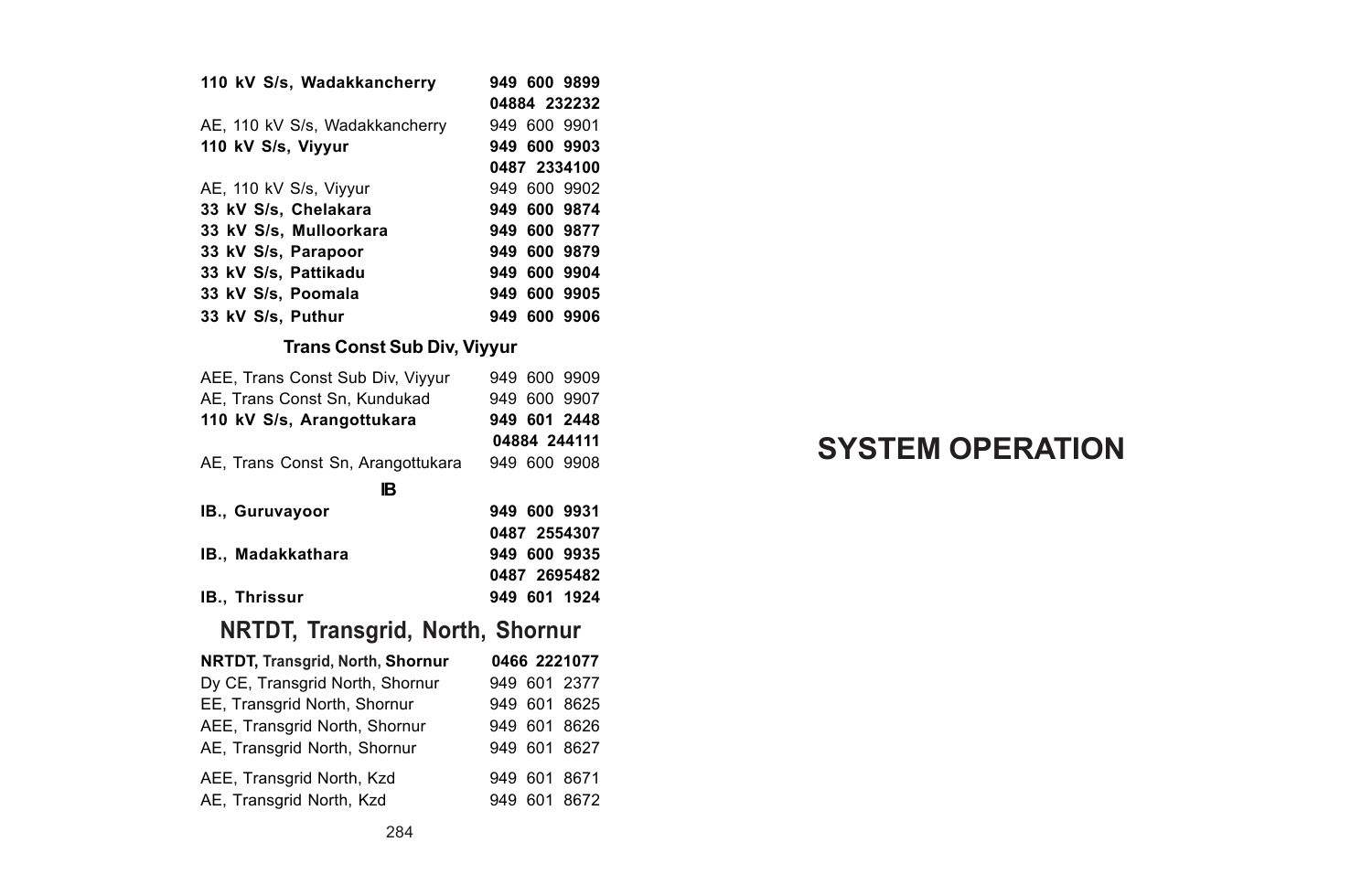| | |
|---|---|
| **110 kV S/s, Wadakkancherry** | **949 600 9899** |
| | **04884 232232** |
| AE, 110 kV S/s, Wadakkancherry | 949 600 9901 |
| **110 kV S/s, Viyyur** | **949 600 9903** |
| | **0487 2334100** |
| AE, 110 kV S/s, Viyyur | 949 600 9902 |
| **33 kV S/s, Chelakara** | **949 600 9874** |
| **33 kV S/s, Mulloorkara** | **949 600 9877** |
| **33 kV S/s, Parapoor** | **949 600 9879** |
| **33 kV S/s, Pattikadu** | **949 600 9904** |
| **33 kV S/s, Poomala** | **949 600 9905** |
| **33 kV S/s, Puthur** | **949 600 9906** |

### Trans Const Sub Div, Viyyur

| | |
|---|---|
| AEE, Trans Const Sub Div, Viyyur | 949 600 9909 |
| AE, Trans Const Sn, Kundukad | 949 600 9907 |
| **110 kV S/s, Arangottukara** | **949 601 2448** |
| | **04884 244111** |
| AE, Trans Const Sn, Arangottukara | 949 600 9908 |

### IB

| | |
|---|---|
| **IB., Guruvayoor** | **949 600 9931** |
| | **0487 2554307** |
| **IB., Madakkathara** | **949 600 9935** |
| | **0487 2695482** |
| **IB., Thrissur** | **949 601 1924** |

## NRTDT, Transgrid, North, Shornur

| | |
|---|---|
| **NRTDT, Transgrid, North, Shornur** | **0466 2221077** |
| Dy CE, Transgrid North, Shornur | 949 601 2377 |
| EE, Transgrid North, Shornur | 949 601 8625 |
| AEE, Transgrid North, Shornur | 949 601 8626 |
| AE, Transgrid North, Shornur | 949 601 8627 |
| AEE, Transgrid North, Kzd | 949 601 8671 |
| AE, Transgrid North, Kzd | 949 601 8672 |

# SYSTEM OPERATION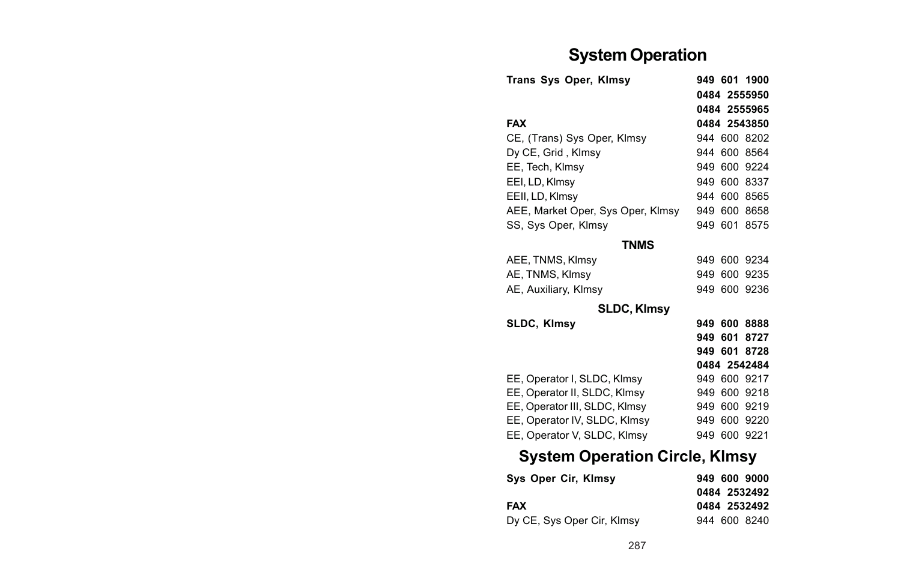# System Operation

| | |
|---|---|
| **Trans Sys Oper, Klmsy** | **949 601 1900** |
| | **0484 2555950** |
| | **0484 2555965** |
| **FAX** | **0484 2543850** |
| CE, (Trans) Sys Oper, Klmsy | 944 600 8202 |
| Dy CE, Grid , Klmsy | 944 600 8564 |
| EE, Tech, Klmsy | 949 600 9224 |
| EEI, LD, Klmsy | 949 600 8337 |
| EEII, LD, Klmsy | 944 600 8565 |
| AEE, Market Oper, Sys Oper, Klmsy | 949 600 8658 |
| SS, Sys Oper, Klmsy | 949 601 8575 |

### TNMS

| | |
|---|---|
| AEE, TNMS, Klmsy | 949 600 9234 |
| AE, TNMS, Klmsy | 949 600 9235 |
| AE, Auxiliary, Klmsy | 949 600 9236 |

### SLDC, Klmsy

| | |
|---|---|
| **SLDC, Klmsy** | **949 600 8888** |
| | **949 601 8727** |
| | **949 601 8728** |
| | **0484 2542484** |
| EE, Operator I, SLDC, Klmsy | 949 600 9217 |
| EE, Operator II, SLDC, Klmsy | 949 600 9218 |
| EE, Operator III, SLDC, Klmsy | 949 600 9219 |
| EE, Operator IV, SLDC, Klmsy | 949 600 9220 |
| EE, Operator V, SLDC, Klmsy | 949 600 9221 |

# System Operation Circle, Klmsy

| | |
|---|---|
| **Sys Oper Cir, Klmsy** | **949 600 9000** |
| | **0484 2532492** |
| **FAX** | **0484 2532492** |
| Dy CE, Sys Oper Cir, Klmsy | 944 600 8240 |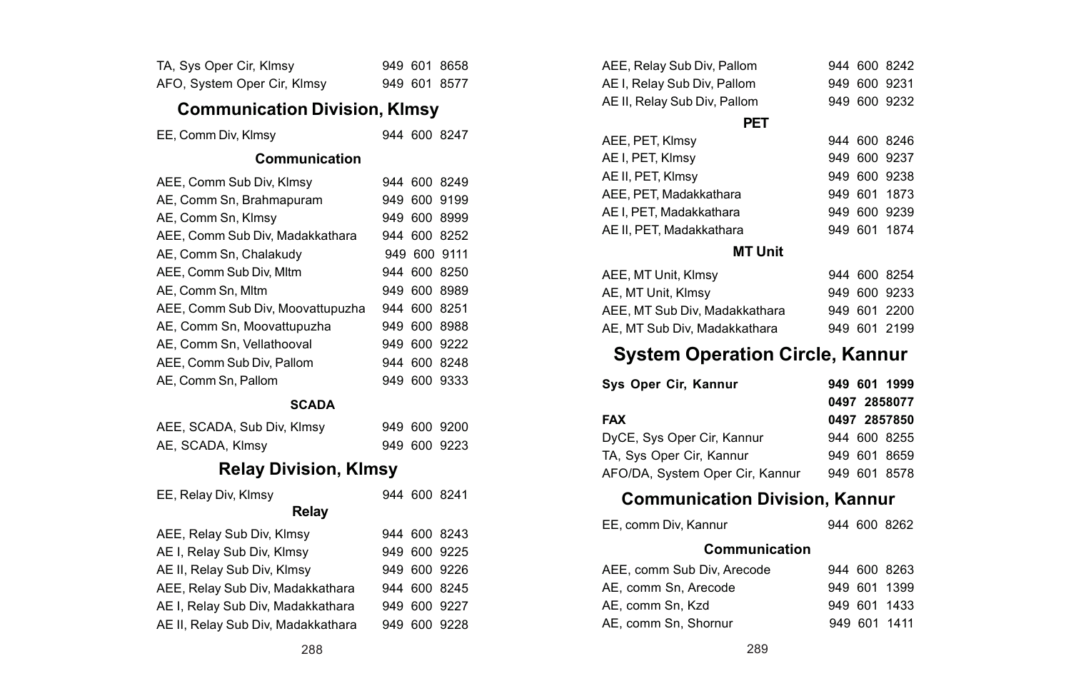| | |
|---|---|
| TA, Sys Oper Cir, Klmsy | 949 601 8658 |
| AFO, System Oper Cir, Klmsy | 949 601 8577 |

## Communication Division, Klmsy

| | |
|---|---|
| EE, Comm Div, Klmsy | 944 600 8247 |

### Communication

| | |
|---|---|
| AEE, Comm Sub Div, Klmsy | 944 600 8249 |
| AE, Comm Sn, Brahmapuram | 949 600 9199 |
| AE, Comm Sn, Klmsy | 949 600 8999 |
| AEE, Comm Sub Div, Madakkathara | 944 600 8252 |
| AE, Comm Sn, Chalakudy | 949 600 9111 |
| AEE, Comm Sub Div, Mltm | 944 600 8250 |
| AE, Comm Sn, Mltm | 949 600 8989 |
| AEE, Comm Sub Div, Moovattupuzha | 944 600 8251 |
| AE, Comm Sn, Moovattupuzha | 949 600 8988 |
| AE, Comm Sn, Vellathooval | 949 600 9222 |
| AEE, Comm Sub Div, Pallom | 944 600 8248 |
| AE, Comm Sn, Pallom | 949 600 9333 |

### SCADA

| | |
|---|---|
| AEE, SCADA, Sub Div, Klmsy | 949 600 9200 |
| AE, SCADA, Klmsy | 949 600 9223 |

## Relay Division, Klmsy

| | |
|---|---|
| EE, Relay Div, Klmsy | 944 600 8241 |

### Relay

| | |
|---|---|
| AEE, Relay Sub Div, Klmsy | 944 600 8243 |
| AE I, Relay Sub Div, Klmsy | 949 600 9225 |
| AE II, Relay Sub Div, Klmsy | 949 600 9226 |
| AEE, Relay Sub Div, Madakkathara | 944 600 8245 |
| AE I, Relay Sub Div, Madakkathara | 949 600 9227 |
| AE II, Relay Sub Div, Madakkathara | 949 600 9228 |
| AEE, Relay Sub Div, Pallom | 944 600 8242 |
| AE I, Relay Sub Div, Pallom | 949 600 9231 |
| AE II, Relay Sub Div, Pallom | 949 600 9232 |

### PET

| | |
|---|---|
| AEE, PET, Klmsy | 944 600 8246 |
| AE I, PET, Klmsy | 949 600 9237 |
| AE II, PET, Klmsy | 949 600 9238 |
| AEE, PET, Madakkathara | 949 601 1873 |
| AE I, PET, Madakkathara | 949 600 9239 |
| AE II, PET, Madakkathara | 949 601 1874 |

### MT Unit

| | |
|---|---|
| AEE, MT Unit, Klmsy | 944 600 8254 |
| AE, MT Unit, Klmsy | 949 600 9233 |
| AEE, MT Sub Div, Madakkathara | 949 601 2200 |
| AE, MT Sub Div, Madakkathara | 949 601 2199 |

## System Operation Circle, Kannur

| | |
|---|---|
| **Sys Oper Cir, Kannur** | **949 601 1999** |
| | **0497 2858077** |
| **FAX** | **0497 2857850** |
| DyCE, Sys Oper Cir, Kannur | 944 600 8255 |
| TA, Sys Oper Cir, Kannur | 949 601 8659 |
| AFO/DA, System Oper Cir, Kannur | 949 601 8578 |

## Communication Division, Kannur

| | |
|---|---|
| EE, comm Div, Kannur | 944 600 8262 |

### Communication

| | |
|---|---|
| AEE, comm Sub Div, Arecode | 944 600 8263 |
| AE, comm Sn, Arecode | 949 601 1399 |
| AE, comm Sn, Kzd | 949 601 1433 |
| AE, comm Sn, Shornur | 949 601 1411 |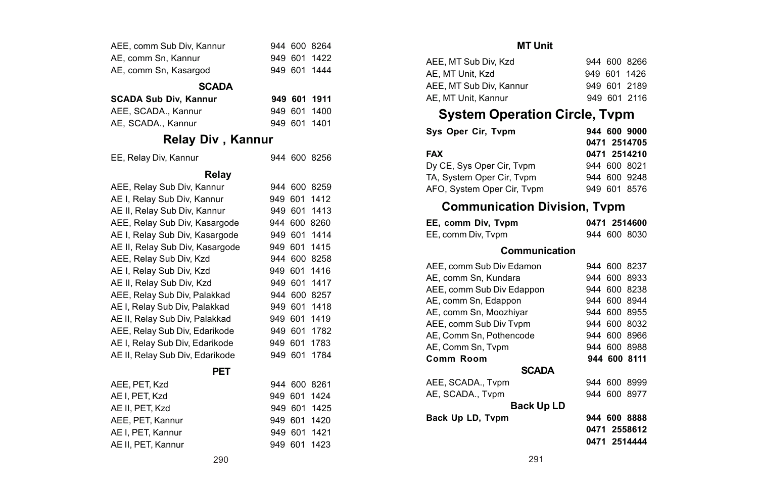| | |
|---|---|
| AEE, comm Sub Div, Kannur | 944 600 8264 |
| AE, comm Sn, Kannur | 949 601 1422 |
| AE, comm Sn, Kasargod | 949 601 1444 |

**SCADA**

| | |
|---|---|
| **SCADA Sub Div, Kannur** | **949 601 1911** |
| AEE, SCADA., Kannur | 949 601 1400 |
| AE, SCADA., Kannur | 949 601 1401 |

## Relay Div , Kannur

| | |
|---|---|
| EE, Relay Div, Kannur | 944 600 8256 |

**Relay**

| | |
|---|---|
| AEE, Relay Sub Div, Kannur | 944 600 8259 |
| AE I, Relay Sub Div, Kannur | 949 601 1412 |
| AE II, Relay Sub Div, Kannur | 949 601 1413 |
| AEE, Relay Sub Div, Kasargode | 944 600 8260 |
| AE I, Relay Sub Div, Kasargode | 949 601 1414 |
| AE II, Relay Sub Div, Kasargode | 949 601 1415 |
| AEE, Relay Sub Div, Kzd | 944 600 8258 |
| AE I, Relay Sub Div, Kzd | 949 601 1416 |
| AE II, Relay Sub Div, Kzd | 949 601 1417 |
| AEE, Relay Sub Div, Palakkad | 944 600 8257 |
| AE I, Relay Sub Div, Palakkad | 949 601 1418 |
| AE II, Relay Sub Div, Palakkad | 949 601 1419 |
| AEE, Relay Sub Div, Edarikode | 949 601 1782 |
| AE I, Relay Sub Div, Edarikode | 949 601 1783 |
| AE II, Relay Sub Div, Edarikode | 949 601 1784 |

**PET**

| | |
|---|---|
| AEE, PET, Kzd | 944 600 8261 |
| AE I, PET, Kzd | 949 601 1424 |
| AE II, PET, Kzd | 949 601 1425 |
| AEE, PET, Kannur | 949 601 1420 |
| AE I, PET, Kannur | 949 601 1421 |
| AE II, PET, Kannur | 949 601 1423 |

**MT Unit**

| | |
|---|---|
| AEE, MT Sub Div, Kzd | 944 600 8266 |
| AE, MT Unit, Kzd | 949 601 1426 |
| AEE, MT Sub Div, Kannur | 949 601 2189 |
| AE, MT Unit, Kannur | 949 601 2116 |

## System Operation Circle, Tvpm

| | |
|---|---|
| **Sys Oper Cir, Tvpm** | **944 600 9000** |
| | **0471 2514705** |
| **FAX** | **0471 2514210** |
| Dy CE, Sys Oper Cir, Tvpm | 944 600 8021 |
| TA, System Oper Cir, Tvpm | 944 600 9248 |
| AFO, System Oper Cir, Tvpm | 949 601 8576 |

## Communication Division, Tvpm

| | |
|---|---|
| **EE, comm Div, Tvpm** | **0471 2514600** |
| EE, comm Div, Tvpm | 944 600 8030 |

**Communication**

| | |
|---|---|
| AEE, comm Sub Div Edamon | 944 600 8237 |
| AE, comm Sn, Kundara | 944 600 8933 |
| AEE, comm Sub Div Edappon | 944 600 8238 |
| AE, comm Sn, Edappon | 944 600 8944 |
| AE, comm Sn, Moozhiyar | 944 600 8955 |
| AEE, comm Sub Div Tvpm | 944 600 8032 |
| AE, Comm Sn, Pothencode | 944 600 8966 |
| AE, Comm Sn, Tvpm | 944 600 8988 |
| **Comm Room** | **944 600 8111** |

**SCADA**

| | |
|---|---|
| AEE, SCADA., Tvpm | 944 600 8999 |
| AE, SCADA., Tvpm | 944 600 8977 |

**Back Up LD**

| | |
|---|---|
| **Back Up LD, Tvpm** | **944 600 8888** |
| | **0471 2558612** |
| | **0471 2514444** |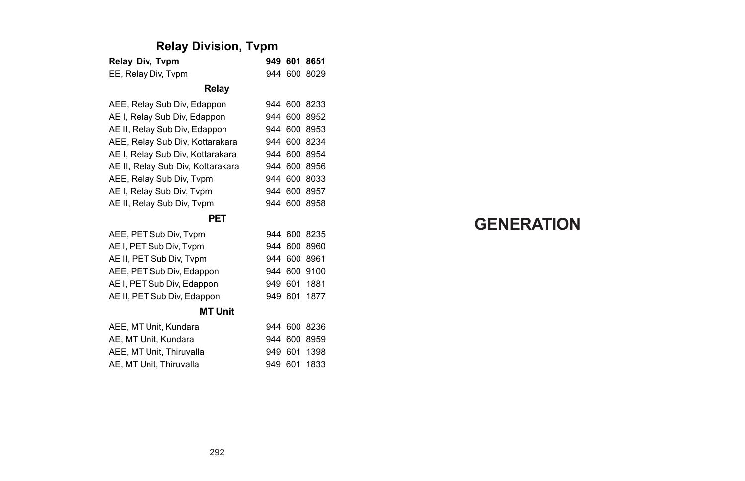## Relay Division, Tvpm

| | |
|---|---|
| **Relay Div, Tvpm** | **949 601 8651** |
| EE, Relay Div, Tvpm | 944 600 8029 |

### Relay

| | |
|---|---|
| AEE, Relay Sub Div, Edappon | 944 600 8233 |
| AE I, Relay Sub Div, Edappon | 944 600 8952 |
| AE II, Relay Sub Div, Edappon | 944 600 8953 |
| AEE, Relay Sub Div, Kottarakara | 944 600 8234 |
| AE I, Relay Sub Div, Kottarakara | 944 600 8954 |
| AE II, Relay Sub Div, Kottarakara | 944 600 8956 |
| AEE, Relay Sub Div, Tvpm | 944 600 8033 |
| AE I, Relay Sub Div, Tvpm | 944 600 8957 |
| AE II, Relay Sub Div, Tvpm | 944 600 8958 |

### PET

| | |
|---|---|
| AEE, PET Sub Div, Tvpm | 944 600 8235 |
| AE I, PET Sub Div, Tvpm | 944 600 8960 |
| AE II, PET Sub Div, Tvpm | 944 600 8961 |
| AEE, PET Sub Div, Edappon | 944 600 9100 |
| AE I, PET Sub Div, Edappon | 949 601 1881 |
| AE II, PET Sub Div, Edappon | 949 601 1877 |

### MT Unit

| | |
|---|---|
| AEE, MT Unit, Kundara | 944 600 8236 |
| AE, MT Unit, Kundara | 944 600 8959 |
| AEE, MT Unit, Thiruvalla | 949 601 1398 |
| AE, MT Unit, Thiruvalla | 949 601 1833 |

# GENERATION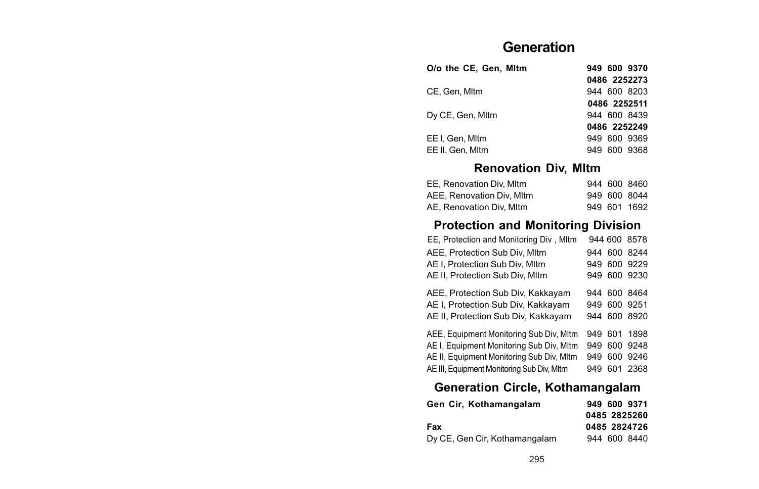# Generation

| | |
|---|---|
| **O/o the CE, Gen, Mltm** | **949 600 9370** |
| | **0486 2252273** |
| CE, Gen, Mltm | 944 600 8203 |
| | **0486 2252511** |
| Dy CE, Gen, Mltm | 944 600 8439 |
| | **0486 2252249** |
| EE I, Gen, Mltm | 949 600 9369 |
| EE II, Gen, Mltm | 949 600 9368 |

## Renovation Div, Mltm

| | |
|---|---|
| EE, Renovation Div, Mltm | 944 600 8460 |
| AEE, Renovation Div, Mltm | 949 600 8044 |
| AE, Renovation Div, Mltm | 949 601 1692 |

## Protection and Monitoring Division

| | |
|---|---|
| EE, Protection and Monitoring Div , Mltm | 944 600 8578 |
| AEE, Protection Sub Div, Mltm | 944 600 8244 |
| AE I, Protection Sub Div, Mltm | 949 600 9229 |
| AE II, Protection Sub Div, Mltm | 949 600 9230 |
| AEE, Protection Sub Div, Kakkayam | 944 600 8464 |
| AE I, Protection Sub Div, Kakkayam | 949 600 9251 |
| AE II, Protection Sub Div, Kakkayam | 944 600 8920 |
| AEE, Equipment Monitoring Sub Div, Mltm | 949 601 1898 |
| AE I, Equipment Monitoring Sub Div, Mltm | 949 600 9248 |
| AE II, Equipment Monitoring Sub Div, Mltm | 949 600 9246 |
| AE III, Equipment Monitoring Sub Div, Mltm | 949 601 2368 |

## Generation Circle, Kothamangalam

| | |
|---|---|
| **Gen Cir, Kothamangalam** | **949 600 9371** |
| | **0485 2825260** |
| **Fax** | **0485 2824726** |
| Dy CE, Gen Cir, Kothamangalam | 944 600 8440 |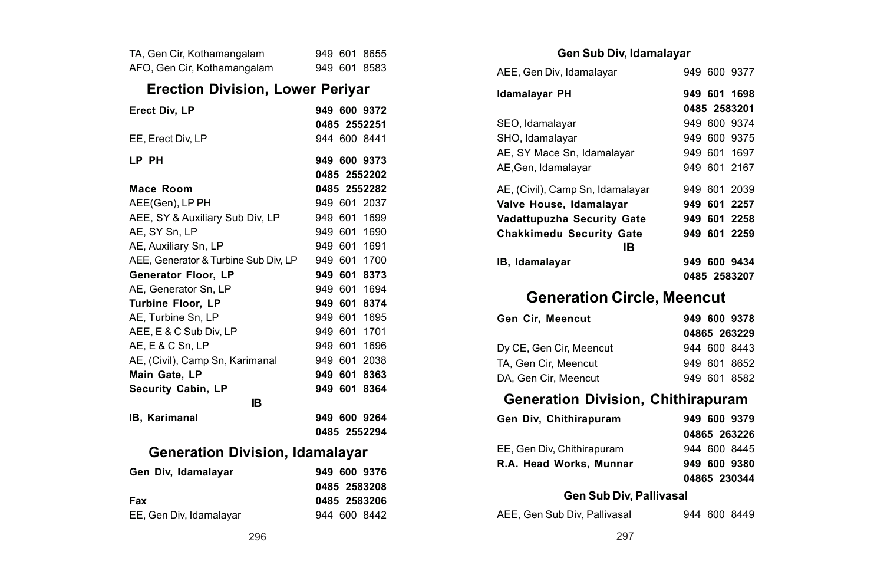| | |
|---|---|
| TA, Gen Cir, Kothamangalam | 949 601 8655 |
| AFO, Gen Cir, Kothamangalam | 949 601 8583 |

## Erection Division, Lower Periyar

| | |
|---|---|
| **Erect Div, LP** | **949 600 9372** |
| | **0485 2552251** |
| EE, Erect Div, LP | 944 600 8441 |
| **LP PH** | **949 600 9373** |
| | **0485 2552202** |
| **Mace Room** | **0485 2552282** |
| AEE(Gen), LP PH | 949 601 2037 |
| AEE, SY & Auxiliary Sub Div, LP | 949 601 1699 |
| AE, SY Sn, LP | 949 601 1690 |
| AE, Auxiliary Sn, LP | 949 601 1691 |
| AEE, Generator & Turbine Sub Div, LP | 949 601 1700 |
| **Generator Floor, LP** | **949 601 8373** |
| AE, Generator Sn, LP | 949 601 1694 |
| **Turbine Floor, LP** | **949 601 8374** |
| AE, Turbine Sn, LP | 949 601 1695 |
| AEE, E & C Sub Div, LP | 949 601 1701 |
| AE, E & C Sn, LP | 949 601 1696 |
| AE, (Civil), Camp Sn, Karimanal | 949 601 2038 |
| **Main Gate, LP** | **949 601 8363** |
| **Security Cabin, LP** | **949 601 8364** |

**IB**

| | |
|---|---|
| **IB, Karimanal** | **949 600 9264** |
| | **0485 2552294** |

## Generation Division, Idamalayar

| | |
|---|---|
| **Gen Div, Idamalayar** | **949 600 9376** |
| | **0485 2583208** |
| **Fax** | **0485 2583206** |
| EE, Gen Div, Idamalayar | 944 600 8442 |

### Gen Sub Div, Idamalayar

| | |
|---|---|
| AEE, Gen Div, Idamalayar | 949 600 9377 |
| **Idamalayar PH** | **949 601 1698** |
| | **0485 2583201** |
| SEO, Idamalayar | 949 600 9374 |
| SHO, Idamalayar | 949 600 9375 |
| AE, SY Mace Sn, Idamalayar | 949 601 1697 |
| AE,Gen, Idamalayar | 949 601 2167 |
| AE, (Civil), Camp Sn, Idamalayar | 949 601 2039 |
| **Valve House, Idamalayar** | **949 601 2257** |
| **Vadattupuzha Security Gate** | **949 601 2258** |
| **Chakkimedu Security Gate** | **949 601 2259** |

**IB**

| | |
|---|---|
| **IB, Idamalayar** | **949 600 9434** |
| | **0485 2583207** |

## Generation Circle, Meencut

| | |
|---|---|
| **Gen Cir, Meencut** | **949 600 9378** |
| | **04865 263229** |
| Dy CE, Gen Cir, Meencut | 944 600 8443 |
| TA, Gen Cir, Meencut | 949 601 8652 |
| DA, Gen Cir, Meencut | 949 601 8582 |

## Generation Division, Chithirapuram

| | |
|---|---|
| **Gen Div, Chithirapuram** | **949 600 9379** |
| | **04865 263226** |
| EE, Gen Div, Chithirapuram | 944 600 8445 |
| **R.A. Head Works, Munnar** | **949 600 9380** |
| | **04865 230344** |

### Gen Sub Div, Pallivasal

| | |
|---|---|
| AEE, Gen Sub Div, Pallivasal | 944 600 8449 |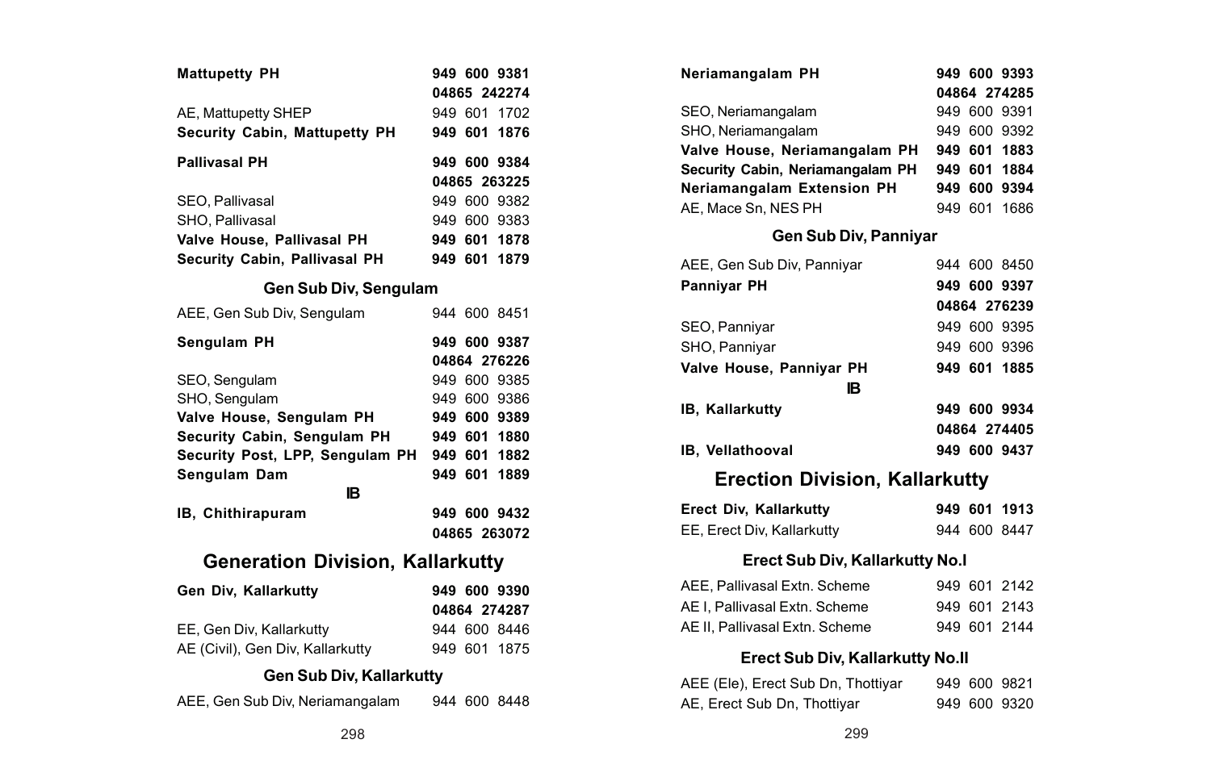| | |
|---|---|
| **Mattupetty PH** | **949 600 9381** |
| | **04865 242274** |
| AE, Mattupetty SHEP | 949 601 1702 |
| **Security Cabin, Mattupetty PH** | **949 601 1876** |
| **Pallivasal PH** | **949 600 9384** |
| | **04865 263225** |
| SEO, Pallivasal | 949 600 9382 |
| SHO, Pallivasal | 949 600 9383 |
| **Valve House, Pallivasal PH** | **949 601 1878** |
| **Security Cabin, Pallivasal PH** | **949 601 1879** |

### Gen Sub Div, Sengulam

| | |
|---|---|
| AEE, Gen Sub Div, Sengulam | 944 600 8451 |
| **Sengulam PH** | **949 600 9387** |
| | **04864 276226** |
| SEO, Sengulam | 949 600 9385 |
| SHO, Sengulam | 949 600 9386 |
| **Valve House, Sengulam PH** | **949 600 9389** |
| **Security Cabin, Sengulam PH** | **949 601 1880** |
| **Security Post, LPP, Sengulam PH** | **949 601 1882** |
| **Sengulam Dam** | **949 601 1889** |

### IB

| | |
|---|---|
| **IB, Chithirapuram** | **949 600 9432** |
| | **04865 263072** |

## Generation Division, Kallarkutty

| | |
|---|---|
| **Gen Div, Kallarkutty** | **949 600 9390** |
| | **04864 274287** |
| EE, Gen Div, Kallarkutty | 944 600 8446 |
| AE (Civil), Gen Div, Kallarkutty | 949 601 1875 |

### Gen Sub Div, Kallarkutty

| | |
|---|---|
| AEE, Gen Sub Div, Neriamangalam | 944 600 8448 |
| **Neriamangalam PH** | **949 600 9393** |
| | **04864 274285** |
| SEO, Neriamangalam | 949 600 9391 |
| SHO, Neriamangalam | 949 600 9392 |
| **Valve House, Neriamangalam PH** | **949 601 1883** |
| **Security Cabin, Neriamangalam PH** | **949 601 1884** |
| **Neriamangalam Extension PH** | **949 600 9394** |
| AE, Mace Sn, NES PH | 949 601 1686 |

### Gen Sub Div, Panniyar

| | |
|---|---|
| AEE, Gen Sub Div, Panniyar | 944 600 8450 |
| **Panniyar PH** | **949 600 9397** |
| | **04864 276239** |
| SEO, Panniyar | 949 600 9395 |
| SHO, Panniyar | 949 600 9396 |
| **Valve House, Panniyar PH** | **949 601 1885** |

### IB

| | |
|---|---|
| **IB, Kallarkutty** | **949 600 9934** |
| | **04864 274405** |
| **IB, Vellathooval** | **949 600 9437** |

## Erection Division, Kallarkutty

| | |
|---|---|
| **Erect Div, Kallarkutty** | **949 601 1913** |
| EE, Erect Div, Kallarkutty | 944 600 8447 |

### Erect Sub Div, Kallarkutty No.I

| | |
|---|---|
| AEE, Pallivasal Extn. Scheme | 949 601 2142 |
| AE I, Pallivasal Extn. Scheme | 949 601 2143 |
| AE II, Pallivasal Extn. Scheme | 949 601 2144 |

### Erect Sub Div, Kallarkutty No.II

| | |
|---|---|
| AEE (Ele), Erect Sub Dn, Thottiyar | 949 600 9821 |
| AE, Erect Sub Dn, Thottiyar | 949 600 9320 |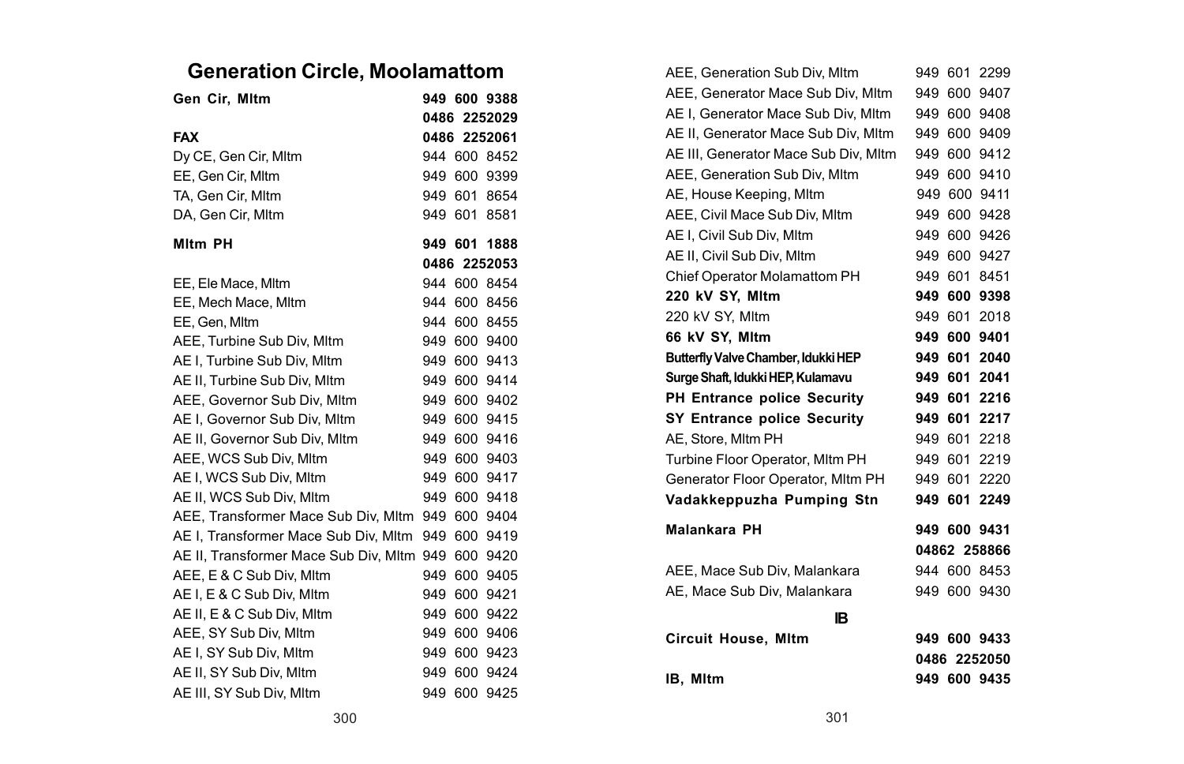# Generation Circle, Moolamattom

| | |
|---|---|
| **Gen Cir, Mltm** | **949 600 9388** |
| | **0486 2252029** |
| **FAX** | **0486 2252061** |
| Dy CE, Gen Cir, Mltm | 944 600 8452 |
| EE, Gen Cir, Mltm | 949 600 9399 |
| TA, Gen Cir, Mltm | 949 601 8654 |
| DA, Gen Cir, Mltm | 949 601 8581 |
| **Mltm PH** | **949 601 1888** |
| | **0486 2252053** |
| EE, Ele Mace, Mltm | 944 600 8454 |
| EE, Mech Mace, Mltm | 944 600 8456 |
| EE, Gen, Mltm | 944 600 8455 |
| AEE, Turbine Sub Div, Mltm | 949 600 9400 |
| AE I, Turbine Sub Div, Mltm | 949 600 9413 |
| AE II, Turbine Sub Div, Mltm | 949 600 9414 |
| AEE, Governor Sub Div, Mltm | 949 600 9402 |
| AE I, Governor Sub Div, Mltm | 949 600 9415 |
| AE II, Governor Sub Div, Mltm | 949 600 9416 |
| AEE, WCS Sub Div, Mltm | 949 600 9403 |
| AE I, WCS Sub Div, Mltm | 949 600 9417 |
| AE II, WCS Sub Div, Mltm | 949 600 9418 |
| AEE, Transformer Mace Sub Div, Mltm | 949 600 9404 |
| AE I, Transformer Mace Sub Div, Mltm | 949 600 9419 |
| AE II, Transformer Mace Sub Div, Mltm | 949 600 9420 |
| AEE, E & C Sub Div, Mltm | 949 600 9405 |
| AE I, E & C Sub Div, Mltm | 949 600 9421 |
| AE II, E & C Sub Div, Mltm | 949 600 9422 |
| AEE, SY Sub Div, Mltm | 949 600 9406 |
| AE I, SY Sub Div, Mltm | 949 600 9423 |
| AE II, SY Sub Div, Mltm | 949 600 9424 |
| AE III, SY Sub Div, Mltm | 949 600 9425 |
| AEE, Generation Sub Div, Mltm | 949 601 2299 |
| AEE, Generator Mace Sub Div, Mltm | 949 600 9407 |
| AE I, Generator Mace Sub Div, Mltm | 949 600 9408 |
| AE II, Generator Mace Sub Div, Mltm | 949 600 9409 |
| AE III, Generator Mace Sub Div, Mltm | 949 600 9412 |
| AEE, Generation Sub Div, Mltm | 949 600 9410 |
| AE, House Keeping, Mltm | 949 600 9411 |
| AEE, Civil Mace Sub Div, Mltm | 949 600 9428 |
| AE I, Civil Sub Div, Mltm | 949 600 9426 |
| AE II, Civil Sub Div, Mltm | 949 600 9427 |
| Chief Operator Molamattom PH | 949 601 8451 |
| **220 kV SY, Mltm** | **949 600 9398** |
| 220 kV SY, Mltm | 949 601 2018 |
| **66 kV SY, Mltm** | **949 600 9401** |
| **Butterfly Valve Chamber, Idukki HEP** | **949 601 2040** |
| **Surge Shaft, Idukki HEP, Kulamavu** | **949 601 2041** |
| **PH Entrance police Security** | **949 601 2216** |
| **SY Entrance police Security** | **949 601 2217** |
| AE, Store, Mltm PH | 949 601 2218 |
| Turbine Floor Operator, Mltm PH | 949 601 2219 |
| Generator Floor Operator, Mltm PH | 949 601 2220 |
| **Vadakkeppuzha Pumping Stn** | **949 601 2249** |
| **Malankara PH** | **949 600 9431** |
| | **04862 258866** |
| AEE, Mace Sub Div, Malankara | 944 600 8453 |
| AE, Mace Sub Div, Malankara | 949 600 9430 |

**IB**

| | |
|---|---|
| **Circuit House, Mltm** | **949 600 9433** |
| | **0486 2252050** |
| **IB, Mltm** | **949 600 9435** |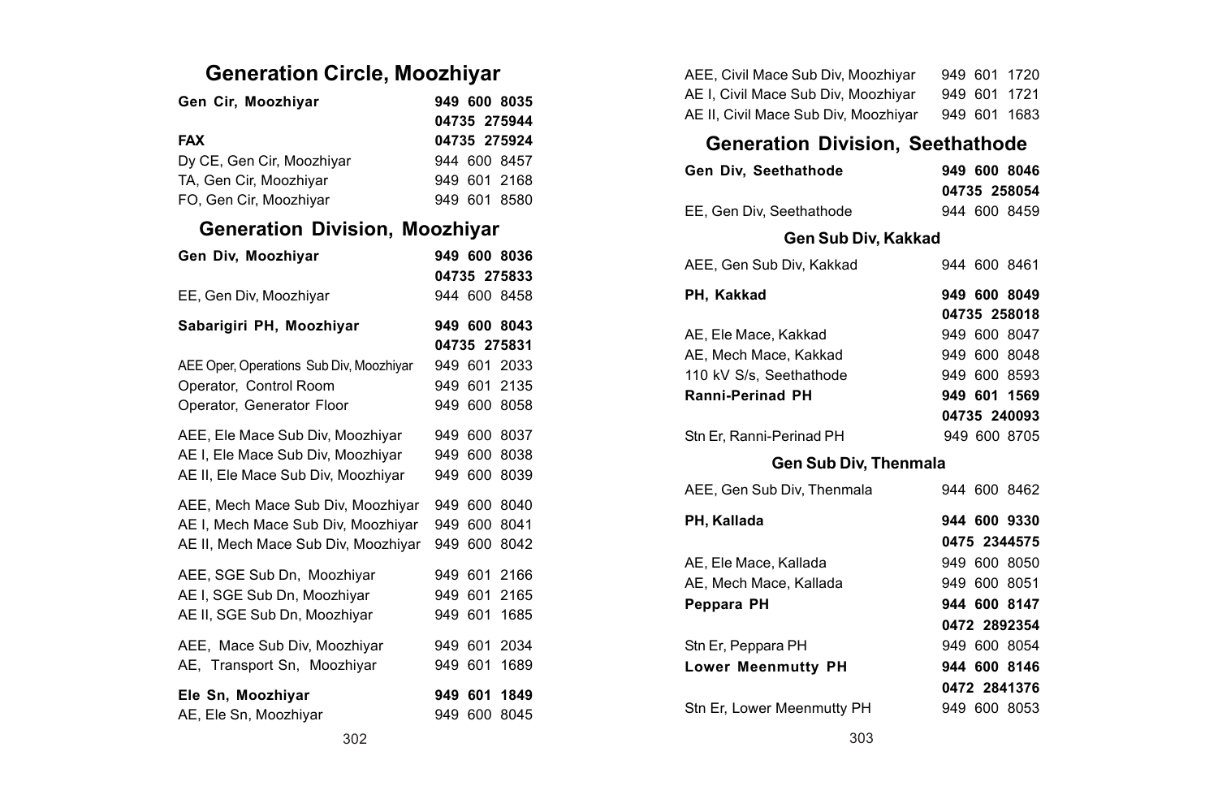## Generation Circle, Moozhiyar

| | |
|---|---|
| **Gen Cir, Moozhiyar** | **949 600 8035** |
| | **04735 275944** |
| **FAX** | **04735 275924** |
| Dy CE, Gen Cir, Moozhiyar | 944 600 8457 |
| TA, Gen Cir, Moozhiyar | 949 601 2168 |
| FO, Gen Cir, Moozhiyar | 949 601 8580 |

## Generation Division, Moozhiyar

| | |
|---|---|
| **Gen Div, Moozhiyar** | **949 600 8036** |
| | **04735 275833** |
| EE, Gen Div, Moozhiyar | 944 600 8458 |
| **Sabarigiri PH, Moozhiyar** | **949 600 8043** |
| | **04735 275831** |
| AEE Oper, Operations Sub Div, Moozhiyar | 949 601 2033 |
| Operator, Control Room | 949 601 2135 |
| Operator, Generator Floor | 949 600 8058 |
| AEE, Ele Mace Sub Div, Moozhiyar | 949 600 8037 |
| AE I, Ele Mace Sub Div, Moozhiyar | 949 600 8038 |
| AE II, Ele Mace Sub Div, Moozhiyar | 949 600 8039 |
| AEE, Mech Mace Sub Div, Moozhiyar | 949 600 8040 |
| AE I, Mech Mace Sub Div, Moozhiyar | 949 600 8041 |
| AE II, Mech Mace Sub Div, Moozhiyar | 949 600 8042 |
| AEE, SGE Sub Dn, Moozhiyar | 949 601 2166 |
| AE I, SGE Sub Dn, Moozhiyar | 949 601 2165 |
| AE II, SGE Sub Dn, Moozhiyar | 949 601 1685 |
| AEE, Mace Sub Div, Moozhiyar | 949 601 2034 |
| AE, Transport Sn, Moozhiyar | 949 601 1689 |
| **Ele Sn, Moozhiyar** | **949 601 1849** |
| AE, Ele Sn, Moozhiyar | 949 600 8045 |
| AEE, Civil Mace Sub Div, Moozhiyar | 949 601 1720 |
| AE I, Civil Mace Sub Div, Moozhiyar | 949 601 1721 |
| AE II, Civil Mace Sub Div, Moozhiyar | 949 601 1683 |

## Generation Division, Seethathode

| | |
|---|---|
| **Gen Div, Seethathode** | **949 600 8046** |
| | **04735 258054** |
| EE, Gen Div, Seethathode | 944 600 8459 |

### Gen Sub Div, Kakkad

| | |
|---|---|
| AEE, Gen Sub Div, Kakkad | 944 600 8461 |
| **PH, Kakkad** | **949 600 8049** |
| | **04735 258018** |
| AE, Ele Mace, Kakkad | 949 600 8047 |
| AE, Mech Mace, Kakkad | 949 600 8048 |
| 110 kV S/s, Seethathode | 949 600 8593 |
| **Ranni-Perinad PH** | **949 601 1569** |
| | **04735 240093** |
| Stn Er, Ranni-Perinad PH | 949 600 8705 |

### Gen Sub Div, Thenmala

| | |
|---|---|
| AEE, Gen Sub Div, Thenmala | 944 600 8462 |
| **PH, Kallada** | **944 600 9330** |
| | **0475 2344575** |
| AE, Ele Mace, Kallada | 949 600 8050 |
| AE, Mech Mace, Kallada | 949 600 8051 |
| **Peppara PH** | **944 600 8147** |
| | **0472 2892354** |
| Stn Er, Peppara PH | 949 600 8054 |
| **Lower Meenmutty PH** | **944 600 8146** |
| | **0472 2841376** |
| Stn Er, Lower Meenmutty PH | 949 600 8053 |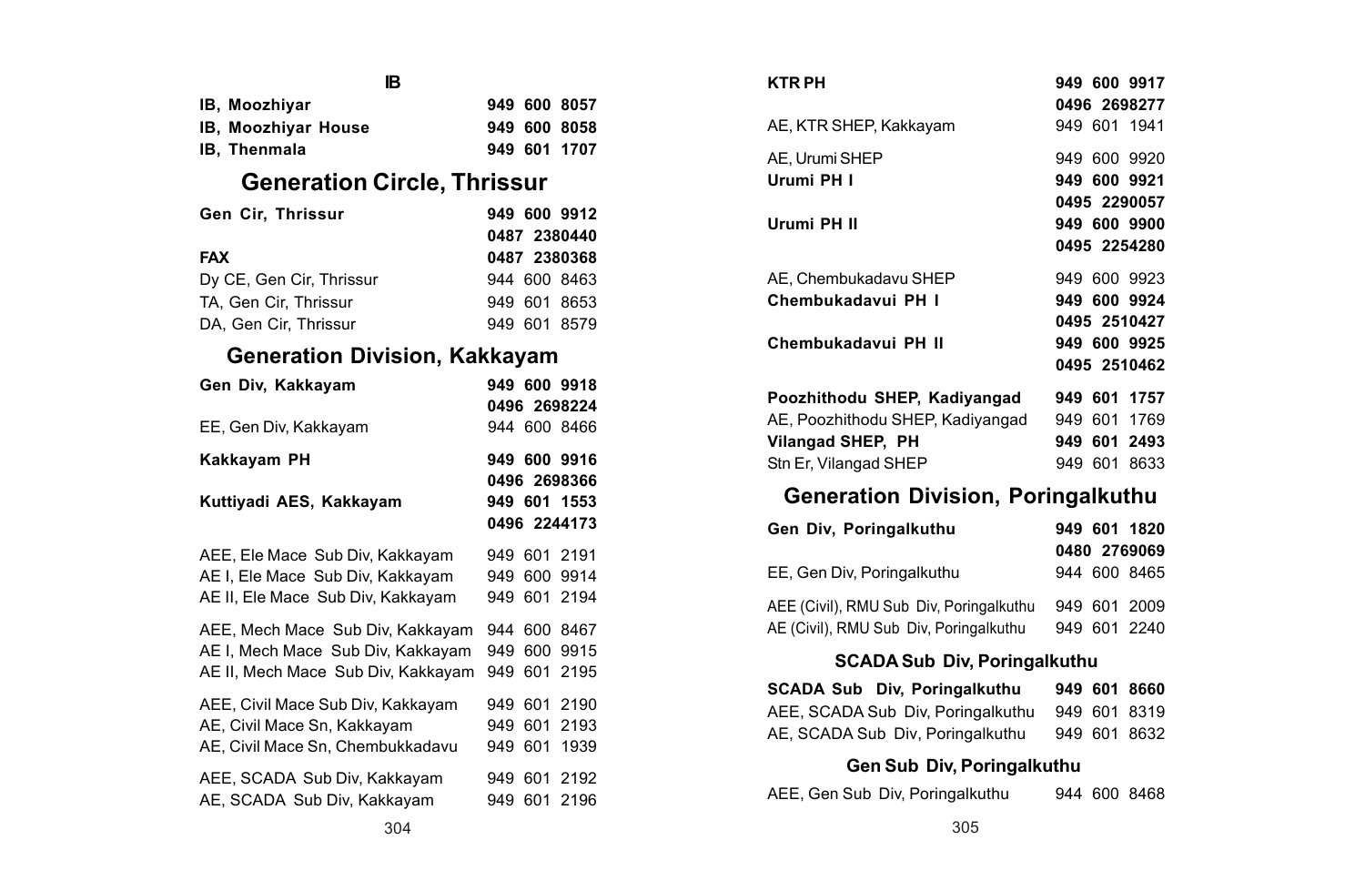## IB

| | |
|---|---|
| **IB, Moozhiyar** | **949 600 8057** |
| **IB, Moozhiyar House** | **949 600 8058** |
| **IB, Thenmala** | **949 601 1707** |

## Generation Circle, Thrissur

| | |
|---|---|
| **Gen Cir, Thrissur** | **949 600 9912** |
| | **0487 2380440** |
| **FAX** | **0487 2380368** |
| Dy CE, Gen Cir, Thrissur | 944 600 8463 |
| TA, Gen Cir, Thrissur | 949 601 8653 |
| DA, Gen Cir, Thrissur | 949 601 8579 |

## Generation Division, Kakkayam

| | |
|---|---|
| **Gen Div, Kakkayam** | **949 600 9918** |
| | **0496 2698224** |
| EE, Gen Div, Kakkayam | 944 600 8466 |
| **Kakkayam PH** | **949 600 9916** |
| | **0496 2698366** |
| **Kuttiyadi AES, Kakkayam** | **949 601 1553** |
| | **0496 2244173** |
| AEE, Ele Mace Sub Div, Kakkayam | 949 601 2191 |
| AE I, Ele Mace Sub Div, Kakkayam | 949 600 9914 |
| AE II, Ele Mace Sub Div, Kakkayam | 949 601 2194 |
| AEE, Mech Mace Sub Div, Kakkayam | 944 600 8467 |
| AE I, Mech Mace Sub Div, Kakkayam | 949 600 9915 |
| AE II, Mech Mace Sub Div, Kakkayam | 949 601 2195 |
| AEE, Civil Mace Sub Div, Kakkayam | 949 601 2190 |
| AE, Civil Mace Sn, Kakkayam | 949 601 2193 |
| AE, Civil Mace Sn, Chembukkadavu | 949 601 1939 |
| AEE, SCADA Sub Div, Kakkayam | 949 601 2192 |
| AE, SCADA Sub Div, Kakkayam | 949 601 2196 |
| **KTR PH** | **949 600 9917** |
| | **0496 2698277** |
| AE, KTR SHEP, Kakkayam | 949 601 1941 |
| AE, Urumi SHEP | 949 600 9920 |
| **Urumi PH I** | **949 600 9921** |
| | **0495 2290057** |
| **Urumi PH II** | **949 600 9900** |
| | **0495 2254280** |
| AE, Chembukadavu SHEP | 949 600 9923 |
| **Chembukadavui PH I** | **949 600 9924** |
| | **0495 2510427** |
| **Chembukadavui PH II** | **949 600 9925** |
| | **0495 2510462** |
| **Poozhithodu SHEP, Kadiyangad** | **949 601 1757** |
| AE, Poozhithodu SHEP, Kadiyangad | 949 601 1769 |
| **Vilangad SHEP, PH** | **949 601 2493** |
| Stn Er, Vilangad SHEP | 949 601 8633 |

## Generation Division, Poringalkuthu

| | |
|---|---|
| **Gen Div, Poringalkuthu** | **949 601 1820** |
| | **0480 2769069** |
| EE, Gen Div, Poringalkuthu | 944 600 8465 |
| AEE (Civil), RMU Sub Div, Poringalkuthu | 949 601 2009 |
| AE (Civil), RMU Sub Div, Poringalkuthu | 949 601 2240 |

### SCADA Sub Div, Poringalkuthu

| | |
|---|---|
| **SCADA Sub Div, Poringalkuthu** | **949 601 8660** |
| AEE, SCADA Sub Div, Poringalkuthu | 949 601 8319 |
| AE, SCADA Sub Div, Poringalkuthu | 949 601 8632 |

### Gen Sub Div, Poringalkuthu

| | |
|---|---|
| AEE, Gen Sub Div, Poringalkuthu | 944 600 8468 |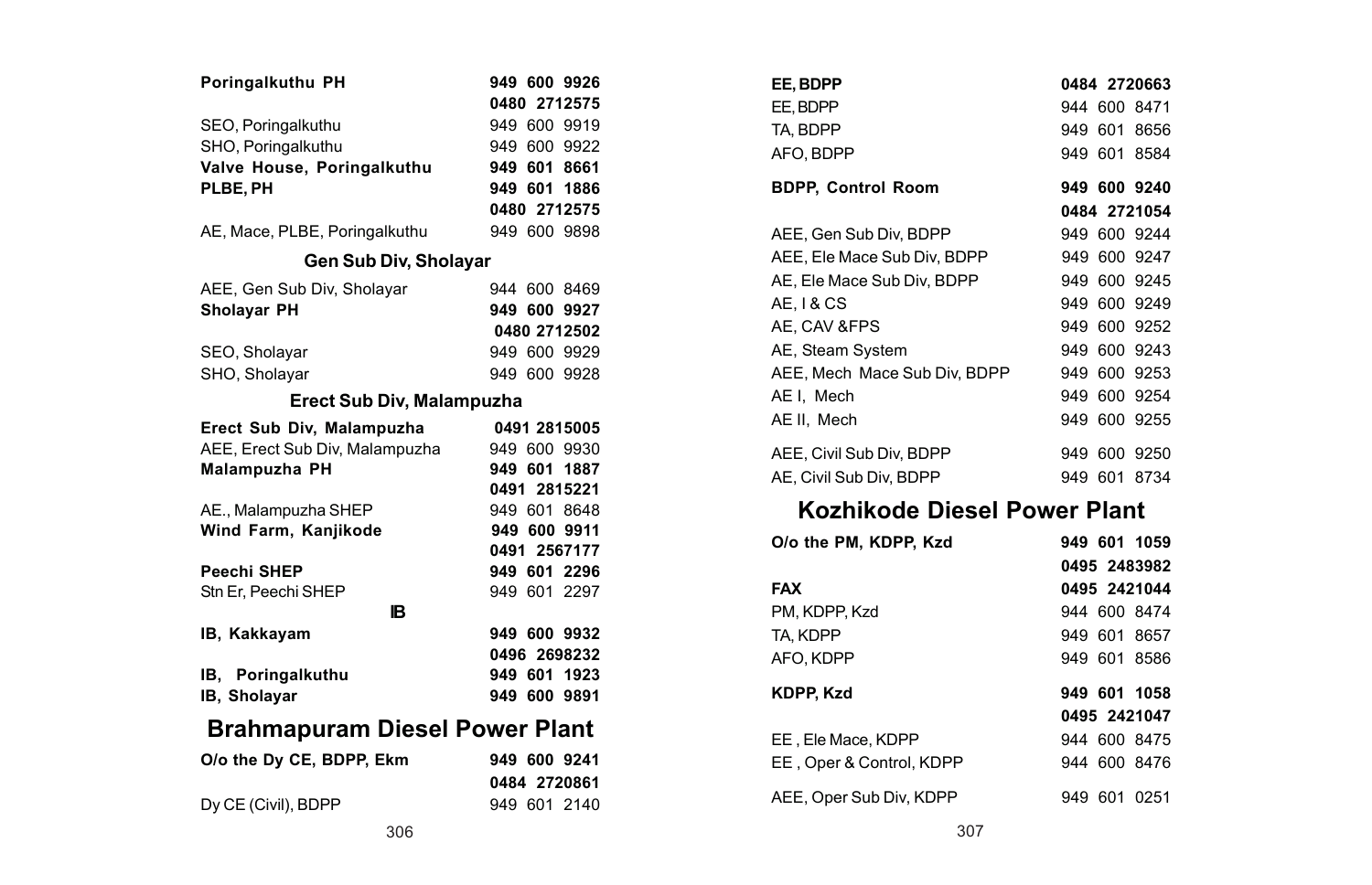| | |
|---|---|
| **Poringalkuthu PH** | **949 600 9926** |
| | **0480 2712575** |
| SEO, Poringalkuthu | 949 600 9919 |
| SHO, Poringalkuthu | 949 600 9922 |
| **Valve House, Poringalkuthu** | **949 601 8661** |
| **PLBE, PH** | **949 601 1886** |
| | **0480 2712575** |
| AE, Mace, PLBE, Poringalkuthu | 949 600 9898 |

### Gen Sub Div, Sholayar

| | |
|---|---|
| AEE, Gen Sub Div, Sholayar | 944 600 8469 |
| **Sholayar PH** | **949 600 9927** |
| | **0480 2712502** |
| SEO, Sholayar | 949 600 9929 |
| SHO, Sholayar | 949 600 9928 |

### Erect Sub Div, Malampuzha

| | |
|---|---|
| **Erect Sub Div, Malampuzha** | **0491 2815005** |
| AEE, Erect Sub Div, Malampuzha | 949 600 9930 |
| **Malampuzha PH** | **949 601 1887** |
| | **0491 2815221** |
| AE., Malampuzha SHEP | 949 601 8648 |
| **Wind Farm, Kanjikode** | **949 600 9911** |
| | **0491 2567177** |
| **Peechi SHEP** | **949 601 2296** |
| Stn Er, Peechi SHEP | 949 601 2297 |

### IB

| | |
|---|---|
| **IB, Kakkayam** | **949 600 9932** |
| | **0496 2698232** |
| **IB, Poringalkuthu** | **949 601 1923** |
| **IB, Sholayar** | **949 600 9891** |

## Brahmapuram Diesel Power Plant

| | |
|---|---|
| **O/o the Dy CE, BDPP, Ekm** | **949 600 9241** |
| | **0484 2720861** |
| Dy CE (Civil), BDPP | 949 601 2140 |
| **EE, BDPP** | **0484 2720663** |
| EE, BDPP | 944 600 8471 |
| TA, BDPP | 949 601 8656 |
| AFO, BDPP | 949 601 8584 |
| **BDPP, Control Room** | **949 600 9240** |
| | **0484 2721054** |
| AEE, Gen Sub Div, BDPP | 949 600 9244 |
| AEE, Ele Mace Sub Div, BDPP | 949 600 9247 |
| AE, Ele Mace Sub Div, BDPP | 949 600 9245 |
| AE, I & CS | 949 600 9249 |
| AE, CAV &FPS | 949 600 9252 |
| AE, Steam System | 949 600 9243 |
| AEE, Mech Mace Sub Div, BDPP | 949 600 9253 |
| AE I, Mech | 949 600 9254 |
| AE II, Mech | 949 600 9255 |
| AEE, Civil Sub Div, BDPP | 949 600 9250 |
| AE, Civil Sub Div, BDPP | 949 601 8734 |

## Kozhikode Diesel Power Plant

| | |
|---|---|
| **O/o the PM, KDPP, Kzd** | **949 601 1059** |
| | **0495 2483982** |
| **FAX** | **0495 2421044** |
| PM, KDPP, Kzd | 944 600 8474 |
| TA, KDPP | 949 601 8657 |
| AFO, KDPP | 949 601 8586 |
| **KDPP, Kzd** | **949 601 1058** |
| | **0495 2421047** |
| EE , Ele Mace, KDPP | 944 600 8475 |
| EE , Oper & Control, KDPP | 944 600 8476 |
| AEE, Oper Sub Div, KDPP | 949 601 0251 |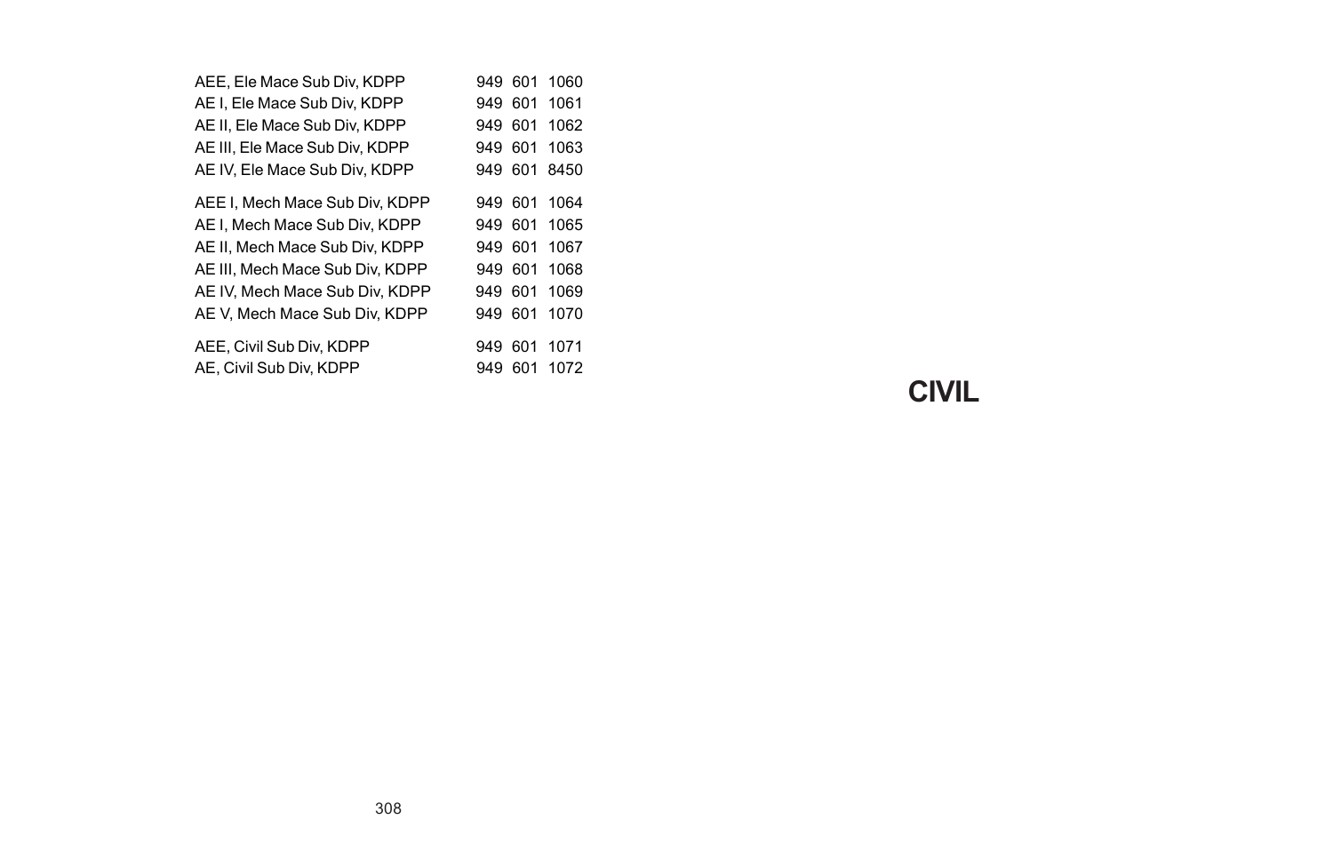| | |
|---|---|
| AEE, Ele Mace Sub Div, KDPP | 949 601 1060 |
| AE I, Ele Mace Sub Div, KDPP | 949 601 1061 |
| AE II, Ele Mace Sub Div, KDPP | 949 601 1062 |
| AE III, Ele Mace Sub Div, KDPP | 949 601 1063 |
| AE IV, Ele Mace Sub Div, KDPP | 949 601 8450 |
| AEE I, Mech Mace Sub Div, KDPP | 949 601 1064 |
| AE I, Mech Mace Sub Div, KDPP | 949 601 1065 |
| AE II, Mech Mace Sub Div, KDPP | 949 601 1067 |
| AE III, Mech Mace Sub Div, KDPP | 949 601 1068 |
| AE IV, Mech Mace Sub Div, KDPP | 949 601 1069 |
| AE V, Mech Mace Sub Div, KDPP | 949 601 1070 |
| AEE, Civil Sub Div, KDPP | 949 601 1071 |
| AE, Civil Sub Div, KDPP | 949 601 1072 |

# CIVIL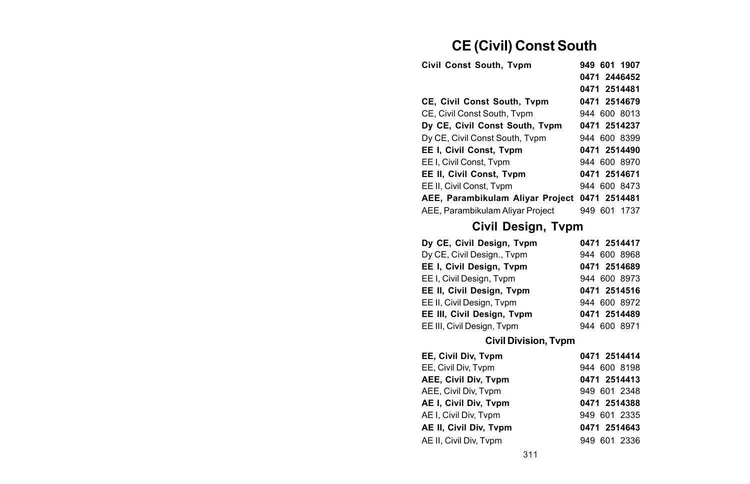## CE (Civil) Const South

| | |
|---|---|
| **Civil Const South, Tvpm** | **949 601 1907** |
| | **0471 2446452** |
| | **0471 2514481** |
| **CE, Civil Const South, Tvpm** | **0471 2514679** |
| CE, Civil Const South, Tvpm | 944 600 8013 |
| **Dy CE, Civil Const South, Tvpm** | **0471 2514237** |
| Dy CE, Civil Const South, Tvpm | 944 600 8399 |
| **EE I, Civil Const, Tvpm** | **0471 2514490** |
| EE I, Civil Const, Tvpm | 944 600 8970 |
| **EE II, Civil Const, Tvpm** | **0471 2514671** |
| EE II, Civil Const, Tvpm | 944 600 8473 |
| **AEE, Parambikulam Aliyar Project** | **0471 2514481** |
| AEE, Parambikulam Aliyar Project | 949 601 1737 |

## Civil Design, Tvpm

| | |
|---|---|
| **Dy CE, Civil Design, Tvpm** | **0471 2514417** |
| Dy CE, Civil Design., Tvpm | 944 600 8968 |
| **EE I, Civil Design, Tvpm** | **0471 2514689** |
| EE I, Civil Design, Tvpm | 944 600 8973 |
| **EE II, Civil Design, Tvpm** | **0471 2514516** |
| EE II, Civil Design, Tvpm | 944 600 8972 |
| **EE III, Civil Design, Tvpm** | **0471 2514489** |
| EE III, Civil Design, Tvpm | 944 600 8971 |

### Civil Division, Tvpm

| | |
|---|---|
| **EE, Civil Div, Tvpm** | **0471 2514414** |
| EE, Civil Div, Tvpm | 944 600 8198 |
| **AEE, Civil Div, Tvpm** | **0471 2514413** |
| AEE, Civil Div, Tvpm | 949 601 2348 |
| **AE I, Civil Div, Tvpm** | **0471 2514388** |
| AE I, Civil Div, Tvpm | 949 601 2335 |
| **AE II, Civil Div, Tvpm** | **0471 2514643** |
| AE II, Civil Div, Tvpm | 949 601 2336 |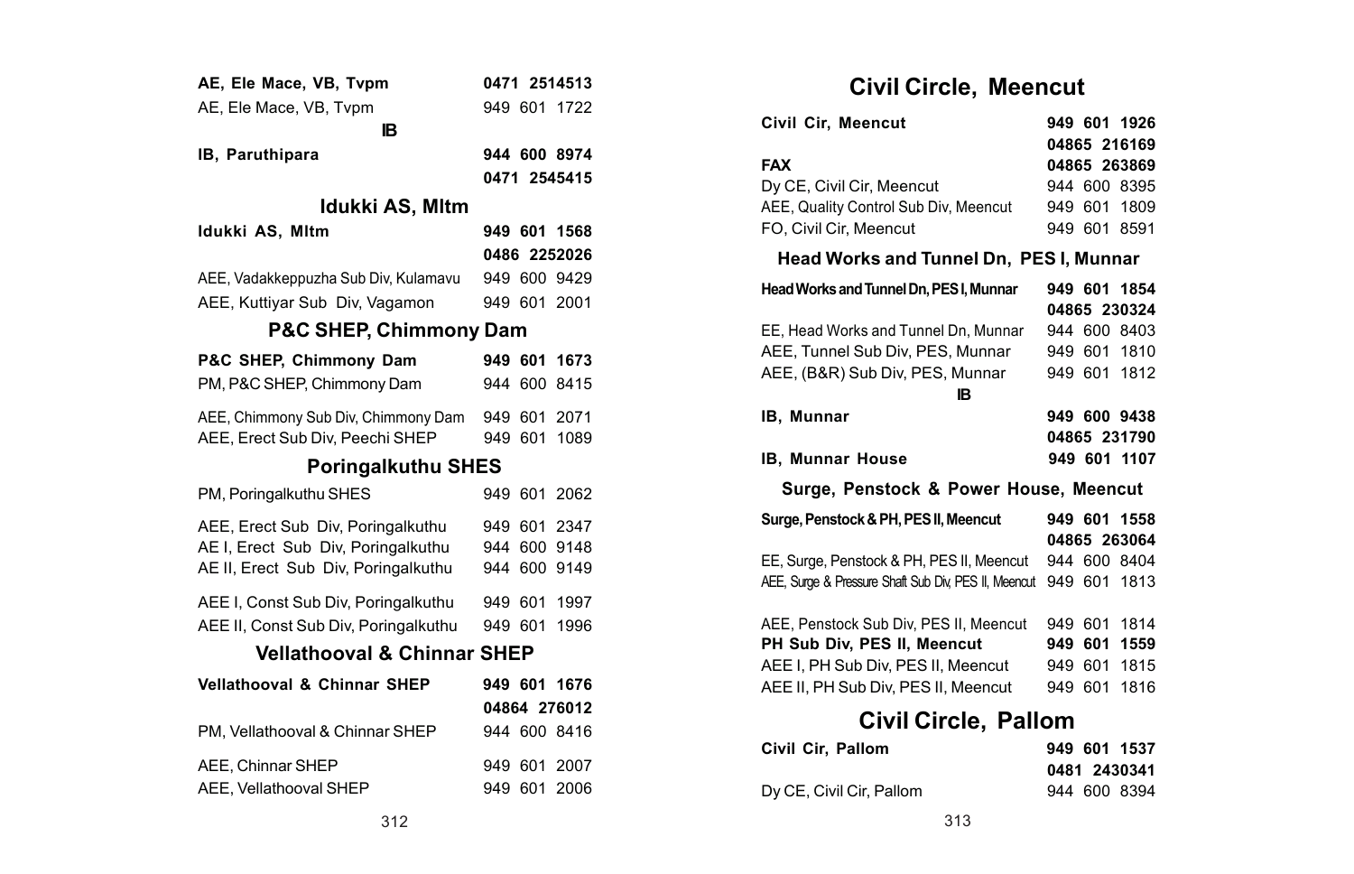**AE, Ele Mace, VB, Tvpm** **0471 2514513**

AE, Ele Mace, VB, Tvpm 949 601 1722

**IB**

**IB, Paruthipara** **944 600 8974**
**0471 2545415**

## Idukki AS, Mltm

**Idukki AS, Mltm** **949 601 1568**
**0486 2252026**

AEE, Vadakkeppuzha Sub Div, Kulamavu 949 600 9429

AEE, Kuttiyar Sub Div, Vagamon 949 601 2001

## P&C SHEP, Chimmony Dam

**P&C SHEP, Chimmony Dam** **949 601 1673**

PM, P&C SHEP, Chimmony Dam 944 600 8415

AEE, Chimmony Sub Div, Chimmony Dam 949 601 2071
AEE, Erect Sub Div, Peechi SHEP 949 601 1089

## Poringalkuthu SHES

PM, Poringalkuthu SHES 949 601 2062

AEE, Erect Sub Div, Poringalkuthu 949 601 2347
AE I, Erect Sub Div, Poringalkuthu 944 600 9148
AE II, Erect Sub Div, Poringalkuthu 944 600 9149

AEE I, Const Sub Div, Poringalkuthu 949 601 1997
AEE II, Const Sub Div, Poringalkuthu 949 601 1996

## Vellathooval & Chinnar SHEP

**Vellathooval & Chinnar SHEP** **949 601 1676**
**04864 276012**

PM, Vellathooval & Chinnar SHEP 944 600 8416

AEE, Chinnar SHEP 949 601 2007
AEE, Vellathooval SHEP 949 601 2006

# Civil Circle, Meencut

**Civil Cir, Meencut** **949 601 1926**
**04865 216169**
**FAX** **04865 263869**
Dy CE, Civil Cir, Meencut 944 600 8395
AEE, Quality Control Sub Div, Meencut 949 601 1809
FO, Civil Cir, Meencut 949 601 8591

## Head Works and Tunnel Dn, PES I, Munnar

**Head Works and Tunnel Dn, PES I, Munnar** **949 601 1854**
**04865 230324**
EE, Head Works and Tunnel Dn, Munnar 944 600 8403
AEE, Tunnel Sub Div, PES, Munnar 949 601 1810
AEE, (B&R) Sub Div, PES, Munnar 949 601 1812

**IB**

**IB, Munnar** **949 600 9438**
**04865 231790**
**IB, Munnar House** **949 601 1107**

## Surge, Penstock & Power House, Meencut

**Surge, Penstock & PH, PES II, Meencut** **949 601 1558**
**04865 263064**
EE, Surge, Penstock & PH, PES II, Meencut 944 600 8404
AEE, Surge & Pressure Shaft Sub Div, PES II, Meencut 949 601 1813

AEE, Penstock Sub Div, PES II, Meencut 949 601 1814
**PH Sub Div, PES II, Meencut** **949 601 1559**
AEE I, PH Sub Div, PES II, Meencut 949 601 1815
AEE II, PH Sub Div, PES II, Meencut 949 601 1816

# Civil Circle, Pallom

**Civil Cir, Pallom** **949 601 1537**
**0481 2430341**
Dy CE, Civil Cir, Pallom 944 600 8394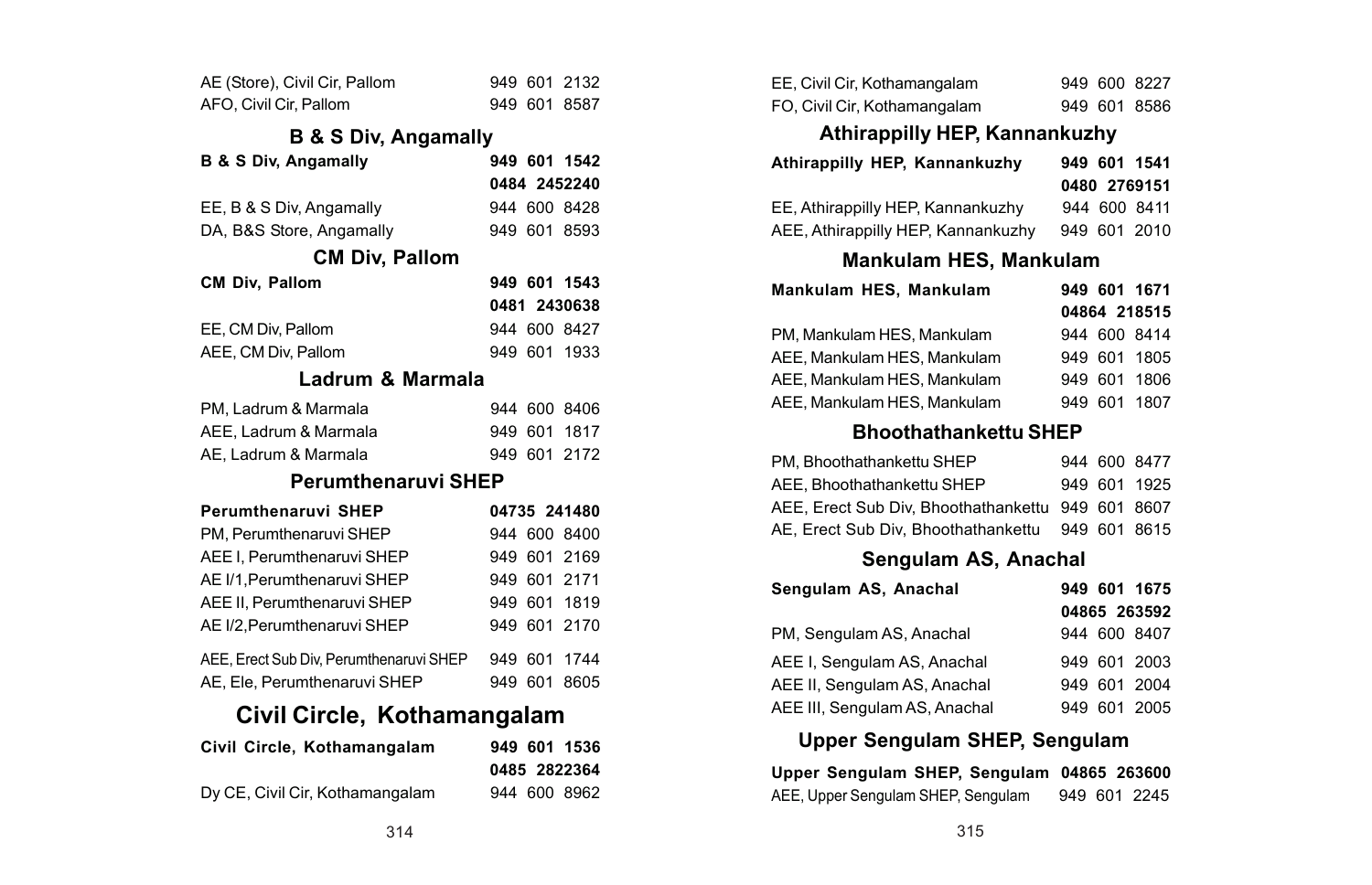| | |
|---|---|
| AE (Store), Civil Cir, Pallom | 949 601 2132 |
| AFO, Civil Cir, Pallom | 949 601 8587 |

### B & S Div, Angamally

| | |
|---|---|
| **B & S Div, Angamally** | **949 601 1542** |
| | **0484 2452240** |
| EE, B & S Div, Angamally | 944 600 8428 |
| DA, B&S Store, Angamally | 949 601 8593 |

### CM Div, Pallom

| | |
|---|---|
| **CM Div, Pallom** | **949 601 1543** |
| | **0481 2430638** |
| EE, CM Div, Pallom | 944 600 8427 |
| AEE, CM Div, Pallom | 949 601 1933 |

### Ladrum & Marmala

| | |
|---|---|
| PM, Ladrum & Marmala | 944 600 8406 |
| AEE, Ladrum & Marmala | 949 601 1817 |
| AE, Ladrum & Marmala | 949 601 2172 |

### Perumthenaruvi SHEP

| | |
|---|---|
| **Perumthenaruvi SHEP** | **04735 241480** |
| PM, Perumthenaruvi SHEP | 944 600 8400 |
| AEE I, Perumthenaruvi SHEP | 949 601 2169 |
| AE I/1,Perumthenaruvi SHEP | 949 601 2171 |
| AEE II, Perumthenaruvi SHEP | 949 601 1819 |
| AE I/2,Perumthenaruvi SHEP | 949 601 2170 |
| AEE, Erect Sub Div, Perumthenaruvi SHEP | 949 601 1744 |
| AE, Ele, Perumthenaruvi SHEP | 949 601 8605 |

## Civil Circle, Kothamangalam

| | |
|---|---|
| **Civil Circle, Kothamangalam** | **949 601 1536** |
| | **0485 2822364** |
| Dy CE, Civil Cir, Kothamangalam | 944 600 8962 |
| EE, Civil Cir, Kothamangalam | 949 600 8227 |
| FO, Civil Cir, Kothamangalam | 949 601 8586 |

### Athirappilly HEP, Kannankuzhy

| | |
|---|---|
| **Athirappilly HEP, Kannankuzhy** | **949 601 1541** |
| | **0480 2769151** |
| EE, Athirappilly HEP, Kannankuzhy | 944 600 8411 |
| AEE, Athirappilly HEP, Kannankuzhy | 949 601 2010 |

### Mankulam HES, Mankulam

| | |
|---|---|
| **Mankulam HES, Mankulam** | **949 601 1671** |
| | **04864 218515** |
| PM, Mankulam HES, Mankulam | 944 600 8414 |
| AEE, Mankulam HES, Mankulam | 949 601 1805 |
| AEE, Mankulam HES, Mankulam | 949 601 1806 |
| AEE, Mankulam HES, Mankulam | 949 601 1807 |

### Bhoothathankettu SHEP

| | |
|---|---|
| PM, Bhoothathankettu SHEP | 944 600 8477 |
| AEE, Bhoothathankettu SHEP | 949 601 1925 |
| AEE, Erect Sub Div, Bhoothathankettu | 949 601 8607 |
| AE, Erect Sub Div, Bhoothathankettu | 949 601 8615 |

### Sengulam AS, Anachal

| | |
|---|---|
| **Sengulam AS, Anachal** | **949 601 1675** |
| | **04865 263592** |
| PM, Sengulam AS, Anachal | 944 600 8407 |
| AEE I, Sengulam AS, Anachal | 949 601 2003 |
| AEE II, Sengulam AS, Anachal | 949 601 2004 |
| AEE III, Sengulam AS, Anachal | 949 601 2005 |

### Upper Sengulam SHEP, Sengulam

| | |
|---|---|
| **Upper Sengulam SHEP, Sengulam** | **04865 263600** |
| AEE, Upper Sengulam SHEP, Sengulam | 949 601 2245 |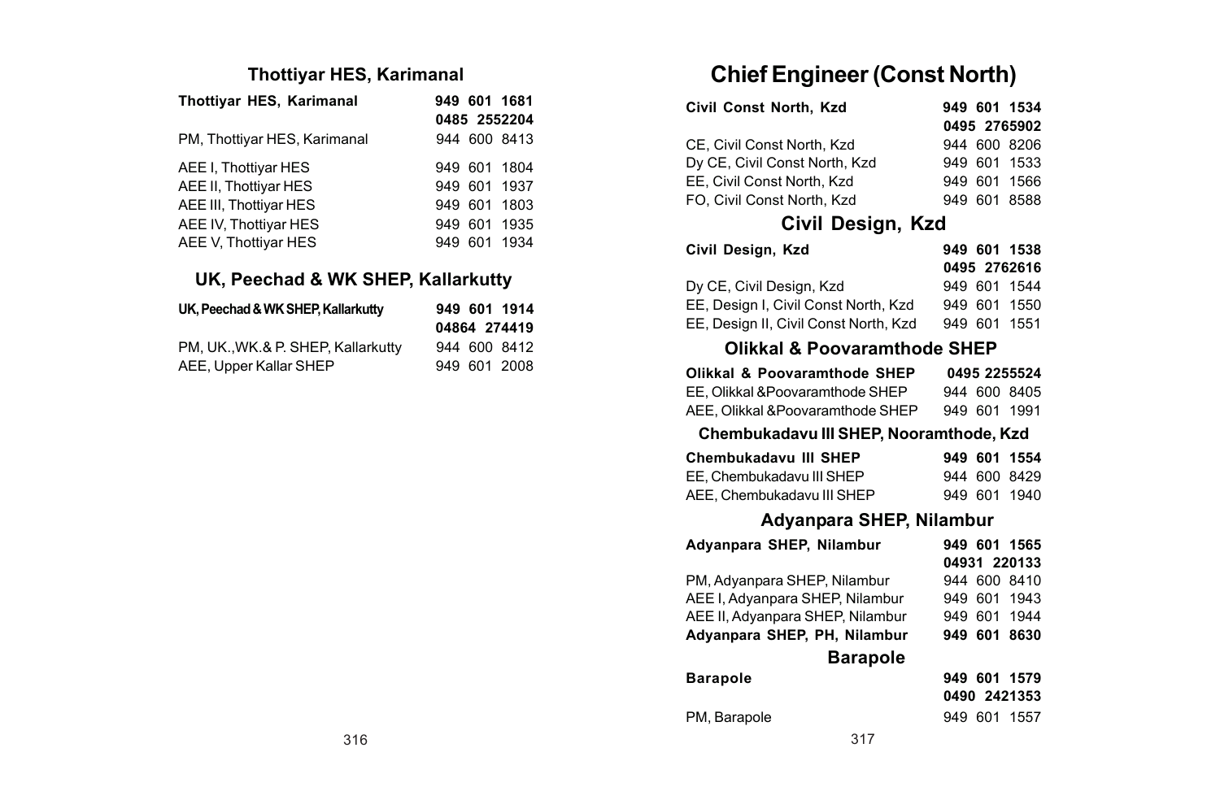## Thottiyar HES, Karimanal

| | |
|---|---|
| **Thottiyar HES, Karimanal** | **949 601 1681** |
| | **0485 2552204** |
| PM, Thottiyar HES, Karimanal | 944 600 8413 |
| AEE I, Thottiyar HES | 949 601 1804 |
| AEE II, Thottiyar HES | 949 601 1937 |
| AEE III, Thottiyar HES | 949 601 1803 |
| AEE IV, Thottiyar HES | 949 601 1935 |
| AEE V, Thottiyar HES | 949 601 1934 |

## UK, Peechad & WK SHEP, Kallarkutty

| | |
|---|---|
| **UK, Peechad & WK SHEP, Kallarkutty** | **949 601 1914** |
| | **04864 274419** |
| PM, UK.,WK.& P. SHEP, Kallarkutty | 944 600 8412 |
| AEE, Upper Kallar SHEP | 949 601 2008 |

# Chief Engineer (Const North)

| | |
|---|---|
| **Civil Const North, Kzd** | **949 601 1534** |
| | **0495 2765902** |
| CE, Civil Const North, Kzd | 944 600 8206 |
| Dy CE, Civil Const North, Kzd | 949 601 1533 |
| EE, Civil Const North, Kzd | 949 601 1566 |
| FO, Civil Const North, Kzd | 949 601 8588 |

## Civil Design, Kzd

| | |
|---|---|
| **Civil Design, Kzd** | **949 601 1538** |
| | **0495 2762616** |
| Dy CE, Civil Design, Kzd | 949 601 1544 |
| EE, Design I, Civil Const North, Kzd | 949 601 1550 |
| EE, Design II, Civil Const North, Kzd | 949 601 1551 |

## Olikkal & Poovaramthode SHEP

| | |
|---|---|
| **Olikkal & Poovaramthode SHEP** | **0495 2255524** |
| EE, Olikkal &Poovaramthode SHEP | 944 600 8405 |
| AEE, Olikkal &Poovaramthode SHEP | 949 601 1991 |

## Chembukadavu III SHEP, Nooramthode, Kzd

| | |
|---|---|
| **Chembukadavu III SHEP** | **949 601 1554** |
| EE, Chembukadavu III SHEP | 944 600 8429 |
| AEE, Chembukadavu III SHEP | 949 601 1940 |

## Adyanpara SHEP, Nilambur

| | |
|---|---|
| **Adyanpara SHEP, Nilambur** | **949 601 1565** |
| | **04931 220133** |
| PM, Adyanpara SHEP, Nilambur | 944 600 8410 |
| AEE I, Adyanpara SHEP, Nilambur | 949 601 1943 |
| AEE II, Adyanpara SHEP, Nilambur | 949 601 1944 |
| **Adyanpara SHEP, PH, Nilambur** | **949 601 8630** |

## Barapole

| | |
|---|---|
| **Barapole** | **949 601 1579** |
| | **0490 2421353** |
| PM, Barapole | 949 601 1557 |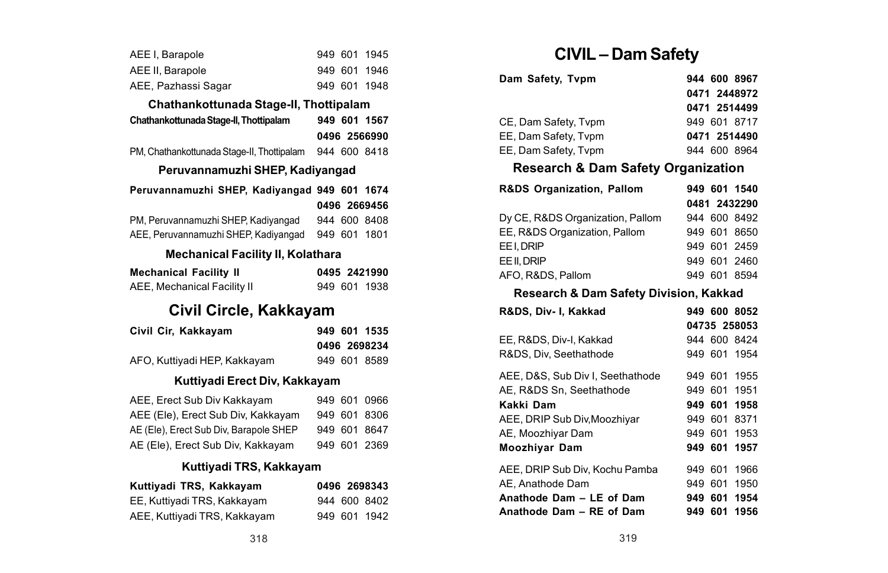| | |
|---|---|
| AEE I, Barapole | 949 601 1945 |
| AEE II, Barapole | 949 601 1946 |
| AEE, Pazhassi Sagar | 949 601 1948 |

### Chathankottunada Stage-II, Thottipalam

| | |
|---|---|
| **Chathankottunada Stage-II, Thottipalam** | **949 601 1567** |
| | **0496 2566990** |
| PM, Chathankottunada Stage-II, Thottipalam | 944 600 8418 |

### Peruvannamuzhi SHEP, Kadiyangad

| | |
|---|---|
| **Peruvannamuzhi SHEP, Kadiyangad** | **949 601 1674** |
| | **0496 2669456** |
| PM, Peruvannamuzhi SHEP, Kadiyangad | 944 600 8408 |
| AEE, Peruvannamuzhi SHEP, Kadiyangad | 949 601 1801 |

### Mechanical Facility II, Kolathara

| | |
|---|---|
| **Mechanical Facility II** | **0495 2421990** |
| AEE, Mechanical Facility II | 949 601 1938 |

## Civil Circle, Kakkayam

| | |
|---|---|
| **Civil Cir, Kakkayam** | **949 601 1535** |
| | **0496 2698234** |
| AFO, Kuttiyadi HEP, Kakkayam | 949 601 8589 |

### Kuttiyadi Erect Div, Kakkayam

| | |
|---|---|
| AEE, Erect Sub Div Kakkayam | 949 601 0966 |
| AEE (Ele), Erect Sub Div, Kakkayam | 949 601 8306 |
| AE (Ele), Erect Sub Div, Barapole SHEP | 949 601 8647 |
| AE (Ele), Erect Sub Div, Kakkayam | 949 601 2369 |

### Kuttiyadi TRS, Kakkayam

| | |
|---|---|
| **Kuttiyadi TRS, Kakkayam** | **0496 2698343** |
| EE, Kuttiyadi TRS, Kakkayam | 944 600 8402 |
| AEE, Kuttiyadi TRS, Kakkayam | 949 601 1942 |

## CIVIL – Dam Safety

| | |
|---|---|
| **Dam Safety, Tvpm** | **944 600 8967** |
| | **0471 2448972** |
| | **0471 2514499** |
| CE, Dam Safety, Tvpm | 949 601 8717 |
| EE, Dam Safety, Tvpm | **0471 2514490** |
| EE, Dam Safety, Tvpm | 944 600 8964 |

### Research & Dam Safety Organization

| | |
|---|---|
| **R&DS Organization, Pallom** | **949 601 1540** |
| | **0481 2432290** |
| Dy CE, R&DS Organization, Pallom | 944 600 8492 |
| EE, R&DS Organization, Pallom | 949 601 8650 |
| EE I, DRIP | 949 601 2459 |
| EE II, DRIP | 949 601 2460 |
| AFO, R&DS, Pallom | 949 601 8594 |

### Research & Dam Safety Division, Kakkad

| | |
|---|---|
| **R&DS, Div- I, Kakkad** | **949 600 8052** |
| | **04735 258053** |
| EE, R&DS, Div-I, Kakkad | 944 600 8424 |
| R&DS, Div, Seethathode | 949 601 1954 |
| AEE, D&S, Sub Div I, Seethathode | 949 601 1955 |
| AE, R&DS Sn, Seethathode | 949 601 1951 |
| **Kakki Dam** | **949 601 1958** |
| AEE, DRIP Sub Div,Moozhiyar | 949 601 8371 |
| AE, Moozhiyar Dam | 949 601 1953 |
| **Moozhiyar Dam** | **949 601 1957** |
| AEE, DRIP Sub Div, Kochu Pamba | 949 601 1966 |
| AE, Anathode Dam | 949 601 1950 |
| **Anathode Dam – LE of Dam** | **949 601 1954** |
| **Anathode Dam – RE of Dam** | **949 601 1956** |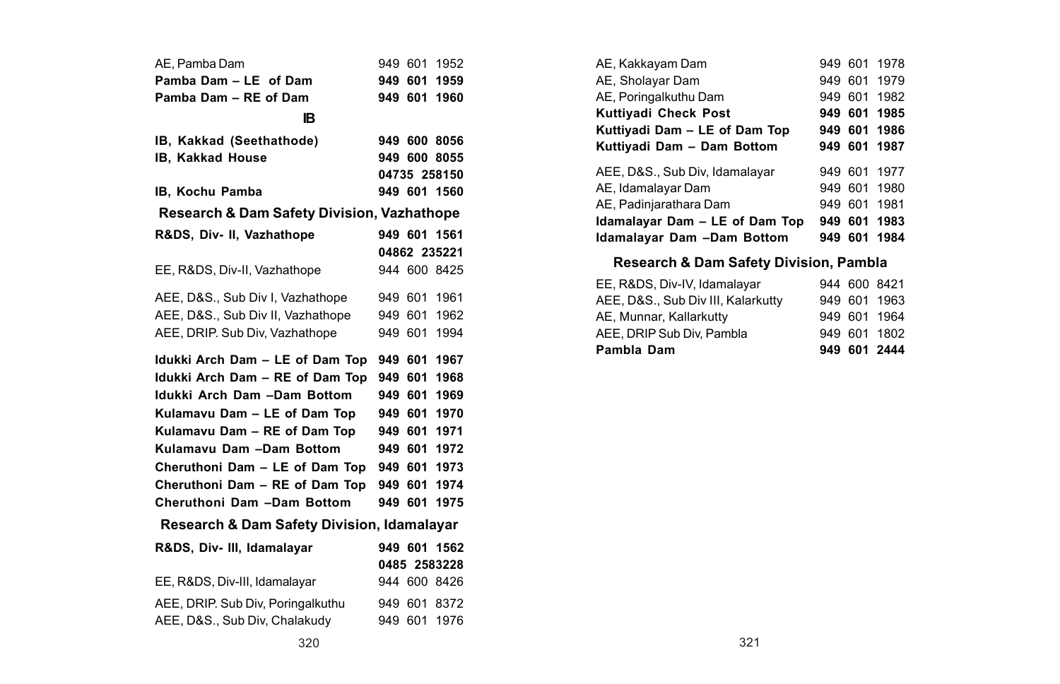| | |
|---|---|
| AE, Pamba Dam | 949 601 1952 |
| **Pamba Dam – LE of Dam** | **949 601 1959** |
| **Pamba Dam – RE of Dam** | **949 601 1960** |

### IB

| | |
|---|---|
| **IB, Kakkad (Seethathode)** | **949 600 8056** |
| **IB, Kakkad House** | **949 600 8055** |
| | **04735 258150** |
| **IB, Kochu Pamba** | **949 601 1560** |

### Research & Dam Safety Division, Vazhathope

| | |
|---|---|
| **R&DS, Div- II, Vazhathope** | **949 601 1561** |
| | **04862 235221** |
| EE, R&DS, Div-II, Vazhathope | 944 600 8425 |
| AEE, D&S., Sub Div I, Vazhathope | 949 601 1961 |
| AEE, D&S., Sub Div II, Vazhathope | 949 601 1962 |
| AEE, DRIP. Sub Div, Vazhathope | 949 601 1994 |
| **Idukki Arch Dam – LE of Dam Top** | **949 601 1967** |
| **Idukki Arch Dam – RE of Dam Top** | **949 601 1968** |
| **Idukki Arch Dam –Dam Bottom** | **949 601 1969** |
| **Kulamavu Dam – LE of Dam Top** | **949 601 1970** |
| **Kulamavu Dam – RE of Dam Top** | **949 601 1971** |
| **Kulamavu Dam –Dam Bottom** | **949 601 1972** |
| **Cheruthoni Dam – LE of Dam Top** | **949 601 1973** |
| **Cheruthoni Dam – RE of Dam Top** | **949 601 1974** |
| **Cheruthoni Dam –Dam Bottom** | **949 601 1975** |

### Research & Dam Safety Division, Idamalayar

| | |
|---|---|
| **R&DS, Div- III, Idamalayar** | **949 601 1562** |
| | **0485 2583228** |
| EE, R&DS, Div-III, Idamalayar | 944 600 8426 |
| AEE, DRIP. Sub Div, Poringalkuthu | 949 601 8372 |
| AEE, D&S., Sub Div, Chalakudy | 949 601 1976 |
| AE, Kakkayam Dam | 949 601 1978 |
| AE, Sholayar Dam | 949 601 1979 |
| AE, Poringalkuthu Dam | 949 601 1982 |
| **Kuttiyadi Check Post** | **949 601 1985** |
| **Kuttiyadi Dam – LE of Dam Top** | **949 601 1986** |
| **Kuttiyadi Dam – Dam Bottom** | **949 601 1987** |
| AEE, D&S., Sub Div, Idamalayar | 949 601 1977 |
| AE, Idamalayar Dam | 949 601 1980 |
| AE, Padinjarathara Dam | 949 601 1981 |
| **Idamalayar Dam – LE of Dam Top** | **949 601 1983** |
| **Idamalayar Dam –Dam Bottom** | **949 601 1984** |

### Research & Dam Safety Division, Pambla

| | |
|---|---|
| EE, R&DS, Div-IV, Idamalayar | 944 600 8421 |
| AEE, D&S., Sub Div III, Kalarkutty | 949 601 1963 |
| AE, Munnar, Kallarkutty | 949 601 1964 |
| AEE, DRIP Sub Div, Pambla | 949 601 1802 |
| **Pambla Dam** | **949 601 2444** |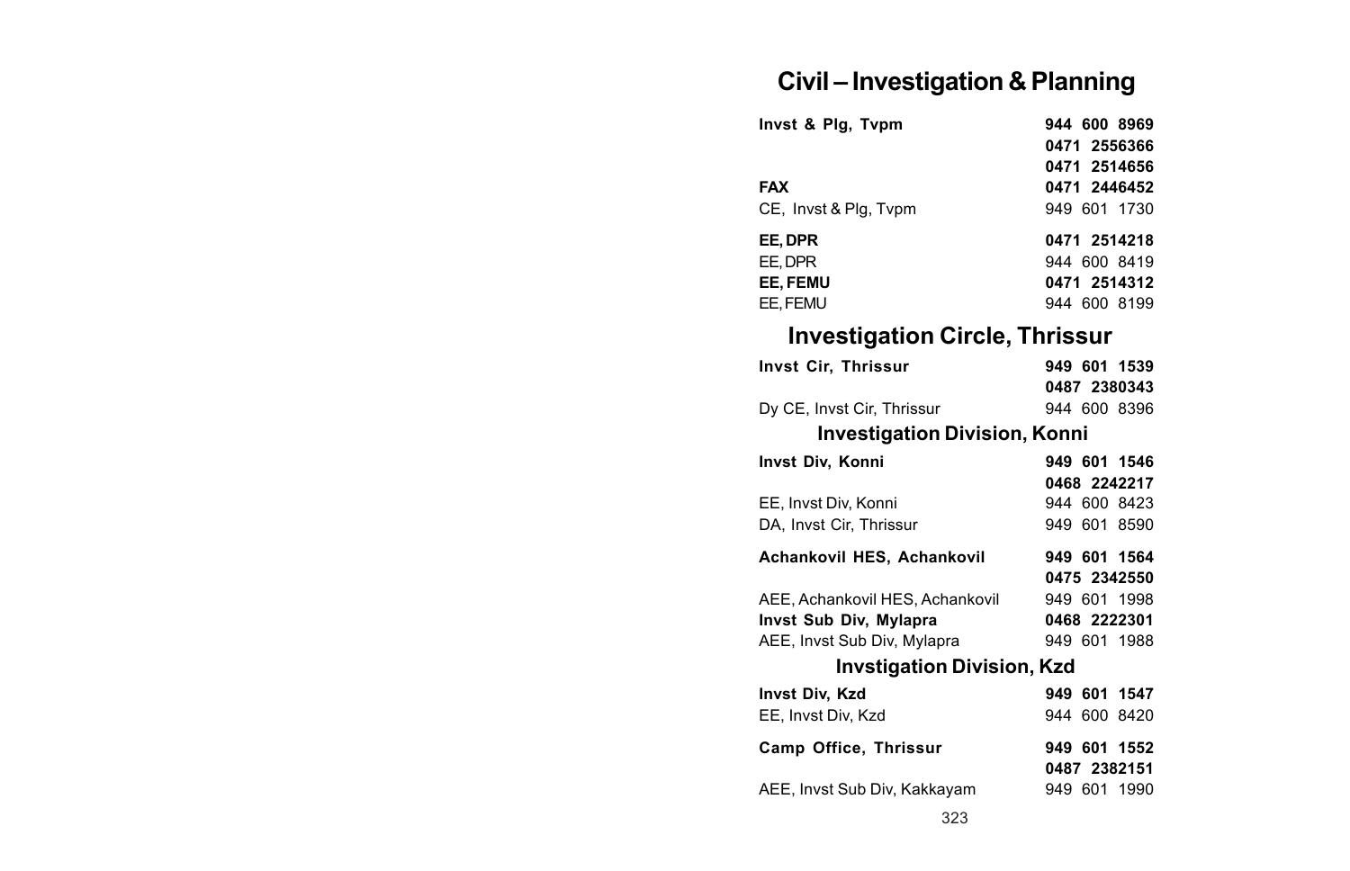# Civil – Investigation & Planning

| | |
|---|---|
| **Invst & Plg, Tvpm** | **944 600 8969** |
| | **0471 2556366** |
| | **0471 2514656** |
| **FAX** | **0471 2446452** |
| CE, Invst & Plg, Tvpm | 949 601 1730 |
| **EE, DPR** | **0471 2514218** |
| EE, DPR | 944 600 8419 |
| **EE, FEMU** | **0471 2514312** |
| EE, FEMU | 944 600 8199 |

## Investigation Circle, Thrissur

| | |
|---|---|
| **Invst Cir, Thrissur** | **949 601 1539** |
| | **0487 2380343** |
| Dy CE, Invst Cir, Thrissur | 944 600 8396 |

### Investigation Division, Konni

| | |
|---|---|
| **Invst Div, Konni** | **949 601 1546** |
| | **0468 2242217** |
| EE, Invst Div, Konni | 944 600 8423 |
| DA, Invst Cir, Thrissur | 949 601 8590 |
| **Achankovil HES, Achankovil** | **949 601 1564** |
| | **0475 2342550** |
| AEE, Achankovil HES, Achankovil | 949 601 1998 |
| **Invst Sub Div, Mylapra** | **0468 2222301** |
| AEE, Invst Sub Div, Mylapra | 949 601 1988 |

### Invstigation Division, Kzd

| | |
|---|---|
| **Invst Div, Kzd** | **949 601 1547** |
| EE, Invst Div, Kzd | 944 600 8420 |
| **Camp Office, Thrissur** | **949 601 1552** |
| | **0487 2382151** |
| AEE, Invst Sub Div, Kakkayam | 949 601 1990 |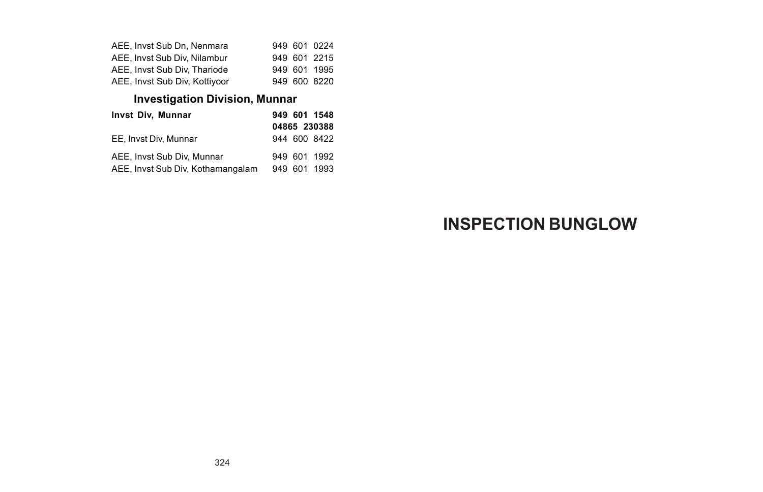| | |
|---|---|
| AEE, Invst Sub Dn, Nenmara | 949 601 0224 |
| AEE, Invst Sub Div, Nilambur | 949 601 2215 |
| AEE, Invst Sub Div, Thariode | 949 601 1995 |
| AEE, Invst Sub Div, Kottiyoor | 949 600 8220 |

## Investigation Division, Munnar

| | |
|---|---|
| **Invst Div, Munnar** | **949 601 1548** |
| | **04865 230388** |
| EE, Invst Div, Munnar | 944 600 8422 |
| AEE, Invst Sub Div, Munnar | 949 601 1992 |
| AEE, Invst Sub Div, Kothamangalam | 949 601 1993 |

# INSPECTION BUNGLOW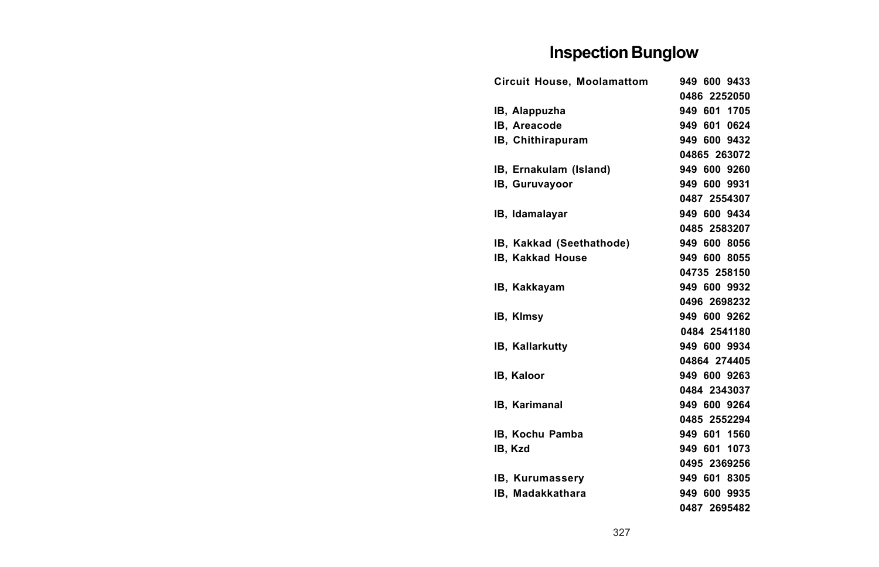# Inspection Bunglow

| | |
|---|---|
| Circuit House, Moolamattom | 949 600 9433 |
| | 0486 2252050 |
| IB, Alappuzha | 949 601 1705 |
| IB, Areacode | 949 601 0624 |
| IB, Chithirapuram | 949 600 9432 |
| | 04865 263072 |
| IB, Ernakulam (Island) | 949 600 9260 |
| IB, Guruvayoor | 949 600 9931 |
| | 0487 2554307 |
| IB, Idamalayar | 949 600 9434 |
| | 0485 2583207 |
| IB, Kakkad (Seethathode) | 949 600 8056 |
| IB, Kakkad House | 949 600 8055 |
| | 04735 258150 |
| IB, Kakkayam | 949 600 9932 |
| | 0496 2698232 |
| IB, Klmsy | 949 600 9262 |
| | 0484 2541180 |
| IB, Kallarkutty | 949 600 9934 |
| | 04864 274405 |
| IB, Kaloor | 949 600 9263 |
| | 0484 2343037 |
| IB, Karimanal | 949 600 9264 |
| | 0485 2552294 |
| IB, Kochu Pamba | 949 601 1560 |
| IB, Kzd | 949 601 1073 |
| | 0495 2369256 |
| IB, Kurumassery | 949 601 8305 |
| IB, Madakkathara | 949 600 9935 |
| | 0487 2695482 |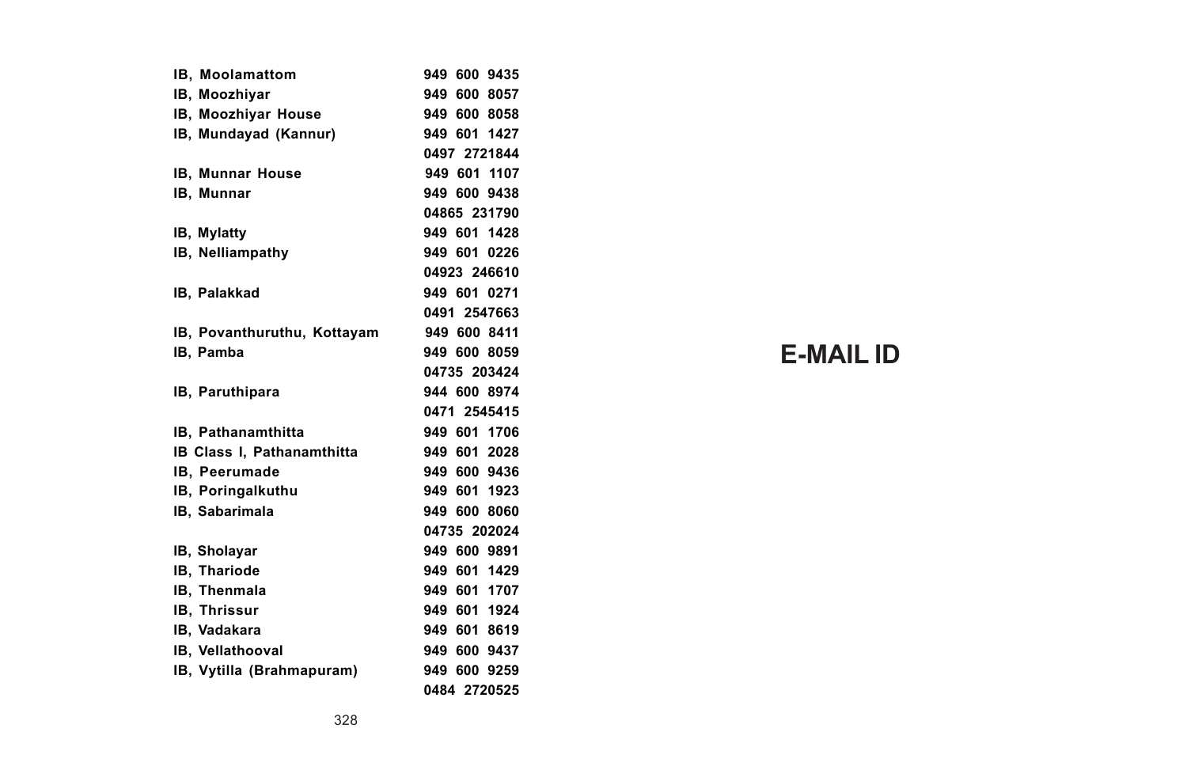| | |
|---|---|
| IB, Moolamattom | 949 600 9435 |
| IB, Moozhiyar | 949 600 8057 |
| IB, Moozhiyar House | 949 600 8058 |
| IB, Mundayad (Kannur) | 949 601 1427 |
| | 0497 2721844 |
| IB, Munnar House | 949 601 1107 |
| IB, Munnar | 949 600 9438 |
| | 04865 231790 |
| IB, Mylatty | 949 601 1428 |
| IB, Nelliampathy | 949 601 0226 |
| | 04923 246610 |
| IB, Palakkad | 949 601 0271 |
| | 0491 2547663 |
| IB, Povanthuruthu, Kottayam | 949 600 8411 |
| IB, Pamba | 949 600 8059 |
| | 04735 203424 |
| IB, Paruthipara | 944 600 8974 |
| | 0471 2545415 |
| IB, Pathanamthitta | 949 601 1706 |
| IB Class I, Pathanamthitta | 949 601 2028 |
| IB, Peerumade | 949 600 9436 |
| IB, Poringalkuthu | 949 601 1923 |
| IB, Sabarimala | 949 600 8060 |
| | 04735 202024 |
| IB, Sholayar | 949 600 9891 |
| IB, Thariode | 949 601 1429 |
| IB, Thenmala | 949 601 1707 |
| IB, Thrissur | 949 601 1924 |
| IB, Vadakara | 949 601 8619 |
| IB, Vellathooval | 949 600 9437 |
| IB, Vytilla (Brahmapuram) | 949 600 9259 |
| | 0484 2720525 |

# E-MAIL ID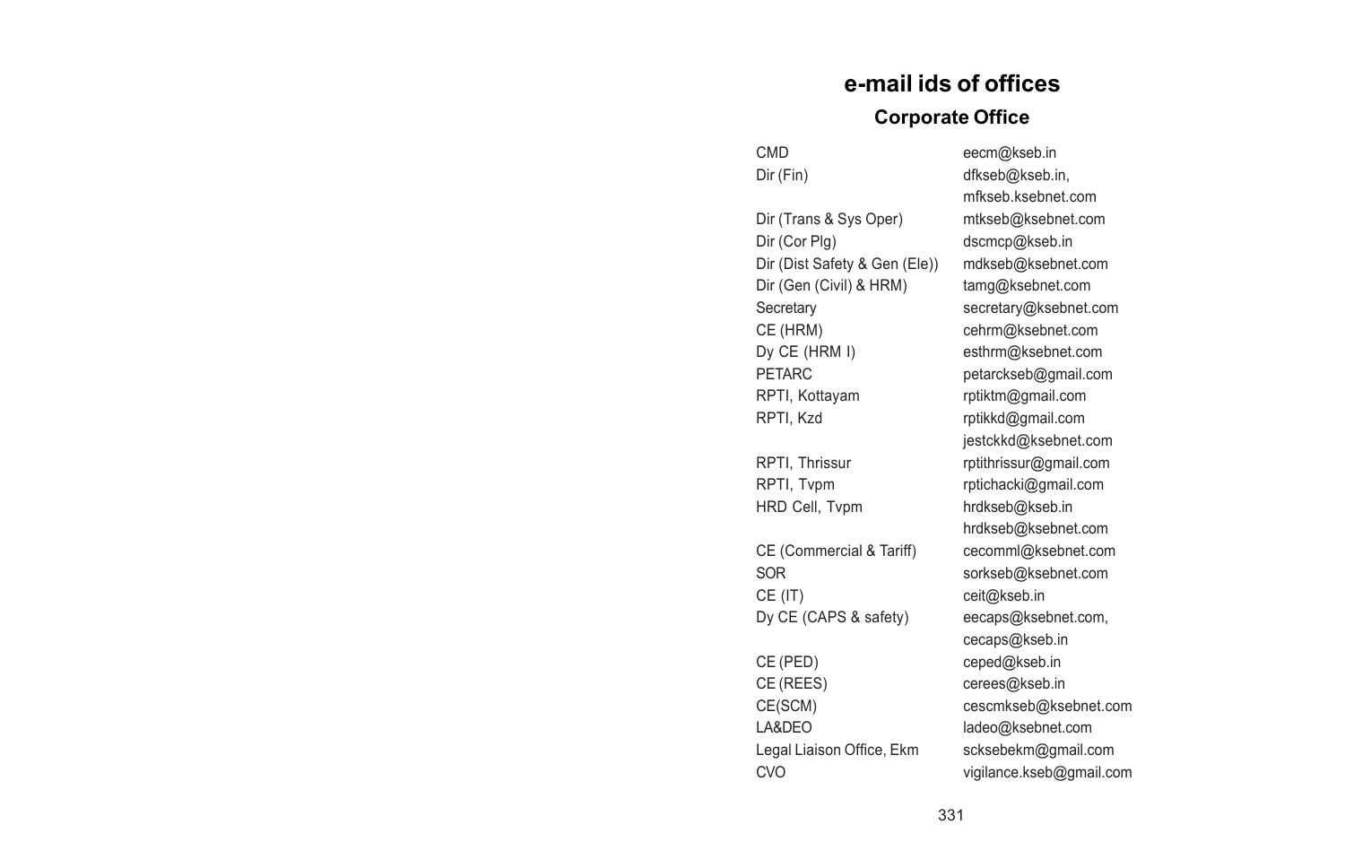# e-mail ids of offices

## Corporate Office

| | |
|---|---|
| CMD | eecm@kseb.in |
| Dir (Fin) | dfkseb@kseb.in, mfkseb.ksebnet.com |
| Dir (Trans & Sys Oper) | mtkseb@ksebnet.com |
| Dir (Cor Plg) | dscmcp@kseb.in |
| Dir (Dist Safety & Gen (Ele)) | mdkseb@ksebnet.com |
| Dir (Gen (Civil) & HRM) | tamg@ksebnet.com |
| Secretary | secretary@ksebnet.com |
| CE (HRM) | cehrm@ksebnet.com |
| Dy CE (HRM I) | esthrm@ksebnet.com |
| PETARC | petarckseb@gmail.com |
| RPTI, Kottayam | rptiktm@gmail.com |
| RPTI, Kzd | rptikkd@gmail.com jestckkd@ksebnet.com |
| RPTI, Thrissur | rptithrissur@gmail.com |
| RPTI, Tvpm | rptichacki@gmail.com |
| HRD Cell, Tvpm | hrdkseb@kseb.in hrdkseb@ksebnet.com |
| CE (Commercial & Tariff) | cecomml@ksebnet.com |
| SOR | sorkseb@ksebnet.com |
| CE (IT) | ceit@kseb.in |
| Dy CE (CAPS & safety) | eecaps@ksebnet.com, cecaps@kseb.in |
| CE (PED) | ceped@kseb.in |
| CE (REES) | cerees@kseb.in |
| CE(SCM) | cescmkseb@ksebnet.com |
| LA&DEO | ladeo@ksebnet.com |
| Legal Liaison Office, Ekm | scksebekm@gmail.com |
| CVO | vigilance.kseb@gmail.com |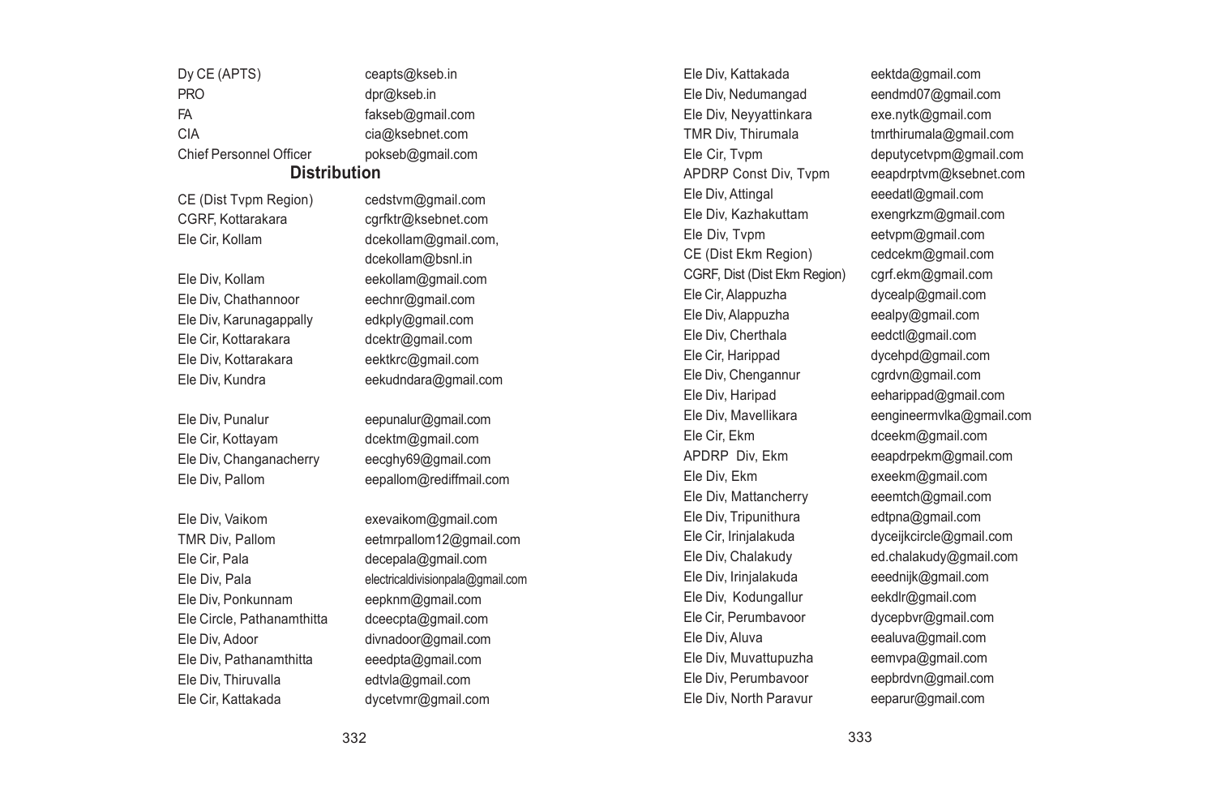| | |
|---|---|
| Dy CE (APTS) | ceapts@kseb.in |
| PRO | dpr@kseb.in |
| FA | fakseb@gmail.com |
| CIA | cia@ksebnet.com |
| Chief Personnel Officer | pokseb@gmail.com |

## Distribution

| | |
|---|---|
| CE (Dist Tvpm Region) | cedstvm@gmail.com |
| CGRF, Kottarakara | cgrfktr@ksebnet.com |
| Ele Cir, Kollam | dcekollam@gmail.com, dcekollam@bsnl.in |
| Ele Div, Kollam | eekollam@gmail.com |
| Ele Div, Chathannoor | eechnr@gmail.com |
| Ele Div, Karunagappally | edkply@gmail.com |
| Ele Cir, Kottarakara | dcektr@gmail.com |
| Ele Div, Kottarakara | eektkrc@gmail.com |
| Ele Div, Kundra | eekudndara@gmail.com |
| Ele Div, Punalur | eepunalur@gmail.com |
| Ele Cir, Kottayam | dcektm@gmail.com |
| Ele Div, Changanacherry | eecghy69@gmail.com |
| Ele Div, Pallom | eepallom@rediffmail.com |
| Ele Div, Vaikom | exevaikom@gmail.com |
| TMR Div, Pallom | eetmrpallom12@gmail.com |
| Ele Cir, Pala | decepala@gmail.com |
| Ele Div, Pala | electricaldivisionpala@gmail.com |
| Ele Div, Ponkunnam | eepknm@gmail.com |
| Ele Circle, Pathanamthitta | dceecpta@gmail.com |
| Ele Div, Adoor | divnadoor@gmail.com |
| Ele Div, Pathanamthitta | eeedpta@gmail.com |
| Ele Div, Thiruvalla | edtvla@gmail.com |
| Ele Cir, Kattakada | dycetvmr@gmail.com |
| Ele Div, Kattakada | eektda@gmail.com |
| Ele Div, Nedumangad | eendmd07@gmail.com |
| Ele Div, Neyyattinkara | exe.nytk@gmail.com |
| TMR Div, Thirumala | tmrthirumala@gmail.com |
| Ele Cir, Tvpm | deputycetvpm@gmail.com |
| APDRP Const Div, Tvpm | eeapdrptvm@ksebnet.com |
| Ele Div, Attingal | eeedatl@gmail.com |
| Ele Div, Kazhakuttam | exengrkzm@gmail.com |
| Ele Div, Tvpm | eetvpm@gmail.com |
| CE (Dist Ekm Region) | cedcekm@gmail.com |
| CGRF, Dist (Dist Ekm Region) | cgrf.ekm@gmail.com |
| Ele Cir, Alappuzha | dycealp@gmail.com |
| Ele Div, Alappuzha | eealpy@gmail.com |
| Ele Div, Cherthala | eedctl@gmail.com |
| Ele Cir, Harippad | dycehpd@gmail.com |
| Ele Div, Chengannur | cgrdvn@gmail.com |
| Ele Div, Haripad | eeharippad@gmail.com |
| Ele Div, Mavellikara | eengineermvlka@gmail.com |
| Ele Cir, Ekm | dceekm@gmail.com |
| APDRP Div, Ekm | eeapdrpekm@gmail.com |
| Ele Div, Ekm | exeekm@gmail.com |
| Ele Div, Mattancherry | eeemtch@gmail.com |
| Ele Div, Tripunithura | edtpna@gmail.com |
| Ele Cir, Irinjalakuda | dyceijkcircle@gmail.com |
| Ele Div, Chalakudy | ed.chalakudy@gmail.com |
| Ele Div, Irinjalakuda | eeednijk@gmail.com |
| Ele Div, Kodungallur | eekdlr@gmail.com |
| Ele Cir, Perumbavoor | dycepbvr@gmail.com |
| Ele Div, Aluva | eealuva@gmail.com |
| Ele Div, Muvattupuzha | eemvpa@gmail.com |
| Ele Div, Perumbavoor | eepbrdvn@gmail.com |
| Ele Div, North Paravur | eeparur@gmail.com |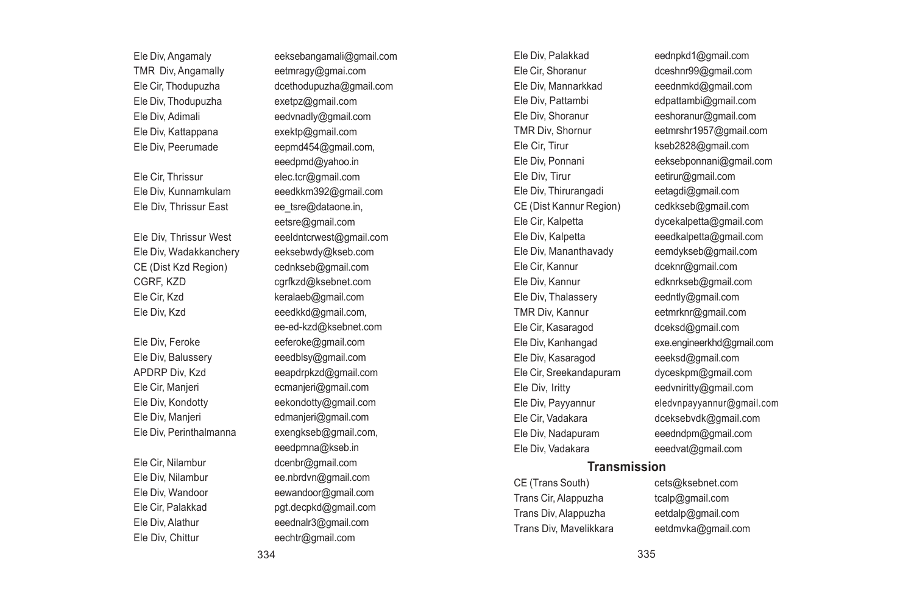| | |
|---|---|
| Ele Div, Angamaly | eeksebangamali@gmail.com |
| TMR Div, Angamally | eetmragy@gmai.com |
| Ele Cir, Thodupuzha | dcethodupuzha@gmail.com |
| Ele Div, Thodupuzha | exetpz@gmail.com |
| Ele Div, Adimali | eedvnadly@gmail.com |
| Ele Div, Kattappana | exektp@gmail.com |
| Ele Div, Peerumade | eepmd454@gmail.com, eeedpmd@yahoo.in |
| Ele Cir, Thrissur | elec.tcr@gmail.com |
| Ele Div, Kunnamkulam | eeedkkm392@gmail.com |
| Ele Div, Thrissur East | ee_tsre@dataone.in, eetsre@gmail.com |
| Ele Div, Thrissur West | eeeldntcrwest@gmail.com |
| Ele Div, Wadakkanchery | eeksebwdy@kseb.com |
| CE (Dist Kzd Region) | cednkseb@gmail.com |
| CGRF, KZD | cgrfkzd@ksebnet.com |
| Ele Cir, Kzd | keralaeb@gmail.com |
| Ele Div, Kzd | eeedkkd@gmail.com, ee-ed-kzd@ksebnet.com |
| Ele Div, Feroke | eeferoke@gmail.com |
| Ele Div, Balussery | eeedblsy@gmail.com |
| APDRP Div, Kzd | eeapdrpkzd@gmail.com |
| Ele Cir, Manjeri | ecmanjeri@gmail.com |
| Ele Div, Kondotty | eekondotty@gmail.com |
| Ele Div, Manjeri | edmanjeri@gmail.com |
| Ele Div, Perinthalmanna | exengkseb@gmail.com, eeedpmna@kseb.in |
| Ele Cir, Nilambur | dcenbr@gmail.com |
| Ele Div, Nilambur | ee.nbrdvn@gmail.com |
| Ele Div, Wandoor | eewandoor@gmail.com |
| Ele Cir, Palakkad | pgt.decpkd@gmail.com |
| Ele Div, Alathur | eeednalr3@gmail.com |
| Ele Div, Chittur | eechtr@gmail.com |
| Ele Div, Palakkad | eednpkd1@gmail.com |
| Ele Cir, Shoranur | dceshnr99@gmail.com |
| Ele Div, Mannarkkad | eeednmkd@gmail.com |
| Ele Div, Pattambi | edpattambi@gmail.com |
| Ele Div, Shoranur | eeshoranur@gmail.com |
| TMR Div, Shornur | eetmrshr1957@gmail.com |
| Ele Cir, Tirur | kseb2828@gmail.com |
| Ele Div, Ponnani | eeksebponnani@gmail.com |
| Ele Div, Tirur | eetirur@gmail.com |
| Ele Div, Thirurangadi | eetagdi@gmail.com |
| CE (Dist Kannur Region) | cedkkseb@gmail.com |
| Ele Cir, Kalpetta | dycekalpetta@gmail.com |
| Ele Div, Kalpetta | eeedkalpetta@gmail.com |
| Ele Div, Mananthavady | eemdykseb@gmail.com |
| Ele Cir, Kannur | dceknr@gmail.com |
| Ele Div, Kannur | edknrkseb@gmail.com |
| Ele Div, Thalassery | eedntly@gmail.com |
| TMR Div, Kannur | eetmrknr@gmail.com |
| Ele Cir, Kasaragod | dceksd@gmail.com |
| Ele Div, Kanhangad | exe.engineerkhd@gmail.com |
| Ele Div, Kasaragod | eeeksd@gmail.com |
| Ele Cir, Sreekandapuram | dyceskpm@gmail.com |
| Ele Div, Iritty | eedvniritty@gmail.com |
| Ele Div, Payyannur | eledvnpayyannur@gmail.com |
| Ele Cir, Vadakara | dceksebvdk@gmail.com |
| Ele Div, Nadapuram | eeedndpm@gmail.com |
| Ele Div, Vadakara | eeedvat@gmail.com |

## Transmission

| | |
|---|---|
| CE (Trans South) | cets@ksebnet.com |
| Trans Cir, Alappuzha | tcalp@gmail.com |
| Trans Div, Alappuzha | eetdalp@gmail.com |
| Trans Div, Mavelikkara | eetdmvka@gmail.com |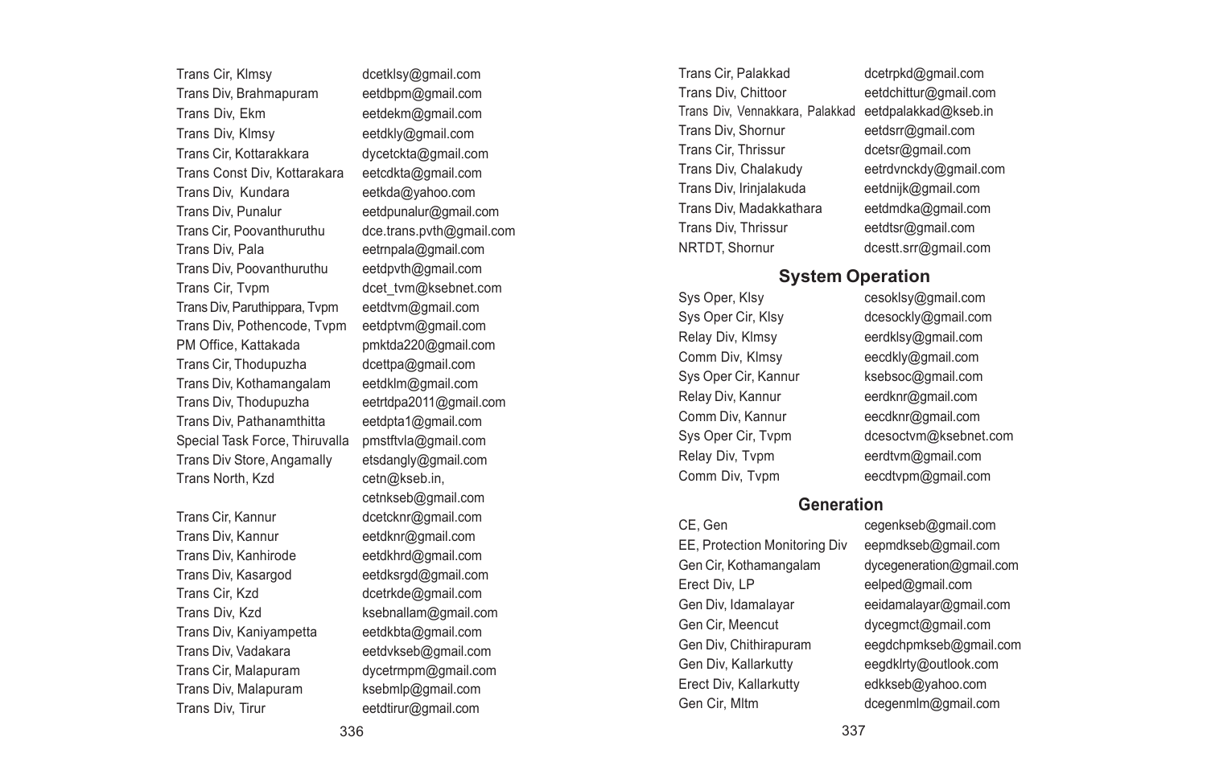| | |
|---|---|
| Trans Cir, Klmsy | dcetklsy@gmail.com |
| Trans Div, Brahmapuram | eetdbpm@gmail.com |
| Trans Div, Ekm | eetdekm@gmail.com |
| Trans Div, Klmsy | eetdkly@gmail.com |
| Trans Cir, Kottarakkara | dycetckta@gmail.com |
| Trans Const Div, Kottarakara | eetcdkta@gmail.com |
| Trans Div, Kundara | eetkda@yahoo.com |
| Trans Div, Punalur | eetdpunalur@gmail.com |
| Trans Cir, Poovanthuruthu | dce.trans.pvth@gmail.com |
| Trans Div, Pala | eetrnpala@gmail.com |
| Trans Div, Poovanthuruthu | eetdpvth@gmail.com |
| Trans Cir, Tvpm | dcet_tvm@ksebnet.com |
| Trans Div, Paruthippara, Tvpm | eetdtvm@gmail.com |
| Trans Div, Pothencode, Tvpm | eetdptvm@gmail.com |
| PM Office, Kattakada | pmktda220@gmail.com |
| Trans Cir, Thodupuzha | dcettpa@gmail.com |
| Trans Div, Kothamangalam | eetdklm@gmail.com |
| Trans Div, Thodupuzha | eetrtdpa2011@gmail.com |
| Trans Div, Pathanamthitta | eetdpta1@gmail.com |
| Special Task Force, Thiruvalla | pmstftvla@gmail.com |
| Trans Div Store, Angamally | etsdangly@gmail.com |
| Trans North, Kzd | cetn@kseb.in, cetnkseb@gmail.com |
| Trans Cir, Kannur | dcetcknr@gmail.com |
| Trans Div, Kannur | eetdknr@gmail.com |
| Trans Div, Kanhirode | eetdkhrd@gmail.com |
| Trans Div, Kasargod | eetdksrgd@gmail.com |
| Trans Cir, Kzd | dcetrkde@gmail.com |
| Trans Div, Kzd | ksebnallam@gmail.com |
| Trans Div, Kaniyampetta | eetdkbta@gmail.com |
| Trans Div, Vadakara | eetdvkseb@gmail.com |
| Trans Cir, Malapuram | dycetrmpm@gmail.com |
| Trans Div, Malapuram | ksebmlp@gmail.com |
| Trans Div, Tirur | eetdtirur@gmail.com |
| Trans Cir, Palakkad | dcetrpkd@gmail.com |
| Trans Div, Chittoor | eetdchittur@gmail.com |
| Trans Div, Vennakkara, Palakkad | eetdpalakkad@kseb.in |
| Trans Div, Shornur | eetdsrr@gmail.com |
| Trans Cir, Thrissur | dcetsr@gmail.com |
| Trans Div, Chalakudy | eetrdvnckdy@gmail.com |
| Trans Div, Irinjalakuda | eetdnijk@gmail.com |
| Trans Div, Madakkathara | eetdmdka@gmail.com |
| Trans Div, Thrissur | eetdtsr@gmail.com |
| NRTDT, Shornur | dcestt.srr@gmail.com |

## System Operation

| | |
|---|---|
| Sys Oper, Klsy | cesoklsy@gmail.com |
| Sys Oper Cir, Klsy | dcesockly@gmail.com |
| Relay Div, Klmsy | eerdklsy@gmail.com |
| Comm Div, Klmsy | eecdkly@gmail.com |
| Sys Oper Cir, Kannur | ksebsoc@gmail.com |
| Relay Div, Kannur | eerdknr@gmail.com |
| Comm Div, Kannur | eecdknr@gmail.com |
| Sys Oper Cir, Tvpm | dcesoctvm@ksebnet.com |
| Relay Div, Tvpm | eerdtvm@gmail.com |
| Comm Div, Tvpm | eecdtvpm@gmail.com |

## Generation

| | |
|---|---|
| CE, Gen | cegenkseb@gmail.com |
| EE, Protection Monitoring Div | eepmdkseb@gmail.com |
| Gen Cir, Kothamangalam | dycegeneration@gmail.com |
| Erect Div, LP | eelped@gmail.com |
| Gen Div, Idamalayar | eeidamalayar@gmail.com |
| Gen Cir, Meencut | dycegmct@gmail.com |
| Gen Div, Chithirapuram | eegdchpmkseb@gmail.com |
| Gen Div, Kallarkutty | eegdklrty@outlook.com |
| Erect Div, Kallarkutty | edkkseb@yahoo.com |
| Gen Cir, Mltm | dcegenmlm@gmail.com |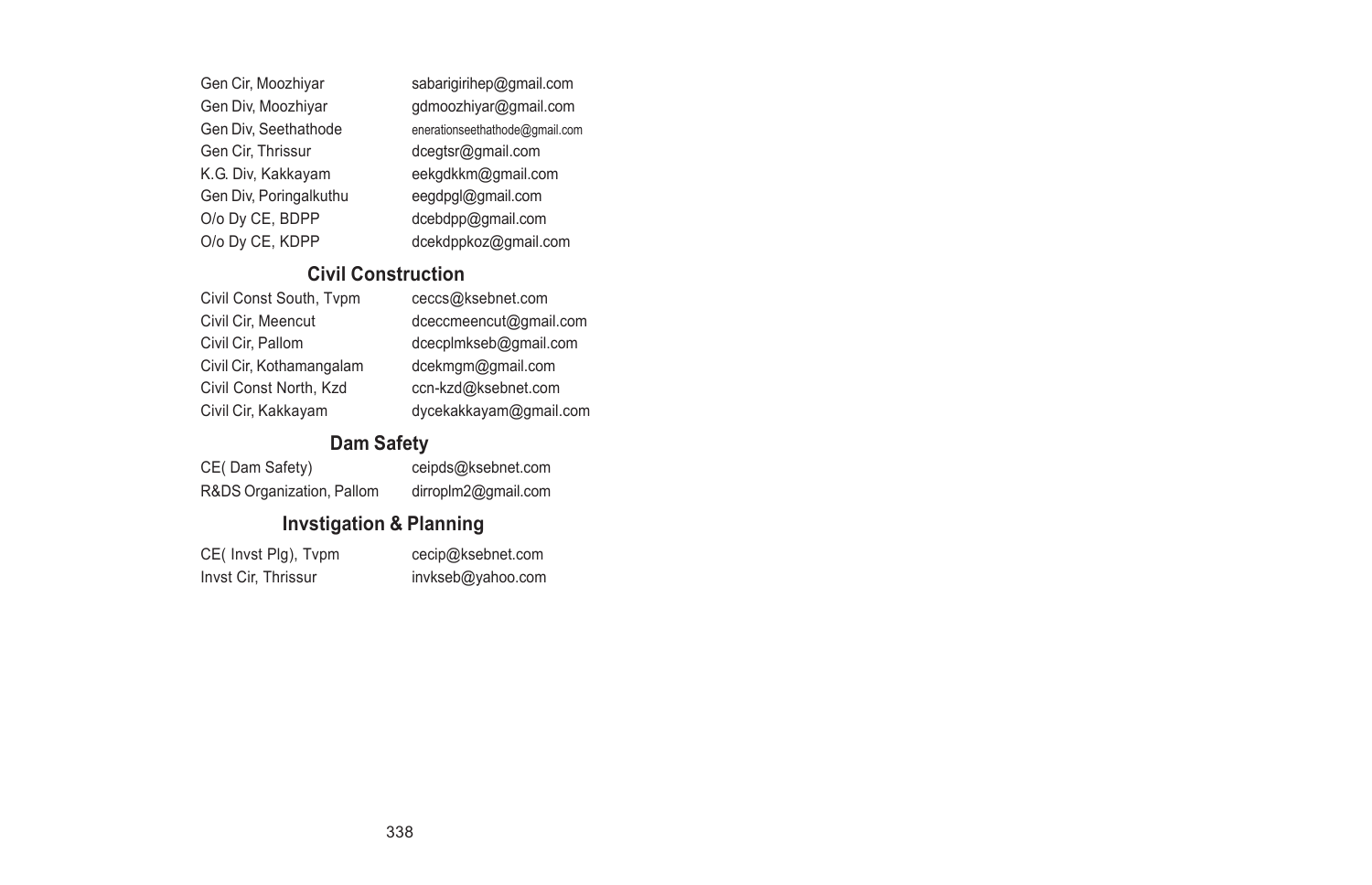| | |
|---|---|
| Gen Cir, Moozhiyar | sabarigirihep@gmail.com |
| Gen Div, Moozhiyar | gdmoozhiyar@gmail.com |
| Gen Div, Seethathode | enerationseethathode@gmail.com |
| Gen Cir, Thrissur | dcegtsr@gmail.com |
| K.G. Div, Kakkayam | eekgdkkm@gmail.com |
| Gen Div, Poringalkuthu | eegdpgl@gmail.com |
| O/o Dy CE, BDPP | dcebdpp@gmail.com |
| O/o Dy CE, KDPP | dcekdppkoz@gmail.com |

## Civil Construction

| | |
|---|---|
| Civil Const South, Tvpm | ceccs@ksebnet.com |
| Civil Cir, Meencut | dceccmeencut@gmail.com |
| Civil Cir, Pallom | dcecplmkseb@gmail.com |
| Civil Cir, Kothamangalam | dcekmgm@gmail.com |
| Civil Const North, Kzd | ccn-kzd@ksebnet.com |
| Civil Cir, Kakkayam | dycekakkayam@gmail.com |

## Dam Safety

| | |
|---|---|
| CE( Dam Safety) | ceipds@ksebnet.com |
| R&DS Organization, Pallom | dirroplm2@gmail.com |

## Invstigation & Planning

| | |
|---|---|
| CE( Invst Plg), Tvpm | cecip@ksebnet.com |
| Invst Cir, Thrissur | invkseb@yahoo.com |